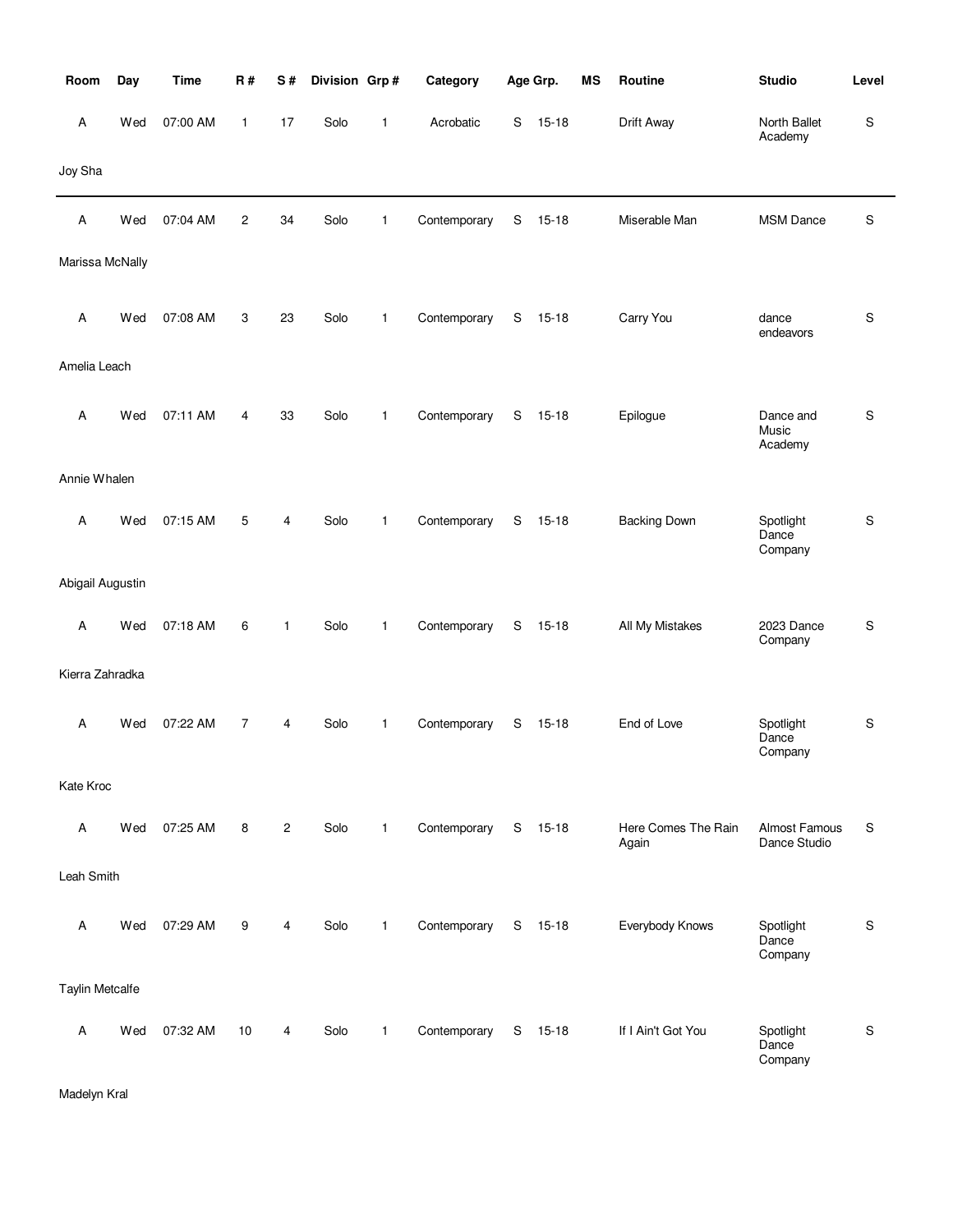| Room | Day | Time | R # | S # | Division | Grp # | Category | Age Grp. | | MS | Routine | Studio | Level |
|---|---|---|---|---|---|---|---|---|---|---|---|---|---|
| A | Wed | 07:00 AM | 1 | 17 | Solo | 1 | Acrobatic | S | 15-18 | | Drift Away | North Ballet Academy | S |
| Joy Sha | | | | | | | | | | | | | |
| A | Wed | 07:04 AM | 2 | 34 | Solo | 1 | Contemporary | S | 15-18 | | Miserable Man | MSM Dance | S |
| Marissa McNally | | | | | | | | | | | | | |
| A | Wed | 07:08 AM | 3 | 23 | Solo | 1 | Contemporary | S | 15-18 | | Carry You | dance endeavors | S |
| Amelia Leach | | | | | | | | | | | | | |
| A | Wed | 07:11 AM | 4 | 33 | Solo | 1 | Contemporary | S | 15-18 | | Epilogue | Dance and Music Academy | S |
| Annie Whalen | | | | | | | | | | | | | |
| A | Wed | 07:15 AM | 5 | 4 | Solo | 1 | Contemporary | S | 15-18 | | Backing Down | Spotlight Dance Company | S |
| Abigail Augustin | | | | | | | | | | | | | |
| A | Wed | 07:18 AM | 6 | 1 | Solo | 1 | Contemporary | S | 15-18 | | All My Mistakes | 2023 Dance Company | S |
| Kierra Zahradka | | | | | | | | | | | | | |
| A | Wed | 07:22 AM | 7 | 4 | Solo | 1 | Contemporary | S | 15-18 | | End of Love | Spotlight Dance Company | S |
| Kate Kroc | | | | | | | | | | | | | |
| A | Wed | 07:25 AM | 8 | 2 | Solo | 1 | Contemporary | S | 15-18 | | Here Comes The Rain Again | Almost Famous Dance Studio | S |
| Leah Smith | | | | | | | | | | | | | |
| A | Wed | 07:29 AM | 9 | 4 | Solo | 1 | Contemporary | S | 15-18 | | Everybody Knows | Spotlight Dance Company | S |
| Taylin Metcalfe | | | | | | | | | | | | | |
| A | Wed | 07:32 AM | 10 | 4 | Solo | 1 | Contemporary | S | 15-18 | | If I Ain't Got You | Spotlight Dance Company | S |
| Madelyn Kral | | | | | | | | | | | | | |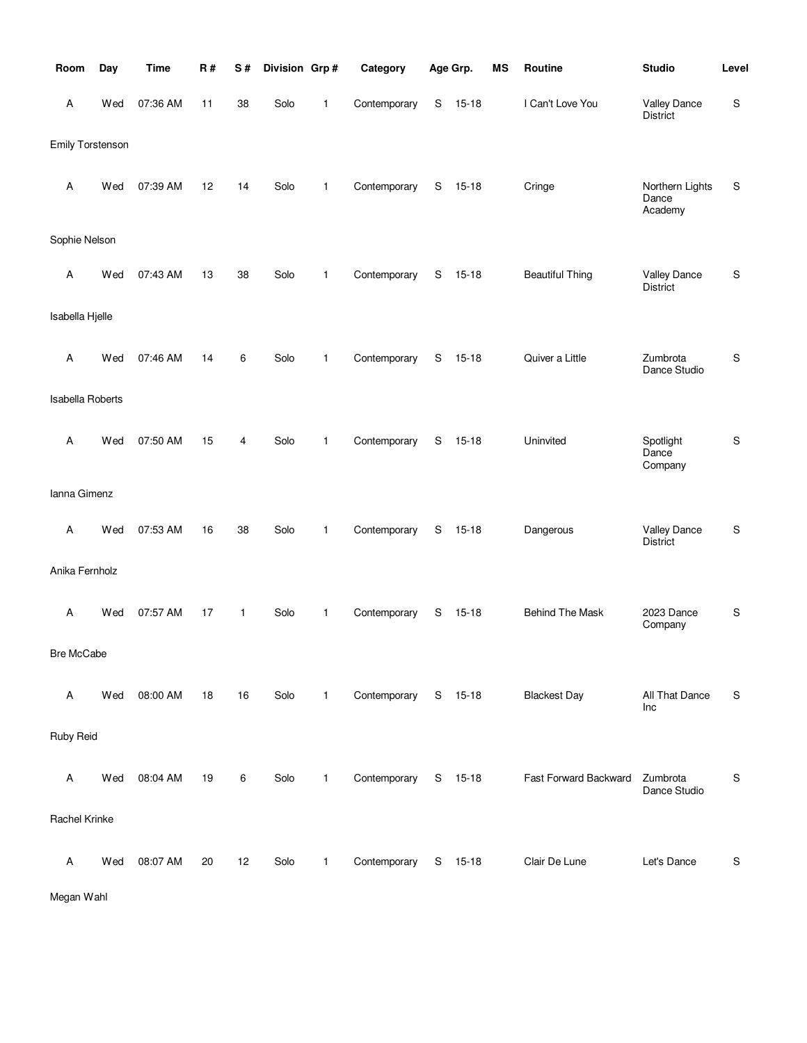| Room | Day | Time | R # | S # | Division | Grp # | Category | Age Grp. | | MS | Routine | Studio | Level |
|---|---|---|---|---|---|---|---|---|---|---|---|---|---|
| A | Wed | 07:36 AM | 11 | 38 | Solo | 1 | Contemporary | S | 15-18 | | I Can't Love You | Valley Dance District | S |
| Emily Torstenson | | | | | | | | | | | | | |
| A | Wed | 07:39 AM | 12 | 14 | Solo | 1 | Contemporary | S | 15-18 | | Cringe | Northern Lights Dance Academy | S |
| Sophie Nelson | | | | | | | | | | | | | |
| A | Wed | 07:43 AM | 13 | 38 | Solo | 1 | Contemporary | S | 15-18 | | Beautiful Thing | Valley Dance District | S |
| Isabella Hjelle | | | | | | | | | | | | | |
| A | Wed | 07:46 AM | 14 | 6 | Solo | 1 | Contemporary | S | 15-18 | | Quiver a Little | Zumbrota Dance Studio | S |
| Isabella Roberts | | | | | | | | | | | | | |
| A | Wed | 07:50 AM | 15 | 4 | Solo | 1 | Contemporary | S | 15-18 | | Uninvited | Spotlight Dance Company | S |
| Ianna Gimenz | | | | | | | | | | | | | |
| A | Wed | 07:53 AM | 16 | 38 | Solo | 1 | Contemporary | S | 15-18 | | Dangerous | Valley Dance District | S |
| Anika Fernholz | | | | | | | | | | | | | |
| A | Wed | 07:57 AM | 17 | 1 | Solo | 1 | Contemporary | S | 15-18 | | Behind The Mask | 2023 Dance Company | S |
| Bre McCabe | | | | | | | | | | | | | |
| A | Wed | 08:00 AM | 18 | 16 | Solo | 1 | Contemporary | S | 15-18 | | Blackest Day | All That Dance Inc | S |
| Ruby Reid | | | | | | | | | | | | | |
| A | Wed | 08:04 AM | 19 | 6 | Solo | 1 | Contemporary | S | 15-18 | | Fast Forward Backward | Zumbrota Dance Studio | S |
| Rachel Krinke | | | | | | | | | | | | | |
| A | Wed | 08:07 AM | 20 | 12 | Solo | 1 | Contemporary | S | 15-18 | | Clair De Lune | Let's Dance | S |
| Megan Wahl | | | | | | | | | | | | | |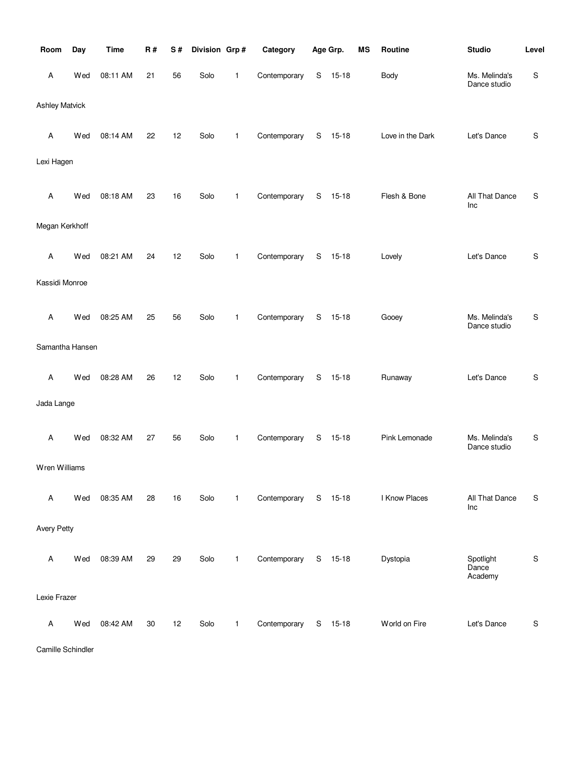| Room | Day | Time | R # | S # | Division | Grp # | Category | Age Grp. | | MS | Routine | Studio | Level |
|---|---|---|---|---|---|---|---|---|---|---|---|---|---|
| A | Wed | 08:11 AM | 21 | 56 | Solo | 1 | Contemporary | S | 15-18 | | Body | Ms. Melinda's Dance studio | S |
| Ashley Matvick | | | | | | | | | | | | | |
| A | Wed | 08:14 AM | 22 | 12 | Solo | 1 | Contemporary | S | 15-18 | | Love in the Dark | Let's Dance | S |
| Lexi Hagen | | | | | | | | | | | | | |
| A | Wed | 08:18 AM | 23 | 16 | Solo | 1 | Contemporary | S | 15-18 | | Flesh & Bone | All That Dance Inc | S |
| Megan Kerkhoff | | | | | | | | | | | | | |
| A | Wed | 08:21 AM | 24 | 12 | Solo | 1 | Contemporary | S | 15-18 | | Lovely | Let's Dance | S |
| Kassidi Monroe | | | | | | | | | | | | | |
| A | Wed | 08:25 AM | 25 | 56 | Solo | 1 | Contemporary | S | 15-18 | | Gooey | Ms. Melinda's Dance studio | S |
| Samantha Hansen | | | | | | | | | | | | | |
| A | Wed | 08:28 AM | 26 | 12 | Solo | 1 | Contemporary | S | 15-18 | | Runaway | Let's Dance | S |
| Jada Lange | | | | | | | | | | | | | |
| A | Wed | 08:32 AM | 27 | 56 | Solo | 1 | Contemporary | S | 15-18 | | Pink Lemonade | Ms. Melinda's Dance studio | S |
| Wren Williams | | | | | | | | | | | | | |
| A | Wed | 08:35 AM | 28 | 16 | Solo | 1 | Contemporary | S | 15-18 | | I Know Places | All That Dance Inc | S |
| Avery Petty | | | | | | | | | | | | | |
| A | Wed | 08:39 AM | 29 | 29 | Solo | 1 | Contemporary | S | 15-18 | | Dystopia | Spotlight Dance Academy | S |
| Lexie Frazer | | | | | | | | | | | | | |
| A | Wed | 08:42 AM | 30 | 12 | Solo | 1 | Contemporary | S | 15-18 | | World on Fire | Let's Dance | S |
| Camille Schindler | | | | | | | | | | | | | |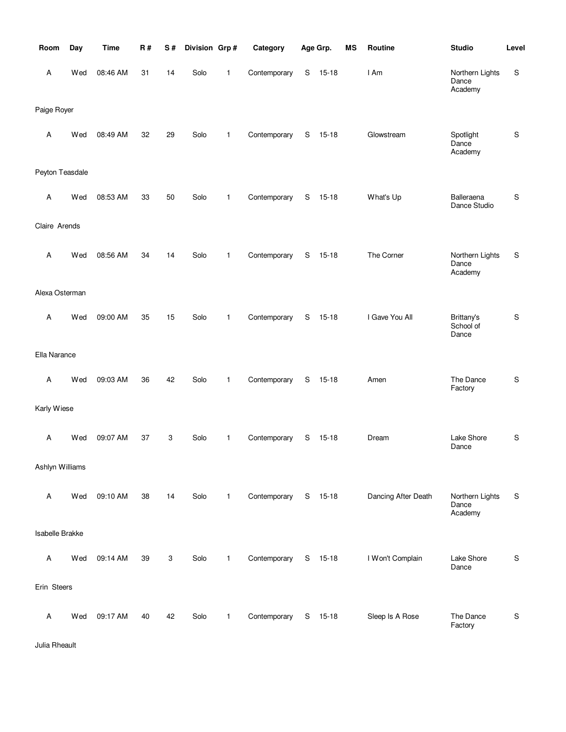| Room | Day | Time | R # | S # | Division | Grp # | Category | Age Grp. | | MS | Routine | Studio | Level |
|---|---|---|---|---|---|---|---|---|---|---|---|---|---|
| A | Wed | 08:46 AM | 31 | 14 | Solo | 1 | Contemporary | S | 15-18 | | I Am | Northern Lights Dance Academy | S |
| Paige Royer | | | | | | | | | | | | | |
| A | Wed | 08:49 AM | 32 | 29 | Solo | 1 | Contemporary | S | 15-18 | | Glowstream | Spotlight Dance Academy | S |
| Peyton Teasdale | | | | | | | | | | | | | |
| A | Wed | 08:53 AM | 33 | 50 | Solo | 1 | Contemporary | S | 15-18 | | What's Up | Balleraena Dance Studio | S |
| Claire Arends | | | | | | | | | | | | | |
| A | Wed | 08:56 AM | 34 | 14 | Solo | 1 | Contemporary | S | 15-18 | | The Corner | Northern Lights Dance Academy | S |
| Alexa Osterman | | | | | | | | | | | | | |
| A | Wed | 09:00 AM | 35 | 15 | Solo | 1 | Contemporary | S | 15-18 | | I Gave You All | Brittany's School of Dance | S |
| Ella Narance | | | | | | | | | | | | | |
| A | Wed | 09:03 AM | 36 | 42 | Solo | 1 | Contemporary | S | 15-18 | | Amen | The Dance Factory | S |
| Karly Wiese | | | | | | | | | | | | | |
| A | Wed | 09:07 AM | 37 | 3 | Solo | 1 | Contemporary | S | 15-18 | | Dream | Lake Shore Dance | S |
| Ashlyn Williams | | | | | | | | | | | | | |
| A | Wed | 09:10 AM | 38 | 14 | Solo | 1 | Contemporary | S | 15-18 | | Dancing After Death | Northern Lights Dance Academy | S |
| Isabelle Brakke | | | | | | | | | | | | | |
| A | Wed | 09:14 AM | 39 | 3 | Solo | 1 | Contemporary | S | 15-18 | | I Won't Complain | Lake Shore Dance | S |
| Erin Steers | | | | | | | | | | | | | |
| A | Wed | 09:17 AM | 40 | 42 | Solo | 1 | Contemporary | S | 15-18 | | Sleep Is A Rose | The Dance Factory | S |
| Julia Rheault | | | | | | | | | | | | | |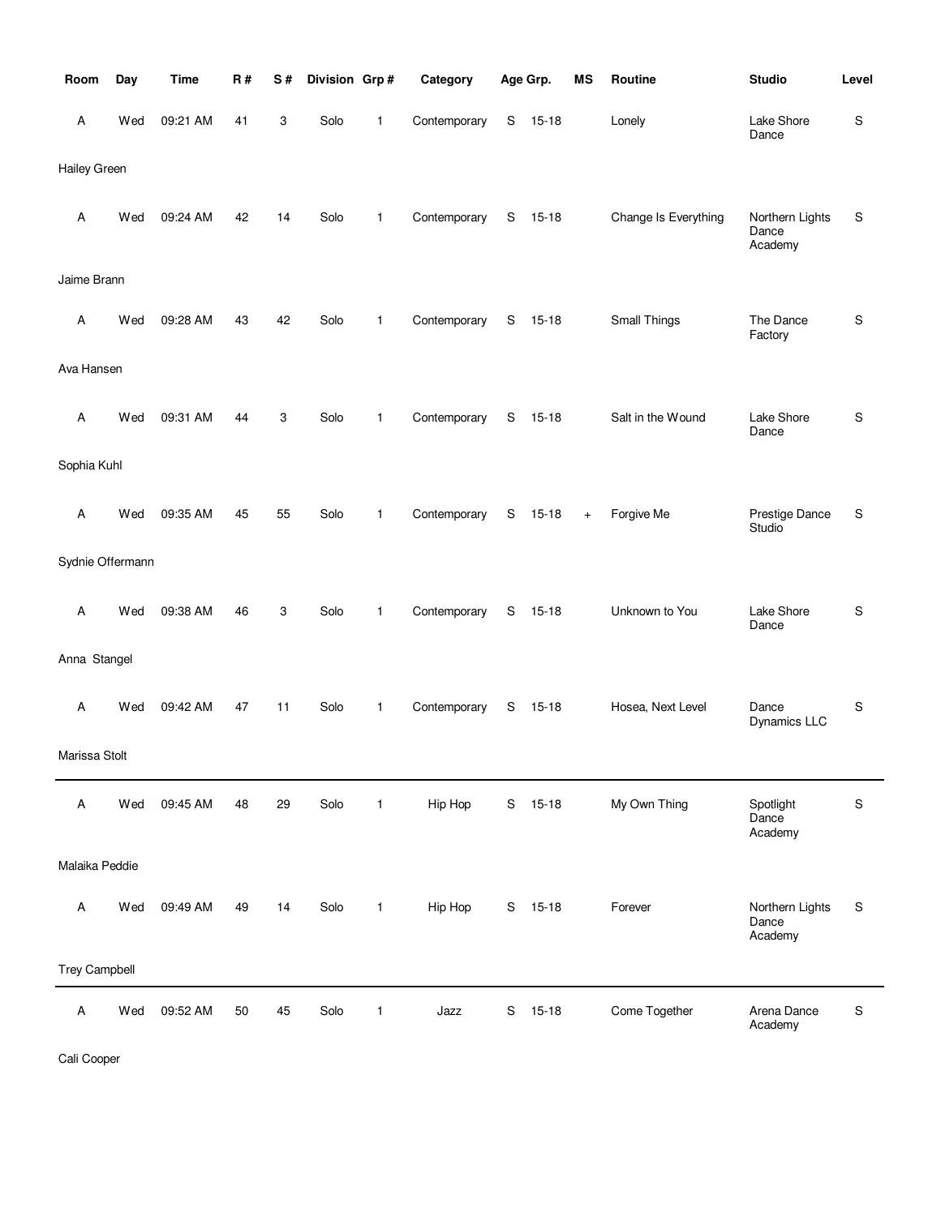| Room | Day | Time | R # | S # | Division | Grp # | Category | Age Grp. | | MS | Routine | Studio | Level |
|---|---|---|---|---|---|---|---|---|---|---|---|---|---|
| A | Wed | 09:21 AM | 41 | 3 | Solo | 1 | Contemporary | S | 15-18 | | Lonely | Lake Shore Dance | S |
| Hailey Green | | | | | | | | | | | | | |
| A | Wed | 09:24 AM | 42 | 14 | Solo | 1 | Contemporary | S | 15-18 | | Change Is Everything | Northern Lights Dance Academy | S |
| Jaime Brann | | | | | | | | | | | | | |
| A | Wed | 09:28 AM | 43 | 42 | Solo | 1 | Contemporary | S | 15-18 | | Small Things | The Dance Factory | S |
| Ava Hansen | | | | | | | | | | | | | |
| A | Wed | 09:31 AM | 44 | 3 | Solo | 1 | Contemporary | S | 15-18 | | Salt in the Wound | Lake Shore Dance | S |
| Sophia Kuhl | | | | | | | | | | | | | |
| A | Wed | 09:35 AM | 45 | 55 | Solo | 1 | Contemporary | S | 15-18 | + | Forgive Me | Prestige Dance Studio | S |
| Sydnie Offermann | | | | | | | | | | | | | |
| A | Wed | 09:38 AM | 46 | 3 | Solo | 1 | Contemporary | S | 15-18 | | Unknown to You | Lake Shore Dance | S |
| Anna Stangel | | | | | | | | | | | | | |
| A | Wed | 09:42 AM | 47 | 11 | Solo | 1 | Contemporary | S | 15-18 | | Hosea, Next Level | Dance Dynamics LLC | S |
| Marissa Stolt | | | | | | | | | | | | | |
| A | Wed | 09:45 AM | 48 | 29 | Solo | 1 | Hip Hop | S | 15-18 | | My Own Thing | Spotlight Dance Academy | S |
| Malaika Peddie | | | | | | | | | | | | | |
| A | Wed | 09:49 AM | 49 | 14 | Solo | 1 | Hip Hop | S | 15-18 | | Forever | Northern Lights Dance Academy | S |
| Trey Campbell | | | | | | | | | | | | | |
| A | Wed | 09:52 AM | 50 | 45 | Solo | 1 | Jazz | S | 15-18 | | Come Together | Arena Dance Academy | S |
| Cali Cooper | | | | | | | | | | | | | |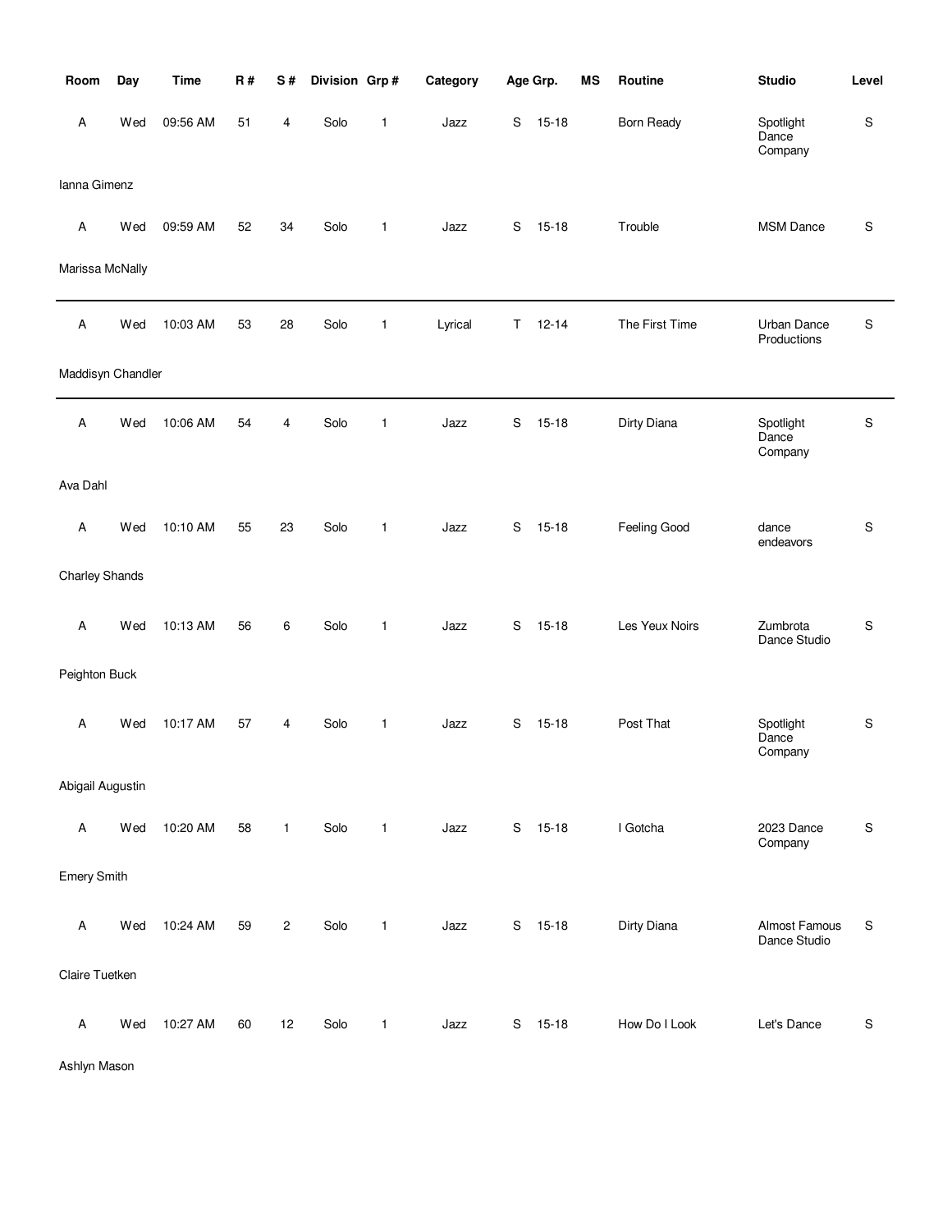| Room | Day | Time | R # | S # | Division | Grp # | Category | Age Grp. | | MS | Routine | Studio | Level |
|---|---|---|---|---|---|---|---|---|---|---|---|---|---|
| A | Wed | 09:56 AM | 51 | 4 | Solo | 1 | Jazz | S | 15-18 | | Born Ready | Spotlight Dance Company | S |
| Ianna Gimenz | | | | | | | | | | | | | |
| A | Wed | 09:59 AM | 52 | 34 | Solo | 1 | Jazz | S | 15-18 | | Trouble | MSM Dance | S |
| Marissa McNally | | | | | | | | | | | | | |
| A | Wed | 10:03 AM | 53 | 28 | Solo | 1 | Lyrical | T | 12-14 | | The First Time | Urban Dance Productions | S |
| Maddisyn Chandler | | | | | | | | | | | | | |
| A | Wed | 10:06 AM | 54 | 4 | Solo | 1 | Jazz | S | 15-18 | | Dirty Diana | Spotlight Dance Company | S |
| Ava Dahl | | | | | | | | | | | | | |
| A | Wed | 10:10 AM | 55 | 23 | Solo | 1 | Jazz | S | 15-18 | | Feeling Good | dance endeavors | S |
| Charley Shands | | | | | | | | | | | | | |
| A | Wed | 10:13 AM | 56 | 6 | Solo | 1 | Jazz | S | 15-18 | | Les Yeux Noirs | Zumbrota Dance Studio | S |
| Peighton Buck | | | | | | | | | | | | | |
| A | Wed | 10:17 AM | 57 | 4 | Solo | 1 | Jazz | S | 15-18 | | Post That | Spotlight Dance Company | S |
| Abigail Augustin | | | | | | | | | | | | | |
| A | Wed | 10:20 AM | 58 | 1 | Solo | 1 | Jazz | S | 15-18 | | I Gotcha | 2023 Dance Company | S |
| Emery Smith | | | | | | | | | | | | | |
| A | Wed | 10:24 AM | 59 | 2 | Solo | 1 | Jazz | S | 15-18 | | Dirty Diana | Almost Famous Dance Studio | S |
| Claire Tuetken | | | | | | | | | | | | | |
| A | Wed | 10:27 AM | 60 | 12 | Solo | 1 | Jazz | S | 15-18 | | How Do I Look | Let's Dance | S |
| Ashlyn Mason | | | | | | | | | | | | | |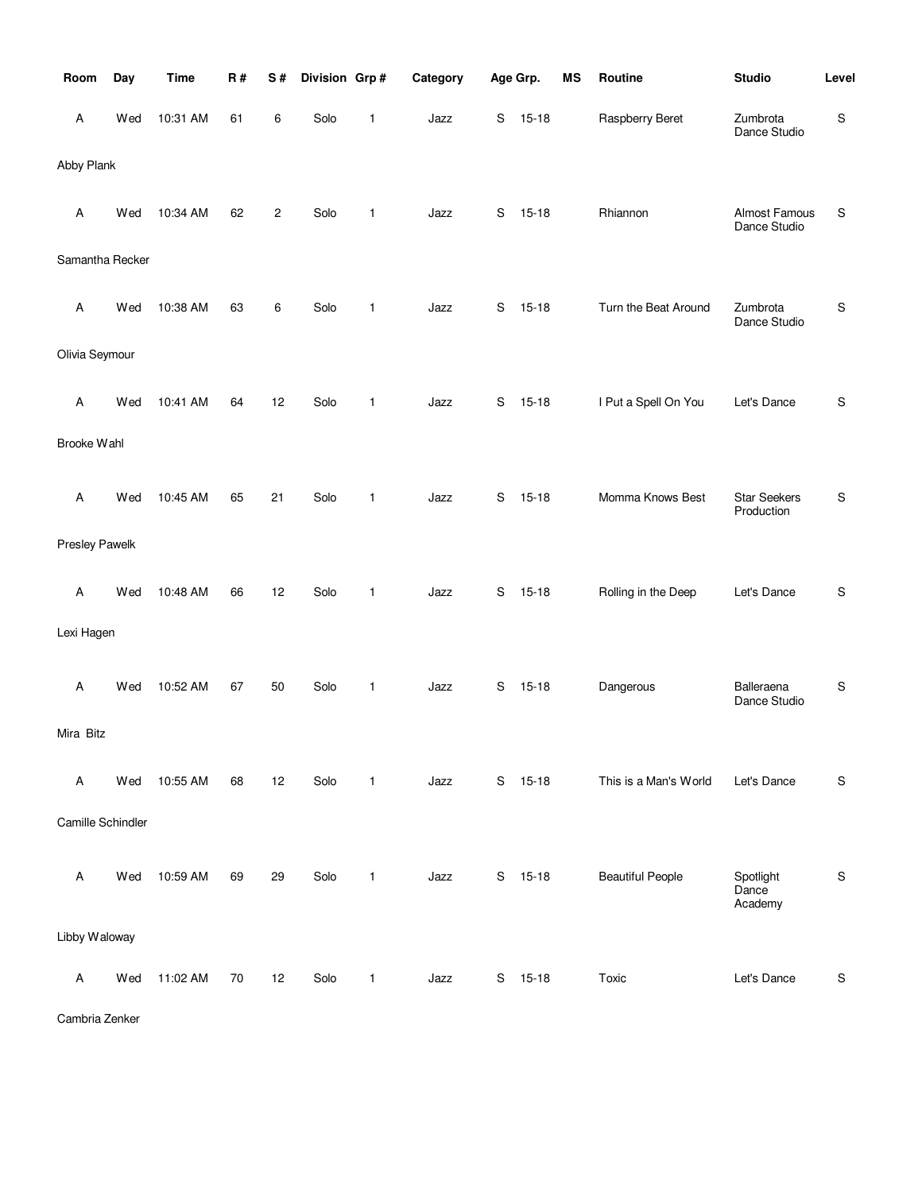| Room | Day | Time | R # | S # | Division | Grp # | Category | Age Grp. | | MS | Routine | Studio | Level |
|---|---|---|---|---|---|---|---|---|---|---|---|---|---|
| A | Wed | 10:31 AM | 61 | 6 | Solo | 1 | Jazz | S | 15-18 | | Raspberry Beret | Zumbrota Dance Studio | S |
| Abby Plank | | | | | | | | | | | | | |
| A | Wed | 10:34 AM | 62 | 2 | Solo | 1 | Jazz | S | 15-18 | | Rhiannon | Almost Famous Dance Studio | S |
| Samantha Recker | | | | | | | | | | | | | |
| A | Wed | 10:38 AM | 63 | 6 | Solo | 1 | Jazz | S | 15-18 | | Turn the Beat Around | Zumbrota Dance Studio | S |
| Olivia Seymour | | | | | | | | | | | | | |
| A | Wed | 10:41 AM | 64 | 12 | Solo | 1 | Jazz | S | 15-18 | | I Put a Spell On You | Let's Dance | S |
| Brooke Wahl | | | | | | | | | | | | | |
| A | Wed | 10:45 AM | 65 | 21 | Solo | 1 | Jazz | S | 15-18 | | Momma Knows Best | Star Seekers Production | S |
| Presley Pawelk | | | | | | | | | | | | | |
| A | Wed | 10:48 AM | 66 | 12 | Solo | 1 | Jazz | S | 15-18 | | Rolling in the Deep | Let's Dance | S |
| Lexi Hagen | | | | | | | | | | | | | |
| A | Wed | 10:52 AM | 67 | 50 | Solo | 1 | Jazz | S | 15-18 | | Dangerous | Balleraena Dance Studio | S |
| Mira Bitz | | | | | | | | | | | | | |
| A | Wed | 10:55 AM | 68 | 12 | Solo | 1 | Jazz | S | 15-18 | | This is a Man's World | Let's Dance | S |
| Camille Schindler | | | | | | | | | | | | | |
| A | Wed | 10:59 AM | 69 | 29 | Solo | 1 | Jazz | S | 15-18 | | Beautiful People | Spotlight Dance Academy | S |
| Libby Waloway | | | | | | | | | | | | | |
| A | Wed | 11:02 AM | 70 | 12 | Solo | 1 | Jazz | S | 15-18 | | Toxic | Let's Dance | S |
| Cambria Zenker | | | | | | | | | | | | | |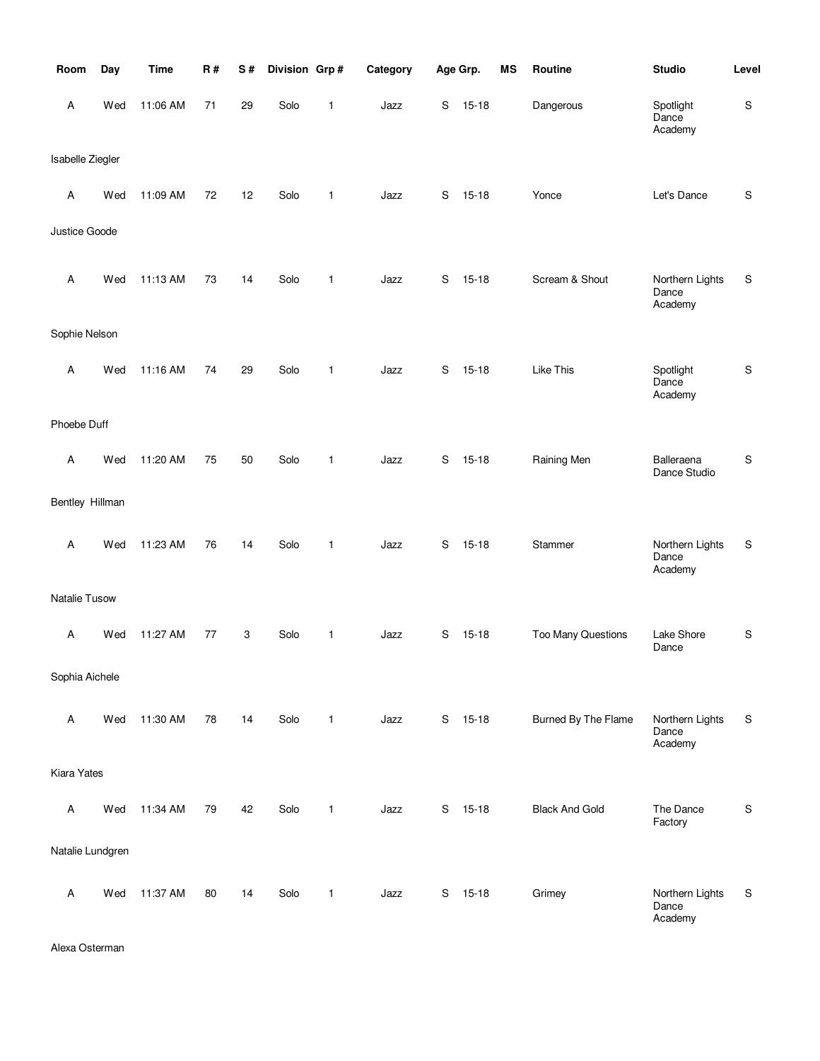| Room | Day | Time | R # | S # | Division | Grp # | Category | Age Grp. | | MS | Routine | Studio | Level |
|---|---|---|---|---|---|---|---|---|---|---|---|---|---|
| A | Wed | 11:06 AM | 71 | 29 | Solo | 1 | Jazz | S | 15-18 | | Dangerous | Spotlight Dance Academy | S |
| Isabelle Ziegler | | | | | | | | | | | | | |
| A | Wed | 11:09 AM | 72 | 12 | Solo | 1 | Jazz | S | 15-18 | | Yonce | Let's Dance | S |
| Justice Goode | | | | | | | | | | | | | |
| A | Wed | 11:13 AM | 73 | 14 | Solo | 1 | Jazz | S | 15-18 | | Scream & Shout | Northern Lights Dance Academy | S |
| Sophie Nelson | | | | | | | | | | | | | |
| A | Wed | 11:16 AM | 74 | 29 | Solo | 1 | Jazz | S | 15-18 | | Like This | Spotlight Dance Academy | S |
| Phoebe Duff | | | | | | | | | | | | | |
| A | Wed | 11:20 AM | 75 | 50 | Solo | 1 | Jazz | S | 15-18 | | Raining Men | Balleraena Dance Studio | S |
| Bentley Hillman | | | | | | | | | | | | | |
| A | Wed | 11:23 AM | 76 | 14 | Solo | 1 | Jazz | S | 15-18 | | Stammer | Northern Lights Dance Academy | S |
| Natalie Tusow | | | | | | | | | | | | | |
| A | Wed | 11:27 AM | 77 | 3 | Solo | 1 | Jazz | S | 15-18 | | Too Many Questions | Lake Shore Dance | S |
| Sophia Aichele | | | | | | | | | | | | | |
| A | Wed | 11:30 AM | 78 | 14 | Solo | 1 | Jazz | S | 15-18 | | Burned By The Flame | Northern Lights Dance Academy | S |
| Kiara Yates | | | | | | | | | | | | | |
| A | Wed | 11:34 AM | 79 | 42 | Solo | 1 | Jazz | S | 15-18 | | Black And Gold | The Dance Factory | S |
| Natalie Lundgren | | | | | | | | | | | | | |
| A | Wed | 11:37 AM | 80 | 14 | Solo | 1 | Jazz | S | 15-18 | | Grimey | Northern Lights Dance Academy | S |
| Alexa Osterman | | | | | | | | | | | | | |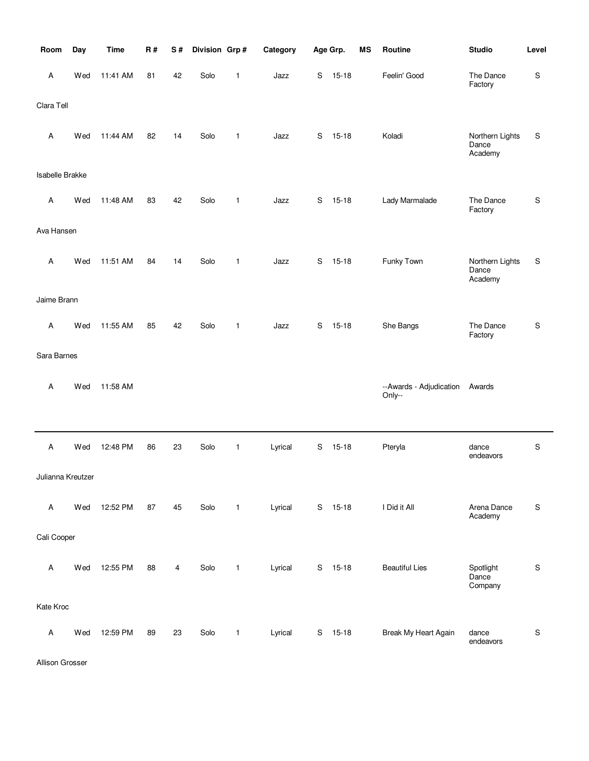| Room | Day | Time | R # | S # | Division | Grp # | Category | Age Grp. | | MS | Routine | Studio | Level |
|---|---|---|---|---|---|---|---|---|---|---|---|---|---|
| A | Wed | 11:41 AM | 81 | 42 | Solo | 1 | Jazz | S | 15-18 | | Feelin' Good | The Dance Factory | S |
| Clara Tell | | | | | | | | | | | | | |
| A | Wed | 11:44 AM | 82 | 14 | Solo | 1 | Jazz | S | 15-18 | | Koladi | Northern Lights Dance Academy | S |
| Isabelle Brakke | | | | | | | | | | | | | |
| A | Wed | 11:48 AM | 83 | 42 | Solo | 1 | Jazz | S | 15-18 | | Lady Marmalade | The Dance Factory | S |
| Ava Hansen | | | | | | | | | | | | | |
| A | Wed | 11:51 AM | 84 | 14 | Solo | 1 | Jazz | S | 15-18 | | Funky Town | Northern Lights Dance Academy | S |
| Jaime Brann | | | | | | | | | | | | | |
| A | Wed | 11:55 AM | 85 | 42 | Solo | 1 | Jazz | S | 15-18 | | She Bangs | The Dance Factory | S |
| Sara Barnes | | | | | | | | | | | | | |
| A | Wed | 11:58 AM | | | | | | | | | --Awards - Adjudication Only-- | Awards | |

---

| Room | Day | Time | R # | S # | Division | Grp # | Category | Age Grp. | | MS | Routine | Studio | Level |
|---|---|---|---|---|---|---|---|---|---|---|---|---|---|
| A | Wed | 12:48 PM | 86 | 23 | Solo | 1 | Lyrical | S | 15-18 | | Pteryla | dance endeavors | S |
| Julianna Kreutzer | | | | | | | | | | | | | |
| A | Wed | 12:52 PM | 87 | 45 | Solo | 1 | Lyrical | S | 15-18 | | I Did it All | Arena Dance Academy | S |
| Cali Cooper | | | | | | | | | | | | | |
| A | Wed | 12:55 PM | 88 | 4 | Solo | 1 | Lyrical | S | 15-18 | | Beautiful Lies | Spotlight Dance Company | S |
| Kate Kroc | | | | | | | | | | | | | |
| A | Wed | 12:59 PM | 89 | 23 | Solo | 1 | Lyrical | S | 15-18 | | Break My Heart Again | dance endeavors | S |
| Allison Grosser | | | | | | | | | | | | | |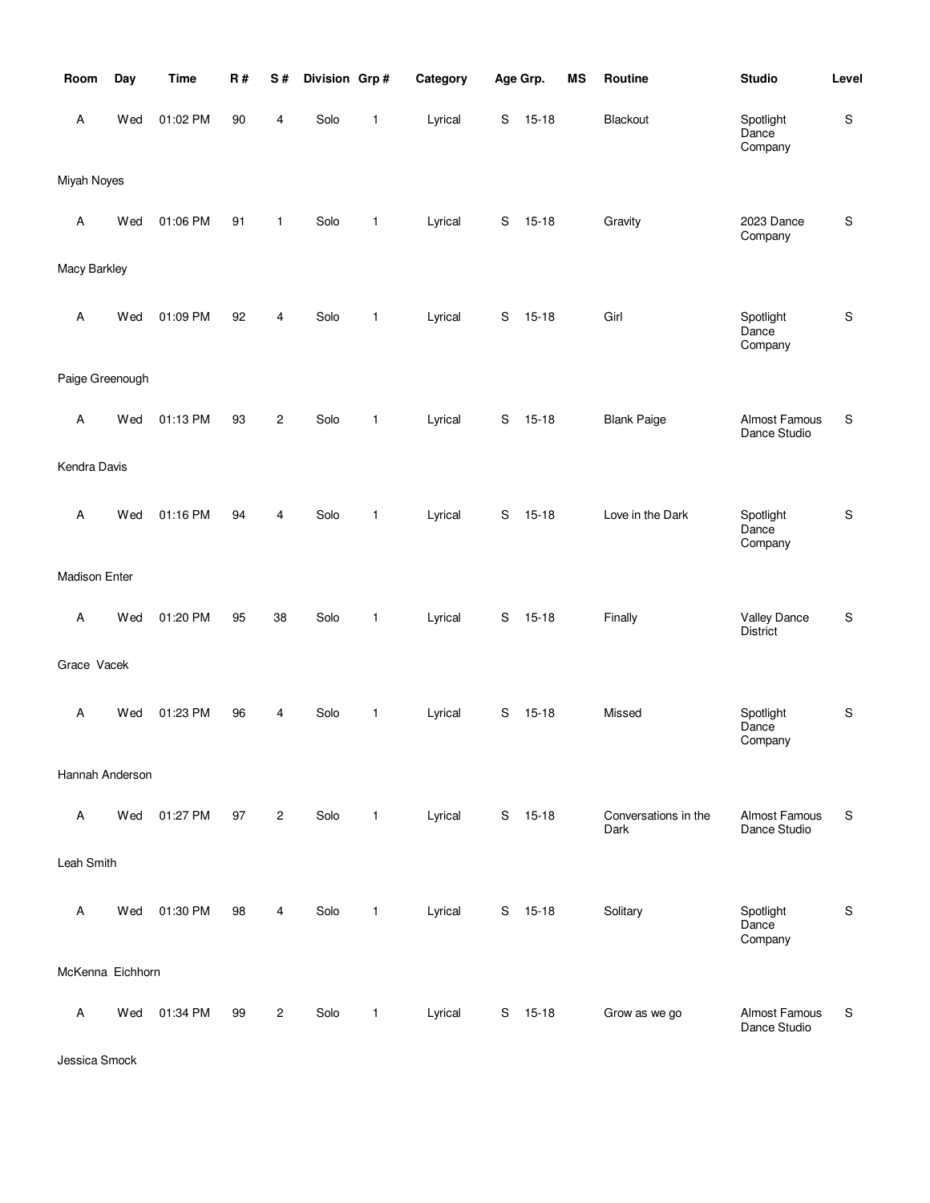| Room | Day | Time | R # | S # | Division | Grp # | Category | Age Grp. | | MS | Routine | Studio | Level |
|---|---|---|---|---|---|---|---|---|---|---|---|---|---|
| A | Wed | 01:02 PM | 90 | 4 | Solo | 1 | Lyrical | S | 15-18 | | Blackout | Spotlight Dance Company | S |
| Miyah Noyes | | | | | | | | | | | | | |
| A | Wed | 01:06 PM | 91 | 1 | Solo | 1 | Lyrical | S | 15-18 | | Gravity | 2023 Dance Company | S |
| Macy Barkley | | | | | | | | | | | | | |
| A | Wed | 01:09 PM | 92 | 4 | Solo | 1 | Lyrical | S | 15-18 | | Girl | Spotlight Dance Company | S |
| Paige Greenough | | | | | | | | | | | | | |
| A | Wed | 01:13 PM | 93 | 2 | Solo | 1 | Lyrical | S | 15-18 | | Blank Paige | Almost Famous Dance Studio | S |
| Kendra Davis | | | | | | | | | | | | | |
| A | Wed | 01:16 PM | 94 | 4 | Solo | 1 | Lyrical | S | 15-18 | | Love in the Dark | Spotlight Dance Company | S |
| Madison Enter | | | | | | | | | | | | | |
| A | Wed | 01:20 PM | 95 | 38 | Solo | 1 | Lyrical | S | 15-18 | | Finally | Valley Dance District | S |
| Grace Vacek | | | | | | | | | | | | | |
| A | Wed | 01:23 PM | 96 | 4 | Solo | 1 | Lyrical | S | 15-18 | | Missed | Spotlight Dance Company | S |
| Hannah Anderson | | | | | | | | | | | | | |
| A | Wed | 01:27 PM | 97 | 2 | Solo | 1 | Lyrical | S | 15-18 | | Conversations in the Dark | Almost Famous Dance Studio | S |
| Leah Smith | | | | | | | | | | | | | |
| A | Wed | 01:30 PM | 98 | 4 | Solo | 1 | Lyrical | S | 15-18 | | Solitary | Spotlight Dance Company | S |
| McKenna Eichhorn | | | | | | | | | | | | | |
| A | Wed | 01:34 PM | 99 | 2 | Solo | 1 | Lyrical | S | 15-18 | | Grow as we go | Almost Famous Dance Studio | S |
| Jessica Smock | | | | | | | | | | | | | |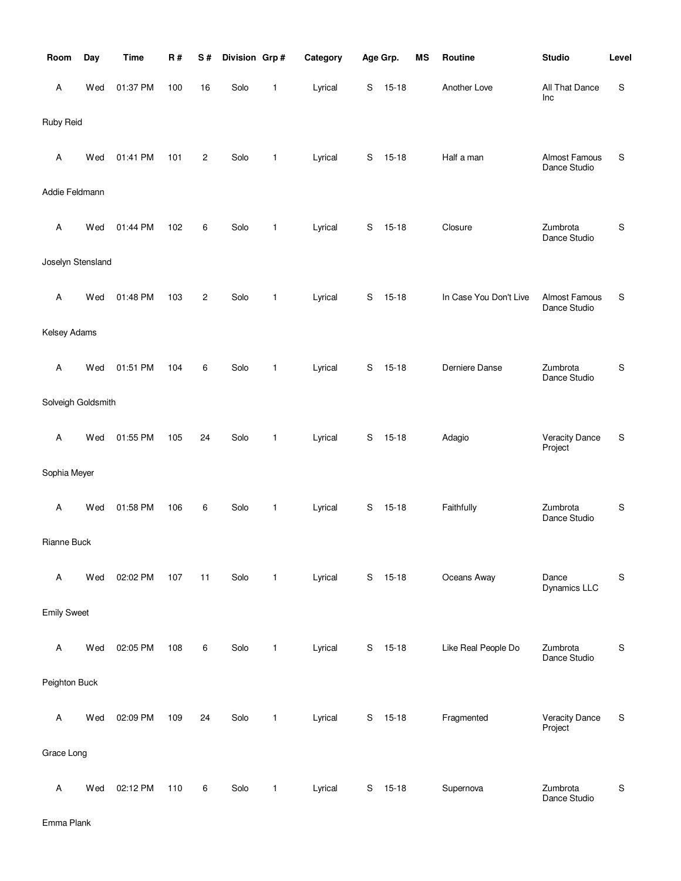| Room | Day | Time | R # | S # | Division | Grp # | Category | Age Grp. | | MS | Routine | Studio | Level |
|---|---|---|---|---|---|---|---|---|---|---|---|---|---|
| A | Wed | 01:37 PM | 100 | 16 | Solo | 1 | Lyrical | S | 15-18 | | Another Love | All That Dance Inc | S |
| Ruby Reid | | | | | | | | | | | | | |
| A | Wed | 01:41 PM | 101 | 2 | Solo | 1 | Lyrical | S | 15-18 | | Half a man | Almost Famous Dance Studio | S |
| Addie Feldmann | | | | | | | | | | | | | |
| A | Wed | 01:44 PM | 102 | 6 | Solo | 1 | Lyrical | S | 15-18 | | Closure | Zumbrota Dance Studio | S |
| Joselyn Stensland | | | | | | | | | | | | | |
| A | Wed | 01:48 PM | 103 | 2 | Solo | 1 | Lyrical | S | 15-18 | | In Case You Don't Live | Almost Famous Dance Studio | S |
| Kelsey Adams | | | | | | | | | | | | | |
| A | Wed | 01:51 PM | 104 | 6 | Solo | 1 | Lyrical | S | 15-18 | | Derniere Danse | Zumbrota Dance Studio | S |
| Solveigh Goldsmith | | | | | | | | | | | | | |
| A | Wed | 01:55 PM | 105 | 24 | Solo | 1 | Lyrical | S | 15-18 | | Adagio | Veracity Dance Project | S |
| Sophia Meyer | | | | | | | | | | | | | |
| A | Wed | 01:58 PM | 106 | 6 | Solo | 1 | Lyrical | S | 15-18 | | Faithfully | Zumbrota Dance Studio | S |
| Rianne Buck | | | | | | | | | | | | | |
| A | Wed | 02:02 PM | 107 | 11 | Solo | 1 | Lyrical | S | 15-18 | | Oceans Away | Dance Dynamics LLC | S |
| Emily Sweet | | | | | | | | | | | | | |
| A | Wed | 02:05 PM | 108 | 6 | Solo | 1 | Lyrical | S | 15-18 | | Like Real People Do | Zumbrota Dance Studio | S |
| Peighton Buck | | | | | | | | | | | | | |
| A | Wed | 02:09 PM | 109 | 24 | Solo | 1 | Lyrical | S | 15-18 | | Fragmented | Veracity Dance Project | S |
| Grace Long | | | | | | | | | | | | | |
| A | Wed | 02:12 PM | 110 | 6 | Solo | 1 | Lyrical | S | 15-18 | | Supernova | Zumbrota Dance Studio | S |
| Emma Plank | | | | | | | | | | | | | |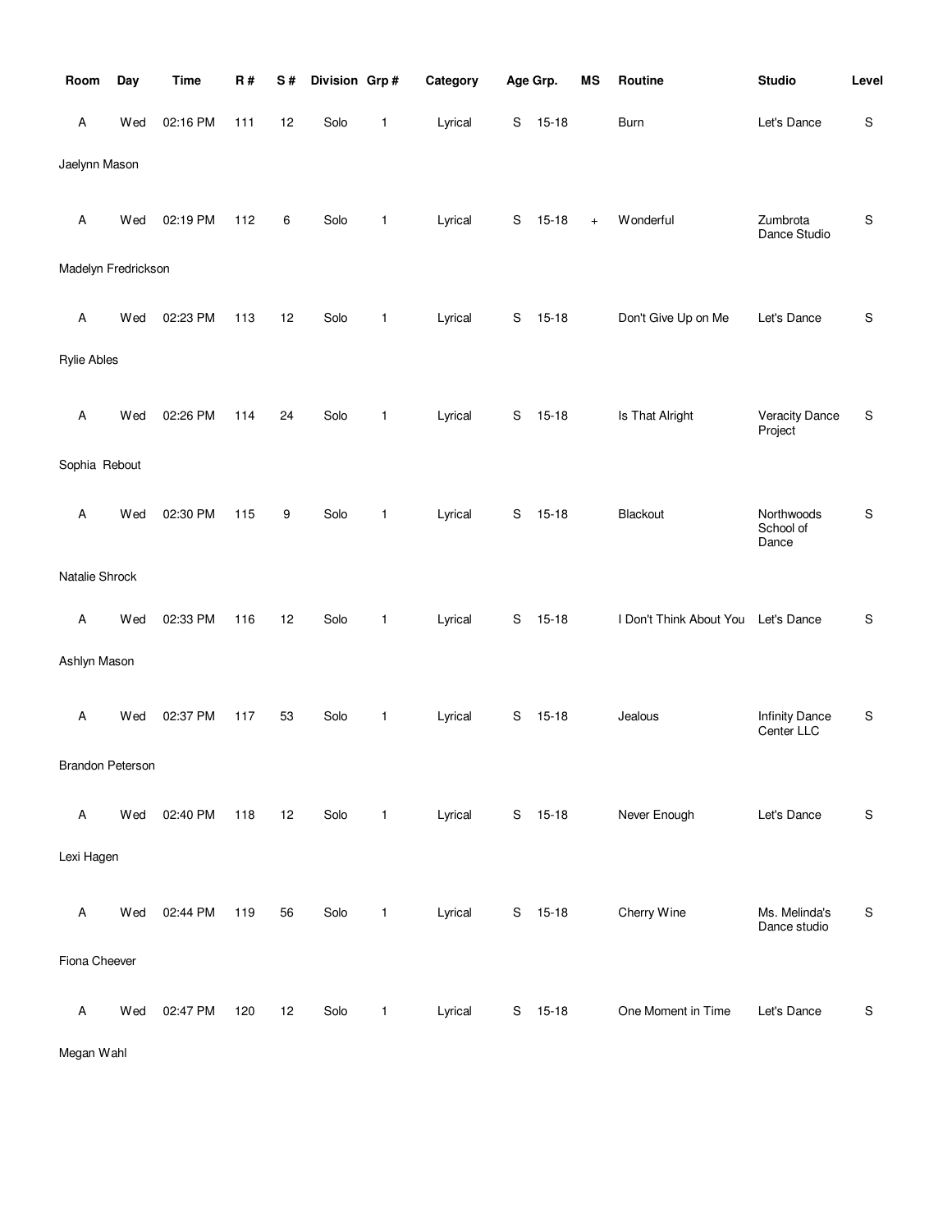| Room | Day | Time | R # | S # | Division | Grp # | Category | Age Grp. | | MS | Routine | Studio | Level |
|---|---|---|---|---|---|---|---|---|---|---|---|---|---|
| A | Wed | 02:16 PM | 111 | 12 | Solo | 1 | Lyrical | S | 15-18 | | Burn | Let's Dance | S |
| Jaelynn Mason | | | | | | | | | | | | | |
| A | Wed | 02:19 PM | 112 | 6 | Solo | 1 | Lyrical | S | 15-18 | + | Wonderful | Zumbrota Dance Studio | S |
| Madelyn Fredrickson | | | | | | | | | | | | | |
| A | Wed | 02:23 PM | 113 | 12 | Solo | 1 | Lyrical | S | 15-18 | | Don't Give Up on Me | Let's Dance | S |
| Rylie Ables | | | | | | | | | | | | | |
| A | Wed | 02:26 PM | 114 | 24 | Solo | 1 | Lyrical | S | 15-18 | | Is That Alright | Veracity Dance Project | S |
| Sophia Rebout | | | | | | | | | | | | | |
| A | Wed | 02:30 PM | 115 | 9 | Solo | 1 | Lyrical | S | 15-18 | | Blackout | Northwoods School of Dance | S |
| Natalie Shrock | | | | | | | | | | | | | |
| A | Wed | 02:33 PM | 116 | 12 | Solo | 1 | Lyrical | S | 15-18 | | I Don't Think About You | Let's Dance | S |
| Ashlyn Mason | | | | | | | | | | | | | |
| A | Wed | 02:37 PM | 117 | 53 | Solo | 1 | Lyrical | S | 15-18 | | Jealous | Infinity Dance Center LLC | S |
| Brandon Peterson | | | | | | | | | | | | | |
| A | Wed | 02:40 PM | 118 | 12 | Solo | 1 | Lyrical | S | 15-18 | | Never Enough | Let's Dance | S |
| Lexi Hagen | | | | | | | | | | | | | |
| A | Wed | 02:44 PM | 119 | 56 | Solo | 1 | Lyrical | S | 15-18 | | Cherry Wine | Ms. Melinda's Dance studio | S |
| Fiona Cheever | | | | | | | | | | | | | |
| A | Wed | 02:47 PM | 120 | 12 | Solo | 1 | Lyrical | S | 15-18 | | One Moment in Time | Let's Dance | S |
| Megan Wahl | | | | | | | | | | | | | |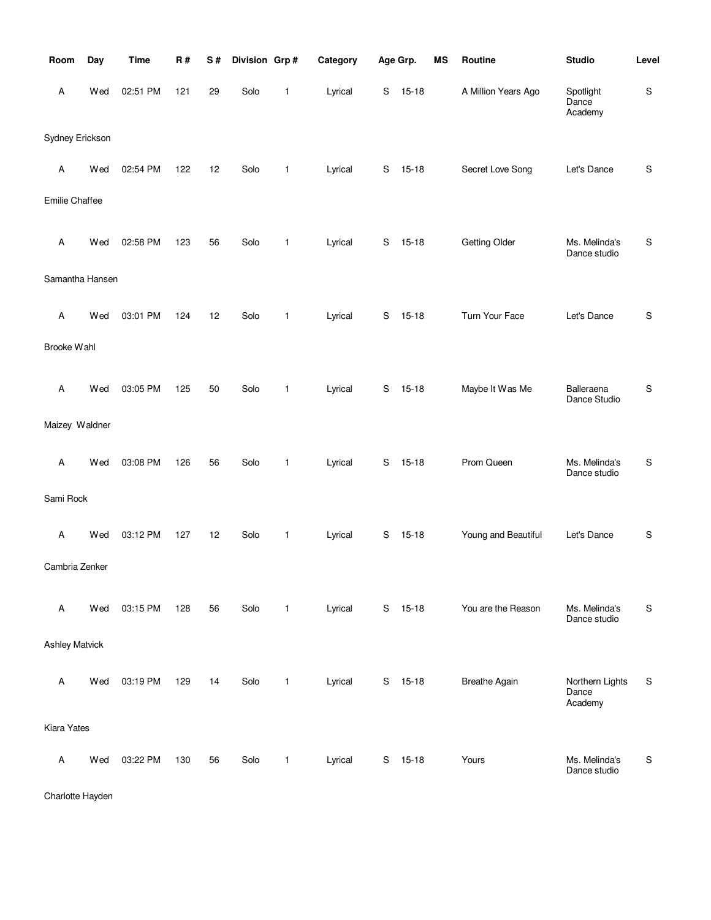| Room | Day | Time | R # | S # | Division | Grp # | Category | Age Grp. | | MS | Routine | Studio | Level |
|---|---|---|---|---|---|---|---|---|---|---|---|---|---|
| A | Wed | 02:51 PM | 121 | 29 | Solo | 1 | Lyrical | S | 15-18 | | A Million Years Ago | Spotlight Dance Academy | S |
| Sydney Erickson | | | | | | | | | | | | | |
| A | Wed | 02:54 PM | 122 | 12 | Solo | 1 | Lyrical | S | 15-18 | | Secret Love Song | Let's Dance | S |
| Emilie Chaffee | | | | | | | | | | | | | |
| A | Wed | 02:58 PM | 123 | 56 | Solo | 1 | Lyrical | S | 15-18 | | Getting Older | Ms. Melinda's Dance studio | S |
| Samantha Hansen | | | | | | | | | | | | | |
| A | Wed | 03:01 PM | 124 | 12 | Solo | 1 | Lyrical | S | 15-18 | | Turn Your Face | Let's Dance | S |
| Brooke Wahl | | | | | | | | | | | | | |
| A | Wed | 03:05 PM | 125 | 50 | Solo | 1 | Lyrical | S | 15-18 | | Maybe It Was Me | Balleraena Dance Studio | S |
| Maizey Waldner | | | | | | | | | | | | | |
| A | Wed | 03:08 PM | 126 | 56 | Solo | 1 | Lyrical | S | 15-18 | | Prom Queen | Ms. Melinda's Dance studio | S |
| Sami Rock | | | | | | | | | | | | | |
| A | Wed | 03:12 PM | 127 | 12 | Solo | 1 | Lyrical | S | 15-18 | | Young and Beautiful | Let's Dance | S |
| Cambria Zenker | | | | | | | | | | | | | |
| A | Wed | 03:15 PM | 128 | 56 | Solo | 1 | Lyrical | S | 15-18 | | You are the Reason | Ms. Melinda's Dance studio | S |
| Ashley Matvick | | | | | | | | | | | | | |
| A | Wed | 03:19 PM | 129 | 14 | Solo | 1 | Lyrical | S | 15-18 | | Breathe Again | Northern Lights Dance Academy | S |
| Kiara Yates | | | | | | | | | | | | | |
| A | Wed | 03:22 PM | 130 | 56 | Solo | 1 | Lyrical | S | 15-18 | | Yours | Ms. Melinda's Dance studio | S |
| Charlotte Hayden | | | | | | | | | | | | | |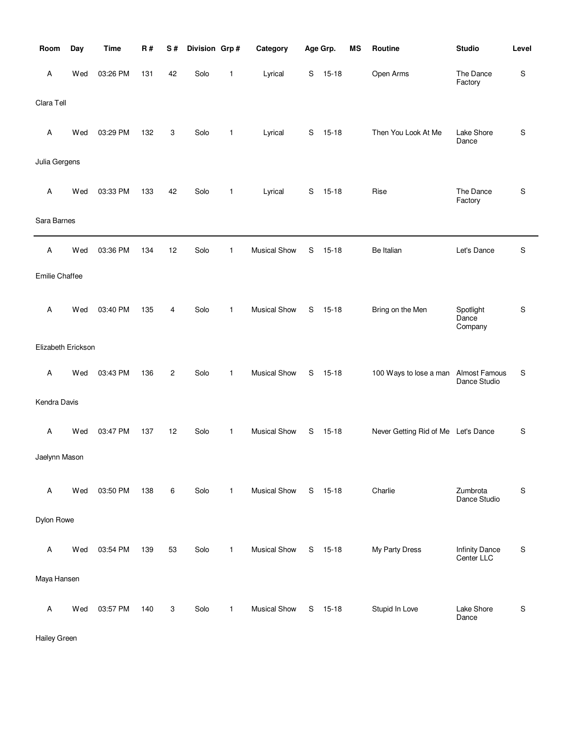| Room | Day | Time | R # | S # | Division | Grp # | Category | Age Grp. | | MS | Routine | Studio | Level |
|---|---|---|---|---|---|---|---|---|---|---|---|---|---|
| A | Wed | 03:26 PM | 131 | 42 | Solo | 1 | Lyrical | S | 15-18 | | Open Arms | The Dance Factory | S |
| Clara Tell | | | | | | | | | | | | | |
| A | Wed | 03:29 PM | 132 | 3 | Solo | 1 | Lyrical | S | 15-18 | | Then You Look At Me | Lake Shore Dance | S |
| Julia Gergens | | | | | | | | | | | | | |
| A | Wed | 03:33 PM | 133 | 42 | Solo | 1 | Lyrical | S | 15-18 | | Rise | The Dance Factory | S |
| Sara Barnes | | | | | | | | | | | | | |
| A | Wed | 03:36 PM | 134 | 12 | Solo | 1 | Musical Show | S | 15-18 | | Be Italian | Let's Dance | S |
| Emilie Chaffee | | | | | | | | | | | | | |
| A | Wed | 03:40 PM | 135 | 4 | Solo | 1 | Musical Show | S | 15-18 | | Bring on the Men | Spotlight Dance Company | S |
| Elizabeth Erickson | | | | | | | | | | | | | |
| A | Wed | 03:43 PM | 136 | 2 | Solo | 1 | Musical Show | S | 15-18 | | 100 Ways to lose a man | Almost Famous Dance Studio | S |
| Kendra Davis | | | | | | | | | | | | | |
| A | Wed | 03:47 PM | 137 | 12 | Solo | 1 | Musical Show | S | 15-18 | | Never Getting Rid of Me | Let's Dance | S |
| Jaelynn Mason | | | | | | | | | | | | | |
| A | Wed | 03:50 PM | 138 | 6 | Solo | 1 | Musical Show | S | 15-18 | | Charlie | Zumbrota Dance Studio | S |
| Dylon Rowe | | | | | | | | | | | | | |
| A | Wed | 03:54 PM | 139 | 53 | Solo | 1 | Musical Show | S | 15-18 | | My Party Dress | Infinity Dance Center LLC | S |
| Maya Hansen | | | | | | | | | | | | | |
| A | Wed | 03:57 PM | 140 | 3 | Solo | 1 | Musical Show | S | 15-18 | | Stupid In Love | Lake Shore Dance | S |
| Hailey Green | | | | | | | | | | | | | |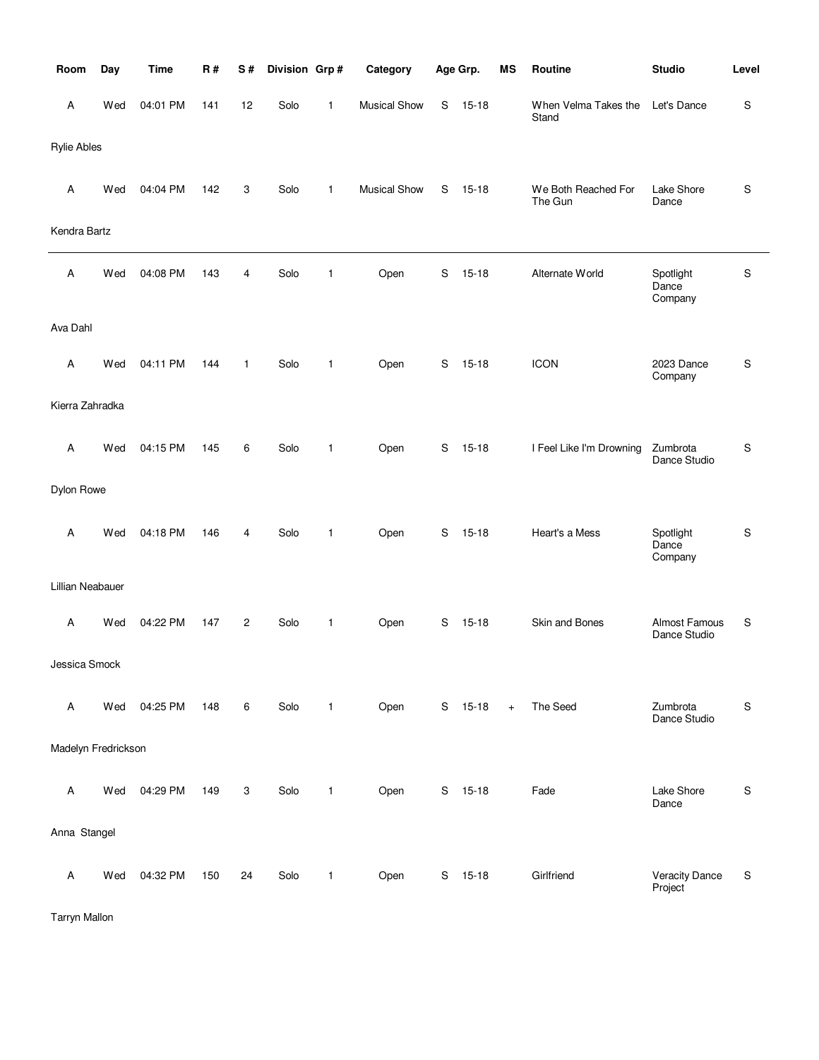| Room | Day | Time | R # | S # | Division | Grp # | Category | Age | Grp. | MS | Routine | Studio | Level |
|---|---|---|---|---|---|---|---|---|---|---|---|---|---|
| A | Wed | 04:01 PM | 141 | 12 | Solo | 1 | Musical Show | S | 15-18 | | When Velma Takes the Stand | Let's Dance | S |
| Rylie Ables | | | | | | | | | | | | | |
| A | Wed | 04:04 PM | 142 | 3 | Solo | 1 | Musical Show | S | 15-18 | | We Both Reached For The Gun | Lake Shore Dance | S |
| Kendra Bartz | | | | | | | | | | | | | |
| A | Wed | 04:08 PM | 143 | 4 | Solo | 1 | Open | S | 15-18 | | Alternate World | Spotlight Dance Company | S |
| Ava Dahl | | | | | | | | | | | | | |
| A | Wed | 04:11 PM | 144 | 1 | Solo | 1 | Open | S | 15-18 | | ICON | 2023 Dance Company | S |
| Kierra Zahradka | | | | | | | | | | | | | |
| A | Wed | 04:15 PM | 145 | 6 | Solo | 1 | Open | S | 15-18 | | I Feel Like I'm Drowning | Zumbrota Dance Studio | S |
| Dylon Rowe | | | | | | | | | | | | | |
| A | Wed | 04:18 PM | 146 | 4 | Solo | 1 | Open | S | 15-18 | | Heart's a Mess | Spotlight Dance Company | S |
| Lillian Neabauer | | | | | | | | | | | | | |
| A | Wed | 04:22 PM | 147 | 2 | Solo | 1 | Open | S | 15-18 | | Skin and Bones | Almost Famous Dance Studio | S |
| Jessica Smock | | | | | | | | | | | | | |
| A | Wed | 04:25 PM | 148 | 6 | Solo | 1 | Open | S | 15-18 | + | The Seed | Zumbrota Dance Studio | S |
| Madelyn Fredrickson | | | | | | | | | | | | | |
| A | Wed | 04:29 PM | 149 | 3 | Solo | 1 | Open | S | 15-18 | | Fade | Lake Shore Dance | S |
| Anna Stangel | | | | | | | | | | | | | |
| A | Wed | 04:32 PM | 150 | 24 | Solo | 1 | Open | S | 15-18 | | Girlfriend | Veracity Dance Project | S |
| Tarryn Mallon | | | | | | | | | | | | | |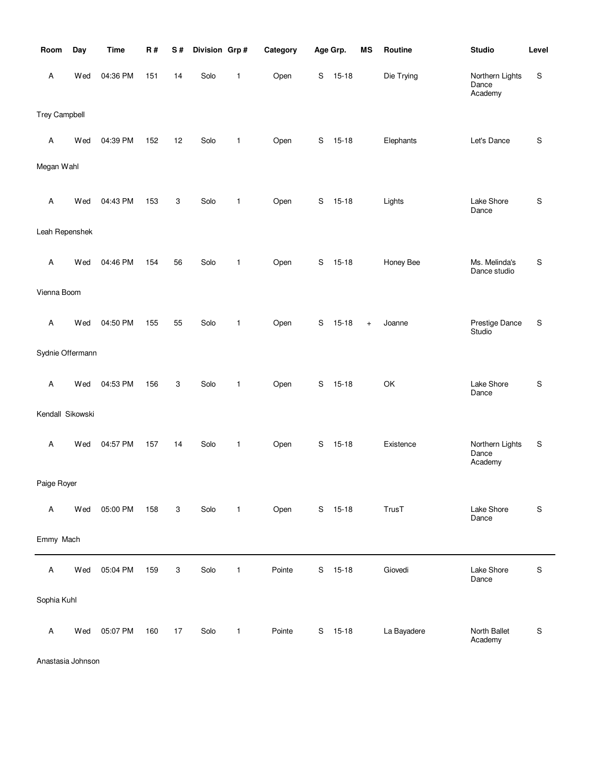| Room | Day | Time | R # | S # | Division | Grp # | Category | Age Grp. | | MS | Routine | Studio | Level |
|---|---|---|---|---|---|---|---|---|---|---|---|---|---|
| A | Wed | 04:36 PM | 151 | 14 | Solo | 1 | Open | S | 15-18 | | Die Trying | Northern Lights Dance Academy | S |
| Trey Campbell | | | | | | | | | | | | | |
| A | Wed | 04:39 PM | 152 | 12 | Solo | 1 | Open | S | 15-18 | | Elephants | Let's Dance | S |
| Megan Wahl | | | | | | | | | | | | | |
| A | Wed | 04:43 PM | 153 | 3 | Solo | 1 | Open | S | 15-18 | | Lights | Lake Shore Dance | S |
| Leah Repenshek | | | | | | | | | | | | | |
| A | Wed | 04:46 PM | 154 | 56 | Solo | 1 | Open | S | 15-18 | | Honey Bee | Ms. Melinda's Dance studio | S |
| Vienna Boom | | | | | | | | | | | | | |
| A | Wed | 04:50 PM | 155 | 55 | Solo | 1 | Open | S | 15-18 | + | Joanne | Prestige Dance Studio | S |
| Sydnie Offermann | | | | | | | | | | | | | |
| A | Wed | 04:53 PM | 156 | 3 | Solo | 1 | Open | S | 15-18 | | OK | Lake Shore Dance | S |
| Kendall Sikowski | | | | | | | | | | | | | |
| A | Wed | 04:57 PM | 157 | 14 | Solo | 1 | Open | S | 15-18 | | Existence | Northern Lights Dance Academy | S |
| Paige Royer | | | | | | | | | | | | | |
| A | Wed | 05:00 PM | 158 | 3 | Solo | 1 | Open | S | 15-18 | | TrusT | Lake Shore Dance | S |
| Emmy Mach | | | | | | | | | | | | | |
| A | Wed | 05:04 PM | 159 | 3 | Solo | 1 | Pointe | S | 15-18 | | Giovedi | Lake Shore Dance | S |
| Sophia Kuhl | | | | | | | | | | | | | |
| A | Wed | 05:07 PM | 160 | 17 | Solo | 1 | Pointe | S | 15-18 | | La Bayadere | North Ballet Academy | S |
| Anastasia Johnson | | | | | | | | | | | | | |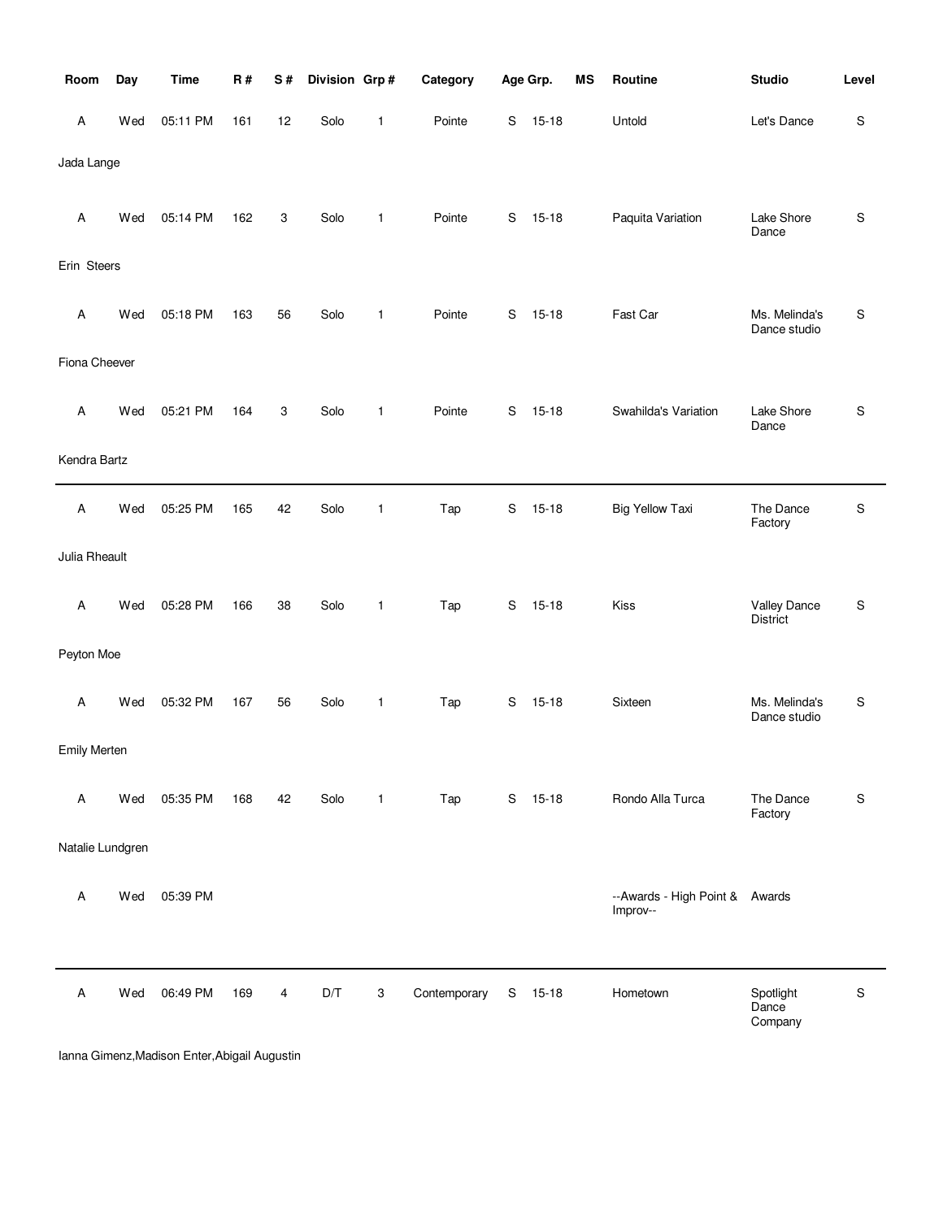| Room | Day | Time | R # | S # | Division | Grp # | Category | Age Grp. | | MS | Routine | Studio | Level |
|---|---|---|---|---|---|---|---|---|---|---|---|---|---|
| A | Wed | 05:11 PM | 161 | 12 | Solo | 1 | Pointe | S | 15-18 | | Untold | Let's Dance | S |
| Jada Lange | | | | | | | | | | | | | |
| A | Wed | 05:14 PM | 162 | 3 | Solo | 1 | Pointe | S | 15-18 | | Paquita Variation | Lake Shore Dance | S |
| Erin Steers | | | | | | | | | | | | | |
| A | Wed | 05:18 PM | 163 | 56 | Solo | 1 | Pointe | S | 15-18 | | Fast Car | Ms. Melinda's Dance studio | S |
| Fiona Cheever | | | | | | | | | | | | | |
| A | Wed | 05:21 PM | 164 | 3 | Solo | 1 | Pointe | S | 15-18 | | Swahilda's Variation | Lake Shore Dance | S |
| Kendra Bartz | | | | | | | | | | | | | |
| A | Wed | 05:25 PM | 165 | 42 | Solo | 1 | Tap | S | 15-18 | | Big Yellow Taxi | The Dance Factory | S |
| Julia Rheault | | | | | | | | | | | | | |
| A | Wed | 05:28 PM | 166 | 38 | Solo | 1 | Tap | S | 15-18 | | Kiss | Valley Dance District | S |
| Peyton Moe | | | | | | | | | | | | | |
| A | Wed | 05:32 PM | 167 | 56 | Solo | 1 | Tap | S | 15-18 | | Sixteen | Ms. Melinda's Dance studio | S |
| Emily Merten | | | | | | | | | | | | | |
| A | Wed | 05:35 PM | 168 | 42 | Solo | 1 | Tap | S | 15-18 | | Rondo Alla Turca | The Dance Factory | S |
| Natalie Lundgren | | | | | | | | | | | | | |
| A | Wed | 05:39 PM | | | | | | | | | --Awards - High Point & Improv-- | Awards | |
| A | Wed | 06:49 PM | 169 | 4 | D/T | 3 | Contemporary | S | 15-18 | | Hometown | Spotlight Dance Company | S |
| Ianna Gimenz,Madison Enter,Abigail Augustin | | | | | | | | | | | | | |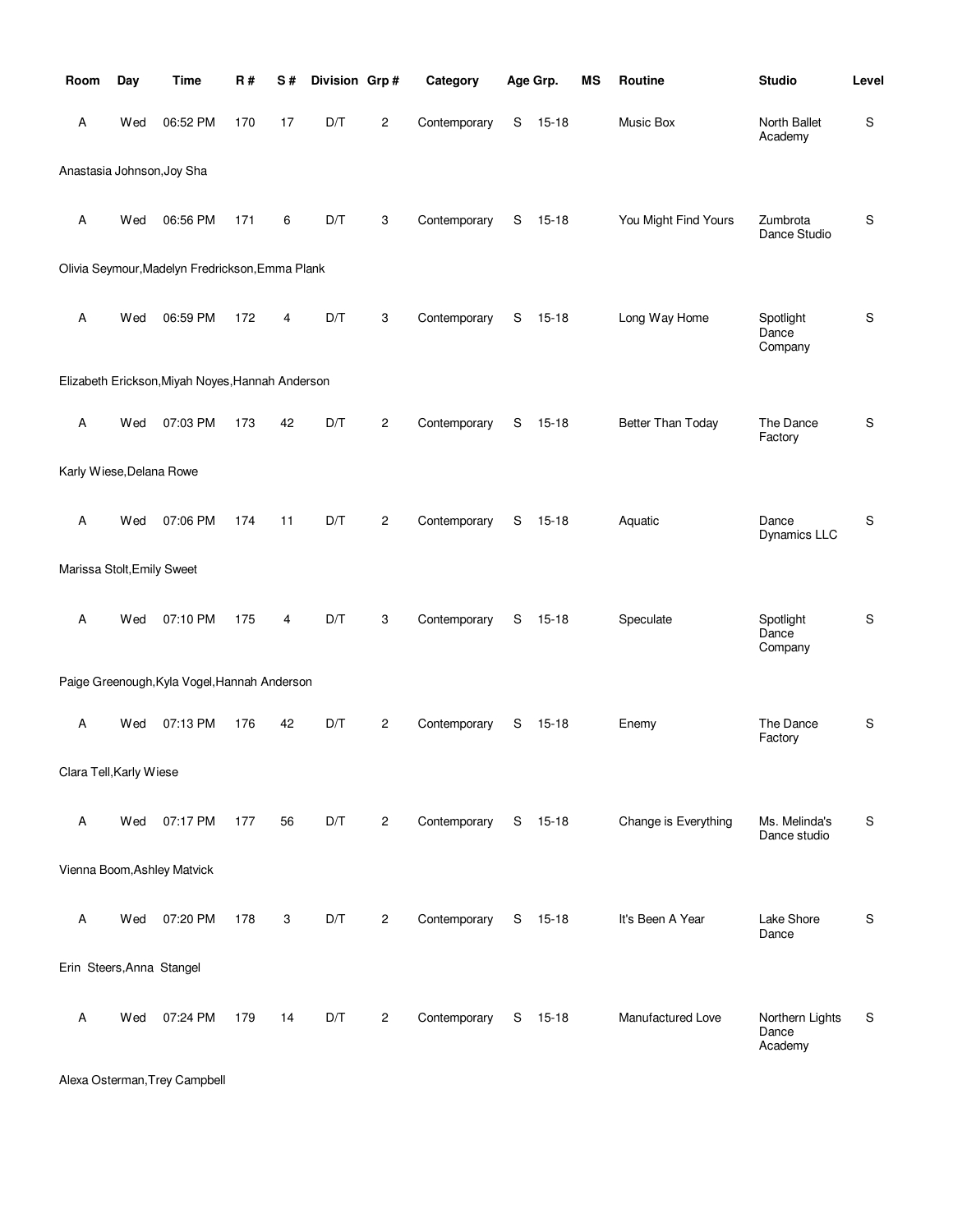| Room | Day | Time | R # | S # | Division | Grp # | Category | Age Grp. | | MS | Routine | Studio | Level |
|---|---|---|---|---|---|---|---|---|---|---|---|---|---|
| A | Wed | 06:52 PM | 170 | 17 | D/T | 2 | Contemporary | S | 15-18 | | Music Box | North Ballet Academy | S |
| Anastasia Johnson,Joy Sha | | | | | | | | | | | | | |
| A | Wed | 06:56 PM | 171 | 6 | D/T | 3 | Contemporary | S | 15-18 | | You Might Find Yours | Zumbrota Dance Studio | S |
| Olivia Seymour,Madelyn Fredrickson,Emma Plank | | | | | | | | | | | | | |
| A | Wed | 06:59 PM | 172 | 4 | D/T | 3 | Contemporary | S | 15-18 | | Long Way Home | Spotlight Dance Company | S |
| Elizabeth Erickson,Miyah Noyes,Hannah Anderson | | | | | | | | | | | | | |
| A | Wed | 07:03 PM | 173 | 42 | D/T | 2 | Contemporary | S | 15-18 | | Better Than Today | The Dance Factory | S |
| Karly Wiese,Delana Rowe | | | | | | | | | | | | | |
| A | Wed | 07:06 PM | 174 | 11 | D/T | 2 | Contemporary | S | 15-18 | | Aquatic | Dance Dynamics LLC | S |
| Marissa Stolt,Emily Sweet | | | | | | | | | | | | | |
| A | Wed | 07:10 PM | 175 | 4 | D/T | 3 | Contemporary | S | 15-18 | | Speculate | Spotlight Dance Company | S |
| Paige Greenough,Kyla Vogel,Hannah Anderson | | | | | | | | | | | | | |
| A | Wed | 07:13 PM | 176 | 42 | D/T | 2 | Contemporary | S | 15-18 | | Enemy | The Dance Factory | S |
| Clara Tell,Karly Wiese | | | | | | | | | | | | | |
| A | Wed | 07:17 PM | 177 | 56 | D/T | 2 | Contemporary | S | 15-18 | | Change is Everything | Ms. Melinda's Dance studio | S |
| Vienna Boom,Ashley Matvick | | | | | | | | | | | | | |
| A | Wed | 07:20 PM | 178 | 3 | D/T | 2 | Contemporary | S | 15-18 | | It's Been A Year | Lake Shore Dance | S |
| Erin Steers,Anna Stangel | | | | | | | | | | | | | |
| A | Wed | 07:24 PM | 179 | 14 | D/T | 2 | Contemporary | S | 15-18 | | Manufactured Love | Northern Lights Dance Academy | S |
| Alexa Osterman,Trey Campbell | | | | | | | | | | | | | |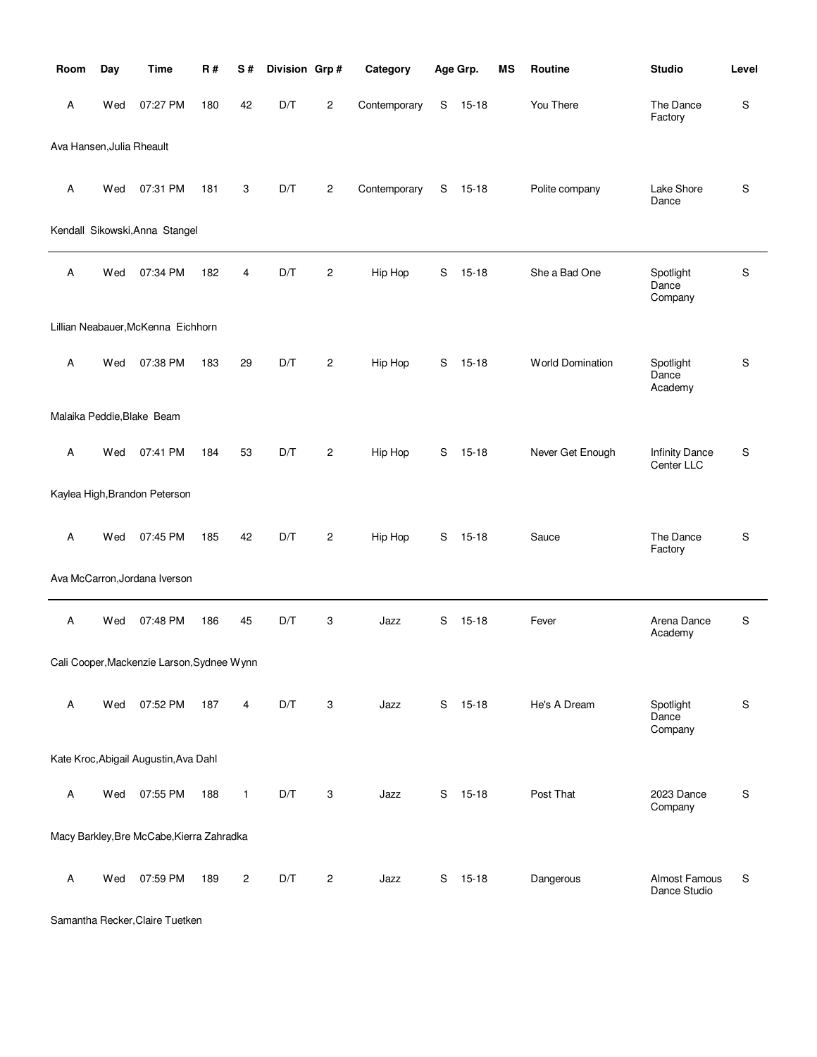| Room | Day | Time | R # | S # | Division | Grp # | Category | Age Grp. | | MS | Routine | Studio | Level |
|---|---|---|---|---|---|---|---|---|---|---|---|---|---|
| A | Wed | 07:27 PM | 180 | 42 | D/T | 2 | Contemporary | S | 15-18 | | You There | The Dance Factory | S |
| Ava Hansen,Julia Rheault | | | | | | | | | | | | | |
| A | Wed | 07:31 PM | 181 | 3 | D/T | 2 | Contemporary | S | 15-18 | | Polite company | Lake Shore Dance | S |
| Kendall Sikowski,Anna Stangel | | | | | | | | | | | | | |
| A | Wed | 07:34 PM | 182 | 4 | D/T | 2 | Hip Hop | S | 15-18 | | She a Bad One | Spotlight Dance Company | S |
| Lillian Neabauer,McKenna Eichhorn | | | | | | | | | | | | | |
| A | Wed | 07:38 PM | 183 | 29 | D/T | 2 | Hip Hop | S | 15-18 | | World Domination | Spotlight Dance Academy | S |
| Malaika Peddie,Blake Beam | | | | | | | | | | | | | |
| A | Wed | 07:41 PM | 184 | 53 | D/T | 2 | Hip Hop | S | 15-18 | | Never Get Enough | Infinity Dance Center LLC | S |
| Kaylea High,Brandon Peterson | | | | | | | | | | | | | |
| A | Wed | 07:45 PM | 185 | 42 | D/T | 2 | Hip Hop | S | 15-18 | | Sauce | The Dance Factory | S |
| Ava McCarron,Jordana Iverson | | | | | | | | | | | | | |
| A | Wed | 07:48 PM | 186 | 45 | D/T | 3 | Jazz | S | 15-18 | | Fever | Arena Dance Academy | S |
| Cali Cooper,Mackenzie Larson,Sydnee Wynn | | | | | | | | | | | | | |
| A | Wed | 07:52 PM | 187 | 4 | D/T | 3 | Jazz | S | 15-18 | | He's A Dream | Spotlight Dance Company | S |
| Kate Kroc,Abigail Augustin,Ava Dahl | | | | | | | | | | | | | |
| A | Wed | 07:55 PM | 188 | 1 | D/T | 3 | Jazz | S | 15-18 | | Post That | 2023 Dance Company | S |
| Macy Barkley,Bre McCabe,Kierra Zahradka | | | | | | | | | | | | | |
| A | Wed | 07:59 PM | 189 | 2 | D/T | 2 | Jazz | S | 15-18 | | Dangerous | Almost Famous Dance Studio | S |
| Samantha Recker,Claire Tuetken | | | | | | | | | | | | | |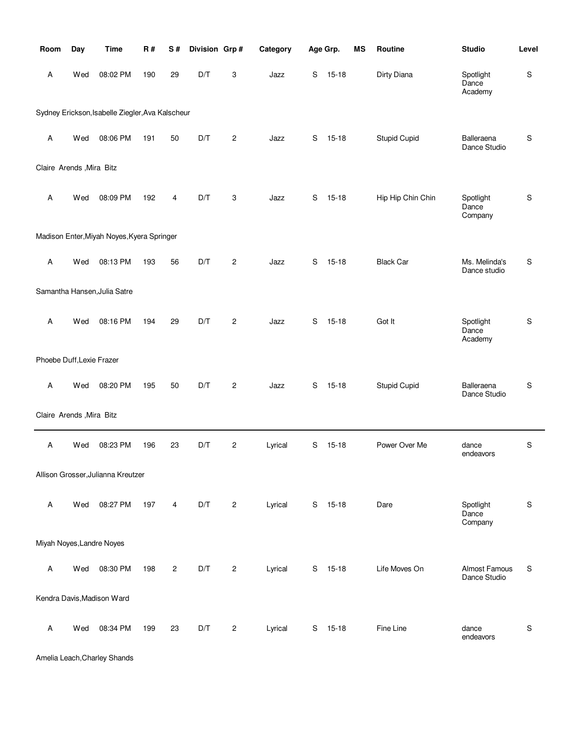| Room | Day | Time | R # | S # | Division | Grp # | Category | Age Grp. | | MS | Routine | Studio | Level |
|---|---|---|---|---|---|---|---|---|---|---|---|---|---|
| A | Wed | 08:02 PM | 190 | 29 | D/T | 3 | Jazz | S | 15-18 | | Dirty Diana | Spotlight Dance Academy | S |
| Sydney Erickson,Isabelle Ziegler,Ava Kalscheur | | | | | | | | | | | | | |
| A | Wed | 08:06 PM | 191 | 50 | D/T | 2 | Jazz | S | 15-18 | | Stupid Cupid | Balleraena Dance Studio | S |
| Claire Arends ,Mira Bitz | | | | | | | | | | | | | |
| A | Wed | 08:09 PM | 192 | 4 | D/T | 3 | Jazz | S | 15-18 | | Hip Hip Chin Chin | Spotlight Dance Company | S |
| Madison Enter,Miyah Noyes,Kyera Springer | | | | | | | | | | | | | |
| A | Wed | 08:13 PM | 193 | 56 | D/T | 2 | Jazz | S | 15-18 | | Black Car | Ms. Melinda's Dance studio | S |
| Samantha Hansen,Julia Satre | | | | | | | | | | | | | |
| A | Wed | 08:16 PM | 194 | 29 | D/T | 2 | Jazz | S | 15-18 | | Got It | Spotlight Dance Academy | S |
| Phoebe Duff,Lexie Frazer | | | | | | | | | | | | | |
| A | Wed | 08:20 PM | 195 | 50 | D/T | 2 | Jazz | S | 15-18 | | Stupid Cupid | Balleraena Dance Studio | S |
| Claire Arends ,Mira Bitz | | | | | | | | | | | | | |
| A | Wed | 08:23 PM | 196 | 23 | D/T | 2 | Lyrical | S | 15-18 | | Power Over Me | dance endeavors | S |
| Allison Grosser,Julianna Kreutzer | | | | | | | | | | | | | |
| A | Wed | 08:27 PM | 197 | 4 | D/T | 2 | Lyrical | S | 15-18 | | Dare | Spotlight Dance Company | S |
| Miyah Noyes,Landre Noyes | | | | | | | | | | | | | |
| A | Wed | 08:30 PM | 198 | 2 | D/T | 2 | Lyrical | S | 15-18 | | Life Moves On | Almost Famous Dance Studio | S |
| Kendra Davis,Madison Ward | | | | | | | | | | | | | |
| A | Wed | 08:34 PM | 199 | 23 | D/T | 2 | Lyrical | S | 15-18 | | Fine Line | dance endeavors | S |
| Amelia Leach,Charley Shands | | | | | | | | | | | | | |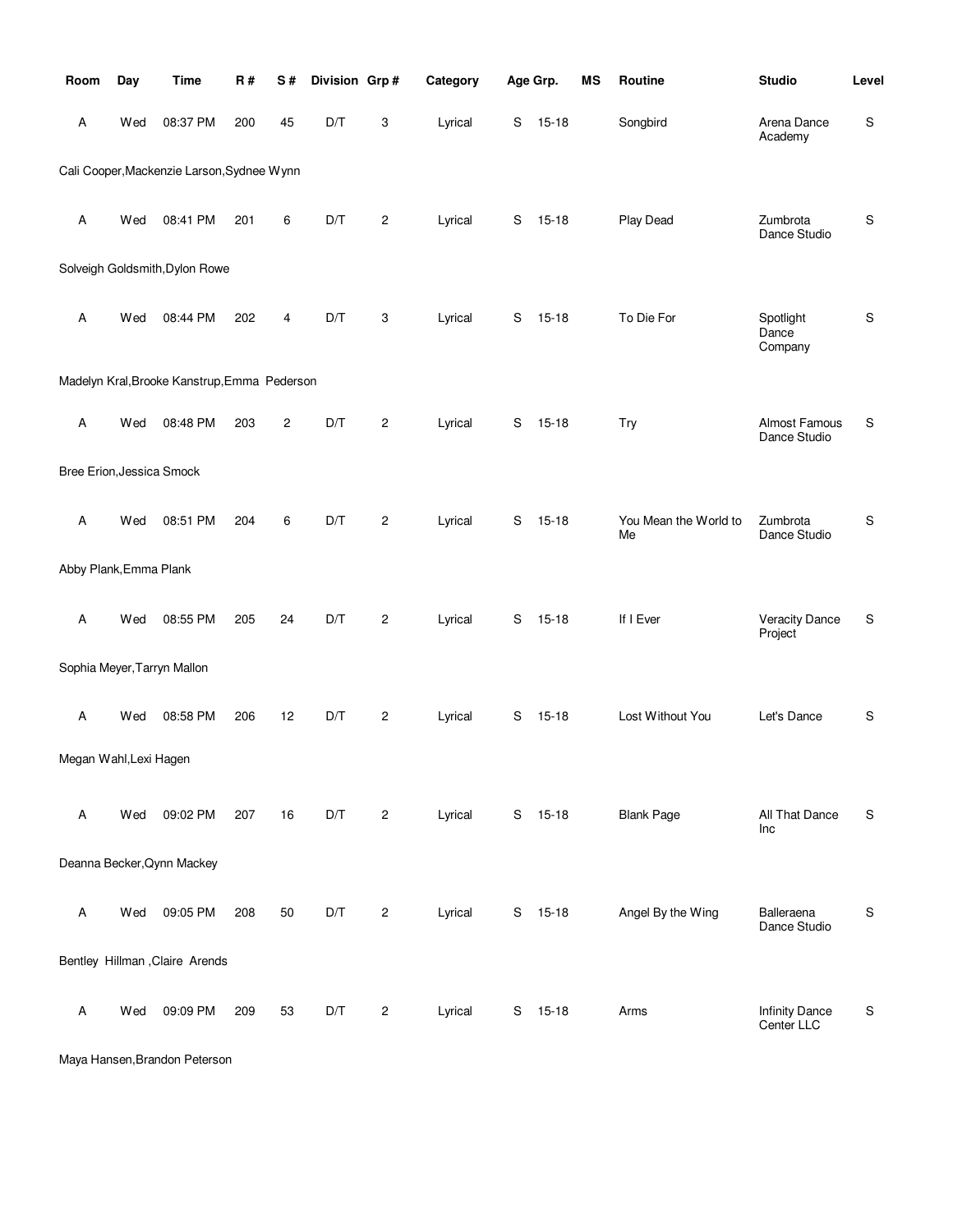| Room | Day | Time | R # | S # | Division | Grp # | Category | Age Grp. | | MS | Routine | Studio | Level |
|---|---|---|---|---|---|---|---|---|---|---|---|---|---|
| A | Wed | 08:37 PM | 200 | 45 | D/T | 3 | Lyrical | S | 15-18 | | Songbird | Arena Dance Academy | S |
| Cali Cooper,Mackenzie Larson,Sydnee Wynn | | | | | | | | | | | | | |
| A | Wed | 08:41 PM | 201 | 6 | D/T | 2 | Lyrical | S | 15-18 | | Play Dead | Zumbrota Dance Studio | S |
| Solveigh Goldsmith,Dylon Rowe | | | | | | | | | | | | | |
| A | Wed | 08:44 PM | 202 | 4 | D/T | 3 | Lyrical | S | 15-18 | | To Die For | Spotlight Dance Company | S |
| Madelyn Kral,Brooke Kanstrup,Emma Pederson | | | | | | | | | | | | | |
| A | Wed | 08:48 PM | 203 | 2 | D/T | 2 | Lyrical | S | 15-18 | | Try | Almost Famous Dance Studio | S |
| Bree Erion,Jessica Smock | | | | | | | | | | | | | |
| A | Wed | 08:51 PM | 204 | 6 | D/T | 2 | Lyrical | S | 15-18 | | You Mean the World to Me | Zumbrota Dance Studio | S |
| Abby Plank,Emma Plank | | | | | | | | | | | | | |
| A | Wed | 08:55 PM | 205 | 24 | D/T | 2 | Lyrical | S | 15-18 | | If I Ever | Veracity Dance Project | S |
| Sophia Meyer,Tarryn Mallon | | | | | | | | | | | | | |
| A | Wed | 08:58 PM | 206 | 12 | D/T | 2 | Lyrical | S | 15-18 | | Lost Without You | Let's Dance | S |
| Megan Wahl,Lexi Hagen | | | | | | | | | | | | | |
| A | Wed | 09:02 PM | 207 | 16 | D/T | 2 | Lyrical | S | 15-18 | | Blank Page | All That Dance Inc | S |
| Deanna Becker,Qynn Mackey | | | | | | | | | | | | | |
| A | Wed | 09:05 PM | 208 | 50 | D/T | 2 | Lyrical | S | 15-18 | | Angel By the Wing | Balleraena Dance Studio | S |
| Bentley Hillman ,Claire Arends | | | | | | | | | | | | | |
| A | Wed | 09:09 PM | 209 | 53 | D/T | 2 | Lyrical | S | 15-18 | | Arms | Infinity Dance Center LLC | S |
| Maya Hansen,Brandon Peterson | | | | | | | | | | | | | |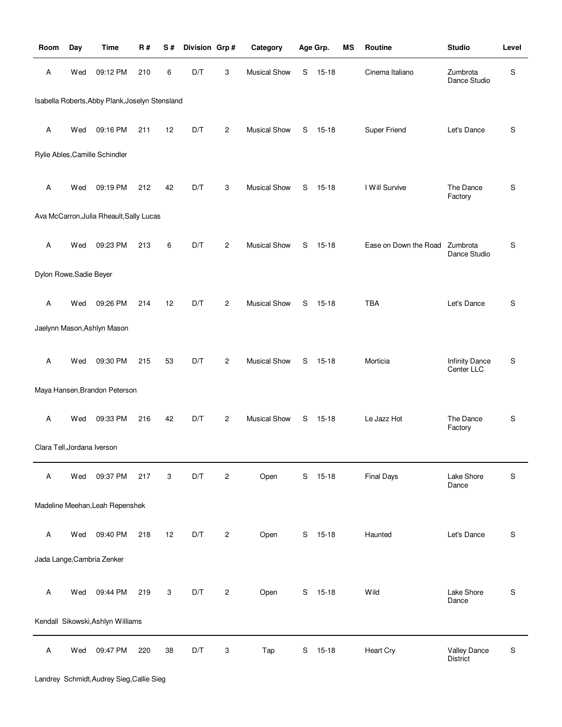| Room | Day | Time | R # | S # | Division | Grp # | Category | Age Grp. | | MS | Routine | Studio | Level |
|---|---|---|---|---|---|---|---|---|---|---|---|---|---|
| A | Wed | 09:12 PM | 210 | 6 | D/T | 3 | Musical Show | S | 15-18 | | Cinema Italiano | Zumbrota Dance Studio | S |
| Isabella Roberts,Abby Plank,Joselyn Stensland | | | | | | | | | | | | | |
| A | Wed | 09:16 PM | 211 | 12 | D/T | 2 | Musical Show | S | 15-18 | | Super Friend | Let's Dance | S |
| Rylie Ables,Camille Schindler | | | | | | | | | | | | | |
| A | Wed | 09:19 PM | 212 | 42 | D/T | 3 | Musical Show | S | 15-18 | | I Will Survive | The Dance Factory | S |
| Ava McCarron,Julia Rheault,Sally Lucas | | | | | | | | | | | | | |
| A | Wed | 09:23 PM | 213 | 6 | D/T | 2 | Musical Show | S | 15-18 | | Ease on Down the Road | Zumbrota Dance Studio | S |
| Dylon Rowe,Sadie Beyer | | | | | | | | | | | | | |
| A | Wed | 09:26 PM | 214 | 12 | D/T | 2 | Musical Show | S | 15-18 | | TBA | Let's Dance | S |
| Jaelynn Mason,Ashlyn Mason | | | | | | | | | | | | | |
| A | Wed | 09:30 PM | 215 | 53 | D/T | 2 | Musical Show | S | 15-18 | | Morticia | Infinity Dance Center LLC | S |
| Maya Hansen,Brandon Peterson | | | | | | | | | | | | | |
| A | Wed | 09:33 PM | 216 | 42 | D/T | 2 | Musical Show | S | 15-18 | | Le Jazz Hot | The Dance Factory | S |
| Clara Tell,Jordana Iverson | | | | | | | | | | | | | |
| A | Wed | 09:37 PM | 217 | 3 | D/T | 2 | Open | S | 15-18 | | Final Days | Lake Shore Dance | S |
| Madeline Meehan,Leah Repenshek | | | | | | | | | | | | | |
| A | Wed | 09:40 PM | 218 | 12 | D/T | 2 | Open | S | 15-18 | | Haunted | Let's Dance | S |
| Jada Lange,Cambria Zenker | | | | | | | | | | | | | |
| A | Wed | 09:44 PM | 219 | 3 | D/T | 2 | Open | S | 15-18 | | Wild | Lake Shore Dance | S |
| Kendall Sikowski,Ashlyn Williams | | | | | | | | | | | | | |
| A | Wed | 09:47 PM | 220 | 38 | D/T | 3 | Tap | S | 15-18 | | Heart Cry | Valley Dance District | S |
| Landrey Schmidt,Audrey Sieg,Callie Sieg | | | | | | | | | | | | | |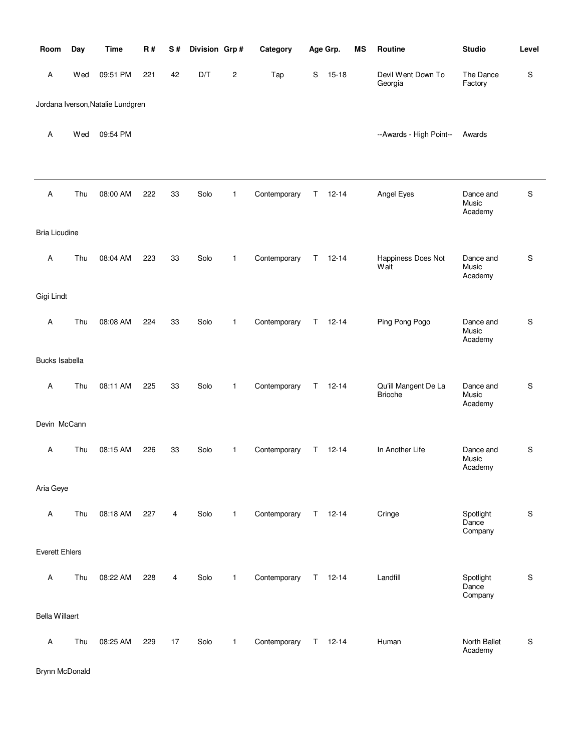| Room | Day | Time | R # | S # | Division | Grp # | Category | Age Grp. | | MS | Routine | Studio | Level |
|---|---|---|---|---|---|---|---|---|---|---|---|---|---|
| A | Wed | 09:51 PM | 221 | 42 | D/T | 2 | Tap | S | 15-18 | | Devil Went Down To Georgia | The Dance Factory | S |
| Jordana Iverson,Natalie Lundgren | | | | | | | | | | | | | |
| A | Wed | 09:54 PM | | | | | | | | | --Awards - High Point-- | Awards | |
| A | Thu | 08:00 AM | 222 | 33 | Solo | 1 | Contemporary | T | 12-14 | | Angel Eyes | Dance and Music Academy | S |
| Bria Licudine | | | | | | | | | | | | | |
| A | Thu | 08:04 AM | 223 | 33 | Solo | 1 | Contemporary | T | 12-14 | | Happiness Does Not Wait | Dance and Music Academy | S |
| Gigi Lindt | | | | | | | | | | | | | |
| A | Thu | 08:08 AM | 224 | 33 | Solo | 1 | Contemporary | T | 12-14 | | Ping Pong Pogo | Dance and Music Academy | S |
| Bucks Isabella | | | | | | | | | | | | | |
| A | Thu | 08:11 AM | 225 | 33 | Solo | 1 | Contemporary | T | 12-14 | | Qu'ill Mangent De La Brioche | Dance and Music Academy | S |
| Devin McCann | | | | | | | | | | | | | |
| A | Thu | 08:15 AM | 226 | 33 | Solo | 1 | Contemporary | T | 12-14 | | In Another Life | Dance and Music Academy | S |
| Aria Geye | | | | | | | | | | | | | |
| A | Thu | 08:18 AM | 227 | 4 | Solo | 1 | Contemporary | T | 12-14 | | Cringe | Spotlight Dance Company | S |
| Everett Ehlers | | | | | | | | | | | | | |
| A | Thu | 08:22 AM | 228 | 4 | Solo | 1 | Contemporary | T | 12-14 | | Landfill | Spotlight Dance Company | S |
| Bella Willaert | | | | | | | | | | | | | |
| A | Thu | 08:25 AM | 229 | 17 | Solo | 1 | Contemporary | T | 12-14 | | Human | North Ballet Academy | S |
| Brynn McDonald | | | | | | | | | | | | | |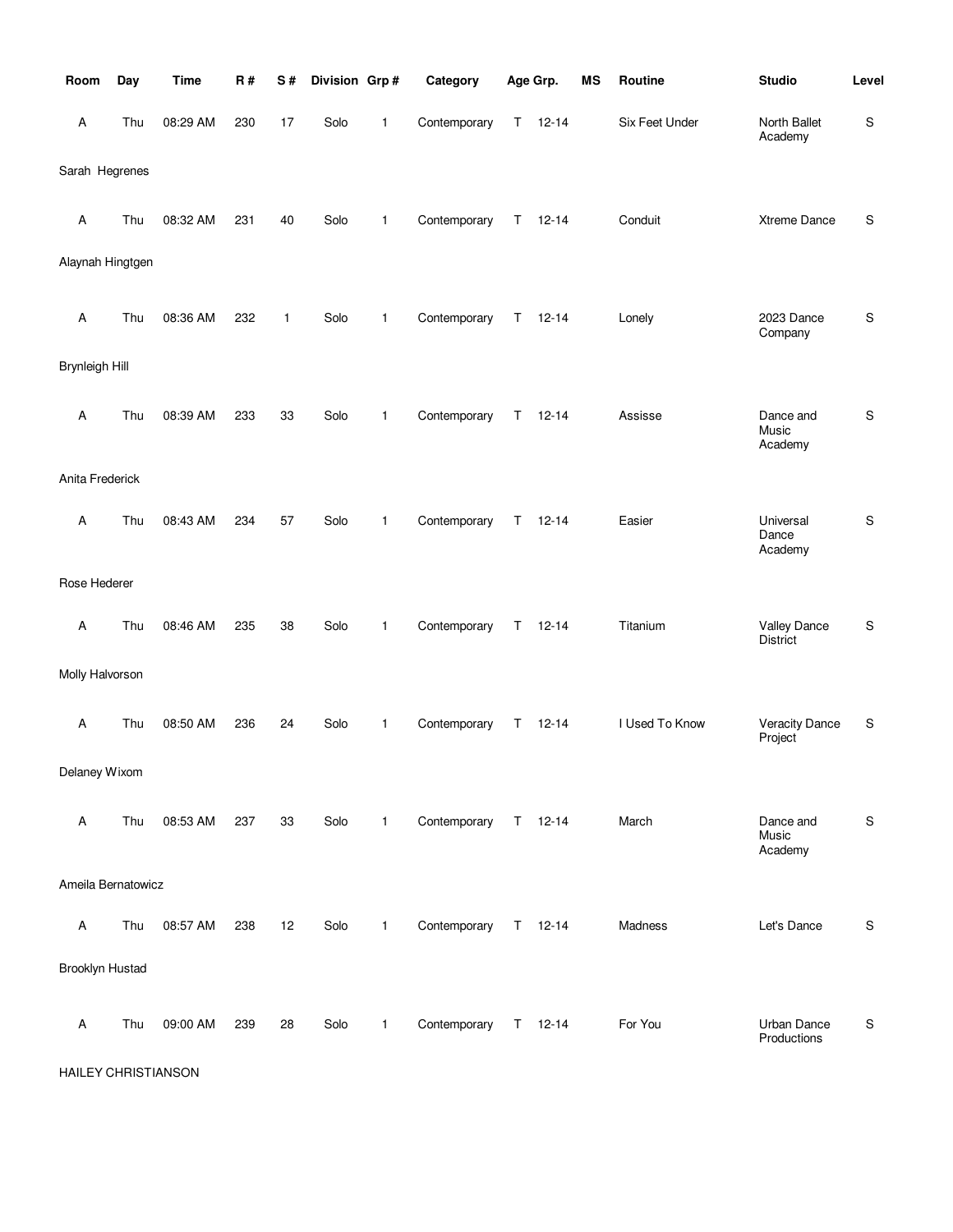| Room | Day | Time | R # | S # | Division | Grp # | Category | Age Grp. | | MS | Routine | Studio | Level |
|---|---|---|---|---|---|---|---|---|---|---|---|---|---|
| A | Thu | 08:29 AM | 230 | 17 | Solo | 1 | Contemporary | T | 12-14 | | Six Feet Under | North Ballet Academy | S |
| Sarah Hegrenes | | | | | | | | | | | | | |
| A | Thu | 08:32 AM | 231 | 40 | Solo | 1 | Contemporary | T | 12-14 | | Conduit | Xtreme Dance | S |
| Alaynah Hingtgen | | | | | | | | | | | | | |
| A | Thu | 08:36 AM | 232 | 1 | Solo | 1 | Contemporary | T | 12-14 | | Lonely | 2023 Dance Company | S |
| Brynleigh Hill | | | | | | | | | | | | | |
| A | Thu | 08:39 AM | 233 | 33 | Solo | 1 | Contemporary | T | 12-14 | | Assisse | Dance and Music Academy | S |
| Anita Frederick | | | | | | | | | | | | | |
| A | Thu | 08:43 AM | 234 | 57 | Solo | 1 | Contemporary | T | 12-14 | | Easier | Universal Dance Academy | S |
| Rose Hederer | | | | | | | | | | | | | |
| A | Thu | 08:46 AM | 235 | 38 | Solo | 1 | Contemporary | T | 12-14 | | Titanium | Valley Dance District | S |
| Molly Halvorson | | | | | | | | | | | | | |
| A | Thu | 08:50 AM | 236 | 24 | Solo | 1 | Contemporary | T | 12-14 | | I Used To Know | Veracity Dance Project | S |
| Delaney Wixom | | | | | | | | | | | | | |
| A | Thu | 08:53 AM | 237 | 33 | Solo | 1 | Contemporary | T | 12-14 | | March | Dance and Music Academy | S |
| Ameila Bernatowicz | | | | | | | | | | | | | |
| A | Thu | 08:57 AM | 238 | 12 | Solo | 1 | Contemporary | T | 12-14 | | Madness | Let's Dance | S |
| Brooklyn Hustad | | | | | | | | | | | | | |
| A | Thu | 09:00 AM | 239 | 28 | Solo | 1 | Contemporary | T | 12-14 | | For You | Urban Dance Productions | S |
| HAILEY CHRISTIANSON | | | | | | | | | | | | | |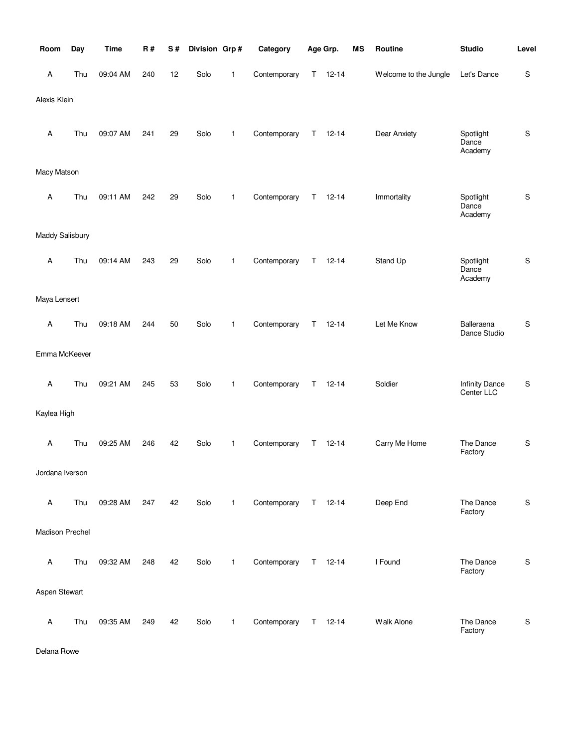| Room | Day | Time | R # | S # | Division | Grp # | Category | Age Grp. | | MS | Routine | Studio | Level |
|---|---|---|---|---|---|---|---|---|---|---|---|---|---|
| A | Thu | 09:04 AM | 240 | 12 | Solo | 1 | Contemporary | T | 12-14 | | Welcome to the Jungle | Let's Dance | S |
| Alexis Klein | | | | | | | | | | | | | |
| A | Thu | 09:07 AM | 241 | 29 | Solo | 1 | Contemporary | T | 12-14 | | Dear Anxiety | Spotlight Dance Academy | S |
| Macy Matson | | | | | | | | | | | | | |
| A | Thu | 09:11 AM | 242 | 29 | Solo | 1 | Contemporary | T | 12-14 | | Immortality | Spotlight Dance Academy | S |
| Maddy Salisbury | | | | | | | | | | | | | |
| A | Thu | 09:14 AM | 243 | 29 | Solo | 1 | Contemporary | T | 12-14 | | Stand Up | Spotlight Dance Academy | S |
| Maya Lensert | | | | | | | | | | | | | |
| A | Thu | 09:18 AM | 244 | 50 | Solo | 1 | Contemporary | T | 12-14 | | Let Me Know | Balleraena Dance Studio | S |
| Emma McKeever | | | | | | | | | | | | | |
| A | Thu | 09:21 AM | 245 | 53 | Solo | 1 | Contemporary | T | 12-14 | | Soldier | Infinity Dance Center LLC | S |
| Kaylea High | | | | | | | | | | | | | |
| A | Thu | 09:25 AM | 246 | 42 | Solo | 1 | Contemporary | T | 12-14 | | Carry Me Home | The Dance Factory | S |
| Jordana Iverson | | | | | | | | | | | | | |
| A | Thu | 09:28 AM | 247 | 42 | Solo | 1 | Contemporary | T | 12-14 | | Deep End | The Dance Factory | S |
| Madison Prechel | | | | | | | | | | | | | |
| A | Thu | 09:32 AM | 248 | 42 | Solo | 1 | Contemporary | T | 12-14 | | I Found | The Dance Factory | S |
| Aspen Stewart | | | | | | | | | | | | | |
| A | Thu | 09:35 AM | 249 | 42 | Solo | 1 | Contemporary | T | 12-14 | | Walk Alone | The Dance Factory | S |
| Delana Rowe | | | | | | | | | | | | | |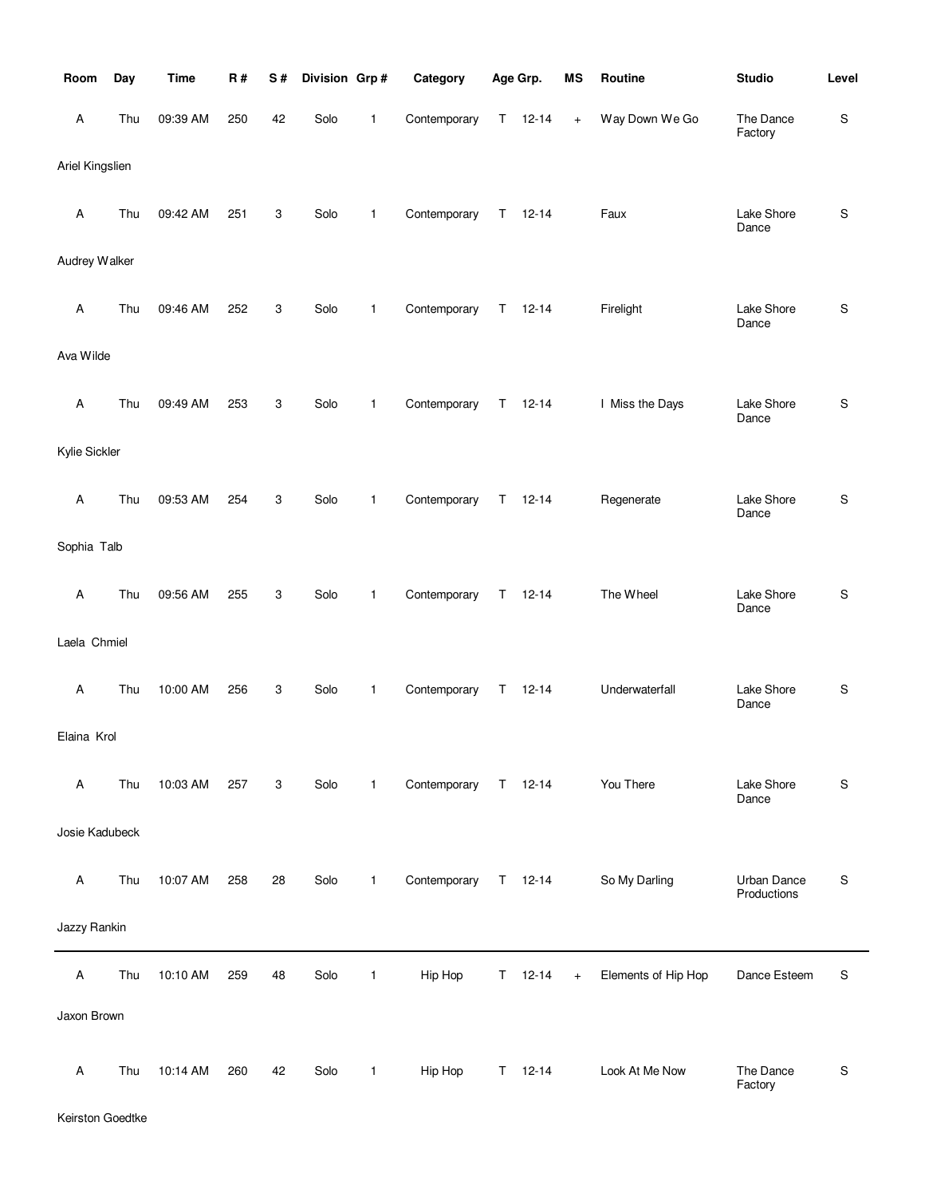| Room | Day | Time | R # | S # | Division | Grp # | Category | Age Grp. | | MS | Routine | Studio | Level |
|---|---|---|---|---|---|---|---|---|---|---|---|---|---|
| A | Thu | 09:39 AM | 250 | 42 | Solo | 1 | Contemporary | T | 12-14 | + | Way Down We Go | The Dance Factory | S |
| Ariel Kingslien | | | | | | | | | | | | | |
| A | Thu | 09:42 AM | 251 | 3 | Solo | 1 | Contemporary | T | 12-14 | | Faux | Lake Shore Dance | S |
| Audrey Walker | | | | | | | | | | | | | |
| A | Thu | 09:46 AM | 252 | 3 | Solo | 1 | Contemporary | T | 12-14 | | Firelight | Lake Shore Dance | S |
| Ava Wilde | | | | | | | | | | | | | |
| A | Thu | 09:49 AM | 253 | 3 | Solo | 1 | Contemporary | T | 12-14 | | I Miss the Days | Lake Shore Dance | S |
| Kylie Sickler | | | | | | | | | | | | | |
| A | Thu | 09:53 AM | 254 | 3 | Solo | 1 | Contemporary | T | 12-14 | | Regenerate | Lake Shore Dance | S |
| Sophia Talb | | | | | | | | | | | | | |
| A | Thu | 09:56 AM | 255 | 3 | Solo | 1 | Contemporary | T | 12-14 | | The Wheel | Lake Shore Dance | S |
| Laela Chmiel | | | | | | | | | | | | | |
| A | Thu | 10:00 AM | 256 | 3 | Solo | 1 | Contemporary | T | 12-14 | | Underwaterfall | Lake Shore Dance | S |
| Elaina Krol | | | | | | | | | | | | | |
| A | Thu | 10:03 AM | 257 | 3 | Solo | 1 | Contemporary | T | 12-14 | | You There | Lake Shore Dance | S |
| Josie Kadubeck | | | | | | | | | | | | | |
| A | Thu | 10:07 AM | 258 | 28 | Solo | 1 | Contemporary | T | 12-14 | | So My Darling | Urban Dance Productions | S |
| Jazzy Rankin | | | | | | | | | | | | | |
| A | Thu | 10:10 AM | 259 | 48 | Solo | 1 | Hip Hop | T | 12-14 | + | Elements of Hip Hop | Dance Esteem | S |
| Jaxon Brown | | | | | | | | | | | | | |
| A | Thu | 10:14 AM | 260 | 42 | Solo | 1 | Hip Hop | T | 12-14 | | Look At Me Now | The Dance Factory | S |
| Keirston Goedtke | | | | | | | | | | | | | |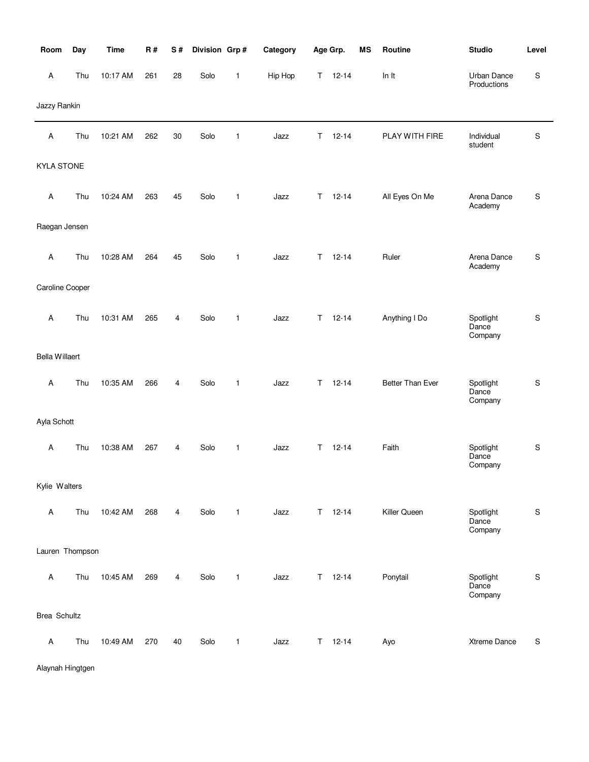| Room | Day | Time | R # | S # | Division | Grp # | Category | Age Grp. | MS | Routine | Studio | Level |
|---|---|---|---|---|---|---|---|---|---|---|---|---|
| A | Thu | 10:17 AM | 261 | 28 | Solo | 1 | Hip Hop | T 12-14 | | In It | Urban Dance Productions | S |
| Jazzy Rankin | | | | | | | | | | | | |
| A | Thu | 10:21 AM | 262 | 30 | Solo | 1 | Jazz | T 12-14 | | PLAY WITH FIRE | Individual student | S |
| KYLA STONE | | | | | | | | | | | | |
| A | Thu | 10:24 AM | 263 | 45 | Solo | 1 | Jazz | T 12-14 | | All Eyes On Me | Arena Dance Academy | S |
| Raegan Jensen | | | | | | | | | | | | |
| A | Thu | 10:28 AM | 264 | 45 | Solo | 1 | Jazz | T 12-14 | | Ruler | Arena Dance Academy | S |
| Caroline Cooper | | | | | | | | | | | | |
| A | Thu | 10:31 AM | 265 | 4 | Solo | 1 | Jazz | T 12-14 | | Anything I Do | Spotlight Dance Company | S |
| Bella Willaert | | | | | | | | | | | | |
| A | Thu | 10:35 AM | 266 | 4 | Solo | 1 | Jazz | T 12-14 | | Better Than Ever | Spotlight Dance Company | S |
| Ayla Schott | | | | | | | | | | | | |
| A | Thu | 10:38 AM | 267 | 4 | Solo | 1 | Jazz | T 12-14 | | Faith | Spotlight Dance Company | S |
| Kylie Walters | | | | | | | | | | | | |
| A | Thu | 10:42 AM | 268 | 4 | Solo | 1 | Jazz | T 12-14 | | Killer Queen | Spotlight Dance Company | S |
| Lauren Thompson | | | | | | | | | | | | |
| A | Thu | 10:45 AM | 269 | 4 | Solo | 1 | Jazz | T 12-14 | | Ponytail | Spotlight Dance Company | S |
| Brea Schultz | | | | | | | | | | | | |
| A | Thu | 10:49 AM | 270 | 40 | Solo | 1 | Jazz | T 12-14 | | Ayo | Xtreme Dance | S |
| Alaynah Hingtgen | | | | | | | | | | | | |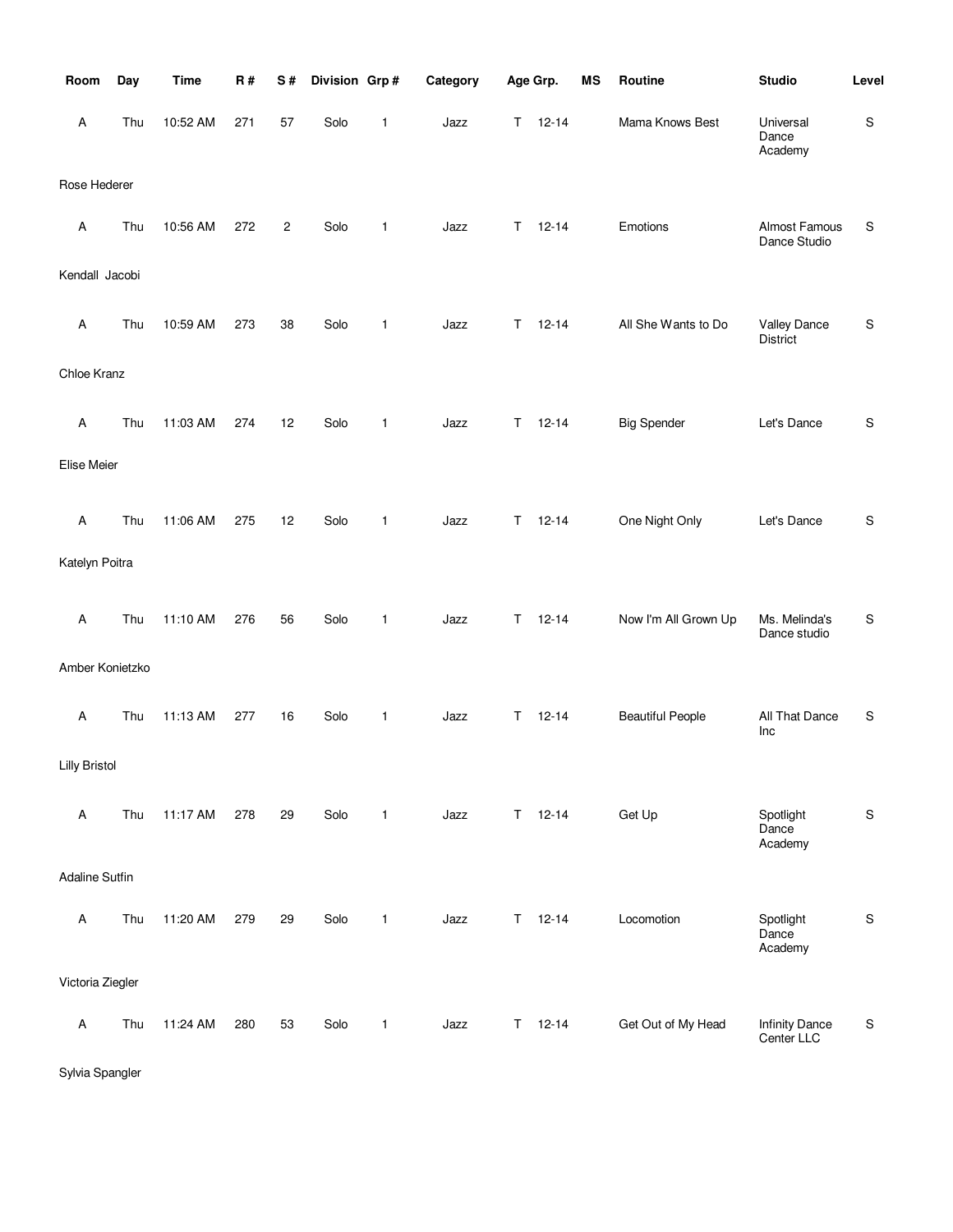| Room | Day | Time | R # | S # | Division | Grp # | Category | Age Grp. | | MS | Routine | Studio | Level |
|---|---|---|---|---|---|---|---|---|---|---|---|---|---|
| A | Thu | 10:52 AM | 271 | 57 | Solo | 1 | Jazz | T | 12-14 | | Mama Knows Best | Universal Dance Academy | S |
| Rose Hederer | | | | | | | | | | | | | |
| A | Thu | 10:56 AM | 272 | 2 | Solo | 1 | Jazz | T | 12-14 | | Emotions | Almost Famous Dance Studio | S |
| Kendall Jacobi | | | | | | | | | | | | | |
| A | Thu | 10:59 AM | 273 | 38 | Solo | 1 | Jazz | T | 12-14 | | All She Wants to Do | Valley Dance District | S |
| Chloe Kranz | | | | | | | | | | | | | |
| A | Thu | 11:03 AM | 274 | 12 | Solo | 1 | Jazz | T | 12-14 | | Big Spender | Let's Dance | S |
| Elise Meier | | | | | | | | | | | | | |
| A | Thu | 11:06 AM | 275 | 12 | Solo | 1 | Jazz | T | 12-14 | | One Night Only | Let's Dance | S |
| Katelyn Poitra | | | | | | | | | | | | | |
| A | Thu | 11:10 AM | 276 | 56 | Solo | 1 | Jazz | T | 12-14 | | Now I'm All Grown Up | Ms. Melinda's Dance studio | S |
| Amber Konietzko | | | | | | | | | | | | | |
| A | Thu | 11:13 AM | 277 | 16 | Solo | 1 | Jazz | T | 12-14 | | Beautiful People | All That Dance Inc | S |
| Lilly Bristol | | | | | | | | | | | | | |
| A | Thu | 11:17 AM | 278 | 29 | Solo | 1 | Jazz | T | 12-14 | | Get Up | Spotlight Dance Academy | S |
| Adaline Sutfin | | | | | | | | | | | | | |
| A | Thu | 11:20 AM | 279 | 29 | Solo | 1 | Jazz | T | 12-14 | | Locomotion | Spotlight Dance Academy | S |
| Victoria Ziegler | | | | | | | | | | | | | |
| A | Thu | 11:24 AM | 280 | 53 | Solo | 1 | Jazz | T | 12-14 | | Get Out of My Head | Infinity Dance Center LLC | S |
| Sylvia Spangler | | | | | | | | | | | | | |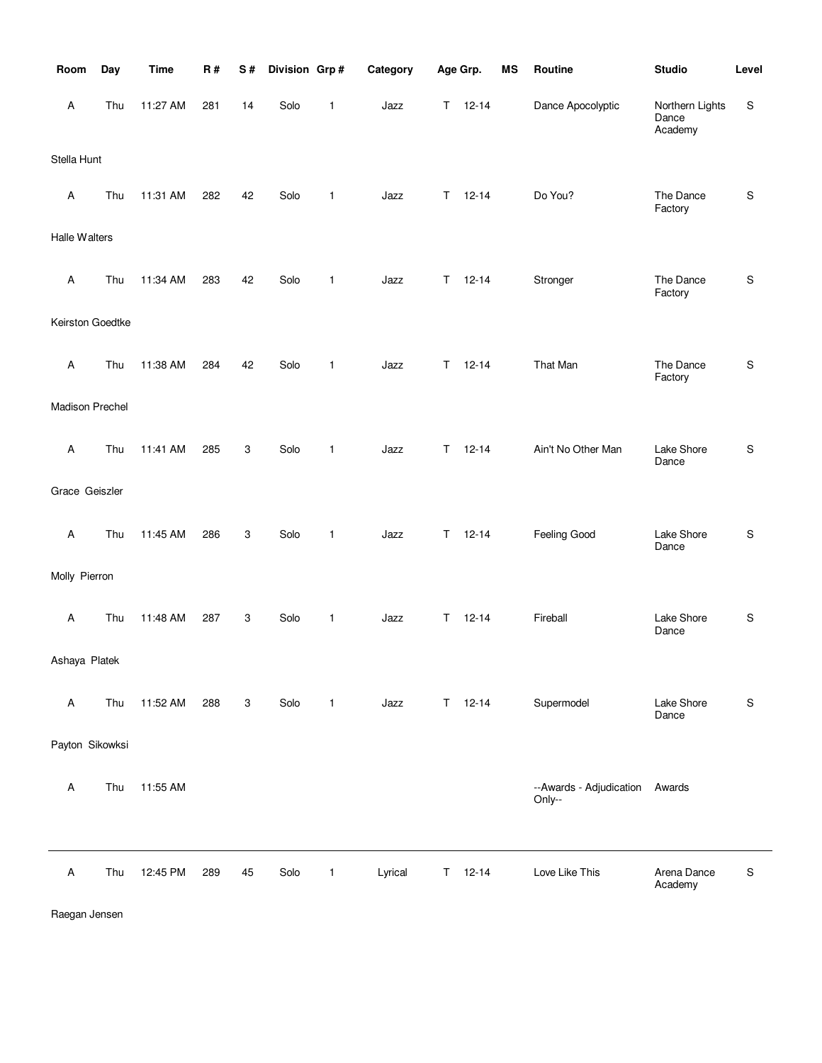| Room | Day | Time | R # | S # | Division | Grp # | Category | Age Grp. | MS | Routine | Studio | Level |
|---|---|---|---|---|---|---|---|---|---|---|---|---|
| A | Thu | 11:27 AM | 281 | 14 | Solo | 1 | Jazz | T 12-14 | | Dance Apocolyptic | Northern Lights Dance Academy | S |
| Stella Hunt | | | | | | | | | | | | |
| A | Thu | 11:31 AM | 282 | 42 | Solo | 1 | Jazz | T 12-14 | | Do You? | The Dance Factory | S |
| Halle Walters | | | | | | | | | | | | |
| A | Thu | 11:34 AM | 283 | 42 | Solo | 1 | Jazz | T 12-14 | | Stronger | The Dance Factory | S |
| Keirston Goedtke | | | | | | | | | | | | |
| A | Thu | 11:38 AM | 284 | 42 | Solo | 1 | Jazz | T 12-14 | | That Man | The Dance Factory | S |
| Madison Prechel | | | | | | | | | | | | |
| A | Thu | 11:41 AM | 285 | 3 | Solo | 1 | Jazz | T 12-14 | | Ain't No Other Man | Lake Shore Dance | S |
| Grace Geiszler | | | | | | | | | | | | |
| A | Thu | 11:45 AM | 286 | 3 | Solo | 1 | Jazz | T 12-14 | | Feeling Good | Lake Shore Dance | S |
| Molly Pierron | | | | | | | | | | | | |
| A | Thu | 11:48 AM | 287 | 3 | Solo | 1 | Jazz | T 12-14 | | Fireball | Lake Shore Dance | S |
| Ashaya Platek | | | | | | | | | | | | |
| A | Thu | 11:52 AM | 288 | 3 | Solo | 1 | Jazz | T 12-14 | | Supermodel | Lake Shore Dance | S |
| Payton Sikowksi | | | | | | | | | | | | |
| A | Thu | 11:55 AM | | | | | | | | --Awards - Adjudication Only-- | Awards | |
| A | Thu | 12:45 PM | 289 | 45 | Solo | 1 | Lyrical | T 12-14 | | Love Like This | Arena Dance Academy | S |
| Raegan Jensen | | | | | | | | | | | | |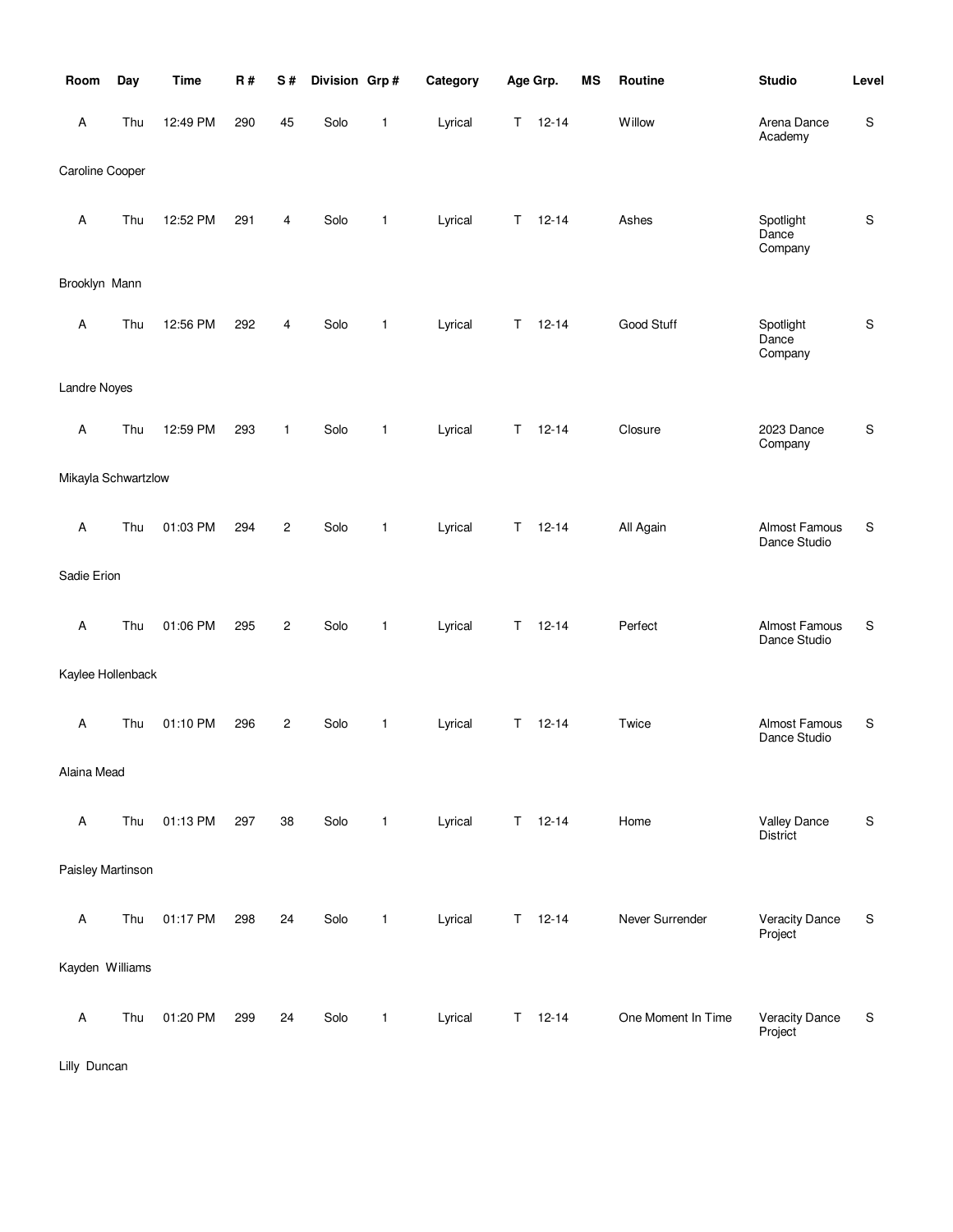| Room | Day | Time | R # | S # | Division | Grp # | Category | Age Grp. | | MS | Routine | Studio | Level |
|---|---|---|---|---|---|---|---|---|---|---|---|---|---|
| A | Thu | 12:49 PM | 290 | 45 | Solo | 1 | Lyrical | T | 12-14 | | Willow | Arena Dance Academy | S |
| Caroline Cooper | | | | | | | | | | | | | |
| A | Thu | 12:52 PM | 291 | 4 | Solo | 1 | Lyrical | T | 12-14 | | Ashes | Spotlight Dance Company | S |
| Brooklyn Mann | | | | | | | | | | | | | |
| A | Thu | 12:56 PM | 292 | 4 | Solo | 1 | Lyrical | T | 12-14 | | Good Stuff | Spotlight Dance Company | S |
| Landre Noyes | | | | | | | | | | | | | |
| A | Thu | 12:59 PM | 293 | 1 | Solo | 1 | Lyrical | T | 12-14 | | Closure | 2023 Dance Company | S |
| Mikayla Schwartzlow | | | | | | | | | | | | | |
| A | Thu | 01:03 PM | 294 | 2 | Solo | 1 | Lyrical | T | 12-14 | | All Again | Almost Famous Dance Studio | S |
| Sadie Erion | | | | | | | | | | | | | |
| A | Thu | 01:06 PM | 295 | 2 | Solo | 1 | Lyrical | T | 12-14 | | Perfect | Almost Famous Dance Studio | S |
| Kaylee Hollenback | | | | | | | | | | | | | |
| A | Thu | 01:10 PM | 296 | 2 | Solo | 1 | Lyrical | T | 12-14 | | Twice | Almost Famous Dance Studio | S |
| Alaina Mead | | | | | | | | | | | | | |
| A | Thu | 01:13 PM | 297 | 38 | Solo | 1 | Lyrical | T | 12-14 | | Home | Valley Dance District | S |
| Paisley Martinson | | | | | | | | | | | | | |
| A | Thu | 01:17 PM | 298 | 24 | Solo | 1 | Lyrical | T | 12-14 | | Never Surrender | Veracity Dance Project | S |
| Kayden Williams | | | | | | | | | | | | | |
| A | Thu | 01:20 PM | 299 | 24 | Solo | 1 | Lyrical | T | 12-14 | | One Moment In Time | Veracity Dance Project | S |
| Lilly Duncan | | | | | | | | | | | | | |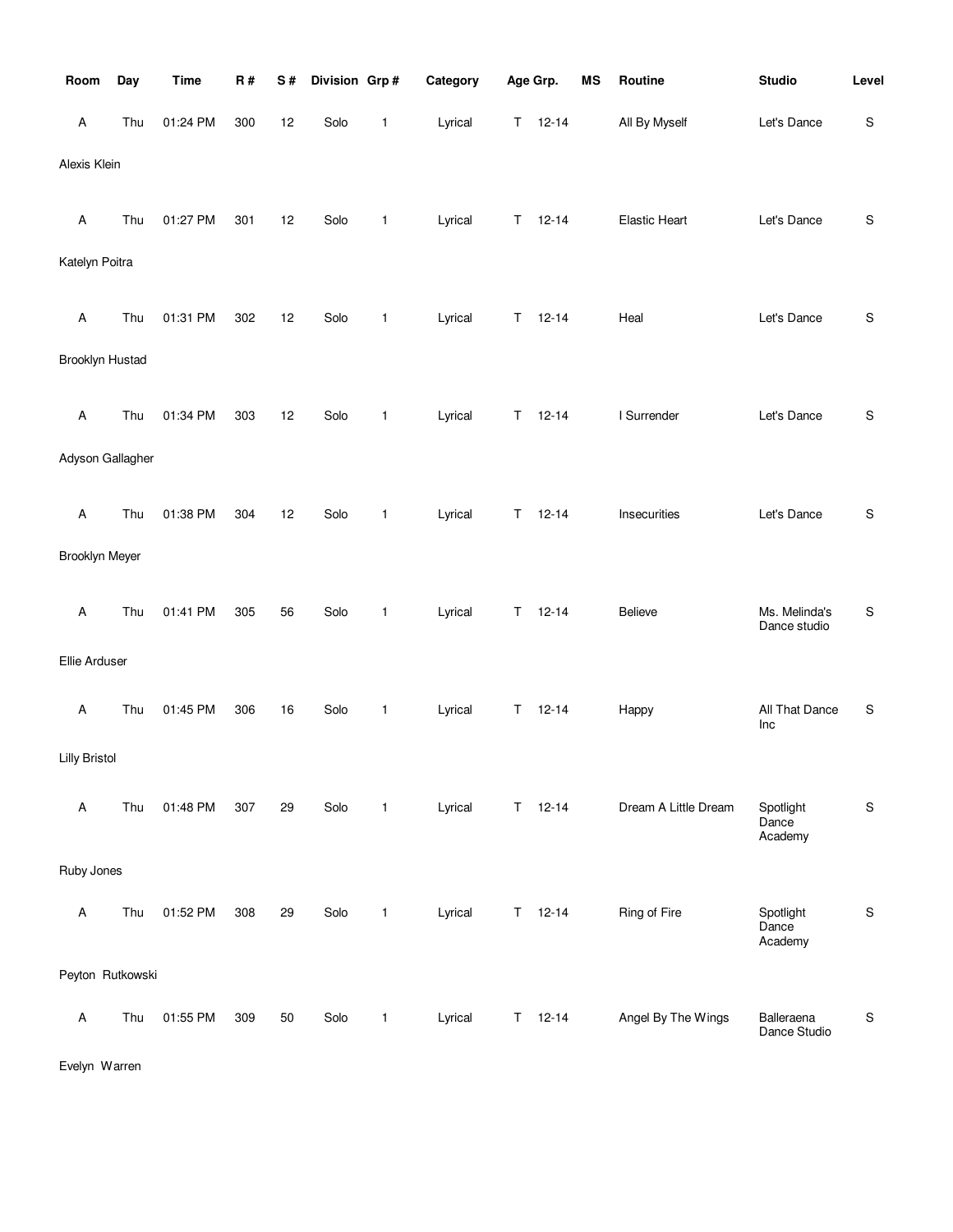| Room | Day | Time | R # | S # | Division | Grp # | Category | Age Grp. | | MS | Routine | Studio | Level |
|---|---|---|---|---|---|---|---|---|---|---|---|---|---|
| A | Thu | 01:24 PM | 300 | 12 | Solo | 1 | Lyrical | T | 12-14 | | All By Myself | Let's Dance | S |
| Alexis Klein | | | | | | | | | | | | | |
| A | Thu | 01:27 PM | 301 | 12 | Solo | 1 | Lyrical | T | 12-14 | | Elastic Heart | Let's Dance | S |
| Katelyn Poitra | | | | | | | | | | | | | |
| A | Thu | 01:31 PM | 302 | 12 | Solo | 1 | Lyrical | T | 12-14 | | Heal | Let's Dance | S |
| Brooklyn Hustad | | | | | | | | | | | | | |
| A | Thu | 01:34 PM | 303 | 12 | Solo | 1 | Lyrical | T | 12-14 | | I Surrender | Let's Dance | S |
| Adyson Gallagher | | | | | | | | | | | | | |
| A | Thu | 01:38 PM | 304 | 12 | Solo | 1 | Lyrical | T | 12-14 | | Insecurities | Let's Dance | S |
| Brooklyn Meyer | | | | | | | | | | | | | |
| A | Thu | 01:41 PM | 305 | 56 | Solo | 1 | Lyrical | T | 12-14 | | Believe | Ms. Melinda's Dance studio | S |
| Ellie Arduser | | | | | | | | | | | | | |
| A | Thu | 01:45 PM | 306 | 16 | Solo | 1 | Lyrical | T | 12-14 | | Happy | All That Dance Inc | S |
| Lilly Bristol | | | | | | | | | | | | | |
| A | Thu | 01:48 PM | 307 | 29 | Solo | 1 | Lyrical | T | 12-14 | | Dream A Little Dream | Spotlight Dance Academy | S |
| Ruby Jones | | | | | | | | | | | | | |
| A | Thu | 01:52 PM | 308 | 29 | Solo | 1 | Lyrical | T | 12-14 | | Ring of Fire | Spotlight Dance Academy | S |
| Peyton Rutkowski | | | | | | | | | | | | | |
| A | Thu | 01:55 PM | 309 | 50 | Solo | 1 | Lyrical | T | 12-14 | | Angel By The Wings | Balleraena Dance Studio | S |
| Evelyn Warren | | | | | | | | | | | | | |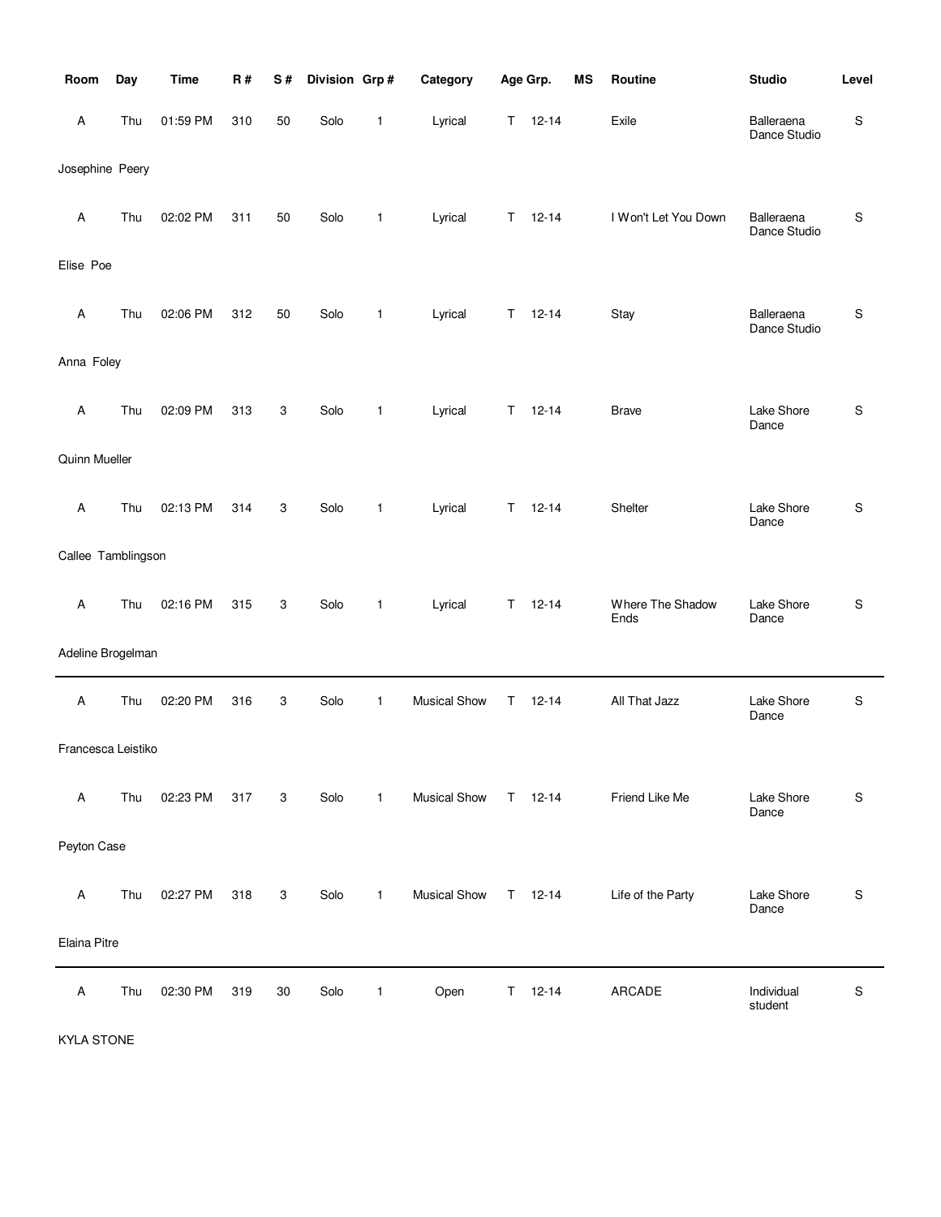| Room | Day | Time | R # | S # | Division | Grp # | Category | Age Grp. | | MS | Routine | Studio | Level |
|---|---|---|---|---|---|---|---|---|---|---|---|---|---|
| A | Thu | 01:59 PM | 310 | 50 | Solo | 1 | Lyrical | T | 12-14 | | Exile | Balleraena Dance Studio | S |
| Josephine Peery | | | | | | | | | | | | | |
| A | Thu | 02:02 PM | 311 | 50 | Solo | 1 | Lyrical | T | 12-14 | | I Won't Let You Down | Balleraena Dance Studio | S |
| Elise Poe | | | | | | | | | | | | | |
| A | Thu | 02:06 PM | 312 | 50 | Solo | 1 | Lyrical | T | 12-14 | | Stay | Balleraena Dance Studio | S |
| Anna Foley | | | | | | | | | | | | | |
| A | Thu | 02:09 PM | 313 | 3 | Solo | 1 | Lyrical | T | 12-14 | | Brave | Lake Shore Dance | S |
| Quinn Mueller | | | | | | | | | | | | | |
| A | Thu | 02:13 PM | 314 | 3 | Solo | 1 | Lyrical | T | 12-14 | | Shelter | Lake Shore Dance | S |
| Callee Tamblingson | | | | | | | | | | | | | |
| A | Thu | 02:16 PM | 315 | 3 | Solo | 1 | Lyrical | T | 12-14 | | Where The Shadow Ends | Lake Shore Dance | S |
| Adeline Brogelman | | | | | | | | | | | | | |
| A | Thu | 02:20 PM | 316 | 3 | Solo | 1 | Musical Show | T | 12-14 | | All That Jazz | Lake Shore Dance | S |
| Francesca Leistiko | | | | | | | | | | | | | |
| A | Thu | 02:23 PM | 317 | 3 | Solo | 1 | Musical Show | T | 12-14 | | Friend Like Me | Lake Shore Dance | S |
| Peyton Case | | | | | | | | | | | | | |
| A | Thu | 02:27 PM | 318 | 3 | Solo | 1 | Musical Show | T | 12-14 | | Life of the Party | Lake Shore Dance | S |
| Elaina Pitre | | | | | | | | | | | | | |
| A | Thu | 02:30 PM | 319 | 30 | Solo | 1 | Open | T | 12-14 | | ARCADE | Individual student | S |
| KYLA STONE | | | | | | | | | | | | | |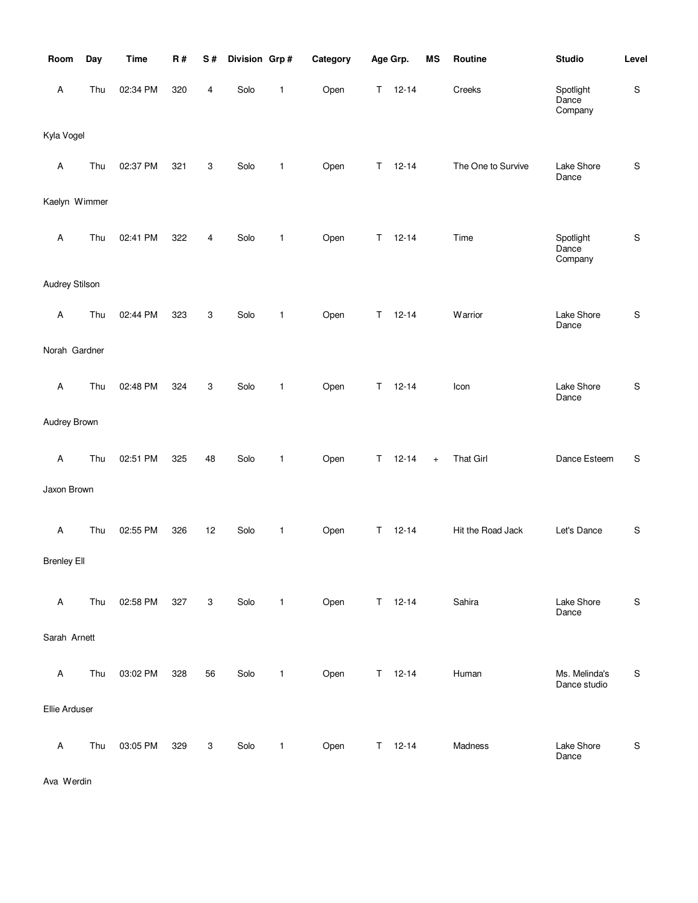| Room | Day | Time | R # | S # | Division | Grp # | Category | Age Grp. | | MS | Routine | Studio | Level |
|---|---|---|---|---|---|---|---|---|---|---|---|---|---|
| A | Thu | 02:34 PM | 320 | 4 | Solo | 1 | Open | T | 12-14 | | Creeks | Spotlight Dance Company | S |
| Kyla Vogel | | | | | | | | | | | | | |
| A | Thu | 02:37 PM | 321 | 3 | Solo | 1 | Open | T | 12-14 | | The One to Survive | Lake Shore Dance | S |
| Kaelyn Wimmer | | | | | | | | | | | | | |
| A | Thu | 02:41 PM | 322 | 4 | Solo | 1 | Open | T | 12-14 | | Time | Spotlight Dance Company | S |
| Audrey Stilson | | | | | | | | | | | | | |
| A | Thu | 02:44 PM | 323 | 3 | Solo | 1 | Open | T | 12-14 | | Warrior | Lake Shore Dance | S |
| Norah Gardner | | | | | | | | | | | | | |
| A | Thu | 02:48 PM | 324 | 3 | Solo | 1 | Open | T | 12-14 | | Icon | Lake Shore Dance | S |
| Audrey Brown | | | | | | | | | | | | | |
| A | Thu | 02:51 PM | 325 | 48 | Solo | 1 | Open | T | 12-14 | + | That Girl | Dance Esteem | S |
| Jaxon Brown | | | | | | | | | | | | | |
| A | Thu | 02:55 PM | 326 | 12 | Solo | 1 | Open | T | 12-14 | | Hit the Road Jack | Let's Dance | S |
| Brenley Ell | | | | | | | | | | | | | |
| A | Thu | 02:58 PM | 327 | 3 | Solo | 1 | Open | T | 12-14 | | Sahira | Lake Shore Dance | S |
| Sarah Arnett | | | | | | | | | | | | | |
| A | Thu | 03:02 PM | 328 | 56 | Solo | 1 | Open | T | 12-14 | | Human | Ms. Melinda's Dance studio | S |
| Ellie Arduser | | | | | | | | | | | | | |
| A | Thu | 03:05 PM | 329 | 3 | Solo | 1 | Open | T | 12-14 | | Madness | Lake Shore Dance | S |
| Ava Werdin | | | | | | | | | | | | | |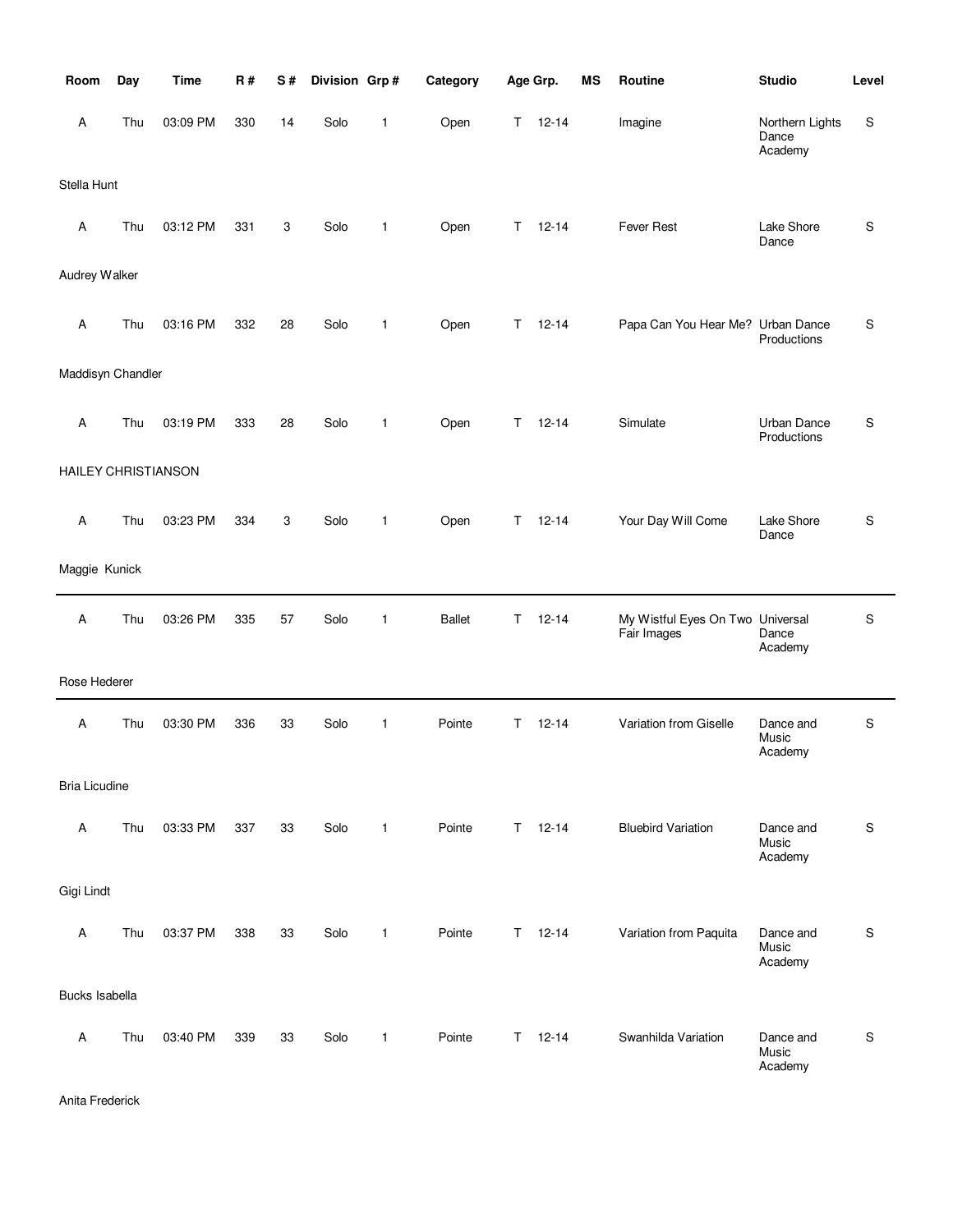| Room | Day | Time | R # | S # | Division | Grp # | Category | Age Grp. | MS | Routine | Studio | Level |
|---|---|---|---|---|---|---|---|---|---|---|---|---|
| A | Thu | 03:09 PM | 330 | 14 | Solo | 1 | Open | T 12-14 | | Imagine | Northern Lights Dance Academy | S |
| Stella Hunt | | | | | | | | | | | | |
| A | Thu | 03:12 PM | 331 | 3 | Solo | 1 | Open | T 12-14 | | Fever Rest | Lake Shore Dance | S |
| Audrey Walker | | | | | | | | | | | | |
| A | Thu | 03:16 PM | 332 | 28 | Solo | 1 | Open | T 12-14 | | Papa Can You Hear Me? | Urban Dance Productions | S |
| Maddisyn Chandler | | | | | | | | | | | | |
| A | Thu | 03:19 PM | 333 | 28 | Solo | 1 | Open | T 12-14 | | Simulate | Urban Dance Productions | S |
| HAILEY CHRISTIANSON | | | | | | | | | | | | |
| A | Thu | 03:23 PM | 334 | 3 | Solo | 1 | Open | T 12-14 | | Your Day Will Come | Lake Shore Dance | S |
| Maggie Kunick | | | | | | | | | | | | |
| A | Thu | 03:26 PM | 335 | 57 | Solo | 1 | Ballet | T 12-14 | | My Wistful Eyes On Two Fair Images | Universal Dance Academy | S |
| Rose Hederer | | | | | | | | | | | | |
| A | Thu | 03:30 PM | 336 | 33 | Solo | 1 | Pointe | T 12-14 | | Variation from Giselle | Dance and Music Academy | S |
| Bria Licudine | | | | | | | | | | | | |
| A | Thu | 03:33 PM | 337 | 33 | Solo | 1 | Pointe | T 12-14 | | Bluebird Variation | Dance and Music Academy | S |
| Gigi Lindt | | | | | | | | | | | | |
| A | Thu | 03:37 PM | 338 | 33 | Solo | 1 | Pointe | T 12-14 | | Variation from Paquita | Dance and Music Academy | S |
| Bucks Isabella | | | | | | | | | | | | |
| A | Thu | 03:40 PM | 339 | 33 | Solo | 1 | Pointe | T 12-14 | | Swanhilda Variation | Dance and Music Academy | S |
| Anita Frederick | | | | | | | | | | | | |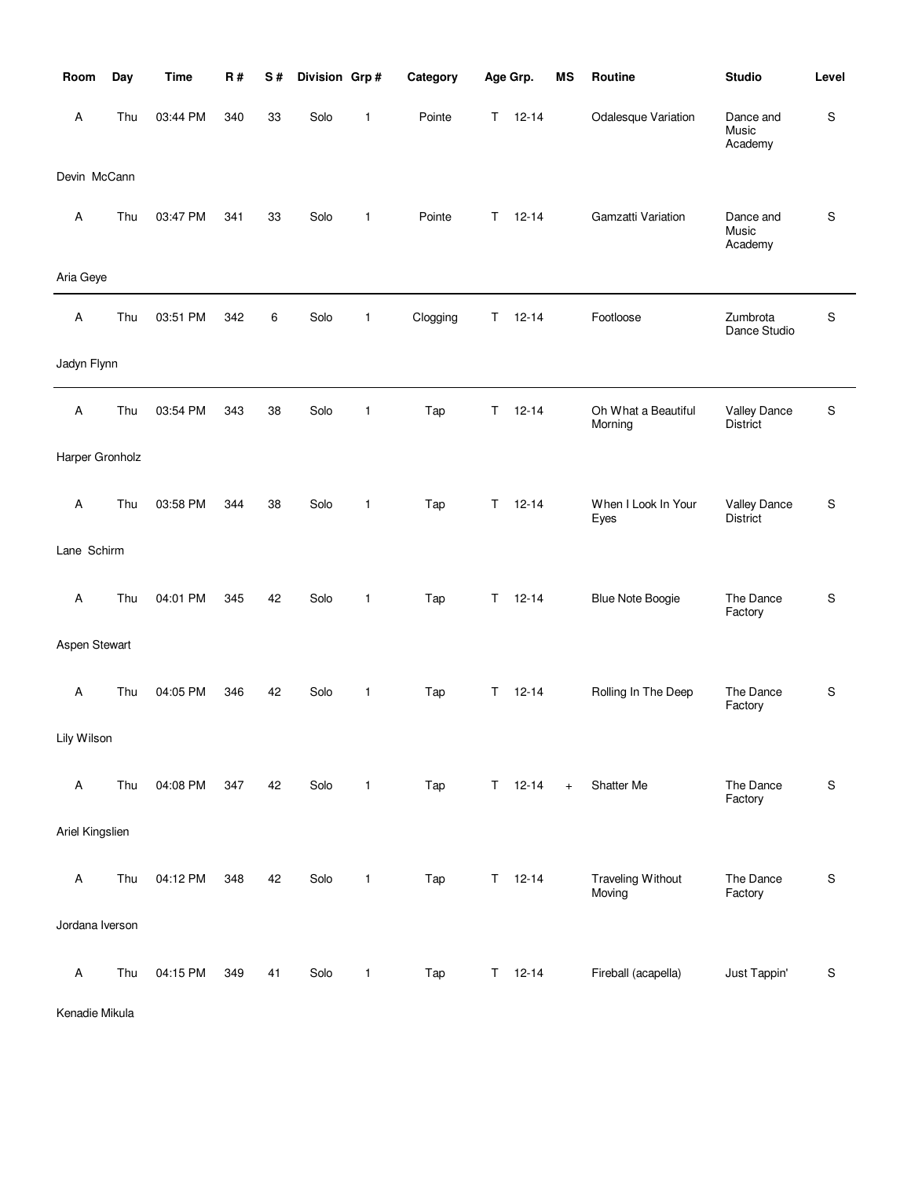| Room | Day | Time | R # | S # | Division | Grp # | Category | Age Grp. | | MS | Routine | Studio | Level |
|---|---|---|---|---|---|---|---|---|---|---|---|---|---|
| A | Thu | 03:44 PM | 340 | 33 | Solo | 1 | Pointe | T | 12-14 | | Odalesque Variation | Dance and Music Academy | S |

Devin McCann

| Room | Day | Time | R # | S # | Division | Grp # | Category | Age Grp. | | MS | Routine | Studio | Level |
|---|---|---|---|---|---|---|---|---|---|---|---|---|---|
| A | Thu | 03:47 PM | 341 | 33 | Solo | 1 | Pointe | T | 12-14 | | Gamzatti Variation | Dance and Music Academy | S |

Aria Geye

---

| Room | Day | Time | R # | S # | Division | Grp # | Category | Age Grp. | | MS | Routine | Studio | Level |
|---|---|---|---|---|---|---|---|---|---|---|---|---|---|
| A | Thu | 03:51 PM | 342 | 6 | Solo | 1 | Clogging | T | 12-14 | | Footloose | Zumbrota Dance Studio | S |

Jadyn Flynn

---

| Room | Day | Time | R # | S # | Division | Grp # | Category | Age Grp. | | MS | Routine | Studio | Level |
|---|---|---|---|---|---|---|---|---|---|---|---|---|---|
| A | Thu | 03:54 PM | 343 | 38 | Solo | 1 | Tap | T | 12-14 | | Oh What a Beautiful Morning | Valley Dance District | S |

Harper Gronholz

| Room | Day | Time | R # | S # | Division | Grp # | Category | Age Grp. | | MS | Routine | Studio | Level |
|---|---|---|---|---|---|---|---|---|---|---|---|---|---|
| A | Thu | 03:58 PM | 344 | 38 | Solo | 1 | Tap | T | 12-14 | | When I Look In Your Eyes | Valley Dance District | S |

Lane Schirm

| Room | Day | Time | R # | S # | Division | Grp # | Category | Age Grp. | | MS | Routine | Studio | Level |
|---|---|---|---|---|---|---|---|---|---|---|---|---|---|
| A | Thu | 04:01 PM | 345 | 42 | Solo | 1 | Tap | T | 12-14 | | Blue Note Boogie | The Dance Factory | S |

Aspen Stewart

| Room | Day | Time | R # | S # | Division | Grp # | Category | Age Grp. | | MS | Routine | Studio | Level |
|---|---|---|---|---|---|---|---|---|---|---|---|---|---|
| A | Thu | 04:05 PM | 346 | 42 | Solo | 1 | Tap | T | 12-14 | | Rolling In The Deep | The Dance Factory | S |

Lily Wilson

| Room | Day | Time | R # | S # | Division | Grp # | Category | Age Grp. | | MS | Routine | Studio | Level |
|---|---|---|---|---|---|---|---|---|---|---|---|---|---|
| A | Thu | 04:08 PM | 347 | 42 | Solo | 1 | Tap | T | 12-14 | + | Shatter Me | The Dance Factory | S |

Ariel Kingslien

| Room | Day | Time | R # | S # | Division | Grp # | Category | Age Grp. | | MS | Routine | Studio | Level |
|---|---|---|---|---|---|---|---|---|---|---|---|---|---|
| A | Thu | 04:12 PM | 348 | 42 | Solo | 1 | Tap | T | 12-14 | | Traveling Without Moving | The Dance Factory | S |

Jordana Iverson

| Room | Day | Time | R # | S # | Division | Grp # | Category | Age Grp. | | MS | Routine | Studio | Level |
|---|---|---|---|---|---|---|---|---|---|---|---|---|---|
| A | Thu | 04:15 PM | 349 | 41 | Solo | 1 | Tap | T | 12-14 | | Fireball (acapella) | Just Tappin' | S |

Kenadie Mikula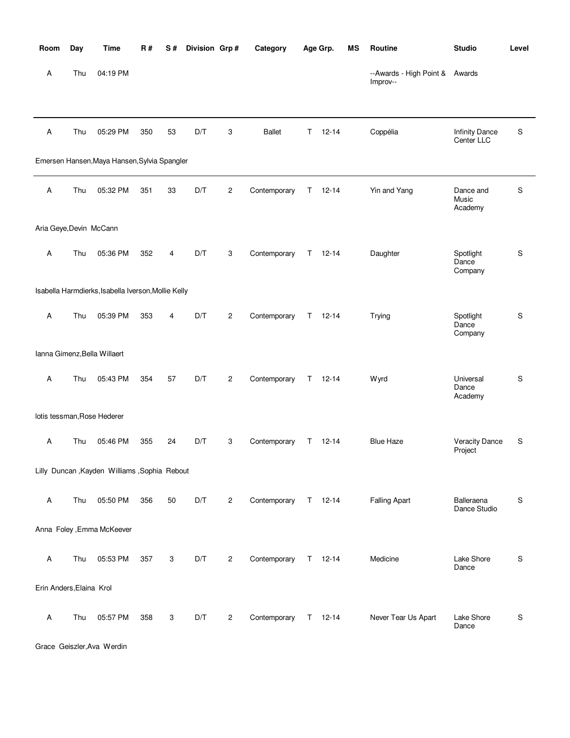| Room | Day | Time | R # | S # | Division | Grp # | Category | Age Grp. | | MS | Routine | Studio | Level |
|---|---|---|---|---|---|---|---|---|---|---|---|---|---|
| A | Thu | 04:19 PM | | | | | | | | | --Awards - High Point & Improv-- | Awards | |
| A | Thu | 05:29 PM | 350 | 53 | D/T | 3 | Ballet | T | 12-14 | | Coppélia | Infinity Dance Center LLC | S |
| Emersen Hansen,Maya Hansen,Sylvia Spangler | | | | | | | | | | | | | |
| A | Thu | 05:32 PM | 351 | 33 | D/T | 2 | Contemporary | T | 12-14 | | Yin and Yang | Dance and Music Academy | S |
| Aria Geye,Devin McCann | | | | | | | | | | | | | |
| A | Thu | 05:36 PM | 352 | 4 | D/T | 3 | Contemporary | T | 12-14 | | Daughter | Spotlight Dance Company | S |
| Isabella Harmdierks,Isabella Iverson,Mollie Kelly | | | | | | | | | | | | | |
| A | Thu | 05:39 PM | 353 | 4 | D/T | 2 | Contemporary | T | 12-14 | | Trying | Spotlight Dance Company | S |
| Ianna Gimenz,Bella Willaert | | | | | | | | | | | | | |
| A | Thu | 05:43 PM | 354 | 57 | D/T | 2 | Contemporary | T | 12-14 | | Wyrd | Universal Dance Academy | S |
| lotis tessman,Rose Hederer | | | | | | | | | | | | | |
| A | Thu | 05:46 PM | 355 | 24 | D/T | 3 | Contemporary | T | 12-14 | | Blue Haze | Veracity Dance Project | S |
| Lilly Duncan ,Kayden Williams ,Sophia Rebout | | | | | | | | | | | | | |
| A | Thu | 05:50 PM | 356 | 50 | D/T | 2 | Contemporary | T | 12-14 | | Falling Apart | Balleraena Dance Studio | S |
| Anna Foley ,Emma McKeever | | | | | | | | | | | | | |
| A | Thu | 05:53 PM | 357 | 3 | D/T | 2 | Contemporary | T | 12-14 | | Medicine | Lake Shore Dance | S |
| Erin Anders,Elaina Krol | | | | | | | | | | | | | |
| A | Thu | 05:57 PM | 358 | 3 | D/T | 2 | Contemporary | T | 12-14 | | Never Tear Us Apart | Lake Shore Dance | S |
| Grace Geiszler,Ava Werdin | | | | | | | | | | | | | |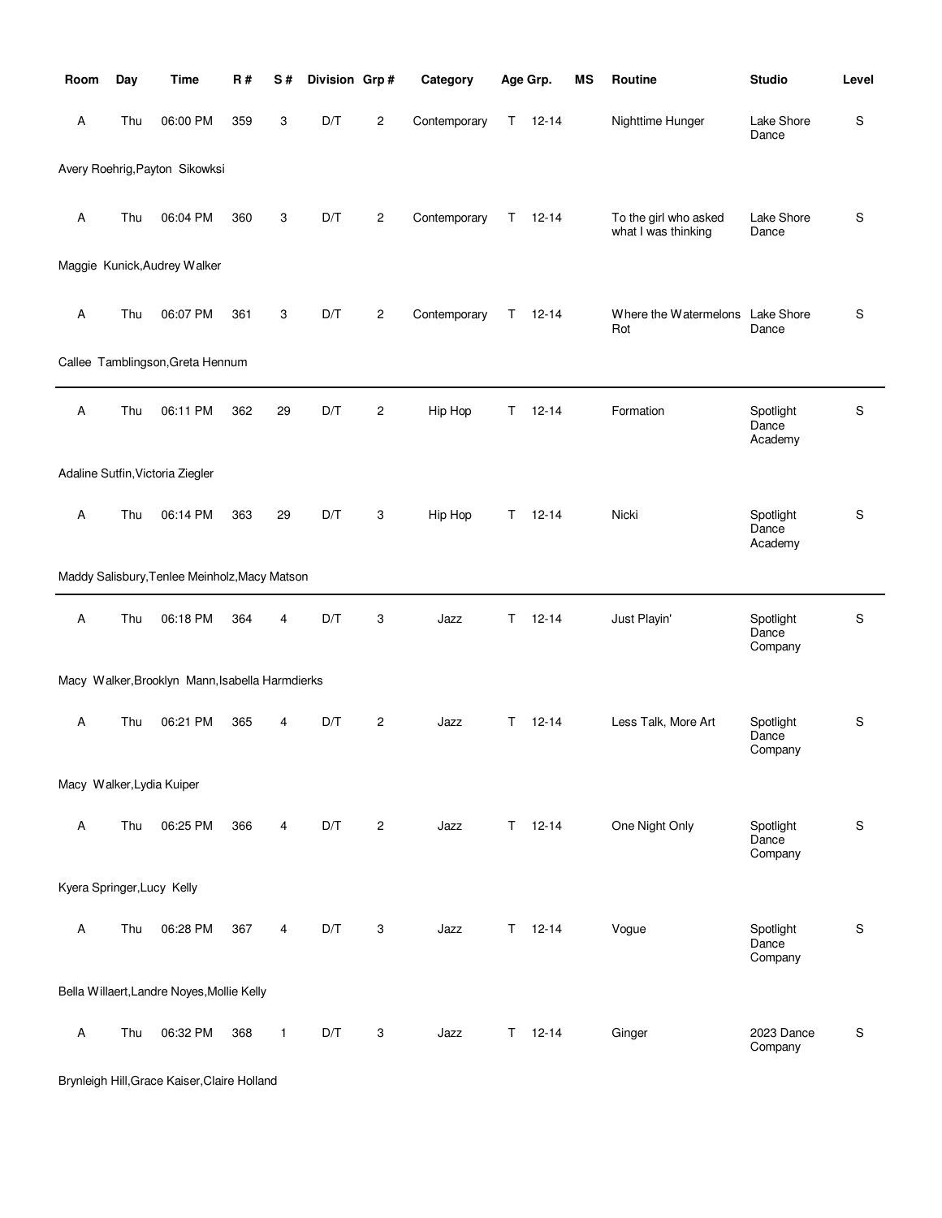| Room | Day | Time | R # | S # | Division | Grp # | Category | Age Grp. | MS | Routine | Studio | Level |
|---|---|---|---|---|---|---|---|---|---|---|---|---|
| A | Thu | 06:00 PM | 359 | 3 | D/T | 2 | Contemporary | T 12-14 | | Nighttime Hunger | Lake Shore Dance | S |

Avery Roehrig,Payton Sikowksi

| Room | Day | Time | R # | S # | Division | Grp # | Category | Age Grp. | MS | Routine | Studio | Level |
|---|---|---|---|---|---|---|---|---|---|---|---|---|
| A | Thu | 06:04 PM | 360 | 3 | D/T | 2 | Contemporary | T 12-14 | | To the girl who asked what I was thinking | Lake Shore Dance | S |

Maggie Kunick,Audrey Walker

| Room | Day | Time | R # | S # | Division | Grp # | Category | Age Grp. | MS | Routine | Studio | Level |
|---|---|---|---|---|---|---|---|---|---|---|---|---|
| A | Thu | 06:07 PM | 361 | 3 | D/T | 2 | Contemporary | T 12-14 | | Where the Watermelons Rot | Lake Shore Dance | S |

Callee Tamblingson,Greta Hennum

---

| Room | Day | Time | R # | S # | Division | Grp # | Category | Age Grp. | MS | Routine | Studio | Level |
|---|---|---|---|---|---|---|---|---|---|---|---|---|
| A | Thu | 06:11 PM | 362 | 29 | D/T | 2 | Hip Hop | T 12-14 | | Formation | Spotlight Dance Academy | S |

Adaline Sutfin,Victoria Ziegler

| Room | Day | Time | R # | S # | Division | Grp # | Category | Age Grp. | MS | Routine | Studio | Level |
|---|---|---|---|---|---|---|---|---|---|---|---|---|
| A | Thu | 06:14 PM | 363 | 29 | D/T | 3 | Hip Hop | T 12-14 | | Nicki | Spotlight Dance Academy | S |

Maddy Salisbury,Tenlee Meinholz,Macy Matson

---

| Room | Day | Time | R # | S # | Division | Grp # | Category | Age Grp. | MS | Routine | Studio | Level |
|---|---|---|---|---|---|---|---|---|---|---|---|---|
| A | Thu | 06:18 PM | 364 | 4 | D/T | 3 | Jazz | T 12-14 | | Just Playin' | Spotlight Dance Company | S |

Macy Walker,Brooklyn Mann,Isabella Harmdierks

| Room | Day | Time | R # | S # | Division | Grp # | Category | Age Grp. | MS | Routine | Studio | Level |
|---|---|---|---|---|---|---|---|---|---|---|---|---|
| A | Thu | 06:21 PM | 365 | 4 | D/T | 2 | Jazz | T 12-14 | | Less Talk, More Art | Spotlight Dance Company | S |

Macy Walker,Lydia Kuiper

| Room | Day | Time | R # | S # | Division | Grp # | Category | Age Grp. | MS | Routine | Studio | Level |
|---|---|---|---|---|---|---|---|---|---|---|---|---|
| A | Thu | 06:25 PM | 366 | 4 | D/T | 2 | Jazz | T 12-14 | | One Night Only | Spotlight Dance Company | S |

Kyera Springer,Lucy Kelly

| Room | Day | Time | R # | S # | Division | Grp # | Category | Age Grp. | MS | Routine | Studio | Level |
|---|---|---|---|---|---|---|---|---|---|---|---|---|
| A | Thu | 06:28 PM | 367 | 4 | D/T | 3 | Jazz | T 12-14 | | Vogue | Spotlight Dance Company | S |

Bella Willaert,Landre Noyes,Mollie Kelly

| Room | Day | Time | R # | S # | Division | Grp # | Category | Age Grp. | MS | Routine | Studio | Level |
|---|---|---|---|---|---|---|---|---|---|---|---|---|
| A | Thu | 06:32 PM | 368 | 1 | D/T | 3 | Jazz | T 12-14 | | Ginger | 2023 Dance Company | S |

Brynleigh Hill,Grace Kaiser,Claire Holland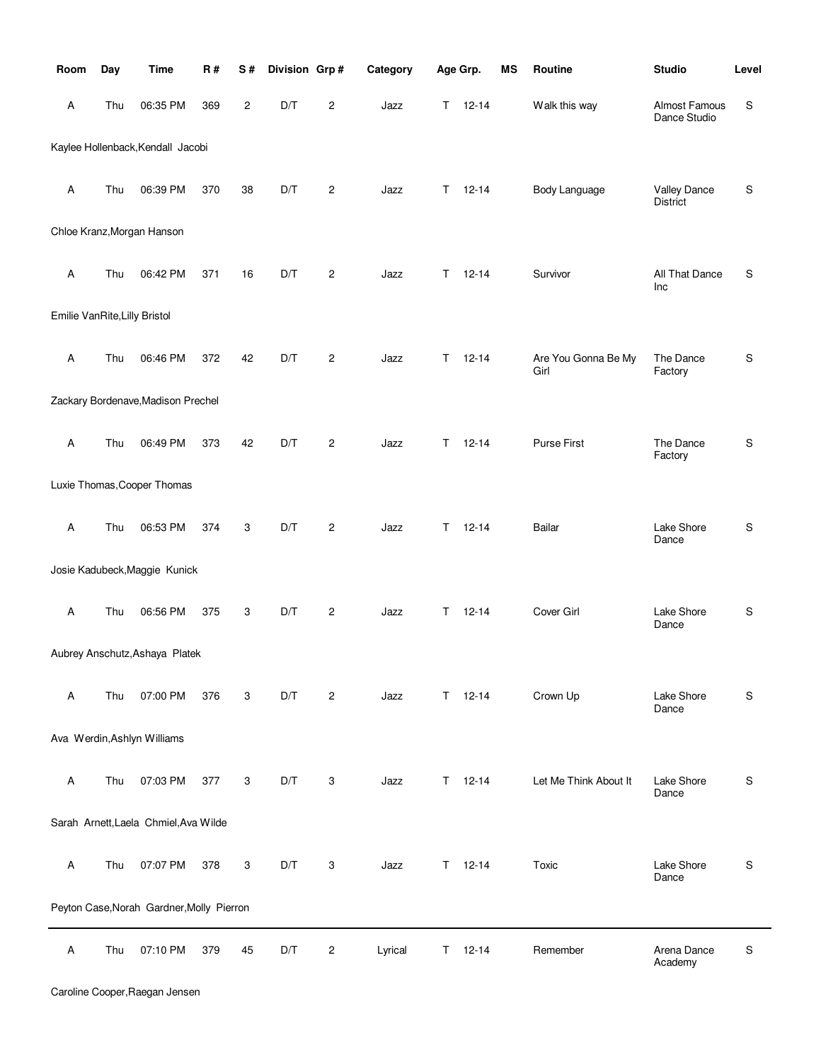| Room | Day | Time | R # | S # | Division | Grp # | Category | Age Grp. | MS | Routine | Studio | Level |
|---|---|---|---|---|---|---|---|---|---|---|---|---|
| A | Thu | 06:35 PM | 369 | 2 | D/T | 2 | Jazz | T 12-14 | | Walk this way | Almost Famous Dance Studio | S |
| Kaylee Hollenback,Kendall Jacobi | | | | | | | | | | | | |
| A | Thu | 06:39 PM | 370 | 38 | D/T | 2 | Jazz | T 12-14 | | Body Language | Valley Dance District | S |
| Chloe Kranz,Morgan Hanson | | | | | | | | | | | | |
| A | Thu | 06:42 PM | 371 | 16 | D/T | 2 | Jazz | T 12-14 | | Survivor | All That Dance Inc | S |
| Emilie VanRite,Lilly Bristol | | | | | | | | | | | | |
| A | Thu | 06:46 PM | 372 | 42 | D/T | 2 | Jazz | T 12-14 | | Are You Gonna Be My Girl | The Dance Factory | S |
| Zackary Bordenave,Madison Prechel | | | | | | | | | | | | |
| A | Thu | 06:49 PM | 373 | 42 | D/T | 2 | Jazz | T 12-14 | | Purse First | The Dance Factory | S |
| Luxie Thomas,Cooper Thomas | | | | | | | | | | | | |
| A | Thu | 06:53 PM | 374 | 3 | D/T | 2 | Jazz | T 12-14 | | Bailar | Lake Shore Dance | S |
| Josie Kadubeck,Maggie Kunick | | | | | | | | | | | | |
| A | Thu | 06:56 PM | 375 | 3 | D/T | 2 | Jazz | T 12-14 | | Cover Girl | Lake Shore Dance | S |
| Aubrey Anschutz,Ashaya Platek | | | | | | | | | | | | |
| A | Thu | 07:00 PM | 376 | 3 | D/T | 2 | Jazz | T 12-14 | | Crown Up | Lake Shore Dance | S |
| Ava Werdin,Ashlyn Williams | | | | | | | | | | | | |
| A | Thu | 07:03 PM | 377 | 3 | D/T | 3 | Jazz | T 12-14 | | Let Me Think About It | Lake Shore Dance | S |
| Sarah Arnett,Laela Chmiel,Ava Wilde | | | | | | | | | | | | |
| A | Thu | 07:07 PM | 378 | 3 | D/T | 3 | Jazz | T 12-14 | | Toxic | Lake Shore Dance | S |
| Peyton Case,Norah Gardner,Molly Pierron | | | | | | | | | | | | |
| A | Thu | 07:10 PM | 379 | 45 | D/T | 2 | Lyrical | T 12-14 | | Remember | Arena Dance Academy | S |
| Caroline Cooper,Raegan Jensen | | | | | | | | | | | | |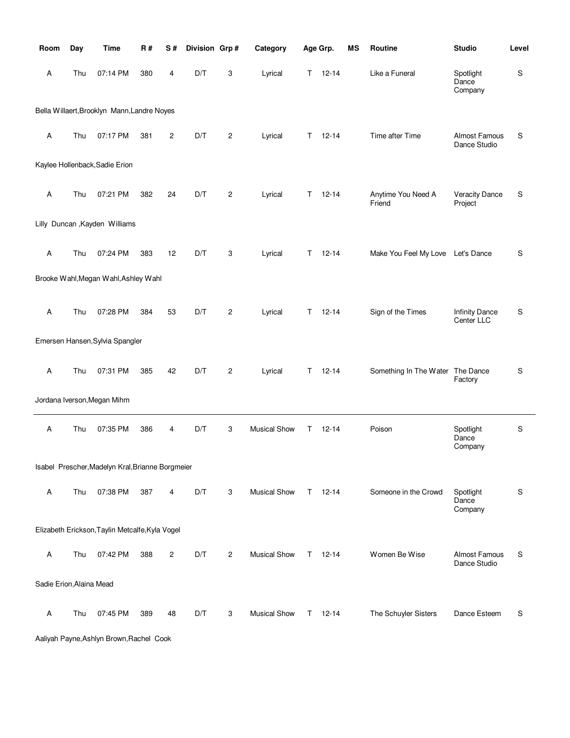| Room | Day | Time | R # | S # | Division | Grp # | Category | Age Grp. | MS | Routine | Studio | Level |
|---|---|---|---|---|---|---|---|---|---|---|---|---|
| A | Thu | 07:14 PM | 380 | 4 | D/T | 3 | Lyrical | T 12-14 | | Like a Funeral | Spotlight Dance Company | S |
| Bella Willaert,Brooklyn Mann,Landre Noyes | | | | | | | | | | | | |
| A | Thu | 07:17 PM | 381 | 2 | D/T | 2 | Lyrical | T 12-14 | | Time after Time | Almost Famous Dance Studio | S |
| Kaylee Hollenback,Sadie Erion | | | | | | | | | | | | |
| A | Thu | 07:21 PM | 382 | 24 | D/T | 2 | Lyrical | T 12-14 | | Anytime You Need A Friend | Veracity Dance Project | S |
| Lilly Duncan ,Kayden Williams | | | | | | | | | | | | |
| A | Thu | 07:24 PM | 383 | 12 | D/T | 3 | Lyrical | T 12-14 | | Make You Feel My Love | Let's Dance | S |
| Brooke Wahl,Megan Wahl,Ashley Wahl | | | | | | | | | | | | |
| A | Thu | 07:28 PM | 384 | 53 | D/T | 2 | Lyrical | T 12-14 | | Sign of the Times | Infinity Dance Center LLC | S |
| Emersen Hansen,Sylvia Spangler | | | | | | | | | | | | |
| A | Thu | 07:31 PM | 385 | 42 | D/T | 2 | Lyrical | T 12-14 | | Something In The Water | The Dance Factory | S |
| Jordana Iverson,Megan Mihm | | | | | | | | | | | | |
| A | Thu | 07:35 PM | 386 | 4 | D/T | 3 | Musical Show | T 12-14 | | Poison | Spotlight Dance Company | S |
| Isabel Prescher,Madelyn Kral,Brianne Borgmeier | | | | | | | | | | | | |
| A | Thu | 07:38 PM | 387 | 4 | D/T | 3 | Musical Show | T 12-14 | | Someone in the Crowd | Spotlight Dance Company | S |
| Elizabeth Erickson,Taylin Metcalfe,Kyla Vogel | | | | | | | | | | | | |
| A | Thu | 07:42 PM | 388 | 2 | D/T | 2 | Musical Show | T 12-14 | | Women Be Wise | Almost Famous Dance Studio | S |
| Sadie Erion,Alaina Mead | | | | | | | | | | | | |
| A | Thu | 07:45 PM | 389 | 48 | D/T | 3 | Musical Show | T 12-14 | | The Schuyler Sisters | Dance Esteem | S |
| Aaliyah Payne,Ashlyn Brown,Rachel Cook | | | | | | | | | | | | |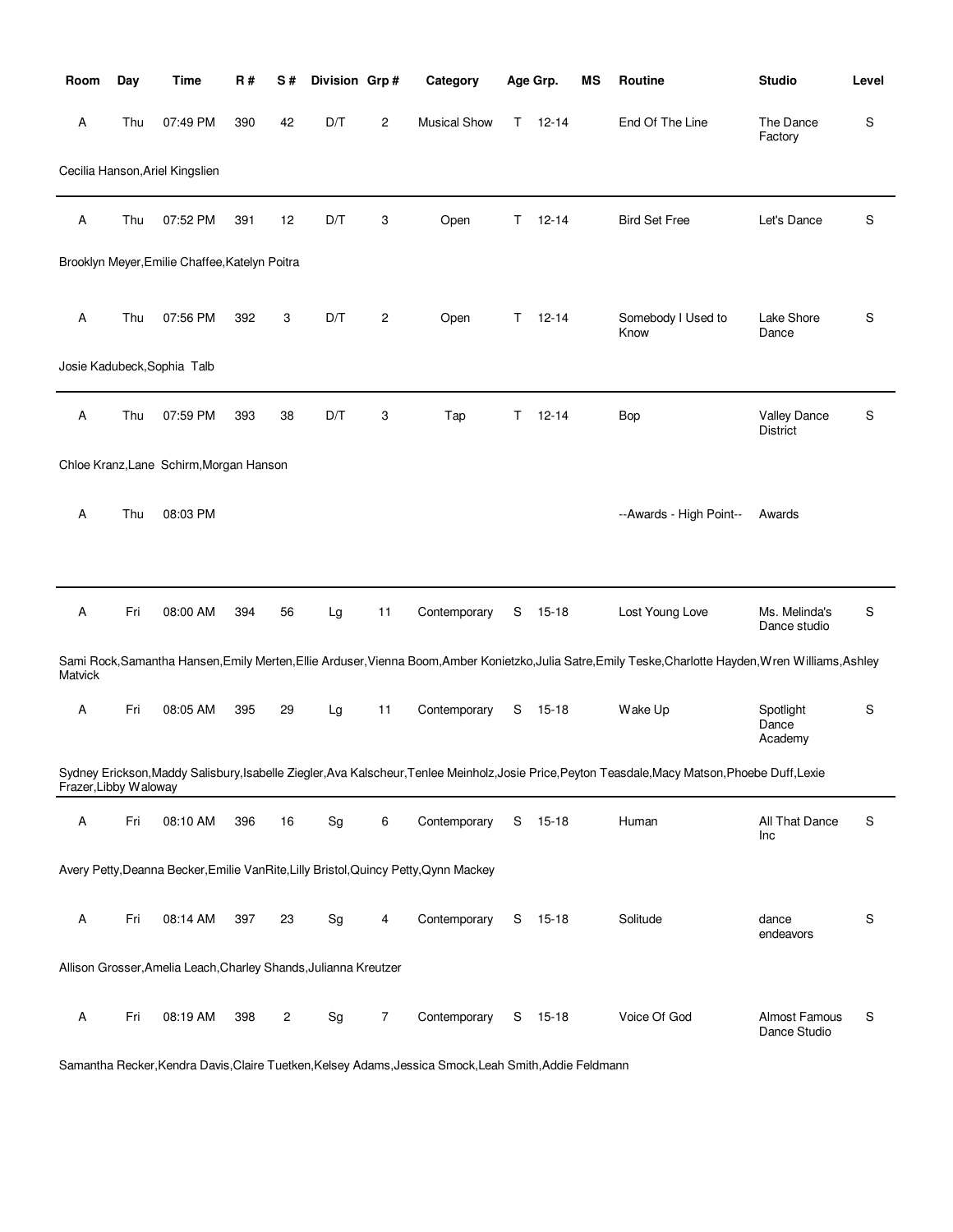| Room | Day | Time | R # | S # | Division | Grp # | Category | Age Grp. | | MS | Routine | Studio | Level |
|---|---|---|---|---|---|---|---|---|---|---|---|---|---|
| A | Thu | 07:49 PM | 390 | 42 | D/T | 2 | Musical Show | T | 12-14 | | End Of The Line | The Dance Factory | S |
| Cecilia Hanson,Ariel Kingslien | | | | | | | | | | | | | |
| A | Thu | 07:52 PM | 391 | 12 | D/T | 3 | Open | T | 12-14 | | Bird Set Free | Let's Dance | S |
| Brooklyn Meyer,Emilie Chaffee,Katelyn Poitra | | | | | | | | | | | | | |
| A | Thu | 07:56 PM | 392 | 3 | D/T | 2 | Open | T | 12-14 | | Somebody I Used to Know | Lake Shore Dance | S |
| Josie Kadubeck,Sophia Talb | | | | | | | | | | | | | |
| A | Thu | 07:59 PM | 393 | 38 | D/T | 3 | Tap | T | 12-14 | | Bop | Valley Dance District | S |
| Chloe Kranz,Lane Schirm,Morgan Hanson | | | | | | | | | | | | | |
| A | Thu | 08:03 PM | | | | | | | | | --Awards - High Point-- | Awards | |
| A | Fri | 08:00 AM | 394 | 56 | Lg | 11 | Contemporary | S | 15-18 | | Lost Young Love | Ms. Melinda's Dance studio | S |
| Sami Rock,Samantha Hansen,Emily Merten,Ellie Arduser,Vienna Boom,Amber Konietzko,Julia Satre,Emily Teske,Charlotte Hayden,Wren Williams,Ashley Matvick | | | | | | | | | | | | | |
| A | Fri | 08:05 AM | 395 | 29 | Lg | 11 | Contemporary | S | 15-18 | | Wake Up | Spotlight Dance Academy | S |
| Sydney Erickson,Maddy Salisbury,Isabelle Ziegler,Ava Kalscheur,Tenlee Meinholz,Josie Price,Peyton Teasdale,Macy Matson,Phoebe Duff,Lexie Frazer,Libby Waloway | | | | | | | | | | | | | |
| A | Fri | 08:10 AM | 396 | 16 | Sg | 6 | Contemporary | S | 15-18 | | Human | All That Dance Inc | S |
| Avery Petty,Deanna Becker,Emilie VanRite,Lilly Bristol,Quincy Petty,Qynn Mackey | | | | | | | | | | | | | |
| A | Fri | 08:14 AM | 397 | 23 | Sg | 4 | Contemporary | S | 15-18 | | Solitude | dance endeavors | S |
| Allison Grosser,Amelia Leach,Charley Shands,Julianna Kreutzer | | | | | | | | | | | | | |
| A | Fri | 08:19 AM | 398 | 2 | Sg | 7 | Contemporary | S | 15-18 | | Voice Of God | Almost Famous Dance Studio | S |
| Samantha Recker,Kendra Davis,Claire Tuetken,Kelsey Adams,Jessica Smock,Leah Smith,Addie Feldmann | | | | | | | | | | | | | |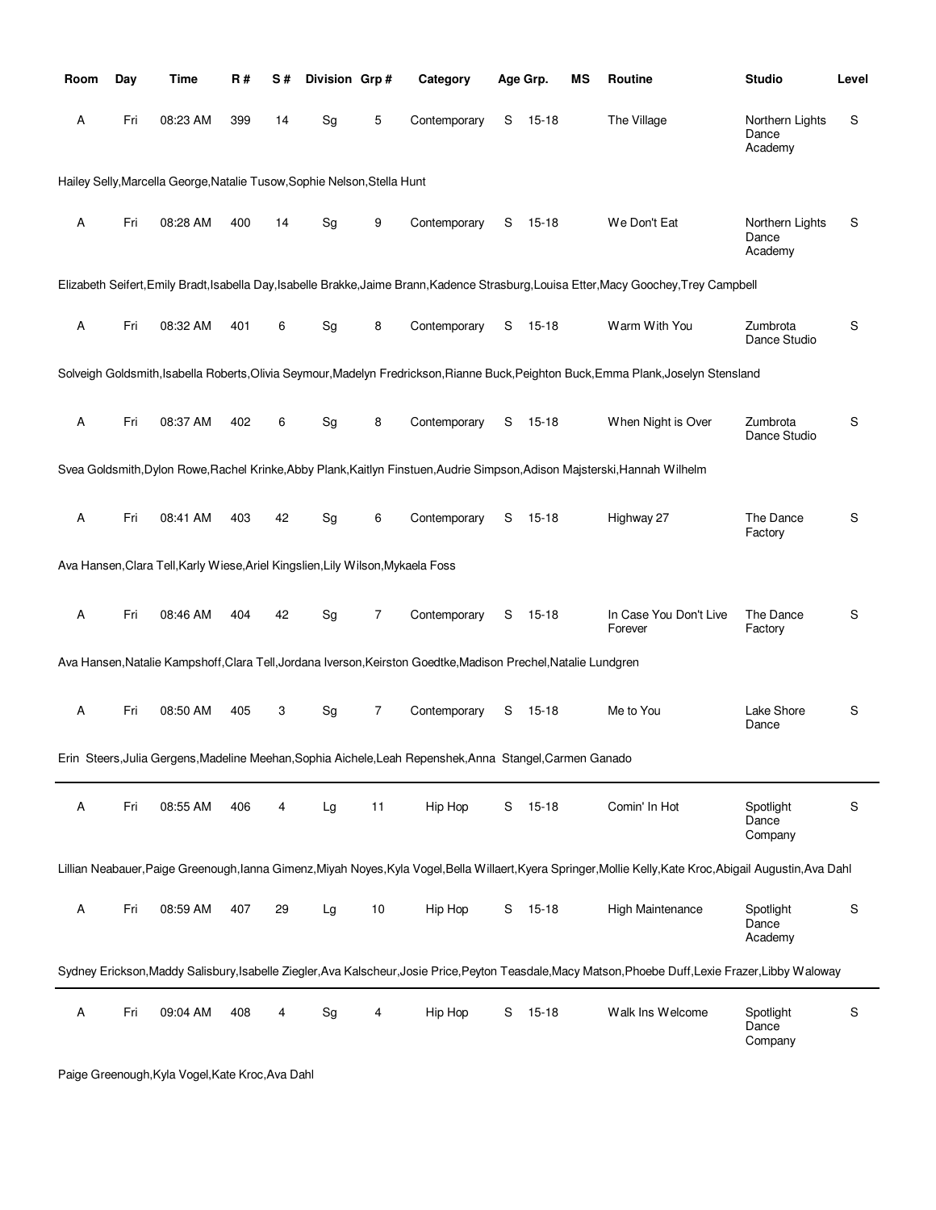| Room | Day | Time | R # | S # | Division | Grp # | Category | Age Grp. | | MS | Routine | Studio | Level |
|---|---|---|---|---|---|---|---|---|---|---|---|---|---|
| A | Fri | 08:23 AM | 399 | 14 | Sg | 5 | Contemporary | S | 15-18 | | The Village | Northern Lights Dance Academy | S |
| Hailey Selly,Marcella George,Natalie Tusow,Sophie Nelson,Stella Hunt | | | | | | | | | | | | | |
| A | Fri | 08:28 AM | 400 | 14 | Sg | 9 | Contemporary | S | 15-18 | | We Don't Eat | Northern Lights Dance Academy | S |
| Elizabeth Seifert,Emily Bradt,Isabella Day,Isabelle Brakke,Jaime Brann,Kadence Strasburg,Louisa Etter,Macy Goochey,Trey Campbell | | | | | | | | | | | | | |
| A | Fri | 08:32 AM | 401 | 6 | Sg | 8 | Contemporary | S | 15-18 | | Warm With You | Zumbrota Dance Studio | S |
| Solveigh Goldsmith,Isabella Roberts,Olivia Seymour,Madelyn Fredrickson,Rianne Buck,Peighton Buck,Emma Plank,Joselyn Stensland | | | | | | | | | | | | | |
| A | Fri | 08:37 AM | 402 | 6 | Sg | 8 | Contemporary | S | 15-18 | | When Night is Over | Zumbrota Dance Studio | S |
| Svea Goldsmith,Dylon Rowe,Rachel Krinke,Abby Plank,Kaitlyn Finstuen,Audrie Simpson,Adison Majsterski,Hannah Wilhelm | | | | | | | | | | | | | |
| A | Fri | 08:41 AM | 403 | 42 | Sg | 6 | Contemporary | S | 15-18 | | Highway 27 | The Dance Factory | S |
| Ava Hansen,Clara Tell,Karly Wiese,Ariel Kingslien,Lily Wilson,Mykaela Foss | | | | | | | | | | | | | |
| A | Fri | 08:46 AM | 404 | 42 | Sg | 7 | Contemporary | S | 15-18 | | In Case You Don't Live Forever | The Dance Factory | S |
| Ava Hansen,Natalie Kampshoff,Clara Tell,Jordana Iverson,Keirston Goedtke,Madison Prechel,Natalie Lundgren | | | | | | | | | | | | | |
| A | Fri | 08:50 AM | 405 | 3 | Sg | 7 | Contemporary | S | 15-18 | | Me to You | Lake Shore Dance | S |
| Erin Steers,Julia Gergens,Madeline Meehan,Sophia Aichele,Leah Repenshek,Anna Stangel,Carmen Ganado | | | | | | | | | | | | | |
| A | Fri | 08:55 AM | 406 | 4 | Lg | 11 | Hip Hop | S | 15-18 | | Comin' In Hot | Spotlight Dance Company | S |
| Lillian Neabauer,Paige Greenough,Ianna Gimenz,Miyah Noyes,Kyla Vogel,Bella Willaert,Kyera Springer,Mollie Kelly,Kate Kroc,Abigail Augustin,Ava Dahl | | | | | | | | | | | | | |
| A | Fri | 08:59 AM | 407 | 29 | Lg | 10 | Hip Hop | S | 15-18 | | High Maintenance | Spotlight Dance Academy | S |
| Sydney Erickson,Maddy Salisbury,Isabelle Ziegler,Ava Kalscheur,Josie Price,Peyton Teasdale,Macy Matson,Phoebe Duff,Lexie Frazer,Libby Waloway | | | | | | | | | | | | | |
| A | Fri | 09:04 AM | 408 | 4 | Sg | 4 | Hip Hop | S | 15-18 | | Walk Ins Welcome | Spotlight Dance Company | S |
| Paige Greenough,Kyla Vogel,Kate Kroc,Ava Dahl | | | | | | | | | | | | | |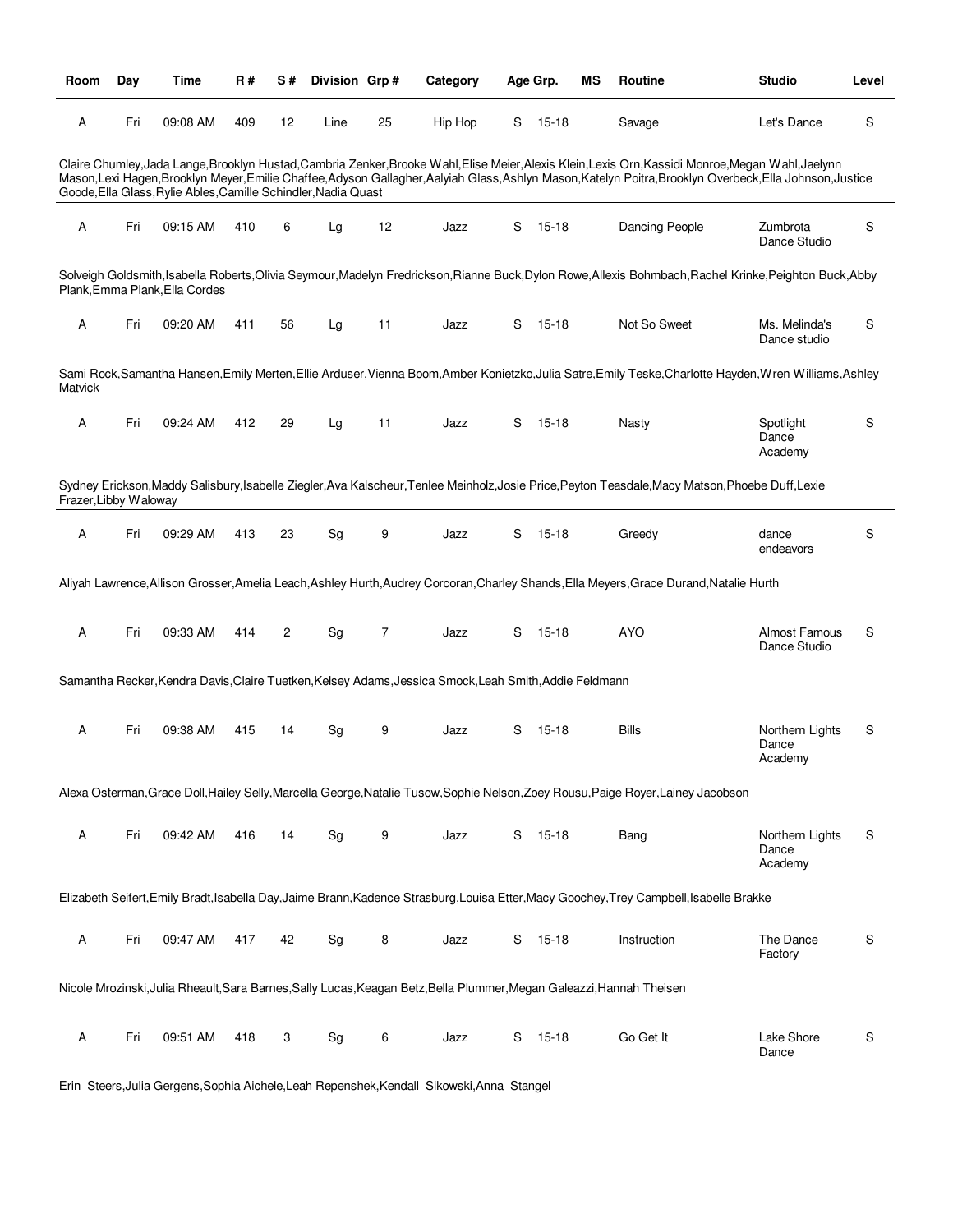| Room | Day | Time | R # | S # | Division | Grp # | Category | Age Grp. | MS | Routine | Studio | Level |
|---|---|---|---|---|---|---|---|---|---|---|---|---|
| A | Fri | 09:08 AM | 409 | 12 | Line | 25 | Hip Hop | S 15-18 | | Savage | Let's Dance | S |

Claire Chumley,Jada Lange,Brooklyn Hustad,Cambria Zenker,Brooke Wahl,Elise Meier,Alexis Klein,Lexis Orn,Kassidi Monroe,Megan Wahl,Jaelynn Mason,Lexi Hagen,Brooklyn Meyer,Emilie Chaffee,Adyson Gallagher,Aalyiah Glass,Ashlyn Mason,Katelyn Poitra,Brooklyn Overbeck,Ella Johnson,Justice Goode,Ella Glass,Rylie Ables,Camille Schindler,Nadia Quast

| Room | Day | Time | R # | S # | Division | Grp # | Category | Age Grp. | MS | Routine | Studio | Level |
|---|---|---|---|---|---|---|---|---|---|---|---|---|
| A | Fri | 09:15 AM | 410 | 6 | Lg | 12 | Jazz | S 15-18 | | Dancing People | Zumbrota Dance Studio | S |

Solveigh Goldsmith,Isabella Roberts,Olivia Seymour,Madelyn Fredrickson,Rianne Buck,Dylon Rowe,Allexis Bohmbach,Rachel Krinke,Peighton Buck,Abby Plank,Emma Plank,Ella Cordes

| Room | Day | Time | R # | S # | Division | Grp # | Category | Age Grp. | MS | Routine | Studio | Level |
|---|---|---|---|---|---|---|---|---|---|---|---|---|
| A | Fri | 09:20 AM | 411 | 56 | Lg | 11 | Jazz | S 15-18 | | Not So Sweet | Ms. Melinda's Dance studio | S |

Sami Rock,Samantha Hansen,Emily Merten,Ellie Arduser,Vienna Boom,Amber Konietzko,Julia Satre,Emily Teske,Charlotte Hayden,Wren Williams,Ashley Matvick

| Room | Day | Time | R # | S # | Division | Grp # | Category | Age Grp. | MS | Routine | Studio | Level |
|---|---|---|---|---|---|---|---|---|---|---|---|---|
| A | Fri | 09:24 AM | 412 | 29 | Lg | 11 | Jazz | S 15-18 | | Nasty | Spotlight Dance Academy | S |

Sydney Erickson,Maddy Salisbury,Isabelle Ziegler,Ava Kalscheur,Tenlee Meinholz,Josie Price,Peyton Teasdale,Macy Matson,Phoebe Duff,Lexie Frazer,Libby Waloway

| Room | Day | Time | R # | S # | Division | Grp # | Category | Age Grp. | MS | Routine | Studio | Level |
|---|---|---|---|---|---|---|---|---|---|---|---|---|
| A | Fri | 09:29 AM | 413 | 23 | Sg | 9 | Jazz | S 15-18 | | Greedy | dance endeavors | S |

Aliyah Lawrence,Allison Grosser,Amelia Leach,Ashley Hurth,Audrey Corcoran,Charley Shands,Ella Meyers,Grace Durand,Natalie Hurth

| Room | Day | Time | R # | S # | Division | Grp # | Category | Age Grp. | MS | Routine | Studio | Level |
|---|---|---|---|---|---|---|---|---|---|---|---|---|
| A | Fri | 09:33 AM | 414 | 2 | Sg | 7 | Jazz | S 15-18 | | AYO | Almost Famous Dance Studio | S |

Samantha Recker,Kendra Davis,Claire Tuetken,Kelsey Adams,Jessica Smock,Leah Smith,Addie Feldmann

| Room | Day | Time | R # | S # | Division | Grp # | Category | Age Grp. | MS | Routine | Studio | Level |
|---|---|---|---|---|---|---|---|---|---|---|---|---|
| A | Fri | 09:38 AM | 415 | 14 | Sg | 9 | Jazz | S 15-18 | | Bills | Northern Lights Dance Academy | S |

Alexa Osterman,Grace Doll,Hailey Selly,Marcella George,Natalie Tusow,Sophie Nelson,Zoey Rousu,Paige Royer,Lainey Jacobson

| Room | Day | Time | R # | S # | Division | Grp # | Category | Age Grp. | MS | Routine | Studio | Level |
|---|---|---|---|---|---|---|---|---|---|---|---|---|
| A | Fri | 09:42 AM | 416 | 14 | Sg | 9 | Jazz | S 15-18 | | Bang | Northern Lights Dance Academy | S |

Elizabeth Seifert,Emily Bradt,Isabella Day,Jaime Brann,Kadence Strasburg,Louisa Etter,Macy Goochey,Trey Campbell,Isabelle Brakke

| Room | Day | Time | R # | S # | Division | Grp # | Category | Age Grp. | MS | Routine | Studio | Level |
|---|---|---|---|---|---|---|---|---|---|---|---|---|
| A | Fri | 09:47 AM | 417 | 42 | Sg | 8 | Jazz | S 15-18 | | Instruction | The Dance Factory | S |

Nicole Mrozinski,Julia Rheault,Sara Barnes,Sally Lucas,Keagan Betz,Bella Plummer,Megan Galeazzi,Hannah Theisen

| Room | Day | Time | R # | S # | Division | Grp # | Category | Age Grp. | MS | Routine | Studio | Level |
|---|---|---|---|---|---|---|---|---|---|---|---|---|
| A | Fri | 09:51 AM | 418 | 3 | Sg | 6 | Jazz | S 15-18 | | Go Get It | Lake Shore Dance | S |

Erin Steers,Julia Gergens,Sophia Aichele,Leah Repenshek,Kendall Sikowski,Anna Stangel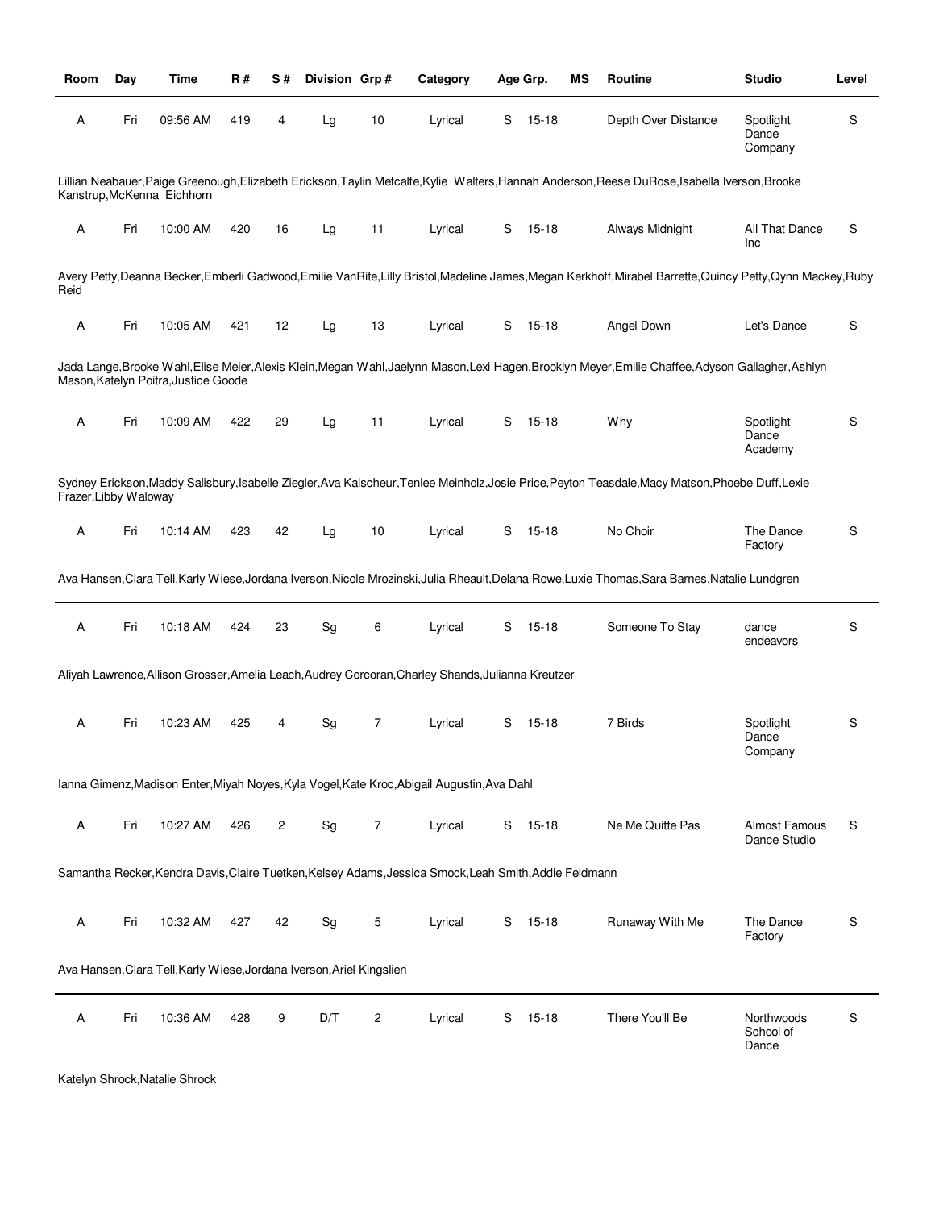| Room | Day | Time | R # | S # | Division | Grp # | Category | Age Grp. | | MS | Routine | Studio | Level |
|---|---|---|---|---|---|---|---|---|---|---|---|---|---|
| A | Fri | 09:56 AM | 419 | 4 | Lg | 10 | Lyrical | S | 15-18 | | Depth Over Distance | Spotlight Dance Company | S |
| Lillian Neabauer,Paige Greenough,Elizabeth Erickson,Taylin Metcalfe,Kylie Walters,Hannah Anderson,Reese DuRose,Isabella Iverson,Brooke Kanstrup,McKenna Eichhorn | | | | | | | | | | | | | |
| A | Fri | 10:00 AM | 420 | 16 | Lg | 11 | Lyrical | S | 15-18 | | Always Midnight | All That Dance Inc | S |
| Avery Petty,Deanna Becker,Emberli Gadwood,Emilie VanRite,Lilly Bristol,Madeline James,Megan Kerkhoff,Mirabel Barrette,Quincy Petty,Qynn Mackey,Ruby Reid | | | | | | | | | | | | | |
| A | Fri | 10:05 AM | 421 | 12 | Lg | 13 | Lyrical | S | 15-18 | | Angel Down | Let's Dance | S |
| Jada Lange,Brooke Wahl,Elise Meier,Alexis Klein,Megan Wahl,Jaelynn Mason,Lexi Hagen,Brooklyn Meyer,Emilie Chaffee,Adyson Gallagher,Ashlyn Mason,Katelyn Poitra,Justice Goode | | | | | | | | | | | | | |
| A | Fri | 10:09 AM | 422 | 29 | Lg | 11 | Lyrical | S | 15-18 | | Why | Spotlight Dance Academy | S |
| Sydney Erickson,Maddy Salisbury,Isabelle Ziegler,Ava Kalscheur,Tenlee Meinholz,Josie Price,Peyton Teasdale,Macy Matson,Phoebe Duff,Lexie Frazer,Libby Waloway | | | | | | | | | | | | | |
| A | Fri | 10:14 AM | 423 | 42 | Lg | 10 | Lyrical | S | 15-18 | | No Choir | The Dance Factory | S |
| Ava Hansen,Clara Tell,Karly Wiese,Jordana Iverson,Nicole Mrozinski,Julia Rheault,Delana Rowe,Luxie Thomas,Sara Barnes,Natalie Lundgren | | | | | | | | | | | | | |
| A | Fri | 10:18 AM | 424 | 23 | Sg | 6 | Lyrical | S | 15-18 | | Someone To Stay | dance endeavors | S |
| Aliyah Lawrence,Allison Grosser,Amelia Leach,Audrey Corcoran,Charley Shands,Julianna Kreutzer | | | | | | | | | | | | | |
| A | Fri | 10:23 AM | 425 | 4 | Sg | 7 | Lyrical | S | 15-18 | | 7 Birds | Spotlight Dance Company | S |
| Ianna Gimenz,Madison Enter,Miyah Noyes,Kyla Vogel,Kate Kroc,Abigail Augustin,Ava Dahl | | | | | | | | | | | | | |
| A | Fri | 10:27 AM | 426 | 2 | Sg | 7 | Lyrical | S | 15-18 | | Ne Me Quitte Pas | Almost Famous Dance Studio | S |
| Samantha Recker,Kendra Davis,Claire Tuetken,Kelsey Adams,Jessica Smock,Leah Smith,Addie Feldmann | | | | | | | | | | | | | |
| A | Fri | 10:32 AM | 427 | 42 | Sg | 5 | Lyrical | S | 15-18 | | Runaway With Me | The Dance Factory | S |
| Ava Hansen,Clara Tell,Karly Wiese,Jordana Iverson,Ariel Kingslien | | | | | | | | | | | | | |
| A | Fri | 10:36 AM | 428 | 9 | D/T | 2 | Lyrical | S | 15-18 | | There You'll Be | Northwoods School of Dance | S |
| Katelyn Shrock,Natalie Shrock | | | | | | | | | | | | | |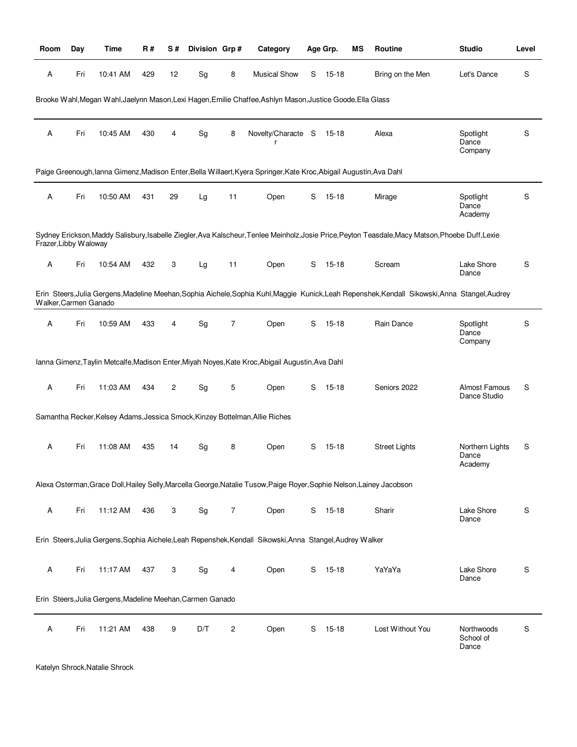| Room | Day | Time | R # | S # | Division | Grp # | Category | Age Grp. | | MS | Routine | Studio | Level |
|---|---|---|---|---|---|---|---|---|---|---|---|---|---|
| A | Fri | 10:41 AM | 429 | 12 | Sg | 8 | Musical Show | S | 15-18 | | Bring on the Men | Let's Dance | S |

Brooke Wahl,Megan Wahl,Jaelynn Mason,Lexi Hagen,Emilie Chaffee,Ashlyn Mason,Justice Goode,Ella Glass

| Room | Day | Time | R # | S # | Division | Grp # | Category | Age Grp. | | MS | Routine | Studio | Level |
|---|---|---|---|---|---|---|---|---|---|---|---|---|---|
| A | Fri | 10:45 AM | 430 | 4 | Sg | 8 | Novelty/Character | S | 15-18 | | Alexa | Spotlight Dance Company | S |

Paige Greenough,Ianna Gimenz,Madison Enter,Bella Willaert,Kyera Springer,Kate Kroc,Abigail Augustin,Ava Dahl

| Room | Day | Time | R # | S # | Division | Grp # | Category | Age Grp. | | MS | Routine | Studio | Level |
|---|---|---|---|---|---|---|---|---|---|---|---|---|---|
| A | Fri | 10:50 AM | 431 | 29 | Lg | 11 | Open | S | 15-18 | | Mirage | Spotlight Dance Academy | S |

Sydney Erickson,Maddy Salisbury,Isabelle Ziegler,Ava Kalscheur,Tenlee Meinholz,Josie Price,Peyton Teasdale,Macy Matson,Phoebe Duff,Lexie Frazer,Libby Waloway

| Room | Day | Time | R # | S # | Division | Grp # | Category | Age Grp. | | MS | Routine | Studio | Level |
|---|---|---|---|---|---|---|---|---|---|---|---|---|---|
| A | Fri | 10:54 AM | 432 | 3 | Lg | 11 | Open | S | 15-18 | | Scream | Lake Shore Dance | S |

Erin Steers,Julia Gergens,Madeline Meehan,Sophia Aichele,Sophia Kuhl,Maggie Kunick,Leah Repenshek,Kendall Sikowski,Anna Stangel,Audrey Walker,Carmen Ganado

| Room | Day | Time | R # | S # | Division | Grp # | Category | Age Grp. | | MS | Routine | Studio | Level |
|---|---|---|---|---|---|---|---|---|---|---|---|---|---|
| A | Fri | 10:59 AM | 433 | 4 | Sg | 7 | Open | S | 15-18 | | Rain Dance | Spotlight Dance Company | S |

Ianna Gimenz,Taylin Metcalfe,Madison Enter,Miyah Noyes,Kate Kroc,Abigail Augustin,Ava Dahl

| Room | Day | Time | R # | S # | Division | Grp # | Category | Age Grp. | | MS | Routine | Studio | Level |
|---|---|---|---|---|---|---|---|---|---|---|---|---|---|
| A | Fri | 11:03 AM | 434 | 2 | Sg | 5 | Open | S | 15-18 | | Seniors 2022 | Almost Famous Dance Studio | S |

Samantha Recker,Kelsey Adams,Jessica Smock,Kinzey Bottelman,Allie Riches

| Room | Day | Time | R # | S # | Division | Grp # | Category | Age Grp. | | MS | Routine | Studio | Level |
|---|---|---|---|---|---|---|---|---|---|---|---|---|---|
| A | Fri | 11:08 AM | 435 | 14 | Sg | 8 | Open | S | 15-18 | | Street Lights | Northern Lights Dance Academy | S |

Alexa Osterman,Grace Doll,Hailey Selly,Marcella George,Natalie Tusow,Paige Royer,Sophie Nelson,Lainey Jacobson

| Room | Day | Time | R # | S # | Division | Grp # | Category | Age Grp. | | MS | Routine | Studio | Level |
|---|---|---|---|---|---|---|---|---|---|---|---|---|---|
| A | Fri | 11:12 AM | 436 | 3 | Sg | 7 | Open | S | 15-18 | | Sharir | Lake Shore Dance | S |

Erin Steers,Julia Gergens,Sophia Aichele,Leah Repenshek,Kendall Sikowski,Anna Stangel,Audrey Walker

| Room | Day | Time | R # | S # | Division | Grp # | Category | Age Grp. | | MS | Routine | Studio | Level |
|---|---|---|---|---|---|---|---|---|---|---|---|---|---|
| A | Fri | 11:17 AM | 437 | 3 | Sg | 4 | Open | S | 15-18 | | YaYaYa | Lake Shore Dance | S |

Erin Steers,Julia Gergens,Madeline Meehan,Carmen Ganado

| Room | Day | Time | R # | S # | Division | Grp # | Category | Age Grp. | | MS | Routine | Studio | Level |
|---|---|---|---|---|---|---|---|---|---|---|---|---|---|
| A | Fri | 11:21 AM | 438 | 9 | D/T | 2 | Open | S | 15-18 | | Lost Without You | Northwoods School of Dance | S |

Katelyn Shrock,Natalie Shrock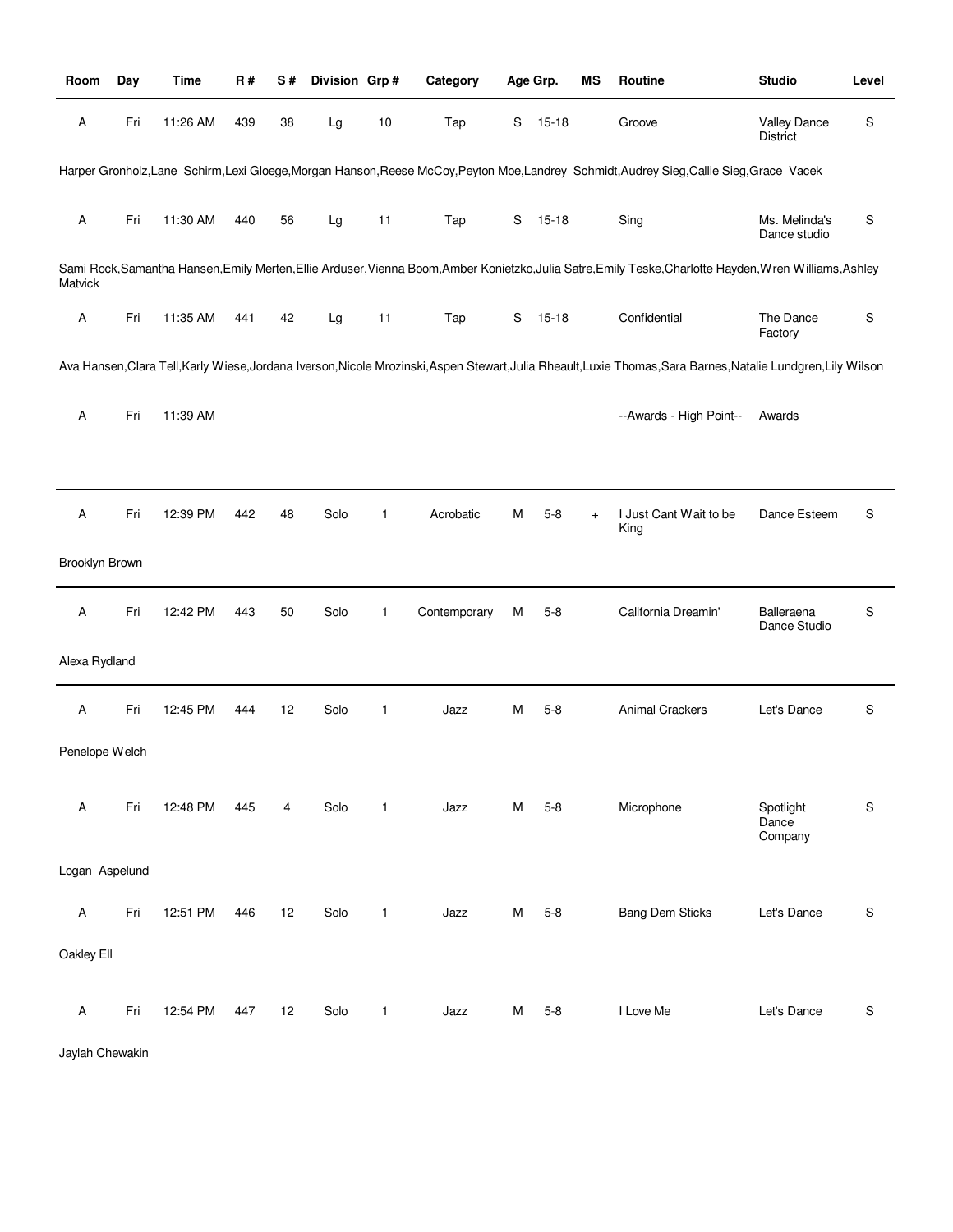| Room | Day | Time | R # | S # | Division | Grp # | Category | Age Grp. | | MS | Routine | Studio | Level |
|---|---|---|---|---|---|---|---|---|---|---|---|---|---|
| A | Fri | 11:26 AM | 439 | 38 | Lg | 10 | Tap | S | 15-18 | | Groove | Valley Dance District | S |

Harper Gronholz,Lane  Schirm,Lexi Gloege,Morgan Hanson,Reese McCoy,Peyton Moe,Landrey  Schmidt,Audrey Sieg,Callie Sieg,Grace  Vacek

| Room | Day | Time | R # | S # | Division | Grp # | Category | Age Grp. | | MS | Routine | Studio | Level |
|---|---|---|---|---|---|---|---|---|---|---|---|---|---|
| A | Fri | 11:30 AM | 440 | 56 | Lg | 11 | Tap | S | 15-18 | | Sing | Ms. Melinda's Dance studio | S |

Sami Rock,Samantha Hansen,Emily Merten,Ellie Arduser,Vienna Boom,Amber Konietzko,Julia Satre,Emily Teske,Charlotte Hayden,Wren Williams,Ashley Matvick

| Room | Day | Time | R # | S # | Division | Grp # | Category | Age Grp. | | MS | Routine | Studio | Level |
|---|---|---|---|---|---|---|---|---|---|---|---|---|---|
| A | Fri | 11:35 AM | 441 | 42 | Lg | 11 | Tap | S | 15-18 | | Confidential | The Dance Factory | S |

Ava Hansen,Clara Tell,Karly Wiese,Jordana Iverson,Nicole Mrozinski,Aspen Stewart,Julia Rheault,Luxie Thomas,Sara Barnes,Natalie Lundgren,Lily Wilson

| Room | Day | Time | R # | S # | Division | Grp # | Category | Age Grp. | | MS | Routine | Studio | Level |
|---|---|---|---|---|---|---|---|---|---|---|---|---|---|
| A | Fri | 11:39 AM | | | | | | | | | --Awards - High Point-- | Awards | |

| Room | Day | Time | R # | S # | Division | Grp # | Category | Age Grp. | | MS | Routine | Studio | Level |
|---|---|---|---|---|---|---|---|---|---|---|---|---|---|
| A | Fri | 12:39 PM | 442 | 48 | Solo | 1 | Acrobatic | M | 5-8 | + | I Just Cant Wait to be King | Dance Esteem | S |

Brooklyn Brown

| Room | Day | Time | R # | S # | Division | Grp # | Category | Age Grp. | | MS | Routine | Studio | Level |
|---|---|---|---|---|---|---|---|---|---|---|---|---|---|
| A | Fri | 12:42 PM | 443 | 50 | Solo | 1 | Contemporary | M | 5-8 | | California Dreamin' | Balleraena Dance Studio | S |

Alexa Rydland

| Room | Day | Time | R # | S # | Division | Grp # | Category | Age Grp. | | MS | Routine | Studio | Level |
|---|---|---|---|---|---|---|---|---|---|---|---|---|---|
| A | Fri | 12:45 PM | 444 | 12 | Solo | 1 | Jazz | M | 5-8 | | Animal Crackers | Let's Dance | S |

Penelope Welch

| Room | Day | Time | R # | S # | Division | Grp # | Category | Age Grp. | | MS | Routine | Studio | Level |
|---|---|---|---|---|---|---|---|---|---|---|---|---|---|
| A | Fri | 12:48 PM | 445 | 4 | Solo | 1 | Jazz | M | 5-8 | | Microphone | Spotlight Dance Company | S |

Logan  Aspelund

| Room | Day | Time | R # | S # | Division | Grp # | Category | Age Grp. | | MS | Routine | Studio | Level |
|---|---|---|---|---|---|---|---|---|---|---|---|---|---|
| A | Fri | 12:51 PM | 446 | 12 | Solo | 1 | Jazz | M | 5-8 | | Bang Dem Sticks | Let's Dance | S |

Oakley Ell

| Room | Day | Time | R # | S # | Division | Grp # | Category | Age Grp. | | MS | Routine | Studio | Level |
|---|---|---|---|---|---|---|---|---|---|---|---|---|---|
| A | Fri | 12:54 PM | 447 | 12 | Solo | 1 | Jazz | M | 5-8 | | I Love Me | Let's Dance | S |

Jaylah Chewakin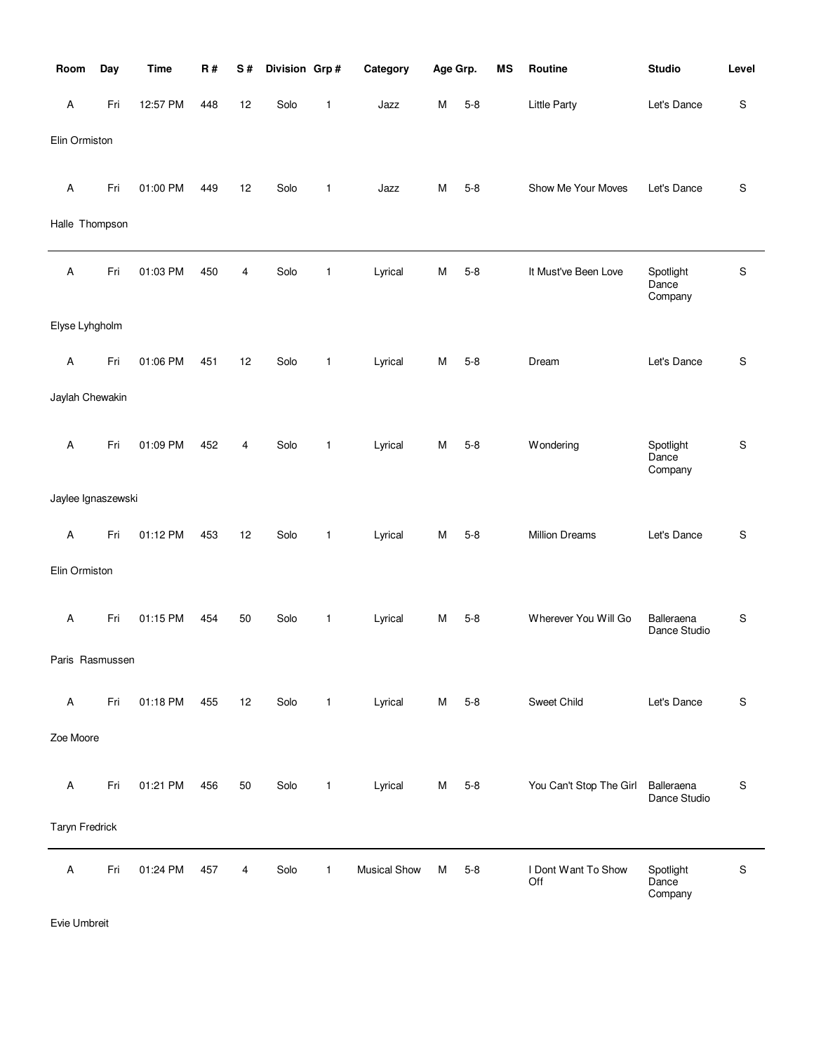| Room | Day | Time | R # | S # | Division | Grp # | Category | Age Grp. | | MS | Routine | Studio | Level |
|---|---|---|---|---|---|---|---|---|---|---|---|---|---|
| A | Fri | 12:57 PM | 448 | 12 | Solo | 1 | Jazz | M | 5-8 | | Little Party | Let's Dance | S |
| Elin Ormiston | | | | | | | | | | | | | |
| A | Fri | 01:00 PM | 449 | 12 | Solo | 1 | Jazz | M | 5-8 | | Show Me Your Moves | Let's Dance | S |
| Halle Thompson | | | | | | | | | | | | | |
| A | Fri | 01:03 PM | 450 | 4 | Solo | 1 | Lyrical | M | 5-8 | | It Must've Been Love | Spotlight Dance Company | S |
| Elyse Lyhgholm | | | | | | | | | | | | | |
| A | Fri | 01:06 PM | 451 | 12 | Solo | 1 | Lyrical | M | 5-8 | | Dream | Let's Dance | S |
| Jaylah Chewakin | | | | | | | | | | | | | |
| A | Fri | 01:09 PM | 452 | 4 | Solo | 1 | Lyrical | M | 5-8 | | Wondering | Spotlight Dance Company | S |
| Jaylee Ignaszewski | | | | | | | | | | | | | |
| A | Fri | 01:12 PM | 453 | 12 | Solo | 1 | Lyrical | M | 5-8 | | Million Dreams | Let's Dance | S |
| Elin Ormiston | | | | | | | | | | | | | |
| A | Fri | 01:15 PM | 454 | 50 | Solo | 1 | Lyrical | M | 5-8 | | Wherever You Will Go | Balleraena Dance Studio | S |
| Paris Rasmussen | | | | | | | | | | | | | |
| A | Fri | 01:18 PM | 455 | 12 | Solo | 1 | Lyrical | M | 5-8 | | Sweet Child | Let's Dance | S |
| Zoe Moore | | | | | | | | | | | | | |
| A | Fri | 01:21 PM | 456 | 50 | Solo | 1 | Lyrical | M | 5-8 | | You Can't Stop The Girl | Balleraena Dance Studio | S |
| Taryn Fredrick | | | | | | | | | | | | | |
| A | Fri | 01:24 PM | 457 | 4 | Solo | 1 | Musical Show | M | 5-8 | | I Dont Want To Show Off | Spotlight Dance Company | S |
| Evie Umbreit | | | | | | | | | | | | | |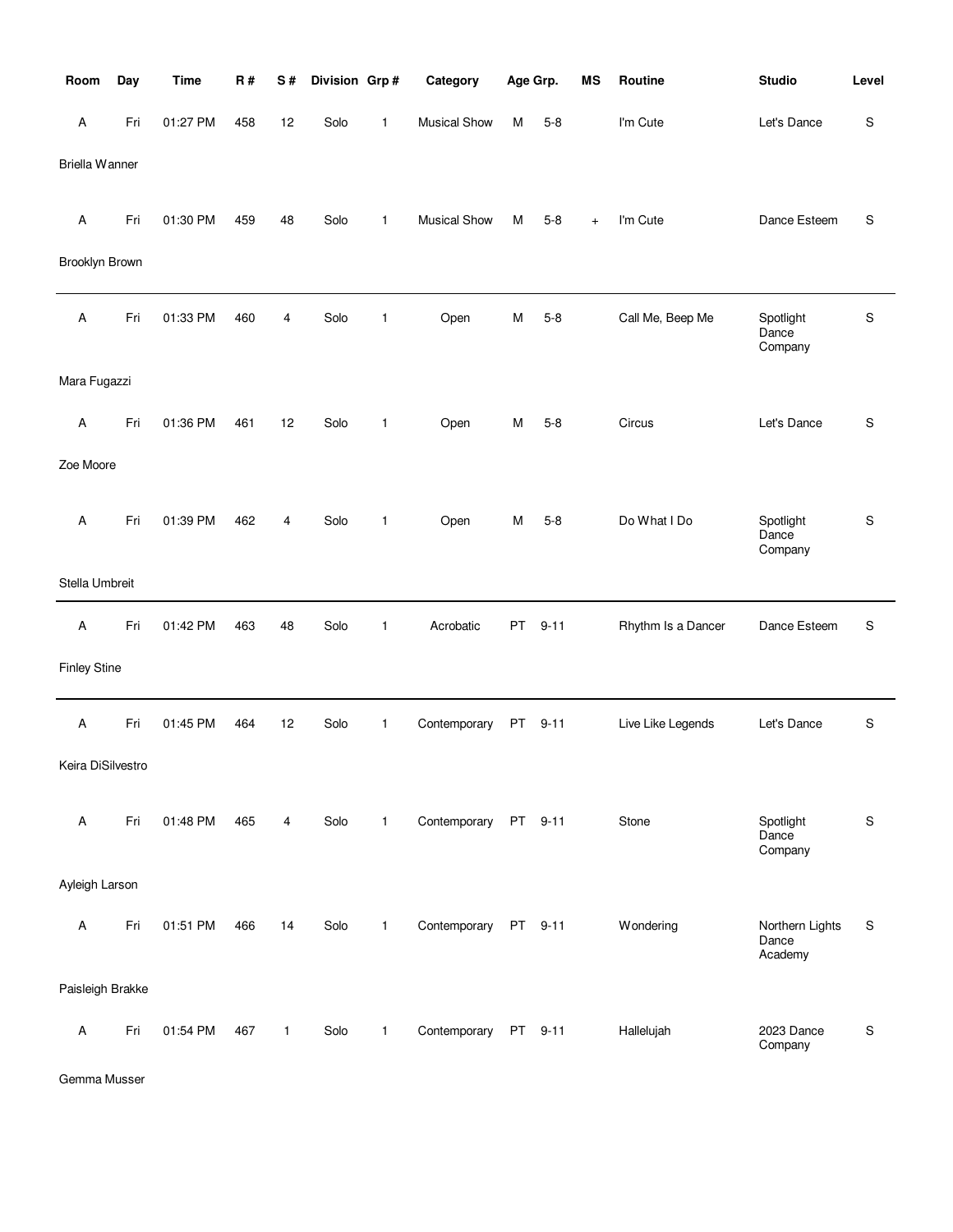| Room | Day | Time | R # | S # | Division | Grp # | Category | Age Grp. | | MS | Routine | Studio | Level |
|---|---|---|---|---|---|---|---|---|---|---|---|---|---|
| A | Fri | 01:27 PM | 458 | 12 | Solo | 1 | Musical Show | M | 5-8 | | I'm Cute | Let's Dance | S |
| Briella Wanner | | | | | | | | | | | | | |
| A | Fri | 01:30 PM | 459 | 48 | Solo | 1 | Musical Show | M | 5-8 | + | I'm Cute | Dance Esteem | S |
| Brooklyn Brown | | | | | | | | | | | | | |
| A | Fri | 01:33 PM | 460 | 4 | Solo | 1 | Open | M | 5-8 | | Call Me, Beep Me | Spotlight Dance Company | S |
| Mara Fugazzi | | | | | | | | | | | | | |
| A | Fri | 01:36 PM | 461 | 12 | Solo | 1 | Open | M | 5-8 | | Circus | Let's Dance | S |
| Zoe Moore | | | | | | | | | | | | | |
| A | Fri | 01:39 PM | 462 | 4 | Solo | 1 | Open | M | 5-8 | | Do What I Do | Spotlight Dance Company | S |
| Stella Umbreit | | | | | | | | | | | | | |
| A | Fri | 01:42 PM | 463 | 48 | Solo | 1 | Acrobatic | PT | 9-11 | | Rhythm Is a Dancer | Dance Esteem | S |
| Finley Stine | | | | | | | | | | | | | |
| A | Fri | 01:45 PM | 464 | 12 | Solo | 1 | Contemporary | PT | 9-11 | | Live Like Legends | Let's Dance | S |
| Keira DiSilvestro | | | | | | | | | | | | | |
| A | Fri | 01:48 PM | 465 | 4 | Solo | 1 | Contemporary | PT | 9-11 | | Stone | Spotlight Dance Company | S |
| Ayleigh Larson | | | | | | | | | | | | | |
| A | Fri | 01:51 PM | 466 | 14 | Solo | 1 | Contemporary | PT | 9-11 | | Wondering | Northern Lights Dance Academy | S |
| Paisleigh Brakke | | | | | | | | | | | | | |
| A | Fri | 01:54 PM | 467 | 1 | Solo | 1 | Contemporary | PT | 9-11 | | Hallelujah | 2023 Dance Company | S |
| Gemma Musser | | | | | | | | | | | | | |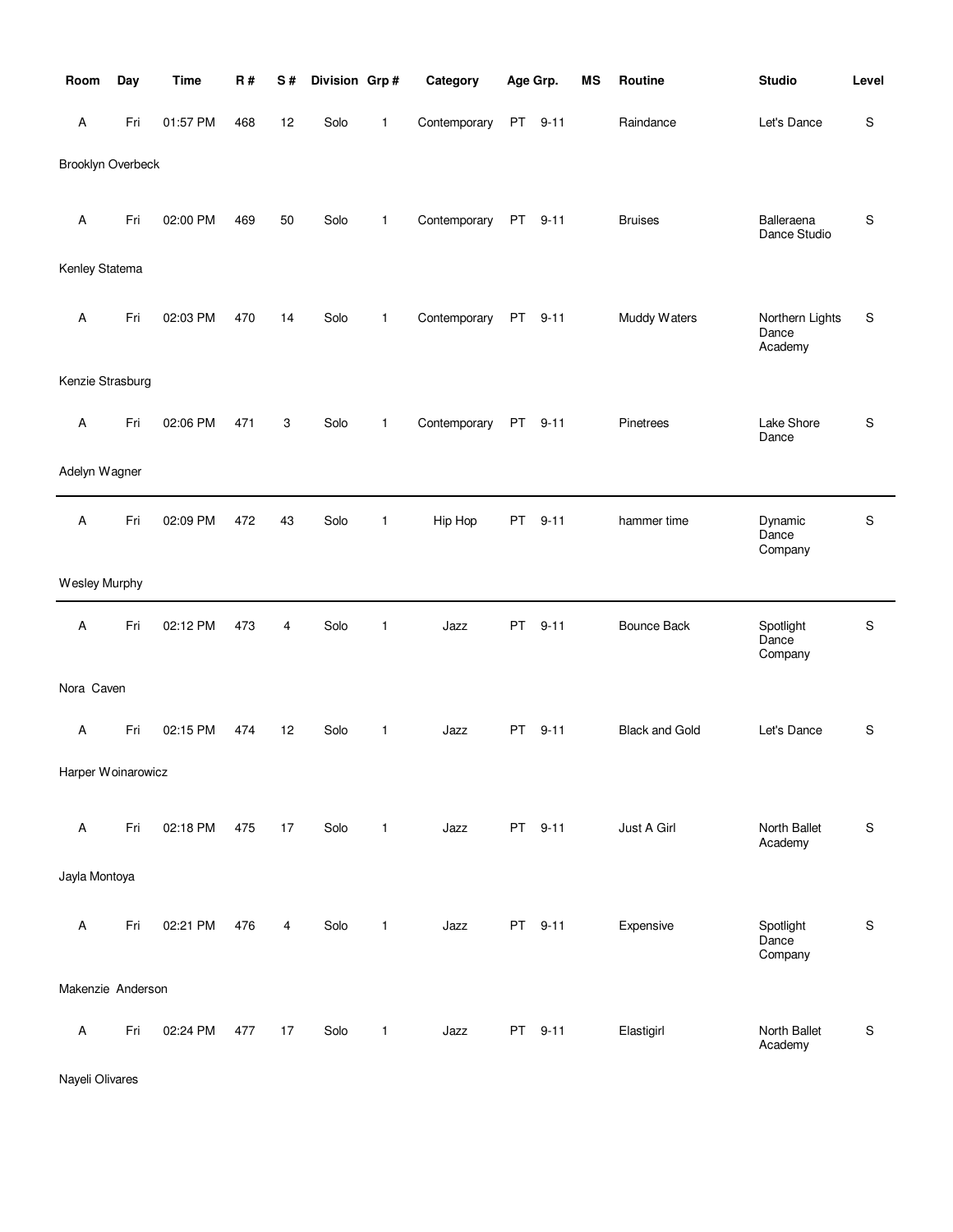| Room | Day | Time | R # | S # | Division | Grp # | Category | Age Grp. | | MS | Routine | Studio | Level |
|---|---|---|---|---|---|---|---|---|---|---|---|---|---|
| A | Fri | 01:57 PM | 468 | 12 | Solo | 1 | Contemporary | PT | 9-11 | | Raindance | Let's Dance | S |
| Brooklyn Overbeck | | | | | | | | | | | | | |
| A | Fri | 02:00 PM | 469 | 50 | Solo | 1 | Contemporary | PT | 9-11 | | Bruises | Balleraena Dance Studio | S |
| Kenley Statema | | | | | | | | | | | | | |
| A | Fri | 02:03 PM | 470 | 14 | Solo | 1 | Contemporary | PT | 9-11 | | Muddy Waters | Northern Lights Dance Academy | S |
| Kenzie Strasburg | | | | | | | | | | | | | |
| A | Fri | 02:06 PM | 471 | 3 | Solo | 1 | Contemporary | PT | 9-11 | | Pinetrees | Lake Shore Dance | S |
| Adelyn Wagner | | | | | | | | | | | | | |
| A | Fri | 02:09 PM | 472 | 43 | Solo | 1 | Hip Hop | PT | 9-11 | | hammer time | Dynamic Dance Company | S |
| Wesley Murphy | | | | | | | | | | | | | |
| A | Fri | 02:12 PM | 473 | 4 | Solo | 1 | Jazz | PT | 9-11 | | Bounce Back | Spotlight Dance Company | S |
| Nora Caven | | | | | | | | | | | | | |
| A | Fri | 02:15 PM | 474 | 12 | Solo | 1 | Jazz | PT | 9-11 | | Black and Gold | Let's Dance | S |
| Harper Woinarowicz | | | | | | | | | | | | | |
| A | Fri | 02:18 PM | 475 | 17 | Solo | 1 | Jazz | PT | 9-11 | | Just A Girl | North Ballet Academy | S |
| Jayla Montoya | | | | | | | | | | | | | |
| A | Fri | 02:21 PM | 476 | 4 | Solo | 1 | Jazz | PT | 9-11 | | Expensive | Spotlight Dance Company | S |
| Makenzie Anderson | | | | | | | | | | | | | |
| A | Fri | 02:24 PM | 477 | 17 | Solo | 1 | Jazz | PT | 9-11 | | Elastigirl | North Ballet Academy | S |
| Nayeli Olivares | | | | | | | | | | | | | |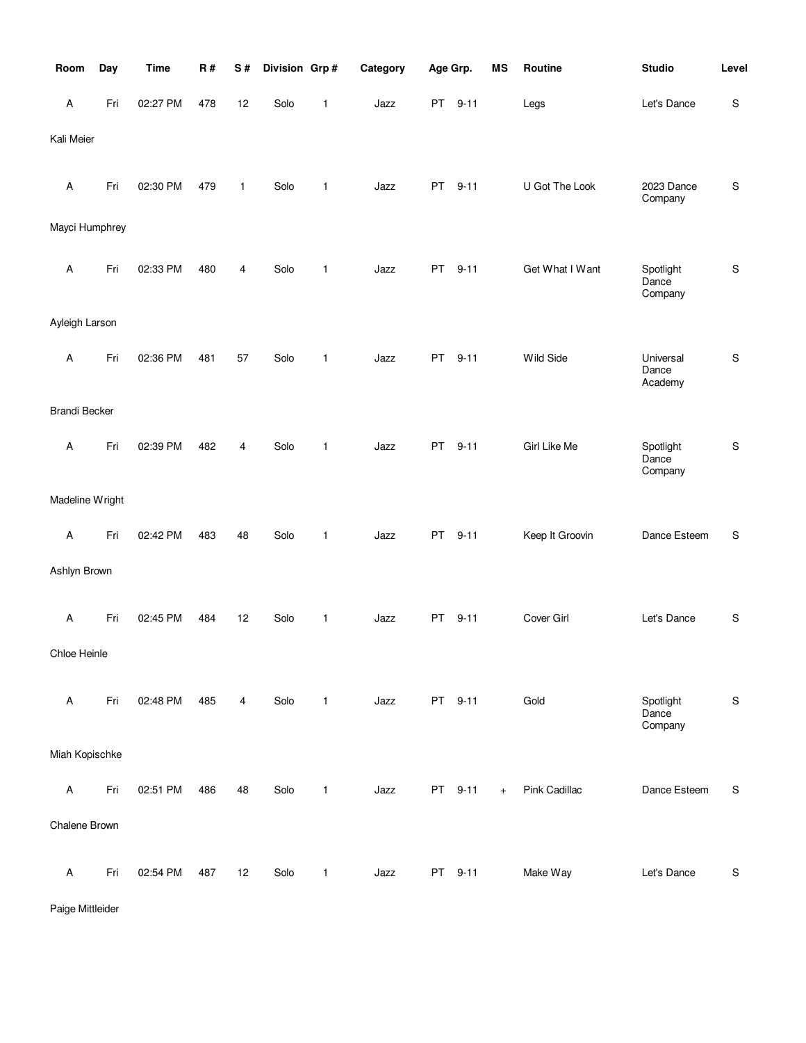| Room | Day | Time | R # | S # | Division | Grp # | Category | Age Grp. | | MS | Routine | Studio | Level |
|---|---|---|---|---|---|---|---|---|---|---|---|---|---|
| A | Fri | 02:27 PM | 478 | 12 | Solo | 1 | Jazz | PT | 9-11 | | Legs | Let's Dance | S |
| Kali Meier | | | | | | | | | | | | | |
| A | Fri | 02:30 PM | 479 | 1 | Solo | 1 | Jazz | PT | 9-11 | | U Got The Look | 2023 Dance Company | S |
| Mayci Humphrey | | | | | | | | | | | | | |
| A | Fri | 02:33 PM | 480 | 4 | Solo | 1 | Jazz | PT | 9-11 | | Get What I Want | Spotlight Dance Company | S |
| Ayleigh Larson | | | | | | | | | | | | | |
| A | Fri | 02:36 PM | 481 | 57 | Solo | 1 | Jazz | PT | 9-11 | | Wild Side | Universal Dance Academy | S |
| Brandi Becker | | | | | | | | | | | | | |
| A | Fri | 02:39 PM | 482 | 4 | Solo | 1 | Jazz | PT | 9-11 | | Girl Like Me | Spotlight Dance Company | S |
| Madeline Wright | | | | | | | | | | | | | |
| A | Fri | 02:42 PM | 483 | 48 | Solo | 1 | Jazz | PT | 9-11 | | Keep It Groovin | Dance Esteem | S |
| Ashlyn Brown | | | | | | | | | | | | | |
| A | Fri | 02:45 PM | 484 | 12 | Solo | 1 | Jazz | PT | 9-11 | | Cover Girl | Let's Dance | S |
| Chloe Heinle | | | | | | | | | | | | | |
| A | Fri | 02:48 PM | 485 | 4 | Solo | 1 | Jazz | PT | 9-11 | | Gold | Spotlight Dance Company | S |
| Miah Kopischke | | | | | | | | | | | | | |
| A | Fri | 02:51 PM | 486 | 48 | Solo | 1 | Jazz | PT | 9-11 | + | Pink Cadillac | Dance Esteem | S |
| Chalene Brown | | | | | | | | | | | | | |
| A | Fri | 02:54 PM | 487 | 12 | Solo | 1 | Jazz | PT | 9-11 | | Make Way | Let's Dance | S |
| Paige Mittleider | | | | | | | | | | | | | |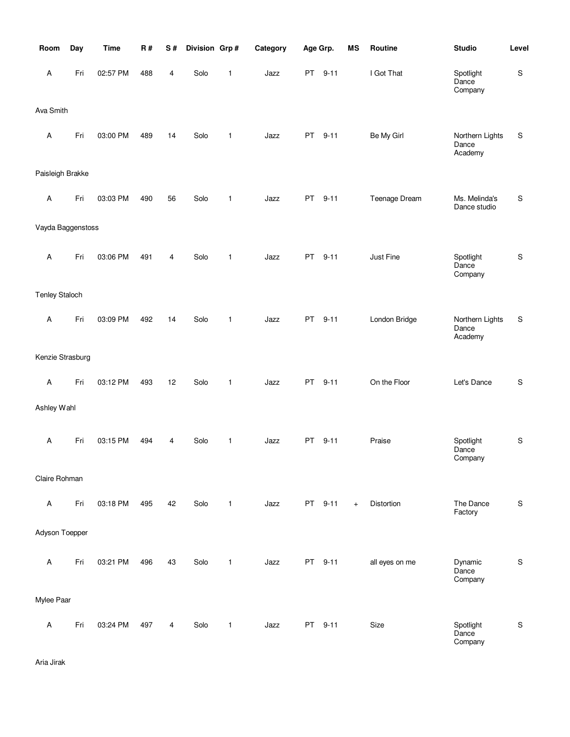| Room | Day | Time | R # | S # | Division | Grp # | Category | Age Grp. | MS | Routine | Studio | Level |
|---|---|---|---|---|---|---|---|---|---|---|---|---|
| A | Fri | 02:57 PM | 488 | 4 | Solo | 1 | Jazz | PT 9-11 | | I Got That | Spotlight Dance Company | S |
| Ava Smith | | | | | | | | | | | | |
| A | Fri | 03:00 PM | 489 | 14 | Solo | 1 | Jazz | PT 9-11 | | Be My Girl | Northern Lights Dance Academy | S |
| Paisleigh Brakke | | | | | | | | | | | | |
| A | Fri | 03:03 PM | 490 | 56 | Solo | 1 | Jazz | PT 9-11 | | Teenage Dream | Ms. Melinda's Dance studio | S |
| Vayda Baggenstoss | | | | | | | | | | | | |
| A | Fri | 03:06 PM | 491 | 4 | Solo | 1 | Jazz | PT 9-11 | | Just Fine | Spotlight Dance Company | S |
| Tenley Staloch | | | | | | | | | | | | |
| A | Fri | 03:09 PM | 492 | 14 | Solo | 1 | Jazz | PT 9-11 | | London Bridge | Northern Lights Dance Academy | S |
| Kenzie Strasburg | | | | | | | | | | | | |
| A | Fri | 03:12 PM | 493 | 12 | Solo | 1 | Jazz | PT 9-11 | | On the Floor | Let's Dance | S |
| Ashley Wahl | | | | | | | | | | | | |
| A | Fri | 03:15 PM | 494 | 4 | Solo | 1 | Jazz | PT 9-11 | | Praise | Spotlight Dance Company | S |
| Claire Rohman | | | | | | | | | | | | |
| A | Fri | 03:18 PM | 495 | 42 | Solo | 1 | Jazz | PT 9-11 | + | Distortion | The Dance Factory | S |
| Adyson Toepper | | | | | | | | | | | | |
| A | Fri | 03:21 PM | 496 | 43 | Solo | 1 | Jazz | PT 9-11 | | all eyes on me | Dynamic Dance Company | S |
| Mylee Paar | | | | | | | | | | | | |
| A | Fri | 03:24 PM | 497 | 4 | Solo | 1 | Jazz | PT 9-11 | | Size | Spotlight Dance Company | S |
| Aria Jirak | | | | | | | | | | | | |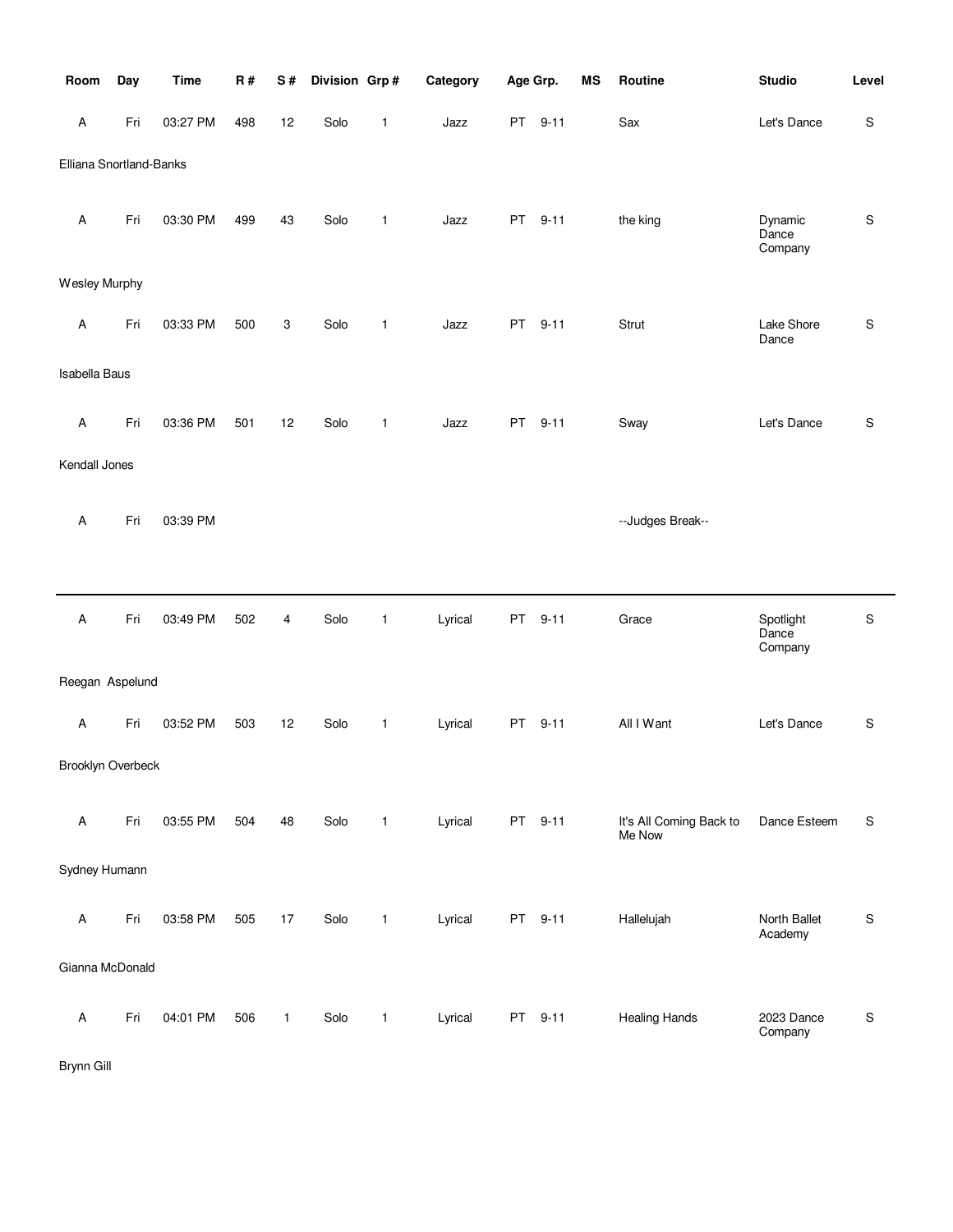| Room | Day | Time | R # | S # | Division | Grp # | Category | Age Grp. | MS | Routine | Studio | Level |
|---|---|---|---|---|---|---|---|---|---|---|---|---|
| A | Fri | 03:27 PM | 498 | 12 | Solo | 1 | Jazz | PT 9-11 | | Sax | Let's Dance | S |
| Elliana Snortland-Banks | | | | | | | | | | | | |
| A | Fri | 03:30 PM | 499 | 43 | Solo | 1 | Jazz | PT 9-11 | | the king | Dynamic Dance Company | S |
| Wesley Murphy | | | | | | | | | | | | |
| A | Fri | 03:33 PM | 500 | 3 | Solo | 1 | Jazz | PT 9-11 | | Strut | Lake Shore Dance | S |
| Isabella Baus | | | | | | | | | | | | |
| A | Fri | 03:36 PM | 501 | 12 | Solo | 1 | Jazz | PT 9-11 | | Sway | Let's Dance | S |
| Kendall Jones | | | | | | | | | | | | |
| A | Fri | 03:39 PM | | | | | | | | --Judges Break-- | | |

---

| Room | Day | Time | R # | S # | Division | Grp # | Category | Age Grp. | MS | Routine | Studio | Level |
|---|---|---|---|---|---|---|---|---|---|---|---|---|
| A | Fri | 03:49 PM | 502 | 4 | Solo | 1 | Lyrical | PT 9-11 | | Grace | Spotlight Dance Company | S |
| Reegan Aspelund | | | | | | | | | | | | |
| A | Fri | 03:52 PM | 503 | 12 | Solo | 1 | Lyrical | PT 9-11 | | All I Want | Let's Dance | S |
| Brooklyn Overbeck | | | | | | | | | | | | |
| A | Fri | 03:55 PM | 504 | 48 | Solo | 1 | Lyrical | PT 9-11 | | It's All Coming Back to Me Now | Dance Esteem | S |
| Sydney Humann | | | | | | | | | | | | |
| A | Fri | 03:58 PM | 505 | 17 | Solo | 1 | Lyrical | PT 9-11 | | Hallelujah | North Ballet Academy | S |
| Gianna McDonald | | | | | | | | | | | | |
| A | Fri | 04:01 PM | 506 | 1 | Solo | 1 | Lyrical | PT 9-11 | | Healing Hands | 2023 Dance Company | S |
| Brynn Gill | | | | | | | | | | | | |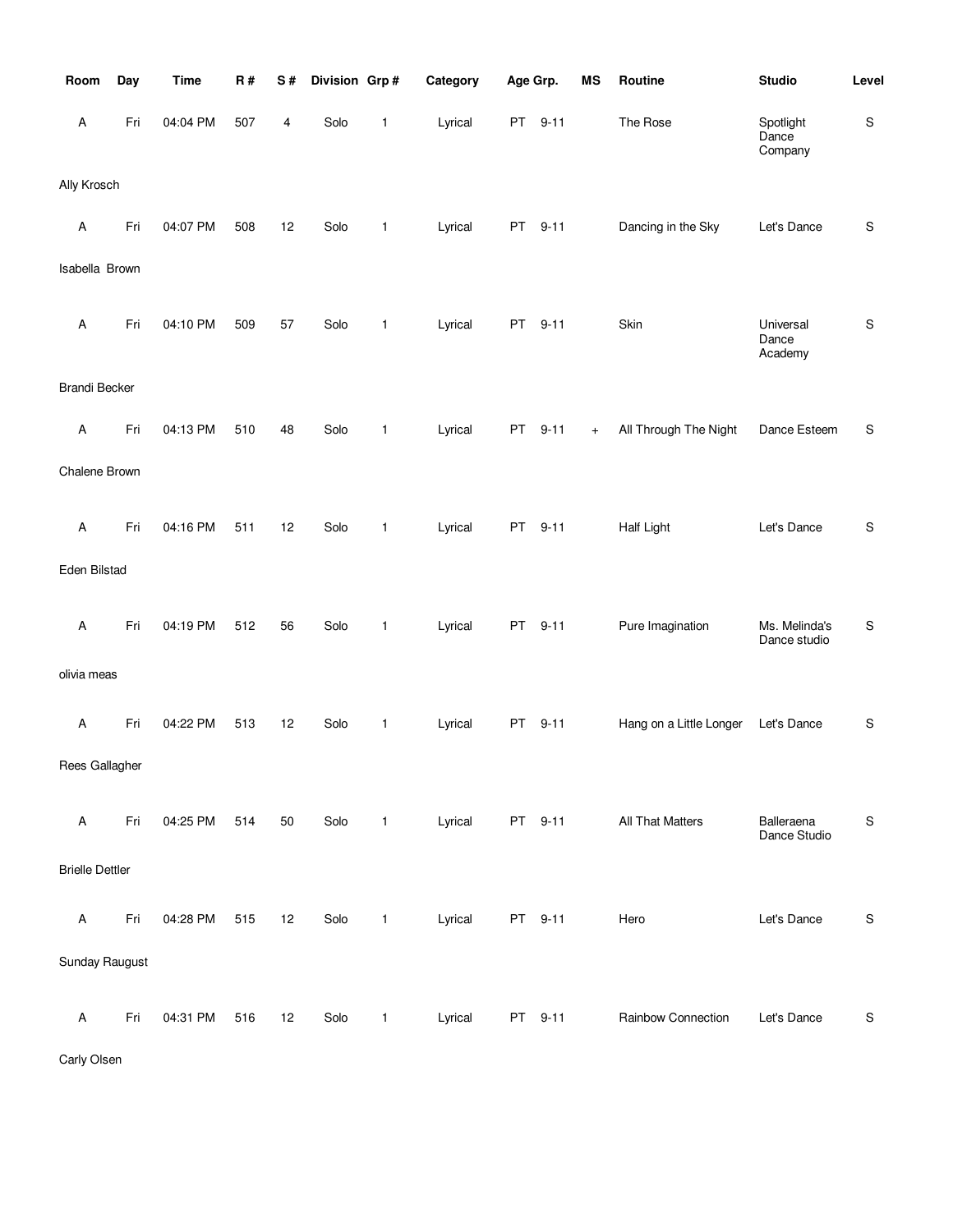| Room | Day | Time | R # | S # | Division | Grp # | Category | Age Grp. | | MS | Routine | Studio | Level |
|---|---|---|---|---|---|---|---|---|---|---|---|---|---|
| A | Fri | 04:04 PM | 507 | 4 | Solo | 1 | Lyrical | PT | 9-11 | | The Rose | Spotlight Dance Company | S |
| Ally Krosch | | | | | | | | | | | | | |
| A | Fri | 04:07 PM | 508 | 12 | Solo | 1 | Lyrical | PT | 9-11 | | Dancing in the Sky | Let's Dance | S |
| Isabella Brown | | | | | | | | | | | | | |
| A | Fri | 04:10 PM | 509 | 57 | Solo | 1 | Lyrical | PT | 9-11 | | Skin | Universal Dance Academy | S |
| Brandi Becker | | | | | | | | | | | | | |
| A | Fri | 04:13 PM | 510 | 48 | Solo | 1 | Lyrical | PT | 9-11 | + | All Through The Night | Dance Esteem | S |
| Chalene Brown | | | | | | | | | | | | | |
| A | Fri | 04:16 PM | 511 | 12 | Solo | 1 | Lyrical | PT | 9-11 | | Half Light | Let's Dance | S |
| Eden Bilstad | | | | | | | | | | | | | |
| A | Fri | 04:19 PM | 512 | 56 | Solo | 1 | Lyrical | PT | 9-11 | | Pure Imagination | Ms. Melinda's Dance studio | S |
| olivia meas | | | | | | | | | | | | | |
| A | Fri | 04:22 PM | 513 | 12 | Solo | 1 | Lyrical | PT | 9-11 | | Hang on a Little Longer | Let's Dance | S |
| Rees Gallagher | | | | | | | | | | | | | |
| A | Fri | 04:25 PM | 514 | 50 | Solo | 1 | Lyrical | PT | 9-11 | | All That Matters | Balleraena Dance Studio | S |
| Brielle Dettler | | | | | | | | | | | | | |
| A | Fri | 04:28 PM | 515 | 12 | Solo | 1 | Lyrical | PT | 9-11 | | Hero | Let's Dance | S |
| Sunday Raugust | | | | | | | | | | | | | |
| A | Fri | 04:31 PM | 516 | 12 | Solo | 1 | Lyrical | PT | 9-11 | | Rainbow Connection | Let's Dance | S |
| Carly Olsen | | | | | | | | | | | | | |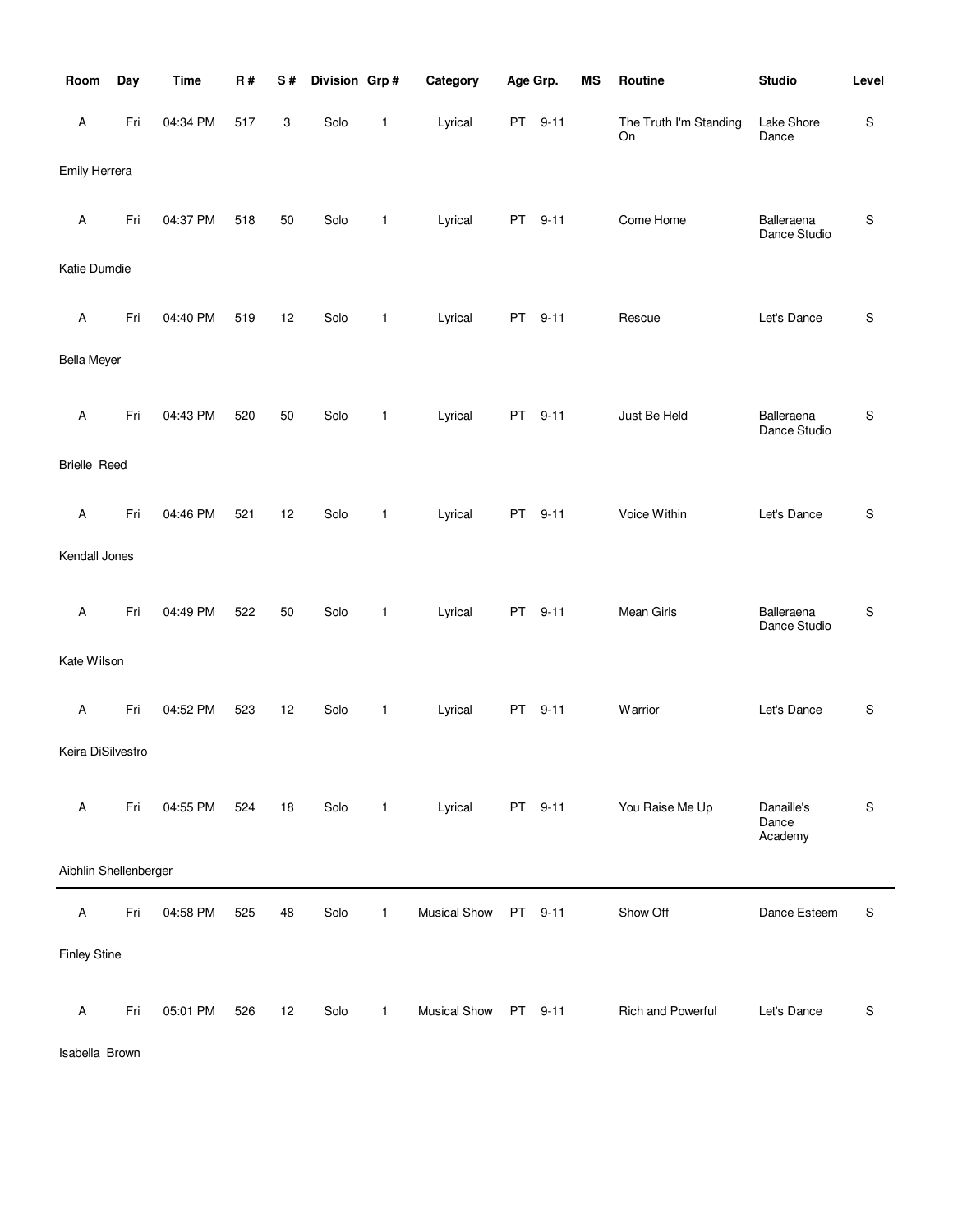| Room | Day | Time | R # | S # | Division | Grp # | Category | Age Grp. | | MS | Routine | Studio | Level |
|---|---|---|---|---|---|---|---|---|---|---|---|---|---|
| A | Fri | 04:34 PM | 517 | 3 | Solo | 1 | Lyrical | PT | 9-11 | | The Truth I'm Standing On | Lake Shore Dance | S |
| Emily Herrera | | | | | | | | | | | | | |
| A | Fri | 04:37 PM | 518 | 50 | Solo | 1 | Lyrical | PT | 9-11 | | Come Home | Balleraena Dance Studio | S |
| Katie Dumdie | | | | | | | | | | | | | |
| A | Fri | 04:40 PM | 519 | 12 | Solo | 1 | Lyrical | PT | 9-11 | | Rescue | Let's Dance | S |
| Bella Meyer | | | | | | | | | | | | | |
| A | Fri | 04:43 PM | 520 | 50 | Solo | 1 | Lyrical | PT | 9-11 | | Just Be Held | Balleraena Dance Studio | S |
| Brielle Reed | | | | | | | | | | | | | |
| A | Fri | 04:46 PM | 521 | 12 | Solo | 1 | Lyrical | PT | 9-11 | | Voice Within | Let's Dance | S |
| Kendall Jones | | | | | | | | | | | | | |
| A | Fri | 04:49 PM | 522 | 50 | Solo | 1 | Lyrical | PT | 9-11 | | Mean Girls | Balleraena Dance Studio | S |
| Kate Wilson | | | | | | | | | | | | | |
| A | Fri | 04:52 PM | 523 | 12 | Solo | 1 | Lyrical | PT | 9-11 | | Warrior | Let's Dance | S |
| Keira DiSilvestro | | | | | | | | | | | | | |
| A | Fri | 04:55 PM | 524 | 18 | Solo | 1 | Lyrical | PT | 9-11 | | You Raise Me Up | Danaille's Dance Academy | S |
| Aibhlin Shellenberger | | | | | | | | | | | | | |
| A | Fri | 04:58 PM | 525 | 48 | Solo | 1 | Musical Show | PT | 9-11 | | Show Off | Dance Esteem | S |
| Finley Stine | | | | | | | | | | | | | |
| A | Fri | 05:01 PM | 526 | 12 | Solo | 1 | Musical Show | PT | 9-11 | | Rich and Powerful | Let's Dance | S |
| Isabella Brown | | | | | | | | | | | | | |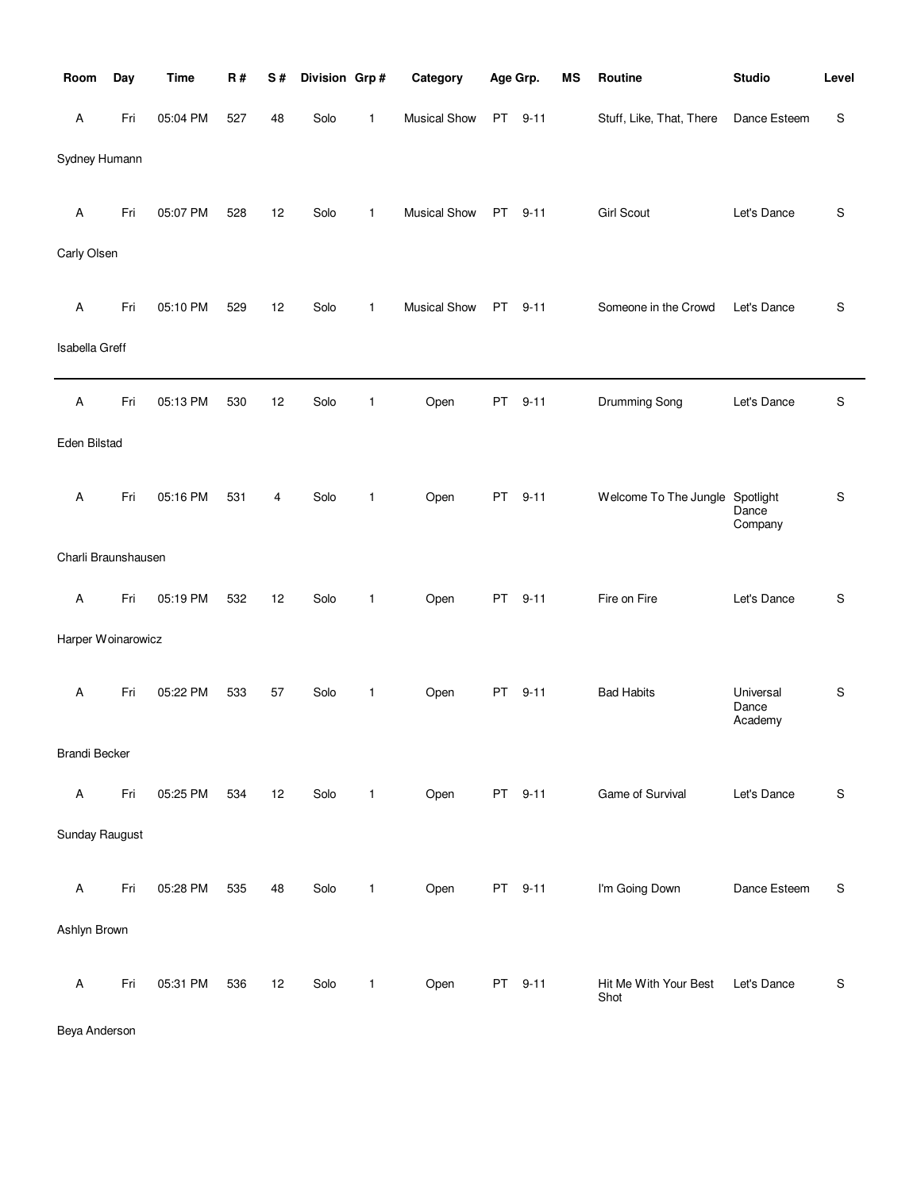| Room | Day | Time | R # | S # | Division | Grp # | Category | Age Grp. | | MS | Routine | Studio | Level |
|---|---|---|---|---|---|---|---|---|---|---|---|---|---|
| A | Fri | 05:04 PM | 527 | 48 | Solo | 1 | Musical Show | PT | 9-11 | | Stuff, Like, That, There | Dance Esteem | S |
| Sydney Humann | | | | | | | | | | | | | |
| A | Fri | 05:07 PM | 528 | 12 | Solo | 1 | Musical Show | PT | 9-11 | | Girl Scout | Let's Dance | S |
| Carly Olsen | | | | | | | | | | | | | |
| A | Fri | 05:10 PM | 529 | 12 | Solo | 1 | Musical Show | PT | 9-11 | | Someone in the Crowd | Let's Dance | S |
| Isabella Greff | | | | | | | | | | | | | |
| A | Fri | 05:13 PM | 530 | 12 | Solo | 1 | Open | PT | 9-11 | | Drumming Song | Let's Dance | S |
| Eden Bilstad | | | | | | | | | | | | | |
| A | Fri | 05:16 PM | 531 | 4 | Solo | 1 | Open | PT | 9-11 | | Welcome To The Jungle | Spotlight Dance Company | S |
| Charli Braunshausen | | | | | | | | | | | | | |
| A | Fri | 05:19 PM | 532 | 12 | Solo | 1 | Open | PT | 9-11 | | Fire on Fire | Let's Dance | S |
| Harper Woinarowicz | | | | | | | | | | | | | |
| A | Fri | 05:22 PM | 533 | 57 | Solo | 1 | Open | PT | 9-11 | | Bad Habits | Universal Dance Academy | S |
| Brandi Becker | | | | | | | | | | | | | |
| A | Fri | 05:25 PM | 534 | 12 | Solo | 1 | Open | PT | 9-11 | | Game of Survival | Let's Dance | S |
| Sunday Raugust | | | | | | | | | | | | | |
| A | Fri | 05:28 PM | 535 | 48 | Solo | 1 | Open | PT | 9-11 | | I'm Going Down | Dance Esteem | S |
| Ashlyn Brown | | | | | | | | | | | | | |
| A | Fri | 05:31 PM | 536 | 12 | Solo | 1 | Open | PT | 9-11 | | Hit Me With Your Best Shot | Let's Dance | S |
| Beya Anderson | | | | | | | | | | | | | |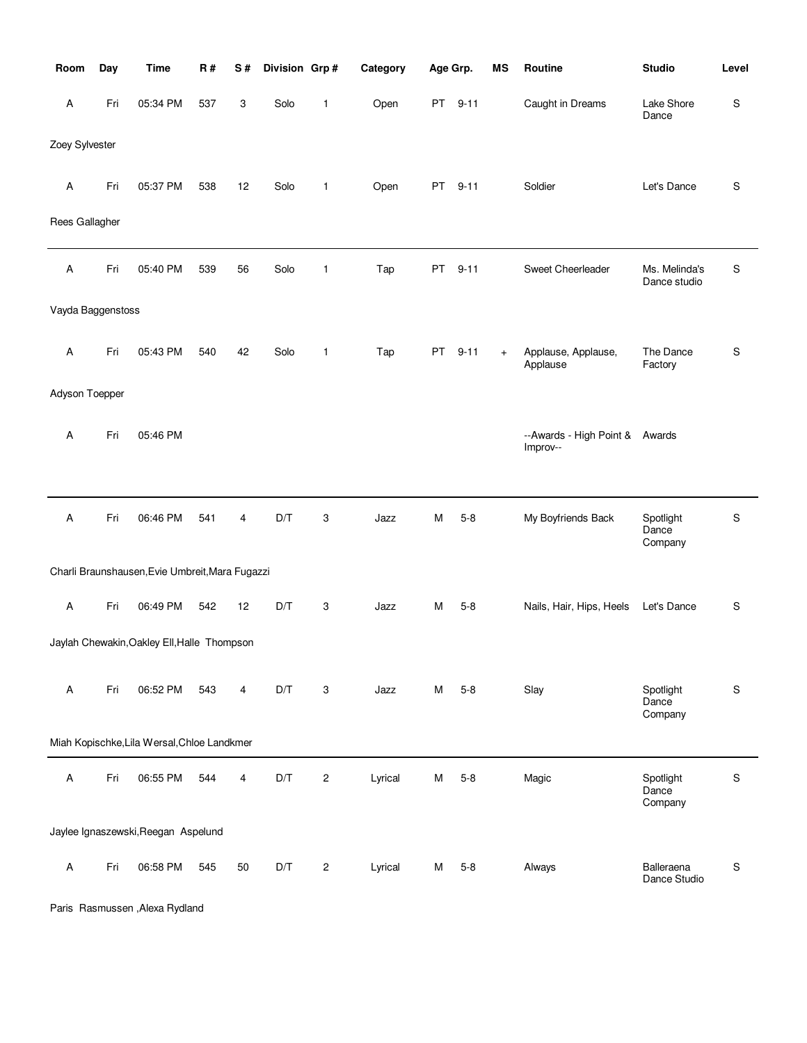| Room | Day | Time | R # | S # | Division | Grp # | Category | Age Grp. | | MS | Routine | Studio | Level |
|---|---|---|---|---|---|---|---|---|---|---|---|---|---|
| A | Fri | 05:34 PM | 537 | 3 | Solo | 1 | Open | PT | 9-11 | | Caught in Dreams | Lake Shore Dance | S |
| Zoey Sylvester | | | | | | | | | | | | | |
| A | Fri | 05:37 PM | 538 | 12 | Solo | 1 | Open | PT | 9-11 | | Soldier | Let's Dance | S |
| Rees Gallagher | | | | | | | | | | | | | |
| A | Fri | 05:40 PM | 539 | 56 | Solo | 1 | Tap | PT | 9-11 | | Sweet Cheerleader | Ms. Melinda's Dance studio | S |
| Vayda Baggenstoss | | | | | | | | | | | | | |
| A | Fri | 05:43 PM | 540 | 42 | Solo | 1 | Tap | PT | 9-11 | + | Applause, Applause, Applause | The Dance Factory | S |
| Adyson Toepper | | | | | | | | | | | | | |
| A | Fri | 05:46 PM | | | | | | | | | --Awards - High Point & Improv-- | Awards | |
| A | Fri | 06:46 PM | 541 | 4 | D/T | 3 | Jazz | M | 5-8 | | My Boyfriends Back | Spotlight Dance Company | S |
| Charli Braunshausen,Evie Umbreit,Mara Fugazzi | | | | | | | | | | | | | |
| A | Fri | 06:49 PM | 542 | 12 | D/T | 3 | Jazz | M | 5-8 | | Nails, Hair, Hips, Heels | Let's Dance | S |
| Jaylah Chewakin,Oakley Ell,Halle Thompson | | | | | | | | | | | | | |
| A | Fri | 06:52 PM | 543 | 4 | D/T | 3 | Jazz | M | 5-8 | | Slay | Spotlight Dance Company | S |
| Miah Kopischke,Lila Wersal,Chloe Landkmer | | | | | | | | | | | | | |
| A | Fri | 06:55 PM | 544 | 4 | D/T | 2 | Lyrical | M | 5-8 | | Magic | Spotlight Dance Company | S |
| Jaylee Ignaszewski,Reegan Aspelund | | | | | | | | | | | | | |
| A | Fri | 06:58 PM | 545 | 50 | D/T | 2 | Lyrical | M | 5-8 | | Always | Balleraena Dance Studio | S |
| Paris Rasmussen ,Alexa Rydland | | | | | | | | | | | | | |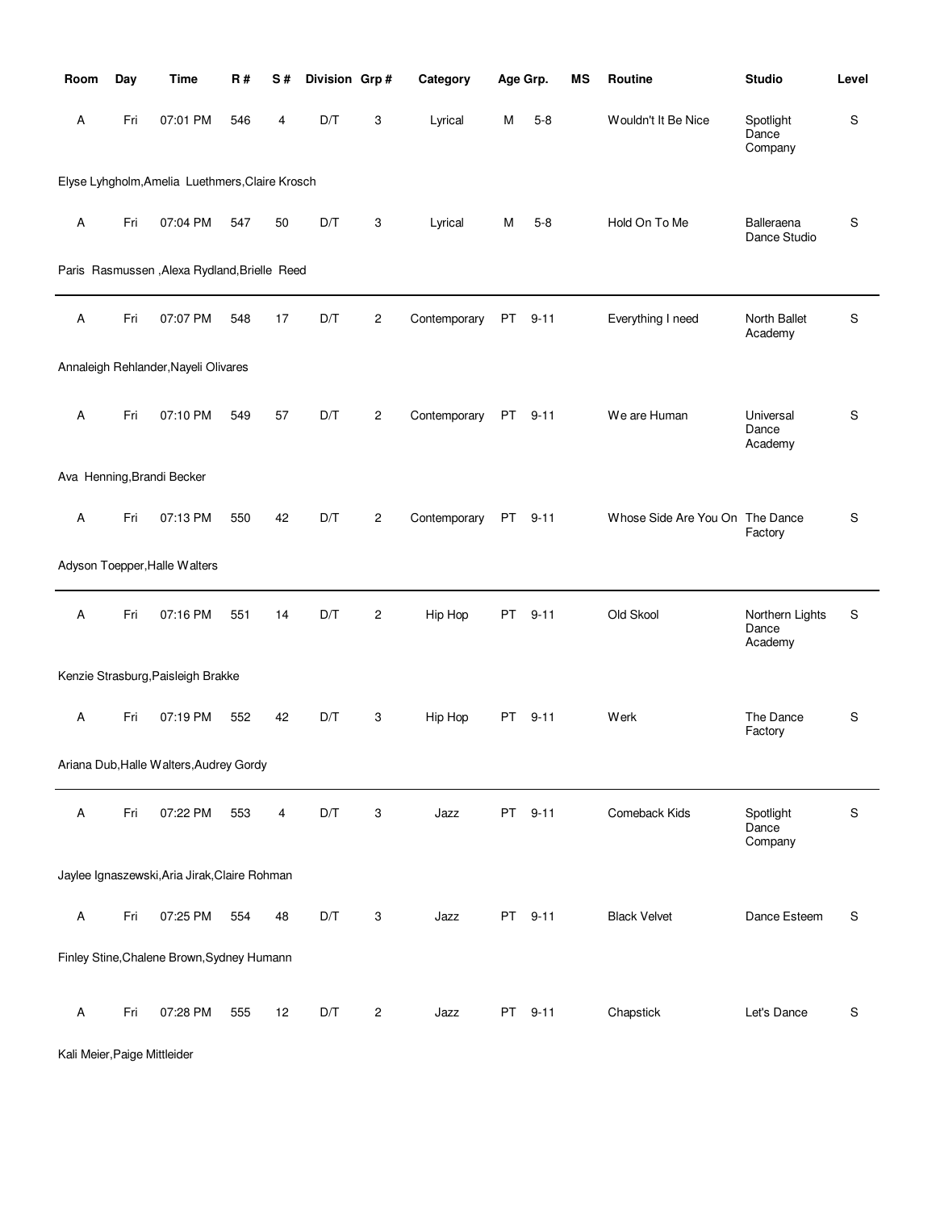| Room | Day | Time | R # | S # | Division | Grp # | Category | Age Grp. | | MS | Routine | Studio | Level |
|---|---|---|---|---|---|---|---|---|---|---|---|---|---|
| A | Fri | 07:01 PM | 546 | 4 | D/T | 3 | Lyrical | M | 5-8 | | Wouldn't It Be Nice | Spotlight Dance Company | S |
| Elyse Lyhgholm,Amelia Luethmers,Claire Krosch | | | | | | | | | | | | | |
| A | Fri | 07:04 PM | 547 | 50 | D/T | 3 | Lyrical | M | 5-8 | | Hold On To Me | Balleraena Dance Studio | S |
| Paris Rasmussen ,Alexa Rydland,Brielle Reed | | | | | | | | | | | | | |
| A | Fri | 07:07 PM | 548 | 17 | D/T | 2 | Contemporary | PT | 9-11 | | Everything I need | North Ballet Academy | S |
| Annaleigh Rehlander,Nayeli Olivares | | | | | | | | | | | | | |
| A | Fri | 07:10 PM | 549 | 57 | D/T | 2 | Contemporary | PT | 9-11 | | We are Human | Universal Dance Academy | S |
| Ava Henning,Brandi Becker | | | | | | | | | | | | | |
| A | Fri | 07:13 PM | 550 | 42 | D/T | 2 | Contemporary | PT | 9-11 | | Whose Side Are You On | The Dance Factory | S |
| Adyson Toepper,Halle Walters | | | | | | | | | | | | | |
| A | Fri | 07:16 PM | 551 | 14 | D/T | 2 | Hip Hop | PT | 9-11 | | Old Skool | Northern Lights Dance Academy | S |
| Kenzie Strasburg,Paisleigh Brakke | | | | | | | | | | | | | |
| A | Fri | 07:19 PM | 552 | 42 | D/T | 3 | Hip Hop | PT | 9-11 | | Werk | The Dance Factory | S |
| Ariana Dub,Halle Walters,Audrey Gordy | | | | | | | | | | | | | |
| A | Fri | 07:22 PM | 553 | 4 | D/T | 3 | Jazz | PT | 9-11 | | Comeback Kids | Spotlight Dance Company | S |
| Jaylee Ignaszewski,Aria Jirak,Claire Rohman | | | | | | | | | | | | | |
| A | Fri | 07:25 PM | 554 | 48 | D/T | 3 | Jazz | PT | 9-11 | | Black Velvet | Dance Esteem | S |
| Finley Stine,Chalene Brown,Sydney Humann | | | | | | | | | | | | | |
| A | Fri | 07:28 PM | 555 | 12 | D/T | 2 | Jazz | PT | 9-11 | | Chapstick | Let's Dance | S |
| Kali Meier,Paige Mittleider | | | | | | | | | | | | | |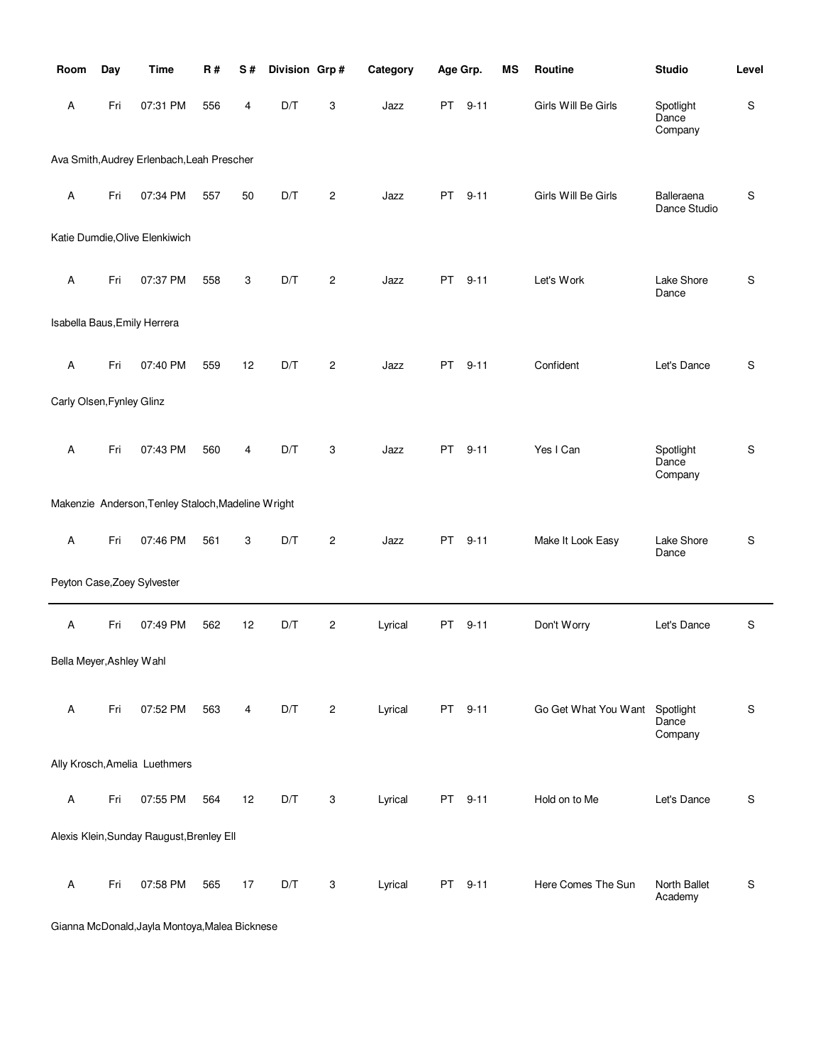| Room | Day | Time | R # | S # | Division | Grp # | Category | Age Grp. | | MS | Routine | Studio | Level |
|---|---|---|---|---|---|---|---|---|---|---|---|---|---|
| A | Fri | 07:31 PM | 556 | 4 | D/T | 3 | Jazz | PT | 9-11 | | Girls Will Be Girls | Spotlight Dance Company | S |
| Ava Smith,Audrey Erlenbach,Leah Prescher | | | | | | | | | | | | | |
| A | Fri | 07:34 PM | 557 | 50 | D/T | 2 | Jazz | PT | 9-11 | | Girls Will Be Girls | Balleraena Dance Studio | S |
| Katie Dumdie,Olive Elenkiwich | | | | | | | | | | | | | |
| A | Fri | 07:37 PM | 558 | 3 | D/T | 2 | Jazz | PT | 9-11 | | Let's Work | Lake Shore Dance | S |
| Isabella Baus,Emily Herrera | | | | | | | | | | | | | |
| A | Fri | 07:40 PM | 559 | 12 | D/T | 2 | Jazz | PT | 9-11 | | Confident | Let's Dance | S |
| Carly Olsen,Fynley Glinz | | | | | | | | | | | | | |
| A | Fri | 07:43 PM | 560 | 4 | D/T | 3 | Jazz | PT | 9-11 | | Yes I Can | Spotlight Dance Company | S |
| Makenzie Anderson,Tenley Staloch,Madeline Wright | | | | | | | | | | | | | |
| A | Fri | 07:46 PM | 561 | 3 | D/T | 2 | Jazz | PT | 9-11 | | Make It Look Easy | Lake Shore Dance | S |
| Peyton Case,Zoey Sylvester | | | | | | | | | | | | | |
| A | Fri | 07:49 PM | 562 | 12 | D/T | 2 | Lyrical | PT | 9-11 | | Don't Worry | Let's Dance | S |
| Bella Meyer,Ashley Wahl | | | | | | | | | | | | | |
| A | Fri | 07:52 PM | 563 | 4 | D/T | 2 | Lyrical | PT | 9-11 | | Go Get What You Want | Spotlight Dance Company | S |
| Ally Krosch,Amelia Luethmers | | | | | | | | | | | | | |
| A | Fri | 07:55 PM | 564 | 12 | D/T | 3 | Lyrical | PT | 9-11 | | Hold on to Me | Let's Dance | S |
| Alexis Klein,Sunday Raugust,Brenley Ell | | | | | | | | | | | | | |
| A | Fri | 07:58 PM | 565 | 17 | D/T | 3 | Lyrical | PT | 9-11 | | Here Comes The Sun | North Ballet Academy | S |
| Gianna McDonald,Jayla Montoya,Malea Bicknese | | | | | | | | | | | | | |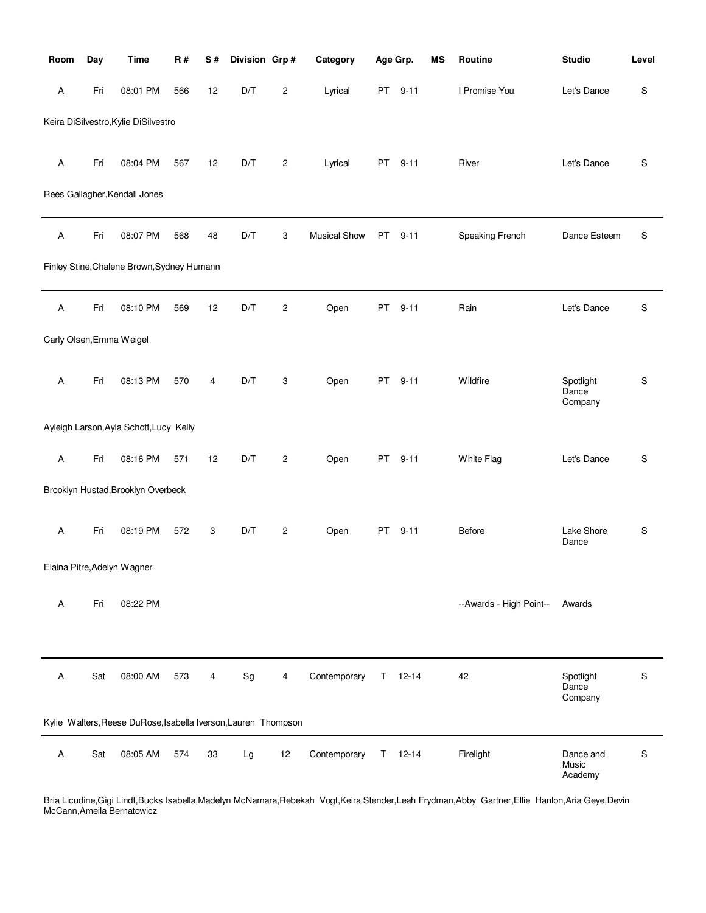| Room | Day | Time | R # | S # | Division | Grp # | Category | Age Grp. | MS | Routine | Studio | Level |
|---|---|---|---|---|---|---|---|---|---|---|---|---|
| A | Fri | 08:01 PM | 566 | 12 | D/T | 2 | Lyrical | PT 9-11 | | I Promise You | Let's Dance | S |
| Keira DiSilvestro,Kylie DiSilvestro | | | | | | | | | | | | |
| A | Fri | 08:04 PM | 567 | 12 | D/T | 2 | Lyrical | PT 9-11 | | River | Let's Dance | S |
| Rees Gallagher,Kendall Jones | | | | | | | | | | | | |
| A | Fri | 08:07 PM | 568 | 48 | D/T | 3 | Musical Show | PT 9-11 | | Speaking French | Dance Esteem | S |
| Finley Stine,Chalene Brown,Sydney Humann | | | | | | | | | | | | |
| A | Fri | 08:10 PM | 569 | 12 | D/T | 2 | Open | PT 9-11 | | Rain | Let's Dance | S |
| Carly Olsen,Emma Weigel | | | | | | | | | | | | |
| A | Fri | 08:13 PM | 570 | 4 | D/T | 3 | Open | PT 9-11 | | Wildfire | Spotlight Dance Company | S |
| Ayleigh Larson,Ayla Schott,Lucy Kelly | | | | | | | | | | | | |
| A | Fri | 08:16 PM | 571 | 12 | D/T | 2 | Open | PT 9-11 | | White Flag | Let's Dance | S |
| Brooklyn Hustad,Brooklyn Overbeck | | | | | | | | | | | | |
| A | Fri | 08:19 PM | 572 | 3 | D/T | 2 | Open | PT 9-11 | | Before | Lake Shore Dance | S |
| Elaina Pitre,Adelyn Wagner | | | | | | | | | | | | |
| A | Fri | 08:22 PM | | | | | | | | --Awards - High Point-- | Awards | |
| A | Sat | 08:00 AM | 573 | 4 | Sg | 4 | Contemporary | T 12-14 | | 42 | Spotlight Dance Company | S |
| Kylie Walters,Reese DuRose,Isabella Iverson,Lauren Thompson | | | | | | | | | | | | |
| A | Sat | 08:05 AM | 574 | 33 | Lg | 12 | Contemporary | T 12-14 | | Firelight | Dance and Music Academy | S |
| Bria Licudine,Gigi Lindt,Bucks Isabella,Madelyn McNamara,Rebekah Vogt,Keira Stender,Leah Frydman,Abby Gartner,Ellie Hanlon,Aria Geye,Devin McCann,Ameila Bernatowicz | | | | | | | | | | | | |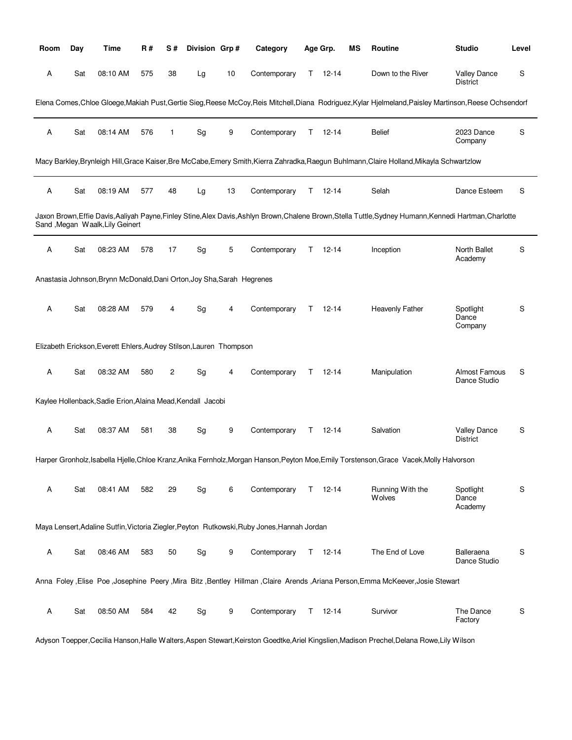| Room | Day | Time | R # | S # | Division | Grp # | Category | Age Grp. | | MS | Routine | Studio | Level |
|---|---|---|---|---|---|---|---|---|---|---|---|---|---|
| A | Sat | 08:10 AM | 575 | 38 | Lg | 10 | Contemporary | T | 12-14 | | Down to the River | Valley Dance District | S |
| Elena Comes,Chloe Gloege,Makiah Pust,Gertie Sieg,Reese McCoy,Reis Mitchell,Diana Rodriguez,Kylar Hjelmeland,Paisley Martinson,Reese Ochsendorf | | | | | | | | | | | | | |
| A | Sat | 08:14 AM | 576 | 1 | Sg | 9 | Contemporary | T | 12-14 | | Belief | 2023 Dance Company | S |
| Macy Barkley,Brynleigh Hill,Grace Kaiser,Bre McCabe,Emery Smith,Kierra Zahradka,Raegun Buhlmann,Claire Holland,Mikayla Schwartzlow | | | | | | | | | | | | | |
| A | Sat | 08:19 AM | 577 | 48 | Lg | 13 | Contemporary | T | 12-14 | | Selah | Dance Esteem | S |
| Jaxon Brown,Effie Davis,Aaliyah Payne,Finley Stine,Alex Davis,Ashlyn Brown,Chalene Brown,Stella Tuttle,Sydney Humann,Kennedi Hartman,Charlotte Sand ,Megan Waalk,Lily Geinert | | | | | | | | | | | | | |
| A | Sat | 08:23 AM | 578 | 17 | Sg | 5 | Contemporary | T | 12-14 | | Inception | North Ballet Academy | S |
| Anastasia Johnson,Brynn McDonald,Dani Orton,Joy Sha,Sarah Hegrenes | | | | | | | | | | | | | |
| A | Sat | 08:28 AM | 579 | 4 | Sg | 4 | Contemporary | T | 12-14 | | Heavenly Father | Spotlight Dance Company | S |
| Elizabeth Erickson,Everett Ehlers,Audrey Stilson,Lauren Thompson | | | | | | | | | | | | | |
| A | Sat | 08:32 AM | 580 | 2 | Sg | 4 | Contemporary | T | 12-14 | | Manipulation | Almost Famous Dance Studio | S |
| Kaylee Hollenback,Sadie Erion,Alaina Mead,Kendall Jacobi | | | | | | | | | | | | | |
| A | Sat | 08:37 AM | 581 | 38 | Sg | 9 | Contemporary | T | 12-14 | | Salvation | Valley Dance District | S |
| Harper Gronholz,Isabella Hjelle,Chloe Kranz,Anika Fernholz,Morgan Hanson,Peyton Moe,Emily Torstenson,Grace Vacek,Molly Halvorson | | | | | | | | | | | | | |
| A | Sat | 08:41 AM | 582 | 29 | Sg | 6 | Contemporary | T | 12-14 | | Running With the Wolves | Spotlight Dance Academy | S |
| Maya Lensert,Adaline Sutfin,Victoria Ziegler,Peyton Rutkowski,Ruby Jones,Hannah Jordan | | | | | | | | | | | | | |
| A | Sat | 08:46 AM | 583 | 50 | Sg | 9 | Contemporary | T | 12-14 | | The End of Love | Balleraena Dance Studio | S |
| Anna Foley ,Elise Poe ,Josephine Peery ,Mira Bitz ,Bentley Hillman ,Claire Arends ,Ariana Person,Emma McKeever,Josie Stewart | | | | | | | | | | | | | |
| A | Sat | 08:50 AM | 584 | 42 | Sg | 9 | Contemporary | T | 12-14 | | Survivor | The Dance Factory | S |
| Adyson Toepper,Cecilia Hanson,Halle Walters,Aspen Stewart,Keirston Goedtke,Ariel Kingslien,Madison Prechel,Delana Rowe,Lily Wilson | | | | | | | | | | | | | |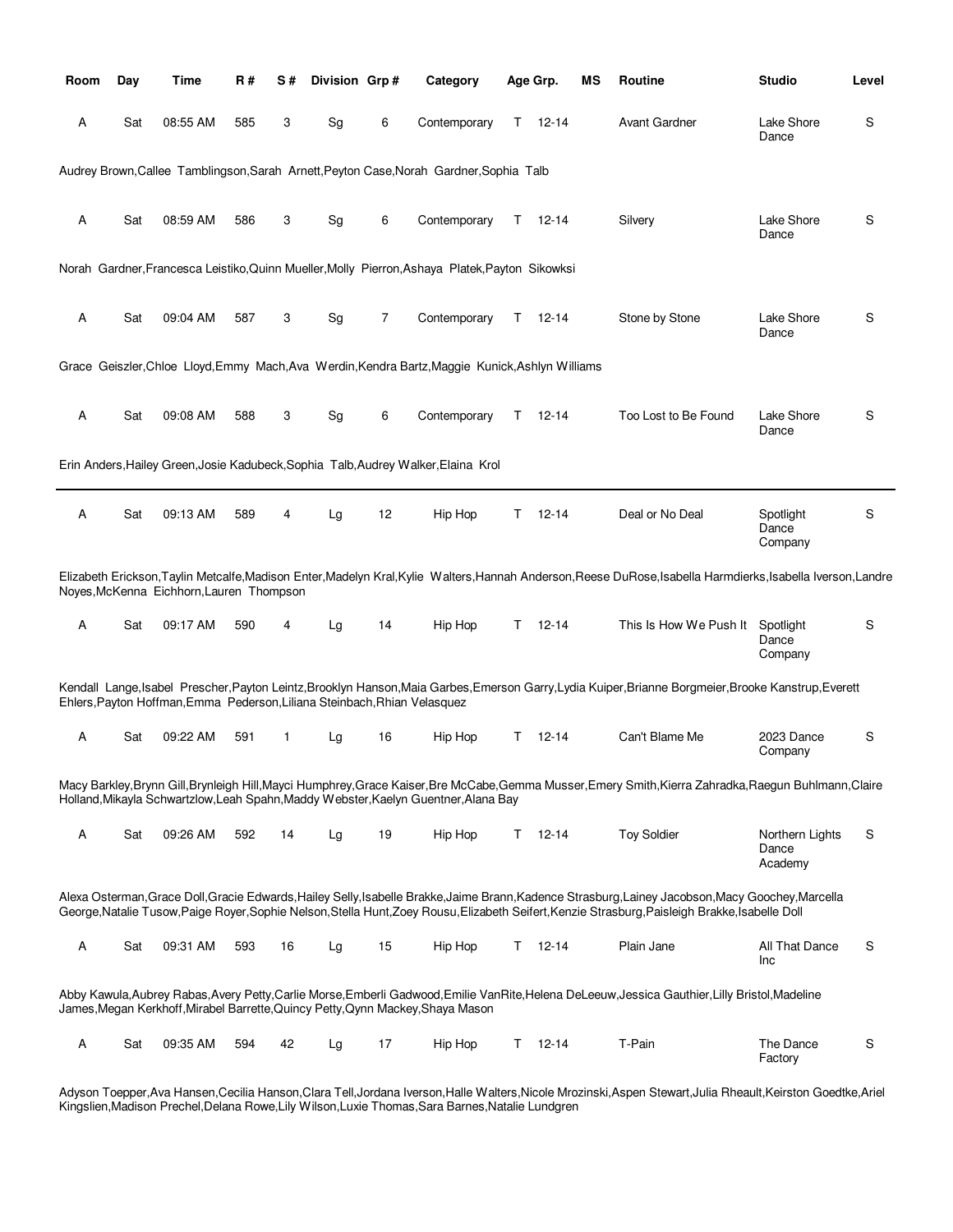| Room | Day | Time | R # | S # | Division | Grp # | Category | Age Grp. | MS | Routine | Studio | Level |
|---|---|---|---|---|---|---|---|---|---|---|---|---|
| A | Sat | 08:55 AM | 585 | 3 | Sg | 6 | Contemporary | T 12-14 | | Avant Gardner | Lake Shore Dance | S |

Audrey Brown,Callee Tamblingson,Sarah Arnett,Peyton Case,Norah Gardner,Sophia Talb

| Room | Day | Time | R # | S # | Division | Grp # | Category | Age Grp. | MS | Routine | Studio | Level |
|---|---|---|---|---|---|---|---|---|---|---|---|---|
| A | Sat | 08:59 AM | 586 | 3 | Sg | 6 | Contemporary | T 12-14 | | Silvery | Lake Shore Dance | S |

Norah Gardner,Francesca Leistiko,Quinn Mueller,Molly Pierron,Ashaya Platek,Payton Sikowksi

| Room | Day | Time | R # | S # | Division | Grp # | Category | Age Grp. | MS | Routine | Studio | Level |
|---|---|---|---|---|---|---|---|---|---|---|---|---|
| A | Sat | 09:04 AM | 587 | 3 | Sg | 7 | Contemporary | T 12-14 | | Stone by Stone | Lake Shore Dance | S |

Grace Geiszler,Chloe Lloyd,Emmy Mach,Ava Werdin,Kendra Bartz,Maggie Kunick,Ashlyn Williams

| Room | Day | Time | R # | S # | Division | Grp # | Category | Age Grp. | MS | Routine | Studio | Level |
|---|---|---|---|---|---|---|---|---|---|---|---|---|
| A | Sat | 09:08 AM | 588 | 3 | Sg | 6 | Contemporary | T 12-14 | | Too Lost to Be Found | Lake Shore Dance | S |

Erin Anders,Hailey Green,Josie Kadubeck,Sophia Talb,Audrey Walker,Elaina Krol

---

| Room | Day | Time | R # | S # | Division | Grp # | Category | Age Grp. | MS | Routine | Studio | Level |
|---|---|---|---|---|---|---|---|---|---|---|---|---|
| A | Sat | 09:13 AM | 589 | 4 | Lg | 12 | Hip Hop | T 12-14 | | Deal or No Deal | Spotlight Dance Company | S |

Elizabeth Erickson,Taylin Metcalfe,Madison Enter,Madelyn Kral,Kylie Walters,Hannah Anderson,Reese DuRose,Isabella Harmdierks,Isabella Iverson,Landre Noyes,McKenna Eichhorn,Lauren Thompson

| Room | Day | Time | R # | S # | Division | Grp # | Category | Age Grp. | MS | Routine | Studio | Level |
|---|---|---|---|---|---|---|---|---|---|---|---|---|
| A | Sat | 09:17 AM | 590 | 4 | Lg | 14 | Hip Hop | T 12-14 | | This Is How We Push It | Spotlight Dance Company | S |

Kendall Lange,Isabel Prescher,Payton Leintz,Brooklyn Hanson,Maia Garbes,Emerson Garry,Lydia Kuiper,Brianne Borgmeier,Brooke Kanstrup,Everett Ehlers,Payton Hoffman,Emma Pederson,Liliana Steinbach,Rhian Velasquez

| Room | Day | Time | R # | S # | Division | Grp # | Category | Age Grp. | MS | Routine | Studio | Level |
|---|---|---|---|---|---|---|---|---|---|---|---|---|
| A | Sat | 09:22 AM | 591 | 1 | Lg | 16 | Hip Hop | T 12-14 | | Can't Blame Me | 2023 Dance Company | S |

Macy Barkley,Brynn Gill,Brynleigh Hill,Mayci Humphrey,Grace Kaiser,Bre McCabe,Gemma Musser,Emery Smith,Kierra Zahradka,Raegun Buhlmann,Claire Holland,Mikayla Schwartzlow,Leah Spahn,Maddy Webster,Kaelyn Guentner,Alana Bay

| Room | Day | Time | R # | S # | Division | Grp # | Category | Age Grp. | MS | Routine | Studio | Level |
|---|---|---|---|---|---|---|---|---|---|---|---|---|
| A | Sat | 09:26 AM | 592 | 14 | Lg | 19 | Hip Hop | T 12-14 | | Toy Soldier | Northern Lights Dance Academy | S |

Alexa Osterman,Grace Doll,Gracie Edwards,Hailey Selly,Isabelle Brakke,Jaime Brann,Kadence Strasburg,Lainey Jacobson,Macy Goochey,Marcella George,Natalie Tusow,Paige Royer,Sophie Nelson,Stella Hunt,Zoey Rousu,Elizabeth Seifert,Kenzie Strasburg,Paisleigh Brakke,Isabelle Doll

| Room | Day | Time | R # | S # | Division | Grp # | Category | Age Grp. | MS | Routine | Studio | Level |
|---|---|---|---|---|---|---|---|---|---|---|---|---|
| A | Sat | 09:31 AM | 593 | 16 | Lg | 15 | Hip Hop | T 12-14 | | Plain Jane | All That Dance Inc | S |

Abby Kawula,Aubrey Rabas,Avery Petty,Carlie Morse,Emberli Gadwood,Emilie VanRite,Helena DeLeeuw,Jessica Gauthier,Lilly Bristol,Madeline James,Megan Kerkhoff,Mirabel Barrette,Quincy Petty,Qynn Mackey,Shaya Mason

| Room | Day | Time | R # | S # | Division | Grp # | Category | Age Grp. | MS | Routine | Studio | Level |
|---|---|---|---|---|---|---|---|---|---|---|---|---|
| A | Sat | 09:35 AM | 594 | 42 | Lg | 17 | Hip Hop | T 12-14 | | T-Pain | The Dance Factory | S |

Adyson Toepper,Ava Hansen,Cecilia Hanson,Clara Tell,Jordana Iverson,Halle Walters,Nicole Mrozinski,Aspen Stewart,Julia Rheault,Keirston Goedtke,Ariel Kingslien,Madison Prechel,Delana Rowe,Lily Wilson,Luxie Thomas,Sara Barnes,Natalie Lundgren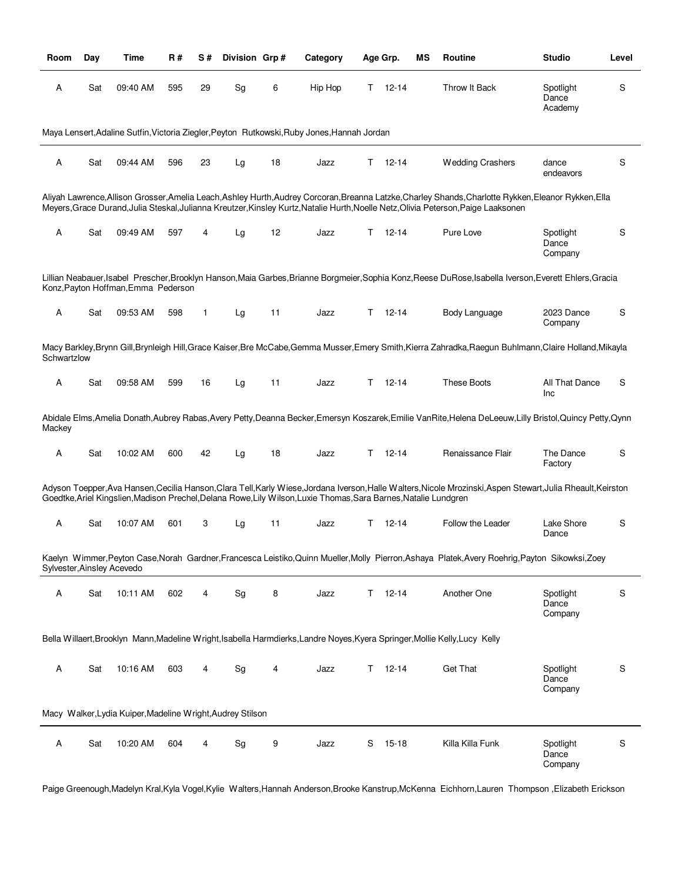| Room | Day | Time | R # | S # | Division | Grp # | Category | Age Grp. | MS | Routine | Studio | Level |
|---|---|---|---|---|---|---|---|---|---|---|---|---|
| A | Sat | 09:40 AM | 595 | 29 | Sg | 6 | Hip Hop | T 12-14 | | Throw It Back | Spotlight Dance Academy | S |

Maya Lensert,Adaline Sutfin,Victoria Ziegler,Peyton Rutkowski,Ruby Jones,Hannah Jordan

| Room | Day | Time | R # | S # | Division | Grp # | Category | Age Grp. | MS | Routine | Studio | Level |
|---|---|---|---|---|---|---|---|---|---|---|---|---|
| A | Sat | 09:44 AM | 596 | 23 | Lg | 18 | Jazz | T 12-14 | | Wedding Crashers | dance endeavors | S |

Aliyah Lawrence,Allison Grosser,Amelia Leach,Ashley Hurth,Audrey Corcoran,Breanna Latzke,Charley Shands,Charlotte Rykken,Eleanor Rykken,Ella Meyers,Grace Durand,Julia Steskal,Julianna Kreutzer,Kinsley Kurtz,Natalie Hurth,Noelle Netz,Olivia Peterson,Paige Laaksonen

| Room | Day | Time | R # | S # | Division | Grp # | Category | Age Grp. | MS | Routine | Studio | Level |
|---|---|---|---|---|---|---|---|---|---|---|---|---|
| A | Sat | 09:49 AM | 597 | 4 | Lg | 12 | Jazz | T 12-14 | | Pure Love | Spotlight Dance Company | S |

Lillian Neabauer,Isabel Prescher,Brooklyn Hanson,Maia Garbes,Brianne Borgmeier,Sophia Konz,Reese DuRose,Isabella Iverson,Everett Ehlers,Gracia Konz,Payton Hoffman,Emma Pederson

| Room | Day | Time | R # | S # | Division | Grp # | Category | Age Grp. | MS | Routine | Studio | Level |
|---|---|---|---|---|---|---|---|---|---|---|---|---|
| A | Sat | 09:53 AM | 598 | 1 | Lg | 11 | Jazz | T 12-14 | | Body Language | 2023 Dance Company | S |

Macy Barkley,Brynn Gill,Brynleigh Hill,Grace Kaiser,Bre McCabe,Gemma Musser,Emery Smith,Kierra Zahradka,Raegun Buhlmann,Claire Holland,Mikayla Schwartzlow

| Room | Day | Time | R # | S # | Division | Grp # | Category | Age Grp. | MS | Routine | Studio | Level |
|---|---|---|---|---|---|---|---|---|---|---|---|---|
| A | Sat | 09:58 AM | 599 | 16 | Lg | 11 | Jazz | T 12-14 | | These Boots | All That Dance Inc | S |

Abidale Elms,Amelia Donath,Aubrey Rabas,Avery Petty,Deanna Becker,Emersyn Koszarek,Emilie VanRite,Helena DeLeeuw,Lilly Bristol,Quincy Petty,Qynn Mackey

| Room | Day | Time | R # | S # | Division | Grp # | Category | Age Grp. | MS | Routine | Studio | Level |
|---|---|---|---|---|---|---|---|---|---|---|---|---|
| A | Sat | 10:02 AM | 600 | 42 | Lg | 18 | Jazz | T 12-14 | | Renaissance Flair | The Dance Factory | S |

Adyson Toepper,Ava Hansen,Cecilia Hanson,Clara Tell,Karly Wiese,Jordana Iverson,Halle Walters,Nicole Mrozinski,Aspen Stewart,Julia Rheault,Keirston Goedtke,Ariel Kingslien,Madison Prechel,Delana Rowe,Lily Wilson,Luxie Thomas,Sara Barnes,Natalie Lundgren

| Room | Day | Time | R # | S # | Division | Grp # | Category | Age Grp. | MS | Routine | Studio | Level |
|---|---|---|---|---|---|---|---|---|---|---|---|---|
| A | Sat | 10:07 AM | 601 | 3 | Lg | 11 | Jazz | T 12-14 | | Follow the Leader | Lake Shore Dance | S |

Kaelyn Wimmer,Peyton Case,Norah Gardner,Francesca Leistiko,Quinn Mueller,Molly Pierron,Ashaya Platek,Avery Roehrig,Payton Sikowksi,Zoey Sylvester,Ainsley Acevedo

| Room | Day | Time | R # | S # | Division | Grp # | Category | Age Grp. | MS | Routine | Studio | Level |
|---|---|---|---|---|---|---|---|---|---|---|---|---|
| A | Sat | 10:11 AM | 602 | 4 | Sg | 8 | Jazz | T 12-14 | | Another One | Spotlight Dance Company | S |

Bella Willaert,Brooklyn Mann,Madeline Wright,Isabella Harmdierks,Landre Noyes,Kyera Springer,Mollie Kelly,Lucy Kelly

| Room | Day | Time | R # | S # | Division | Grp # | Category | Age Grp. | MS | Routine | Studio | Level |
|---|---|---|---|---|---|---|---|---|---|---|---|---|
| A | Sat | 10:16 AM | 603 | 4 | Sg | 4 | Jazz | T 12-14 | | Get That | Spotlight Dance Company | S |

Macy Walker,Lydia Kuiper,Madeline Wright,Audrey Stilson

| Room | Day | Time | R # | S # | Division | Grp # | Category | Age Grp. | MS | Routine | Studio | Level |
|---|---|---|---|---|---|---|---|---|---|---|---|---|
| A | Sat | 10:20 AM | 604 | 4 | Sg | 9 | Jazz | S 15-18 | | Killa Killa Funk | Spotlight Dance Company | S |

Paige Greenough,Madelyn Kral,Kyla Vogel,Kylie Walters,Hannah Anderson,Brooke Kanstrup,McKenna Eichhorn,Lauren Thompson ,Elizabeth Erickson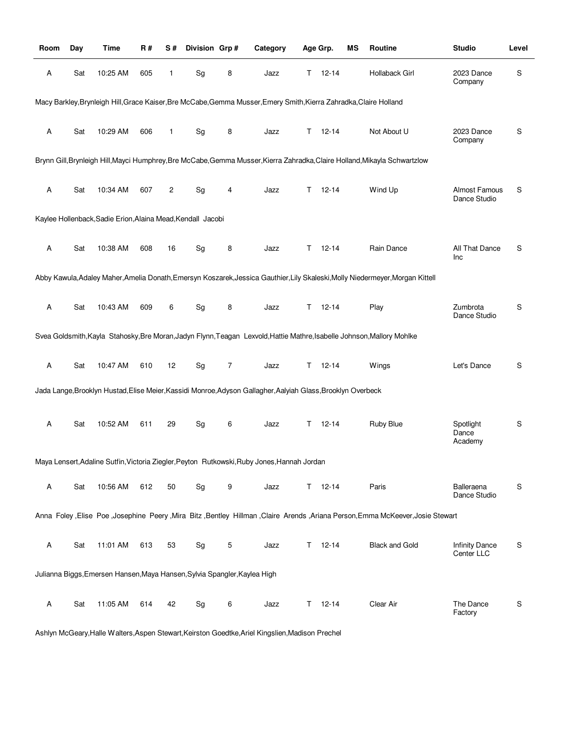| Room | Day | Time | R # | S # | Division | Grp # | Category | Age Grp. | MS | Routine | Studio | Level |
|---|---|---|---|---|---|---|---|---|---|---|---|---|
| A | Sat | 10:25 AM | 605 | 1 | Sg | 8 | Jazz | T 12-14 | | Hollaback Girl | 2023 Dance Company | S |
| Macy Barkley,Brynleigh Hill,Grace Kaiser,Bre McCabe,Gemma Musser,Emery Smith,Kierra Zahradka,Claire Holland | | | | | | | | | | | | |
| A | Sat | 10:29 AM | 606 | 1 | Sg | 8 | Jazz | T 12-14 | | Not About U | 2023 Dance Company | S |
| Brynn Gill,Brynleigh Hill,Mayci Humphrey,Bre McCabe,Gemma Musser,Kierra Zahradka,Claire Holland,Mikayla Schwartzlow | | | | | | | | | | | | |
| A | Sat | 10:34 AM | 607 | 2 | Sg | 4 | Jazz | T 12-14 | | Wind Up | Almost Famous Dance Studio | S |
| Kaylee Hollenback,Sadie Erion,Alaina Mead,Kendall Jacobi | | | | | | | | | | | | |
| A | Sat | 10:38 AM | 608 | 16 | Sg | 8 | Jazz | T 12-14 | | Rain Dance | All That Dance Inc | S |
| Abby Kawula,Adaley Maher,Amelia Donath,Emersyn Koszarek,Jessica Gauthier,Lily Skaleski,Molly Niedermeyer,Morgan Kittell | | | | | | | | | | | | |
| A | Sat | 10:43 AM | 609 | 6 | Sg | 8 | Jazz | T 12-14 | | Play | Zumbrota Dance Studio | S |
| Svea Goldsmith,Kayla Stahosky,Bre Moran,Jadyn Flynn,Teagan Lexvold,Hattie Mathre,Isabelle Johnson,Mallory Mohlke | | | | | | | | | | | | |
| A | Sat | 10:47 AM | 610 | 12 | Sg | 7 | Jazz | T 12-14 | | Wings | Let's Dance | S |
| Jada Lange,Brooklyn Hustad,Elise Meier,Kassidi Monroe,Adyson Gallagher,Aalyiah Glass,Brooklyn Overbeck | | | | | | | | | | | | |
| A | Sat | 10:52 AM | 611 | 29 | Sg | 6 | Jazz | T 12-14 | | Ruby Blue | Spotlight Dance Academy | S |
| Maya Lensert,Adaline Sutfin,Victoria Ziegler,Peyton Rutkowski,Ruby Jones,Hannah Jordan | | | | | | | | | | | | |
| A | Sat | 10:56 AM | 612 | 50 | Sg | 9 | Jazz | T 12-14 | | Paris | Balleraena Dance Studio | S |
| Anna Foley ,Elise Poe ,Josephine Peery ,Mira Bitz ,Bentley Hillman ,Claire Arends ,Ariana Person,Emma McKeever,Josie Stewart | | | | | | | | | | | | |
| A | Sat | 11:01 AM | 613 | 53 | Sg | 5 | Jazz | T 12-14 | | Black and Gold | Infinity Dance Center LLC | S |
| Julianna Biggs,Emersen Hansen,Maya Hansen,Sylvia Spangler,Kaylea High | | | | | | | | | | | | |
| A | Sat | 11:05 AM | 614 | 42 | Sg | 6 | Jazz | T 12-14 | | Clear Air | The Dance Factory | S |
| Ashlyn McGeary,Halle Walters,Aspen Stewart,Keirston Goedtke,Ariel Kingslien,Madison Prechel | | | | | | | | | | | | |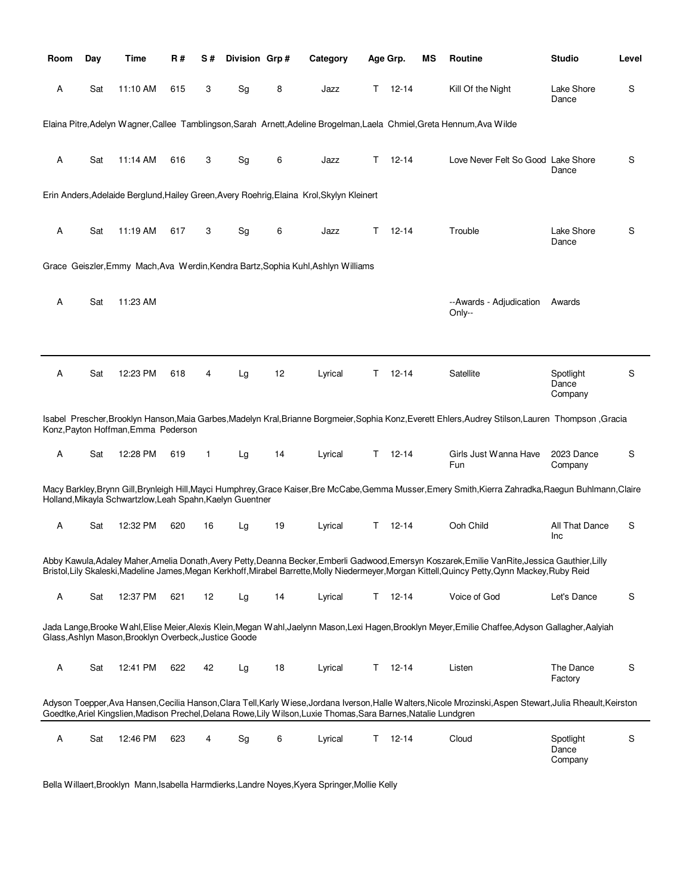| Room | Day | Time | R # | S # | Division | Grp # | Category | Age Grp. | MS | Routine | Studio | Level |
|---|---|---|---|---|---|---|---|---|---|---|---|---|
| A | Sat | 11:10 AM | 615 | 3 | Sg | 8 | Jazz | T 12-14 | | Kill Of the Night | Lake Shore Dance | S |

Elaina Pitre,Adelyn Wagner,Callee Tamblingson,Sarah Arnett,Adeline Brogelman,Laela Chmiel,Greta Hennum,Ava Wilde

| Room | Day | Time | R # | S # | Division | Grp # | Category | Age Grp. | MS | Routine | Studio | Level |
|---|---|---|---|---|---|---|---|---|---|---|---|---|
| A | Sat | 11:14 AM | 616 | 3 | Sg | 6 | Jazz | T 12-14 | | Love Never Felt So Good | Lake Shore Dance | S |

Erin Anders,Adelaide Berglund,Hailey Green,Avery Roehrig,Elaina Krol,Skylyn Kleinert

| Room | Day | Time | R # | S # | Division | Grp # | Category | Age Grp. | MS | Routine | Studio | Level |
|---|---|---|---|---|---|---|---|---|---|---|---|---|
| A | Sat | 11:19 AM | 617 | 3 | Sg | 6 | Jazz | T 12-14 | | Trouble | Lake Shore Dance | S |

Grace Geiszler,Emmy Mach,Ava Werdin,Kendra Bartz,Sophia Kuhl,Ashlyn Williams

| Room | Day | Time | R # | S # | Division | Grp # | Category | Age Grp. | MS | Routine | Studio | Level |
|---|---|---|---|---|---|---|---|---|---|---|---|---|
| A | Sat | 11:23 AM | | | | | | | | --Awards - Adjudication Only-- | Awards | |

---

| Room | Day | Time | R # | S # | Division | Grp # | Category | Age Grp. | MS | Routine | Studio | Level |
|---|---|---|---|---|---|---|---|---|---|---|---|---|
| A | Sat | 12:23 PM | 618 | 4 | Lg | 12 | Lyrical | T 12-14 | | Satellite | Spotlight Dance Company | S |

Isabel Prescher,Brooklyn Hanson,Maia Garbes,Madelyn Kral,Brianne Borgmeier,Sophia Konz,Everett Ehlers,Audrey Stilson,Lauren Thompson ,Gracia Konz,Payton Hoffman,Emma Pederson

| Room | Day | Time | R # | S # | Division | Grp # | Category | Age Grp. | MS | Routine | Studio | Level |
|---|---|---|---|---|---|---|---|---|---|---|---|---|
| A | Sat | 12:28 PM | 619 | 1 | Lg | 14 | Lyrical | T 12-14 | | Girls Just Wanna Have Fun | 2023 Dance Company | S |

Macy Barkley,Brynn Gill,Brynleigh Hill,Mayci Humphrey,Grace Kaiser,Bre McCabe,Gemma Musser,Emery Smith,Kierra Zahradka,Raegun Buhlmann,Claire Holland,Mikayla Schwartzlow,Leah Spahn,Kaelyn Guentner

| Room | Day | Time | R # | S # | Division | Grp # | Category | Age Grp. | MS | Routine | Studio | Level |
|---|---|---|---|---|---|---|---|---|---|---|---|---|
| A | Sat | 12:32 PM | 620 | 16 | Lg | 19 | Lyrical | T 12-14 | | Ooh Child | All That Dance Inc | S |

Abby Kawula,Adaley Maher,Amelia Donath,Avery Petty,Deanna Becker,Emberli Gadwood,Emersyn Koszarek,Emilie VanRite,Jessica Gauthier,Lilly Bristol,Lily Skaleski,Madeline James,Megan Kerkhoff,Mirabel Barrette,Molly Niedermeyer,Morgan Kittell,Quincy Petty,Qynn Mackey,Ruby Reid

| Room | Day | Time | R # | S # | Division | Grp # | Category | Age Grp. | MS | Routine | Studio | Level |
|---|---|---|---|---|---|---|---|---|---|---|---|---|
| A | Sat | 12:37 PM | 621 | 12 | Lg | 14 | Lyrical | T 12-14 | | Voice of God | Let's Dance | S |

Jada Lange,Brooke Wahl,Elise Meier,Alexis Klein,Megan Wahl,Jaelynn Mason,Lexi Hagen,Brooklyn Meyer,Emilie Chaffee,Adyson Gallagher,Aalyiah Glass,Ashlyn Mason,Brooklyn Overbeck,Justice Goode

| Room | Day | Time | R # | S # | Division | Grp # | Category | Age Grp. | MS | Routine | Studio | Level |
|---|---|---|---|---|---|---|---|---|---|---|---|---|
| A | Sat | 12:41 PM | 622 | 42 | Lg | 18 | Lyrical | T 12-14 | | Listen | The Dance Factory | S |

Adyson Toepper,Ava Hansen,Cecilia Hanson,Clara Tell,Karly Wiese,Jordana Iverson,Halle Walters,Nicole Mrozinski,Aspen Stewart,Julia Rheault,Keirston Goedtke,Ariel Kingslien,Madison Prechel,Delana Rowe,Lily Wilson,Luxie Thomas,Sara Barnes,Natalie Lundgren

---

| Room | Day | Time | R # | S # | Division | Grp # | Category | Age Grp. | MS | Routine | Studio | Level |
|---|---|---|---|---|---|---|---|---|---|---|---|---|
| A | Sat | 12:46 PM | 623 | 4 | Sg | 6 | Lyrical | T 12-14 | | Cloud | Spotlight Dance Company | S |

Bella Willaert,Brooklyn Mann,Isabella Harmdierks,Landre Noyes,Kyera Springer,Mollie Kelly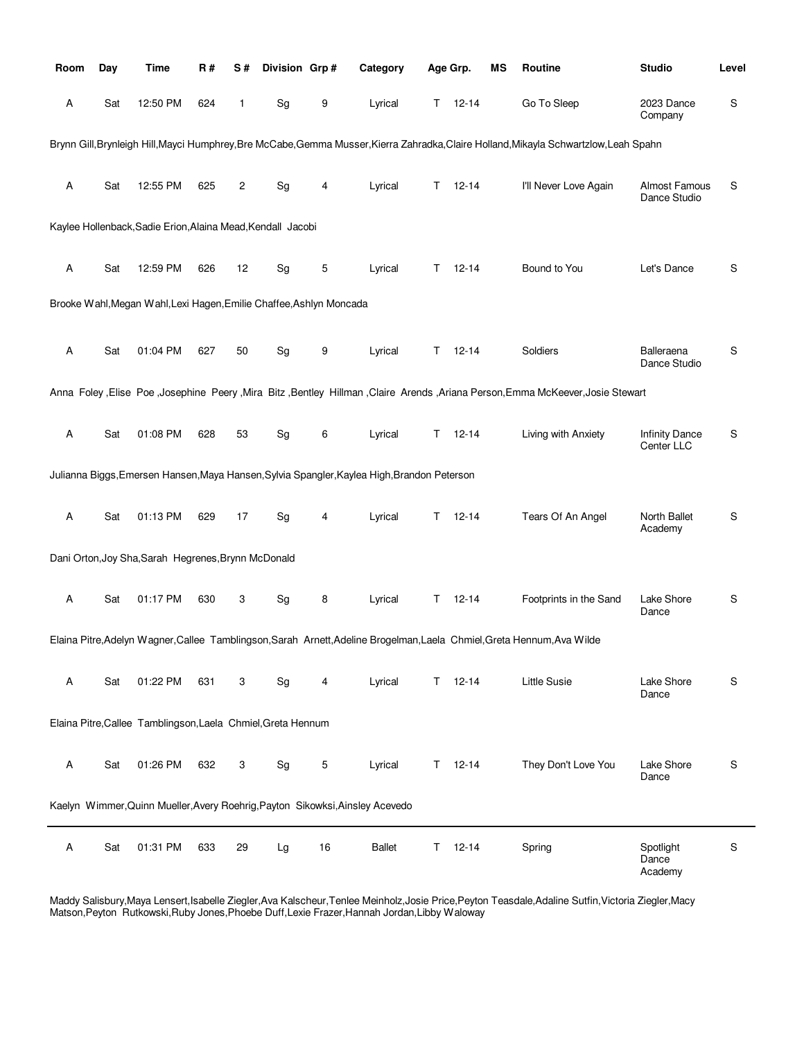| Room | Day | Time | R # | S # | Division | Grp # | Category | Age Grp. | | MS | Routine | Studio | Level |
|---|---|---|---|---|---|---|---|---|---|---|---|---|---|
| A | Sat | 12:50 PM | 624 | 1 | Sg | 9 | Lyrical | T | 12-14 | | Go To Sleep | 2023 Dance Company | S |

Brynn Gill,Brynleigh Hill,Mayci Humphrey,Bre McCabe,Gemma Musser,Kierra Zahradka,Claire Holland,Mikayla Schwartzlow,Leah Spahn

| Room | Day | Time | R # | S # | Division | Grp # | Category | Age Grp. | | MS | Routine | Studio | Level |
|---|---|---|---|---|---|---|---|---|---|---|---|---|---|
| A | Sat | 12:55 PM | 625 | 2 | Sg | 4 | Lyrical | T | 12-14 | | I'll Never Love Again | Almost Famous Dance Studio | S |

Kaylee Hollenback,Sadie Erion,Alaina Mead,Kendall Jacobi

| Room | Day | Time | R # | S # | Division | Grp # | Category | Age Grp. | | MS | Routine | Studio | Level |
|---|---|---|---|---|---|---|---|---|---|---|---|---|---|
| A | Sat | 12:59 PM | 626 | 12 | Sg | 5 | Lyrical | T | 12-14 | | Bound to You | Let's Dance | S |

Brooke Wahl,Megan Wahl,Lexi Hagen,Emilie Chaffee,Ashlyn Moncada

| Room | Day | Time | R # | S # | Division | Grp # | Category | Age Grp. | | MS | Routine | Studio | Level |
|---|---|---|---|---|---|---|---|---|---|---|---|---|---|
| A | Sat | 01:04 PM | 627 | 50 | Sg | 9 | Lyrical | T | 12-14 | | Soldiers | Balleraena Dance Studio | S |

Anna Foley ,Elise Poe ,Josephine Peery ,Mira Bitz ,Bentley Hillman ,Claire Arends ,Ariana Person,Emma McKeever,Josie Stewart

| Room | Day | Time | R # | S # | Division | Grp # | Category | Age Grp. | | MS | Routine | Studio | Level |
|---|---|---|---|---|---|---|---|---|---|---|---|---|---|
| A | Sat | 01:08 PM | 628 | 53 | Sg | 6 | Lyrical | T | 12-14 | | Living with Anxiety | Infinity Dance Center LLC | S |

Julianna Biggs,Emersen Hansen,Maya Hansen,Sylvia Spangler,Kaylea High,Brandon Peterson

| Room | Day | Time | R # | S # | Division | Grp # | Category | Age Grp. | | MS | Routine | Studio | Level |
|---|---|---|---|---|---|---|---|---|---|---|---|---|---|
| A | Sat | 01:13 PM | 629 | 17 | Sg | 4 | Lyrical | T | 12-14 | | Tears Of An Angel | North Ballet Academy | S |

Dani Orton,Joy Sha,Sarah Hegrenes,Brynn McDonald

| Room | Day | Time | R # | S # | Division | Grp # | Category | Age Grp. | | MS | Routine | Studio | Level |
|---|---|---|---|---|---|---|---|---|---|---|---|---|---|
| A | Sat | 01:17 PM | 630 | 3 | Sg | 8 | Lyrical | T | 12-14 | | Footprints in the Sand | Lake Shore Dance | S |

Elaina Pitre,Adelyn Wagner,Callee Tamblingson,Sarah Arnett,Adeline Brogelman,Laela Chmiel,Greta Hennum,Ava Wilde

| Room | Day | Time | R # | S # | Division | Grp # | Category | Age Grp. | | MS | Routine | Studio | Level |
|---|---|---|---|---|---|---|---|---|---|---|---|---|---|
| A | Sat | 01:22 PM | 631 | 3 | Sg | 4 | Lyrical | T | 12-14 | | Little Susie | Lake Shore Dance | S |

Elaina Pitre,Callee Tamblingson,Laela Chmiel,Greta Hennum

| Room | Day | Time | R # | S # | Division | Grp # | Category | Age Grp. | | MS | Routine | Studio | Level |
|---|---|---|---|---|---|---|---|---|---|---|---|---|---|
| A | Sat | 01:26 PM | 632 | 3 | Sg | 5 | Lyrical | T | 12-14 | | They Don't Love You | Lake Shore Dance | S |

Kaelyn Wimmer,Quinn Mueller,Avery Roehrig,Payton Sikowksi,Ainsley Acevedo

---

| Room | Day | Time | R # | S # | Division | Grp # | Category | Age Grp. | | MS | Routine | Studio | Level |
|---|---|---|---|---|---|---|---|---|---|---|---|---|---|
| A | Sat | 01:31 PM | 633 | 29 | Lg | 16 | Ballet | T | 12-14 | | Spring | Spotlight Dance Academy | S |

Maddy Salisbury,Maya Lensert,Isabelle Ziegler,Ava Kalscheur,Tenlee Meinholz,Josie Price,Peyton Teasdale,Adaline Sutfin,Victoria Ziegler,Macy Matson,Peyton Rutkowski,Ruby Jones,Phoebe Duff,Lexie Frazer,Hannah Jordan,Libby Waloway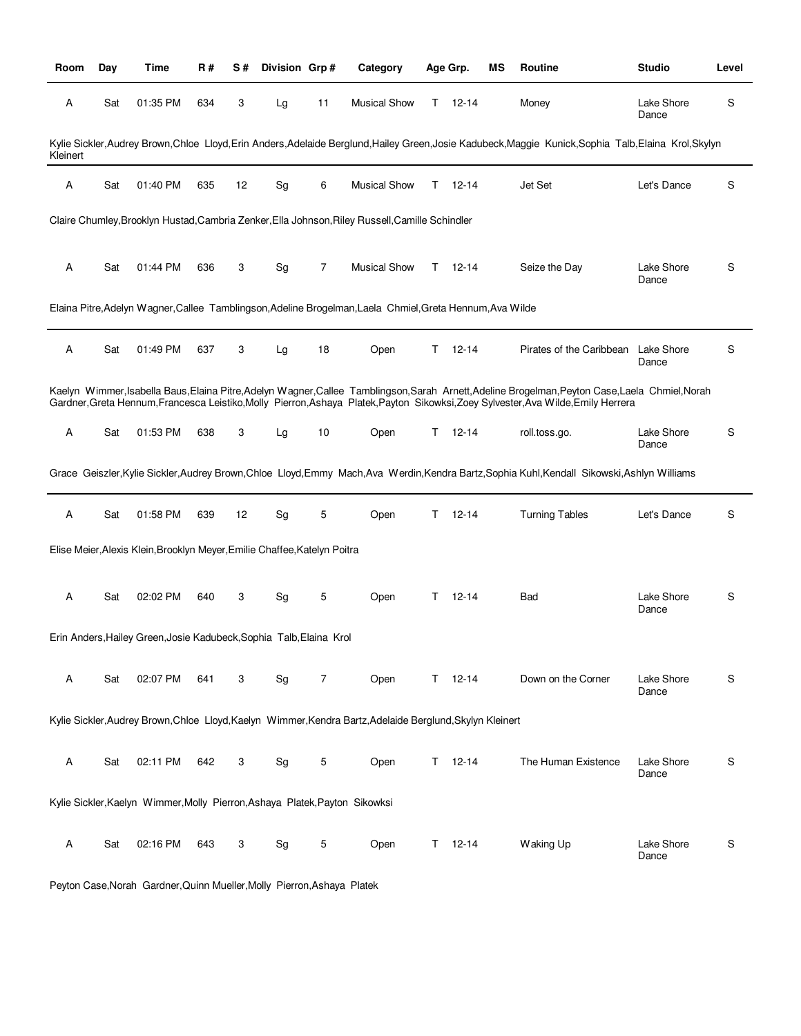| Room | Day | Time | R # | S # | Division | Grp # | Category | Age Grp. | MS | Routine | Studio | Level |
|---|---|---|---|---|---|---|---|---|---|---|---|---|
| A | Sat | 01:35 PM | 634 | 3 | Lg | 11 | Musical Show | T 12-14 | | Money | Lake Shore Dance | S |

Kylie Sickler,Audrey Brown,Chloe Lloyd,Erin Anders,Adelaide Berglund,Hailey Green,Josie Kadubeck,Maggie Kunick,Sophia Talb,Elaina Krol,Skylyn Kleinert

| Room | Day | Time | R # | S # | Division | Grp # | Category | Age Grp. | MS | Routine | Studio | Level |
|---|---|---|---|---|---|---|---|---|---|---|---|---|
| A | Sat | 01:40 PM | 635 | 12 | Sg | 6 | Musical Show | T 12-14 | | Jet Set | Let's Dance | S |

Claire Chumley,Brooklyn Hustad,Cambria Zenker,Ella Johnson,Riley Russell,Camille Schindler

| Room | Day | Time | R # | S # | Division | Grp # | Category | Age Grp. | MS | Routine | Studio | Level |
|---|---|---|---|---|---|---|---|---|---|---|---|---|
| A | Sat | 01:44 PM | 636 | 3 | Sg | 7 | Musical Show | T 12-14 | | Seize the Day | Lake Shore Dance | S |

Elaina Pitre,Adelyn Wagner,Callee Tamblingson,Adeline Brogelman,Laela Chmiel,Greta Hennum,Ava Wilde

| Room | Day | Time | R # | S # | Division | Grp # | Category | Age Grp. | MS | Routine | Studio | Level |
|---|---|---|---|---|---|---|---|---|---|---|---|---|
| A | Sat | 01:49 PM | 637 | 3 | Lg | 18 | Open | T 12-14 | | Pirates of the Caribbean | Lake Shore Dance | S |

Kaelyn Wimmer,Isabella Baus,Elaina Pitre,Adelyn Wagner,Callee Tamblingson,Sarah Arnett,Adeline Brogelman,Peyton Case,Laela Chmiel,Norah Gardner,Greta Hennum,Francesca Leistiko,Molly Pierron,Ashaya Platek,Payton Sikowksi,Zoey Sylvester,Ava Wilde,Emily Herrera

| Room | Day | Time | R # | S # | Division | Grp # | Category | Age Grp. | MS | Routine | Studio | Level |
|---|---|---|---|---|---|---|---|---|---|---|---|---|
| A | Sat | 01:53 PM | 638 | 3 | Lg | 10 | Open | T 12-14 | | roll.toss.go. | Lake Shore Dance | S |

Grace Geiszler,Kylie Sickler,Audrey Brown,Chloe Lloyd,Emmy Mach,Ava Werdin,Kendra Bartz,Sophia Kuhl,Kendall Sikowski,Ashlyn Williams

| Room | Day | Time | R # | S # | Division | Grp # | Category | Age Grp. | MS | Routine | Studio | Level |
|---|---|---|---|---|---|---|---|---|---|---|---|---|
| A | Sat | 01:58 PM | 639 | 12 | Sg | 5 | Open | T 12-14 | | Turning Tables | Let's Dance | S |

Elise Meier,Alexis Klein,Brooklyn Meyer,Emilie Chaffee,Katelyn Poitra

| Room | Day | Time | R # | S # | Division | Grp # | Category | Age Grp. | MS | Routine | Studio | Level |
|---|---|---|---|---|---|---|---|---|---|---|---|---|
| A | Sat | 02:02 PM | 640 | 3 | Sg | 5 | Open | T 12-14 | | Bad | Lake Shore Dance | S |

Erin Anders,Hailey Green,Josie Kadubeck,Sophia Talb,Elaina Krol

| Room | Day | Time | R # | S # | Division | Grp # | Category | Age Grp. | MS | Routine | Studio | Level |
|---|---|---|---|---|---|---|---|---|---|---|---|---|
| A | Sat | 02:07 PM | 641 | 3 | Sg | 7 | Open | T 12-14 | | Down on the Corner | Lake Shore Dance | S |

Kylie Sickler,Audrey Brown,Chloe Lloyd,Kaelyn Wimmer,Kendra Bartz,Adelaide Berglund,Skylyn Kleinert

| Room | Day | Time | R # | S # | Division | Grp # | Category | Age Grp. | MS | Routine | Studio | Level |
|---|---|---|---|---|---|---|---|---|---|---|---|---|
| A | Sat | 02:11 PM | 642 | 3 | Sg | 5 | Open | T 12-14 | | The Human Existence | Lake Shore Dance | S |

Kylie Sickler,Kaelyn Wimmer,Molly Pierron,Ashaya Platek,Payton Sikowksi

| Room | Day | Time | R # | S # | Division | Grp # | Category | Age Grp. | MS | Routine | Studio | Level |
|---|---|---|---|---|---|---|---|---|---|---|---|---|
| A | Sat | 02:16 PM | 643 | 3 | Sg | 5 | Open | T 12-14 | | Waking Up | Lake Shore Dance | S |

Peyton Case,Norah Gardner,Quinn Mueller,Molly Pierron,Ashaya Platek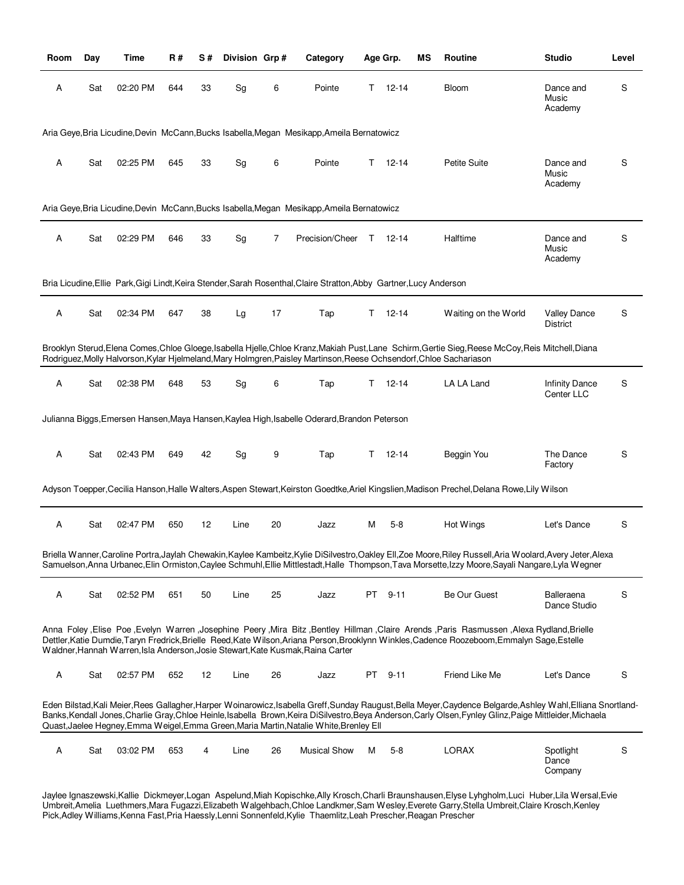| Room | Day | Time | R # | S # | Division | Grp # | Category | Age Grp. | MS | Routine | Studio | Level |
|---|---|---|---|---|---|---|---|---|---|---|---|---|
| A | Sat | 02:20 PM | 644 | 33 | Sg | 6 | Pointe | T 12-14 | | Bloom | Dance and Music Academy | S |

Aria Geye,Bria Licudine,Devin McCann,Bucks Isabella,Megan Mesikapp,Ameila Bernatowicz

| Room | Day | Time | R # | S # | Division | Grp # | Category | Age Grp. | MS | Routine | Studio | Level |
|---|---|---|---|---|---|---|---|---|---|---|---|---|
| A | Sat | 02:25 PM | 645 | 33 | Sg | 6 | Pointe | T 12-14 | | Petite Suite | Dance and Music Academy | S |

Aria Geye,Bria Licudine,Devin McCann,Bucks Isabella,Megan Mesikapp,Ameila Bernatowicz

| Room | Day | Time | R # | S # | Division | Grp # | Category | Age Grp. | MS | Routine | Studio | Level |
|---|---|---|---|---|---|---|---|---|---|---|---|---|
| A | Sat | 02:29 PM | 646 | 33 | Sg | 7 | Precision/Cheer | T 12-14 | | Halftime | Dance and Music Academy | S |

Bria Licudine,Ellie Park,Gigi Lindt,Keira Stender,Sarah Rosenthal,Claire Stratton,Abby Gartner,Lucy Anderson

| Room | Day | Time | R # | S # | Division | Grp # | Category | Age Grp. | MS | Routine | Studio | Level |
|---|---|---|---|---|---|---|---|---|---|---|---|---|
| A | Sat | 02:34 PM | 647 | 38 | Lg | 17 | Tap | T 12-14 | | Waiting on the World | Valley Dance District | S |

Brooklyn Sterud,Elena Comes,Chloe Gloege,Isabella Hjelle,Chloe Kranz,Makiah Pust,Lane Schirm,Gertie Sieg,Reese McCoy,Reis Mitchell,Diana Rodriguez,Molly Halvorson,Kylar Hjelmeland,Mary Holmgren,Paisley Martinson,Reese Ochsendorf,Chloe Sachariason

| Room | Day | Time | R # | S # | Division | Grp # | Category | Age Grp. | MS | Routine | Studio | Level |
|---|---|---|---|---|---|---|---|---|---|---|---|---|
| A | Sat | 02:38 PM | 648 | 53 | Sg | 6 | Tap | T 12-14 | | LA LA Land | Infinity Dance Center LLC | S |

Julianna Biggs,Emersen Hansen,Maya Hansen,Kaylea High,Isabelle Oderard,Brandon Peterson

| Room | Day | Time | R # | S # | Division | Grp # | Category | Age Grp. | MS | Routine | Studio | Level |
|---|---|---|---|---|---|---|---|---|---|---|---|---|
| A | Sat | 02:43 PM | 649 | 42 | Sg | 9 | Tap | T 12-14 | | Beggin You | The Dance Factory | S |

Adyson Toepper,Cecilia Hanson,Halle Walters,Aspen Stewart,Keirston Goedtke,Ariel Kingslien,Madison Prechel,Delana Rowe,Lily Wilson

| Room | Day | Time | R # | S # | Division | Grp # | Category | Age Grp. | MS | Routine | Studio | Level |
|---|---|---|---|---|---|---|---|---|---|---|---|---|
| A | Sat | 02:47 PM | 650 | 12 | Line | 20 | Jazz | M 5-8 | | Hot Wings | Let's Dance | S |

Briella Wanner,Caroline Portra,Jaylah Chewakin,Kaylee Kambeitz,Kylie DiSilvestro,Oakley Ell,Zoe Moore,Riley Russell,Aria Woolard,Avery Jeter,Alexa Samuelson,Anna Urbanec,Elin Ormiston,Caylee Schmuhl,Ellie Mittlestadt,Halle Thompson,Tava Morsette,Izzy Moore,Sayali Nangare,Lyla Wegner

| Room | Day | Time | R # | S # | Division | Grp # | Category | Age Grp. | MS | Routine | Studio | Level |
|---|---|---|---|---|---|---|---|---|---|---|---|---|
| A | Sat | 02:52 PM | 651 | 50 | Line | 25 | Jazz | PT 9-11 | | Be Our Guest | Balleraena Dance Studio | S |

Anna Foley ,Elise Poe ,Evelyn Warren ,Josephine Peery ,Mira Bitz ,Bentley Hillman ,Claire Arends ,Paris Rasmussen ,Alexa Rydland,Brielle Dettler,Katie Dumdie,Taryn Fredrick,Brielle Reed,Kate Wilson,Ariana Person,Brooklynn Winkles,Cadence Roozeboom,Emmalyn Sage,Estelle Waldner,Hannah Warren,Isla Anderson,Josie Stewart,Kate Kusmak,Raina Carter

| Room | Day | Time | R # | S # | Division | Grp # | Category | Age Grp. | MS | Routine | Studio | Level |
|---|---|---|---|---|---|---|---|---|---|---|---|---|
| A | Sat | 02:57 PM | 652 | 12 | Line | 26 | Jazz | PT 9-11 | | Friend Like Me | Let's Dance | S |

Eden Bilstad,Kali Meier,Rees Gallagher,Harper Woinarowicz,Isabella Greff,Sunday Raugust,Bella Meyer,Caydence Belgarde,Ashley Wahl,Elliana Snortland-Banks,Kendall Jones,Charlie Gray,Chloe Heinle,Isabella Brown,Keira DiSilvestro,Beya Anderson,Carly Olsen,Fynley Glinz,Paige Mittleider,Michaela Quast,Jaelee Hegney,Emma Weigel,Emma Green,Maria Martin,Natalie White,Brenley Ell

| Room | Day | Time | R # | S # | Division | Grp # | Category | Age Grp. | MS | Routine | Studio | Level |
|---|---|---|---|---|---|---|---|---|---|---|---|---|
| A | Sat | 03:02 PM | 653 | 4 | Line | 26 | Musical Show | M 5-8 | | LORAX | Spotlight Dance Company | S |

Jaylee Ignaszewski,Kallie Dickmeyer,Logan Aspelund,Miah Kopischke,Ally Krosch,Charli Braunshausen,Elyse Lyhgholm,Luci Huber,Lila Wersal,Evie Umbreit,Amelia Luethmers,Mara Fugazzi,Elizabeth Walgehbach,Chloe Landkmer,Sam Wesley,Everete Garry,Stella Umbreit,Claire Krosch,Kenley Pick,Adley Williams,Kenna Fast,Pria Haessly,Lenni Sonnenfeld,Kylie Thaemlitz,Leah Prescher,Reagan Prescher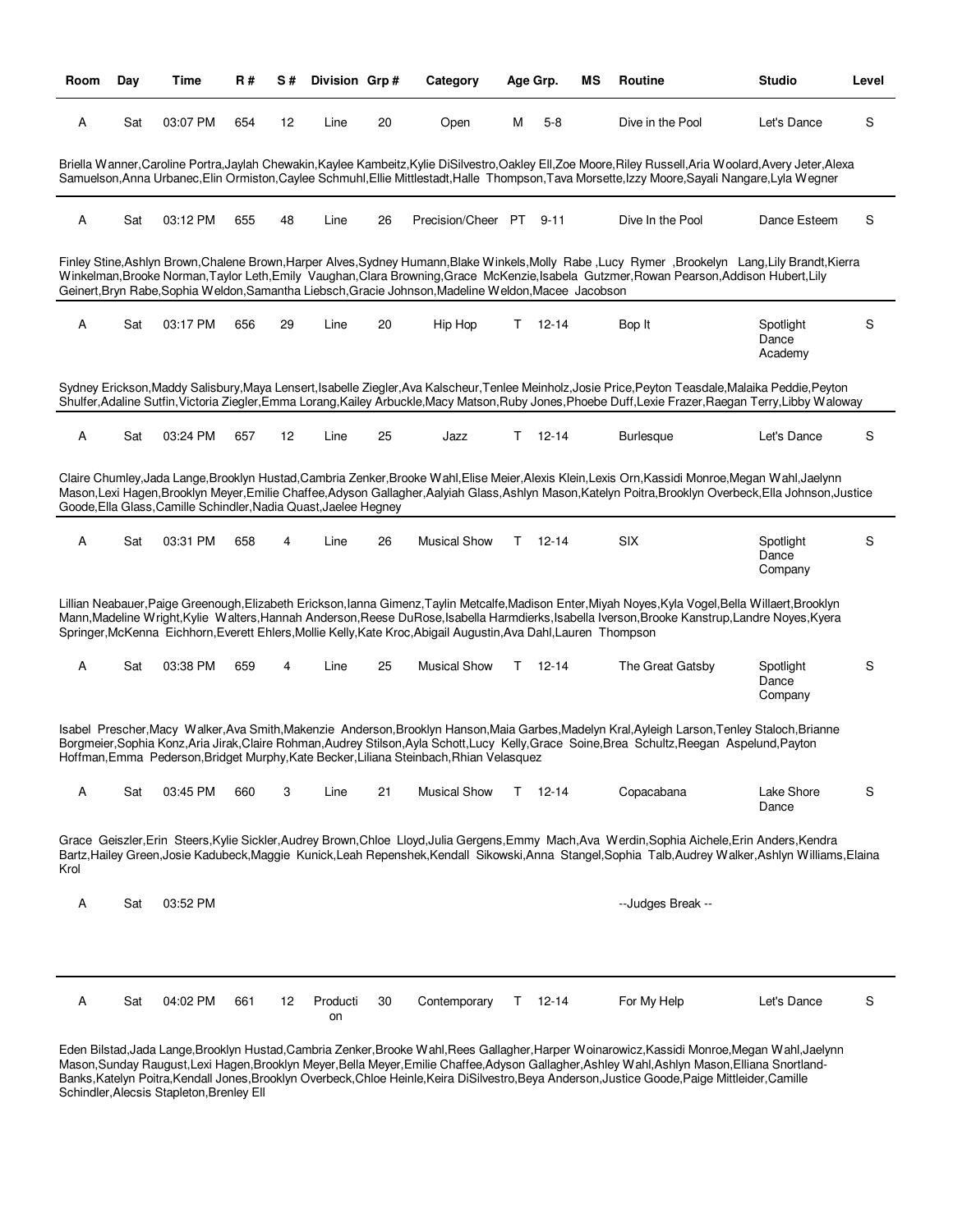| Room | Day | Time | R # | S # | Division | Grp # | Category | Age Grp. | | MS | Routine | Studio | Level |
|---|---|---|---|---|---|---|---|---|---|---|---|---|---|
| A | Sat | 03:07 PM | 654 | 12 | Line | 20 | Open | M | 5-8 | | Dive in the Pool | Let's Dance | S |

Briella Wanner,Caroline Portra,Jaylah Chewakin,Kaylee Kambeitz,Kylie DiSilvestro,Oakley Ell,Zoe Moore,Riley Russell,Aria Woolard,Avery Jeter,Alexa Samuelson,Anna Urbanec,Elin Ormiston,Caylee Schmuhl,Ellie Mittlestadt,Halle Thompson,Tava Morsette,Izzy Moore,Sayali Nangare,Lyla Wegner

| Room | Day | Time | R # | S # | Division | Grp # | Category | Age Grp. | | MS | Routine | Studio | Level |
|---|---|---|---|---|---|---|---|---|---|---|---|---|---|
| A | Sat | 03:12 PM | 655 | 48 | Line | 26 | Precision/Cheer | PT | 9-11 | | Dive In the Pool | Dance Esteem | S |

Finley Stine,Ashlyn Brown,Chalene Brown,Harper Alves,Sydney Humann,Blake Winkels,Molly Rabe ,Lucy Rymer ,Brookelyn Lang,Lily Brandt,Kierra Winkelman,Brooke Norman,Taylor Leth,Emily Vaughan,Clara Browning,Grace McKenzie,Isabela Gutzmer,Rowan Pearson,Addison Hubert,Lily Geinert,Bryn Rabe,Sophia Weldon,Samantha Liebsch,Gracie Johnson,Madeline Weldon,Macee Jacobson

| Room | Day | Time | R # | S # | Division | Grp # | Category | Age Grp. | | MS | Routine | Studio | Level |
|---|---|---|---|---|---|---|---|---|---|---|---|---|---|
| A | Sat | 03:17 PM | 656 | 29 | Line | 20 | Hip Hop | T | 12-14 | | Bop It | Spotlight Dance Academy | S |

Sydney Erickson,Maddy Salisbury,Maya Lensert,Isabelle Ziegler,Ava Kalscheur,Tenlee Meinholz,Josie Price,Peyton Teasdale,Malaika Peddie,Peyton Shulfer,Adaline Sutfin,Victoria Ziegler,Emma Lorang,Kailey Arbuckle,Macy Matson,Ruby Jones,Phoebe Duff,Lexie Frazer,Raegan Terry,Libby Waloway

| Room | Day | Time | R # | S # | Division | Grp # | Category | Age Grp. | | MS | Routine | Studio | Level |
|---|---|---|---|---|---|---|---|---|---|---|---|---|---|
| A | Sat | 03:24 PM | 657 | 12 | Line | 25 | Jazz | T | 12-14 | | Burlesque | Let's Dance | S |

Claire Chumley,Jada Lange,Brooklyn Hustad,Cambria Zenker,Brooke Wahl,Elise Meier,Alexis Klein,Lexis Orn,Kassidi Monroe,Megan Wahl,Jaelynn Mason,Lexi Hagen,Brooklyn Meyer,Emilie Chaffee,Adyson Gallagher,Aalyiah Glass,Ashlyn Mason,Katelyn Poitra,Brooklyn Overbeck,Ella Johnson,Justice Goode,Ella Glass,Camille Schindler,Nadia Quast,Jaelee Hegney

| Room | Day | Time | R # | S # | Division | Grp # | Category | Age Grp. | | MS | Routine | Studio | Level |
|---|---|---|---|---|---|---|---|---|---|---|---|---|---|
| A | Sat | 03:31 PM | 658 | 4 | Line | 26 | Musical Show | T | 12-14 | | SIX | Spotlight Dance Company | S |

Lillian Neabauer,Paige Greenough,Elizabeth Erickson,Ianna Gimenz,Taylin Metcalfe,Madison Enter,Miyah Noyes,Kyla Vogel,Bella Willaert,Brooklyn Mann,Madeline Wright,Kylie Walters,Hannah Anderson,Reese DuRose,Isabella Harmdierks,Isabella Iverson,Brooke Kanstrup,Landre Noyes,Kyera Springer,McKenna Eichhorn,Everett Ehlers,Mollie Kelly,Kate Kroc,Abigail Augustin,Ava Dahl,Lauren Thompson

| Room | Day | Time | R # | S # | Division | Grp # | Category | Age Grp. | | MS | Routine | Studio | Level |
|---|---|---|---|---|---|---|---|---|---|---|---|---|---|
| A | Sat | 03:38 PM | 659 | 4 | Line | 25 | Musical Show | T | 12-14 | | The Great Gatsby | Spotlight Dance Company | S |

Isabel Prescher,Macy Walker,Ava Smith,Makenzie Anderson,Brooklyn Hanson,Maia Garbes,Madelyn Kral,Ayleigh Larson,Tenley Staloch,Brianne Borgmeier,Sophia Konz,Aria Jirak,Claire Rohman,Audrey Stilson,Ayla Schott,Lucy Kelly,Grace Soine,Brea Schultz,Reegan Aspelund,Payton Hoffman,Emma Pederson,Bridget Murphy,Kate Becker,Liliana Steinbach,Rhian Velasquez

| Room | Day | Time | R # | S # | Division | Grp # | Category | Age Grp. | | MS | Routine | Studio | Level |
|---|---|---|---|---|---|---|---|---|---|---|---|---|---|
| A | Sat | 03:45 PM | 660 | 3 | Line | 21 | Musical Show | T | 12-14 | | Copacabana | Lake Shore Dance | S |

Grace Geiszler,Erin Steers,Kylie Sickler,Audrey Brown,Chloe Lloyd,Julia Gergens,Emmy Mach,Ava Werdin,Sophia Aichele,Erin Anders,Kendra Bartz,Hailey Green,Josie Kadubeck,Maggie Kunick,Leah Repenshek,Kendall Sikowski,Anna Stangel,Sophia Talb,Audrey Walker,Ashlyn Williams,Elaina Krol

| Room | Day | Time | R # | S # | Division | Grp # | Category | Age Grp. | | MS | Routine | Studio | Level |
|---|---|---|---|---|---|---|---|---|---|---|---|---|---|
| A | Sat | 03:52 PM | | | | | | | | | --Judges Break -- | | |

| Room | Day | Time | R # | S # | Division | Grp # | Category | Age Grp. | | MS | Routine | Studio | Level |
|---|---|---|---|---|---|---|---|---|---|---|---|---|---|
| A | Sat | 04:02 PM | 661 | 12 | Production | 30 | Contemporary | T | 12-14 | | For My Help | Let's Dance | S |

Eden Bilstad,Jada Lange,Brooklyn Hustad,Cambria Zenker,Brooke Wahl,Rees Gallagher,Harper Woinarowicz,Kassidi Monroe,Megan Wahl,Jaelynn Mason,Sunday Raugust,Lexi Hagen,Brooklyn Meyer,Bella Meyer,Emilie Chaffee,Adyson Gallagher,Ashley Wahl,Ashlyn Mason,Elliana Snortland-Banks,Katelyn Poitra,Kendall Jones,Brooklyn Overbeck,Chloe Heinle,Keira DiSilvestro,Beya Anderson,Justice Goode,Paige Mittleider,Camille Schindler,Alecsis Stapleton,Brenley Ell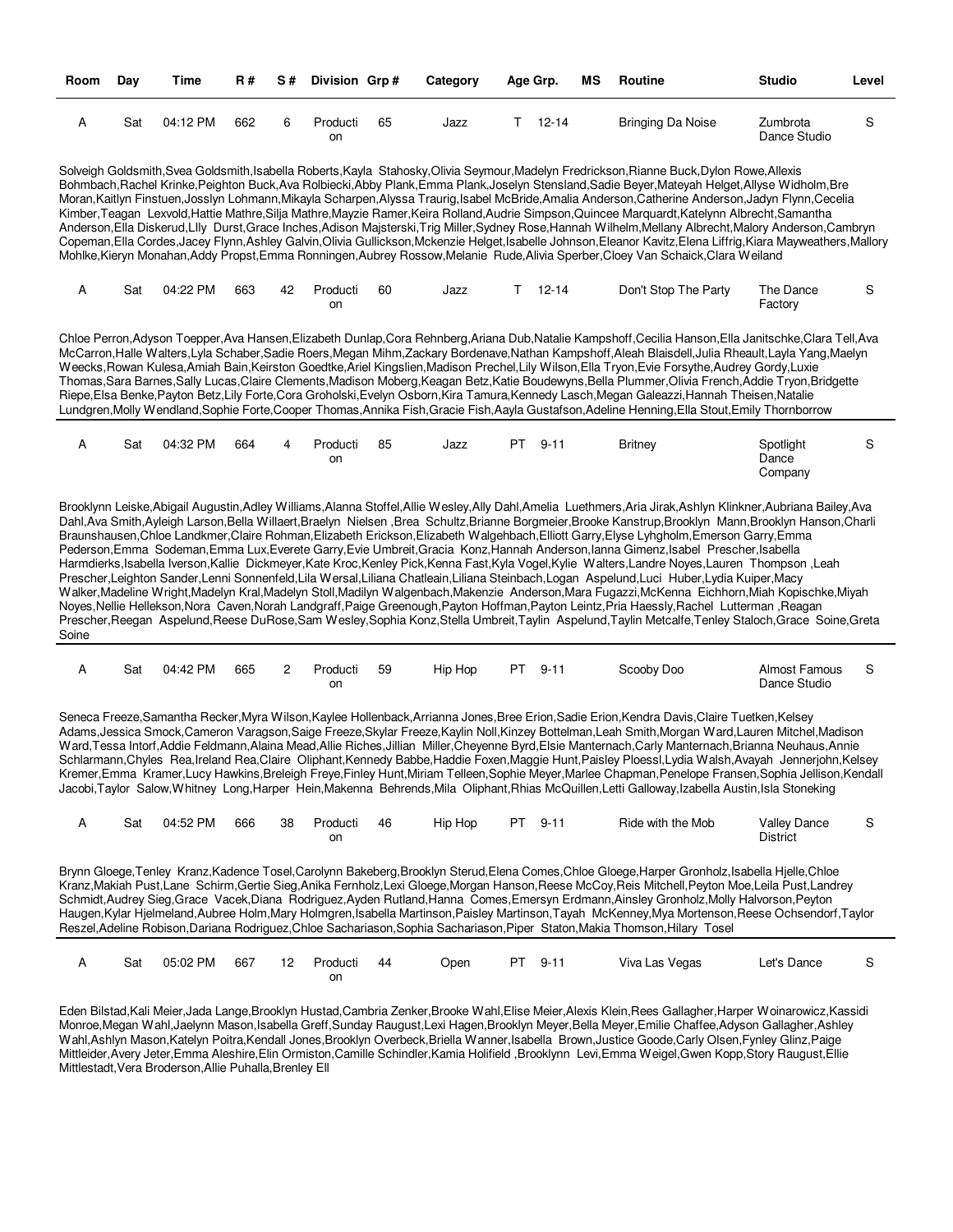| Room | Day | Time | R # | S # | Division | Grp # | Category | Age Grp. | MS | Routine | Studio | Level |
|---|---|---|---|---|---|---|---|---|---|---|---|---|
| A | Sat | 04:12 PM | 662 | 6 | Production | 65 | Jazz | T 12-14 | | Bringing Da Noise | Zumbrota Dance Studio | S |

Solveigh Goldsmith,Svea Goldsmith,Isabella Roberts,Kayla Stahosky,Olivia Seymour,Madelyn Fredrickson,Rianne Buck,Dylon Rowe,Allexis Bohmbach,Rachel Krinke,Peighton Buck,Ava Rolbiecki,Abby Plank,Emma Plank,Joselyn Stensland,Sadie Beyer,Mateyah Helget,Allyse Widholm,Bre Moran,Kaitlyn Finstuen,Josslyn Lohmann,Mikayla Scharpen,Alyssa Traurig,Isabel McBride,Amalia Anderson,Catherine Anderson,Jadyn Flynn,Cecelia Kimber,Teagan Lexvold,Hattie Mathre,Silja Mathre,Mayzie Ramer,Keira Rolland,Audrie Simpson,Quincee Marquardt,Katelynn Albrecht,Samantha Anderson,Ella Diskerud,LIly Durst,Grace Inches,Adison Majsterski,Trig Miller,Sydney Rose,Hannah Wilhelm,Mellany Albrecht,Malory Anderson,Cambryn Copeman,Ella Cordes,Jacey Flynn,Ashley Galvin,Olivia Gullickson,Mckenzie Helget,Isabelle Johnson,Eleanor Kavitz,Elena Liffrig,Kiara Mayweathers,Mallory Mohlke,Kieryn Monahan,Addy Propst,Emma Ronningen,Aubrey Rossow,Melanie Rude,Alivia Sperber,Cloey Van Schaick,Clara Weiland

| Room | Day | Time | R # | S # | Division | Grp # | Category | Age Grp. | MS | Routine | Studio | Level |
|---|---|---|---|---|---|---|---|---|---|---|---|---|
| A | Sat | 04:22 PM | 663 | 42 | Production | 60 | Jazz | T 12-14 | | Don't Stop The Party | The Dance Factory | S |

Chloe Perron,Adyson Toepper,Ava Hansen,Elizabeth Dunlap,Cora Rehnberg,Ariana Dub,Natalie Kampshoff,Cecilia Hanson,Ella Janitschke,Clara Tell,Ava McCarron,Halle Walters,Lyla Schaber,Sadie Roers,Megan Mihm,Zackary Bordenave,Nathan Kampshoff,Aleah Blaisdell,Julia Rheault,Layla Yang,Maelyn Weecks,Rowan Kulesa,Amiah Bain,Keirston Goedtke,Ariel Kingslien,Madison Prechel,Lily Wilson,Ella Tryon,Evie Forsythe,Audrey Gordy,Luxie Thomas,Sara Barnes,Sally Lucas,Claire Clements,Madison Moberg,Keagan Betz,Katie Boudewyns,Bella Plummer,Olivia French,Addie Tryon,Bridgette Riepe,Elsa Benke,Payton Betz,Lily Forte,Cora Groholski,Evelyn Osborn,Kira Tamura,Kennedy Lasch,Megan Galeazzi,Hannah Theisen,Natalie Lundgren,Molly Wendland,Sophie Forte,Cooper Thomas,Annika Fish,Gracie Fish,Aayla Gustafson,Adeline Henning,Ella Stout,Emily Thornborrow

| Room | Day | Time | R # | S # | Division | Grp # | Category | Age Grp. | MS | Routine | Studio | Level |
|---|---|---|---|---|---|---|---|---|---|---|---|---|
| A | Sat | 04:32 PM | 664 | 4 | Production | 85 | Jazz | PT 9-11 | | Britney | Spotlight Dance Company | S |

Brooklynn Leiske,Abigail Augustin,Adley Williams,Alanna Stoffel,Allie Wesley,Ally Dahl,Amelia Luethmers,Aria Jirak,Ashlyn Klinkner,Aubriana Bailey,Ava Dahl,Ava Smith,Ayleigh Larson,Bella Willaert,Braelyn Nielsen ,Brea Schultz,Brianne Borgmeier,Brooke Kanstrup,Brooklyn Mann,Brooklyn Hanson,Charli Braunshausen,Chloe Landkmer,Claire Rohman,Elizabeth Erickson,Elizabeth Walgehbach,Elliott Garry,Elyse Lyhgholm,Emerson Garry,Emma Pederson,Emma Sodeman,Emma Lux,Everete Garry,Evie Umbreit,Gracia Konz,Hannah Anderson,Ianna Gimenz,Isabel Prescher,Isabella Harmdierks,Isabella Iverson,Kallie Dickmeyer,Kate Kroc,Kenley Pick,Kenna Fast,Kyla Vogel,Kylie Walters,Landre Noyes,Lauren Thompson ,Leah Prescher,Leighton Sander,Lenni Sonnenfeld,Lila Wersal,Liliana Chatleain,Liliana Steinbach,Logan Aspelund,Luci Huber,Lydia Kuiper,Macy Walker,Madeline Wright,Madelyn Kral,Madelyn Stoll,Madilyn Walgenbach,Makenzie Anderson,Mara Fugazzi,McKenna Eichhorn,Miah Kopischke,Miyah Noyes,Nellie Hellekson,Nora Caven,Norah Landgraff,Paige Greenough,Payton Hoffman,Payton Leintz,Pria Haessly,Rachel Lutterman ,Reagan Prescher,Reegan Aspelund,Reese DuRose,Sam Wesley,Sophia Konz,Stella Umbreit,Taylin Aspelund,Taylin Metcalfe,Tenley Staloch,Grace Soine,Greta Soine

| Room | Day | Time | R # | S # | Division | Grp # | Category | Age Grp. | MS | Routine | Studio | Level |
|---|---|---|---|---|---|---|---|---|---|---|---|---|
| A | Sat | 04:42 PM | 665 | 2 | Production | 59 | Hip Hop | PT 9-11 | | Scooby Doo | Almost Famous Dance Studio | S |

Seneca Freeze,Samantha Recker,Myra Wilson,Kaylee Hollenback,Arrianna Jones,Bree Erion,Sadie Erion,Kendra Davis,Claire Tuetken,Kelsey Adams,Jessica Smock,Cameron Varagson,Saige Freeze,Skylar Freeze,Kaylin Noll,Kinzey Bottelman,Leah Smith,Morgan Ward,Lauren Mitchel,Madison Ward,Tessa Intorf,Addie Feldmann,Alaina Mead,Allie Riches,Jillian Miller,Cheyenne Byrd,Elsie Mannternach,Carly Manternach,Brianna Neuhaus,Annie Schlarmann,Chyles Rea,Ireland Rea,Claire Oliphant,Kennedy Babbe,Haddie Foxen,Maggie Hunt,Paisley Ploessl,Lydia Walsh,Avayah Jennerjohn,Kelsey Kremer,Emma Kramer,Lucy Hawkins,Breleigh Freye,Finley Hunt,Miriam Telleen,Sophie Meyer,Marlee Chapman,Penelope Fransen,Sophia Jellison,Kendall Jacobi,Taylor Salow,Whitney Long,Harper Hein,Makenna Behrends,Mila Oliphant,Rhias McQuillen,Letti Galloway,Izabella Austin,Isla Stoneking

| Room | Day | Time | R # | S # | Division | Grp # | Category | Age Grp. | MS | Routine | Studio | Level |
|---|---|---|---|---|---|---|---|---|---|---|---|---|
| A | Sat | 04:52 PM | 666 | 38 | Production | 46 | Hip Hop | PT 9-11 | | Ride with the Mob | Valley Dance District | S |

Brynn Gloege,Tenley Kranz,Kadence Tosel,Carolynn Bakeberg,Brooklyn Sterud,Elena Comes,Chloe Gloege,Harper Gronholz,Isabella Hjelle,Chloe Kranz,Makiah Pust,Lane Schirm,Gertie Sieg,Anika Fernholz,Lexi Gloege,Morgan Hanson,Reese McCoy,Reis Mitchell,Peyton Moe,Leila Pust,Landrey Schmidt,Audrey Sieg,Grace Vacek,Diana Rodriguez,Ayden Rutland,Hanna Comes,Emersyn Erdmann,Ainsley Gronholz,Molly Halvorson,Peyton Haugen,Kylar Hjelmeland,Aubree Holm,Mary Holmgren,Isabella Martinson,Paisley Martinson,Tayah McKenney,Mya Mortenson,Reese Ochsendorf,Taylor Reszel,Adeline Robison,Dariana Rodriguez,Chloe Sachariason,Sophia Sachariason,Piper Staton,Makia Thomson,Hilary Tosel

| Room | Day | Time | R # | S # | Division | Grp # | Category | Age Grp. | MS | Routine | Studio | Level |
|---|---|---|---|---|---|---|---|---|---|---|---|---|
| A | Sat | 05:02 PM | 667 | 12 | Production | 44 | Open | PT 9-11 | | Viva Las Vegas | Let's Dance | S |

Eden Bilstad,Kali Meier,Jada Lange,Brooklyn Hustad,Cambria Zenker,Brooke Wahl,Elise Meier,Alexis Klein,Rees Gallagher,Harper Woinarowicz,Kassidi Monroe,Megan Wahl,Jaelynn Mason,Isabella Greff,Sunday Raugust,Lexi Hagen,Brooklyn Meyer,Bella Meyer,Emilie Chaffee,Adyson Gallagher,Ashley Wahl,Ashlyn Mason,Katelyn Poitra,Kendall Jones,Brooklyn Overbeck,Briella Wanner,Isabella Brown,Justice Goode,Carly Olsen,Fynley Glinz,Paige Mittleider,Avery Jeter,Emma Aleshire,Elin Ormiston,Camille Schindler,Kamia Holifield ,Brooklynn Levi,Emma Weigel,Gwen Kopp,Story Raugust,Ellie Mittlestadt,Vera Broderson,Allie Puhalla,Brenley Ell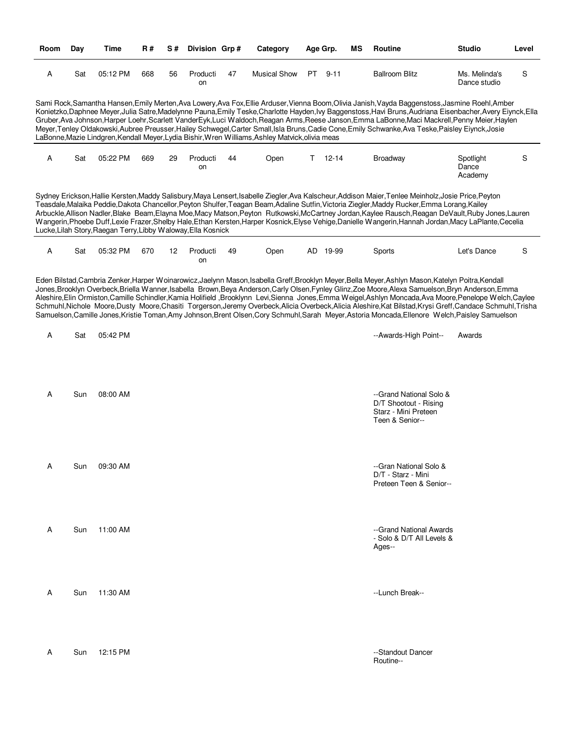| Room | Day | Time | R # | S # | Division | Grp # | Category | Age Grp. | MS | Routine | Studio | Level |
|---|---|---|---|---|---|---|---|---|---|---|---|---|
| A | Sat | 05:12 PM | 668 | 56 | Production | 47 | Musical Show | PT 9-11 | | Ballroom Blitz | Ms. Melinda's Dance studio | S |

Sami Rock,Samantha Hansen,Emily Merten,Ava Lowery,Ava Fox,Ellie Arduser,Vienna Boom,Olivia Janish,Vayda Baggenstoss,Jasmine Roehl,Amber Konietzko,Daphnee Meyer,Julia Satre,Madelynne Pauna,Emily Teske,Charlotte Hayden,Ivy Baggenstoss,Havi Bruns,Audriana Eisenbacher,Avery Eiynck,Ella Gruber,Ava Johnson,Harper Loehr,Scarlett VanderEyk,Luci Waldoch,Reagan Arms,Reese Janson,Emma LaBonne,Maci Mackrell,Penny Meier,Haylen Meyer,Tenley Oldakowski,Aubree Preusser,Hailey Schwegel,Carter Small,Isla Bruns,Cadie Cone,Emily Schwanke,Ava Teske,Paisley Eiynck,Josie LaBonne,Mazie Lindgren,Kendall Meyer,Lydia Bishir,Wren Williams,Ashley Matvick,olivia meas

| Room | Day | Time | R # | S # | Division | Grp # | Category | Age Grp. | MS | Routine | Studio | Level |
|---|---|---|---|---|---|---|---|---|---|---|---|---|
| A | Sat | 05:22 PM | 669 | 29 | Production | 44 | Open | T 12-14 | | Broadway | Spotlight Dance Academy | S |

Sydney Erickson,Hallie Kersten,Maddy Salisbury,Maya Lensert,Isabelle Ziegler,Ava Kalscheur,Addison Maier,Tenlee Meinholz,Josie Price,Peyton Teasdale,Malaika Peddie,Dakota Chancellor,Peyton Shulfer,Teagan Beam,Adaline Sutfin,Victoria Ziegler,Maddy Rucker,Emma Lorang,Kailey Arbuckle,Allison Nadler,Blake Beam,Elayna Moe,Macy Matson,Peyton Rutkowski,McCartney Jordan,Kaylee Rausch,Reagan DeVault,Ruby Jones,Lauren Wangerin,Phoebe Duff,Lexie Frazer,Shelby Hale,Ethan Kersten,Harper Kosnick,Elyse Vehige,Danielle Wangerin,Hannah Jordan,Macy LaPlante,Cecelia Lucke,Lilah Story,Raegan Terry,Libby Waloway,Ella Kosnick

| Room | Day | Time | R # | S # | Division | Grp # | Category | Age Grp. | MS | Routine | Studio | Level |
|---|---|---|---|---|---|---|---|---|---|---|---|---|
| A | Sat | 05:32 PM | 670 | 12 | Production | 49 | Open | AD 19-99 | | Sports | Let's Dance | S |

Eden Bilstad,Cambria Zenker,Harper Woinarowicz,Jaelynn Mason,Isabella Greff,Brooklyn Meyer,Bella Meyer,Ashlyn Mason,Katelyn Poitra,Kendall Jones,Brooklyn Overbeck,Briella Wanner,Isabella Brown,Beya Anderson,Carly Olsen,Fynley Glinz,Zoe Moore,Alexa Samuelson,Bryn Anderson,Emma Aleshire,Elin Ormiston,Camille Schindler,Kamia Holifield ,Brooklynn Levi,Sienna Jones,Emma Weigel,Ashlyn Moncada,Ava Moore,Penelope Welch,Caylee Schmuhl,Nichole Moore,Dusty Moore,Chasiti Torgerson,Jeremy Overbeck,Alicia Overbeck,Alicia Aleshire,Kat Bilstad,Krysi Greff,Candace Schmuhl,Trisha Samuelson,Camille Jones,Kristie Toman,Amy Johnson,Brent Olsen,Cory Schmuhl,Sarah Meyer,Astoria Moncada,Ellenore Welch,Paisley Samuelson

| Room | Day | Time | R # | S # | Division | Grp # | Category | Age Grp. | MS | Routine | Studio | Level |
|---|---|---|---|---|---|---|---|---|---|---|---|---|
| A | Sat | 05:42 PM | | | | | | | | --Awards-High Point-- | Awards | |
| A | Sun | 08:00 AM | | | | | | | | --Grand National Solo & D/T Shootout - Rising Starz - Mini Preteen Teen & Senior-- | | |
| A | Sun | 09:30 AM | | | | | | | | --Gran National Solo & D/T - Starz - Mini Preteen Teen & Senior-- | | |
| A | Sun | 11:00 AM | | | | | | | | --Grand National Awards - Solo & D/T All Levels & Ages-- | | |
| A | Sun | 11:30 AM | | | | | | | | --Lunch Break-- | | |
| A | Sun | 12:15 PM | | | | | | | | --Standout Dancer Routine-- | | |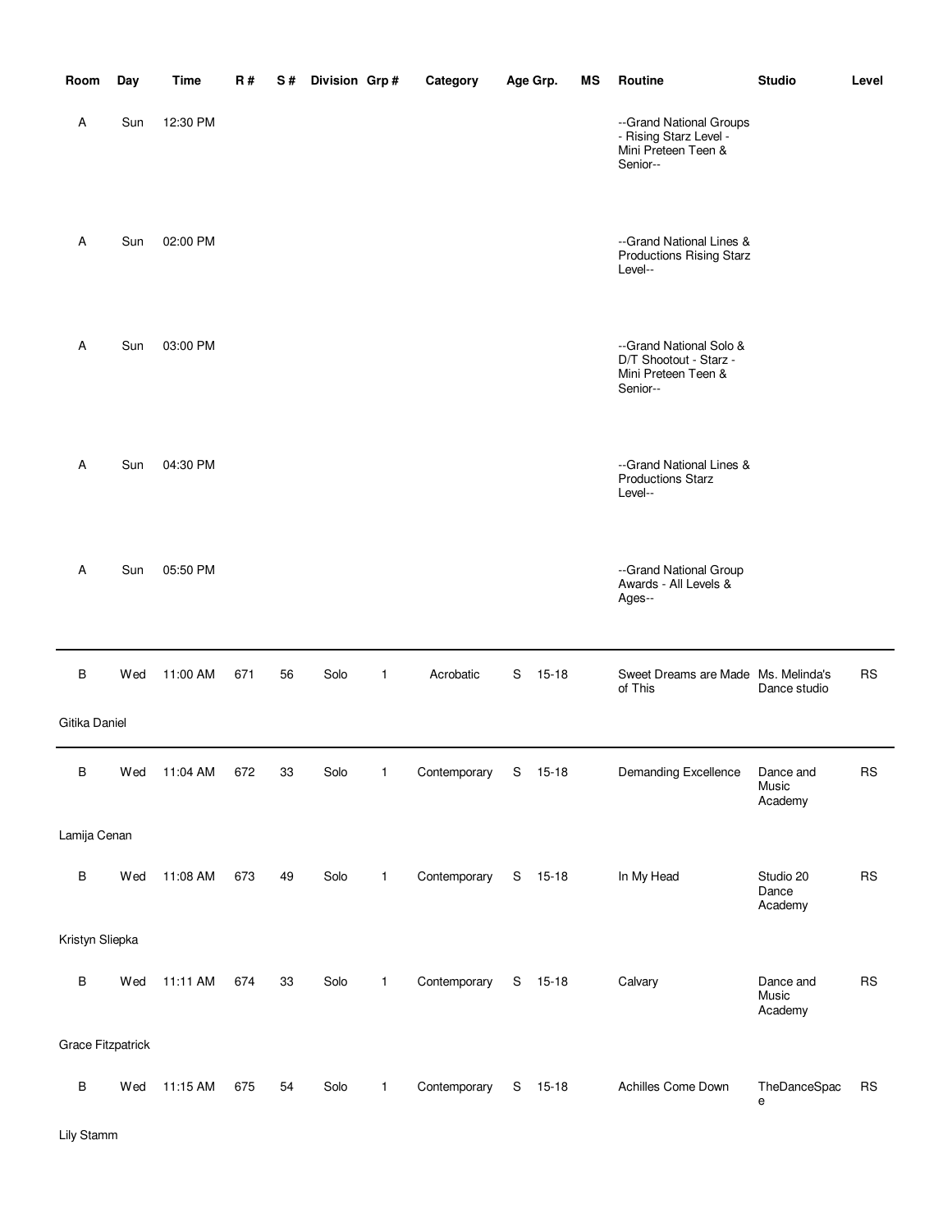| Room | Day | Time | R # | S # | Division | Grp # | Category | Age Grp. | | MS | Routine | Studio | Level |
|---|---|---|---|---|---|---|---|---|---|---|---|---|---|
| A | Sun | 12:30 PM | | | | | | | | | --Grand National Groups - Rising Starz Level - Mini Preteen Teen & Senior-- | | |
| A | Sun | 02:00 PM | | | | | | | | | --Grand National Lines & Productions Rising Starz Level-- | | |
| A | Sun | 03:00 PM | | | | | | | | | --Grand National Solo & D/T Shootout - Starz - Mini Preteen Teen & Senior-- | | |
| A | Sun | 04:30 PM | | | | | | | | | --Grand National Lines & Productions Starz Level-- | | |
| A | Sun | 05:50 PM | | | | | | | | | --Grand National Group Awards - All Levels & Ages-- | | |
| B | Wed | 11:00 AM | 671 | 56 | Solo | 1 | Acrobatic | S | 15-18 | | Sweet Dreams are Made of This | Ms. Melinda's Dance studio | RS |
| Gitika Daniel | | | | | | | | | | | | | |
| B | Wed | 11:04 AM | 672 | 33 | Solo | 1 | Contemporary | S | 15-18 | | Demanding Excellence | Dance and Music Academy | RS |
| Lamija Cenan | | | | | | | | | | | | | |
| B | Wed | 11:08 AM | 673 | 49 | Solo | 1 | Contemporary | S | 15-18 | | In My Head | Studio 20 Dance Academy | RS |
| Kristyn Sliepka | | | | | | | | | | | | | |
| B | Wed | 11:11 AM | 674 | 33 | Solo | 1 | Contemporary | S | 15-18 | | Calvary | Dance and Music Academy | RS |
| Grace Fitzpatrick | | | | | | | | | | | | | |
| B | Wed | 11:15 AM | 675 | 54 | Solo | 1 | Contemporary | S | 15-18 | | Achilles Come Down | TheDanceSpace | RS |
| Lily Stamm | | | | | | | | | | | | | |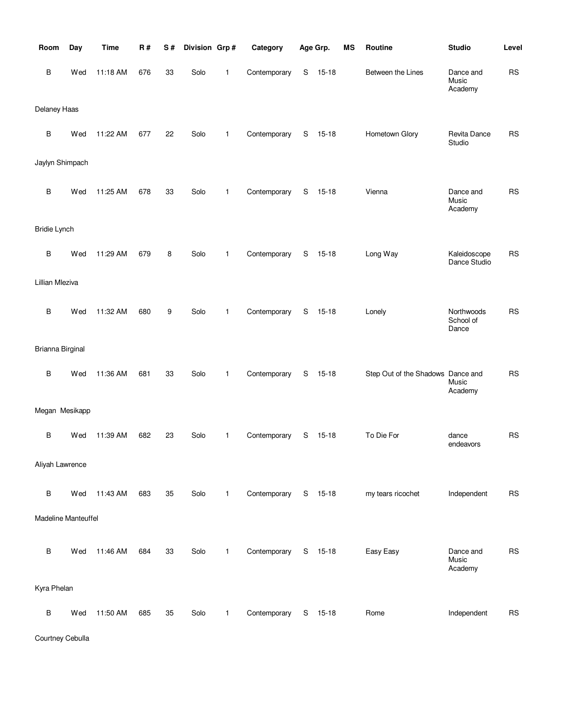| Room | Day | Time | R # | S # | Division | Grp # | Category | Age Grp. | | MS | Routine | Studio | Level |
|---|---|---|---|---|---|---|---|---|---|---|---|---|---|
| B | Wed | 11:18 AM | 676 | 33 | Solo | 1 | Contemporary | S | 15-18 | | Between the Lines | Dance and Music Academy | RS |
| Delaney Haas | | | | | | | | | | | | | |
| B | Wed | 11:22 AM | 677 | 22 | Solo | 1 | Contemporary | S | 15-18 | | Hometown Glory | Revita Dance Studio | RS |
| Jaylyn Shimpach | | | | | | | | | | | | | |
| B | Wed | 11:25 AM | 678 | 33 | Solo | 1 | Contemporary | S | 15-18 | | Vienna | Dance and Music Academy | RS |
| Bridie Lynch | | | | | | | | | | | | | |
| B | Wed | 11:29 AM | 679 | 8 | Solo | 1 | Contemporary | S | 15-18 | | Long Way | Kaleidoscope Dance Studio | RS |
| Lillian Mleziva | | | | | | | | | | | | | |
| B | Wed | 11:32 AM | 680 | 9 | Solo | 1 | Contemporary | S | 15-18 | | Lonely | Northwoods School of Dance | RS |
| Brianna Birginal | | | | | | | | | | | | | |
| B | Wed | 11:36 AM | 681 | 33 | Solo | 1 | Contemporary | S | 15-18 | | Step Out of the Shadows | Dance and Music Academy | RS |
| Megan Mesikapp | | | | | | | | | | | | | |
| B | Wed | 11:39 AM | 682 | 23 | Solo | 1 | Contemporary | S | 15-18 | | To Die For | dance endeavors | RS |
| Aliyah Lawrence | | | | | | | | | | | | | |
| B | Wed | 11:43 AM | 683 | 35 | Solo | 1 | Contemporary | S | 15-18 | | my tears ricochet | Independent | RS |
| Madeline Manteuffel | | | | | | | | | | | | | |
| B | Wed | 11:46 AM | 684 | 33 | Solo | 1 | Contemporary | S | 15-18 | | Easy Easy | Dance and Music Academy | RS |
| Kyra Phelan | | | | | | | | | | | | | |
| B | Wed | 11:50 AM | 685 | 35 | Solo | 1 | Contemporary | S | 15-18 | | Rome | Independent | RS |
| Courtney Cebulla | | | | | | | | | | | | | |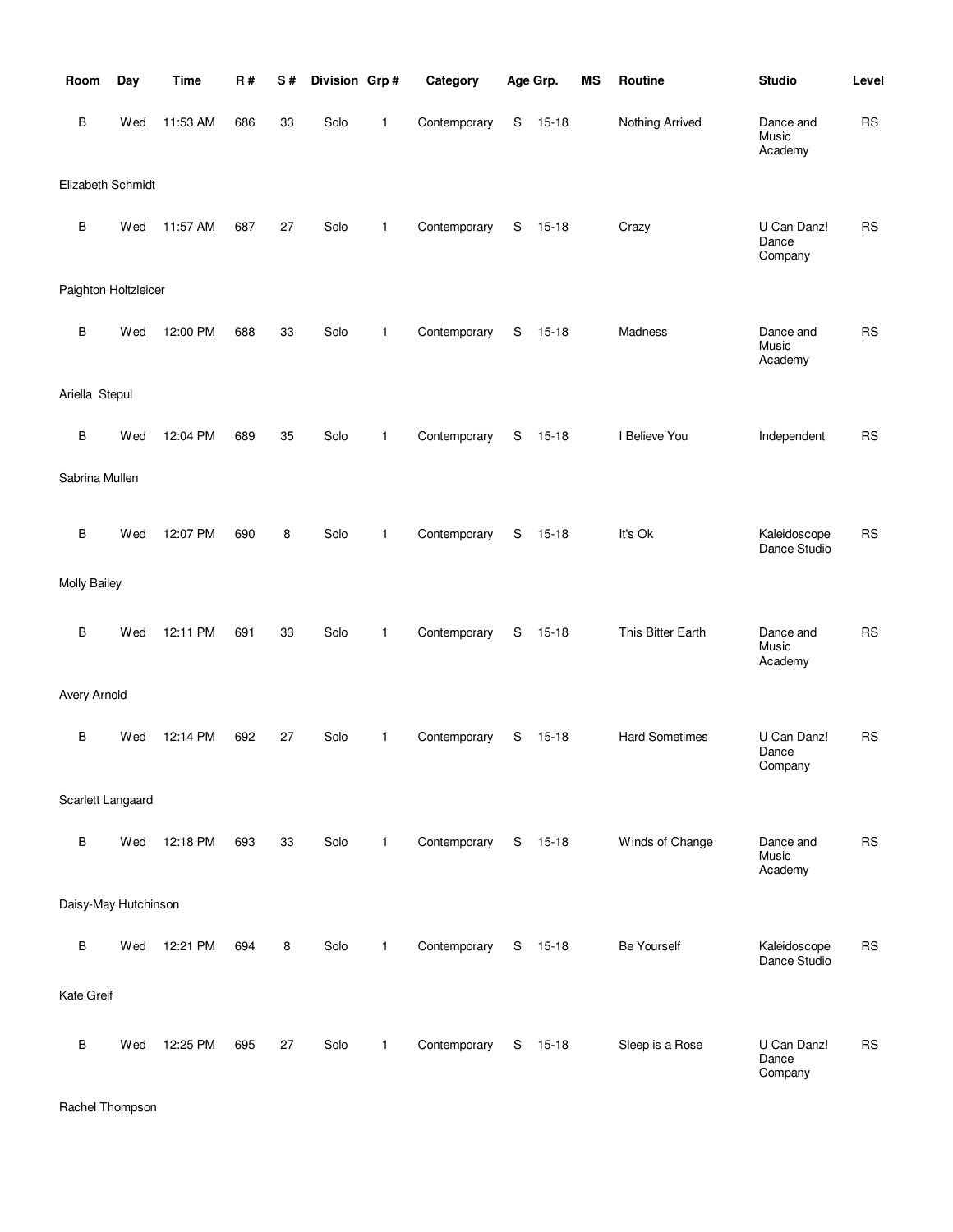| Room | Day | Time | R # | S # | Division | Grp # | Category | Age Grp. | | MS | Routine | Studio | Level |
|---|---|---|---|---|---|---|---|---|---|---|---|---|---|
| B | Wed | 11:53 AM | 686 | 33 | Solo | 1 | Contemporary | S | 15-18 | | Nothing Arrived | Dance and Music Academy | RS |
| Elizabeth Schmidt | | | | | | | | | | | | | |
| B | Wed | 11:57 AM | 687 | 27 | Solo | 1 | Contemporary | S | 15-18 | | Crazy | U Can Danz! Dance Company | RS |
| Paighton Holtzleicer | | | | | | | | | | | | | |
| B | Wed | 12:00 PM | 688 | 33 | Solo | 1 | Contemporary | S | 15-18 | | Madness | Dance and Music Academy | RS |
| Ariella Stepul | | | | | | | | | | | | | |
| B | Wed | 12:04 PM | 689 | 35 | Solo | 1 | Contemporary | S | 15-18 | | I Believe You | Independent | RS |
| Sabrina Mullen | | | | | | | | | | | | | |
| B | Wed | 12:07 PM | 690 | 8 | Solo | 1 | Contemporary | S | 15-18 | | It's Ok | Kaleidoscope Dance Studio | RS |
| Molly Bailey | | | | | | | | | | | | | |
| B | Wed | 12:11 PM | 691 | 33 | Solo | 1 | Contemporary | S | 15-18 | | This Bitter Earth | Dance and Music Academy | RS |
| Avery Arnold | | | | | | | | | | | | | |
| B | Wed | 12:14 PM | 692 | 27 | Solo | 1 | Contemporary | S | 15-18 | | Hard Sometimes | U Can Danz! Dance Company | RS |
| Scarlett Langaard | | | | | | | | | | | | | |
| B | Wed | 12:18 PM | 693 | 33 | Solo | 1 | Contemporary | S | 15-18 | | Winds of Change | Dance and Music Academy | RS |
| Daisy-May Hutchinson | | | | | | | | | | | | | |
| B | Wed | 12:21 PM | 694 | 8 | Solo | 1 | Contemporary | S | 15-18 | | Be Yourself | Kaleidoscope Dance Studio | RS |
| Kate Greif | | | | | | | | | | | | | |
| B | Wed | 12:25 PM | 695 | 27 | Solo | 1 | Contemporary | S | 15-18 | | Sleep is a Rose | U Can Danz! Dance Company | RS |
| Rachel Thompson | | | | | | | | | | | | | |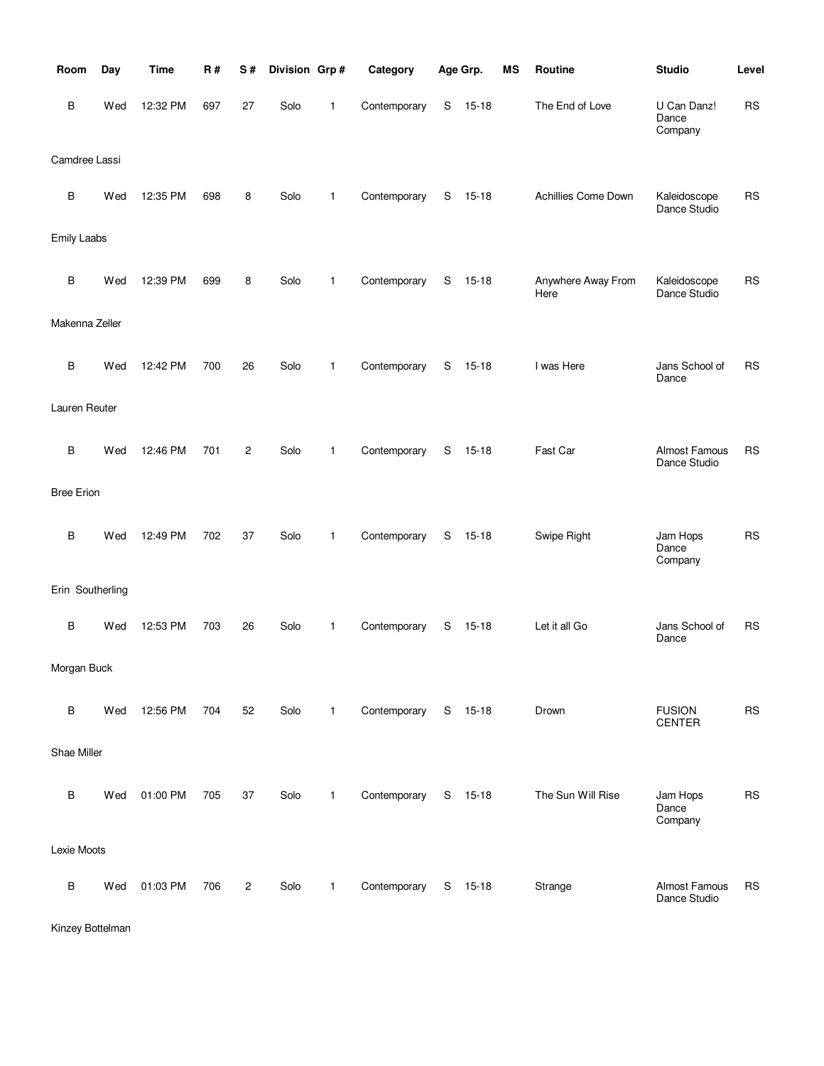| Room | Day | Time | R # | S # | Division | Grp # | Category | Age Grp. | | MS | Routine | Studio | Level |
|---|---|---|---|---|---|---|---|---|---|---|---|---|---|
| B | Wed | 12:32 PM | 697 | 27 | Solo | 1 | Contemporary | S | 15-18 | | The End of Love | U Can Danz! Dance Company | RS |
| Camdree Lassi | | | | | | | | | | | | | |
| B | Wed | 12:35 PM | 698 | 8 | Solo | 1 | Contemporary | S | 15-18 | | Achillies Come Down | Kaleidoscope Dance Studio | RS |
| Emily Laabs | | | | | | | | | | | | | |
| B | Wed | 12:39 PM | 699 | 8 | Solo | 1 | Contemporary | S | 15-18 | | Anywhere Away From Here | Kaleidoscope Dance Studio | RS |
| Makenna Zeller | | | | | | | | | | | | | |
| B | Wed | 12:42 PM | 700 | 26 | Solo | 1 | Contemporary | S | 15-18 | | I was Here | Jans School of Dance | RS |
| Lauren Reuter | | | | | | | | | | | | | |
| B | Wed | 12:46 PM | 701 | 2 | Solo | 1 | Contemporary | S | 15-18 | | Fast Car | Almost Famous Dance Studio | RS |
| Bree Erion | | | | | | | | | | | | | |
| B | Wed | 12:49 PM | 702 | 37 | Solo | 1 | Contemporary | S | 15-18 | | Swipe Right | Jam Hops Dance Company | RS |
| Erin Southerling | | | | | | | | | | | | | |
| B | Wed | 12:53 PM | 703 | 26 | Solo | 1 | Contemporary | S | 15-18 | | Let it all Go | Jans School of Dance | RS |
| Morgan Buck | | | | | | | | | | | | | |
| B | Wed | 12:56 PM | 704 | 52 | Solo | 1 | Contemporary | S | 15-18 | | Drown | FUSION CENTER | RS |
| Shae Miller | | | | | | | | | | | | | |
| B | Wed | 01:00 PM | 705 | 37 | Solo | 1 | Contemporary | S | 15-18 | | The Sun Will Rise | Jam Hops Dance Company | RS |
| Lexie Moots | | | | | | | | | | | | | |
| B | Wed | 01:03 PM | 706 | 2 | Solo | 1 | Contemporary | S | 15-18 | | Strange | Almost Famous Dance Studio | RS |
| Kinzey Bottelman | | | | | | | | | | | | | |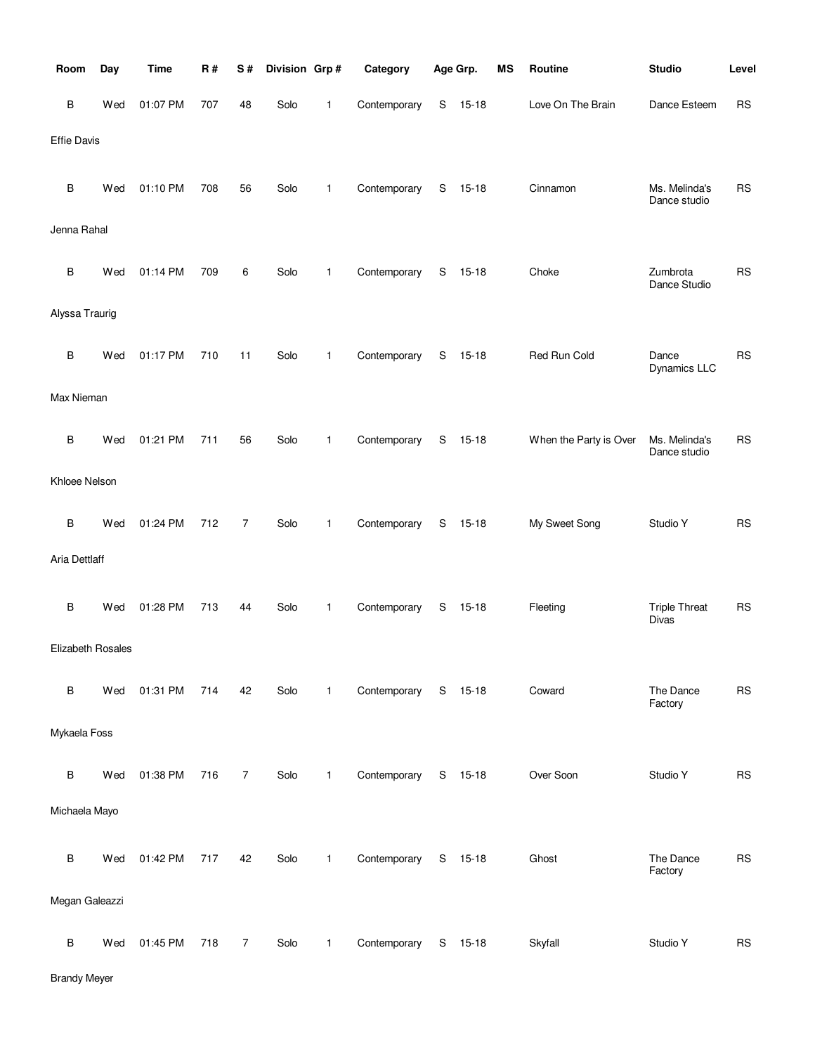| Room | Day | Time | R # | S # | Division | Grp # | Category | Age Grp. | | MS | Routine | Studio | Level |
|---|---|---|---|---|---|---|---|---|---|---|---|---|---|
| B | Wed | 01:07 PM | 707 | 48 | Solo | 1 | Contemporary | S | 15-18 | | Love On The Brain | Dance Esteem | RS |
| Effie Davis | | | | | | | | | | | | | |
| B | Wed | 01:10 PM | 708 | 56 | Solo | 1 | Contemporary | S | 15-18 | | Cinnamon | Ms. Melinda's Dance studio | RS |
| Jenna Rahal | | | | | | | | | | | | | |
| B | Wed | 01:14 PM | 709 | 6 | Solo | 1 | Contemporary | S | 15-18 | | Choke | Zumbrota Dance Studio | RS |
| Alyssa Traurig | | | | | | | | | | | | | |
| B | Wed | 01:17 PM | 710 | 11 | Solo | 1 | Contemporary | S | 15-18 | | Red Run Cold | Dance Dynamics LLC | RS |
| Max Nieman | | | | | | | | | | | | | |
| B | Wed | 01:21 PM | 711 | 56 | Solo | 1 | Contemporary | S | 15-18 | | When the Party is Over | Ms. Melinda's Dance studio | RS |
| Khloee Nelson | | | | | | | | | | | | | |
| B | Wed | 01:24 PM | 712 | 7 | Solo | 1 | Contemporary | S | 15-18 | | My Sweet Song | Studio Y | RS |
| Aria Dettlaff | | | | | | | | | | | | | |
| B | Wed | 01:28 PM | 713 | 44 | Solo | 1 | Contemporary | S | 15-18 | | Fleeting | Triple Threat Divas | RS |
| Elizabeth Rosales | | | | | | | | | | | | | |
| B | Wed | 01:31 PM | 714 | 42 | Solo | 1 | Contemporary | S | 15-18 | | Coward | The Dance Factory | RS |
| Mykaela Foss | | | | | | | | | | | | | |
| B | Wed | 01:38 PM | 716 | 7 | Solo | 1 | Contemporary | S | 15-18 | | Over Soon | Studio Y | RS |
| Michaela Mayo | | | | | | | | | | | | | |
| B | Wed | 01:42 PM | 717 | 42 | Solo | 1 | Contemporary | S | 15-18 | | Ghost | The Dance Factory | RS |
| Megan Galeazzi | | | | | | | | | | | | | |
| B | Wed | 01:45 PM | 718 | 7 | Solo | 1 | Contemporary | S | 15-18 | | Skyfall | Studio Y | RS |
| Brandy Meyer | | | | | | | | | | | | | |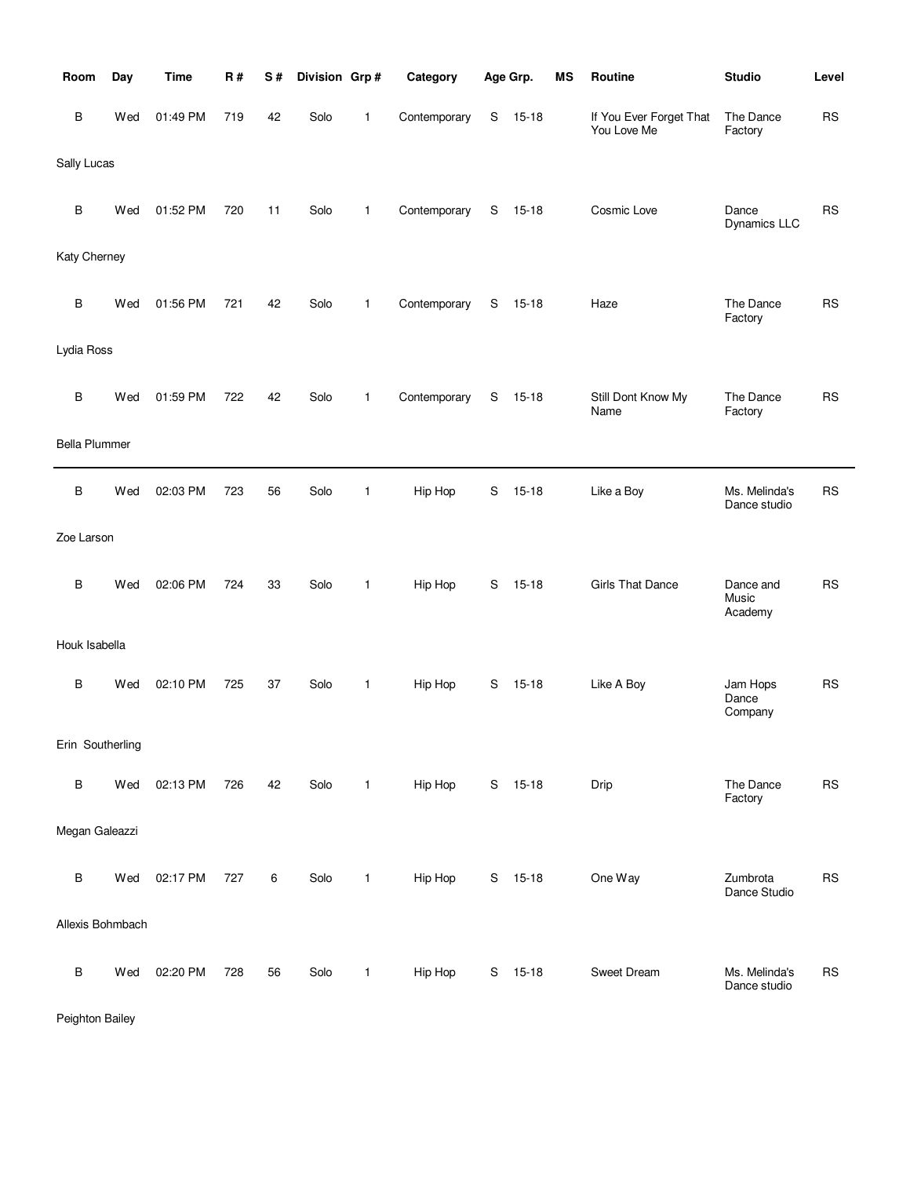| Room | Day | Time | R # | S # | Division | Grp # | Category | Age Grp. | | MS | Routine | Studio | Level |
|---|---|---|---|---|---|---|---|---|---|---|---|---|---|
| B | Wed | 01:49 PM | 719 | 42 | Solo | 1 | Contemporary | S | 15-18 | | If You Ever Forget That You Love Me | The Dance Factory | RS |
| Sally Lucas | | | | | | | | | | | | | |
| B | Wed | 01:52 PM | 720 | 11 | Solo | 1 | Contemporary | S | 15-18 | | Cosmic Love | Dance Dynamics LLC | RS |
| Katy Cherney | | | | | | | | | | | | | |
| B | Wed | 01:56 PM | 721 | 42 | Solo | 1 | Contemporary | S | 15-18 | | Haze | The Dance Factory | RS |
| Lydia Ross | | | | | | | | | | | | | |
| B | Wed | 01:59 PM | 722 | 42 | Solo | 1 | Contemporary | S | 15-18 | | Still Dont Know My Name | The Dance Factory | RS |
| Bella Plummer | | | | | | | | | | | | | |
| B | Wed | 02:03 PM | 723 | 56 | Solo | 1 | Hip Hop | S | 15-18 | | Like a Boy | Ms. Melinda's Dance studio | RS |
| Zoe Larson | | | | | | | | | | | | | |
| B | Wed | 02:06 PM | 724 | 33 | Solo | 1 | Hip Hop | S | 15-18 | | Girls That Dance | Dance and Music Academy | RS |
| Houk Isabella | | | | | | | | | | | | | |
| B | Wed | 02:10 PM | 725 | 37 | Solo | 1 | Hip Hop | S | 15-18 | | Like A Boy | Jam Hops Dance Company | RS |
| Erin Southerling | | | | | | | | | | | | | |
| B | Wed | 02:13 PM | 726 | 42 | Solo | 1 | Hip Hop | S | 15-18 | | Drip | The Dance Factory | RS |
| Megan Galeazzi | | | | | | | | | | | | | |
| B | Wed | 02:17 PM | 727 | 6 | Solo | 1 | Hip Hop | S | 15-18 | | One Way | Zumbrota Dance Studio | RS |
| Allexis Bohmbach | | | | | | | | | | | | | |
| B | Wed | 02:20 PM | 728 | 56 | Solo | 1 | Hip Hop | S | 15-18 | | Sweet Dream | Ms. Melinda's Dance studio | RS |
| Peighton Bailey | | | | | | | | | | | | | |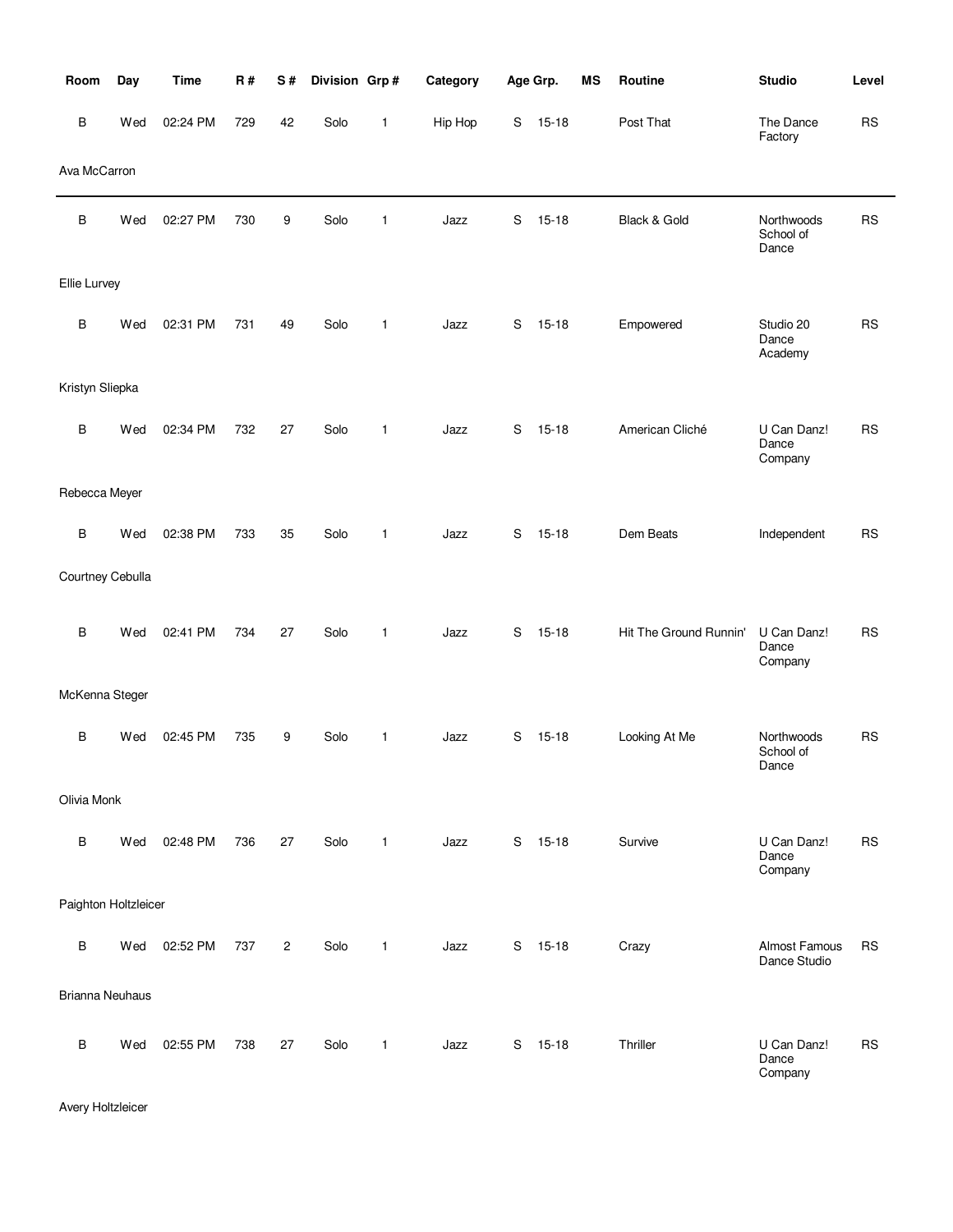| Room | Day | Time | R # | S # | Division | Grp # | Category | Age Grp. | | MS | Routine | Studio | Level |
|---|---|---|---|---|---|---|---|---|---|---|---|---|---|
| B | Wed | 02:24 PM | 729 | 42 | Solo | 1 | Hip Hop | S | 15-18 | | Post That | The Dance Factory | RS |
| Ava McCarron | | | | | | | | | | | | | |
| B | Wed | 02:27 PM | 730 | 9 | Solo | 1 | Jazz | S | 15-18 | | Black & Gold | Northwoods School of Dance | RS |
| Ellie Lurvey | | | | | | | | | | | | | |
| B | Wed | 02:31 PM | 731 | 49 | Solo | 1 | Jazz | S | 15-18 | | Empowered | Studio 20 Dance Academy | RS |
| Kristyn Sliepka | | | | | | | | | | | | | |
| B | Wed | 02:34 PM | 732 | 27 | Solo | 1 | Jazz | S | 15-18 | | American Cliché | U Can Danz! Dance Company | RS |
| Rebecca Meyer | | | | | | | | | | | | | |
| B | Wed | 02:38 PM | 733 | 35 | Solo | 1 | Jazz | S | 15-18 | | Dem Beats | Independent | RS |
| Courtney Cebulla | | | | | | | | | | | | | |
| B | Wed | 02:41 PM | 734 | 27 | Solo | 1 | Jazz | S | 15-18 | | Hit The Ground Runnin' | U Can Danz! Dance Company | RS |
| McKenna Steger | | | | | | | | | | | | | |
| B | Wed | 02:45 PM | 735 | 9 | Solo | 1 | Jazz | S | 15-18 | | Looking At Me | Northwoods School of Dance | RS |
| Olivia Monk | | | | | | | | | | | | | |
| B | Wed | 02:48 PM | 736 | 27 | Solo | 1 | Jazz | S | 15-18 | | Survive | U Can Danz! Dance Company | RS |
| Paighton Holtzleicer | | | | | | | | | | | | | |
| B | Wed | 02:52 PM | 737 | 2 | Solo | 1 | Jazz | S | 15-18 | | Crazy | Almost Famous Dance Studio | RS |
| Brianna Neuhaus | | | | | | | | | | | | | |
| B | Wed | 02:55 PM | 738 | 27 | Solo | 1 | Jazz | S | 15-18 | | Thriller | U Can Danz! Dance Company | RS |
| Avery Holtzleicer | | | | | | | | | | | | | |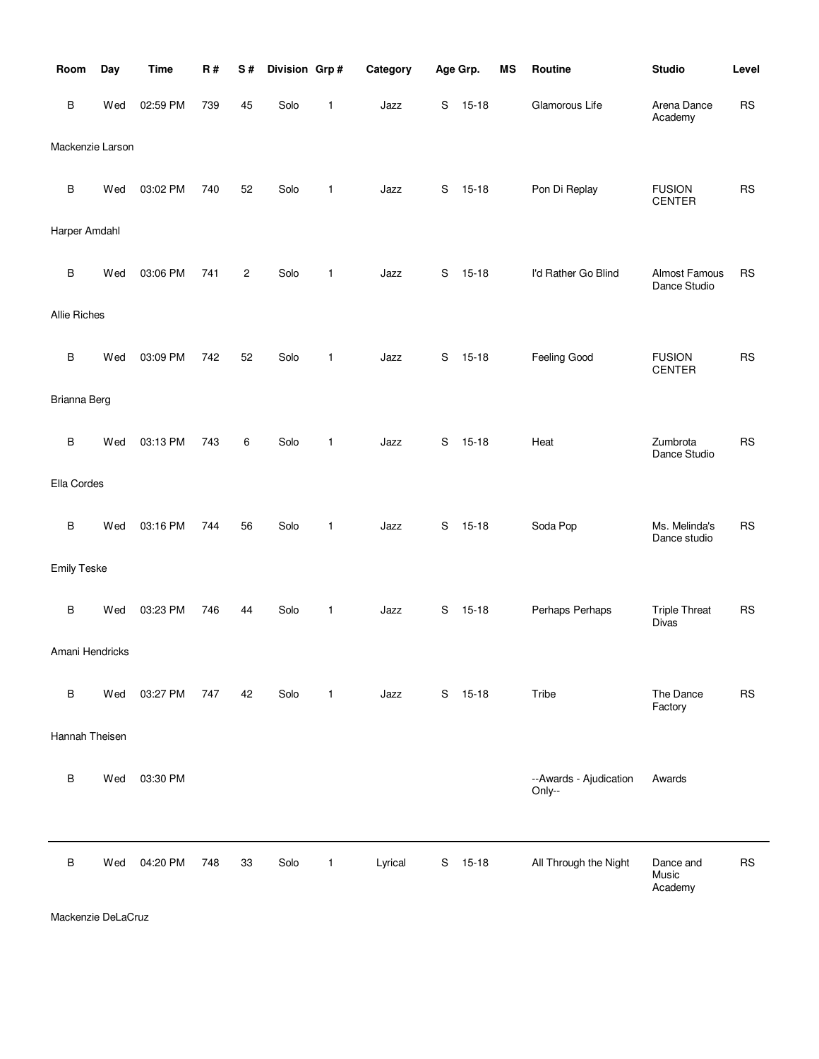| Room | Day | Time | R # | S # | Division | Grp # | Category | Age Grp. | | MS | Routine | Studio | Level |
|---|---|---|---|---|---|---|---|---|---|---|---|---|---|
| B | Wed | 02:59 PM | 739 | 45 | Solo | 1 | Jazz | S | 15-18 | | Glamorous Life | Arena Dance Academy | RS |
| Mackenzie Larson | | | | | | | | | | | | | |
| B | Wed | 03:02 PM | 740 | 52 | Solo | 1 | Jazz | S | 15-18 | | Pon Di Replay | FUSION CENTER | RS |
| Harper Amdahl | | | | | | | | | | | | | |
| B | Wed | 03:06 PM | 741 | 2 | Solo | 1 | Jazz | S | 15-18 | | I'd Rather Go Blind | Almost Famous Dance Studio | RS |
| Allie Riches | | | | | | | | | | | | | |
| B | Wed | 03:09 PM | 742 | 52 | Solo | 1 | Jazz | S | 15-18 | | Feeling Good | FUSION CENTER | RS |
| Brianna Berg | | | | | | | | | | | | | |
| B | Wed | 03:13 PM | 743 | 6 | Solo | 1 | Jazz | S | 15-18 | | Heat | Zumbrota Dance Studio | RS |
| Ella Cordes | | | | | | | | | | | | | |
| B | Wed | 03:16 PM | 744 | 56 | Solo | 1 | Jazz | S | 15-18 | | Soda Pop | Ms. Melinda's Dance studio | RS |
| Emily Teske | | | | | | | | | | | | | |
| B | Wed | 03:23 PM | 746 | 44 | Solo | 1 | Jazz | S | 15-18 | | Perhaps Perhaps | Triple Threat Divas | RS |
| Amani Hendricks | | | | | | | | | | | | | |
| B | Wed | 03:27 PM | 747 | 42 | Solo | 1 | Jazz | S | 15-18 | | Tribe | The Dance Factory | RS |
| Hannah Theisen | | | | | | | | | | | | | |
| B | Wed | 03:30 PM | | | | | | | | | --Awards - Ajudication Only-- | Awards | |
| B | Wed | 04:20 PM | 748 | 33 | Solo | 1 | Lyrical | S | 15-18 | | All Through the Night | Dance and Music Academy | RS |
| Mackenzie DeLaCruz | | | | | | | | | | | | | |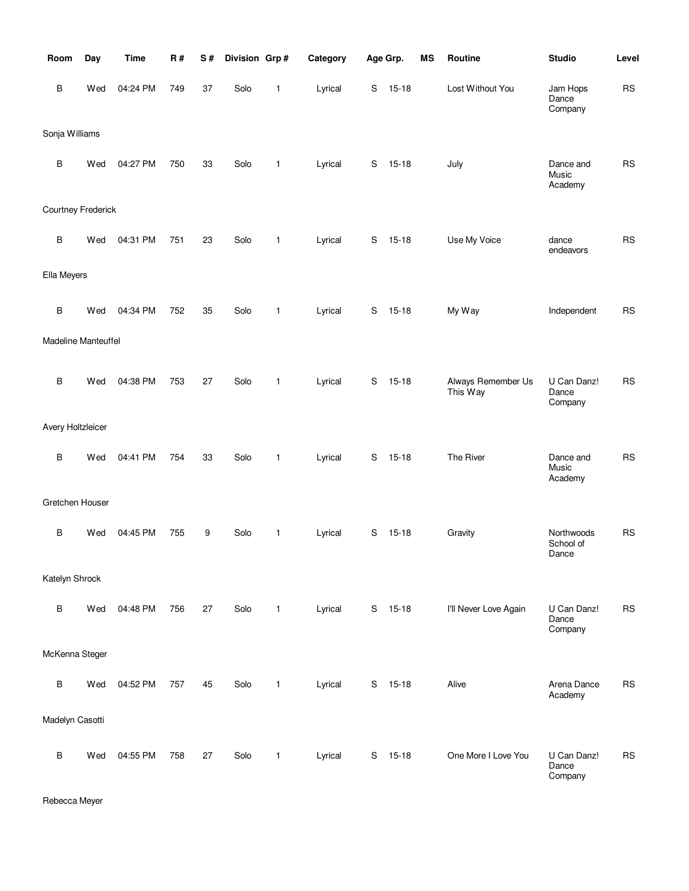| Room | Day | Time | R # | S # | Division | Grp # | Category | Age Grp. | | MS | Routine | Studio | Level |
|---|---|---|---|---|---|---|---|---|---|---|---|---|---|
| B | Wed | 04:24 PM | 749 | 37 | Solo | 1 | Lyrical | S | 15-18 | | Lost Without You | Jam Hops Dance Company | RS |
| Sonja Williams | | | | | | | | | | | | | |
| B | Wed | 04:27 PM | 750 | 33 | Solo | 1 | Lyrical | S | 15-18 | | July | Dance and Music Academy | RS |
| Courtney Frederick | | | | | | | | | | | | | |
| B | Wed | 04:31 PM | 751 | 23 | Solo | 1 | Lyrical | S | 15-18 | | Use My Voice | dance endeavors | RS |
| Ella Meyers | | | | | | | | | | | | | |
| B | Wed | 04:34 PM | 752 | 35 | Solo | 1 | Lyrical | S | 15-18 | | My Way | Independent | RS |
| Madeline Manteuffel | | | | | | | | | | | | | |
| B | Wed | 04:38 PM | 753 | 27 | Solo | 1 | Lyrical | S | 15-18 | | Always Remember Us This Way | U Can Danz! Dance Company | RS |
| Avery Holtzleicer | | | | | | | | | | | | | |
| B | Wed | 04:41 PM | 754 | 33 | Solo | 1 | Lyrical | S | 15-18 | | The River | Dance and Music Academy | RS |
| Gretchen Houser | | | | | | | | | | | | | |
| B | Wed | 04:45 PM | 755 | 9 | Solo | 1 | Lyrical | S | 15-18 | | Gravity | Northwoods School of Dance | RS |
| Katelyn Shrock | | | | | | | | | | | | | |
| B | Wed | 04:48 PM | 756 | 27 | Solo | 1 | Lyrical | S | 15-18 | | I'll Never Love Again | U Can Danz! Dance Company | RS |
| McKenna Steger | | | | | | | | | | | | | |
| B | Wed | 04:52 PM | 757 | 45 | Solo | 1 | Lyrical | S | 15-18 | | Alive | Arena Dance Academy | RS |
| Madelyn Casotti | | | | | | | | | | | | | |
| B | Wed | 04:55 PM | 758 | 27 | Solo | 1 | Lyrical | S | 15-18 | | One More I Love You | U Can Danz! Dance Company | RS |
| Rebecca Meyer | | | | | | | | | | | | | |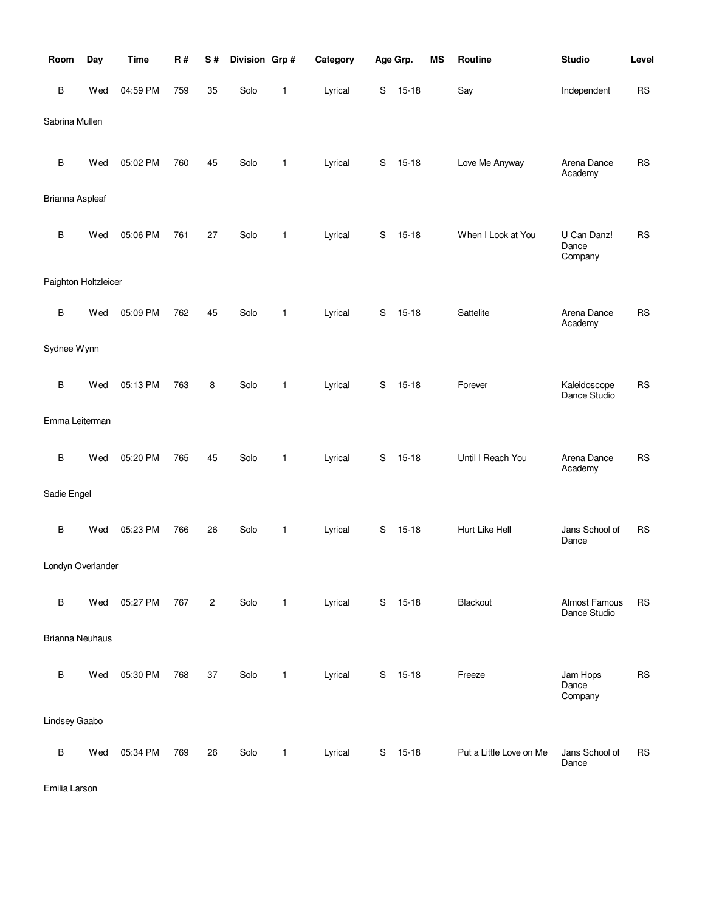| Room | Day | Time | R # | S # | Division | Grp # | Category | Age Grp. | | MS | Routine | Studio | Level |
|---|---|---|---|---|---|---|---|---|---|---|---|---|---|
| B | Wed | 04:59 PM | 759 | 35 | Solo | 1 | Lyrical | S | 15-18 | | Say | Independent | RS |
| Sabrina Mullen | | | | | | | | | | | | | |
| B | Wed | 05:02 PM | 760 | 45 | Solo | 1 | Lyrical | S | 15-18 | | Love Me Anyway | Arena Dance Academy | RS |
| Brianna Aspleaf | | | | | | | | | | | | | |
| B | Wed | 05:06 PM | 761 | 27 | Solo | 1 | Lyrical | S | 15-18 | | When I Look at You | U Can Danz! Dance Company | RS |
| Paighton Holtzleicer | | | | | | | | | | | | | |
| B | Wed | 05:09 PM | 762 | 45 | Solo | 1 | Lyrical | S | 15-18 | | Sattelite | Arena Dance Academy | RS |
| Sydnee Wynn | | | | | | | | | | | | | |
| B | Wed | 05:13 PM | 763 | 8 | Solo | 1 | Lyrical | S | 15-18 | | Forever | Kaleidoscope Dance Studio | RS |
| Emma Leiterman | | | | | | | | | | | | | |
| B | Wed | 05:20 PM | 765 | 45 | Solo | 1 | Lyrical | S | 15-18 | | Until I Reach You | Arena Dance Academy | RS |
| Sadie Engel | | | | | | | | | | | | | |
| B | Wed | 05:23 PM | 766 | 26 | Solo | 1 | Lyrical | S | 15-18 | | Hurt Like Hell | Jans School of Dance | RS |
| Londyn Overlander | | | | | | | | | | | | | |
| B | Wed | 05:27 PM | 767 | 2 | Solo | 1 | Lyrical | S | 15-18 | | Blackout | Almost Famous Dance Studio | RS |
| Brianna Neuhaus | | | | | | | | | | | | | |
| B | Wed | 05:30 PM | 768 | 37 | Solo | 1 | Lyrical | S | 15-18 | | Freeze | Jam Hops Dance Company | RS |
| Lindsey Gaabo | | | | | | | | | | | | | |
| B | Wed | 05:34 PM | 769 | 26 | Solo | 1 | Lyrical | S | 15-18 | | Put a Little Love on Me | Jans School of Dance | RS |
| Emilia Larson | | | | | | | | | | | | | |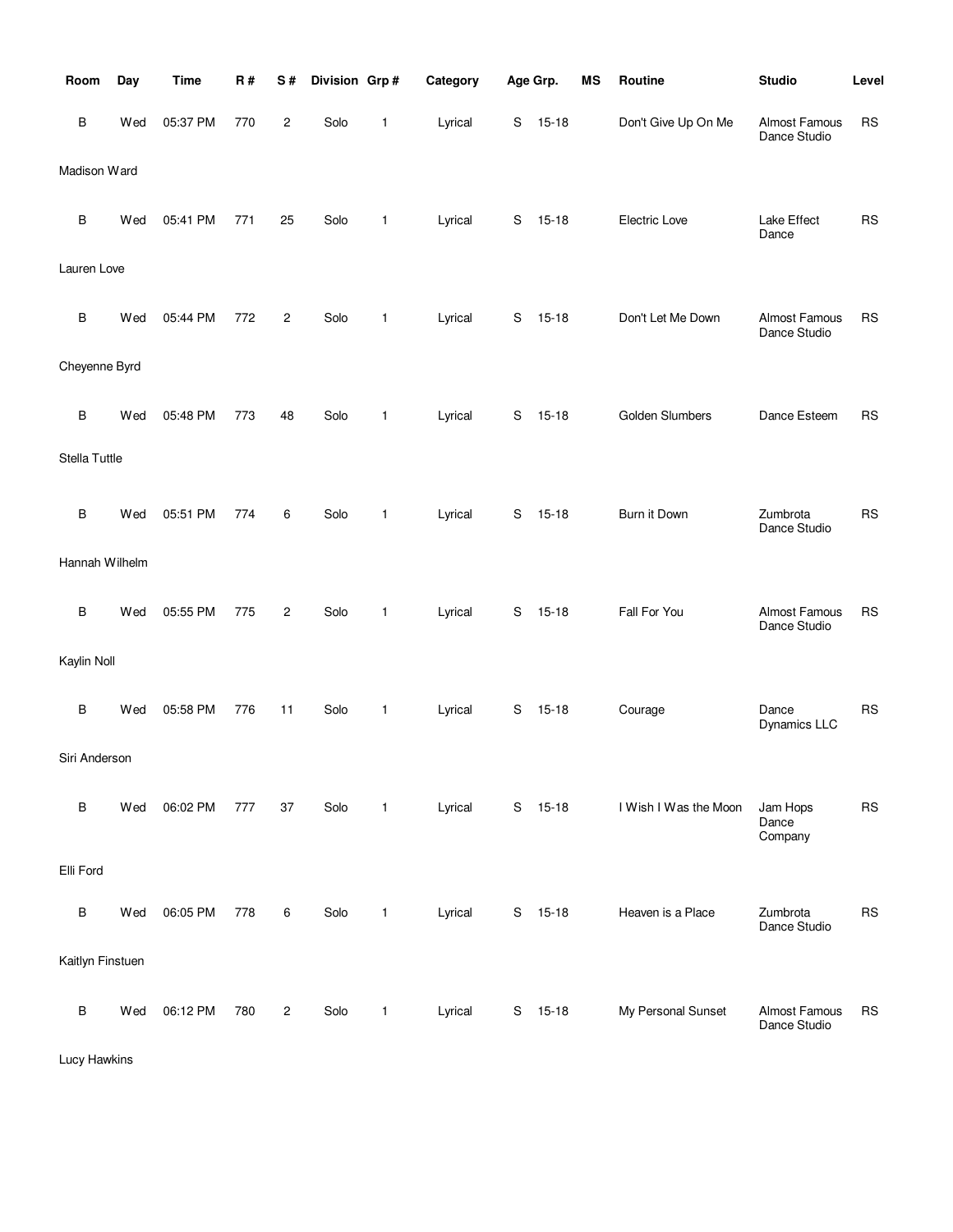| Room | Day | Time | R # | S # | Division | Grp # | Category | Age Grp. | | MS | Routine | Studio | Level |
|---|---|---|---|---|---|---|---|---|---|---|---|---|---|
| B | Wed | 05:37 PM | 770 | 2 | Solo | 1 | Lyrical | S | 15-18 | | Don't Give Up On Me | Almost Famous Dance Studio | RS |
| Madison Ward | | | | | | | | | | | | | |
| B | Wed | 05:41 PM | 771 | 25 | Solo | 1 | Lyrical | S | 15-18 | | Electric Love | Lake Effect Dance | RS |
| Lauren Love | | | | | | | | | | | | | |
| B | Wed | 05:44 PM | 772 | 2 | Solo | 1 | Lyrical | S | 15-18 | | Don't Let Me Down | Almost Famous Dance Studio | RS |
| Cheyenne Byrd | | | | | | | | | | | | | |
| B | Wed | 05:48 PM | 773 | 48 | Solo | 1 | Lyrical | S | 15-18 | | Golden Slumbers | Dance Esteem | RS |
| Stella Tuttle | | | | | | | | | | | | | |
| B | Wed | 05:51 PM | 774 | 6 | Solo | 1 | Lyrical | S | 15-18 | | Burn it Down | Zumbrota Dance Studio | RS |
| Hannah Wilhelm | | | | | | | | | | | | | |
| B | Wed | 05:55 PM | 775 | 2 | Solo | 1 | Lyrical | S | 15-18 | | Fall For You | Almost Famous Dance Studio | RS |
| Kaylin Noll | | | | | | | | | | | | | |
| B | Wed | 05:58 PM | 776 | 11 | Solo | 1 | Lyrical | S | 15-18 | | Courage | Dance Dynamics LLC | RS |
| Siri Anderson | | | | | | | | | | | | | |
| B | Wed | 06:02 PM | 777 | 37 | Solo | 1 | Lyrical | S | 15-18 | | I Wish I Was the Moon | Jam Hops Dance Company | RS |
| Elli Ford | | | | | | | | | | | | | |
| B | Wed | 06:05 PM | 778 | 6 | Solo | 1 | Lyrical | S | 15-18 | | Heaven is a Place | Zumbrota Dance Studio | RS |
| Kaitlyn Finstuen | | | | | | | | | | | | | |
| B | Wed | 06:12 PM | 780 | 2 | Solo | 1 | Lyrical | S | 15-18 | | My Personal Sunset | Almost Famous Dance Studio | RS |
| Lucy Hawkins | | | | | | | | | | | | | |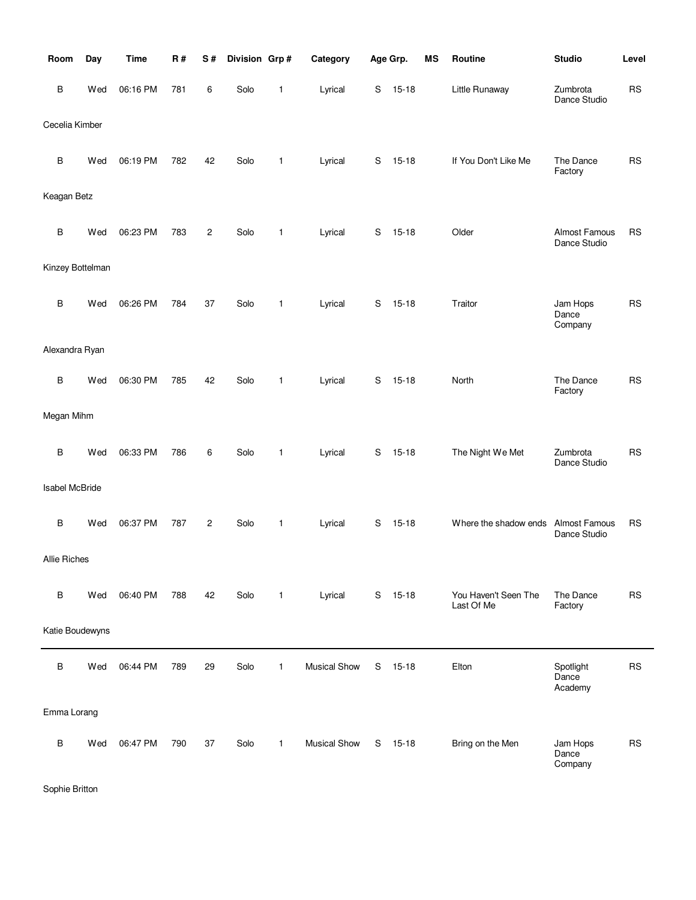| Room | Day | Time | R # | S # | Division | Grp # | Category | Age Grp. | | MS | Routine | Studio | Level |
|---|---|---|---|---|---|---|---|---|---|---|---|---|---|
| B | Wed | 06:16 PM | 781 | 6 | Solo | 1 | Lyrical | S | 15-18 | | Little Runaway | Zumbrota Dance Studio | RS |
| Cecelia Kimber | | | | | | | | | | | | | |
| B | Wed | 06:19 PM | 782 | 42 | Solo | 1 | Lyrical | S | 15-18 | | If You Don't Like Me | The Dance Factory | RS |
| Keagan Betz | | | | | | | | | | | | | |
| B | Wed | 06:23 PM | 783 | 2 | Solo | 1 | Lyrical | S | 15-18 | | Older | Almost Famous Dance Studio | RS |
| Kinzey Bottelman | | | | | | | | | | | | | |
| B | Wed | 06:26 PM | 784 | 37 | Solo | 1 | Lyrical | S | 15-18 | | Traitor | Jam Hops Dance Company | RS |
| Alexandra Ryan | | | | | | | | | | | | | |
| B | Wed | 06:30 PM | 785 | 42 | Solo | 1 | Lyrical | S | 15-18 | | North | The Dance Factory | RS |
| Megan Mihm | | | | | | | | | | | | | |
| B | Wed | 06:33 PM | 786 | 6 | Solo | 1 | Lyrical | S | 15-18 | | The Night We Met | Zumbrota Dance Studio | RS |
| Isabel McBride | | | | | | | | | | | | | |
| B | Wed | 06:37 PM | 787 | 2 | Solo | 1 | Lyrical | S | 15-18 | | Where the shadow ends | Almost Famous Dance Studio | RS |
| Allie Riches | | | | | | | | | | | | | |
| B | Wed | 06:40 PM | 788 | 42 | Solo | 1 | Lyrical | S | 15-18 | | You Haven't Seen The Last Of Me | The Dance Factory | RS |
| Katie Boudewyns | | | | | | | | | | | | | |
| B | Wed | 06:44 PM | 789 | 29 | Solo | 1 | Musical Show | S | 15-18 | | Elton | Spotlight Dance Academy | RS |
| Emma Lorang | | | | | | | | | | | | | |
| B | Wed | 06:47 PM | 790 | 37 | Solo | 1 | Musical Show | S | 15-18 | | Bring on the Men | Jam Hops Dance Company | RS |
| Sophie Britton | | | | | | | | | | | | | |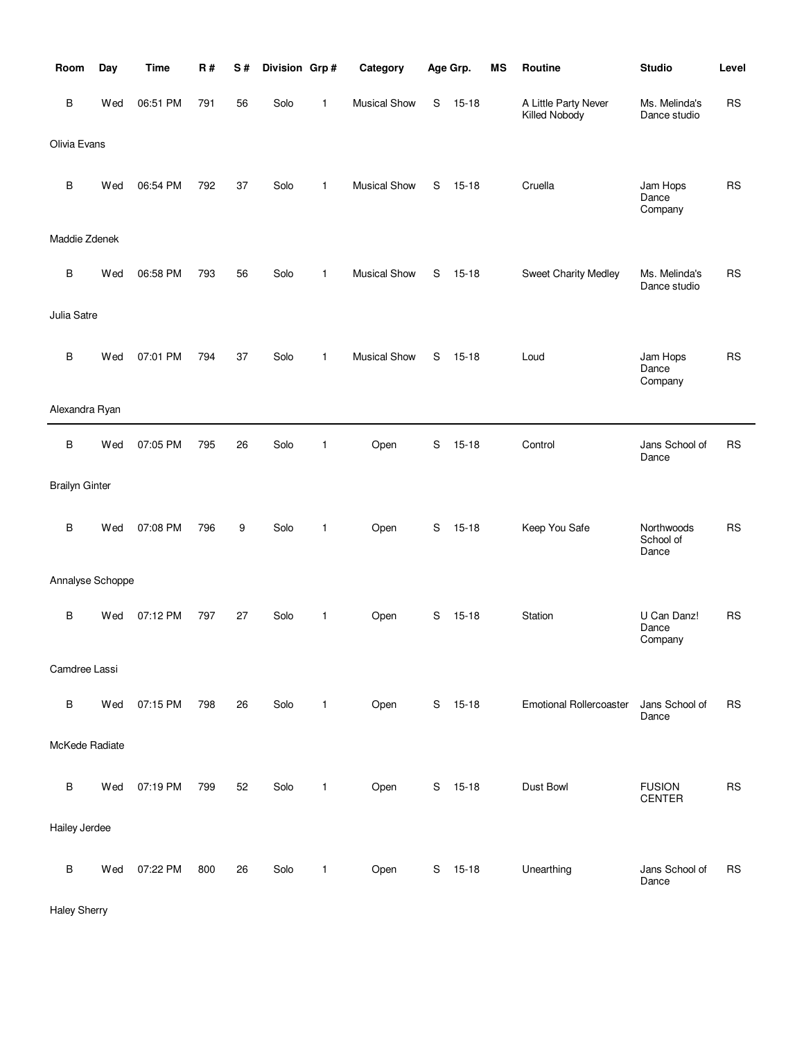| Room | Day | Time | R # | S # | Division | Grp # | Category | Age Grp. | | MS | Routine | Studio | Level |
|---|---|---|---|---|---|---|---|---|---|---|---|---|---|
| B | Wed | 06:51 PM | 791 | 56 | Solo | 1 | Musical Show | S | 15-18 | | A Little Party Never Killed Nobody | Ms. Melinda's Dance studio | RS |
| Olivia Evans | | | | | | | | | | | | | |
| B | Wed | 06:54 PM | 792 | 37 | Solo | 1 | Musical Show | S | 15-18 | | Cruella | Jam Hops Dance Company | RS |
| Maddie Zdenek | | | | | | | | | | | | | |
| B | Wed | 06:58 PM | 793 | 56 | Solo | 1 | Musical Show | S | 15-18 | | Sweet Charity Medley | Ms. Melinda's Dance studio | RS |
| Julia Satre | | | | | | | | | | | | | |
| B | Wed | 07:01 PM | 794 | 37 | Solo | 1 | Musical Show | S | 15-18 | | Loud | Jam Hops Dance Company | RS |
| Alexandra Ryan | | | | | | | | | | | | | |
| B | Wed | 07:05 PM | 795 | 26 | Solo | 1 | Open | S | 15-18 | | Control | Jans School of Dance | RS |
| Brailyn Ginter | | | | | | | | | | | | | |
| B | Wed | 07:08 PM | 796 | 9 | Solo | 1 | Open | S | 15-18 | | Keep You Safe | Northwoods School of Dance | RS |
| Annalyse Schoppe | | | | | | | | | | | | | |
| B | Wed | 07:12 PM | 797 | 27 | Solo | 1 | Open | S | 15-18 | | Station | U Can Danz! Dance Company | RS |
| Camdree Lassi | | | | | | | | | | | | | |
| B | Wed | 07:15 PM | 798 | 26 | Solo | 1 | Open | S | 15-18 | | Emotional Rollercoaster | Jans School of Dance | RS |
| McKede Radiate | | | | | | | | | | | | | |
| B | Wed | 07:19 PM | 799 | 52 | Solo | 1 | Open | S | 15-18 | | Dust Bowl | FUSION CENTER | RS |
| Hailey Jerdee | | | | | | | | | | | | | |
| B | Wed | 07:22 PM | 800 | 26 | Solo | 1 | Open | S | 15-18 | | Unearthing | Jans School of Dance | RS |
| Haley Sherry | | | | | | | | | | | | | |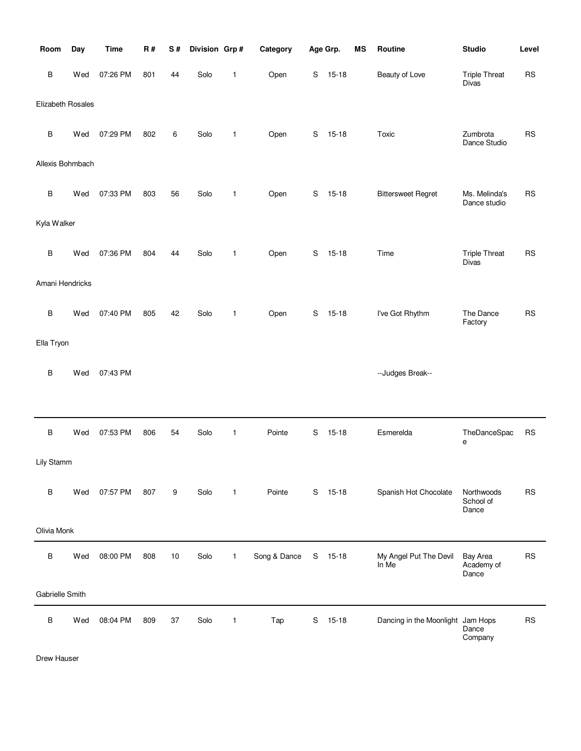| Room | Day | Time | R # | S # | Division | Grp # | Category | Age Grp. | | MS | Routine | Studio | Level |
|---|---|---|---|---|---|---|---|---|---|---|---|---|---|
| B | Wed | 07:26 PM | 801 | 44 | Solo | 1 | Open | S | 15-18 | | Beauty of Love | Triple Threat Divas | RS |
| Elizabeth Rosales | | | | | | | | | | | | | |
| B | Wed | 07:29 PM | 802 | 6 | Solo | 1 | Open | S | 15-18 | | Toxic | Zumbrota Dance Studio | RS |
| Allexis Bohmbach | | | | | | | | | | | | | |
| B | Wed | 07:33 PM | 803 | 56 | Solo | 1 | Open | S | 15-18 | | Bittersweet Regret | Ms. Melinda's Dance studio | RS |
| Kyla Walker | | | | | | | | | | | | | |
| B | Wed | 07:36 PM | 804 | 44 | Solo | 1 | Open | S | 15-18 | | Time | Triple Threat Divas | RS |
| Amani Hendricks | | | | | | | | | | | | | |
| B | Wed | 07:40 PM | 805 | 42 | Solo | 1 | Open | S | 15-18 | | I've Got Rhythm | The Dance Factory | RS |
| Ella Tryon | | | | | | | | | | | | | |
| B | Wed | 07:43 PM | | | | | | | | | --Judges Break-- | | |
| B | Wed | 07:53 PM | 806 | 54 | Solo | 1 | Pointe | S | 15-18 | | Esmerelda | TheDanceSpace | RS |
| Lily Stamm | | | | | | | | | | | | | |
| B | Wed | 07:57 PM | 807 | 9 | Solo | 1 | Pointe | S | 15-18 | | Spanish Hot Chocolate | Northwoods School of Dance | RS |
| Olivia Monk | | | | | | | | | | | | | |
| B | Wed | 08:00 PM | 808 | 10 | Solo | 1 | Song & Dance | S | 15-18 | | My Angel Put The Devil In Me | Bay Area Academy of Dance | RS |
| Gabrielle Smith | | | | | | | | | | | | | |
| B | Wed | 08:04 PM | 809 | 37 | Solo | 1 | Tap | S | 15-18 | | Dancing in the Moonlight | Jam Hops Dance Company | RS |
| Drew Hauser | | | | | | | | | | | | | |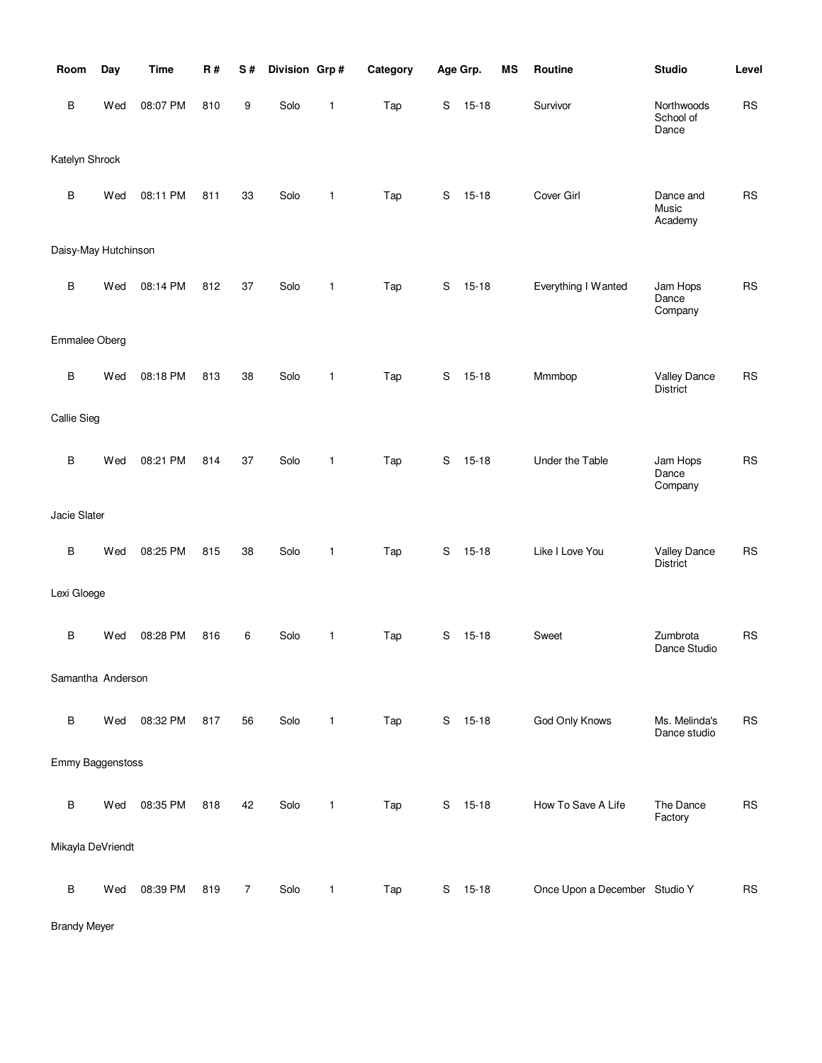| Room | Day | Time | R # | S # | Division | Grp # | Category | Age Grp. | | MS | Routine | Studio | Level |
|---|---|---|---|---|---|---|---|---|---|---|---|---|---|
| B | Wed | 08:07 PM | 810 | 9 | Solo | 1 | Tap | S | 15-18 | | Survivor | Northwoods School of Dance | RS |
| Katelyn Shrock | | | | | | | | | | | | | |
| B | Wed | 08:11 PM | 811 | 33 | Solo | 1 | Tap | S | 15-18 | | Cover Girl | Dance and Music Academy | RS |
| Daisy-May Hutchinson | | | | | | | | | | | | | |
| B | Wed | 08:14 PM | 812 | 37 | Solo | 1 | Tap | S | 15-18 | | Everything I Wanted | Jam Hops Dance Company | RS |
| Emmalee Oberg | | | | | | | | | | | | | |
| B | Wed | 08:18 PM | 813 | 38 | Solo | 1 | Tap | S | 15-18 | | Mmmbop | Valley Dance District | RS |
| Callie Sieg | | | | | | | | | | | | | |
| B | Wed | 08:21 PM | 814 | 37 | Solo | 1 | Tap | S | 15-18 | | Under the Table | Jam Hops Dance Company | RS |
| Jacie Slater | | | | | | | | | | | | | |
| B | Wed | 08:25 PM | 815 | 38 | Solo | 1 | Tap | S | 15-18 | | Like I Love You | Valley Dance District | RS |
| Lexi Gloege | | | | | | | | | | | | | |
| B | Wed | 08:28 PM | 816 | 6 | Solo | 1 | Tap | S | 15-18 | | Sweet | Zumbrota Dance Studio | RS |
| Samantha Anderson | | | | | | | | | | | | | |
| B | Wed | 08:32 PM | 817 | 56 | Solo | 1 | Tap | S | 15-18 | | God Only Knows | Ms. Melinda's Dance studio | RS |
| Emmy Baggenstoss | | | | | | | | | | | | | |
| B | Wed | 08:35 PM | 818 | 42 | Solo | 1 | Tap | S | 15-18 | | How To Save A Life | The Dance Factory | RS |
| Mikayla DeVriendt | | | | | | | | | | | | | |
| B | Wed | 08:39 PM | 819 | 7 | Solo | 1 | Tap | S | 15-18 | | Once Upon a December | Studio Y | RS |
| Brandy Meyer | | | | | | | | | | | | | |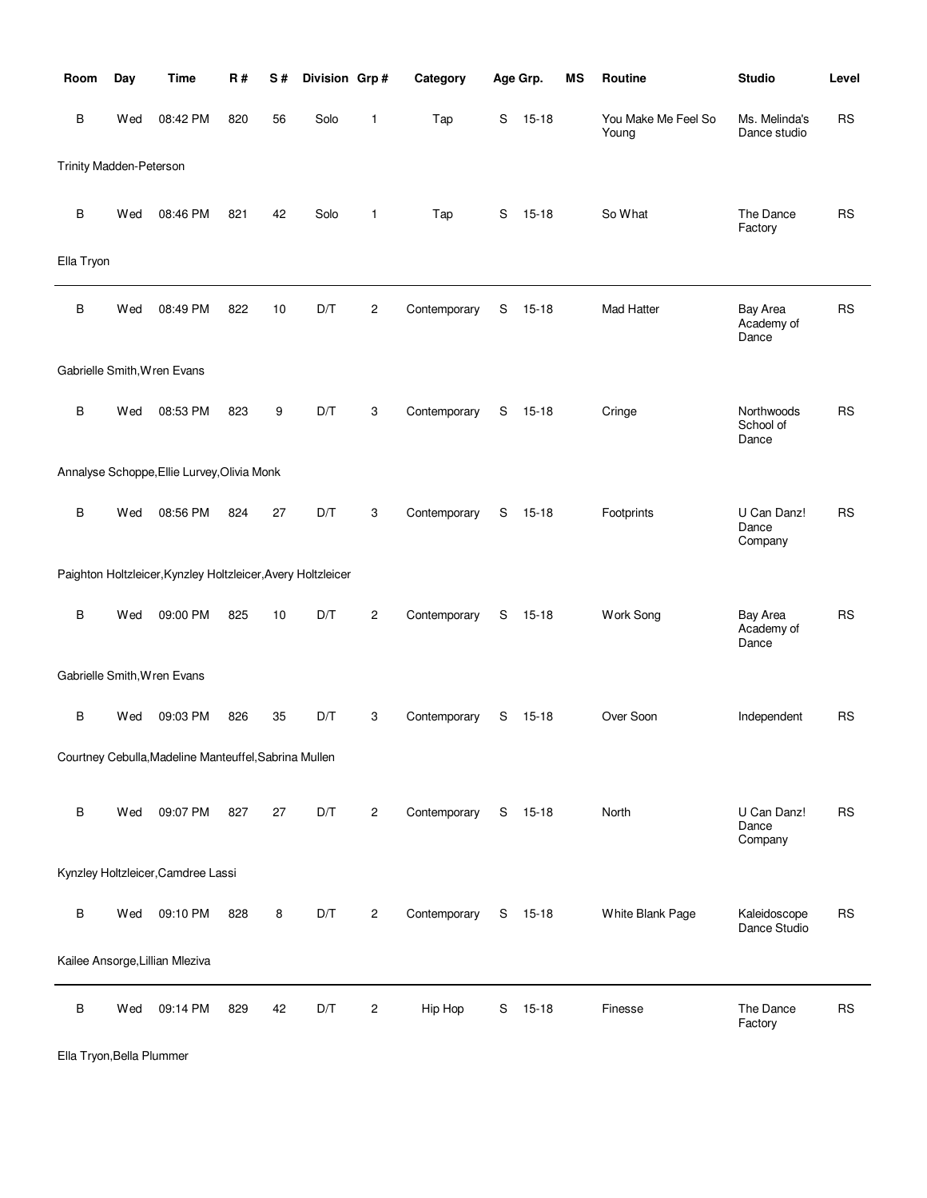| Room | Day | Time | R # | S # | Division | Grp # | Category | Age Grp. | | MS | Routine | Studio | Level |
|---|---|---|---|---|---|---|---|---|---|---|---|---|---|
| B | Wed | 08:42 PM | 820 | 56 | Solo | 1 | Tap | S | 15-18 | | You Make Me Feel So Young | Ms. Melinda's Dance studio | RS |
| Trinity Madden-Peterson | | | | | | | | | | | | | |
| B | Wed | 08:46 PM | 821 | 42 | Solo | 1 | Tap | S | 15-18 | | So What | The Dance Factory | RS |
| Ella Tryon | | | | | | | | | | | | | |
| B | Wed | 08:49 PM | 822 | 10 | D/T | 2 | Contemporary | S | 15-18 | | Mad Hatter | Bay Area Academy of Dance | RS |
| Gabrielle Smith,Wren Evans | | | | | | | | | | | | | |
| B | Wed | 08:53 PM | 823 | 9 | D/T | 3 | Contemporary | S | 15-18 | | Cringe | Northwoods School of Dance | RS |
| Annalyse Schoppe,Ellie Lurvey,Olivia Monk | | | | | | | | | | | | | |
| B | Wed | 08:56 PM | 824 | 27 | D/T | 3 | Contemporary | S | 15-18 | | Footprints | U Can Danz! Dance Company | RS |
| Paighton Holtzleicer,Kynzley Holtzleicer,Avery Holtzleicer | | | | | | | | | | | | | |
| B | Wed | 09:00 PM | 825 | 10 | D/T | 2 | Contemporary | S | 15-18 | | Work Song | Bay Area Academy of Dance | RS |
| Gabrielle Smith,Wren Evans | | | | | | | | | | | | | |
| B | Wed | 09:03 PM | 826 | 35 | D/T | 3 | Contemporary | S | 15-18 | | Over Soon | Independent | RS |
| Courtney Cebulla,Madeline Manteuffel,Sabrina Mullen | | | | | | | | | | | | | |
| B | Wed | 09:07 PM | 827 | 27 | D/T | 2 | Contemporary | S | 15-18 | | North | U Can Danz! Dance Company | RS |
| Kynzley Holtzleicer,Camdree Lassi | | | | | | | | | | | | | |
| B | Wed | 09:10 PM | 828 | 8 | D/T | 2 | Contemporary | S | 15-18 | | White Blank Page | Kaleidoscope Dance Studio | RS |
| Kailee Ansorge,Lillian Mleziva | | | | | | | | | | | | | |
| B | Wed | 09:14 PM | 829 | 42 | D/T | 2 | Hip Hop | S | 15-18 | | Finesse | The Dance Factory | RS |
| Ella Tryon,Bella Plummer | | | | | | | | | | | | | |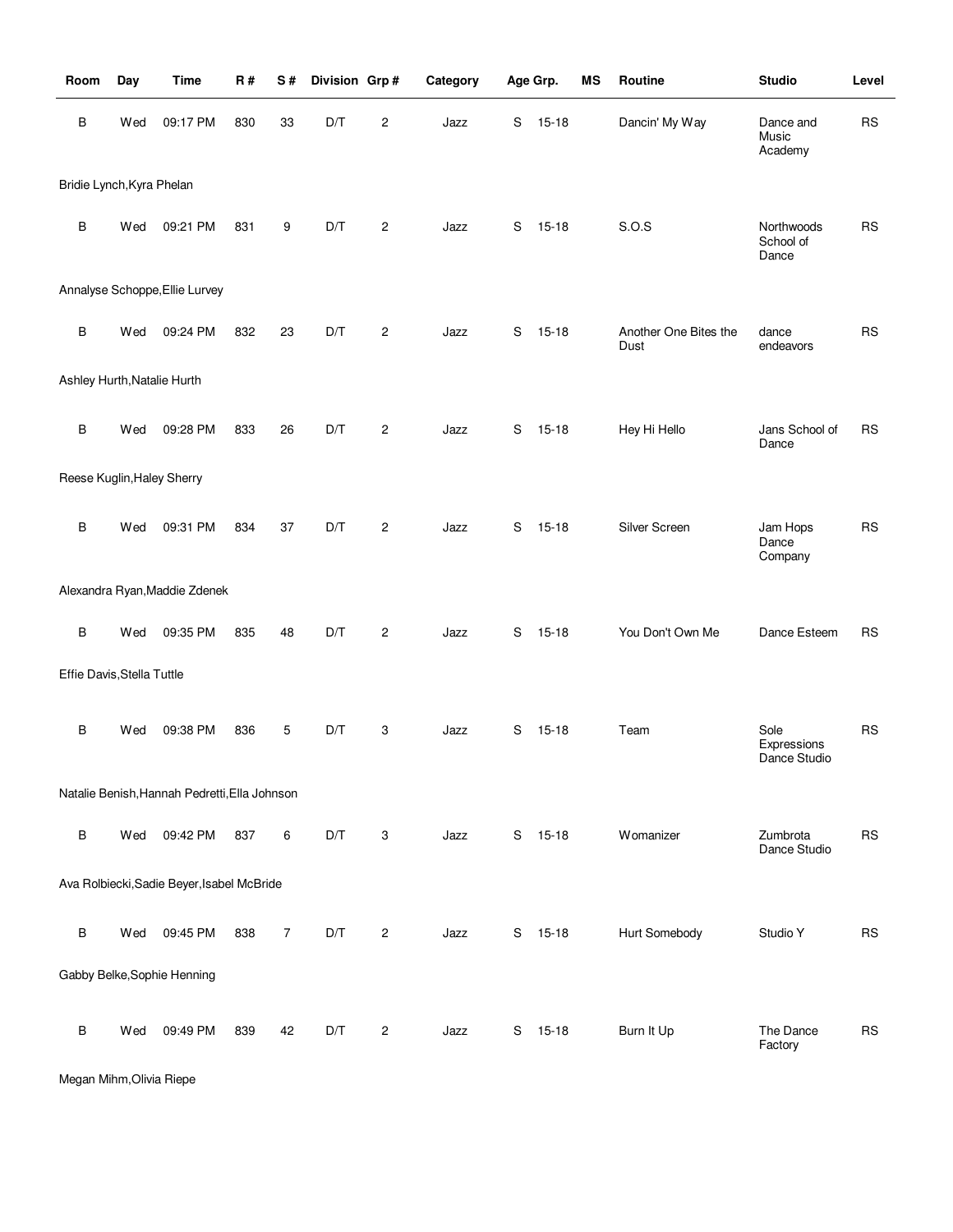| Room | Day | Time | R # | S # | Division | Grp # | Category | Age Grp. | | MS | Routine | Studio | Level |
|---|---|---|---|---|---|---|---|---|---|---|---|---|---|
| B | Wed | 09:17 PM | 830 | 33 | D/T | 2 | Jazz | S | 15-18 | | Dancin' My Way | Dance and Music Academy | RS |
| Bridie Lynch,Kyra Phelan | | | | | | | | | | | | | |
| B | Wed | 09:21 PM | 831 | 9 | D/T | 2 | Jazz | S | 15-18 | | S.O.S | Northwoods School of Dance | RS |
| Annalyse Schoppe,Ellie Lurvey | | | | | | | | | | | | | |
| B | Wed | 09:24 PM | 832 | 23 | D/T | 2 | Jazz | S | 15-18 | | Another One Bites the Dust | dance endeavors | RS |
| Ashley Hurth,Natalie Hurth | | | | | | | | | | | | | |
| B | Wed | 09:28 PM | 833 | 26 | D/T | 2 | Jazz | S | 15-18 | | Hey Hi Hello | Jans School of Dance | RS |
| Reese Kuglin,Haley Sherry | | | | | | | | | | | | | |
| B | Wed | 09:31 PM | 834 | 37 | D/T | 2 | Jazz | S | 15-18 | | Silver Screen | Jam Hops Dance Company | RS |
| Alexandra Ryan,Maddie Zdenek | | | | | | | | | | | | | |
| B | Wed | 09:35 PM | 835 | 48 | D/T | 2 | Jazz | S | 15-18 | | You Don't Own Me | Dance Esteem | RS |
| Effie Davis,Stella Tuttle | | | | | | | | | | | | | |
| B | Wed | 09:38 PM | 836 | 5 | D/T | 3 | Jazz | S | 15-18 | | Team | Sole Expressions Dance Studio | RS |
| Natalie Benish,Hannah Pedretti,Ella Johnson | | | | | | | | | | | | | |
| B | Wed | 09:42 PM | 837 | 6 | D/T | 3 | Jazz | S | 15-18 | | Womanizer | Zumbrota Dance Studio | RS |
| Ava Rolbiecki,Sadie Beyer,Isabel McBride | | | | | | | | | | | | | |
| B | Wed | 09:45 PM | 838 | 7 | D/T | 2 | Jazz | S | 15-18 | | Hurt Somebody | Studio Y | RS |
| Gabby Belke,Sophie Henning | | | | | | | | | | | | | |
| B | Wed | 09:49 PM | 839 | 42 | D/T | 2 | Jazz | S | 15-18 | | Burn It Up | The Dance Factory | RS |
| Megan Mihm,Olivia Riepe | | | | | | | | | | | | | |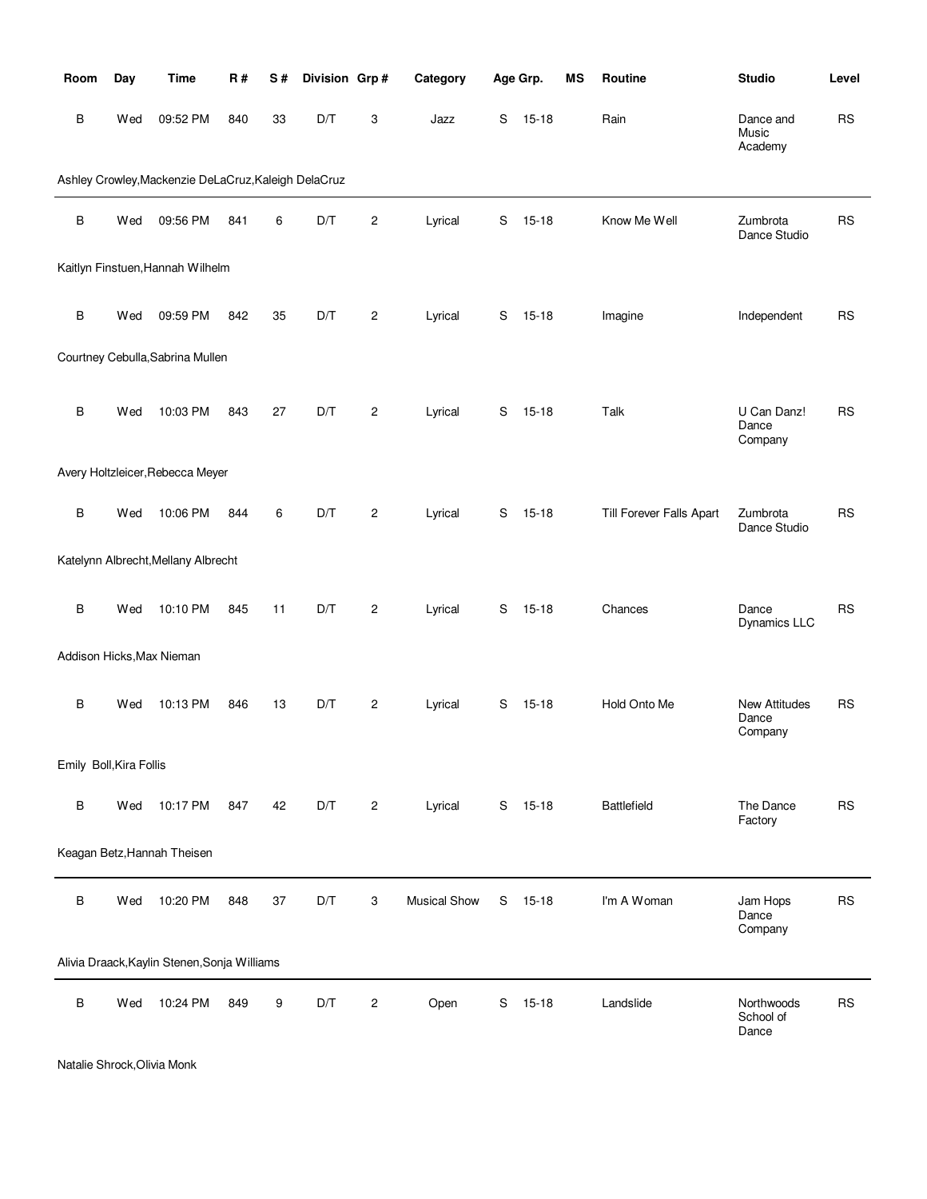| Room | Day | Time | R # | S # | Division | Grp # | Category | Age Grp. | | MS | Routine | Studio | Level |
|---|---|---|---|---|---|---|---|---|---|---|---|---|---|
| B | Wed | 09:52 PM | 840 | 33 | D/T | 3 | Jazz | S | 15-18 | | Rain | Dance and Music Academy | RS |
| Ashley Crowley,Mackenzie DeLaCruz,Kaleigh DelaCruz | | | | | | | | | | | | | |
| B | Wed | 09:56 PM | 841 | 6 | D/T | 2 | Lyrical | S | 15-18 | | Know Me Well | Zumbrota Dance Studio | RS |
| Kaitlyn Finstuen,Hannah Wilhelm | | | | | | | | | | | | | |
| B | Wed | 09:59 PM | 842 | 35 | D/T | 2 | Lyrical | S | 15-18 | | Imagine | Independent | RS |
| Courtney Cebulla,Sabrina Mullen | | | | | | | | | | | | | |
| B | Wed | 10:03 PM | 843 | 27 | D/T | 2 | Lyrical | S | 15-18 | | Talk | U Can Danz! Dance Company | RS |
| Avery Holtzleicer,Rebecca Meyer | | | | | | | | | | | | | |
| B | Wed | 10:06 PM | 844 | 6 | D/T | 2 | Lyrical | S | 15-18 | | Till Forever Falls Apart | Zumbrota Dance Studio | RS |
| Katelynn Albrecht,Mellany Albrecht | | | | | | | | | | | | | |
| B | Wed | 10:10 PM | 845 | 11 | D/T | 2 | Lyrical | S | 15-18 | | Chances | Dance Dynamics LLC | RS |
| Addison Hicks,Max Nieman | | | | | | | | | | | | | |
| B | Wed | 10:13 PM | 846 | 13 | D/T | 2 | Lyrical | S | 15-18 | | Hold Onto Me | New Attitudes Dance Company | RS |
| Emily Boll,Kira Follis | | | | | | | | | | | | | |
| B | Wed | 10:17 PM | 847 | 42 | D/T | 2 | Lyrical | S | 15-18 | | Battlefield | The Dance Factory | RS |
| Keagan Betz,Hannah Theisen | | | | | | | | | | | | | |
| B | Wed | 10:20 PM | 848 | 37 | D/T | 3 | Musical Show | S | 15-18 | | I'm A Woman | Jam Hops Dance Company | RS |
| Alivia Draack,Kaylin Stenen,Sonja Williams | | | | | | | | | | | | | |
| B | Wed | 10:24 PM | 849 | 9 | D/T | 2 | Open | S | 15-18 | | Landslide | Northwoods School of Dance | RS |
| Natalie Shrock,Olivia Monk | | | | | | | | | | | | | |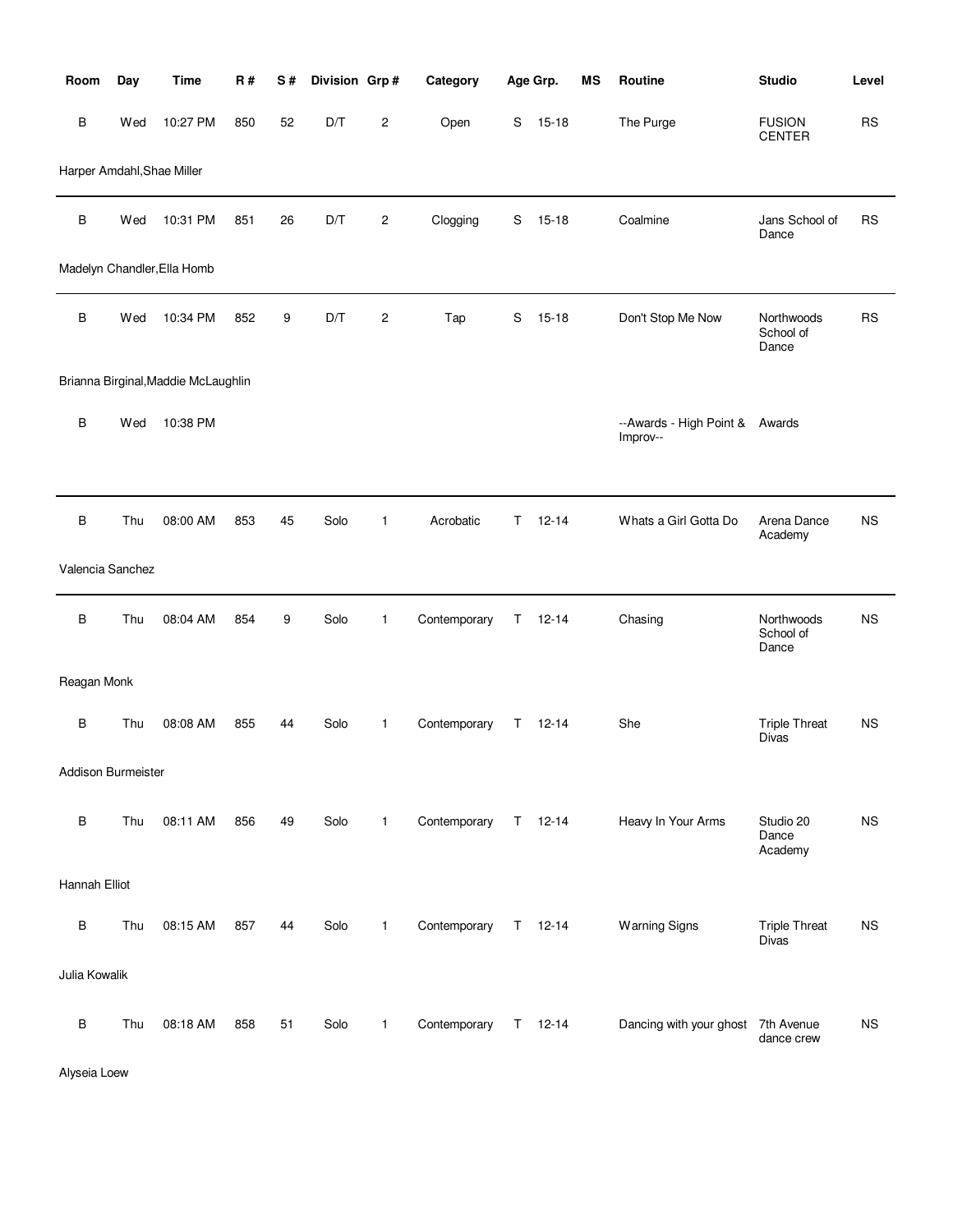| Room | Day | Time | R # | S # | Division | Grp # | Category | Age Grp. | | MS | Routine | Studio | Level |
|---|---|---|---|---|---|---|---|---|---|---|---|---|---|
| B | Wed | 10:27 PM | 850 | 52 | D/T | 2 | Open | S | 15-18 | | The Purge | FUSION CENTER | RS |
| Harper Amdahl,Shae Miller | | | | | | | | | | | | | |
| B | Wed | 10:31 PM | 851 | 26 | D/T | 2 | Clogging | S | 15-18 | | Coalmine | Jans School of Dance | RS |
| Madelyn Chandler,Ella Homb | | | | | | | | | | | | | |
| B | Wed | 10:34 PM | 852 | 9 | D/T | 2 | Tap | S | 15-18 | | Don't Stop Me Now | Northwoods School of Dance | RS |
| Brianna Birginal,Maddie McLaughlin | | | | | | | | | | | | | |
| B | Wed | 10:38 PM | | | | | | | | | --Awards - High Point & Improv-- | Awards | |
| B | Thu | 08:00 AM | 853 | 45 | Solo | 1 | Acrobatic | T | 12-14 | | Whats a Girl Gotta Do | Arena Dance Academy | NS |
| Valencia Sanchez | | | | | | | | | | | | | |
| B | Thu | 08:04 AM | 854 | 9 | Solo | 1 | Contemporary | T | 12-14 | | Chasing | Northwoods School of Dance | NS |
| Reagan Monk | | | | | | | | | | | | | |
| B | Thu | 08:08 AM | 855 | 44 | Solo | 1 | Contemporary | T | 12-14 | | She | Triple Threat Divas | NS |
| Addison Burmeister | | | | | | | | | | | | | |
| B | Thu | 08:11 AM | 856 | 49 | Solo | 1 | Contemporary | T | 12-14 | | Heavy In Your Arms | Studio 20 Dance Academy | NS |
| Hannah Elliot | | | | | | | | | | | | | |
| B | Thu | 08:15 AM | 857 | 44 | Solo | 1 | Contemporary | T | 12-14 | | Warning Signs | Triple Threat Divas | NS |
| Julia Kowalik | | | | | | | | | | | | | |
| B | Thu | 08:18 AM | 858 | 51 | Solo | 1 | Contemporary | T | 12-14 | | Dancing with your ghost | 7th Avenue dance crew | NS |
| Alyseia Loew | | | | | | | | | | | | | |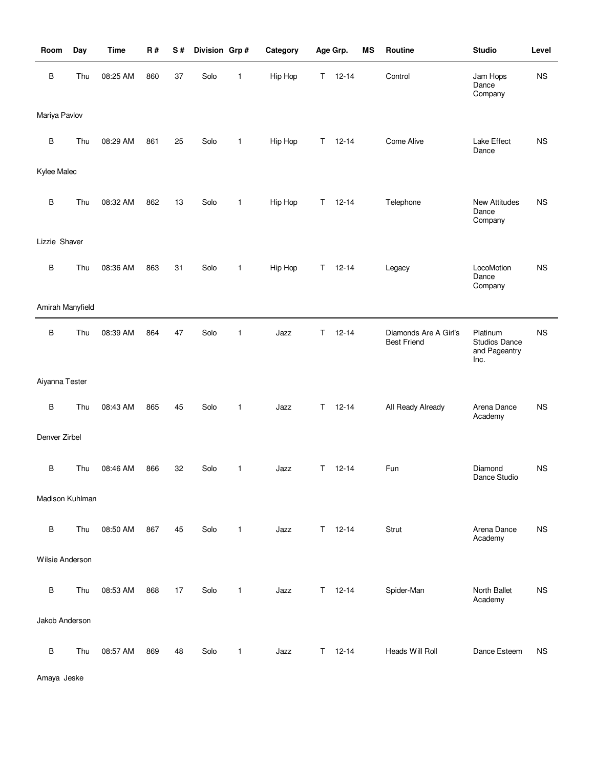| Room | Day | Time | R # | S # | Division | Grp # | Category | Age Grp. | MS | Routine | Studio | Level |
|---|---|---|---|---|---|---|---|---|---|---|---|---|
| B | Thu | 08:25 AM | 860 | 37 | Solo | 1 | Hip Hop | T 12-14 | | Control | Jam Hops Dance Company | NS |
| Mariya Pavlov | | | | | | | | | | | | |
| B | Thu | 08:29 AM | 861 | 25 | Solo | 1 | Hip Hop | T 12-14 | | Come Alive | Lake Effect Dance | NS |
| Kylee Malec | | | | | | | | | | | | |
| B | Thu | 08:32 AM | 862 | 13 | Solo | 1 | Hip Hop | T 12-14 | | Telephone | New Attitudes Dance Company | NS |
| Lizzie Shaver | | | | | | | | | | | | |
| B | Thu | 08:36 AM | 863 | 31 | Solo | 1 | Hip Hop | T 12-14 | | Legacy | LocoMotion Dance Company | NS |
| Amirah Manyfield | | | | | | | | | | | | |
| B | Thu | 08:39 AM | 864 | 47 | Solo | 1 | Jazz | T 12-14 | | Diamonds Are A Girl's Best Friend | Platinum Studios Dance and Pageantry Inc. | NS |
| Aiyanna Tester | | | | | | | | | | | | |
| B | Thu | 08:43 AM | 865 | 45 | Solo | 1 | Jazz | T 12-14 | | All Ready Already | Arena Dance Academy | NS |
| Denver Zirbel | | | | | | | | | | | | |
| B | Thu | 08:46 AM | 866 | 32 | Solo | 1 | Jazz | T 12-14 | | Fun | Diamond Dance Studio | NS |
| Madison Kuhlman | | | | | | | | | | | | |
| B | Thu | 08:50 AM | 867 | 45 | Solo | 1 | Jazz | T 12-14 | | Strut | Arena Dance Academy | NS |
| Wilsie Anderson | | | | | | | | | | | | |
| B | Thu | 08:53 AM | 868 | 17 | Solo | 1 | Jazz | T 12-14 | | Spider-Man | North Ballet Academy | NS |
| Jakob Anderson | | | | | | | | | | | | |
| B | Thu | 08:57 AM | 869 | 48 | Solo | 1 | Jazz | T 12-14 | | Heads Will Roll | Dance Esteem | NS |
| Amaya Jeske | | | | | | | | | | | | |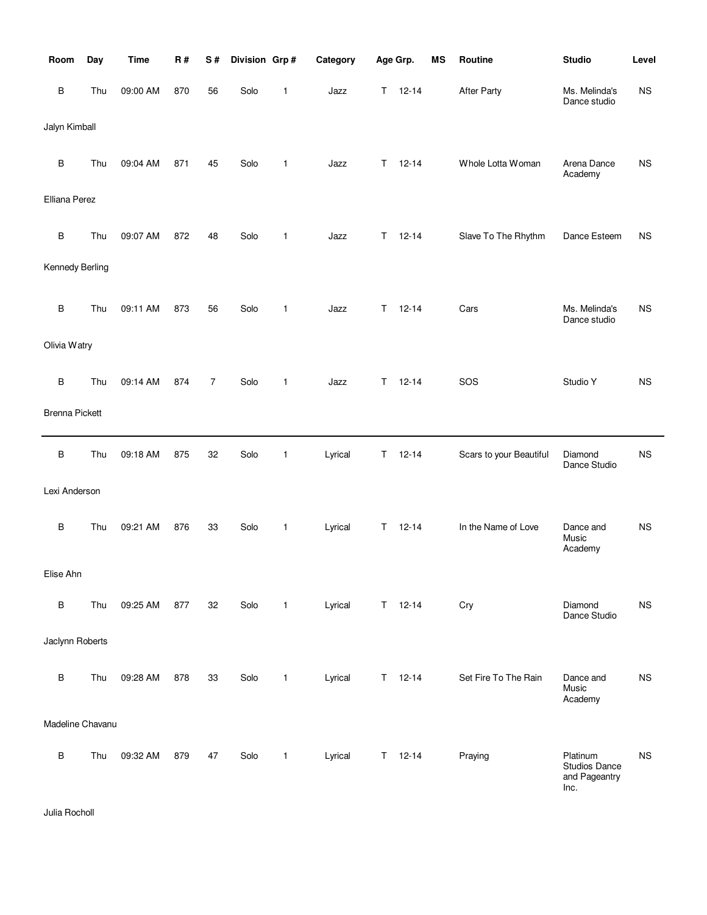| Room | Day | Time | R # | S # | Division | Grp # | Category | Age Grp. | MS | Routine | Studio | Level |
|---|---|---|---|---|---|---|---|---|---|---|---|---|
| B | Thu | 09:00 AM | 870 | 56 | Solo | 1 | Jazz | T 12-14 | | After Party | Ms. Melinda's Dance studio | NS |
| Jalyn Kimball | | | | | | | | | | | | |
| B | Thu | 09:04 AM | 871 | 45 | Solo | 1 | Jazz | T 12-14 | | Whole Lotta Woman | Arena Dance Academy | NS |
| Elliana Perez | | | | | | | | | | | | |
| B | Thu | 09:07 AM | 872 | 48 | Solo | 1 | Jazz | T 12-14 | | Slave To The Rhythm | Dance Esteem | NS |
| Kennedy Berling | | | | | | | | | | | | |
| B | Thu | 09:11 AM | 873 | 56 | Solo | 1 | Jazz | T 12-14 | | Cars | Ms. Melinda's Dance studio | NS |
| Olivia Watry | | | | | | | | | | | | |
| B | Thu | 09:14 AM | 874 | 7 | Solo | 1 | Jazz | T 12-14 | | SOS | Studio Y | NS |
| Brenna Pickett | | | | | | | | | | | | |
| B | Thu | 09:18 AM | 875 | 32 | Solo | 1 | Lyrical | T 12-14 | | Scars to your Beautiful | Diamond Dance Studio | NS |
| Lexi Anderson | | | | | | | | | | | | |
| B | Thu | 09:21 AM | 876 | 33 | Solo | 1 | Lyrical | T 12-14 | | In the Name of Love | Dance and Music Academy | NS |
| Elise Ahn | | | | | | | | | | | | |
| B | Thu | 09:25 AM | 877 | 32 | Solo | 1 | Lyrical | T 12-14 | | Cry | Diamond Dance Studio | NS |
| Jaclynn Roberts | | | | | | | | | | | | |
| B | Thu | 09:28 AM | 878 | 33 | Solo | 1 | Lyrical | T 12-14 | | Set Fire To The Rain | Dance and Music Academy | NS |
| Madeline Chavanu | | | | | | | | | | | | |
| B | Thu | 09:32 AM | 879 | 47 | Solo | 1 | Lyrical | T 12-14 | | Praying | Platinum Studios Dance and Pageantry Inc. | NS |
| Julia Rocholl | | | | | | | | | | | | |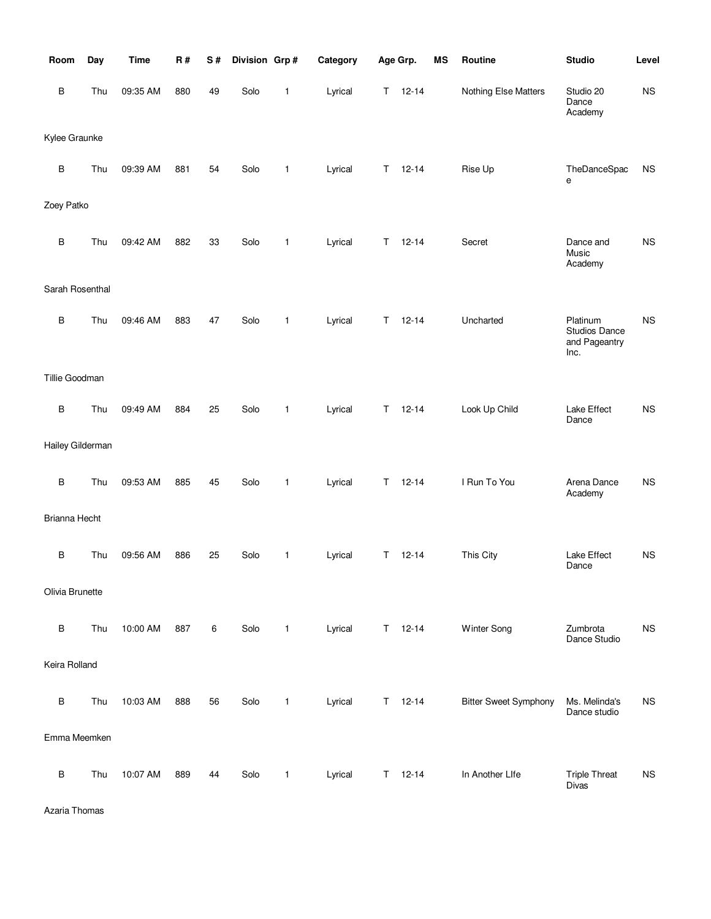| Room | Day | Time | R # | S # | Division | Grp # | Category | Age Grp. | | MS | Routine | Studio | Level |
|---|---|---|---|---|---|---|---|---|---|---|---|---|---|
| B | Thu | 09:35 AM | 880 | 49 | Solo | 1 | Lyrical | T | 12-14 | | Nothing Else Matters | Studio 20 Dance Academy | NS |
| Kylee Graunke | | | | | | | | | | | | | |
| B | Thu | 09:39 AM | 881 | 54 | Solo | 1 | Lyrical | T | 12-14 | | Rise Up | TheDanceSpace | NS |
| Zoey Patko | | | | | | | | | | | | | |
| B | Thu | 09:42 AM | 882 | 33 | Solo | 1 | Lyrical | T | 12-14 | | Secret | Dance and Music Academy | NS |
| Sarah Rosenthal | | | | | | | | | | | | | |
| B | Thu | 09:46 AM | 883 | 47 | Solo | 1 | Lyrical | T | 12-14 | | Uncharted | Platinum Studios Dance and Pageantry Inc. | NS |
| Tillie Goodman | | | | | | | | | | | | | |
| B | Thu | 09:49 AM | 884 | 25 | Solo | 1 | Lyrical | T | 12-14 | | Look Up Child | Lake Effect Dance | NS |
| Hailey Gilderman | | | | | | | | | | | | | |
| B | Thu | 09:53 AM | 885 | 45 | Solo | 1 | Lyrical | T | 12-14 | | I Run To You | Arena Dance Academy | NS |
| Brianna Hecht | | | | | | | | | | | | | |
| B | Thu | 09:56 AM | 886 | 25 | Solo | 1 | Lyrical | T | 12-14 | | This City | Lake Effect Dance | NS |
| Olivia Brunette | | | | | | | | | | | | | |
| B | Thu | 10:00 AM | 887 | 6 | Solo | 1 | Lyrical | T | 12-14 | | Winter Song | Zumbrota Dance Studio | NS |
| Keira Rolland | | | | | | | | | | | | | |
| B | Thu | 10:03 AM | 888 | 56 | Solo | 1 | Lyrical | T | 12-14 | | Bitter Sweet Symphony | Ms. Melinda's Dance studio | NS |
| Emma Meemken | | | | | | | | | | | | | |
| B | Thu | 10:07 AM | 889 | 44 | Solo | 1 | Lyrical | T | 12-14 | | In Another LIfe | Triple Threat Divas | NS |
| Azaria Thomas | | | | | | | | | | | | | |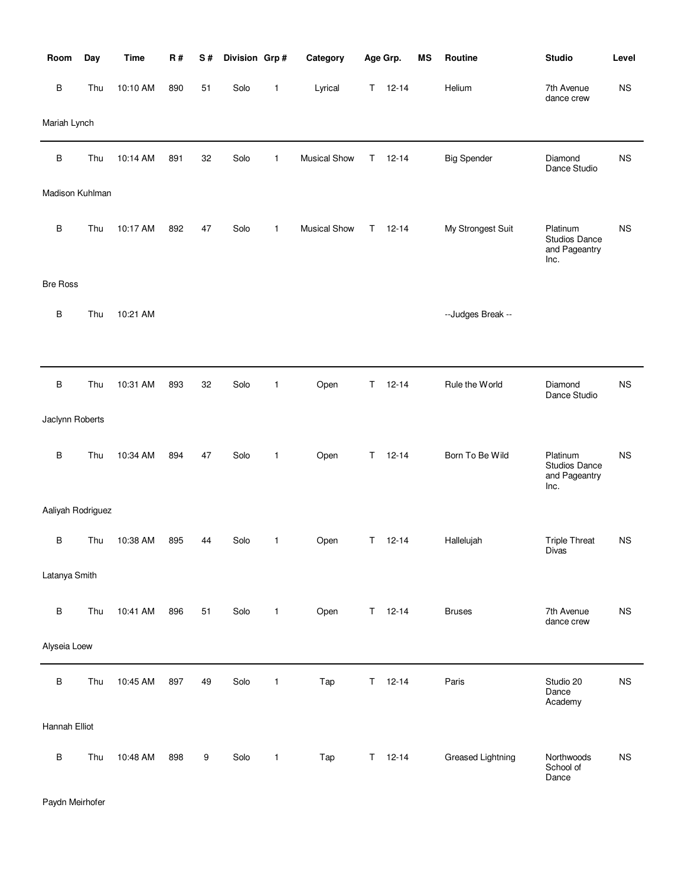| Room | Day | Time | R # | S # | Division | Grp # | Category | Age Grp. | | MS | Routine | Studio | Level |
|---|---|---|---|---|---|---|---|---|---|---|---|---|---|
| B | Thu | 10:10 AM | 890 | 51 | Solo | 1 | Lyrical | T | 12-14 | | Helium | 7th Avenue dance crew | NS |
| Mariah Lynch | | | | | | | | | | | | | |
| B | Thu | 10:14 AM | 891 | 32 | Solo | 1 | Musical Show | T | 12-14 | | Big Spender | Diamond Dance Studio | NS |
| Madison Kuhlman | | | | | | | | | | | | | |
| B | Thu | 10:17 AM | 892 | 47 | Solo | 1 | Musical Show | T | 12-14 | | My Strongest Suit | Platinum Studios Dance and Pageantry Inc. | NS |
| Bre Ross | | | | | | | | | | | | | |
| B | Thu | 10:21 AM | | | | | | | | | --Judges Break -- | | |
| B | Thu | 10:31 AM | 893 | 32 | Solo | 1 | Open | T | 12-14 | | Rule the World | Diamond Dance Studio | NS |
| Jaclynn Roberts | | | | | | | | | | | | | |
| B | Thu | 10:34 AM | 894 | 47 | Solo | 1 | Open | T | 12-14 | | Born To Be Wild | Platinum Studios Dance and Pageantry Inc. | NS |
| Aaliyah Rodriguez | | | | | | | | | | | | | |
| B | Thu | 10:38 AM | 895 | 44 | Solo | 1 | Open | T | 12-14 | | Hallelujah | Triple Threat Divas | NS |
| Latanya Smith | | | | | | | | | | | | | |
| B | Thu | 10:41 AM | 896 | 51 | Solo | 1 | Open | T | 12-14 | | Bruses | 7th Avenue dance crew | NS |
| Alyseia Loew | | | | | | | | | | | | | |
| B | Thu | 10:45 AM | 897 | 49 | Solo | 1 | Tap | T | 12-14 | | Paris | Studio 20 Dance Academy | NS |
| Hannah Elliot | | | | | | | | | | | | | |
| B | Thu | 10:48 AM | 898 | 9 | Solo | 1 | Tap | T | 12-14 | | Greased Lightning | Northwoods School of Dance | NS |
| Paydn Meirhofer | | | | | | | | | | | | | |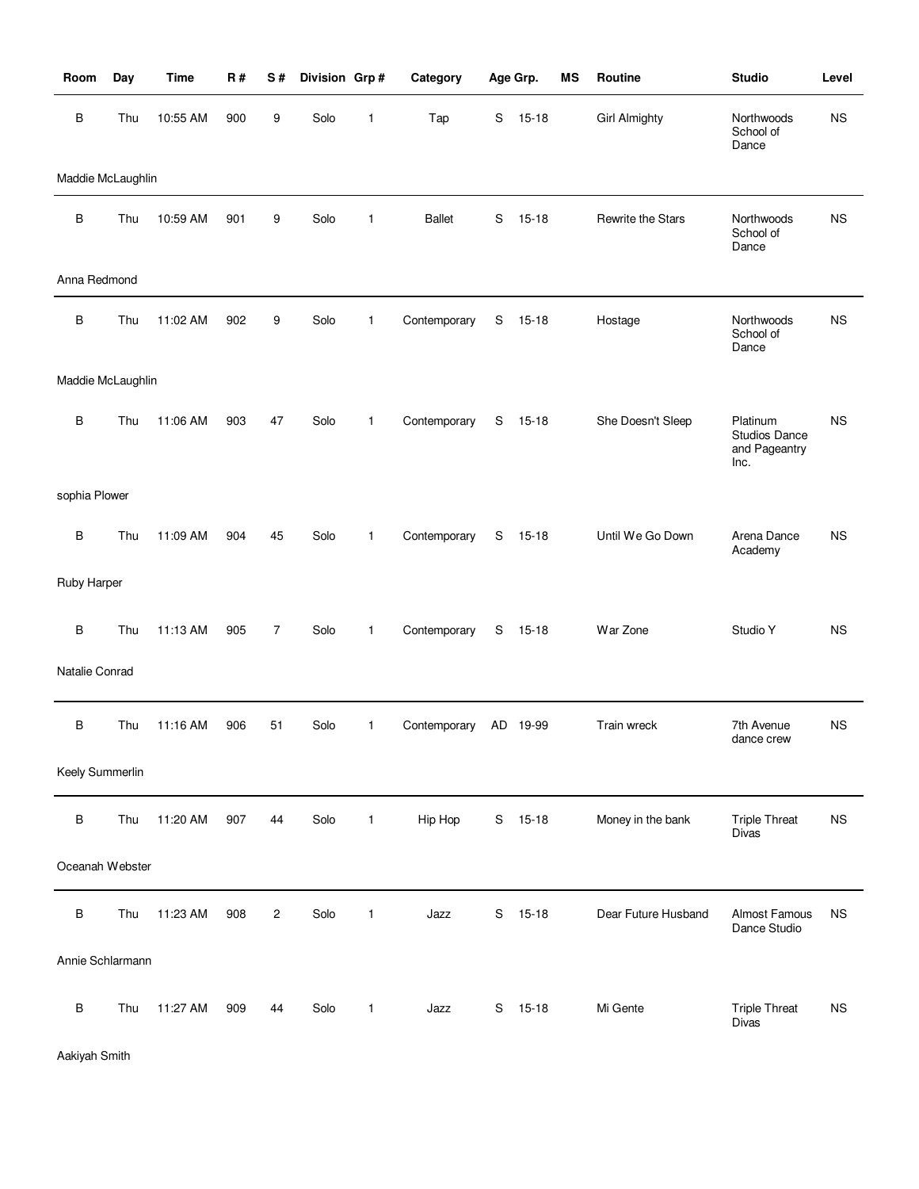| Room | Day | Time | R # | S # | Division | Grp # | Category | Age Grp. | | MS | Routine | Studio | Level |
|---|---|---|---|---|---|---|---|---|---|---|---|---|---|
| B | Thu | 10:55 AM | 900 | 9 | Solo | 1 | Tap | S | 15-18 | | Girl Almighty | Northwoods School of Dance | NS |
| Maddie McLaughlin | | | | | | | | | | | | | |
| B | Thu | 10:59 AM | 901 | 9 | Solo | 1 | Ballet | S | 15-18 | | Rewrite the Stars | Northwoods School of Dance | NS |
| Anna Redmond | | | | | | | | | | | | | |
| B | Thu | 11:02 AM | 902 | 9 | Solo | 1 | Contemporary | S | 15-18 | | Hostage | Northwoods School of Dance | NS |
| Maddie McLaughlin | | | | | | | | | | | | | |
| B | Thu | 11:06 AM | 903 | 47 | Solo | 1 | Contemporary | S | 15-18 | | She Doesn't Sleep | Platinum Studios Dance and Pageantry Inc. | NS |
| sophia Plower | | | | | | | | | | | | | |
| B | Thu | 11:09 AM | 904 | 45 | Solo | 1 | Contemporary | S | 15-18 | | Until We Go Down | Arena Dance Academy | NS |
| Ruby Harper | | | | | | | | | | | | | |
| B | Thu | 11:13 AM | 905 | 7 | Solo | 1 | Contemporary | S | 15-18 | | War Zone | Studio Y | NS |
| Natalie Conrad | | | | | | | | | | | | | |
| B | Thu | 11:16 AM | 906 | 51 | Solo | 1 | Contemporary | AD | 19-99 | | Train wreck | 7th Avenue dance crew | NS |
| Keely Summerlin | | | | | | | | | | | | | |
| B | Thu | 11:20 AM | 907 | 44 | Solo | 1 | Hip Hop | S | 15-18 | | Money in the bank | Triple Threat Divas | NS |
| Oceanah Webster | | | | | | | | | | | | | |
| B | Thu | 11:23 AM | 908 | 2 | Solo | 1 | Jazz | S | 15-18 | | Dear Future Husband | Almost Famous Dance Studio | NS |
| Annie Schlarmann | | | | | | | | | | | | | |
| B | Thu | 11:27 AM | 909 | 44 | Solo | 1 | Jazz | S | 15-18 | | Mi Gente | Triple Threat Divas | NS |
| Aakiyah Smith | | | | | | | | | | | | | |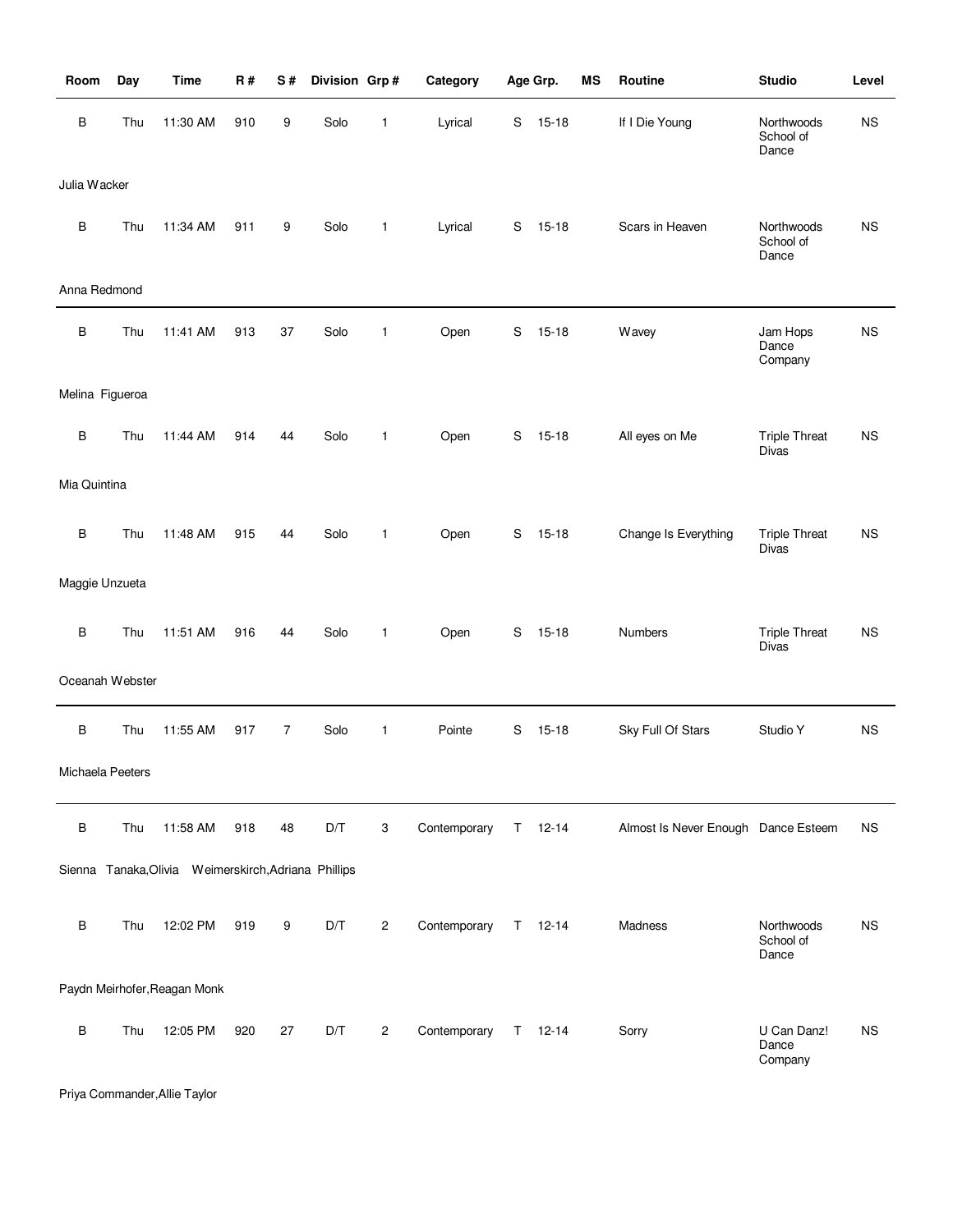| Room | Day | Time | R # | S # | Division | Grp # | Category | Age Grp. | | MS | Routine | Studio | Level |
|---|---|---|---|---|---|---|---|---|---|---|---|---|---|
| B | Thu | 11:30 AM | 910 | 9 | Solo | 1 | Lyrical | S | 15-18 | | If I Die Young | Northwoods School of Dance | NS |
| Julia Wacker | | | | | | | | | | | | | |
| B | Thu | 11:34 AM | 911 | 9 | Solo | 1 | Lyrical | S | 15-18 | | Scars in Heaven | Northwoods School of Dance | NS |
| Anna Redmond | | | | | | | | | | | | | |
| B | Thu | 11:41 AM | 913 | 37 | Solo | 1 | Open | S | 15-18 | | Wavey | Jam Hops Dance Company | NS |
| Melina Figueroa | | | | | | | | | | | | | |
| B | Thu | 11:44 AM | 914 | 44 | Solo | 1 | Open | S | 15-18 | | All eyes on Me | Triple Threat Divas | NS |
| Mia Quintina | | | | | | | | | | | | | |
| B | Thu | 11:48 AM | 915 | 44 | Solo | 1 | Open | S | 15-18 | | Change Is Everything | Triple Threat Divas | NS |
| Maggie Unzueta | | | | | | | | | | | | | |
| B | Thu | 11:51 AM | 916 | 44 | Solo | 1 | Open | S | 15-18 | | Numbers | Triple Threat Divas | NS |
| Oceanah Webster | | | | | | | | | | | | | |
| B | Thu | 11:55 AM | 917 | 7 | Solo | 1 | Pointe | S | 15-18 | | Sky Full Of Stars | Studio Y | NS |
| Michaela Peeters | | | | | | | | | | | | | |
| B | Thu | 11:58 AM | 918 | 48 | D/T | 3 | Contemporary | T | 12-14 | | Almost Is Never Enough | Dance Esteem | NS |
| Sienna Tanaka,Olivia Weimerskirch,Adriana Phillips | | | | | | | | | | | | | |
| B | Thu | 12:02 PM | 919 | 9 | D/T | 2 | Contemporary | T | 12-14 | | Madness | Northwoods School of Dance | NS |
| Paydn Meirhofer,Reagan Monk | | | | | | | | | | | | | |
| B | Thu | 12:05 PM | 920 | 27 | D/T | 2 | Contemporary | T | 12-14 | | Sorry | U Can Danz! Dance Company | NS |
| Priya Commander,Allie Taylor | | | | | | | | | | | | | |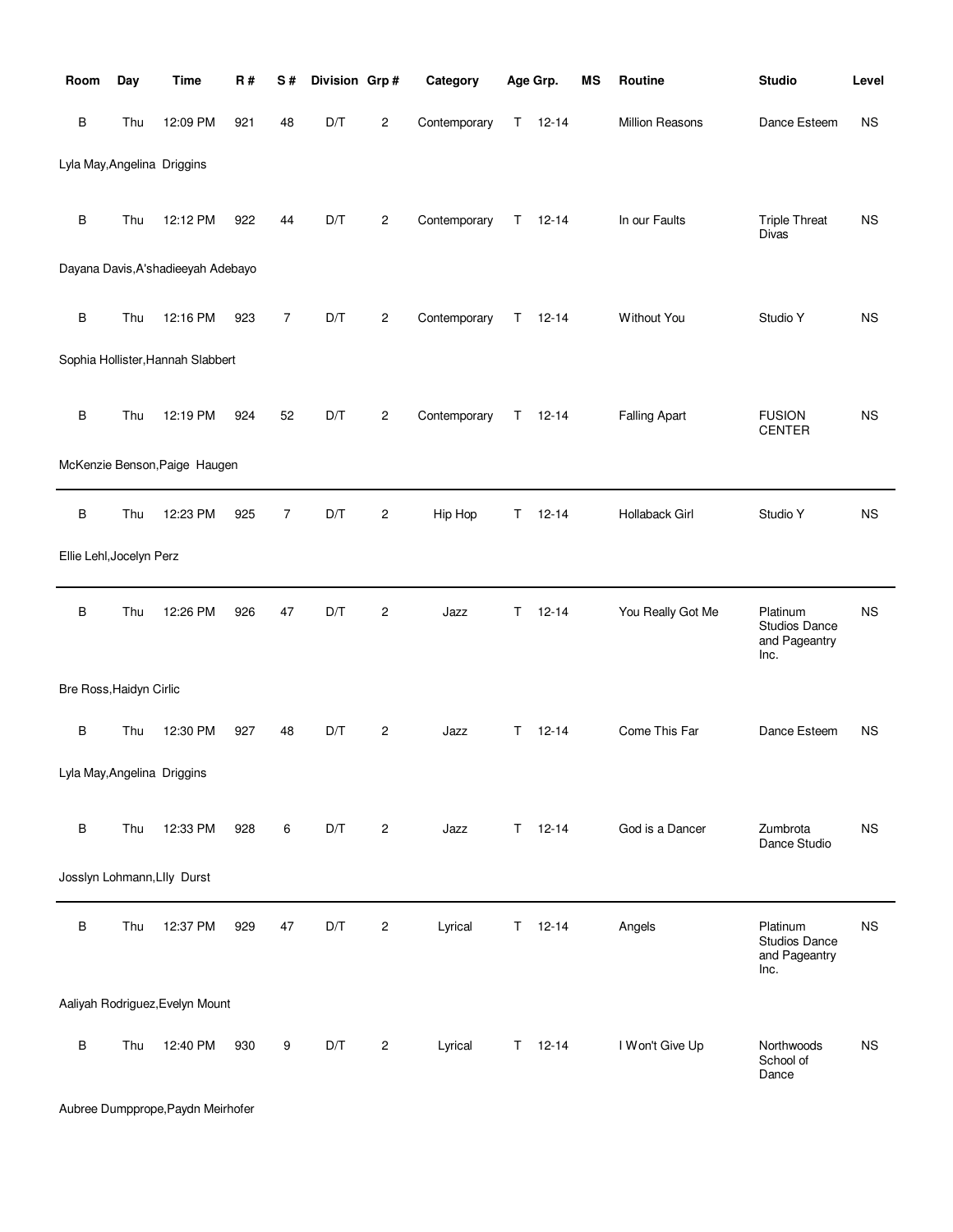| Room | Day | Time | R # | S # | Division | Grp # | Category | Age Grp. | | MS | Routine | Studio | Level |
|---|---|---|---|---|---|---|---|---|---|---|---|---|---|
| B | Thu | 12:09 PM | 921 | 48 | D/T | 2 | Contemporary | T | 12-14 | | Million Reasons | Dance Esteem | NS |
| Lyla May,Angelina Driggins | | | | | | | | | | | | | |
| B | Thu | 12:12 PM | 922 | 44 | D/T | 2 | Contemporary | T | 12-14 | | In our Faults | Triple Threat Divas | NS |
| Dayana Davis,A'shadieeyah Adebayo | | | | | | | | | | | | | |
| B | Thu | 12:16 PM | 923 | 7 | D/T | 2 | Contemporary | T | 12-14 | | Without You | Studio Y | NS |
| Sophia Hollister,Hannah Slabbert | | | | | | | | | | | | | |
| B | Thu | 12:19 PM | 924 | 52 | D/T | 2 | Contemporary | T | 12-14 | | Falling Apart | FUSION CENTER | NS |
| McKenzie Benson,Paige Haugen | | | | | | | | | | | | | |
| B | Thu | 12:23 PM | 925 | 7 | D/T | 2 | Hip Hop | T | 12-14 | | Hollaback Girl | Studio Y | NS |
| Ellie Lehl,Jocelyn Perz | | | | | | | | | | | | | |
| B | Thu | 12:26 PM | 926 | 47 | D/T | 2 | Jazz | T | 12-14 | | You Really Got Me | Platinum Studios Dance and Pageantry Inc. | NS |
| Bre Ross,Haidyn Cirlic | | | | | | | | | | | | | |
| B | Thu | 12:30 PM | 927 | 48 | D/T | 2 | Jazz | T | 12-14 | | Come This Far | Dance Esteem | NS |
| Lyla May,Angelina Driggins | | | | | | | | | | | | | |
| B | Thu | 12:33 PM | 928 | 6 | D/T | 2 | Jazz | T | 12-14 | | God is a Dancer | Zumbrota Dance Studio | NS |
| Josslyn Lohmann,LIly Durst | | | | | | | | | | | | | |
| B | Thu | 12:37 PM | 929 | 47 | D/T | 2 | Lyrical | T | 12-14 | | Angels | Platinum Studios Dance and Pageantry Inc. | NS |
| Aaliyah Rodriguez,Evelyn Mount | | | | | | | | | | | | | |
| B | Thu | 12:40 PM | 930 | 9 | D/T | 2 | Lyrical | T | 12-14 | | I Won't Give Up | Northwoods School of Dance | NS |
| Aubree Dumpprope,Paydn Meirhofer | | | | | | | | | | | | | |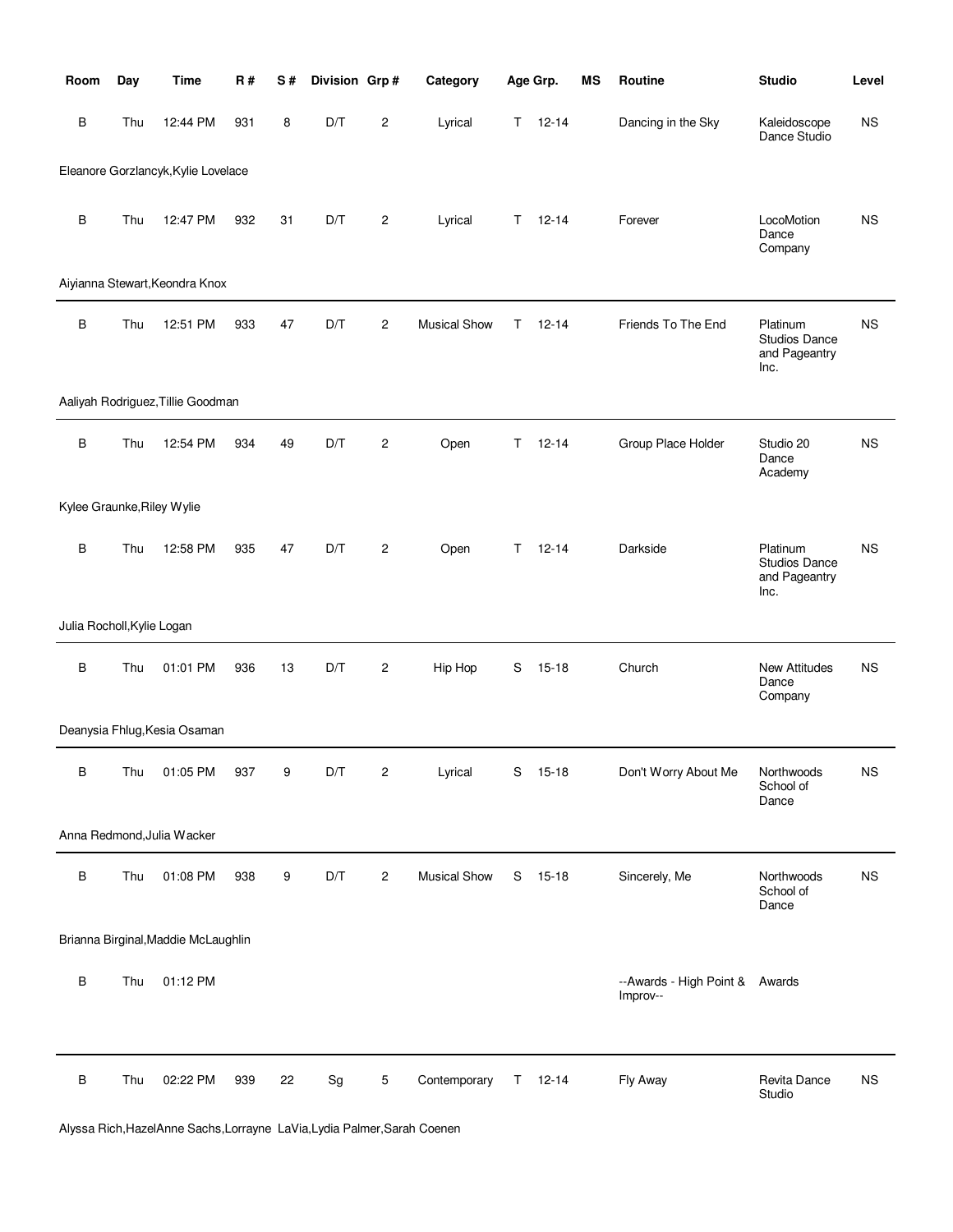| Room | Day | Time | R # | S # | Division | Grp # | Category | Age Grp. | MS | Routine | Studio | Level |
|---|---|---|---|---|---|---|---|---|---|---|---|---|
| B | Thu | 12:44 PM | 931 | 8 | D/T | 2 | Lyrical | T 12-14 | | Dancing in the Sky | Kaleidoscope Dance Studio | NS |
| Eleanore Gorzlancyk,Kylie Lovelace | | | | | | | | | | | | |
| B | Thu | 12:47 PM | 932 | 31 | D/T | 2 | Lyrical | T 12-14 | | Forever | LocoMotion Dance Company | NS |
| Aiyianna Stewart,Keondra Knox | | | | | | | | | | | | |
| B | Thu | 12:51 PM | 933 | 47 | D/T | 2 | Musical Show | T 12-14 | | Friends To The End | Platinum Studios Dance and Pageantry Inc. | NS |
| Aaliyah Rodriguez,Tillie Goodman | | | | | | | | | | | | |
| B | Thu | 12:54 PM | 934 | 49 | D/T | 2 | Open | T 12-14 | | Group Place Holder | Studio 20 Dance Academy | NS |
| Kylee Graunke,Riley Wylie | | | | | | | | | | | | |
| B | Thu | 12:58 PM | 935 | 47 | D/T | 2 | Open | T 12-14 | | Darkside | Platinum Studios Dance and Pageantry Inc. | NS |
| Julia Rocholl,Kylie Logan | | | | | | | | | | | | |
| B | Thu | 01:01 PM | 936 | 13 | D/T | 2 | Hip Hop | S 15-18 | | Church | New Attitudes Dance Company | NS |
| Deanysia Fhlug,Kesia Osaman | | | | | | | | | | | | |
| B | Thu | 01:05 PM | 937 | 9 | D/T | 2 | Lyrical | S 15-18 | | Don't Worry About Me | Northwoods School of Dance | NS |
| Anna Redmond,Julia Wacker | | | | | | | | | | | | |
| B | Thu | 01:08 PM | 938 | 9 | D/T | 2 | Musical Show | S 15-18 | | Sincerely, Me | Northwoods School of Dance | NS |
| Brianna Birginal,Maddie McLaughlin | | | | | | | | | | | | |
| B | Thu | 01:12 PM | | | | | | | | --Awards - High Point & Improv-- | Awards | |
| B | Thu | 02:22 PM | 939 | 22 | Sg | 5 | Contemporary | T 12-14 | | Fly Away | Revita Dance Studio | NS |
| Alyssa Rich,HazelAnne Sachs,Lorrayne LaVia,Lydia Palmer,Sarah Coenen | | | | | | | | | | | | |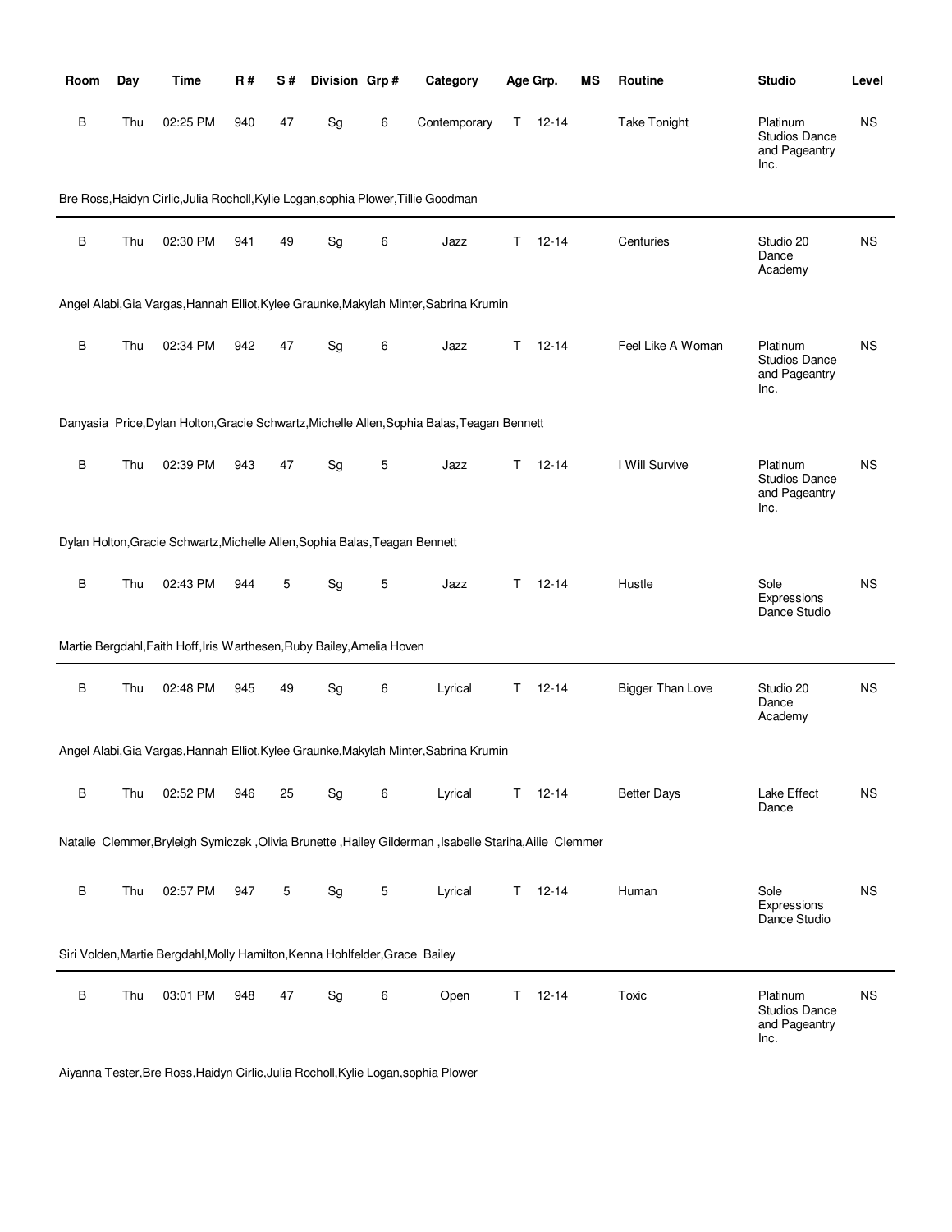| Room | Day | Time | R # | S # | Division | Grp # | Category | Age Grp. | MS | Routine | Studio | Level |
|---|---|---|---|---|---|---|---|---|---|---|---|---|
| B | Thu | 02:25 PM | 940 | 47 | Sg | 6 | Contemporary | T 12-14 | | Take Tonight | Platinum Studios Dance and Pageantry Inc. | NS |

Bre Ross,Haidyn Cirlic,Julia Rocholl,Kylie Logan,sophia Plower,Tillie Goodman

| Room | Day | Time | R # | S # | Division | Grp # | Category | Age Grp. | MS | Routine | Studio | Level |
|---|---|---|---|---|---|---|---|---|---|---|---|---|
| B | Thu | 02:30 PM | 941 | 49 | Sg | 6 | Jazz | T 12-14 | | Centuries | Studio 20 Dance Academy | NS |

Angel Alabi,Gia Vargas,Hannah Elliot,Kylee Graunke,Makylah Minter,Sabrina Krumin

| Room | Day | Time | R # | S # | Division | Grp # | Category | Age Grp. | MS | Routine | Studio | Level |
|---|---|---|---|---|---|---|---|---|---|---|---|---|
| B | Thu | 02:34 PM | 942 | 47 | Sg | 6 | Jazz | T 12-14 | | Feel Like A Woman | Platinum Studios Dance and Pageantry Inc. | NS |

Danyasia Price,Dylan Holton,Gracie Schwartz,Michelle Allen,Sophia Balas,Teagan Bennett

| Room | Day | Time | R # | S # | Division | Grp # | Category | Age Grp. | MS | Routine | Studio | Level |
|---|---|---|---|---|---|---|---|---|---|---|---|---|
| B | Thu | 02:39 PM | 943 | 47 | Sg | 5 | Jazz | T 12-14 | | I Will Survive | Platinum Studios Dance and Pageantry Inc. | NS |

Dylan Holton,Gracie Schwartz,Michelle Allen,Sophia Balas,Teagan Bennett

| Room | Day | Time | R # | S # | Division | Grp # | Category | Age Grp. | MS | Routine | Studio | Level |
|---|---|---|---|---|---|---|---|---|---|---|---|---|
| B | Thu | 02:43 PM | 944 | 5 | Sg | 5 | Jazz | T 12-14 | | Hustle | Sole Expressions Dance Studio | NS |

Martie Bergdahl,Faith Hoff,Iris Warthesen,Ruby Bailey,Amelia Hoven

| Room | Day | Time | R # | S # | Division | Grp # | Category | Age Grp. | MS | Routine | Studio | Level |
|---|---|---|---|---|---|---|---|---|---|---|---|---|
| B | Thu | 02:48 PM | 945 | 49 | Sg | 6 | Lyrical | T 12-14 | | Bigger Than Love | Studio 20 Dance Academy | NS |

Angel Alabi,Gia Vargas,Hannah Elliot,Kylee Graunke,Makylah Minter,Sabrina Krumin

| Room | Day | Time | R # | S # | Division | Grp # | Category | Age Grp. | MS | Routine | Studio | Level |
|---|---|---|---|---|---|---|---|---|---|---|---|---|
| B | Thu | 02:52 PM | 946 | 25 | Sg | 6 | Lyrical | T 12-14 | | Better Days | Lake Effect Dance | NS |

Natalie Clemmer,Bryleigh Symiczek ,Olivia Brunette ,Hailey Gilderman ,Isabelle Stariha,Ailie Clemmer

| Room | Day | Time | R # | S # | Division | Grp # | Category | Age Grp. | MS | Routine | Studio | Level |
|---|---|---|---|---|---|---|---|---|---|---|---|---|
| B | Thu | 02:57 PM | 947 | 5 | Sg | 5 | Lyrical | T 12-14 | | Human | Sole Expressions Dance Studio | NS |

Siri Volden,Martie Bergdahl,Molly Hamilton,Kenna Hohlfelder,Grace Bailey

| Room | Day | Time | R # | S # | Division | Grp # | Category | Age Grp. | MS | Routine | Studio | Level |
|---|---|---|---|---|---|---|---|---|---|---|---|---|
| B | Thu | 03:01 PM | 948 | 47 | Sg | 6 | Open | T 12-14 | | Toxic | Platinum Studios Dance and Pageantry Inc. | NS |

Aiyanna Tester,Bre Ross,Haidyn Cirlic,Julia Rocholl,Kylie Logan,sophia Plower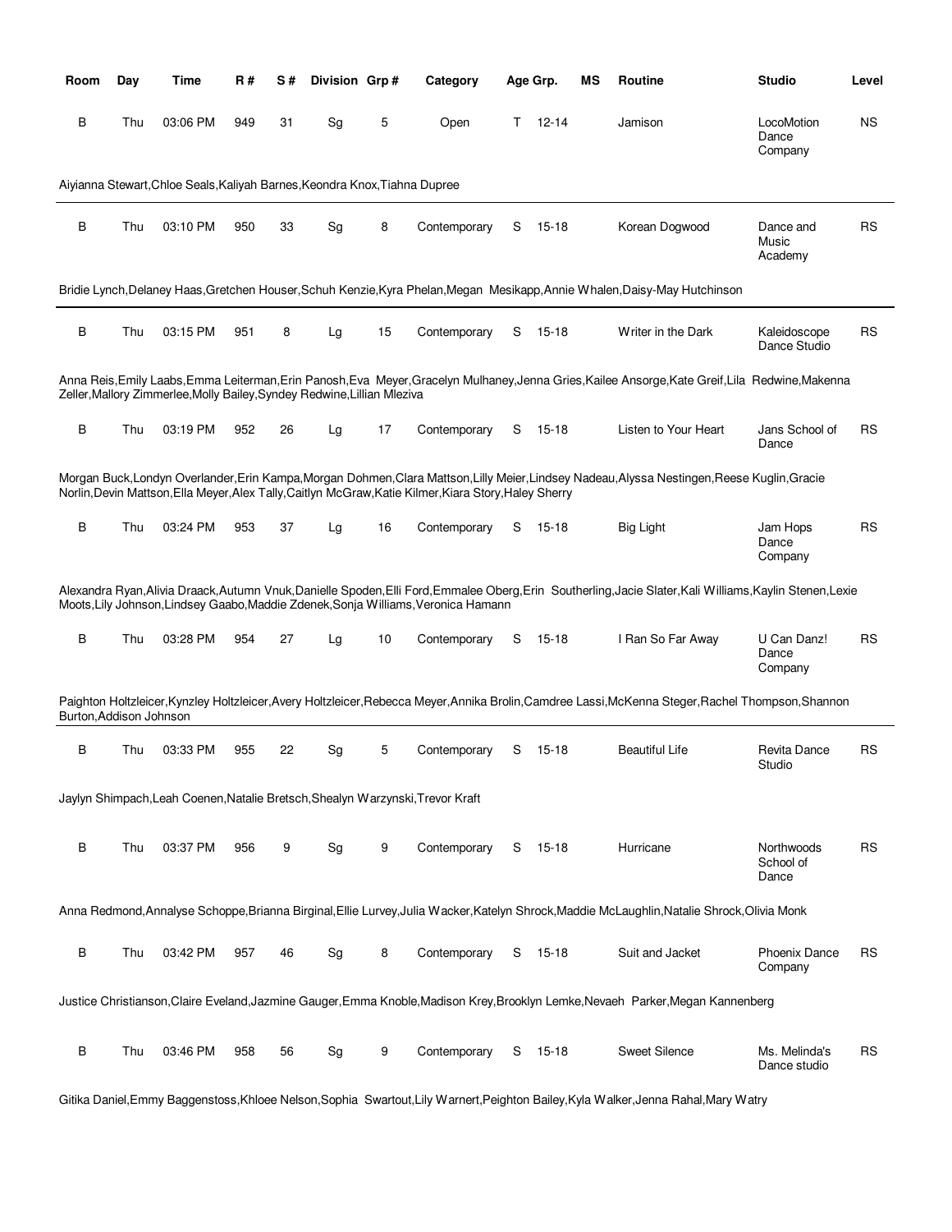| Room | Day | Time | R # | S # | Division | Grp # | Category | Age Grp. | | MS | Routine | Studio | Level |
|---|---|---|---|---|---|---|---|---|---|---|---|---|---|
| B | Thu | 03:06 PM | 949 | 31 | Sg | 5 | Open | T | 12-14 | | Jamison | LocoMotion Dance Company | NS |
| Aiyianna Stewart,Chloe Seals,Kaliyah Barnes,Keondra Knox,Tiahna Dupree | | | | | | | | | | | | | |
| B | Thu | 03:10 PM | 950 | 33 | Sg | 8 | Contemporary | S | 15-18 | | Korean Dogwood | Dance and Music Academy | RS |
| Bridie Lynch,Delaney Haas,Gretchen Houser,Schuh Kenzie,Kyra Phelan,Megan Mesikapp,Annie Whalen,Daisy-May Hutchinson | | | | | | | | | | | | | |
| B | Thu | 03:15 PM | 951 | 8 | Lg | 15 | Contemporary | S | 15-18 | | Writer in the Dark | Kaleidoscope Dance Studio | RS |
| Anna Reis,Emily Laabs,Emma Leiterman,Erin Panosh,Eva Meyer,Gracelyn Mulhaney,Jenna Gries,Kailee Ansorge,Kate Greif,Lila Redwine,Makenna Zeller,Mallory Zimmerlee,Molly Bailey,Syndey Redwine,Lillian Mleziva | | | | | | | | | | | | | |
| B | Thu | 03:19 PM | 952 | 26 | Lg | 17 | Contemporary | S | 15-18 | | Listen to Your Heart | Jans School of Dance | RS |
| Morgan Buck,Londyn Overlander,Erin Kampa,Morgan Dohmen,Clara Mattson,Lilly Meier,Lindsey Nadeau,Alyssa Nestingen,Reese Kuglin,Gracie Norlin,Devin Mattson,Ella Meyer,Alex Tally,Caitlyn McGraw,Katie Kilmer,Kiara Story,Haley Sherry | | | | | | | | | | | | | |
| B | Thu | 03:24 PM | 953 | 37 | Lg | 16 | Contemporary | S | 15-18 | | Big Light | Jam Hops Dance Company | RS |
| Alexandra Ryan,Alivia Draack,Autumn Vnuk,Danielle Spoden,Elli Ford,Emmalee Oberg,Erin Southerling,Jacie Slater,Kali Williams,Kaylin Stenen,Lexie Moots,Lily Johnson,Lindsey Gaabo,Maddie Zdenek,Sonja Williams,Veronica Hamann | | | | | | | | | | | | | |
| B | Thu | 03:28 PM | 954 | 27 | Lg | 10 | Contemporary | S | 15-18 | | I Ran So Far Away | U Can Danz! Dance Company | RS |
| Paighton Holtzleicer,Kynzley Holtzleicer,Avery Holtzleicer,Rebecca Meyer,Annika Brolin,Camdree Lassi,McKenna Steger,Rachel Thompson,Shannon Burton,Addison Johnson | | | | | | | | | | | | | |
| B | Thu | 03:33 PM | 955 | 22 | Sg | 5 | Contemporary | S | 15-18 | | Beautiful Life | Revita Dance Studio | RS |
| Jaylyn Shimpach,Leah Coenen,Natalie Bretsch,Shealyn Warzynski,Trevor Kraft | | | | | | | | | | | | | |
| B | Thu | 03:37 PM | 956 | 9 | Sg | 9 | Contemporary | S | 15-18 | | Hurricane | Northwoods School of Dance | RS |
| Anna Redmond,Annalyse Schoppe,Brianna Birginal,Ellie Lurvey,Julia Wacker,Katelyn Shrock,Maddie McLaughlin,Natalie Shrock,Olivia Monk | | | | | | | | | | | | | |
| B | Thu | 03:42 PM | 957 | 46 | Sg | 8 | Contemporary | S | 15-18 | | Suit and Jacket | Phoenix Dance Company | RS |
| Justice Christianson,Claire Eveland,Jazmine Gauger,Emma Knoble,Madison Krey,Brooklyn Lemke,Nevaeh Parker,Megan Kannenberg | | | | | | | | | | | | | |
| B | Thu | 03:46 PM | 958 | 56 | Sg | 9 | Contemporary | S | 15-18 | | Sweet Silence | Ms. Melinda's Dance studio | RS |
| Gitika Daniel,Emmy Baggenstoss,Khloee Nelson,Sophia Swartout,Lily Warnert,Peighton Bailey,Kyla Walker,Jenna Rahal,Mary Watry | | | | | | | | | | | | | |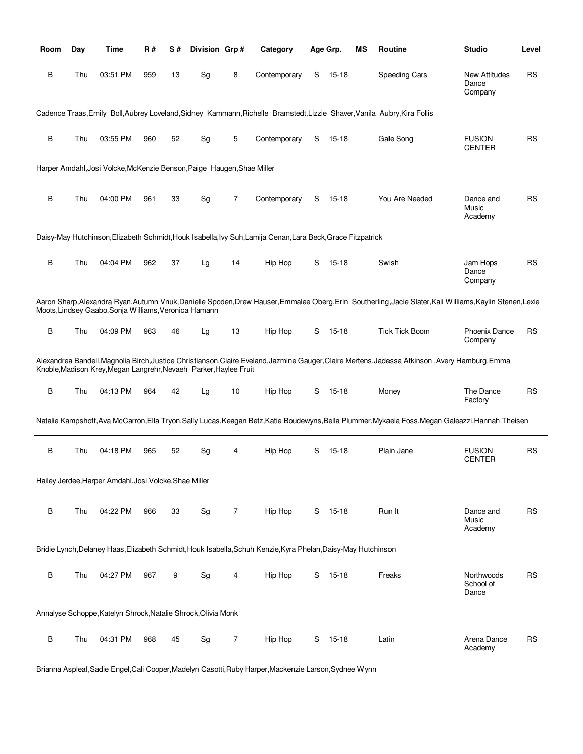| Room | Day | Time | R # | S # | Division | Grp # | Category | Age Grp. | | MS | Routine | Studio | Level |
|---|---|---|---|---|---|---|---|---|---|---|---|---|---|
| B | Thu | 03:51 PM | 959 | 13 | Sg | 8 | Contemporary | S | 15-18 | | Speeding Cars | New Attitudes Dance Company | RS |

Cadence Traas,Emily Boll,Aubrey Loveland,Sidney Kammann,Richelle Bramstedt,Lizzie Shaver,Vanila Aubry,Kira Follis

| Room | Day | Time | R # | S # | Division | Grp # | Category | Age Grp. | | MS | Routine | Studio | Level |
|---|---|---|---|---|---|---|---|---|---|---|---|---|---|
| B | Thu | 03:55 PM | 960 | 52 | Sg | 5 | Contemporary | S | 15-18 | | Gale Song | FUSION CENTER | RS |

Harper Amdahl,Josi Volcke,McKenzie Benson,Paige Haugen,Shae Miller

| Room | Day | Time | R # | S # | Division | Grp # | Category | Age Grp. | | MS | Routine | Studio | Level |
|---|---|---|---|---|---|---|---|---|---|---|---|---|---|
| B | Thu | 04:00 PM | 961 | 33 | Sg | 7 | Contemporary | S | 15-18 | | You Are Needed | Dance and Music Academy | RS |

Daisy-May Hutchinson,Elizabeth Schmidt,Houk Isabella,Ivy Suh,Lamija Cenan,Lara Beck,Grace Fitzpatrick

---

| Room | Day | Time | R # | S # | Division | Grp # | Category | Age Grp. | | MS | Routine | Studio | Level |
|---|---|---|---|---|---|---|---|---|---|---|---|---|---|
| B | Thu | 04:04 PM | 962 | 37 | Lg | 14 | Hip Hop | S | 15-18 | | Swish | Jam Hops Dance Company | RS |

Aaron Sharp,Alexandra Ryan,Autumn Vnuk,Danielle Spoden,Drew Hauser,Emmalee Oberg,Erin Southerling,Jacie Slater,Kali Williams,Kaylin Stenen,Lexie Moots,Lindsey Gaabo,Sonja Williams,Veronica Hamann

| Room | Day | Time | R # | S # | Division | Grp # | Category | Age Grp. | | MS | Routine | Studio | Level |
|---|---|---|---|---|---|---|---|---|---|---|---|---|---|
| B | Thu | 04:09 PM | 963 | 46 | Lg | 13 | Hip Hop | S | 15-18 | | Tick Tick Boom | Phoenix Dance Company | RS |

Alexandrea Bandell,Magnolia Birch,Justice Christianson,Claire Eveland,Jazmine Gauger,Claire Mertens,Jadessa Atkinson ,Avery Hamburg,Emma Knoble,Madison Krey,Megan Langrehr,Nevaeh Parker,Haylee Fruit

| Room | Day | Time | R # | S # | Division | Grp # | Category | Age Grp. | | MS | Routine | Studio | Level |
|---|---|---|---|---|---|---|---|---|---|---|---|---|---|
| B | Thu | 04:13 PM | 964 | 42 | Lg | 10 | Hip Hop | S | 15-18 | | Money | The Dance Factory | RS |

Natalie Kampshoff,Ava McCarron,Ella Tryon,Sally Lucas,Keagan Betz,Katie Boudewyns,Bella Plummer,Mykaela Foss,Megan Galeazzi,Hannah Theisen

---

| Room | Day | Time | R # | S # | Division | Grp # | Category | Age Grp. | | MS | Routine | Studio | Level |
|---|---|---|---|---|---|---|---|---|---|---|---|---|---|
| B | Thu | 04:18 PM | 965 | 52 | Sg | 4 | Hip Hop | S | 15-18 | | Plain Jane | FUSION CENTER | RS |

Hailey Jerdee,Harper Amdahl,Josi Volcke,Shae Miller

| Room | Day | Time | R # | S # | Division | Grp # | Category | Age Grp. | | MS | Routine | Studio | Level |
|---|---|---|---|---|---|---|---|---|---|---|---|---|---|
| B | Thu | 04:22 PM | 966 | 33 | Sg | 7 | Hip Hop | S | 15-18 | | Run It | Dance and Music Academy | RS |

Bridie Lynch,Delaney Haas,Elizabeth Schmidt,Houk Isabella,Schuh Kenzie,Kyra Phelan,Daisy-May Hutchinson

| Room | Day | Time | R # | S # | Division | Grp # | Category | Age Grp. | | MS | Routine | Studio | Level |
|---|---|---|---|---|---|---|---|---|---|---|---|---|---|
| B | Thu | 04:27 PM | 967 | 9 | Sg | 4 | Hip Hop | S | 15-18 | | Freaks | Northwoods School of Dance | RS |

Annalyse Schoppe,Katelyn Shrock,Natalie Shrock,Olivia Monk

| Room | Day | Time | R # | S # | Division | Grp # | Category | Age Grp. | | MS | Routine | Studio | Level |
|---|---|---|---|---|---|---|---|---|---|---|---|---|---|
| B | Thu | 04:31 PM | 968 | 45 | Sg | 7 | Hip Hop | S | 15-18 | | Latin | Arena Dance Academy | RS |

Brianna Aspleaf,Sadie Engel,Cali Cooper,Madelyn Casotti,Ruby Harper,Mackenzie Larson,Sydnee Wynn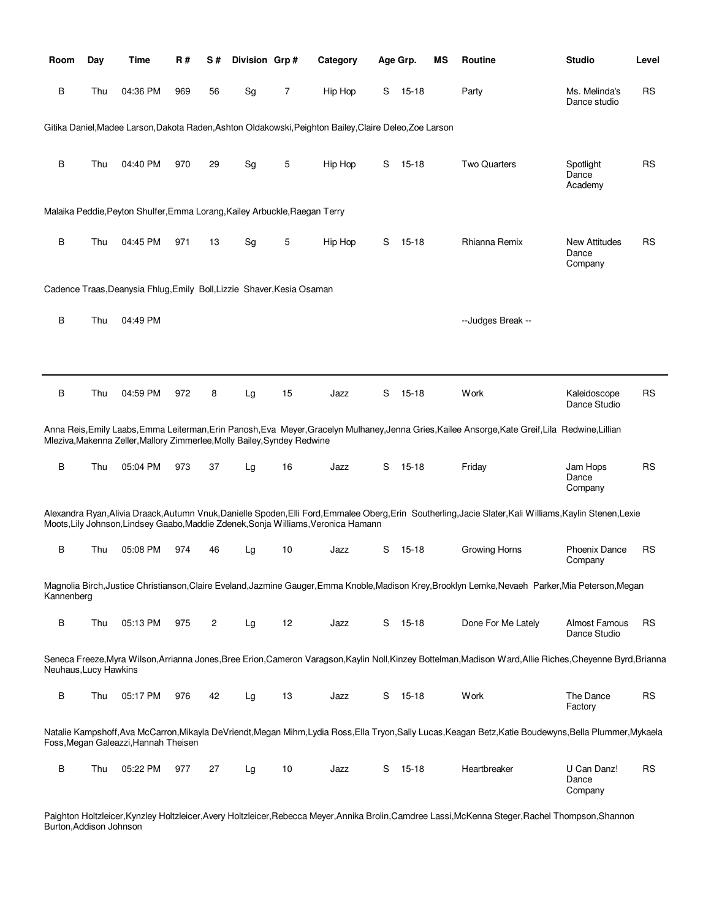| Room | Day | Time | R # | S # | Division | Grp # | Category | Age Grp. | MS | Routine | Studio | Level |
|---|---|---|---|---|---|---|---|---|---|---|---|---|
| B | Thu | 04:36 PM | 969 | 56 | Sg | 7 | Hip Hop | S 15-18 | | Party | Ms. Melinda's Dance studio | RS |

Gitika Daniel,Madee Larson,Dakota Raden,Ashton Oldakowski,Peighton Bailey,Claire Deleo,Zoe Larson

| Room | Day | Time | R # | S # | Division | Grp # | Category | Age Grp. | MS | Routine | Studio | Level |
|---|---|---|---|---|---|---|---|---|---|---|---|---|
| B | Thu | 04:40 PM | 970 | 29 | Sg | 5 | Hip Hop | S 15-18 | | Two Quarters | Spotlight Dance Academy | RS |

Malaika Peddie,Peyton Shulfer,Emma Lorang,Kailey Arbuckle,Raegan Terry

| Room | Day | Time | R # | S # | Division | Grp # | Category | Age Grp. | MS | Routine | Studio | Level |
|---|---|---|---|---|---|---|---|---|---|---|---|---|
| B | Thu | 04:45 PM | 971 | 13 | Sg | 5 | Hip Hop | S 15-18 | | Rhianna Remix | New Attitudes Dance Company | RS |

Cadence Traas,Deanysia Fhlug,Emily Boll,Lizzie Shaver,Kesia Osaman

| Room | Day | Time | R # | S # | Division | Grp # | Category | Age Grp. | MS | Routine | Studio | Level |
|---|---|---|---|---|---|---|---|---|---|---|---|---|
| B | Thu | 04:49 PM | | | | | | | | --Judges Break -- | | |

---

| Room | Day | Time | R # | S # | Division | Grp # | Category | Age Grp. | MS | Routine | Studio | Level |
|---|---|---|---|---|---|---|---|---|---|---|---|---|
| B | Thu | 04:59 PM | 972 | 8 | Lg | 15 | Jazz | S 15-18 | | Work | Kaleidoscope Dance Studio | RS |

Anna Reis,Emily Laabs,Emma Leiterman,Erin Panosh,Eva Meyer,Gracelyn Mulhaney,Jenna Gries,Kailee Ansorge,Kate Greif,Lila Redwine,Lillian Mleziva,Makenna Zeller,Mallory Zimmerlee,Molly Bailey,Syndey Redwine

| Room | Day | Time | R # | S # | Division | Grp # | Category | Age Grp. | MS | Routine | Studio | Level |
|---|---|---|---|---|---|---|---|---|---|---|---|---|
| B | Thu | 05:04 PM | 973 | 37 | Lg | 16 | Jazz | S 15-18 | | Friday | Jam Hops Dance Company | RS |

Alexandra Ryan,Alivia Draack,Autumn Vnuk,Danielle Spoden,Elli Ford,Emmalee Oberg,Erin Southerling,Jacie Slater,Kali Williams,Kaylin Stenen,Lexie Moots,Lily Johnson,Lindsey Gaabo,Maddie Zdenek,Sonja Williams,Veronica Hamann

| Room | Day | Time | R # | S # | Division | Grp # | Category | Age Grp. | MS | Routine | Studio | Level |
|---|---|---|---|---|---|---|---|---|---|---|---|---|
| B | Thu | 05:08 PM | 974 | 46 | Lg | 10 | Jazz | S 15-18 | | Growing Horns | Phoenix Dance Company | RS |

Magnolia Birch,Justice Christianson,Claire Eveland,Jazmine Gauger,Emma Knoble,Madison Krey,Brooklyn Lemke,Nevaeh Parker,Mia Peterson,Megan Kannenberg

| Room | Day | Time | R # | S # | Division | Grp # | Category | Age Grp. | MS | Routine | Studio | Level |
|---|---|---|---|---|---|---|---|---|---|---|---|---|
| B | Thu | 05:13 PM | 975 | 2 | Lg | 12 | Jazz | S 15-18 | | Done For Me Lately | Almost Famous Dance Studio | RS |

Seneca Freeze,Myra Wilson,Arrianna Jones,Bree Erion,Cameron Varagson,Kaylin Noll,Kinzey Bottelman,Madison Ward,Allie Riches,Cheyenne Byrd,Brianna Neuhaus,Lucy Hawkins

| Room | Day | Time | R # | S # | Division | Grp # | Category | Age Grp. | MS | Routine | Studio | Level |
|---|---|---|---|---|---|---|---|---|---|---|---|---|
| B | Thu | 05:17 PM | 976 | 42 | Lg | 13 | Jazz | S 15-18 | | Work | The Dance Factory | RS |

Natalie Kampshoff,Ava McCarron,Mikayla DeVriendt,Megan Mihm,Lydia Ross,Ella Tryon,Sally Lucas,Keagan Betz,Katie Boudewyns,Bella Plummer,Mykaela Foss,Megan Galeazzi,Hannah Theisen

| Room | Day | Time | R # | S # | Division | Grp # | Category | Age Grp. | MS | Routine | Studio | Level |
|---|---|---|---|---|---|---|---|---|---|---|---|---|
| B | Thu | 05:22 PM | 977 | 27 | Lg | 10 | Jazz | S 15-18 | | Heartbreaker | U Can Danz! Dance Company | RS |

Paighton Holtzleicer,Kynzley Holtzleicer,Avery Holtzleicer,Rebecca Meyer,Annika Brolin,Camdree Lassi,McKenna Steger,Rachel Thompson,Shannon Burton,Addison Johnson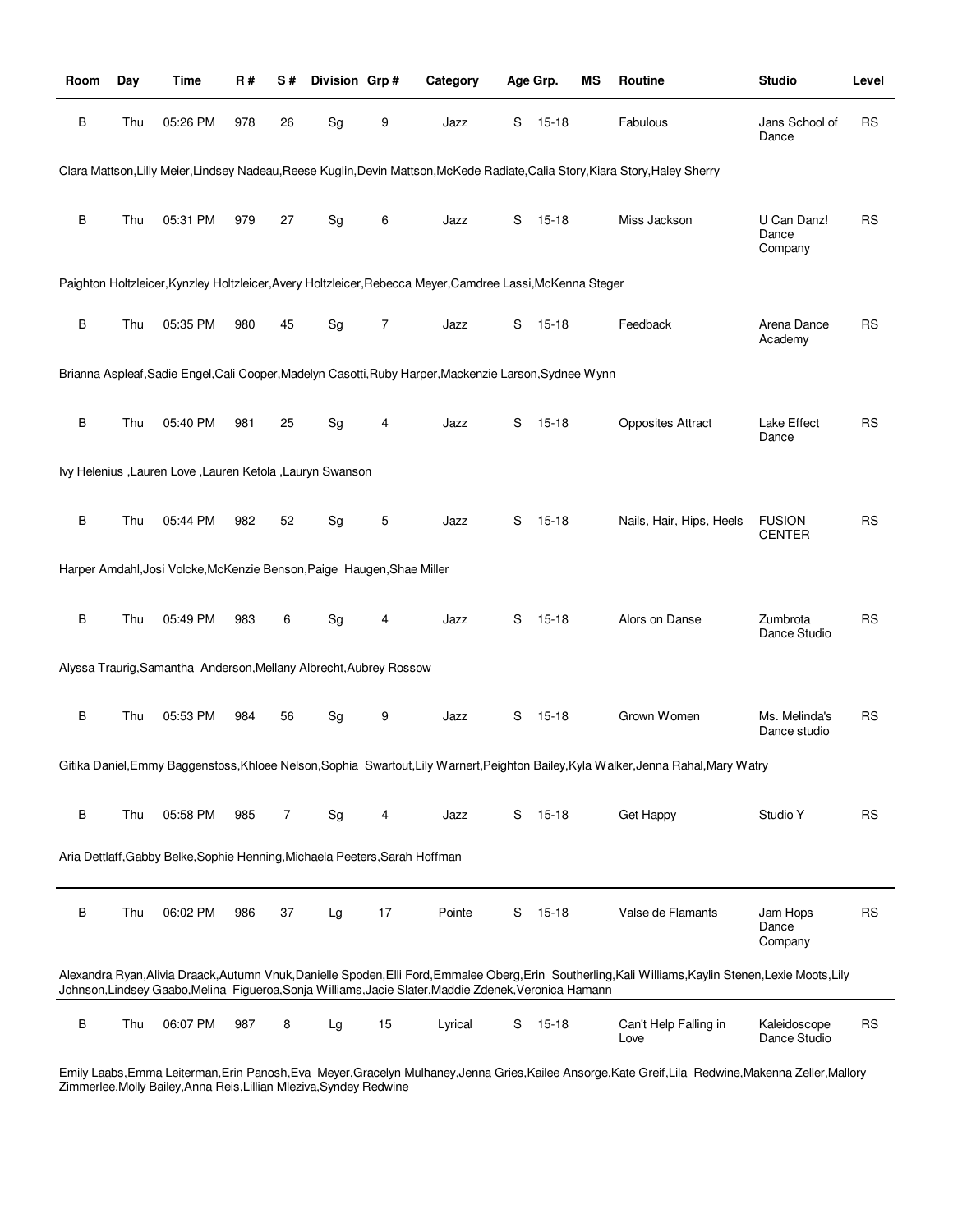| Room | Day | Time | R # | S # | Division | Grp # | Category | Age Grp. | | MS | Routine | Studio | Level |
|---|---|---|---|---|---|---|---|---|---|---|---|---|---|
| B | Thu | 05:26 PM | 978 | 26 | Sg | 9 | Jazz | S | 15-18 | | Fabulous | Jans School of Dance | RS |
| Clara Mattson,Lilly Meier,Lindsey Nadeau,Reese Kuglin,Devin Mattson,McKede Radiate,Calia Story,Kiara Story,Haley Sherry | | | | | | | | | | | | | |
| B | Thu | 05:31 PM | 979 | 27 | Sg | 6 | Jazz | S | 15-18 | | Miss Jackson | U Can Danz! Dance Company | RS |
| Paighton Holtzleicer,Kynzley Holtzleicer,Avery Holtzleicer,Rebecca Meyer,Camdree Lassi,McKenna Steger | | | | | | | | | | | | | |
| B | Thu | 05:35 PM | 980 | 45 | Sg | 7 | Jazz | S | 15-18 | | Feedback | Arena Dance Academy | RS |
| Brianna Aspleaf,Sadie Engel,Cali Cooper,Madelyn Casotti,Ruby Harper,Mackenzie Larson,Sydnee Wynn | | | | | | | | | | | | | |
| B | Thu | 05:40 PM | 981 | 25 | Sg | 4 | Jazz | S | 15-18 | | Opposites Attract | Lake Effect Dance | RS |
| Ivy Helenius ,Lauren Love ,Lauren Ketola ,Lauryn Swanson | | | | | | | | | | | | | |
| B | Thu | 05:44 PM | 982 | 52 | Sg | 5 | Jazz | S | 15-18 | | Nails, Hair, Hips, Heels | FUSION CENTER | RS |
| Harper Amdahl,Josi Volcke,McKenzie Benson,Paige Haugen,Shae Miller | | | | | | | | | | | | | |
| B | Thu | 05:49 PM | 983 | 6 | Sg | 4 | Jazz | S | 15-18 | | Alors on Danse | Zumbrota Dance Studio | RS |
| Alyssa Traurig,Samantha Anderson,Mellany Albrecht,Aubrey Rossow | | | | | | | | | | | | | |
| B | Thu | 05:53 PM | 984 | 56 | Sg | 9 | Jazz | S | 15-18 | | Grown Women | Ms. Melinda's Dance studio | RS |
| Gitika Daniel,Emmy Baggenstoss,Khloee Nelson,Sophia Swartout,Lily Warnert,Peighton Bailey,Kyla Walker,Jenna Rahal,Mary Watry | | | | | | | | | | | | | |
| B | Thu | 05:58 PM | 985 | 7 | Sg | 4 | Jazz | S | 15-18 | | Get Happy | Studio Y | RS |
| Aria Dettlaff,Gabby Belke,Sophie Henning,Michaela Peeters,Sarah Hoffman | | | | | | | | | | | | | |
| B | Thu | 06:02 PM | 986 | 37 | Lg | 17 | Pointe | S | 15-18 | | Valse de Flamants | Jam Hops Dance Company | RS |
| Alexandra Ryan,Alivia Draack,Autumn Vnuk,Danielle Spoden,Elli Ford,Emmalee Oberg,Erin Southerling,Kali Williams,Kaylin Stenen,Lexie Moots,Lily Johnson,Lindsey Gaabo,Melina Figueroa,Sonja Williams,Jacie Slater,Maddie Zdenek,Veronica Hamann | | | | | | | | | | | | | |
| B | Thu | 06:07 PM | 987 | 8 | Lg | 15 | Lyrical | S | 15-18 | | Can't Help Falling in Love | Kaleidoscope Dance Studio | RS |
| Emily Laabs,Emma Leiterman,Erin Panosh,Eva Meyer,Gracelyn Mulhaney,Jenna Gries,Kailee Ansorge,Kate Greif,Lila Redwine,Makenna Zeller,Mallory Zimmerlee,Molly Bailey,Anna Reis,Lillian Mleziva,Syndey Redwine | | | | | | | | | | | | | |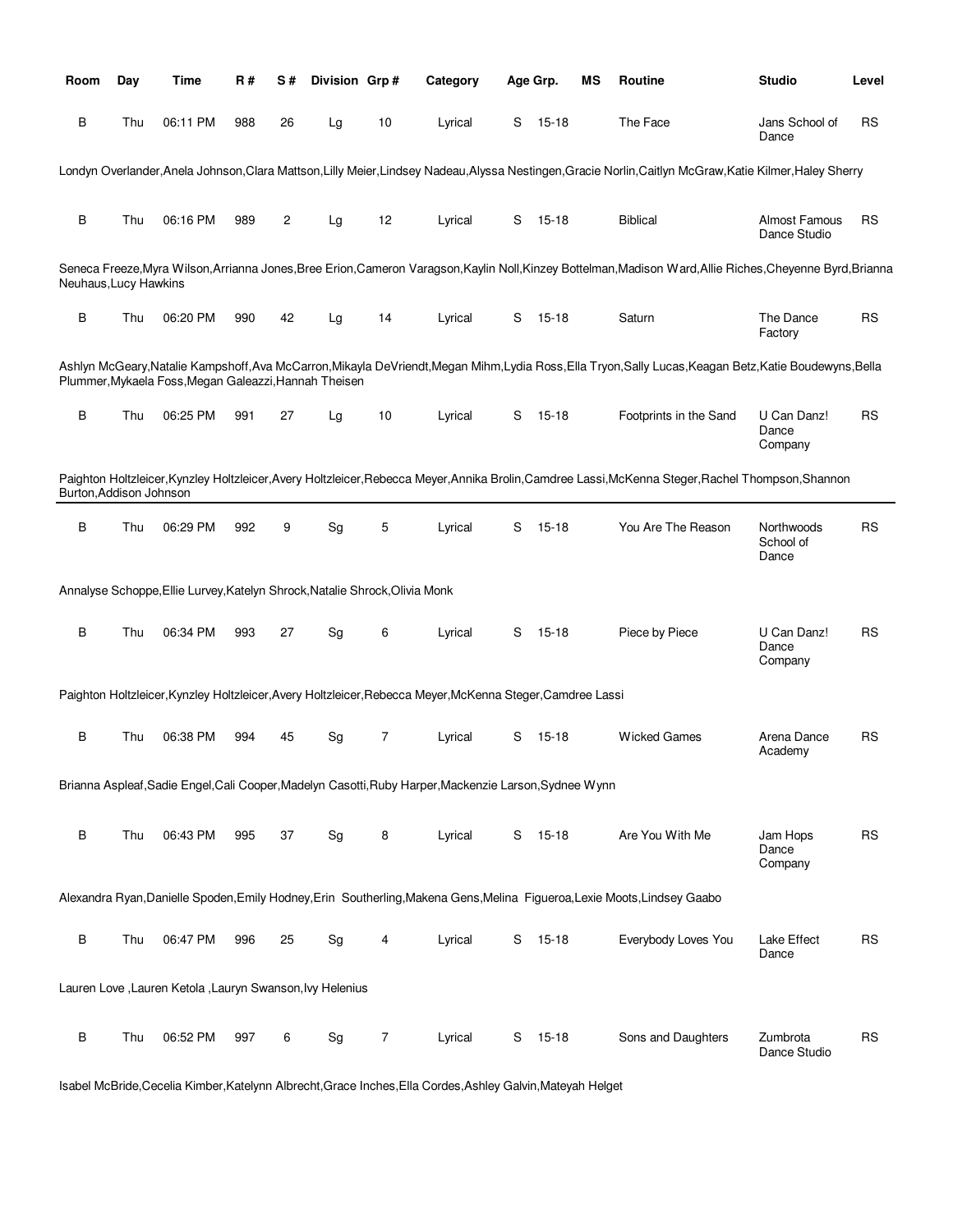| Room | Day | Time | R # | S # | Division | Grp # | Category | Age Grp. | | MS | Routine | Studio | Level |
|---|---|---|---|---|---|---|---|---|---|---|---|---|---|
| B | Thu | 06:11 PM | 988 | 26 | Lg | 10 | Lyrical | S | 15-18 | | The Face | Jans School of Dance | RS |

Londyn Overlander,Anela Johnson,Clara Mattson,Lilly Meier,Lindsey Nadeau,Alyssa Nestingen,Gracie Norlin,Caitlyn McGraw,Katie Kilmer,Haley Sherry

| Room | Day | Time | R # | S # | Division | Grp # | Category | Age Grp. | | MS | Routine | Studio | Level |
|---|---|---|---|---|---|---|---|---|---|---|---|---|---|
| B | Thu | 06:16 PM | 989 | 2 | Lg | 12 | Lyrical | S | 15-18 | | Biblical | Almost Famous Dance Studio | RS |

Seneca Freeze,Myra Wilson,Arrianna Jones,Bree Erion,Cameron Varagson,Kaylin Noll,Kinzey Bottelman,Madison Ward,Allie Riches,Cheyenne Byrd,Brianna Neuhaus,Lucy Hawkins

| Room | Day | Time | R # | S # | Division | Grp # | Category | Age Grp. | | MS | Routine | Studio | Level |
|---|---|---|---|---|---|---|---|---|---|---|---|---|---|
| B | Thu | 06:20 PM | 990 | 42 | Lg | 14 | Lyrical | S | 15-18 | | Saturn | The Dance Factory | RS |

Ashlyn McGeary,Natalie Kampshoff,Ava McCarron,Mikayla DeVriendt,Megan Mihm,Lydia Ross,Ella Tryon,Sally Lucas,Keagan Betz,Katie Boudewyns,Bella Plummer,Mykaela Foss,Megan Galeazzi,Hannah Theisen

| Room | Day | Time | R # | S # | Division | Grp # | Category | Age Grp. | | MS | Routine | Studio | Level |
|---|---|---|---|---|---|---|---|---|---|---|---|---|---|
| B | Thu | 06:25 PM | 991 | 27 | Lg | 10 | Lyrical | S | 15-18 | | Footprints in the Sand | U Can Danz! Dance Company | RS |

Paighton Holtzleicer,Kynzley Holtzleicer,Avery Holtzleicer,Rebecca Meyer,Annika Brolin,Camdree Lassi,McKenna Steger,Rachel Thompson,Shannon Burton,Addison Johnson

| Room | Day | Time | R # | S # | Division | Grp # | Category | Age Grp. | | MS | Routine | Studio | Level |
|---|---|---|---|---|---|---|---|---|---|---|---|---|---|
| B | Thu | 06:29 PM | 992 | 9 | Sg | 5 | Lyrical | S | 15-18 | | You Are The Reason | Northwoods School of Dance | RS |

Annalyse Schoppe,Ellie Lurvey,Katelyn Shrock,Natalie Shrock,Olivia Monk

| Room | Day | Time | R # | S # | Division | Grp # | Category | Age Grp. | | MS | Routine | Studio | Level |
|---|---|---|---|---|---|---|---|---|---|---|---|---|---|
| B | Thu | 06:34 PM | 993 | 27 | Sg | 6 | Lyrical | S | 15-18 | | Piece by Piece | U Can Danz! Dance Company | RS |

Paighton Holtzleicer,Kynzley Holtzleicer,Avery Holtzleicer,Rebecca Meyer,McKenna Steger,Camdree Lassi

| Room | Day | Time | R # | S # | Division | Grp # | Category | Age Grp. | | MS | Routine | Studio | Level |
|---|---|---|---|---|---|---|---|---|---|---|---|---|---|
| B | Thu | 06:38 PM | 994 | 45 | Sg | 7 | Lyrical | S | 15-18 | | Wicked Games | Arena Dance Academy | RS |

Brianna Aspleaf,Sadie Engel,Cali Cooper,Madelyn Casotti,Ruby Harper,Mackenzie Larson,Sydnee Wynn

| Room | Day | Time | R # | S # | Division | Grp # | Category | Age Grp. | | MS | Routine | Studio | Level |
|---|---|---|---|---|---|---|---|---|---|---|---|---|---|
| B | Thu | 06:43 PM | 995 | 37 | Sg | 8 | Lyrical | S | 15-18 | | Are You With Me | Jam Hops Dance Company | RS |

Alexandra Ryan,Danielle Spoden,Emily Hodney,Erin  Southerling,Makena Gens,Melina  Figueroa,Lexie Moots,Lindsey Gaabo

| Room | Day | Time | R # | S # | Division | Grp # | Category | Age Grp. | | MS | Routine | Studio | Level |
|---|---|---|---|---|---|---|---|---|---|---|---|---|---|
| B | Thu | 06:47 PM | 996 | 25 | Sg | 4 | Lyrical | S | 15-18 | | Everybody Loves You | Lake Effect Dance | RS |

Lauren Love ,Lauren Ketola ,Lauryn Swanson,Ivy Helenius

| Room | Day | Time | R # | S # | Division | Grp # | Category | Age Grp. | | MS | Routine | Studio | Level |
|---|---|---|---|---|---|---|---|---|---|---|---|---|---|
| B | Thu | 06:52 PM | 997 | 6 | Sg | 7 | Lyrical | S | 15-18 | | Sons and Daughters | Zumbrota Dance Studio | RS |

Isabel McBride,Cecelia Kimber,Katelynn Albrecht,Grace Inches,Ella Cordes,Ashley Galvin,Mateyah Helget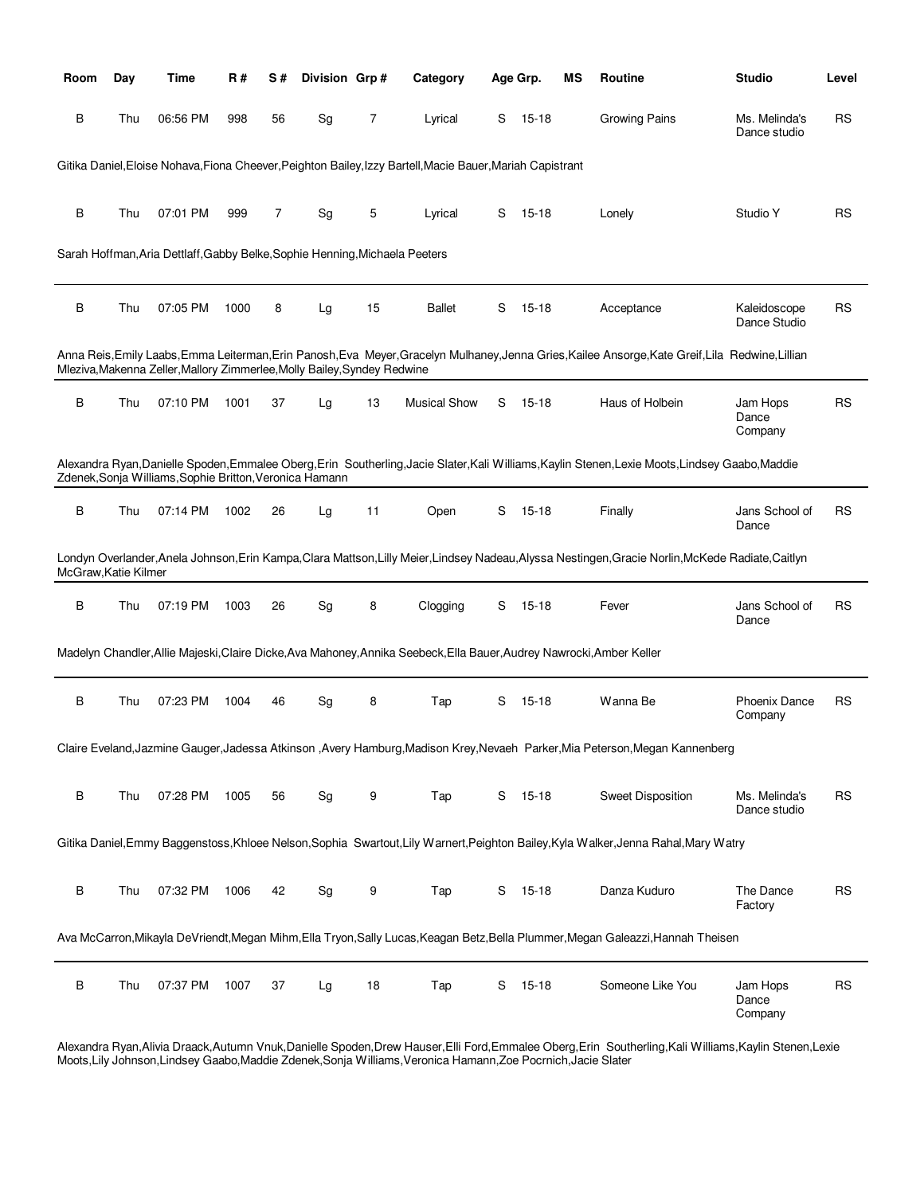| Room | Day | Time | R # | S # | Division | Grp # | Category | Age Grp. | | MS | Routine | Studio | Level |
|---|---|---|---|---|---|---|---|---|---|---|---|---|---|
| B | Thu | 06:56 PM | 998 | 56 | Sg | 7 | Lyrical | S | 15-18 | | Growing Pains | Ms. Melinda's Dance studio | RS |

Gitika Daniel,Eloise Nohava,Fiona Cheever,Peighton Bailey,Izzy Bartell,Macie Bauer,Mariah Capistrant

| Room | Day | Time | R # | S # | Division | Grp # | Category | Age Grp. | | MS | Routine | Studio | Level |
|---|---|---|---|---|---|---|---|---|---|---|---|---|---|
| B | Thu | 07:01 PM | 999 | 7 | Sg | 5 | Lyrical | S | 15-18 | | Lonely | Studio Y | RS |

Sarah Hoffman,Aria Dettlaff,Gabby Belke,Sophie Henning,Michaela Peeters

---

| Room | Day | Time | R # | S # | Division | Grp # | Category | Age Grp. | | MS | Routine | Studio | Level |
|---|---|---|---|---|---|---|---|---|---|---|---|---|---|
| B | Thu | 07:05 PM | 1000 | 8 | Lg | 15 | Ballet | S | 15-18 | | Acceptance | Kaleidoscope Dance Studio | RS |

Anna Reis,Emily Laabs,Emma Leiterman,Erin Panosh,Eva Meyer,Gracelyn Mulhaney,Jenna Gries,Kailee Ansorge,Kate Greif,Lila Redwine,Lillian Mleziva,Makenna Zeller,Mallory Zimmerlee,Molly Bailey,Syndey Redwine

---

| Room | Day | Time | R # | S # | Division | Grp # | Category | Age Grp. | | MS | Routine | Studio | Level |
|---|---|---|---|---|---|---|---|---|---|---|---|---|---|
| B | Thu | 07:10 PM | 1001 | 37 | Lg | 13 | Musical Show | S | 15-18 | | Haus of Holbein | Jam Hops Dance Company | RS |

Alexandra Ryan,Danielle Spoden,Emmalee Oberg,Erin Southerling,Jacie Slater,Kali Williams,Kaylin Stenen,Lexie Moots,Lindsey Gaabo,Maddie Zdenek,Sonja Williams,Sophie Britton,Veronica Hamann

---

| Room | Day | Time | R # | S # | Division | Grp # | Category | Age Grp. | | MS | Routine | Studio | Level |
|---|---|---|---|---|---|---|---|---|---|---|---|---|---|
| B | Thu | 07:14 PM | 1002 | 26 | Lg | 11 | Open | S | 15-18 | | Finally | Jans School of Dance | RS |

Londyn Overlander,Anela Johnson,Erin Kampa,Clara Mattson,Lilly Meier,Lindsey Nadeau,Alyssa Nestingen,Gracie Norlin,McKede Radiate,Caitlyn McGraw,Katie Kilmer

---

| Room | Day | Time | R # | S # | Division | Grp # | Category | Age Grp. | | MS | Routine | Studio | Level |
|---|---|---|---|---|---|---|---|---|---|---|---|---|---|
| B | Thu | 07:19 PM | 1003 | 26 | Sg | 8 | Clogging | S | 15-18 | | Fever | Jans School of Dance | RS |

Madelyn Chandler,Allie Majeski,Claire Dicke,Ava Mahoney,Annika Seebeck,Ella Bauer,Audrey Nawrocki,Amber Keller

---

| Room | Day | Time | R # | S # | Division | Grp # | Category | Age Grp. | | MS | Routine | Studio | Level |
|---|---|---|---|---|---|---|---|---|---|---|---|---|---|
| B | Thu | 07:23 PM | 1004 | 46 | Sg | 8 | Tap | S | 15-18 | | Wanna Be | Phoenix Dance Company | RS |

Claire Eveland,Jazmine Gauger,Jadessa Atkinson ,Avery Hamburg,Madison Krey,Nevaeh Parker,Mia Peterson,Megan Kannenberg

| Room | Day | Time | R # | S # | Division | Grp # | Category | Age Grp. | | MS | Routine | Studio | Level |
|---|---|---|---|---|---|---|---|---|---|---|---|---|---|
| B | Thu | 07:28 PM | 1005 | 56 | Sg | 9 | Tap | S | 15-18 | | Sweet Disposition | Ms. Melinda's Dance studio | RS |

Gitika Daniel,Emmy Baggenstoss,Khloee Nelson,Sophia Swartout,Lily Warnert,Peighton Bailey,Kyla Walker,Jenna Rahal,Mary Watry

| Room | Day | Time | R # | S # | Division | Grp # | Category | Age Grp. | | MS | Routine | Studio | Level |
|---|---|---|---|---|---|---|---|---|---|---|---|---|---|
| B | Thu | 07:32 PM | 1006 | 42 | Sg | 9 | Tap | S | 15-18 | | Danza Kuduro | The Dance Factory | RS |

Ava McCarron,Mikayla DeVriendt,Megan Mihm,Ella Tryon,Sally Lucas,Keagan Betz,Bella Plummer,Megan Galeazzi,Hannah Theisen

---

| Room | Day | Time | R # | S # | Division | Grp # | Category | Age Grp. | | MS | Routine | Studio | Level |
|---|---|---|---|---|---|---|---|---|---|---|---|---|---|
| B | Thu | 07:37 PM | 1007 | 37 | Lg | 18 | Tap | S | 15-18 | | Someone Like You | Jam Hops Dance Company | RS |

Alexandra Ryan,Alivia Draack,Autumn Vnuk,Danielle Spoden,Drew Hauser,Elli Ford,Emmalee Oberg,Erin Southerling,Kali Williams,Kaylin Stenen,Lexie Moots,Lily Johnson,Lindsey Gaabo,Maddie Zdenek,Sonja Williams,Veronica Hamann,Zoe Pocrnich,Jacie Slater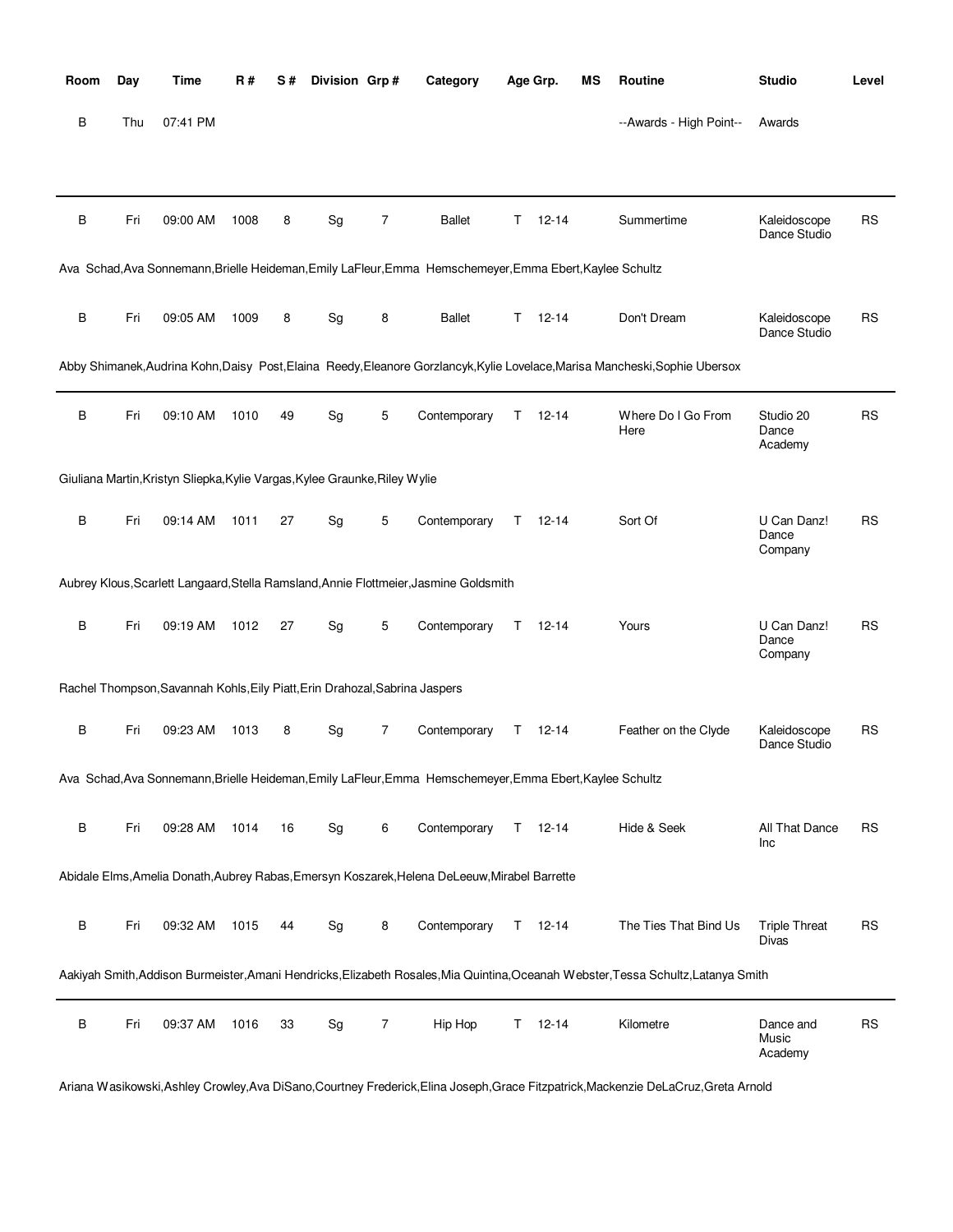| Room | Day | Time | R # | S # | Division | Grp # | Category | Age Grp. | MS | Routine | Studio | Level |
|---|---|---|---|---|---|---|---|---|---|---|---|---|
| B | Thu | 07:41 PM | | | | | | | | --Awards - High Point-- | Awards | |
| B | Fri | 09:00 AM | 1008 | 8 | Sg | 7 | Ballet | T 12-14 | | Summertime | Kaleidoscope Dance Studio | RS |

Ava Schad,Ava Sonnemann,Brielle Heideman,Emily LaFleur,Emma Hemschemeyer,Emma Ebert,Kaylee Schultz

| Room | Day | Time | R # | S # | Division | Grp # | Category | Age Grp. | MS | Routine | Studio | Level |
|---|---|---|---|---|---|---|---|---|---|---|---|---|
| B | Fri | 09:05 AM | 1009 | 8 | Sg | 8 | Ballet | T 12-14 | | Don't Dream | Kaleidoscope Dance Studio | RS |

Abby Shimanek,Audrina Kohn,Daisy Post,Elaina Reedy,Eleanore Gorzlancyk,Kylie Lovelace,Marisa Mancheski,Sophie Ubersox

| Room | Day | Time | R # | S # | Division | Grp # | Category | Age Grp. | MS | Routine | Studio | Level |
|---|---|---|---|---|---|---|---|---|---|---|---|---|
| B | Fri | 09:10 AM | 1010 | 49 | Sg | 5 | Contemporary | T 12-14 | | Where Do I Go From Here | Studio 20 Dance Academy | RS |

Giuliana Martin,Kristyn Sliepka,Kylie Vargas,Kylee Graunke,Riley Wylie

| Room | Day | Time | R # | S # | Division | Grp # | Category | Age Grp. | MS | Routine | Studio | Level |
|---|---|---|---|---|---|---|---|---|---|---|---|---|
| B | Fri | 09:14 AM | 1011 | 27 | Sg | 5 | Contemporary | T 12-14 | | Sort Of | U Can Danz! Dance Company | RS |

Aubrey Klous,Scarlett Langaard,Stella Ramsland,Annie Flottmeier,Jasmine Goldsmith

| Room | Day | Time | R # | S # | Division | Grp # | Category | Age Grp. | MS | Routine | Studio | Level |
|---|---|---|---|---|---|---|---|---|---|---|---|---|
| B | Fri | 09:19 AM | 1012 | 27 | Sg | 5 | Contemporary | T 12-14 | | Yours | U Can Danz! Dance Company | RS |

Rachel Thompson,Savannah Kohls,Eily Piatt,Erin Drahozal,Sabrina Jaspers

| Room | Day | Time | R # | S # | Division | Grp # | Category | Age Grp. | MS | Routine | Studio | Level |
|---|---|---|---|---|---|---|---|---|---|---|---|---|
| B | Fri | 09:23 AM | 1013 | 8 | Sg | 7 | Contemporary | T 12-14 | | Feather on the Clyde | Kaleidoscope Dance Studio | RS |

Ava Schad,Ava Sonnemann,Brielle Heideman,Emily LaFleur,Emma Hemschemeyer,Emma Ebert,Kaylee Schultz

| Room | Day | Time | R # | S # | Division | Grp # | Category | Age Grp. | MS | Routine | Studio | Level |
|---|---|---|---|---|---|---|---|---|---|---|---|---|
| B | Fri | 09:28 AM | 1014 | 16 | Sg | 6 | Contemporary | T 12-14 | | Hide & Seek | All That Dance Inc | RS |

Abidale Elms,Amelia Donath,Aubrey Rabas,Emersyn Koszarek,Helena DeLeeuw,Mirabel Barrette

| Room | Day | Time | R # | S # | Division | Grp # | Category | Age Grp. | MS | Routine | Studio | Level |
|---|---|---|---|---|---|---|---|---|---|---|---|---|
| B | Fri | 09:32 AM | 1015 | 44 | Sg | 8 | Contemporary | T 12-14 | | The Ties That Bind Us | Triple Threat Divas | RS |

Aakiyah Smith,Addison Burmeister,Amani Hendricks,Elizabeth Rosales,Mia Quintina,Oceanah Webster,Tessa Schultz,Latanya Smith

| Room | Day | Time | R # | S # | Division | Grp # | Category | Age Grp. | MS | Routine | Studio | Level |
|---|---|---|---|---|---|---|---|---|---|---|---|---|
| B | Fri | 09:37 AM | 1016 | 33 | Sg | 7 | Hip Hop | T 12-14 | | Kilometre | Dance and Music Academy | RS |

Ariana Wasikowski,Ashley Crowley,Ava DiSano,Courtney Frederick,Elina Joseph,Grace Fitzpatrick,Mackenzie DeLaCruz,Greta Arnold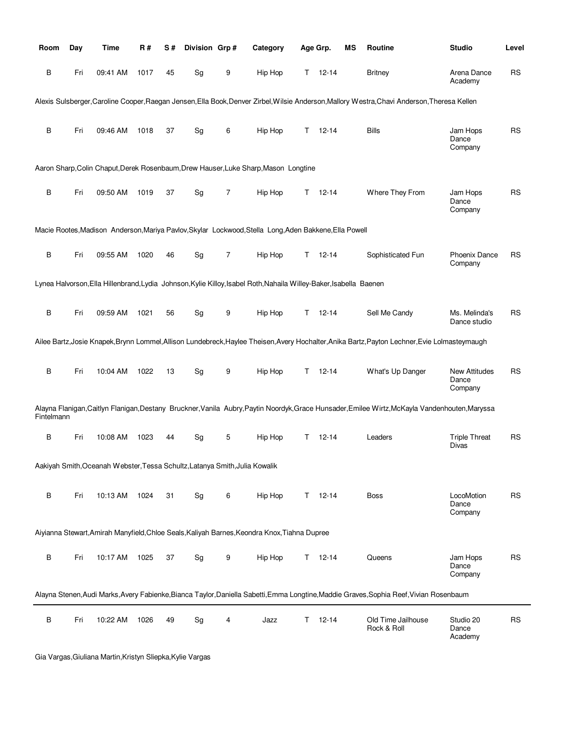| Room | Day | Time | R # | S # | Division | Grp # | Category | Age Grp. | MS | Routine | Studio | Level |
|---|---|---|---|---|---|---|---|---|---|---|---|---|
| B | Fri | 09:41 AM | 1017 | 45 | Sg | 9 | Hip Hop | T 12-14 | | Britney | Arena Dance Academy | RS |
| Alexis Sulsberger,Caroline Cooper,Raegan Jensen,Ella Book,Denver Zirbel,Wilsie Anderson,Mallory Westra,Chavi Anderson,Theresa Kellen | | | | | | | | | | | | |
| B | Fri | 09:46 AM | 1018 | 37 | Sg | 6 | Hip Hop | T 12-14 | | Bills | Jam Hops Dance Company | RS |
| Aaron Sharp,Colin Chaput,Derek Rosenbaum,Drew Hauser,Luke Sharp,Mason Longtine | | | | | | | | | | | | |
| B | Fri | 09:50 AM | 1019 | 37 | Sg | 7 | Hip Hop | T 12-14 | | Where They From | Jam Hops Dance Company | RS |
| Macie Rootes,Madison Anderson,Mariya Pavlov,Skylar Lockwood,Stella Long,Aden Bakkene,Ella Powell | | | | | | | | | | | | |
| B | Fri | 09:55 AM | 1020 | 46 | Sg | 7 | Hip Hop | T 12-14 | | Sophisticated Fun | Phoenix Dance Company | RS |
| Lynea Halvorson,Ella Hillenbrand,Lydia Johnson,Kylie Killoy,Isabel Roth,Nahaila Willey-Baker,Isabella Baenen | | | | | | | | | | | | |
| B | Fri | 09:59 AM | 1021 | 56 | Sg | 9 | Hip Hop | T 12-14 | | Sell Me Candy | Ms. Melinda's Dance studio | RS |
| Ailee Bartz,Josie Knapek,Brynn Lommel,Allison Lundebreck,Haylee Theisen,Avery Hochalter,Anika Bartz,Payton Lechner,Evie Lolmasteymaugh | | | | | | | | | | | | |
| B | Fri | 10:04 AM | 1022 | 13 | Sg | 9 | Hip Hop | T 12-14 | | What's Up Danger | New Attitudes Dance Company | RS |
| Alayna Flanigan,Caitlyn Flanigan,Destany Bruckner,Vanila Aubry,Paytin Noordyk,Grace Hunsader,Emilee Wirtz,McKayla Vandenhouten,Maryssa Fintelmann | | | | | | | | | | | | |
| B | Fri | 10:08 AM | 1023 | 44 | Sg | 5 | Hip Hop | T 12-14 | | Leaders | Triple Threat Divas | RS |
| Aakiyah Smith,Oceanah Webster,Tessa Schultz,Latanya Smith,Julia Kowalik | | | | | | | | | | | | |
| B | Fri | 10:13 AM | 1024 | 31 | Sg | 6 | Hip Hop | T 12-14 | | Boss | LocoMotion Dance Company | RS |
| Aiyianna Stewart,Amirah Manyfield,Chloe Seals,Kaliyah Barnes,Keondra Knox,Tiahna Dupree | | | | | | | | | | | | |
| B | Fri | 10:17 AM | 1025 | 37 | Sg | 9 | Hip Hop | T 12-14 | | Queens | Jam Hops Dance Company | RS |
| Alayna Stenen,Audi Marks,Avery Fabienke,Bianca Taylor,Daniella Sabetti,Emma Longtine,Maddie Graves,Sophia Reef,Vivian Rosenbaum | | | | | | | | | | | | |
| B | Fri | 10:22 AM | 1026 | 49 | Sg | 4 | Jazz | T 12-14 | | Old Time Jailhouse Rock & Roll | Studio 20 Dance Academy | RS |
| Gia Vargas,Giuliana Martin,Kristyn Sliepka,Kylie Vargas | | | | | | | | | | | | |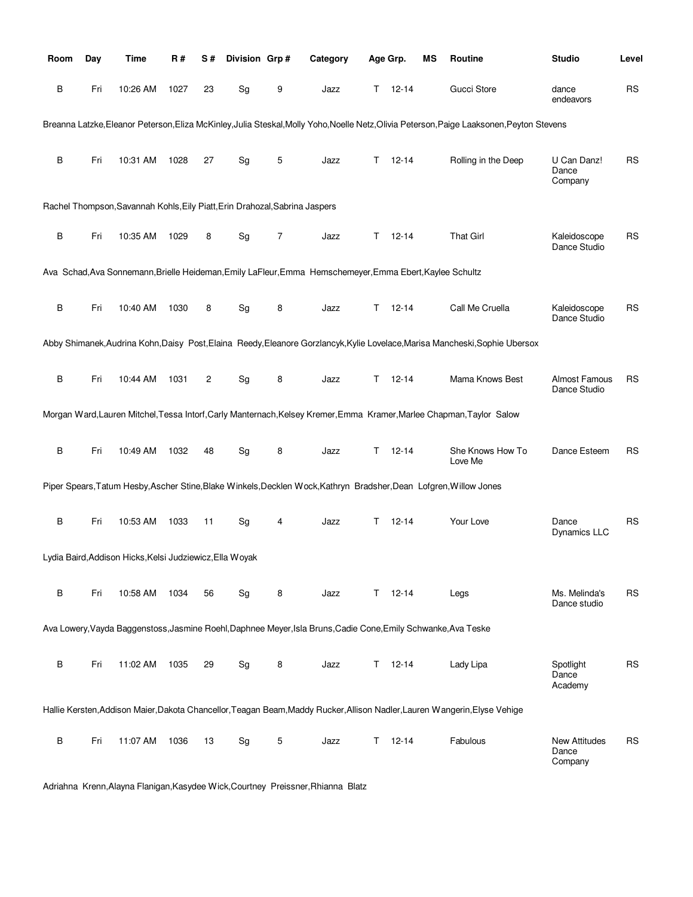| Room | Day | Time | R # | S # | Division | Grp # | Category | Age Grp. | | MS | Routine | Studio | Level |
|---|---|---|---|---|---|---|---|---|---|---|---|---|---|
| B | Fri | 10:26 AM | 1027 | 23 | Sg | 9 | Jazz | T | 12-14 | | Gucci Store | dance endeavors | RS |

Breanna Latzke,Eleanor Peterson,Eliza McKinley,Julia Steskal,Molly Yoho,Noelle Netz,Olivia Peterson,Paige Laaksonen,Peyton Stevens

| Room | Day | Time | R # | S # | Division | Grp # | Category | Age Grp. | | MS | Routine | Studio | Level |
|---|---|---|---|---|---|---|---|---|---|---|---|---|---|
| B | Fri | 10:31 AM | 1028 | 27 | Sg | 5 | Jazz | T | 12-14 | | Rolling in the Deep | U Can Danz! Dance Company | RS |

Rachel Thompson,Savannah Kohls,Eily Piatt,Erin Drahozal,Sabrina Jaspers

| Room | Day | Time | R # | S # | Division | Grp # | Category | Age Grp. | | MS | Routine | Studio | Level |
|---|---|---|---|---|---|---|---|---|---|---|---|---|---|
| B | Fri | 10:35 AM | 1029 | 8 | Sg | 7 | Jazz | T | 12-14 | | That Girl | Kaleidoscope Dance Studio | RS |

Ava Schad,Ava Sonnemann,Brielle Heideman,Emily LaFleur,Emma Hemschemeyer,Emma Ebert,Kaylee Schultz

| Room | Day | Time | R # | S # | Division | Grp # | Category | Age Grp. | | MS | Routine | Studio | Level |
|---|---|---|---|---|---|---|---|---|---|---|---|---|---|
| B | Fri | 10:40 AM | 1030 | 8 | Sg | 8 | Jazz | T | 12-14 | | Call Me Cruella | Kaleidoscope Dance Studio | RS |

Abby Shimanek,Audrina Kohn,Daisy Post,Elaina Reedy,Eleanore Gorzlancyk,Kylie Lovelace,Marisa Mancheski,Sophie Ubersox

| Room | Day | Time | R # | S # | Division | Grp # | Category | Age Grp. | | MS | Routine | Studio | Level |
|---|---|---|---|---|---|---|---|---|---|---|---|---|---|
| B | Fri | 10:44 AM | 1031 | 2 | Sg | 8 | Jazz | T | 12-14 | | Mama Knows Best | Almost Famous Dance Studio | RS |

Morgan Ward,Lauren Mitchel,Tessa Intorf,Carly Manternach,Kelsey Kremer,Emma Kramer,Marlee Chapman,Taylor Salow

| Room | Day | Time | R # | S # | Division | Grp # | Category | Age Grp. | | MS | Routine | Studio | Level |
|---|---|---|---|---|---|---|---|---|---|---|---|---|---|
| B | Fri | 10:49 AM | 1032 | 48 | Sg | 8 | Jazz | T | 12-14 | | She Knows How To Love Me | Dance Esteem | RS |

Piper Spears,Tatum Hesby,Ascher Stine,Blake Winkels,Decklen Wock,Kathryn Bradsher,Dean Lofgren,Willow Jones

| Room | Day | Time | R # | S # | Division | Grp # | Category | Age Grp. | | MS | Routine | Studio | Level |
|---|---|---|---|---|---|---|---|---|---|---|---|---|---|
| B | Fri | 10:53 AM | 1033 | 11 | Sg | 4 | Jazz | T | 12-14 | | Your Love | Dance Dynamics LLC | RS |

Lydia Baird,Addison Hicks,Kelsi Judziewicz,Ella Woyak

| Room | Day | Time | R # | S # | Division | Grp # | Category | Age Grp. | | MS | Routine | Studio | Level |
|---|---|---|---|---|---|---|---|---|---|---|---|---|---|
| B | Fri | 10:58 AM | 1034 | 56 | Sg | 8 | Jazz | T | 12-14 | | Legs | Ms. Melinda's Dance studio | RS |

Ava Lowery,Vayda Baggenstoss,Jasmine Roehl,Daphnee Meyer,Isla Bruns,Cadie Cone,Emily Schwanke,Ava Teske

| Room | Day | Time | R # | S # | Division | Grp # | Category | Age Grp. | | MS | Routine | Studio | Level |
|---|---|---|---|---|---|---|---|---|---|---|---|---|---|
| B | Fri | 11:02 AM | 1035 | 29 | Sg | 8 | Jazz | T | 12-14 | | Lady Lipa | Spotlight Dance Academy | RS |

Hallie Kersten,Addison Maier,Dakota Chancellor,Teagan Beam,Maddy Rucker,Allison Nadler,Lauren Wangerin,Elyse Vehige

| Room | Day | Time | R # | S # | Division | Grp # | Category | Age Grp. | | MS | Routine | Studio | Level |
|---|---|---|---|---|---|---|---|---|---|---|---|---|---|
| B | Fri | 11:07 AM | 1036 | 13 | Sg | 5 | Jazz | T | 12-14 | | Fabulous | New Attitudes Dance Company | RS |

Adriahna Krenn,Alayna Flanigan,Kasydee Wick,Courtney Preissner,Rhianna Blatz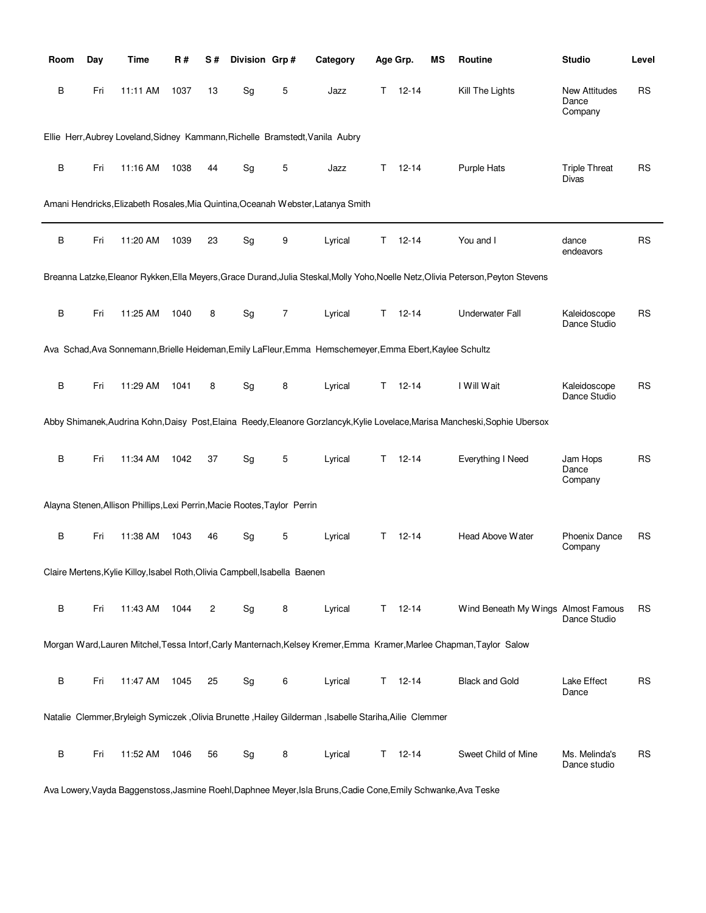| Room | Day | Time | R # | S # | Division | Grp # | Category | Age Grp. | | MS | Routine | Studio | Level |
|---|---|---|---|---|---|---|---|---|---|---|---|---|---|
| B | Fri | 11:11 AM | 1037 | 13 | Sg | 5 | Jazz | T | 12-14 | | Kill The Lights | New Attitudes Dance Company | RS |

Ellie Herr,Aubrey Loveland,Sidney Kammann,Richelle Bramstedt,Vanila Aubry

| Room | Day | Time | R # | S # | Division | Grp # | Category | Age Grp. | | MS | Routine | Studio | Level |
|---|---|---|---|---|---|---|---|---|---|---|---|---|---|
| B | Fri | 11:16 AM | 1038 | 44 | Sg | 5 | Jazz | T | 12-14 | | Purple Hats | Triple Threat Divas | RS |

Amani Hendricks,Elizabeth Rosales,Mia Quintina,Oceanah Webster,Latanya Smith

---

| Room | Day | Time | R # | S # | Division | Grp # | Category | Age Grp. | | MS | Routine | Studio | Level |
|---|---|---|---|---|---|---|---|---|---|---|---|---|---|
| B | Fri | 11:20 AM | 1039 | 23 | Sg | 9 | Lyrical | T | 12-14 | | You and I | dance endeavors | RS |

Breanna Latzke,Eleanor Rykken,Ella Meyers,Grace Durand,Julia Steskal,Molly Yoho,Noelle Netz,Olivia Peterson,Peyton Stevens

| Room | Day | Time | R # | S # | Division | Grp # | Category | Age Grp. | | MS | Routine | Studio | Level |
|---|---|---|---|---|---|---|---|---|---|---|---|---|---|
| B | Fri | 11:25 AM | 1040 | 8 | Sg | 7 | Lyrical | T | 12-14 | | Underwater Fall | Kaleidoscope Dance Studio | RS |

Ava Schad,Ava Sonnemann,Brielle Heideman,Emily LaFleur,Emma Hemschemeyer,Emma Ebert,Kaylee Schultz

| Room | Day | Time | R # | S # | Division | Grp # | Category | Age Grp. | | MS | Routine | Studio | Level |
|---|---|---|---|---|---|---|---|---|---|---|---|---|---|
| B | Fri | 11:29 AM | 1041 | 8 | Sg | 8 | Lyrical | T | 12-14 | | I Will Wait | Kaleidoscope Dance Studio | RS |

Abby Shimanek,Audrina Kohn,Daisy Post,Elaina Reedy,Eleanore Gorzlancyk,Kylie Lovelace,Marisa Mancheski,Sophie Ubersox

| Room | Day | Time | R # | S # | Division | Grp # | Category | Age Grp. | | MS | Routine | Studio | Level |
|---|---|---|---|---|---|---|---|---|---|---|---|---|---|
| B | Fri | 11:34 AM | 1042 | 37 | Sg | 5 | Lyrical | T | 12-14 | | Everything I Need | Jam Hops Dance Company | RS |

Alayna Stenen,Allison Phillips,Lexi Perrin,Macie Rootes,Taylor Perrin

| Room | Day | Time | R # | S # | Division | Grp # | Category | Age Grp. | | MS | Routine | Studio | Level |
|---|---|---|---|---|---|---|---|---|---|---|---|---|---|
| B | Fri | 11:38 AM | 1043 | 46 | Sg | 5 | Lyrical | T | 12-14 | | Head Above Water | Phoenix Dance Company | RS |

Claire Mertens,Kylie Killoy,Isabel Roth,Olivia Campbell,Isabella Baenen

| Room | Day | Time | R # | S # | Division | Grp # | Category | Age Grp. | | MS | Routine | Studio | Level |
|---|---|---|---|---|---|---|---|---|---|---|---|---|---|
| B | Fri | 11:43 AM | 1044 | 2 | Sg | 8 | Lyrical | T | 12-14 | | Wind Beneath My Wings | Almost Famous Dance Studio | RS |

Morgan Ward,Lauren Mitchel,Tessa Intorf,Carly Manternach,Kelsey Kremer,Emma Kramer,Marlee Chapman,Taylor Salow

| Room | Day | Time | R # | S # | Division | Grp # | Category | Age Grp. | | MS | Routine | Studio | Level |
|---|---|---|---|---|---|---|---|---|---|---|---|---|---|
| B | Fri | 11:47 AM | 1045 | 25 | Sg | 6 | Lyrical | T | 12-14 | | Black and Gold | Lake Effect Dance | RS |

Natalie Clemmer,Bryleigh Symiczek ,Olivia Brunette ,Hailey Gilderman ,Isabelle Stariha,Ailie Clemmer

| Room | Day | Time | R # | S # | Division | Grp # | Category | Age Grp. | | MS | Routine | Studio | Level |
|---|---|---|---|---|---|---|---|---|---|---|---|---|---|
| B | Fri | 11:52 AM | 1046 | 56 | Sg | 8 | Lyrical | T | 12-14 | | Sweet Child of Mine | Ms. Melinda's Dance studio | RS |

Ava Lowery,Vayda Baggenstoss,Jasmine Roehl,Daphnee Meyer,Isla Bruns,Cadie Cone,Emily Schwanke,Ava Teske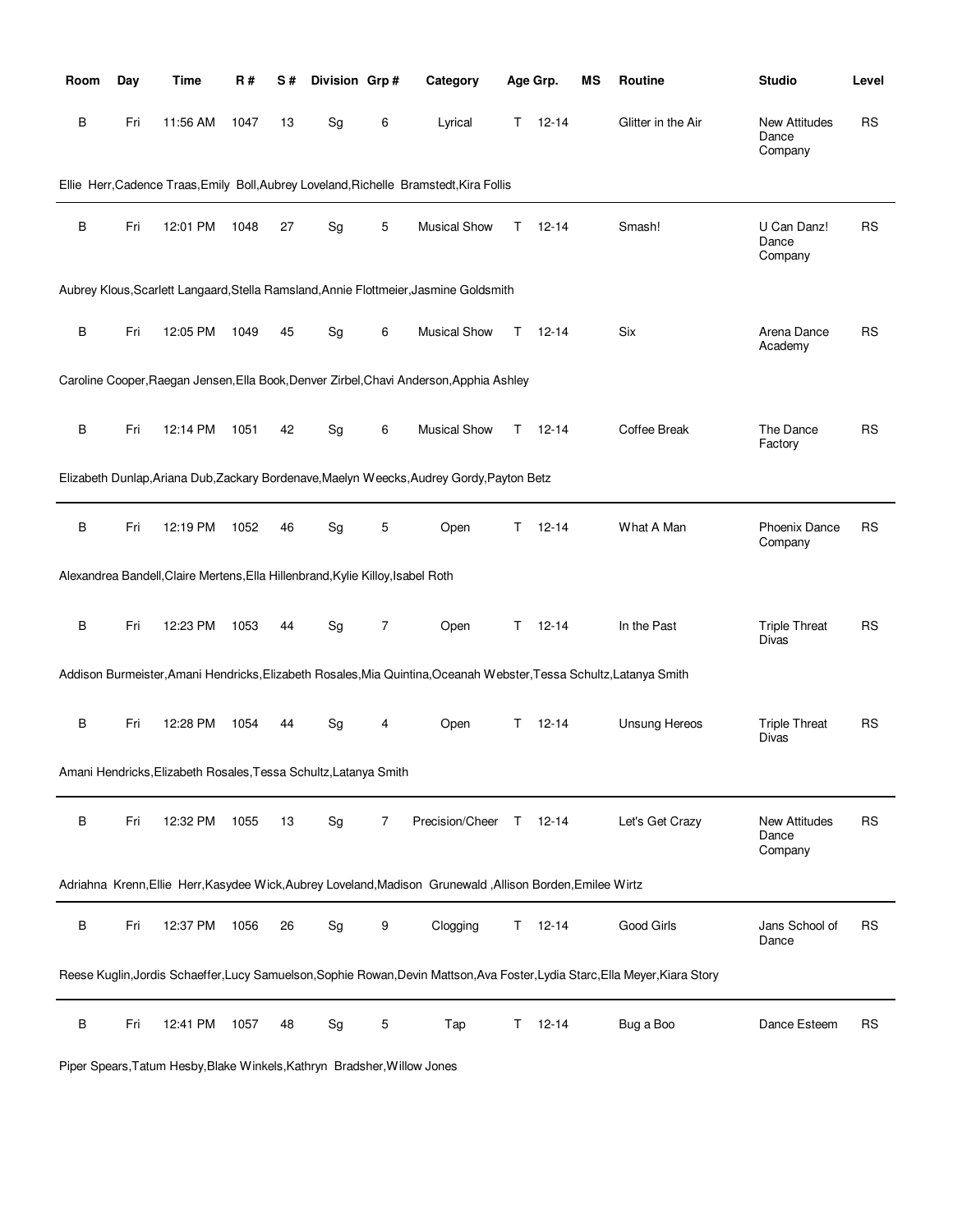| Room | Day | Time | R # | S # | Division | Grp # | Category | Age Grp. | MS | Routine | Studio | Level |
|---|---|---|---|---|---|---|---|---|---|---|---|---|
| B | Fri | 11:56 AM | 1047 | 13 | Sg | 6 | Lyrical | T 12-14 | | Glitter in the Air | New Attitudes Dance Company | RS |

Ellie Herr,Cadence Traas,Emily Boll,Aubrey Loveland,Richelle Bramstedt,Kira Follis

| Room | Day | Time | R # | S # | Division | Grp # | Category | Age Grp. | MS | Routine | Studio | Level |
|---|---|---|---|---|---|---|---|---|---|---|---|---|
| B | Fri | 12:01 PM | 1048 | 27 | Sg | 5 | Musical Show | T 12-14 | | Smash! | U Can Danz! Dance Company | RS |

Aubrey Klous,Scarlett Langaard,Stella Ramsland,Annie Flottmeier,Jasmine Goldsmith

| Room | Day | Time | R # | S # | Division | Grp # | Category | Age Grp. | MS | Routine | Studio | Level |
|---|---|---|---|---|---|---|---|---|---|---|---|---|
| B | Fri | 12:05 PM | 1049 | 45 | Sg | 6 | Musical Show | T 12-14 | | Six | Arena Dance Academy | RS |

Caroline Cooper,Raegan Jensen,Ella Book,Denver Zirbel,Chavi Anderson,Apphia Ashley

| Room | Day | Time | R # | S # | Division | Grp # | Category | Age Grp. | MS | Routine | Studio | Level |
|---|---|---|---|---|---|---|---|---|---|---|---|---|
| B | Fri | 12:14 PM | 1051 | 42 | Sg | 6 | Musical Show | T 12-14 | | Coffee Break | The Dance Factory | RS |

Elizabeth Dunlap,Ariana Dub,Zackary Bordenave,Maelyn Weecks,Audrey Gordy,Payton Betz

| Room | Day | Time | R # | S # | Division | Grp # | Category | Age Grp. | MS | Routine | Studio | Level |
|---|---|---|---|---|---|---|---|---|---|---|---|---|
| B | Fri | 12:19 PM | 1052 | 46 | Sg | 5 | Open | T 12-14 | | What A Man | Phoenix Dance Company | RS |

Alexandrea Bandell,Claire Mertens,Ella Hillenbrand,Kylie Killoy,Isabel Roth

| Room | Day | Time | R # | S # | Division | Grp # | Category | Age Grp. | MS | Routine | Studio | Level |
|---|---|---|---|---|---|---|---|---|---|---|---|---|
| B | Fri | 12:23 PM | 1053 | 44 | Sg | 7 | Open | T 12-14 | | In the Past | Triple Threat Divas | RS |

Addison Burmeister,Amani Hendricks,Elizabeth Rosales,Mia Quintina,Oceanah Webster,Tessa Schultz,Latanya Smith

| Room | Day | Time | R # | S # | Division | Grp # | Category | Age Grp. | MS | Routine | Studio | Level |
|---|---|---|---|---|---|---|---|---|---|---|---|---|
| B | Fri | 12:28 PM | 1054 | 44 | Sg | 4 | Open | T 12-14 | | Unsung Hereos | Triple Threat Divas | RS |

Amani Hendricks,Elizabeth Rosales,Tessa Schultz,Latanya Smith

| Room | Day | Time | R # | S # | Division | Grp # | Category | Age Grp. | MS | Routine | Studio | Level |
|---|---|---|---|---|---|---|---|---|---|---|---|---|
| B | Fri | 12:32 PM | 1055 | 13 | Sg | 7 | Precision/Cheer | T 12-14 | | Let's Get Crazy | New Attitudes Dance Company | RS |

Adriahna Krenn,Ellie Herr,Kasydee Wick,Aubrey Loveland,Madison Grunewald ,Allison Borden,Emilee Wirtz

| Room | Day | Time | R # | S # | Division | Grp # | Category | Age Grp. | MS | Routine | Studio | Level |
|---|---|---|---|---|---|---|---|---|---|---|---|---|
| B | Fri | 12:37 PM | 1056 | 26 | Sg | 9 | Clogging | T 12-14 | | Good Girls | Jans School of Dance | RS |

Reese Kuglin,Jordis Schaeffer,Lucy Samuelson,Sophie Rowan,Devin Mattson,Ava Foster,Lydia Starc,Ella Meyer,Kiara Story

| Room | Day | Time | R # | S # | Division | Grp # | Category | Age Grp. | MS | Routine | Studio | Level |
|---|---|---|---|---|---|---|---|---|---|---|---|---|
| B | Fri | 12:41 PM | 1057 | 48 | Sg | 5 | Tap | T 12-14 | | Bug a Boo | Dance Esteem | RS |

Piper Spears,Tatum Hesby,Blake Winkels,Kathryn Bradsher,Willow Jones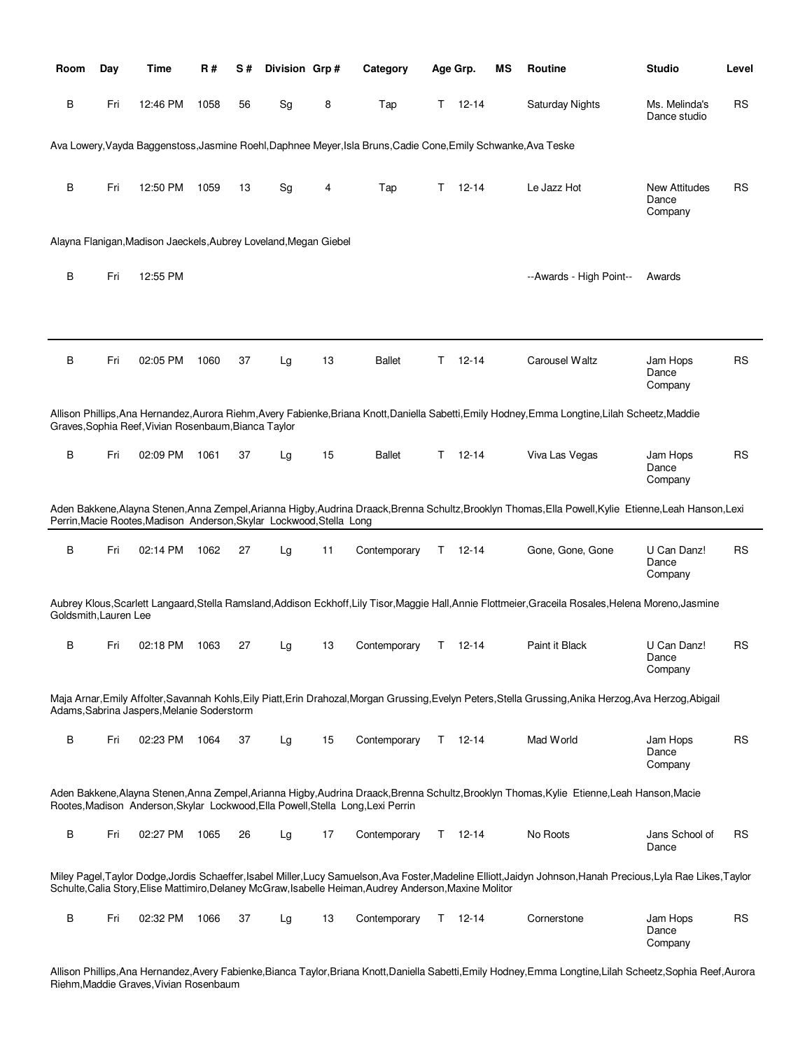| Room | Day | Time | R # | S # | Division | Grp # | Category | Age Grp. | MS | Routine | Studio | Level |
|---|---|---|---|---|---|---|---|---|---|---|---|---|
| B | Fri | 12:46 PM | 1058 | 56 | Sg | 8 | Tap | T 12-14 | | Saturday Nights | Ms. Melinda's Dance studio | RS |

Ava Lowery,Vayda Baggenstoss,Jasmine Roehl,Daphnee Meyer,Isla Bruns,Cadie Cone,Emily Schwanke,Ava Teske

| Room | Day | Time | R # | S # | Division | Grp # | Category | Age Grp. | MS | Routine | Studio | Level |
|---|---|---|---|---|---|---|---|---|---|---|---|---|
| B | Fri | 12:50 PM | 1059 | 13 | Sg | 4 | Tap | T 12-14 | | Le Jazz Hot | New Attitudes Dance Company | RS |

Alayna Flanigan,Madison Jaeckels,Aubrey Loveland,Megan Giebel

| Room | Day | Time | R # | S # | Division | Grp # | Category | Age Grp. | MS | Routine | Studio | Level |
|---|---|---|---|---|---|---|---|---|---|---|---|---|
| B | Fri | 12:55 PM | | | | | | | | --Awards - High Point-- | Awards | |

---

| Room | Day | Time | R # | S # | Division | Grp # | Category | Age Grp. | MS | Routine | Studio | Level |
|---|---|---|---|---|---|---|---|---|---|---|---|---|
| B | Fri | 02:05 PM | 1060 | 37 | Lg | 13 | Ballet | T 12-14 | | Carousel Waltz | Jam Hops Dance Company | RS |

Allison Phillips,Ana Hernandez,Aurora Riehm,Avery Fabienke,Briana Knott,Daniella Sabetti,Emily Hodney,Emma Longtine,Lilah Scheetz,Maddie Graves,Sophia Reef,Vivian Rosenbaum,Bianca Taylor

| Room | Day | Time | R # | S # | Division | Grp # | Category | Age Grp. | MS | Routine | Studio | Level |
|---|---|---|---|---|---|---|---|---|---|---|---|---|
| B | Fri | 02:09 PM | 1061 | 37 | Lg | 15 | Ballet | T 12-14 | | Viva Las Vegas | Jam Hops Dance Company | RS |

Aden Bakkene,Alayna Stenen,Anna Zempel,Arianna Higby,Audrina Draack,Brenna Schultz,Brooklyn Thomas,Ella Powell,Kylie Etienne,Leah Hanson,Lexi Perrin,Macie Rootes,Madison Anderson,Skylar Lockwood,Stella Long

---

| Room | Day | Time | R # | S # | Division | Grp # | Category | Age Grp. | MS | Routine | Studio | Level |
|---|---|---|---|---|---|---|---|---|---|---|---|---|
| B | Fri | 02:14 PM | 1062 | 27 | Lg | 11 | Contemporary | T 12-14 | | Gone, Gone, Gone | U Can Danz! Dance Company | RS |

Aubrey Klous,Scarlett Langaard,Stella Ramsland,Addison Eckhoff,Lily Tisor,Maggie Hall,Annie Flottmeier,Graceila Rosales,Helena Moreno,Jasmine Goldsmith,Lauren Lee

| Room | Day | Time | R # | S # | Division | Grp # | Category | Age Grp. | MS | Routine | Studio | Level |
|---|---|---|---|---|---|---|---|---|---|---|---|---|
| B | Fri | 02:18 PM | 1063 | 27 | Lg | 13 | Contemporary | T 12-14 | | Paint it Black | U Can Danz! Dance Company | RS |

Maja Arnar,Emily Affolter,Savannah Kohls,Eily Piatt,Erin Drahozal,Morgan Grussing,Evelyn Peters,Stella Grussing,Anika Herzog,Ava Herzog,Abigail Adams,Sabrina Jaspers,Melanie Soderstorm

| Room | Day | Time | R # | S # | Division | Grp # | Category | Age Grp. | MS | Routine | Studio | Level |
|---|---|---|---|---|---|---|---|---|---|---|---|---|
| B | Fri | 02:23 PM | 1064 | 37 | Lg | 15 | Contemporary | T 12-14 | | Mad World | Jam Hops Dance Company | RS |

Aden Bakkene,Alayna Stenen,Anna Zempel,Arianna Higby,Audrina Draack,Brenna Schultz,Brooklyn Thomas,Kylie Etienne,Leah Hanson,Macie Rootes,Madison Anderson,Skylar Lockwood,Ella Powell,Stella Long,Lexi Perrin

| Room | Day | Time | R # | S # | Division | Grp # | Category | Age Grp. | MS | Routine | Studio | Level |
|---|---|---|---|---|---|---|---|---|---|---|---|---|
| B | Fri | 02:27 PM | 1065 | 26 | Lg | 17 | Contemporary | T 12-14 | | No Roots | Jans School of Dance | RS |

Miley Pagel,Taylor Dodge,Jordis Schaeffer,Isabel Miller,Lucy Samuelson,Ava Foster,Madeline Elliott,Jaidyn Johnson,Hanah Precious,Lyla Rae Likes,Taylor Schulte,Calia Story,Elise Mattimiro,Delaney McGraw,Isabelle Heiman,Audrey Anderson,Maxine Molitor

| Room | Day | Time | R # | S # | Division | Grp # | Category | Age Grp. | MS | Routine | Studio | Level |
|---|---|---|---|---|---|---|---|---|---|---|---|---|
| B | Fri | 02:32 PM | 1066 | 37 | Lg | 13 | Contemporary | T 12-14 | | Cornerstone | Jam Hops Dance Company | RS |

Allison Phillips,Ana Hernandez,Avery Fabienke,Bianca Taylor,Briana Knott,Daniella Sabetti,Emily Hodney,Emma Longtine,Lilah Scheetz,Sophia Reef,Aurora Riehm,Maddie Graves,Vivian Rosenbaum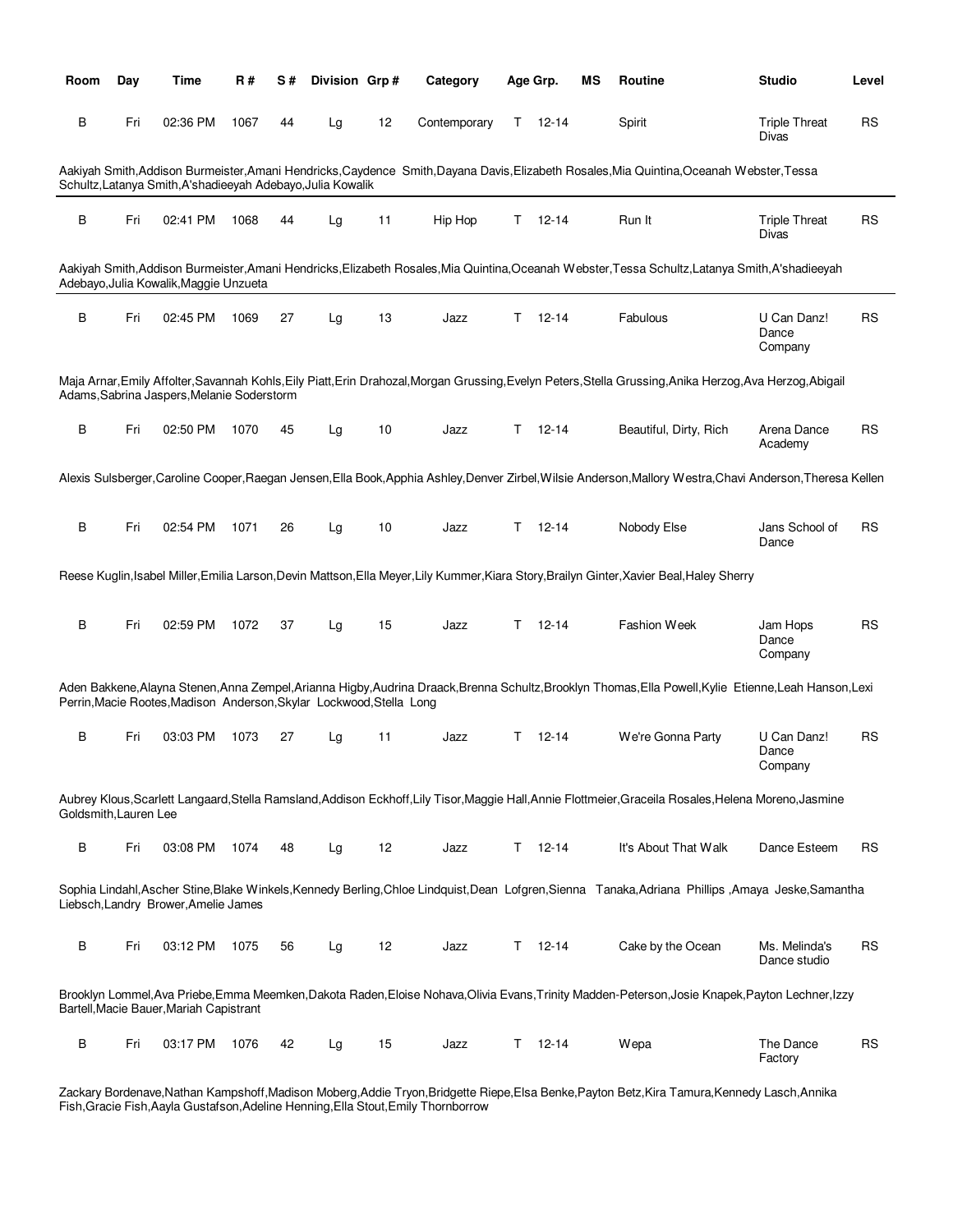| Room | Day | Time | R # | S # | Division | Grp # | Category | Age Grp. | MS | Routine | Studio | Level |
|---|---|---|---|---|---|---|---|---|---|---|---|---|
| B | Fri | 02:36 PM | 1067 | 44 | Lg | 12 | Contemporary | T 12-14 | | Spirit | Triple Threat Divas | RS |

Aakiyah Smith,Addison Burmeister,Amani Hendricks,Caydence Smith,Dayana Davis,Elizabeth Rosales,Mia Quintina,Oceanah Webster,Tessa Schultz,Latanya Smith,A'shadieeyah Adebayo,Julia Kowalik

| Room | Day | Time | R # | S # | Division | Grp # | Category | Age Grp. | MS | Routine | Studio | Level |
|---|---|---|---|---|---|---|---|---|---|---|---|---|
| B | Fri | 02:41 PM | 1068 | 44 | Lg | 11 | Hip Hop | T 12-14 | | Run It | Triple Threat Divas | RS |

Aakiyah Smith,Addison Burmeister,Amani Hendricks,Elizabeth Rosales,Mia Quintina,Oceanah Webster,Tessa Schultz,Latanya Smith,A'shadieeyah Adebayo,Julia Kowalik,Maggie Unzueta

| Room | Day | Time | R # | S # | Division | Grp # | Category | Age Grp. | MS | Routine | Studio | Level |
|---|---|---|---|---|---|---|---|---|---|---|---|---|
| B | Fri | 02:45 PM | 1069 | 27 | Lg | 13 | Jazz | T 12-14 | | Fabulous | U Can Danz! Dance Company | RS |

Maja Arnar,Emily Affolter,Savannah Kohls,Eily Piatt,Erin Drahozal,Morgan Grussing,Evelyn Peters,Stella Grussing,Anika Herzog,Ava Herzog,Abigail Adams,Sabrina Jaspers,Melanie Soderstorm

| Room | Day | Time | R # | S # | Division | Grp # | Category | Age Grp. | MS | Routine | Studio | Level |
|---|---|---|---|---|---|---|---|---|---|---|---|---|
| B | Fri | 02:50 PM | 1070 | 45 | Lg | 10 | Jazz | T 12-14 | | Beautiful, Dirty, Rich | Arena Dance Academy | RS |

Alexis Sulsberger,Caroline Cooper,Raegan Jensen,Ella Book,Apphia Ashley,Denver Zirbel,Wilsie Anderson,Mallory Westra,Chavi Anderson,Theresa Kellen

| Room | Day | Time | R # | S # | Division | Grp # | Category | Age Grp. | MS | Routine | Studio | Level |
|---|---|---|---|---|---|---|---|---|---|---|---|---|
| B | Fri | 02:54 PM | 1071 | 26 | Lg | 10 | Jazz | T 12-14 | | Nobody Else | Jans School of Dance | RS |

Reese Kuglin,Isabel Miller,Emilia Larson,Devin Mattson,Ella Meyer,Lily Kummer,Kiara Story,Brailyn Ginter,Xavier Beal,Haley Sherry

| Room | Day | Time | R # | S # | Division | Grp # | Category | Age Grp. | MS | Routine | Studio | Level |
|---|---|---|---|---|---|---|---|---|---|---|---|---|
| B | Fri | 02:59 PM | 1072 | 37 | Lg | 15 | Jazz | T 12-14 | | Fashion Week | Jam Hops Dance Company | RS |

Aden Bakkene,Alayna Stenen,Anna Zempel,Arianna Higby,Audrina Draack,Brenna Schultz,Brooklyn Thomas,Ella Powell,Kylie Etienne,Leah Hanson,Lexi Perrin,Macie Rootes,Madison Anderson,Skylar Lockwood,Stella Long

| Room | Day | Time | R # | S # | Division | Grp # | Category | Age Grp. | MS | Routine | Studio | Level |
|---|---|---|---|---|---|---|---|---|---|---|---|---|
| B | Fri | 03:03 PM | 1073 | 27 | Lg | 11 | Jazz | T 12-14 | | We're Gonna Party | U Can Danz! Dance Company | RS |

Aubrey Klous,Scarlett Langaard,Stella Ramsland,Addison Eckhoff,Lily Tisor,Maggie Hall,Annie Flottmeier,Graceila Rosales,Helena Moreno,Jasmine Goldsmith,Lauren Lee

| Room | Day | Time | R # | S # | Division | Grp # | Category | Age Grp. | MS | Routine | Studio | Level |
|---|---|---|---|---|---|---|---|---|---|---|---|---|
| B | Fri | 03:08 PM | 1074 | 48 | Lg | 12 | Jazz | T 12-14 | | It's About That Walk | Dance Esteem | RS |

Sophia Lindahl,Ascher Stine,Blake Winkels,Kennedy Berling,Chloe Lindquist,Dean Lofgren,Sienna Tanaka,Adriana Phillips ,Amaya Jeske,Samantha Liebsch,Landry Brower,Amelie James

| Room | Day | Time | R # | S # | Division | Grp # | Category | Age Grp. | MS | Routine | Studio | Level |
|---|---|---|---|---|---|---|---|---|---|---|---|---|
| B | Fri | 03:12 PM | 1075 | 56 | Lg | 12 | Jazz | T 12-14 | | Cake by the Ocean | Ms. Melinda's Dance studio | RS |

Brooklyn Lommel,Ava Priebe,Emma Meemken,Dakota Raden,Eloise Nohava,Olivia Evans,Trinity Madden-Peterson,Josie Knapek,Payton Lechner,Izzy Bartell,Macie Bauer,Mariah Capistrant

| Room | Day | Time | R # | S # | Division | Grp # | Category | Age Grp. | MS | Routine | Studio | Level |
|---|---|---|---|---|---|---|---|---|---|---|---|---|
| B | Fri | 03:17 PM | 1076 | 42 | Lg | 15 | Jazz | T 12-14 | | Wepa | The Dance Factory | RS |

Zackary Bordenave,Nathan Kampshoff,Madison Moberg,Addie Tryon,Bridgette Riepe,Elsa Benke,Payton Betz,Kira Tamura,Kennedy Lasch,Annika Fish,Gracie Fish,Aayla Gustafson,Adeline Henning,Ella Stout,Emily Thornborrow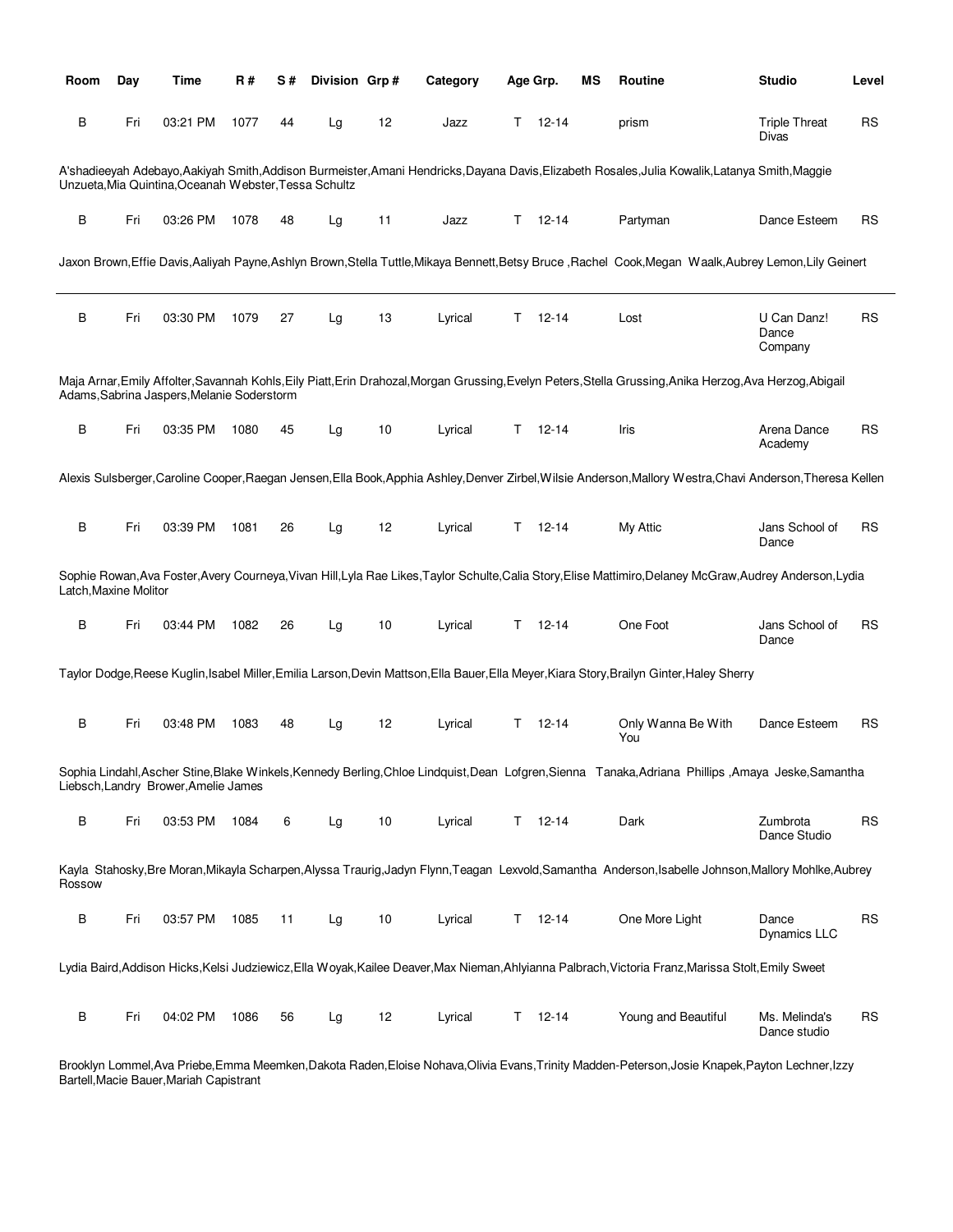| Room | Day | Time | R # | S # | Division | Grp # | Category | Age Grp. | MS | Routine | Studio | Level |
|---|---|---|---|---|---|---|---|---|---|---|---|---|
| B | Fri | 03:21 PM | 1077 | 44 | Lg | 12 | Jazz | T 12-14 | | prism | Triple Threat Divas | RS |

A'shadieeyah Adebayo,Aakiyah Smith,Addison Burmeister,Amani Hendricks,Dayana Davis,Elizabeth Rosales,Julia Kowalik,Latanya Smith,Maggie Unzueta,Mia Quintina,Oceanah Webster,Tessa Schultz

| Room | Day | Time | R # | S # | Division | Grp # | Category | Age Grp. | MS | Routine | Studio | Level |
|---|---|---|---|---|---|---|---|---|---|---|---|---|
| B | Fri | 03:26 PM | 1078 | 48 | Lg | 11 | Jazz | T 12-14 | | Partyman | Dance Esteem | RS |

Jaxon Brown,Effie Davis,Aaliyah Payne,Ashlyn Brown,Stella Tuttle,Mikaya Bennett,Betsy Bruce ,Rachel Cook,Megan Waalk,Aubrey Lemon,Lily Geinert

---

| Room | Day | Time | R # | S # | Division | Grp # | Category | Age Grp. | MS | Routine | Studio | Level |
|---|---|---|---|---|---|---|---|---|---|---|---|---|
| B | Fri | 03:30 PM | 1079 | 27 | Lg | 13 | Lyrical | T 12-14 | | Lost | U Can Danz! Dance Company | RS |

Maja Arnar,Emily Affolter,Savannah Kohls,Eily Piatt,Erin Drahozal,Morgan Grussing,Evelyn Peters,Stella Grussing,Anika Herzog,Ava Herzog,Abigail Adams,Sabrina Jaspers,Melanie Soderstorm

| Room | Day | Time | R # | S # | Division | Grp # | Category | Age Grp. | MS | Routine | Studio | Level |
|---|---|---|---|---|---|---|---|---|---|---|---|---|
| B | Fri | 03:35 PM | 1080 | 45 | Lg | 10 | Lyrical | T 12-14 | | Iris | Arena Dance Academy | RS |

Alexis Sulsberger,Caroline Cooper,Raegan Jensen,Ella Book,Apphia Ashley,Denver Zirbel,Wilsie Anderson,Mallory Westra,Chavi Anderson,Theresa Kellen

| Room | Day | Time | R # | S # | Division | Grp # | Category | Age Grp. | MS | Routine | Studio | Level |
|---|---|---|---|---|---|---|---|---|---|---|---|---|
| B | Fri | 03:39 PM | 1081 | 26 | Lg | 12 | Lyrical | T 12-14 | | My Attic | Jans School of Dance | RS |

Sophie Rowan,Ava Foster,Avery Courneya,Vivan Hill,Lyla Rae Likes,Taylor Schulte,Calia Story,Elise Mattimiro,Delaney McGraw,Audrey Anderson,Lydia Latch,Maxine Molitor

| Room | Day | Time | R # | S # | Division | Grp # | Category | Age Grp. | MS | Routine | Studio | Level |
|---|---|---|---|---|---|---|---|---|---|---|---|---|
| B | Fri | 03:44 PM | 1082 | 26 | Lg | 10 | Lyrical | T 12-14 | | One Foot | Jans School of Dance | RS |

Taylor Dodge,Reese Kuglin,Isabel Miller,Emilia Larson,Devin Mattson,Ella Bauer,Ella Meyer,Kiara Story,Brailyn Ginter,Haley Sherry

| Room | Day | Time | R # | S # | Division | Grp # | Category | Age Grp. | MS | Routine | Studio | Level |
|---|---|---|---|---|---|---|---|---|---|---|---|---|
| B | Fri | 03:48 PM | 1083 | 48 | Lg | 12 | Lyrical | T 12-14 | | Only Wanna Be With You | Dance Esteem | RS |

Sophia Lindahl,Ascher Stine,Blake Winkels,Kennedy Berling,Chloe Lindquist,Dean Lofgren,Sienna Tanaka,Adriana Phillips ,Amaya Jeske,Samantha Liebsch,Landry Brower,Amelie James

| Room | Day | Time | R # | S # | Division | Grp # | Category | Age Grp. | MS | Routine | Studio | Level |
|---|---|---|---|---|---|---|---|---|---|---|---|---|
| B | Fri | 03:53 PM | 1084 | 6 | Lg | 10 | Lyrical | T 12-14 | | Dark | Zumbrota Dance Studio | RS |

Kayla Stahosky,Bre Moran,Mikayla Scharpen,Alyssa Traurig,Jadyn Flynn,Teagan Lexvold,Samantha Anderson,Isabelle Johnson,Mallory Mohlke,Aubrey Rossow

| Room | Day | Time | R # | S # | Division | Grp # | Category | Age Grp. | MS | Routine | Studio | Level |
|---|---|---|---|---|---|---|---|---|---|---|---|---|
| B | Fri | 03:57 PM | 1085 | 11 | Lg | 10 | Lyrical | T 12-14 | | One More Light | Dance Dynamics LLC | RS |

Lydia Baird,Addison Hicks,Kelsi Judziewicz,Ella Woyak,Kailee Deaver,Max Nieman,Ahlyianna Palbrach,Victoria Franz,Marissa Stolt,Emily Sweet

| Room | Day | Time | R # | S # | Division | Grp # | Category | Age Grp. | MS | Routine | Studio | Level |
|---|---|---|---|---|---|---|---|---|---|---|---|---|
| B | Fri | 04:02 PM | 1086 | 56 | Lg | 12 | Lyrical | T 12-14 | | Young and Beautiful | Ms. Melinda's Dance studio | RS |

Brooklyn Lommel,Ava Priebe,Emma Meemken,Dakota Raden,Eloise Nohava,Olivia Evans,Trinity Madden-Peterson,Josie Knapek,Payton Lechner,Izzy Bartell,Macie Bauer,Mariah Capistrant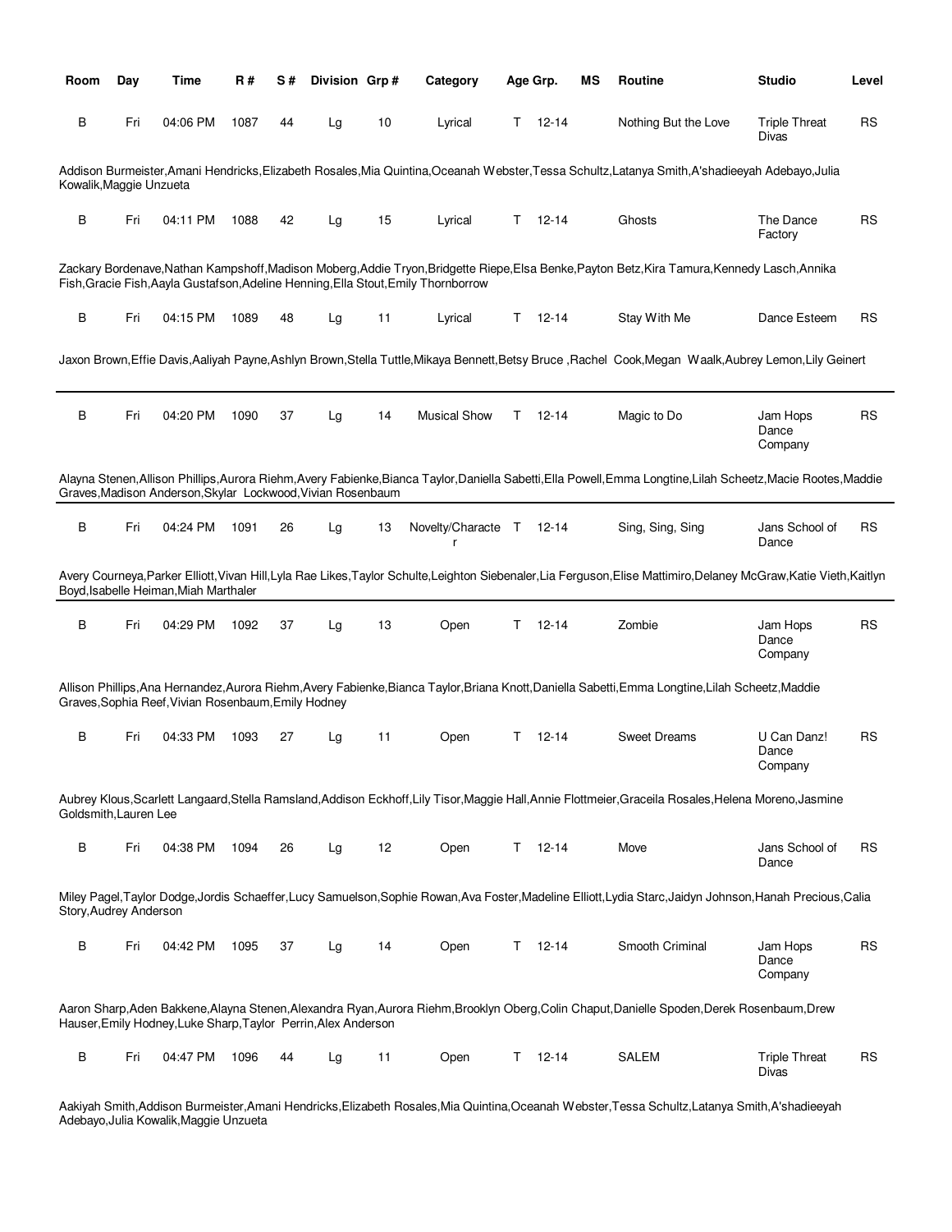| Room | Day | Time | R # | S # | Division | Grp # | Category | Age Grp. | MS | Routine | Studio | Level |
|---|---|---|---|---|---|---|---|---|---|---|---|---|
| B | Fri | 04:06 PM | 1087 | 44 | Lg | 10 | Lyrical | T 12-14 | | Nothing But the Love | Triple Threat Divas | RS |

Addison Burmeister,Amani Hendricks,Elizabeth Rosales,Mia Quintina,Oceanah Webster,Tessa Schultz,Latanya Smith,A'shadieeyah Adebayo,Julia Kowalik,Maggie Unzueta

| Room | Day | Time | R # | S # | Division | Grp # | Category | Age Grp. | MS | Routine | Studio | Level |
|---|---|---|---|---|---|---|---|---|---|---|---|---|
| B | Fri | 04:11 PM | 1088 | 42 | Lg | 15 | Lyrical | T 12-14 | | Ghosts | The Dance Factory | RS |

Zackary Bordenave,Nathan Kampshoff,Madison Moberg,Addie Tryon,Bridgette Riepe,Elsa Benke,Payton Betz,Kira Tamura,Kennedy Lasch,Annika Fish,Gracie Fish,Aayla Gustafson,Adeline Henning,Ella Stout,Emily Thornborrow

| Room | Day | Time | R # | S # | Division | Grp # | Category | Age Grp. | MS | Routine | Studio | Level |
|---|---|---|---|---|---|---|---|---|---|---|---|---|
| B | Fri | 04:15 PM | 1089 | 48 | Lg | 11 | Lyrical | T 12-14 | | Stay With Me | Dance Esteem | RS |

Jaxon Brown,Effie Davis,Aaliyah Payne,Ashlyn Brown,Stella Tuttle,Mikaya Bennett,Betsy Bruce ,Rachel Cook,Megan Waalk,Aubrey Lemon,Lily Geinert

| Room | Day | Time | R # | S # | Division | Grp # | Category | Age Grp. | MS | Routine | Studio | Level |
|---|---|---|---|---|---|---|---|---|---|---|---|---|
| B | Fri | 04:20 PM | 1090 | 37 | Lg | 14 | Musical Show | T 12-14 | | Magic to Do | Jam Hops Dance Company | RS |

Alayna Stenen,Allison Phillips,Aurora Riehm,Avery Fabienke,Bianca Taylor,Daniella Sabetti,Ella Powell,Emma Longtine,Lilah Scheetz,Macie Rootes,Maddie Graves,Madison Anderson,Skylar Lockwood,Vivian Rosenbaum

| Room | Day | Time | R # | S # | Division | Grp # | Category | Age Grp. | MS | Routine | Studio | Level |
|---|---|---|---|---|---|---|---|---|---|---|---|---|
| B | Fri | 04:24 PM | 1091 | 26 | Lg | 13 | Novelty/Character | T 12-14 | | Sing, Sing, Sing | Jans School of Dance | RS |

Avery Courneya,Parker Elliott,Vivan Hill,Lyla Rae Likes,Taylor Schulte,Leighton Siebenaler,Lia Ferguson,Elise Mattimiro,Delaney McGraw,Katie Vieth,Kaitlyn Boyd,Isabelle Heiman,Miah Marthaler

| Room | Day | Time | R # | S # | Division | Grp # | Category | Age Grp. | MS | Routine | Studio | Level |
|---|---|---|---|---|---|---|---|---|---|---|---|---|
| B | Fri | 04:29 PM | 1092 | 37 | Lg | 13 | Open | T 12-14 | | Zombie | Jam Hops Dance Company | RS |

Allison Phillips,Ana Hernandez,Aurora Riehm,Avery Fabienke,Bianca Taylor,Briana Knott,Daniella Sabetti,Emma Longtine,Lilah Scheetz,Maddie Graves,Sophia Reef,Vivian Rosenbaum,Emily Hodney

| Room | Day | Time | R # | S # | Division | Grp # | Category | Age Grp. | MS | Routine | Studio | Level |
|---|---|---|---|---|---|---|---|---|---|---|---|---|
| B | Fri | 04:33 PM | 1093 | 27 | Lg | 11 | Open | T 12-14 | | Sweet Dreams | U Can Danz! Dance Company | RS |

Aubrey Klous,Scarlett Langaard,Stella Ramsland,Addison Eckhoff,Lily Tisor,Maggie Hall,Annie Flottmeier,Graceila Rosales,Helena Moreno,Jasmine Goldsmith,Lauren Lee

| Room | Day | Time | R # | S # | Division | Grp # | Category | Age Grp. | MS | Routine | Studio | Level |
|---|---|---|---|---|---|---|---|---|---|---|---|---|
| B | Fri | 04:38 PM | 1094 | 26 | Lg | 12 | Open | T 12-14 | | Move | Jans School of Dance | RS |

Miley Pagel,Taylor Dodge,Jordis Schaeffer,Lucy Samuelson,Sophie Rowan,Ava Foster,Madeline Elliott,Lydia Starc,Jaidyn Johnson,Hanah Precious,Calia Story,Audrey Anderson

| Room | Day | Time | R # | S # | Division | Grp # | Category | Age Grp. | MS | Routine | Studio | Level |
|---|---|---|---|---|---|---|---|---|---|---|---|---|
| B | Fri | 04:42 PM | 1095 | 37 | Lg | 14 | Open | T 12-14 | | Smooth Criminal | Jam Hops Dance Company | RS |

Aaron Sharp,Aden Bakkene,Alayna Stenen,Alexandra Ryan,Aurora Riehm,Brooklyn Oberg,Colin Chaput,Danielle Spoden,Derek Rosenbaum,Drew Hauser,Emily Hodney,Luke Sharp,Taylor Perrin,Alex Anderson

| Room | Day | Time | R # | S # | Division | Grp # | Category | Age Grp. | MS | Routine | Studio | Level |
|---|---|---|---|---|---|---|---|---|---|---|---|---|
| B | Fri | 04:47 PM | 1096 | 44 | Lg | 11 | Open | T 12-14 | | SALEM | Triple Threat Divas | RS |

Aakiyah Smith,Addison Burmeister,Amani Hendricks,Elizabeth Rosales,Mia Quintina,Oceanah Webster,Tessa Schultz,Latanya Smith,A'shadieeyah Adebayo,Julia Kowalik,Maggie Unzueta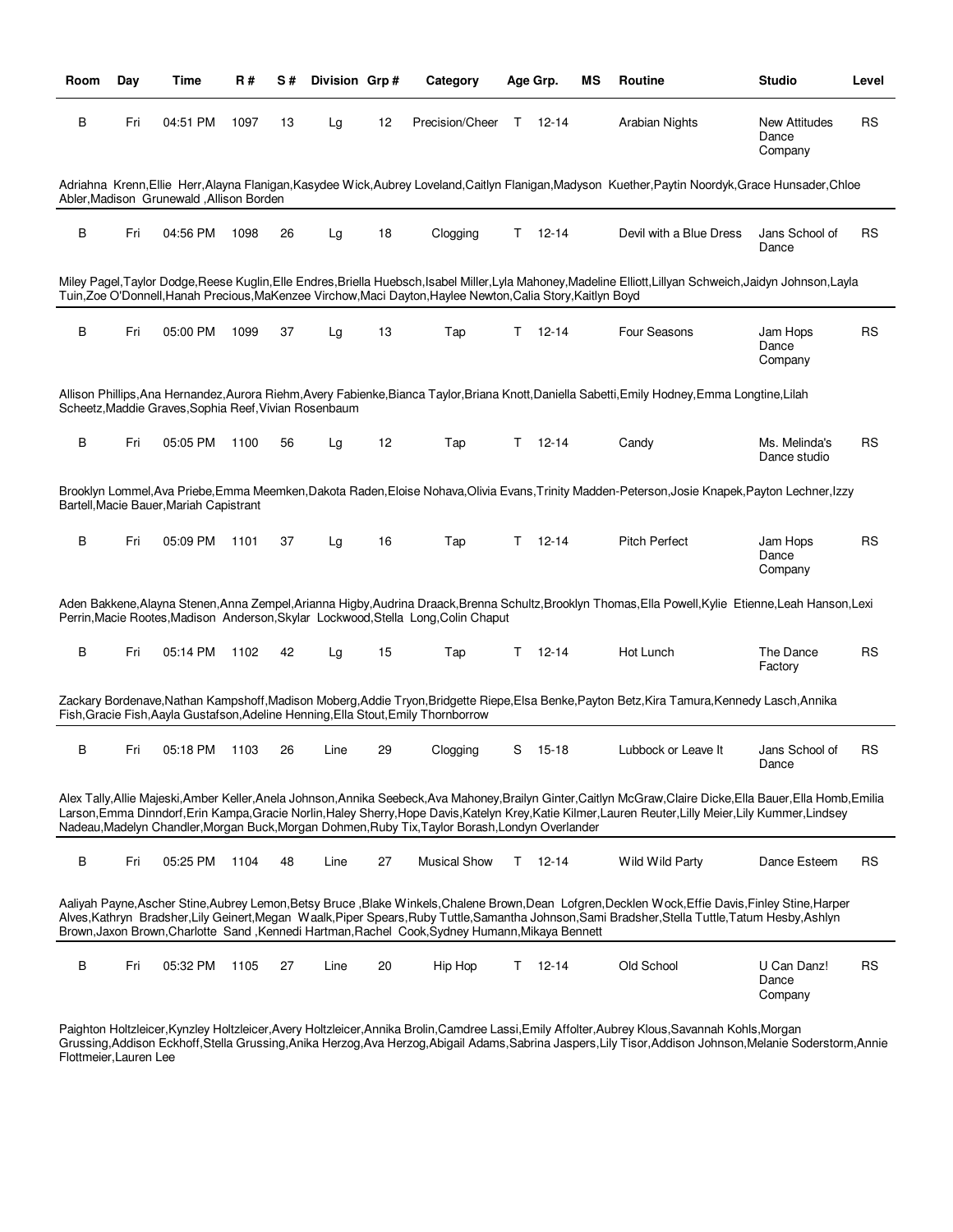| Room | Day | Time | R # | S # | Division | Grp # | Category | Age Grp. | | MS | Routine | Studio | Level |
|---|---|---|---|---|---|---|---|---|---|---|---|---|---|
| B | Fri | 04:51 PM | 1097 | 13 | Lg | 12 | Precision/Cheer | T | 12-14 | | Arabian Nights | New Attitudes Dance Company | RS |

Adriahna Krenn,Ellie Herr,Alayna Flanigan,Kasydee Wick,Aubrey Loveland,Caitlyn Flanigan,Madyson Kuether,Paytin Noordyk,Grace Hunsader,Chloe Abler,Madison Grunewald ,Allison Borden

| Room | Day | Time | R # | S # | Division | Grp # | Category | Age Grp. | | MS | Routine | Studio | Level |
|---|---|---|---|---|---|---|---|---|---|---|---|---|---|
| B | Fri | 04:56 PM | 1098 | 26 | Lg | 18 | Clogging | T | 12-14 | | Devil with a Blue Dress | Jans School of Dance | RS |

Miley Pagel,Taylor Dodge,Reese Kuglin,Elle Endres,Briella Huebsch,Isabel Miller,Lyla Mahoney,Madeline Elliott,Lillyan Schweich,Jaidyn Johnson,Layla Tuin,Zoe O'Donnell,Hanah Precious,MaKenzee Virchow,Maci Dayton,Haylee Newton,Calia Story,Kaitlyn Boyd

| Room | Day | Time | R # | S # | Division | Grp # | Category | Age Grp. | | MS | Routine | Studio | Level |
|---|---|---|---|---|---|---|---|---|---|---|---|---|---|
| B | Fri | 05:00 PM | 1099 | 37 | Lg | 13 | Tap | T | 12-14 | | Four Seasons | Jam Hops Dance Company | RS |

Allison Phillips,Ana Hernandez,Aurora Riehm,Avery Fabienke,Bianca Taylor,Briana Knott,Daniella Sabetti,Emily Hodney,Emma Longtine,Lilah Scheetz,Maddie Graves,Sophia Reef,Vivian Rosenbaum

| Room | Day | Time | R # | S # | Division | Grp # | Category | Age Grp. | | MS | Routine | Studio | Level |
|---|---|---|---|---|---|---|---|---|---|---|---|---|---|
| B | Fri | 05:05 PM | 1100 | 56 | Lg | 12 | Tap | T | 12-14 | | Candy | Ms. Melinda's Dance studio | RS |

Brooklyn Lommel,Ava Priebe,Emma Meemken,Dakota Raden,Eloise Nohava,Olivia Evans,Trinity Madden-Peterson,Josie Knapek,Payton Lechner,Izzy Bartell,Macie Bauer,Mariah Capistrant

| Room | Day | Time | R # | S # | Division | Grp # | Category | Age Grp. | | MS | Routine | Studio | Level |
|---|---|---|---|---|---|---|---|---|---|---|---|---|---|
| B | Fri | 05:09 PM | 1101 | 37 | Lg | 16 | Tap | T | 12-14 | | Pitch Perfect | Jam Hops Dance Company | RS |

Aden Bakkene,Alayna Stenen,Anna Zempel,Arianna Higby,Audrina Draack,Brenna Schultz,Brooklyn Thomas,Ella Powell,Kylie Etienne,Leah Hanson,Lexi Perrin,Macie Rootes,Madison Anderson,Skylar Lockwood,Stella Long,Colin Chaput

| Room | Day | Time | R # | S # | Division | Grp # | Category | Age Grp. | | MS | Routine | Studio | Level |
|---|---|---|---|---|---|---|---|---|---|---|---|---|---|
| B | Fri | 05:14 PM | 1102 | 42 | Lg | 15 | Tap | T | 12-14 | | Hot Lunch | The Dance Factory | RS |

Zackary Bordenave,Nathan Kampshoff,Madison Moberg,Addie Tryon,Bridgette Riepe,Elsa Benke,Payton Betz,Kira Tamura,Kennedy Lasch,Annika Fish,Gracie Fish,Aayla Gustafson,Adeline Henning,Ella Stout,Emily Thornborrow

| Room | Day | Time | R # | S # | Division | Grp # | Category | Age Grp. | | MS | Routine | Studio | Level |
|---|---|---|---|---|---|---|---|---|---|---|---|---|---|
| B | Fri | 05:18 PM | 1103 | 26 | Line | 29 | Clogging | S | 15-18 | | Lubbock or Leave It | Jans School of Dance | RS |

Alex Tally,Allie Majeski,Amber Keller,Anela Johnson,Annika Seebeck,Ava Mahoney,Brailyn Ginter,Caitlyn McGraw,Claire Dicke,Ella Bauer,Ella Homb,Emilia Larson,Emma Dinndorf,Erin Kampa,Gracie Norlin,Haley Sherry,Hope Davis,Katelyn Krey,Katie Kilmer,Lauren Reuter,Lilly Meier,Lily Kummer,Lindsey Nadeau,Madelyn Chandler,Morgan Buck,Morgan Dohmen,Ruby Tix,Taylor Borash,Londyn Overlander

| Room | Day | Time | R # | S # | Division | Grp # | Category | Age Grp. | | MS | Routine | Studio | Level |
|---|---|---|---|---|---|---|---|---|---|---|---|---|---|
| B | Fri | 05:25 PM | 1104 | 48 | Line | 27 | Musical Show | T | 12-14 | | Wild Wild Party | Dance Esteem | RS |

Aaliyah Payne,Ascher Stine,Aubrey Lemon,Betsy Bruce ,Blake Winkels,Chalene Brown,Dean Lofgren,Decklen Wock,Effie Davis,Finley Stine,Harper Alves,Kathryn Bradsher,Lily Geinert,Megan Waalk,Piper Spears,Ruby Tuttle,Samantha Johnson,Sami Bradsher,Stella Tuttle,Tatum Hesby,Ashlyn Brown,Jaxon Brown,Charlotte Sand ,Kennedi Hartman,Rachel Cook,Sydney Humann,Mikaya Bennett

| Room | Day | Time | R # | S # | Division | Grp # | Category | Age Grp. | | MS | Routine | Studio | Level |
|---|---|---|---|---|---|---|---|---|---|---|---|---|---|
| B | Fri | 05:32 PM | 1105 | 27 | Line | 20 | Hip Hop | T | 12-14 | | Old School | U Can Danz! Dance Company | RS |

Paighton Holtzleicer,Kynzley Holtzleicer,Avery Holtzleicer,Annika Brolin,Camdree Lassi,Emily Affolter,Aubrey Klous,Savannah Kohls,Morgan Grussing,Addison Eckhoff,Stella Grussing,Anika Herzog,Ava Herzog,Abigail Adams,Sabrina Jaspers,Lily Tisor,Addison Johnson,Melanie Soderstorm,Annie Flottmeier,Lauren Lee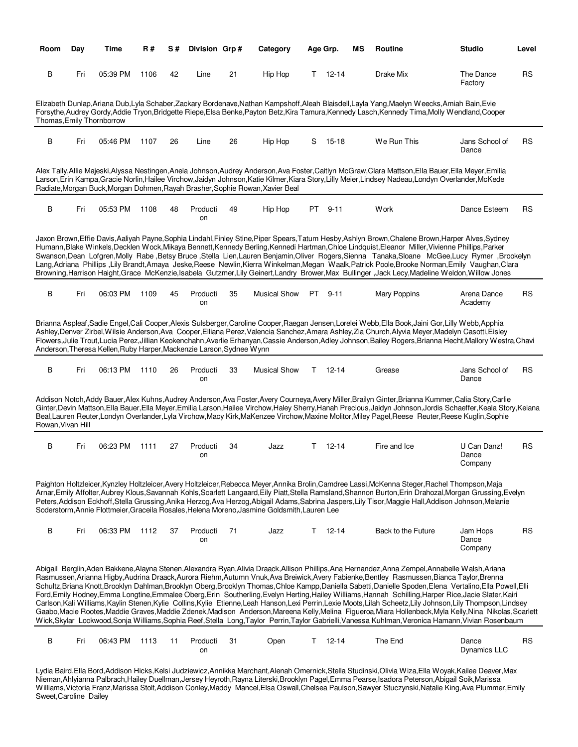| Room | Day | Time | R # | S # | Division | Grp # | Category | Age Grp. | MS | Routine | Studio | Level |
|---|---|---|---|---|---|---|---|---|---|---|---|---|
| B | Fri | 05:39 PM | 1106 | 42 | Line | 21 | Hip Hop | T 12-14 | | Drake Mix | The Dance Factory | RS |

Elizabeth Dunlap,Ariana Dub,Lyla Schaber,Zackary Bordenave,Nathan Kampshoff,Aleah Blaisdell,Layla Yang,Maelyn Weecks,Amiah Bain,Evie Forsythe,Audrey Gordy,Addie Tryon,Bridgette Riepe,Elsa Benke,Payton Betz,Kira Tamura,Kennedy Lasch,Kennedy Tima,Molly Wendland,Cooper Thomas,Emily Thornborrow

| Room | Day | Time | R # | S # | Division | Grp # | Category | Age Grp. | MS | Routine | Studio | Level |
|---|---|---|---|---|---|---|---|---|---|---|---|---|
| B | Fri | 05:46 PM | 1107 | 26 | Line | 26 | Hip Hop | S 15-18 | | We Run This | Jans School of Dance | RS |

Alex Tally,Allie Majeski,Alyssa Nestingen,Anela Johnson,Audrey Anderson,Ava Foster,Caitlyn McGraw,Clara Mattson,Ella Bauer,Ella Meyer,Emilia Larson,Erin Kampa,Gracie Norlin,Hailee Virchow,Jaidyn Johnson,Katie Kilmer,Kiara Story,Lilly Meier,Lindsey Nadeau,Londyn Overlander,McKede Radiate,Morgan Buck,Morgan Dohmen,Rayah Brasher,Sophie Rowan,Xavier Beal

| Room | Day | Time | R # | S # | Division | Grp # | Category | Age Grp. | MS | Routine | Studio | Level |
|---|---|---|---|---|---|---|---|---|---|---|---|---|
| B | Fri | 05:53 PM | 1108 | 48 | Production | 49 | Hip Hop | PT 9-11 | | Work | Dance Esteem | RS |

Jaxon Brown,Effie Davis,Aaliyah Payne,Sophia Lindahl,Finley Stine,Piper Spears,Tatum Hesby,Ashlyn Brown,Chalene Brown,Harper Alves,Sydney Humann,Blake Winkels,Decklen Wock,Mikaya Bennett,Kennedy Berling,Kennedi Hartman,Chloe Lindquist,Eleanor Miller,Vivienne Phillips,Parker Swanson,Dean Lofgren,Molly Rabe ,Betsy Bruce ,Stella Lien,Lauren Benjamin,Oliver Rogers,Sienna Tanaka,Sloane McGee,Lucy Rymer ,Brookelyn Lang,Adriana Phillips ,Lily Brandt,Amaya Jeske,Reese Newlin,Kierra Winkelman,Megan Waalk,Patrick Poole,Brooke Norman,Emily Vaughan,Clara Browning,Harrison Haight,Grace McKenzie,Isabela Gutzmer,Lily Geinert,Landry Brower,Max Bullinger ,Jack Lecy,Madeline Weldon,Willow Jones

| Room | Day | Time | R # | S # | Division | Grp # | Category | Age Grp. | MS | Routine | Studio | Level |
|---|---|---|---|---|---|---|---|---|---|---|---|---|
| B | Fri | 06:03 PM | 1109 | 45 | Production | 35 | Musical Show | PT 9-11 | | Mary Poppins | Arena Dance Academy | RS |

Brianna Aspleaf,Sadie Engel,Cali Cooper,Alexis Sulsberger,Caroline Cooper,Raegan Jensen,Lorelei Webb,Ella Book,Jaini Gor,Lilly Webb,Apphia Ashley,Denver Zirbel,Wilsie Anderson,Ava Cooper,Elliana Perez,Valencia Sanchez,Amara Ashley,Zia Church,Alyvia Meyer,Madelyn Casotti,Eisley Flowers,Julie Trout,Lucia Perez,Jillian Keokenchahn,Averlie Erhanyan,Cassie Anderson,Adley Johnson,Bailey Rogers,Brianna Hecht,Mallory Westra,Chavi Anderson,Theresa Kellen,Ruby Harper,Mackenzie Larson,Sydnee Wynn

| Room | Day | Time | R # | S # | Division | Grp # | Category | Age Grp. | MS | Routine | Studio | Level |
|---|---|---|---|---|---|---|---|---|---|---|---|---|
| B | Fri | 06:13 PM | 1110 | 26 | Production | 33 | Musical Show | T 12-14 | | Grease | Jans School of Dance | RS |

Addison Notch,Addy Bauer,Alex Kuhns,Audrey Anderson,Ava Foster,Avery Courneya,Avery Miller,Brailyn Ginter,Brianna Kummer,Calia Story,Carlie Ginter,Devin Mattson,Ella Bauer,Ella Meyer,Emilia Larson,Hailee Virchow,Haley Sherry,Hanah Precious,Jaidyn Johnson,Jordis Schaeffer,Keala Story,Keiana Beal,Lauren Reuter,Londyn Overlander,Lyla Virchow,Macy Kirk,MaKenzee Virchow,Maxine Molitor,Miley Pagel,Reese Reuter,Reese Kuglin,Sophie Rowan,Vivan Hill

| Room | Day | Time | R # | S # | Division | Grp # | Category | Age Grp. | MS | Routine | Studio | Level |
|---|---|---|---|---|---|---|---|---|---|---|---|---|
| B | Fri | 06:23 PM | 1111 | 27 | Production | 34 | Jazz | T 12-14 | | Fire and Ice | U Can Danz! Dance Company | RS |

Paighton Holtzleicer,Kynzley Holtzleicer,Avery Holtzleicer,Rebecca Meyer,Annika Brolin,Camdree Lassi,McKenna Steger,Rachel Thompson,Maja Arnar,Emily Affolter,Aubrey Klous,Savannah Kohls,Scarlett Langaard,Eily Piatt,Stella Ramsland,Shannon Burton,Erin Drahozal,Morgan Grussing,Evelyn Peters,Addison Eckhoff,Stella Grussing,Anika Herzog,Ava Herzog,Abigail Adams,Sabrina Jaspers,Lily Tisor,Maggie Hall,Addison Johnson,Melanie Soderstorm,Annie Flottmeier,Graceila Rosales,Helena Moreno,Jasmine Goldsmith,Lauren Lee

| Room | Day | Time | R # | S # | Division | Grp # | Category | Age Grp. | MS | Routine | Studio | Level |
|---|---|---|---|---|---|---|---|---|---|---|---|---|
| B | Fri | 06:33 PM | 1112 | 37 | Production | 71 | Jazz | T 12-14 | | Back to the Future | Jam Hops Dance Company | RS |

Abigail Berglin,Aden Bakkene,Alayna Stenen,Alexandra Ryan,Alivia Draack,Allison Phillips,Ana Hernandez,Anna Zempel,Annabelle Walsh,Ariana Rasmussen,Arianna Higby,Audrina Draack,Aurora Riehm,Autumn Vnuk,Ava Breiwick,Avery Fabienke,Bentley Rasmussen,Bianca Taylor,Brenna Schultz,Briana Knott,Brooklyn Dahlman,Brooklyn Oberg,Brooklyn Thomas,Chloe Kampp,Daniella Sabetti,Danielle Spoden,Elena Vertalino,Ella Powell,Elli Ford,Emily Hodney,Emma Longtine,Emmalee Oberg,Erin Southerling,Evelyn Herting,Hailey Williams,Hannah Schilling,Harper Rice,Jacie Slater,Kairi Carlson,Kali Williams,Kaylin Stenen,Kylie Collins,Kylie Etienne,Leah Hanson,Lexi Perrin,Lexie Moots,Lilah Scheetz,Lily Johnson,Lily Thompson,Lindsey Gaabo,Macie Rootes,Maddie Graves,Maddie Zdenek,Madison Anderson,Mareena Kelly,Melina Figueroa,Miara Hollenbeck,Myla Kelly,Nina Nikolas,Scarlett Wick,Skylar Lockwood,Sonja Williams,Sophia Reef,Stella Long,Taylor Perrin,Taylor Gabrielli,Vanessa Kuhlman,Veronica Hamann,Vivian Rosenbaum

| Room | Day | Time | R # | S # | Division | Grp # | Category | Age Grp. | MS | Routine | Studio | Level |
|---|---|---|---|---|---|---|---|---|---|---|---|---|
| B | Fri | 06:43 PM | 1113 | 11 | Production | 31 | Open | T 12-14 | | The End | Dance Dynamics LLC | RS |

Lydia Baird,Ella Bord,Addison Hicks,Kelsi Judziewicz,Annikka Marchant,Alenah Omernick,Stella Studinski,Olivia Wiza,Ella Woyak,Kailee Deaver,Max Nieman,Ahlyianna Palbrach,Hailey Duellman,Jersey Heyroth,Rayna Literski,Brooklyn Pagel,Emma Pearse,Isadora Peterson,Abigail Soik,Marissa Williams,Victoria Franz,Marissa Stolt,Addison Conley,Maddy Mancel,Elsa Oswall,Chelsea Paulson,Sawyer Stuczynski,Natalie King,Ava Plummer,Emily Sweet,Caroline Dailey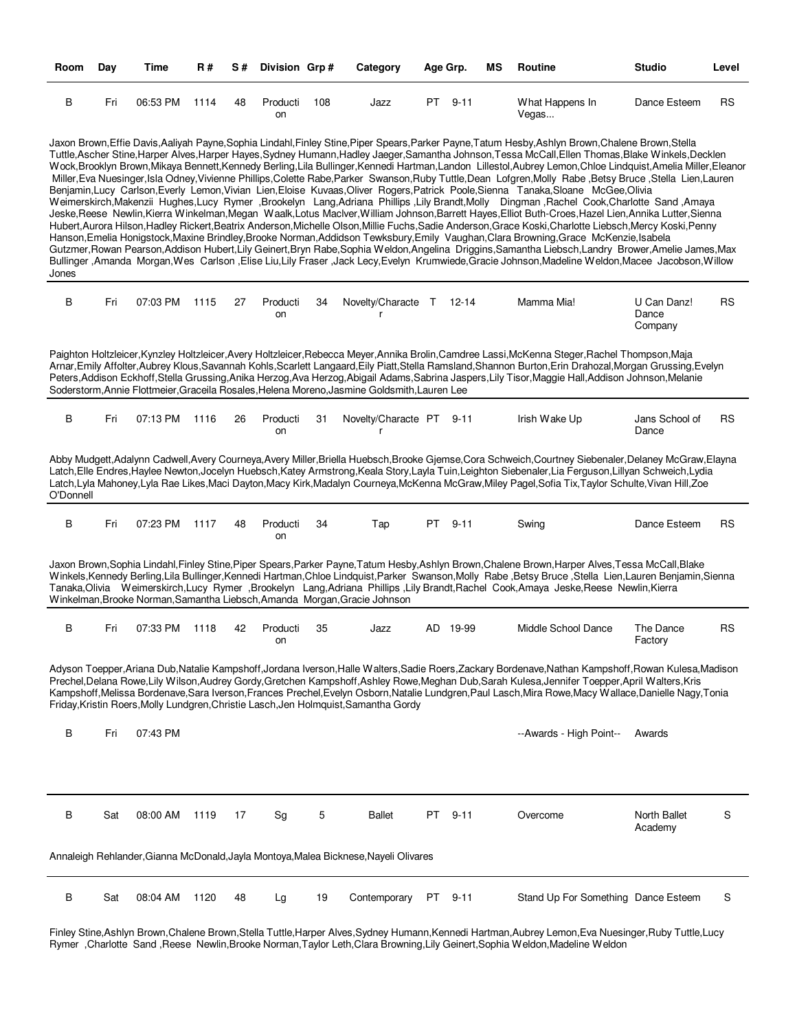| Room | Day | Time | R # | S # | Division | Grp # | Category | Age Grp. | MS | Routine | Studio | Level |
|---|---|---|---|---|---|---|---|---|---|---|---|---|
| B | Fri | 06:53 PM | 1114 | 48 | Production | 108 | Jazz | PT 9-11 | | What Happens In Vegas... | Dance Esteem | RS |

Jaxon Brown,Effie Davis,Aaliyah Payne,Sophia Lindahl,Finley Stine,Piper Spears,Parker Payne,Tatum Hesby,Ashlyn Brown,Chalene Brown,Stella Tuttle,Ascher Stine,Harper Alves,Harper Hayes,Sydney Humann,Hadley Jaeger,Samantha Johnson,Tessa McCall,Ellen Thomas,Blake Winkels,Decklen Wock,Brooklyn Brown,Mikaya Bennett,Kennedy Berling,Lila Bullinger,Kennedi Hartman,Landon Lillestol,Aubrey Lemon,Chloe Lindquist,Amelia Miller,Eleanor Miller,Eva Nuesinger,Isla Odney,Vivienne Phillips,Colette Rabe,Parker Swanson,Ruby Tuttle,Dean Lofgren,Molly Rabe ,Betsy Bruce ,Stella Lien,Lauren Benjamin,Lucy Carlson,Everly Lemon,Vivian Lien,Eloise Kuvaas,Oliver Rogers,Patrick Poole,Sienna Tanaka,Sloane McGee,Olivia Weimerskirch,Makenzii Hughes,Lucy Rymer ,Brookelyn Lang,Adriana Phillips ,Lily Brandt,Molly Dingman ,Rachel Cook,Charlotte Sand ,Amaya Jeske,Reese Newlin,Kierra Winkelman,Megan Waalk,Lotus MacIver,William Johnson,Barrett Hayes,Elliot Buth-Croes,Hazel Lien,Annika Lutter,Sienna Hubert,Aurora Hilson,Hadley Rickert,Beatrix Anderson,Michelle Olson,Millie Fuchs,Sadie Anderson,Grace Koski,Charlotte Liebsch,Mercy Koski,Penny Hanson,Emelia Honigstock,Maxine Brindley,Brooke Norman,Addidson Tewksbury,Emily Vaughan,Clara Browning,Grace McKenzie,Isabela Gutzmer,Rowan Pearson,Addison Hubert,Lily Geinert,Bryn Rabe,Sophia Weldon,Angelina Driggins,Samantha Liebsch,Landry Brower,Amelie James,Max Bullinger ,Amanda Morgan,Wes Carlson ,Elise Liu,Lily Fraser ,Jack Lecy,Evelyn Krumwiede,Gracie Johnson,Madeline Weldon,Macee Jacobson,Willow Jones

| Room | Day | Time | R # | S # | Division | Grp # | Category | Age Grp. | MS | Routine | Studio | Level |
|---|---|---|---|---|---|---|---|---|---|---|---|---|
| B | Fri | 07:03 PM | 1115 | 27 | Production | 34 | Novelty/Character | T 12-14 | | Mamma Mia! | U Can Danz! Dance Company | RS |

Paighton Holtzleicer,Kynzley Holtzleicer,Avery Holtzleicer,Rebecca Meyer,Annika Brolin,Camdree Lassi,McKenna Steger,Rachel Thompson,Maja Arnar,Emily Affolter,Aubrey Klous,Savannah Kohls,Scarlett Langaard,Eily Piatt,Stella Ramsland,Shannon Burton,Erin Drahozal,Morgan Grussing,Evelyn Peters,Addison Eckhoff,Stella Grussing,Anika Herzog,Ava Herzog,Abigail Adams,Sabrina Jaspers,Lily Tisor,Maggie Hall,Addison Johnson,Melanie Soderstorm,Annie Flottmeier,Graceila Rosales,Helena Moreno,Jasmine Goldsmith,Lauren Lee

| Room | Day | Time | R # | S # | Division | Grp # | Category | Age Grp. | MS | Routine | Studio | Level |
|---|---|---|---|---|---|---|---|---|---|---|---|---|
| B | Fri | 07:13 PM | 1116 | 26 | Production | 31 | Novelty/Character | PT 9-11 | | Irish Wake Up | Jans School of Dance | RS |

Abby Mudgett,Adalynn Cadwell,Avery Courneya,Avery Miller,Briella Huebsch,Brooke Gjemse,Cora Schweich,Courtney Siebenaler,Delaney McGraw,Elayna Latch,Elle Endres,Haylee Newton,Jocelyn Huebsch,Katey Armstrong,Keala Story,Layla Tuin,Leighton Siebenaler,Lia Ferguson,Lillyan Schweich,Lydia Latch,Lyla Mahoney,Lyla Rae Likes,Maci Dayton,Macy Kirk,Madalyn Courneya,McKenna McGraw,Miley Pagel,Sofia Tix,Taylor Schulte,Vivan Hill,Zoe O'Donnell

| Room | Day | Time | R # | S # | Division | Grp # | Category | Age Grp. | MS | Routine | Studio | Level |
|---|---|---|---|---|---|---|---|---|---|---|---|---|
| B | Fri | 07:23 PM | 1117 | 48 | Production | 34 | Tap | PT 9-11 | | Swing | Dance Esteem | RS |

Jaxon Brown,Sophia Lindahl,Finley Stine,Piper Spears,Parker Payne,Tatum Hesby,Ashlyn Brown,Chalene Brown,Harper Alves,Tessa McCall,Blake Winkels,Kennedy Berling,Lila Bullinger,Kennedi Hartman,Chloe Lindquist,Parker Swanson,Molly Rabe ,Betsy Bruce ,Stella Lien,Lauren Benjamin,Sienna Tanaka,Olivia Weimerskirch,Lucy Rymer ,Brookelyn Lang,Adriana Phillips ,Lily Brandt,Rachel Cook,Amaya Jeske,Reese Newlin,Kierra Winkelman,Brooke Norman,Samantha Liebsch,Amanda Morgan,Gracie Johnson

| Room | Day | Time | R # | S # | Division | Grp # | Category | Age Grp. | MS | Routine | Studio | Level |
|---|---|---|---|---|---|---|---|---|---|---|---|---|
| B | Fri | 07:33 PM | 1118 | 42 | Production | 35 | Jazz | AD 19-99 | | Middle School Dance | The Dance Factory | RS |

Adyson Toepper,Ariana Dub,Natalie Kampshoff,Jordana Iverson,Halle Walters,Sadie Roers,Zackary Bordenave,Nathan Kampshoff,Rowan Kulesa,Madison Prechel,Delana Rowe,Lily Wilson,Audrey Gordy,Gretchen Kampshoff,Ashley Rowe,Meghan Dub,Sarah Kulesa,Jennifer Toepper,April Walters,Kris Kampshoff,Melissa Bordenave,Sara Iverson,Frances Prechel,Evelyn Osborn,Natalie Lundgren,Paul Lasch,Mira Rowe,Macy Wallace,Danielle Nagy,Tonia Friday,Kristin Roers,Molly Lundgren,Christie Lasch,Jen Holmquist,Samantha Gordy

| Room | Day | Time | R # | S # | Division | Grp # | Category | Age Grp. | MS | Routine | Studio | Level |
|---|---|---|---|---|---|---|---|---|---|---|---|---|
| B | Fri | 07:43 PM | | | | | | | | --Awards - High Point-- | Awards | |

| Room | Day | Time | R # | S # | Division | Grp # | Category | Age Grp. | MS | Routine | Studio | Level |
|---|---|---|---|---|---|---|---|---|---|---|---|---|
| B | Sat | 08:00 AM | 1119 | 17 | Sg | 5 | Ballet | PT 9-11 | | Overcome | North Ballet Academy | S |

Annaleigh Rehlander,Gianna McDonald,Jayla Montoya,Malea Bicknese,Nayeli Olivares

| Room | Day | Time | R # | S # | Division | Grp # | Category | Age Grp. | MS | Routine | Studio | Level |
|---|---|---|---|---|---|---|---|---|---|---|---|---|
| B | Sat | 08:04 AM | 1120 | 48 | Lg | 19 | Contemporary | PT 9-11 | | Stand Up For Something | Dance Esteem | S |

Finley Stine,Ashlyn Brown,Chalene Brown,Stella Tuttle,Harper Alves,Sydney Humann,Kennedi Hartman,Aubrey Lemon,Eva Nuesinger,Ruby Tuttle,Lucy Rymer ,Charlotte Sand ,Reese Newlin,Brooke Norman,Taylor Leth,Clara Browning,Lily Geinert,Sophia Weldon,Madeline Weldon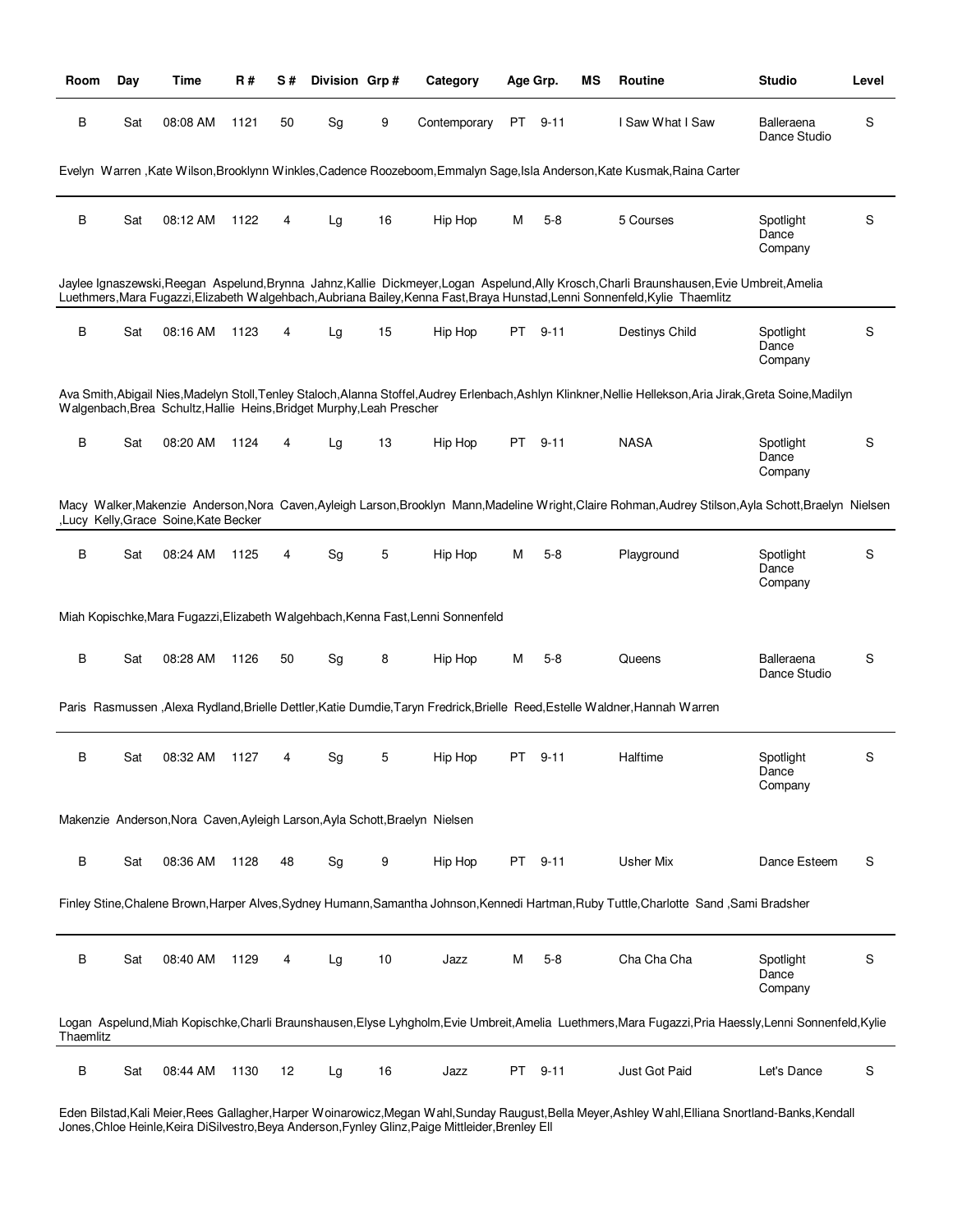| Room | Day | Time | R # | S # | Division | Grp # | Category | Age Grp. | MS | Routine | Studio | Level |
|---|---|---|---|---|---|---|---|---|---|---|---|---|
| B | Sat | 08:08 AM | 1121 | 50 | Sg | 9 | Contemporary | PT 9-11 | | I Saw What I Saw | Balleraena Dance Studio | S |
| Evelyn Warren ,Kate Wilson,Brooklynn Winkles,Cadence Roozeboom,Emmalyn Sage,Isla Anderson,Kate Kusmak,Raina Carter | | | | | | | | | | | | |
| B | Sat | 08:12 AM | 1122 | 4 | Lg | 16 | Hip Hop | M 5-8 | | 5 Courses | Spotlight Dance Company | S |
| Jaylee Ignaszewski,Reegan Aspelund,Brynna Jahnz,Kallie Dickmeyer,Logan Aspelund,Ally Krosch,Charli Braunshausen,Evie Umbreit,Amelia Luethmers,Mara Fugazzi,Elizabeth Walgehbach,Aubriana Bailey,Kenna Fast,Braya Hunstad,Lenni Sonnenfeld,Kylie Thaemlitz | | | | | | | | | | | | |
| B | Sat | 08:16 AM | 1123 | 4 | Lg | 15 | Hip Hop | PT 9-11 | | Destinys Child | Spotlight Dance Company | S |
| Ava Smith,Abigail Nies,Madelyn Stoll,Tenley Staloch,Alanna Stoffel,Audrey Erlenbach,Ashlyn Klinkner,Nellie Hellekson,Aria Jirak,Greta Soine,Madilyn Walgenbach,Brea Schultz,Hallie Heins,Bridget Murphy,Leah Prescher | | | | | | | | | | | | |
| B | Sat | 08:20 AM | 1124 | 4 | Lg | 13 | Hip Hop | PT 9-11 | | NASA | Spotlight Dance Company | S |
| Macy Walker,Makenzie Anderson,Nora Caven,Ayleigh Larson,Brooklyn Mann,Madeline Wright,Claire Rohman,Audrey Stilson,Ayla Schott,Braelyn Nielsen ,Lucy Kelly,Grace Soine,Kate Becker | | | | | | | | | | | | |
| B | Sat | 08:24 AM | 1125 | 4 | Sg | 5 | Hip Hop | M 5-8 | | Playground | Spotlight Dance Company | S |
| Miah Kopischke,Mara Fugazzi,Elizabeth Walgehbach,Kenna Fast,Lenni Sonnenfeld | | | | | | | | | | | | |
| B | Sat | 08:28 AM | 1126 | 50 | Sg | 8 | Hip Hop | M 5-8 | | Queens | Balleraena Dance Studio | S |
| Paris Rasmussen ,Alexa Rydland,Brielle Dettler,Katie Dumdie,Taryn Fredrick,Brielle Reed,Estelle Waldner,Hannah Warren | | | | | | | | | | | | |
| B | Sat | 08:32 AM | 1127 | 4 | Sg | 5 | Hip Hop | PT 9-11 | | Halftime | Spotlight Dance Company | S |
| Makenzie Anderson,Nora Caven,Ayleigh Larson,Ayla Schott,Braelyn Nielsen | | | | | | | | | | | | |
| B | Sat | 08:36 AM | 1128 | 48 | Sg | 9 | Hip Hop | PT 9-11 | | Usher Mix | Dance Esteem | S |
| Finley Stine,Chalene Brown,Harper Alves,Sydney Humann,Samantha Johnson,Kennedi Hartman,Ruby Tuttle,Charlotte Sand ,Sami Bradsher | | | | | | | | | | | | |
| B | Sat | 08:40 AM | 1129 | 4 | Lg | 10 | Jazz | M 5-8 | | Cha Cha Cha | Spotlight Dance Company | S |
| Logan Aspelund,Miah Kopischke,Charli Braunshausen,Elyse Lyhgholm,Evie Umbreit,Amelia Luethmers,Mara Fugazzi,Pria Haessly,Lenni Sonnenfeld,Kylie Thaemlitz | | | | | | | | | | | | |
| B | Sat | 08:44 AM | 1130 | 12 | Lg | 16 | Jazz | PT 9-11 | | Just Got Paid | Let's Dance | S |
| Eden Bilstad,Kali Meier,Rees Gallagher,Harper Woinarowicz,Megan Wahl,Sunday Raugust,Bella Meyer,Ashley Wahl,Elliana Snortland-Banks,Kendall Jones,Chloe Heinle,Keira DiSilvestro,Beya Anderson,Fynley Glinz,Paige Mittleider,Brenley Ell | | | | | | | | | | | | |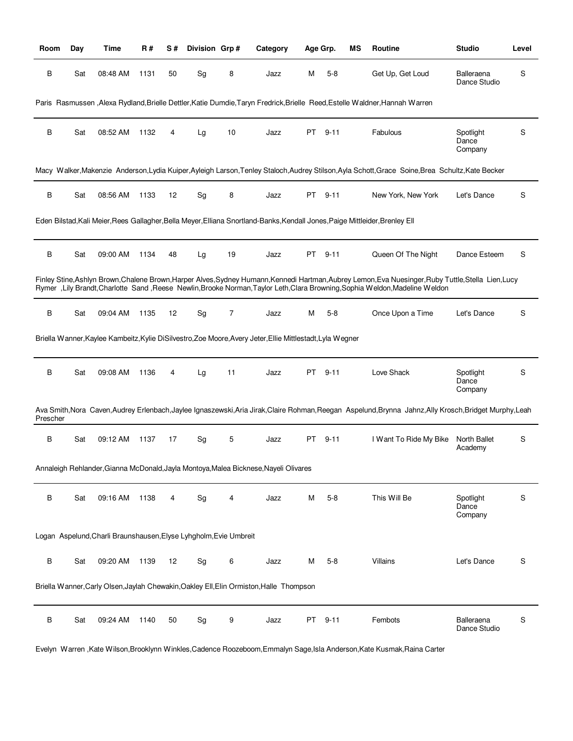| Room | Day | Time | R # | S # | Division | Grp # | Category | Age Grp. | | MS | Routine | Studio | Level |
|---|---|---|---|---|---|---|---|---|---|---|---|---|---|
| B | Sat | 08:48 AM | 1131 | 50 | Sg | 8 | Jazz | M | 5-8 | | Get Up, Get Loud | Balleraena Dance Studio | S |

Paris Rasmussen ,Alexa Rydland,Brielle Dettler,Katie Dumdie,Taryn Fredrick,Brielle Reed,Estelle Waldner,Hannah Warren

| Room | Day | Time | R # | S # | Division | Grp # | Category | Age Grp. | | MS | Routine | Studio | Level |
|---|---|---|---|---|---|---|---|---|---|---|---|---|---|
| B | Sat | 08:52 AM | 1132 | 4 | Lg | 10 | Jazz | PT | 9-11 | | Fabulous | Spotlight Dance Company | S |

Macy Walker,Makenzie Anderson,Lydia Kuiper,Ayleigh Larson,Tenley Staloch,Audrey Stilson,Ayla Schott,Grace Soine,Brea Schultz,Kate Becker

| Room | Day | Time | R # | S # | Division | Grp # | Category | Age Grp. | | MS | Routine | Studio | Level |
|---|---|---|---|---|---|---|---|---|---|---|---|---|---|
| B | Sat | 08:56 AM | 1133 | 12 | Sg | 8 | Jazz | PT | 9-11 | | New York, New York | Let's Dance | S |

Eden Bilstad,Kali Meier,Rees Gallagher,Bella Meyer,Elliana Snortland-Banks,Kendall Jones,Paige Mittleider,Brenley Ell

| Room | Day | Time | R # | S # | Division | Grp # | Category | Age Grp. | | MS | Routine | Studio | Level |
|---|---|---|---|---|---|---|---|---|---|---|---|---|---|
| B | Sat | 09:00 AM | 1134 | 48 | Lg | 19 | Jazz | PT | 9-11 | | Queen Of The Night | Dance Esteem | S |

Finley Stine,Ashlyn Brown,Chalene Brown,Harper Alves,Sydney Humann,Kennedi Hartman,Aubrey Lemon,Eva Nuesinger,Ruby Tuttle,Stella Lien,Lucy Rymer ,Lily Brandt,Charlotte Sand ,Reese Newlin,Brooke Norman,Taylor Leth,Clara Browning,Sophia Weldon,Madeline Weldon

| Room | Day | Time | R # | S # | Division | Grp # | Category | Age Grp. | | MS | Routine | Studio | Level |
|---|---|---|---|---|---|---|---|---|---|---|---|---|---|
| B | Sat | 09:04 AM | 1135 | 12 | Sg | 7 | Jazz | M | 5-8 | | Once Upon a Time | Let's Dance | S |

Briella Wanner,Kaylee Kambeitz,Kylie DiSilvestro,Zoe Moore,Avery Jeter,Ellie Mittlestadt,Lyla Wegner

| Room | Day | Time | R # | S # | Division | Grp # | Category | Age Grp. | | MS | Routine | Studio | Level |
|---|---|---|---|---|---|---|---|---|---|---|---|---|---|
| B | Sat | 09:08 AM | 1136 | 4 | Lg | 11 | Jazz | PT | 9-11 | | Love Shack | Spotlight Dance Company | S |

Ava Smith,Nora Caven,Audrey Erlenbach,Jaylee Ignaszewski,Aria Jirak,Claire Rohman,Reegan Aspelund,Brynna Jahnz,Ally Krosch,Bridget Murphy,Leah Prescher

| Room | Day | Time | R # | S # | Division | Grp # | Category | Age Grp. | | MS | Routine | Studio | Level |
|---|---|---|---|---|---|---|---|---|---|---|---|---|---|
| B | Sat | 09:12 AM | 1137 | 17 | Sg | 5 | Jazz | PT | 9-11 | | I Want To Ride My Bike | North Ballet Academy | S |

Annaleigh Rehlander,Gianna McDonald,Jayla Montoya,Malea Bicknese,Nayeli Olivares

| Room | Day | Time | R # | S # | Division | Grp # | Category | Age Grp. | | MS | Routine | Studio | Level |
|---|---|---|---|---|---|---|---|---|---|---|---|---|---|
| B | Sat | 09:16 AM | 1138 | 4 | Sg | 4 | Jazz | M | 5-8 | | This Will Be | Spotlight Dance Company | S |

Logan Aspelund,Charli Braunshausen,Elyse Lyhgholm,Evie Umbreit

| Room | Day | Time | R # | S # | Division | Grp # | Category | Age Grp. | | MS | Routine | Studio | Level |
|---|---|---|---|---|---|---|---|---|---|---|---|---|---|
| B | Sat | 09:20 AM | 1139 | 12 | Sg | 6 | Jazz | M | 5-8 | | Villains | Let's Dance | S |

Briella Wanner,Carly Olsen,Jaylah Chewakin,Oakley Ell,Elin Ormiston,Halle Thompson

| Room | Day | Time | R # | S # | Division | Grp # | Category | Age Grp. | | MS | Routine | Studio | Level |
|---|---|---|---|---|---|---|---|---|---|---|---|---|---|
| B | Sat | 09:24 AM | 1140 | 50 | Sg | 9 | Jazz | PT | 9-11 | | Fembots | Balleraena Dance Studio | S |

Evelyn Warren ,Kate Wilson,Brooklynn Winkles,Cadence Roozeboom,Emmalyn Sage,Isla Anderson,Kate Kusmak,Raina Carter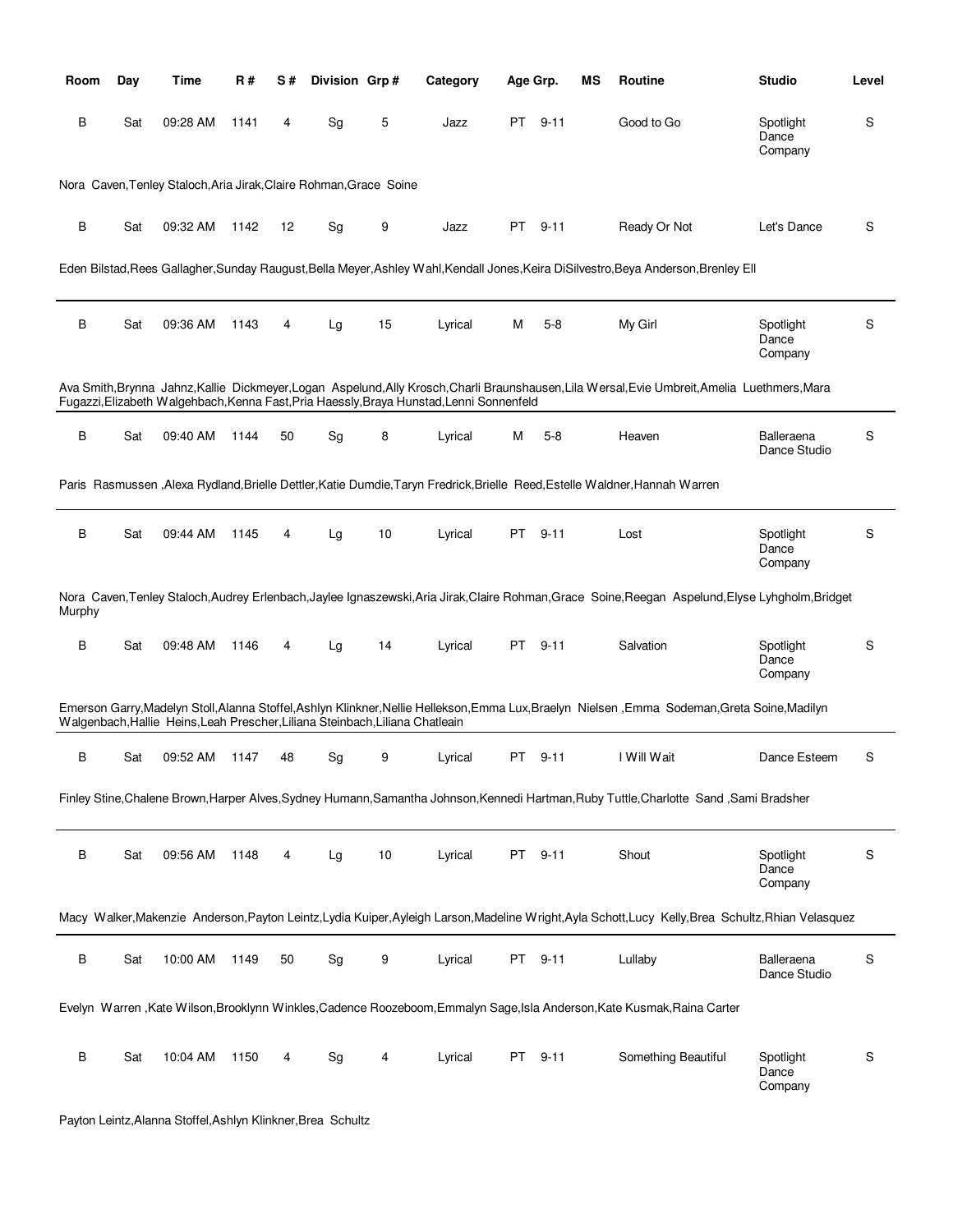| Room | Day | Time | R # | S # | Division | Grp # | Category | Age Grp. | MS | Routine | Studio | Level |
|---|---|---|---|---|---|---|---|---|---|---|---|---|
| B | Sat | 09:28 AM | 1141 | 4 | Sg | 5 | Jazz | PT 9-11 | | Good to Go | Spotlight Dance Company | S |
| Nora Caven,Tenley Staloch,Aria Jirak,Claire Rohman,Grace Soine | | | | | | | | | | | | |
| B | Sat | 09:32 AM | 1142 | 12 | Sg | 9 | Jazz | PT 9-11 | | Ready Or Not | Let's Dance | S |
| Eden Bilstad,Rees Gallagher,Sunday Raugust,Bella Meyer,Ashley Wahl,Kendall Jones,Keira DiSilvestro,Beya Anderson,Brenley Ell | | | | | | | | | | | | |
| B | Sat | 09:36 AM | 1143 | 4 | Lg | 15 | Lyrical | M 5-8 | | My Girl | Spotlight Dance Company | S |
| Ava Smith,Brynna Jahnz,Kallie Dickmeyer,Logan Aspelund,Ally Krosch,Charli Braunshausen,Lila Wersal,Evie Umbreit,Amelia Luethmers,Mara Fugazzi,Elizabeth Walgehbach,Kenna Fast,Pria Haessly,Braya Hunstad,Lenni Sonnenfeld | | | | | | | | | | | | |
| B | Sat | 09:40 AM | 1144 | 50 | Sg | 8 | Lyrical | M 5-8 | | Heaven | Balleraena Dance Studio | S |
| Paris Rasmussen ,Alexa Rydland,Brielle Dettler,Katie Dumdie,Taryn Fredrick,Brielle Reed,Estelle Waldner,Hannah Warren | | | | | | | | | | | | |
| B | Sat | 09:44 AM | 1145 | 4 | Lg | 10 | Lyrical | PT 9-11 | | Lost | Spotlight Dance Company | S |
| Nora Caven,Tenley Staloch,Audrey Erlenbach,Jaylee Ignaszewski,Aria Jirak,Claire Rohman,Grace Soine,Reegan Aspelund,Elyse Lyhgholm,Bridget Murphy | | | | | | | | | | | | |
| B | Sat | 09:48 AM | 1146 | 4 | Lg | 14 | Lyrical | PT 9-11 | | Salvation | Spotlight Dance Company | S |
| Emerson Garry,Madelyn Stoll,Alanna Stoffel,Ashlyn Klinkner,Nellie Hellekson,Emma Lux,Braelyn Nielsen ,Emma Sodeman,Greta Soine,Madilyn Walgenbach,Hallie Heins,Leah Prescher,Liliana Steinbach,Liliana Chatleain | | | | | | | | | | | | |
| B | Sat | 09:52 AM | 1147 | 48 | Sg | 9 | Lyrical | PT 9-11 | | I Will Wait | Dance Esteem | S |
| Finley Stine,Chalene Brown,Harper Alves,Sydney Humann,Samantha Johnson,Kennedi Hartman,Ruby Tuttle,Charlotte Sand ,Sami Bradsher | | | | | | | | | | | | |
| B | Sat | 09:56 AM | 1148 | 4 | Lg | 10 | Lyrical | PT 9-11 | | Shout | Spotlight Dance Company | S |
| Macy Walker,Makenzie Anderson,Payton Leintz,Lydia Kuiper,Ayleigh Larson,Madeline Wright,Ayla Schott,Lucy Kelly,Brea Schultz,Rhian Velasquez | | | | | | | | | | | | |
| B | Sat | 10:00 AM | 1149 | 50 | Sg | 9 | Lyrical | PT 9-11 | | Lullaby | Balleraena Dance Studio | S |
| Evelyn Warren ,Kate Wilson,Brooklynn Winkles,Cadence Roozeboom,Emmalyn Sage,Isla Anderson,Kate Kusmak,Raina Carter | | | | | | | | | | | | |
| B | Sat | 10:04 AM | 1150 | 4 | Sg | 4 | Lyrical | PT 9-11 | | Something Beautiful | Spotlight Dance Company | S |
| Payton Leintz,Alanna Stoffel,Ashlyn Klinkner,Brea Schultz | | | | | | | | | | | | |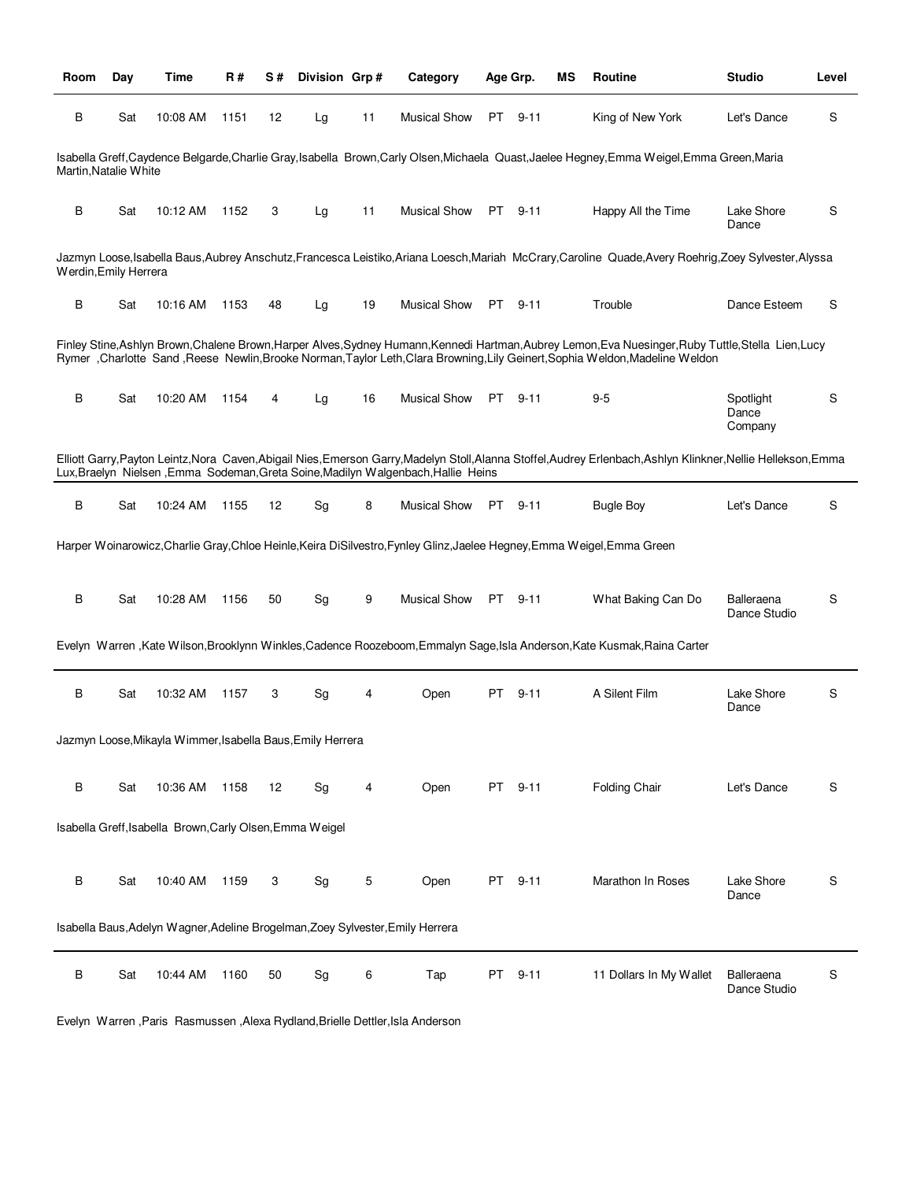| Room | Day | Time | R # | S # | Division | Grp # | Category | Age Grp. | | MS | Routine | Studio | Level |
|---|---|---|---|---|---|---|---|---|---|---|---|---|---|
| B | Sat | 10:08 AM | 1151 | 12 | Lg | 11 | Musical Show | PT | 9-11 | | King of New York | Let's Dance | S |

Isabella Greff,Caydence Belgarde,Charlie Gray,Isabella Brown,Carly Olsen,Michaela Quast,Jaelee Hegney,Emma Weigel,Emma Green,Maria Martin,Natalie White

| Room | Day | Time | R # | S # | Division | Grp # | Category | Age Grp. | | MS | Routine | Studio | Level |
|---|---|---|---|---|---|---|---|---|---|---|---|---|---|
| B | Sat | 10:12 AM | 1152 | 3 | Lg | 11 | Musical Show | PT | 9-11 | | Happy All the Time | Lake Shore Dance | S |

Jazmyn Loose,Isabella Baus,Aubrey Anschutz,Francesca Leistiko,Ariana Loesch,Mariah McCrary,Caroline Quade,Avery Roehrig,Zoey Sylvester,Alyssa Werdin,Emily Herrera

| Room | Day | Time | R # | S # | Division | Grp # | Category | Age Grp. | | MS | Routine | Studio | Level |
|---|---|---|---|---|---|---|---|---|---|---|---|---|---|
| B | Sat | 10:16 AM | 1153 | 48 | Lg | 19 | Musical Show | PT | 9-11 | | Trouble | Dance Esteem | S |

Finley Stine,Ashlyn Brown,Chalene Brown,Harper Alves,Sydney Humann,Kennedi Hartman,Aubrey Lemon,Eva Nuesinger,Ruby Tuttle,Stella Lien,Lucy Rymer ,Charlotte Sand ,Reese Newlin,Brooke Norman,Taylor Leth,Clara Browning,Lily Geinert,Sophia Weldon,Madeline Weldon

| Room | Day | Time | R # | S # | Division | Grp # | Category | Age Grp. | | MS | Routine | Studio | Level |
|---|---|---|---|---|---|---|---|---|---|---|---|---|---|
| B | Sat | 10:20 AM | 1154 | 4 | Lg | 16 | Musical Show | PT | 9-11 | | 9-5 | Spotlight Dance Company | S |

Elliott Garry,Payton Leintz,Nora Caven,Abigail Nies,Emerson Garry,Madelyn Stoll,Alanna Stoffel,Audrey Erlenbach,Ashlyn Klinkner,Nellie Hellekson,Emma Lux,Braelyn Nielsen ,Emma Sodeman,Greta Soine,Madilyn Walgenbach,Hallie Heins

| Room | Day | Time | R # | S # | Division | Grp # | Category | Age Grp. | | MS | Routine | Studio | Level |
|---|---|---|---|---|---|---|---|---|---|---|---|---|---|
| B | Sat | 10:24 AM | 1155 | 12 | Sg | 8 | Musical Show | PT | 9-11 | | Bugle Boy | Let's Dance | S |

Harper Woinarowicz,Charlie Gray,Chloe Heinle,Keira DiSilvestro,Fynley Glinz,Jaelee Hegney,Emma Weigel,Emma Green

| Room | Day | Time | R # | S # | Division | Grp # | Category | Age Grp. | | MS | Routine | Studio | Level |
|---|---|---|---|---|---|---|---|---|---|---|---|---|---|
| B | Sat | 10:28 AM | 1156 | 50 | Sg | 9 | Musical Show | PT | 9-11 | | What Baking Can Do | Balleraena Dance Studio | S |

Evelyn Warren ,Kate Wilson,Brooklynn Winkles,Cadence Roozeboom,Emmalyn Sage,Isla Anderson,Kate Kusmak,Raina Carter

| Room | Day | Time | R # | S # | Division | Grp # | Category | Age Grp. | | MS | Routine | Studio | Level |
|---|---|---|---|---|---|---|---|---|---|---|---|---|---|
| B | Sat | 10:32 AM | 1157 | 3 | Sg | 4 | Open | PT | 9-11 | | A Silent Film | Lake Shore Dance | S |

Jazmyn Loose,Mikayla Wimmer,Isabella Baus,Emily Herrera

| Room | Day | Time | R # | S # | Division | Grp # | Category | Age Grp. | | MS | Routine | Studio | Level |
|---|---|---|---|---|---|---|---|---|---|---|---|---|---|
| B | Sat | 10:36 AM | 1158 | 12 | Sg | 4 | Open | PT | 9-11 | | Folding Chair | Let's Dance | S |

Isabella Greff,Isabella Brown,Carly Olsen,Emma Weigel

| Room | Day | Time | R # | S # | Division | Grp # | Category | Age Grp. | | MS | Routine | Studio | Level |
|---|---|---|---|---|---|---|---|---|---|---|---|---|---|
| B | Sat | 10:40 AM | 1159 | 3 | Sg | 5 | Open | PT | 9-11 | | Marathon In Roses | Lake Shore Dance | S |

Isabella Baus,Adelyn Wagner,Adeline Brogelman,Zoey Sylvester,Emily Herrera

| Room | Day | Time | R # | S # | Division | Grp # | Category | Age Grp. | | MS | Routine | Studio | Level |
|---|---|---|---|---|---|---|---|---|---|---|---|---|---|
| B | Sat | 10:44 AM | 1160 | 50 | Sg | 6 | Tap | PT | 9-11 | | 11 Dollars In My Wallet | Balleraena Dance Studio | S |

Evelyn Warren ,Paris Rasmussen ,Alexa Rydland,Brielle Dettler,Isla Anderson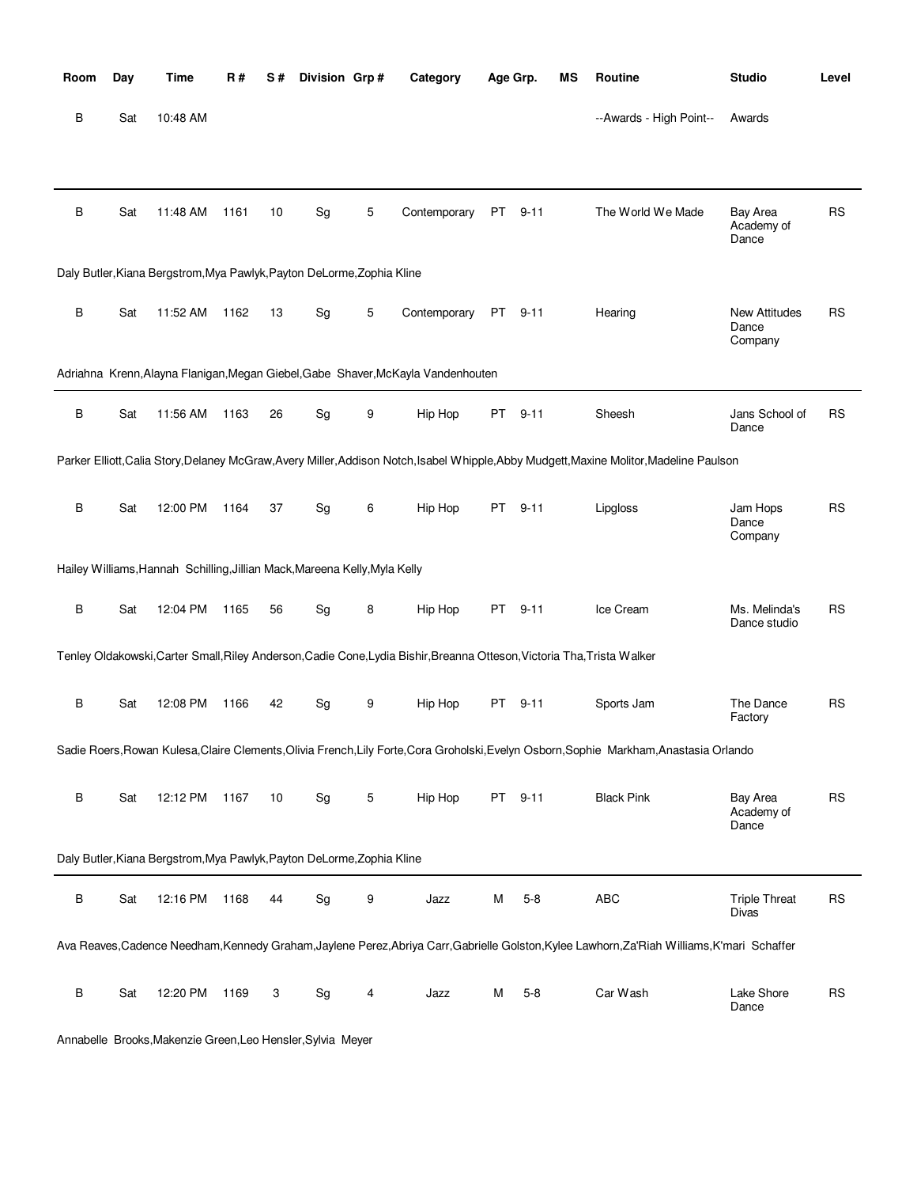| Room | Day | Time | R # | S # | Division | Grp # | Category | Age Grp. | | MS | Routine | Studio | Level |
|---|---|---|---|---|---|---|---|---|---|---|---|---|---|
| B | Sat | 10:48 AM | | | | | | | | | --Awards - High Point-- | Awards | |
| B | Sat | 11:48 AM | 1161 | 10 | Sg | 5 | Contemporary | PT | 9-11 | | The World We Made | Bay Area Academy of Dance | RS |

Daly Butler,Kiana Bergstrom,Mya Pawlyk,Payton DeLorme,Zophia Kline

| Room | Day | Time | R # | S # | Division | Grp # | Category | Age Grp. | | MS | Routine | Studio | Level |
|---|---|---|---|---|---|---|---|---|---|---|---|---|---|
| B | Sat | 11:52 AM | 1162 | 13 | Sg | 5 | Contemporary | PT | 9-11 | | Hearing | New Attitudes Dance Company | RS |

Adriahna Krenn,Alayna Flanigan,Megan Giebel,Gabe Shaver,McKayla Vandenhouten

| Room | Day | Time | R # | S # | Division | Grp # | Category | Age Grp. | | MS | Routine | Studio | Level |
|---|---|---|---|---|---|---|---|---|---|---|---|---|---|
| B | Sat | 11:56 AM | 1163 | 26 | Sg | 9 | Hip Hop | PT | 9-11 | | Sheesh | Jans School of Dance | RS |

Parker Elliott,Calia Story,Delaney McGraw,Avery Miller,Addison Notch,Isabel Whipple,Abby Mudgett,Maxine Molitor,Madeline Paulson

| Room | Day | Time | R # | S # | Division | Grp # | Category | Age Grp. | | MS | Routine | Studio | Level |
|---|---|---|---|---|---|---|---|---|---|---|---|---|---|
| B | Sat | 12:00 PM | 1164 | 37 | Sg | 6 | Hip Hop | PT | 9-11 | | Lipgloss | Jam Hops Dance Company | RS |

Hailey Williams,Hannah Schilling,Jillian Mack,Mareena Kelly,Myla Kelly

| Room | Day | Time | R # | S # | Division | Grp # | Category | Age Grp. | | MS | Routine | Studio | Level |
|---|---|---|---|---|---|---|---|---|---|---|---|---|---|
| B | Sat | 12:04 PM | 1165 | 56 | Sg | 8 | Hip Hop | PT | 9-11 | | Ice Cream | Ms. Melinda's Dance studio | RS |

Tenley Oldakowski,Carter Small,Riley Anderson,Cadie Cone,Lydia Bishir,Breanna Otteson,Victoria Tha,Trista Walker

| Room | Day | Time | R # | S # | Division | Grp # | Category | Age Grp. | | MS | Routine | Studio | Level |
|---|---|---|---|---|---|---|---|---|---|---|---|---|---|
| B | Sat | 12:08 PM | 1166 | 42 | Sg | 9 | Hip Hop | PT | 9-11 | | Sports Jam | The Dance Factory | RS |

Sadie Roers,Rowan Kulesa,Claire Clements,Olivia French,Lily Forte,Cora Groholski,Evelyn Osborn,Sophie Markham,Anastasia Orlando

| Room | Day | Time | R # | S # | Division | Grp # | Category | Age Grp. | | MS | Routine | Studio | Level |
|---|---|---|---|---|---|---|---|---|---|---|---|---|---|
| B | Sat | 12:12 PM | 1167 | 10 | Sg | 5 | Hip Hop | PT | 9-11 | | Black Pink | Bay Area Academy of Dance | RS |

Daly Butler,Kiana Bergstrom,Mya Pawlyk,Payton DeLorme,Zophia Kline

| Room | Day | Time | R # | S # | Division | Grp # | Category | Age Grp. | | MS | Routine | Studio | Level |
|---|---|---|---|---|---|---|---|---|---|---|---|---|---|
| B | Sat | 12:16 PM | 1168 | 44 | Sg | 9 | Jazz | M | 5-8 | | ABC | Triple Threat Divas | RS |

Ava Reaves,Cadence Needham,Kennedy Graham,Jaylene Perez,Abriya Carr,Gabrielle Golston,Kylee Lawhorn,Za'Riah Williams,K'mari Schaffer

| Room | Day | Time | R # | S # | Division | Grp # | Category | Age Grp. | | MS | Routine | Studio | Level |
|---|---|---|---|---|---|---|---|---|---|---|---|---|---|
| B | Sat | 12:20 PM | 1169 | 3 | Sg | 4 | Jazz | M | 5-8 | | Car Wash | Lake Shore Dance | RS |

Annabelle Brooks,Makenzie Green,Leo Hensler,Sylvia Meyer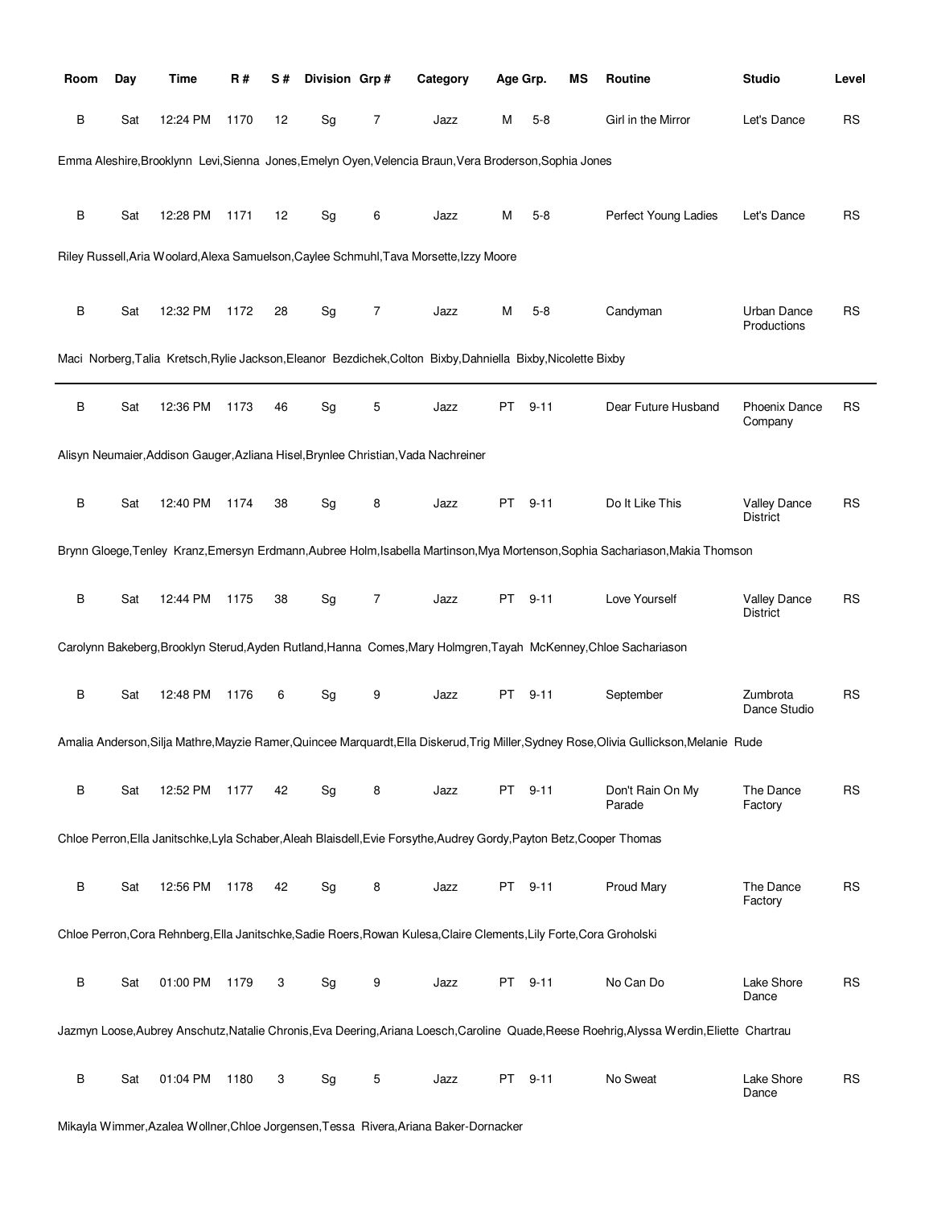| Room | Day | Time | R # | S # | Division | Grp # | Category | Age Grp. | | MS | Routine | Studio | Level |
|---|---|---|---|---|---|---|---|---|---|---|---|---|---|
| B | Sat | 12:24 PM | 1170 | 12 | Sg | 7 | Jazz | M | 5-8 | | Girl in the Mirror | Let's Dance | RS |

Emma Aleshire,Brooklynn Levi,Sienna Jones,Emelyn Oyen,Velencia Braun,Vera Broderson,Sophia Jones

| Room | Day | Time | R # | S # | Division | Grp # | Category | Age Grp. | | MS | Routine | Studio | Level |
|---|---|---|---|---|---|---|---|---|---|---|---|---|---|
| B | Sat | 12:28 PM | 1171 | 12 | Sg | 6 | Jazz | M | 5-8 | | Perfect Young Ladies | Let's Dance | RS |

Riley Russell,Aria Woolard,Alexa Samuelson,Caylee Schmuhl,Tava Morsette,Izzy Moore

| Room | Day | Time | R # | S # | Division | Grp # | Category | Age Grp. | | MS | Routine | Studio | Level |
|---|---|---|---|---|---|---|---|---|---|---|---|---|---|
| B | Sat | 12:32 PM | 1172 | 28 | Sg | 7 | Jazz | M | 5-8 | | Candyman | Urban Dance Productions | RS |

Maci Norberg,Talia Kretsch,Rylie Jackson,Eleanor Bezdichek,Colton Bixby,Dahniella Bixby,Nicolette Bixby

---

| Room | Day | Time | R # | S # | Division | Grp # | Category | Age Grp. | | MS | Routine | Studio | Level |
|---|---|---|---|---|---|---|---|---|---|---|---|---|---|
| B | Sat | 12:36 PM | 1173 | 46 | Sg | 5 | Jazz | PT | 9-11 | | Dear Future Husband | Phoenix Dance Company | RS |

Alisyn Neumaier,Addison Gauger,Azliana Hisel,Brynlee Christian,Vada Nachreiner

| Room | Day | Time | R # | S # | Division | Grp # | Category | Age Grp. | | MS | Routine | Studio | Level |
|---|---|---|---|---|---|---|---|---|---|---|---|---|---|
| B | Sat | 12:40 PM | 1174 | 38 | Sg | 8 | Jazz | PT | 9-11 | | Do It Like This | Valley Dance District | RS |

Brynn Gloege,Tenley Kranz,Emersyn Erdmann,Aubree Holm,Isabella Martinson,Mya Mortenson,Sophia Sachariason,Makia Thomson

| Room | Day | Time | R # | S # | Division | Grp # | Category | Age Grp. | | MS | Routine | Studio | Level |
|---|---|---|---|---|---|---|---|---|---|---|---|---|---|
| B | Sat | 12:44 PM | 1175 | 38 | Sg | 7 | Jazz | PT | 9-11 | | Love Yourself | Valley Dance District | RS |

Carolynn Bakeberg,Brooklyn Sterud,Ayden Rutland,Hanna Comes,Mary Holmgren,Tayah McKenney,Chloe Sachariason

| Room | Day | Time | R # | S # | Division | Grp # | Category | Age Grp. | | MS | Routine | Studio | Level |
|---|---|---|---|---|---|---|---|---|---|---|---|---|---|
| B | Sat | 12:48 PM | 1176 | 6 | Sg | 9 | Jazz | PT | 9-11 | | September | Zumbrota Dance Studio | RS |

Amalia Anderson,Silja Mathre,Mayzie Ramer,Quincee Marquardt,Ella Diskerud,Trig Miller,Sydney Rose,Olivia Gullickson,Melanie Rude

| Room | Day | Time | R # | S # | Division | Grp # | Category | Age Grp. | | MS | Routine | Studio | Level |
|---|---|---|---|---|---|---|---|---|---|---|---|---|---|
| B | Sat | 12:52 PM | 1177 | 42 | Sg | 8 | Jazz | PT | 9-11 | | Don't Rain On My Parade | The Dance Factory | RS |

Chloe Perron,Ella Janitschke,Lyla Schaber,Aleah Blaisdell,Evie Forsythe,Audrey Gordy,Payton Betz,Cooper Thomas

| Room | Day | Time | R # | S # | Division | Grp # | Category | Age Grp. | | MS | Routine | Studio | Level |
|---|---|---|---|---|---|---|---|---|---|---|---|---|---|
| B | Sat | 12:56 PM | 1178 | 42 | Sg | 8 | Jazz | PT | 9-11 | | Proud Mary | The Dance Factory | RS |

Chloe Perron,Cora Rehnberg,Ella Janitschke,Sadie Roers,Rowan Kulesa,Claire Clements,Lily Forte,Cora Groholski

| Room | Day | Time | R # | S # | Division | Grp # | Category | Age Grp. | | MS | Routine | Studio | Level |
|---|---|---|---|---|---|---|---|---|---|---|---|---|---|
| B | Sat | 01:00 PM | 1179 | 3 | Sg | 9 | Jazz | PT | 9-11 | | No Can Do | Lake Shore Dance | RS |

Jazmyn Loose,Aubrey Anschutz,Natalie Chronis,Eva Deering,Ariana Loesch,Caroline Quade,Reese Roehrig,Alyssa Werdin,Eliette Chartrau

| Room | Day | Time | R # | S # | Division | Grp # | Category | Age Grp. | | MS | Routine | Studio | Level |
|---|---|---|---|---|---|---|---|---|---|---|---|---|---|
| B | Sat | 01:04 PM | 1180 | 3 | Sg | 5 | Jazz | PT | 9-11 | | No Sweat | Lake Shore Dance | RS |

Mikayla Wimmer,Azalea Wollner,Chloe Jorgensen,Tessa Rivera,Ariana Baker-Dornacker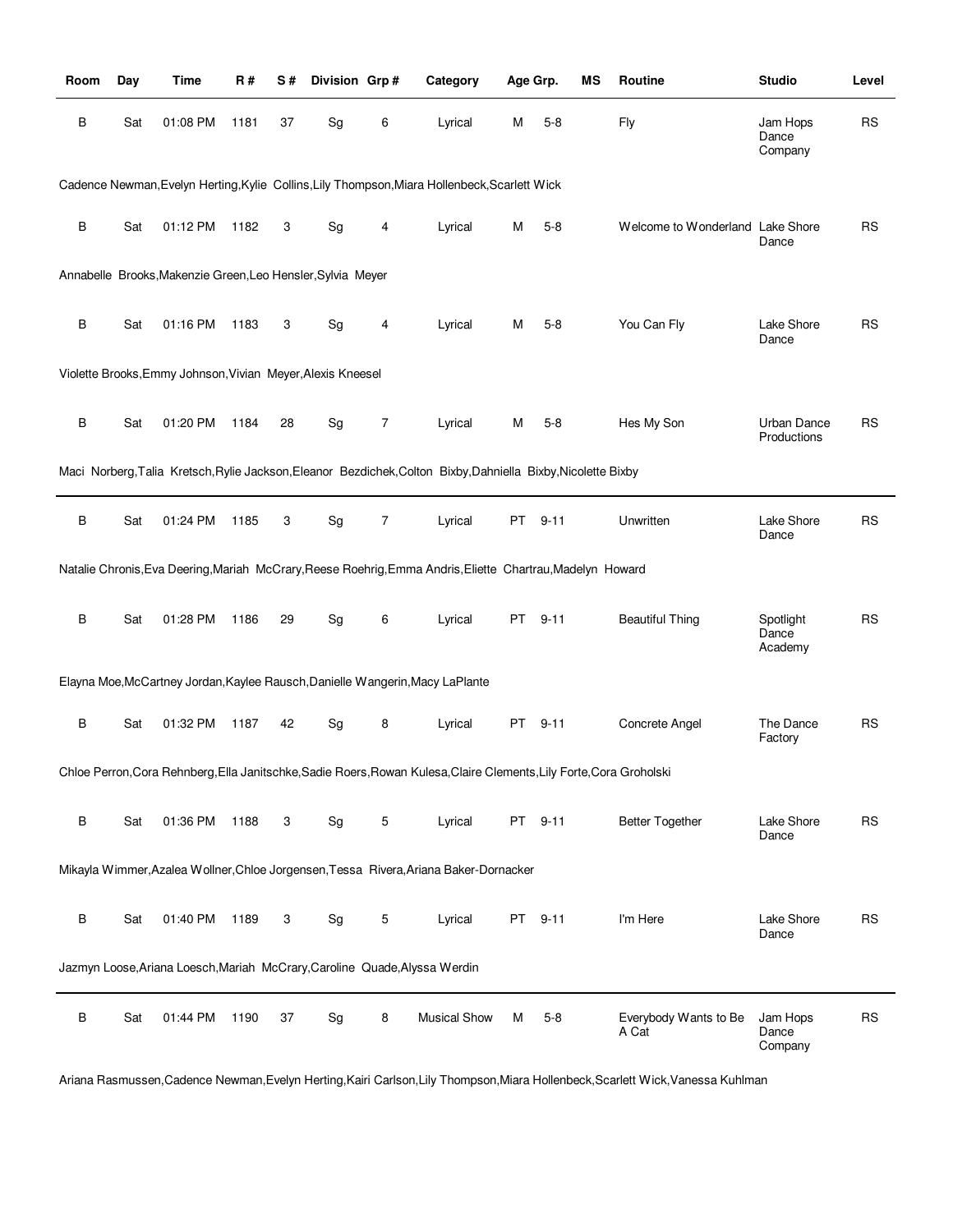| Room | Day | Time | R # | S # | Division | Grp # | Category | Age Grp. | | MS | Routine | Studio | Level |
|---|---|---|---|---|---|---|---|---|---|---|---|---|---|
| B | Sat | 01:08 PM | 1181 | 37 | Sg | 6 | Lyrical | M | 5-8 | | Fly | Jam Hops Dance Company | RS |
| Cadence Newman,Evelyn Herting,Kylie Collins,Lily Thompson,Miara Hollenbeck,Scarlett Wick | | | | | | | | | | | | | |
| B | Sat | 01:12 PM | 1182 | 3 | Sg | 4 | Lyrical | M | 5-8 | | Welcome to Wonderland | Lake Shore Dance | RS |
| Annabelle Brooks,Makenzie Green,Leo Hensler,Sylvia Meyer | | | | | | | | | | | | | |
| B | Sat | 01:16 PM | 1183 | 3 | Sg | 4 | Lyrical | M | 5-8 | | You Can Fly | Lake Shore Dance | RS |
| Violette Brooks,Emmy Johnson,Vivian Meyer,Alexis Kneesel | | | | | | | | | | | | | |
| B | Sat | 01:20 PM | 1184 | 28 | Sg | 7 | Lyrical | M | 5-8 | | Hes My Son | Urban Dance Productions | RS |
| Maci Norberg,Talia Kretsch,Rylie Jackson,Eleanor Bezdichek,Colton Bixby,Dahniella Bixby,Nicolette Bixby | | | | | | | | | | | | | |
| B | Sat | 01:24 PM | 1185 | 3 | Sg | 7 | Lyrical | PT | 9-11 | | Unwritten | Lake Shore Dance | RS |
| Natalie Chronis,Eva Deering,Mariah McCrary,Reese Roehrig,Emma Andris,Eliette Chartrau,Madelyn Howard | | | | | | | | | | | | | |
| B | Sat | 01:28 PM | 1186 | 29 | Sg | 6 | Lyrical | PT | 9-11 | | Beautiful Thing | Spotlight Dance Academy | RS |
| Elayna Moe,McCartney Jordan,Kaylee Rausch,Danielle Wangerin,Macy LaPlante | | | | | | | | | | | | | |
| B | Sat | 01:32 PM | 1187 | 42 | Sg | 8 | Lyrical | PT | 9-11 | | Concrete Angel | The Dance Factory | RS |
| Chloe Perron,Cora Rehnberg,Ella Janitschke,Sadie Roers,Rowan Kulesa,Claire Clements,Lily Forte,Cora Groholski | | | | | | | | | | | | | |
| B | Sat | 01:36 PM | 1188 | 3 | Sg | 5 | Lyrical | PT | 9-11 | | Better Together | Lake Shore Dance | RS |
| Mikayla Wimmer,Azalea Wollner,Chloe Jorgensen,Tessa Rivera,Ariana Baker-Dornacker | | | | | | | | | | | | | |
| B | Sat | 01:40 PM | 1189 | 3 | Sg | 5 | Lyrical | PT | 9-11 | | I'm Here | Lake Shore Dance | RS |
| Jazmyn Loose,Ariana Loesch,Mariah McCrary,Caroline Quade,Alyssa Werdin | | | | | | | | | | | | | |
| B | Sat | 01:44 PM | 1190 | 37 | Sg | 8 | Musical Show | M | 5-8 | | Everybody Wants to Be A Cat | Jam Hops Dance Company | RS |
| Ariana Rasmussen,Cadence Newman,Evelyn Herting,Kairi Carlson,Lily Thompson,Miara Hollenbeck,Scarlett Wick,Vanessa Kuhlman | | | | | | | | | | | | | |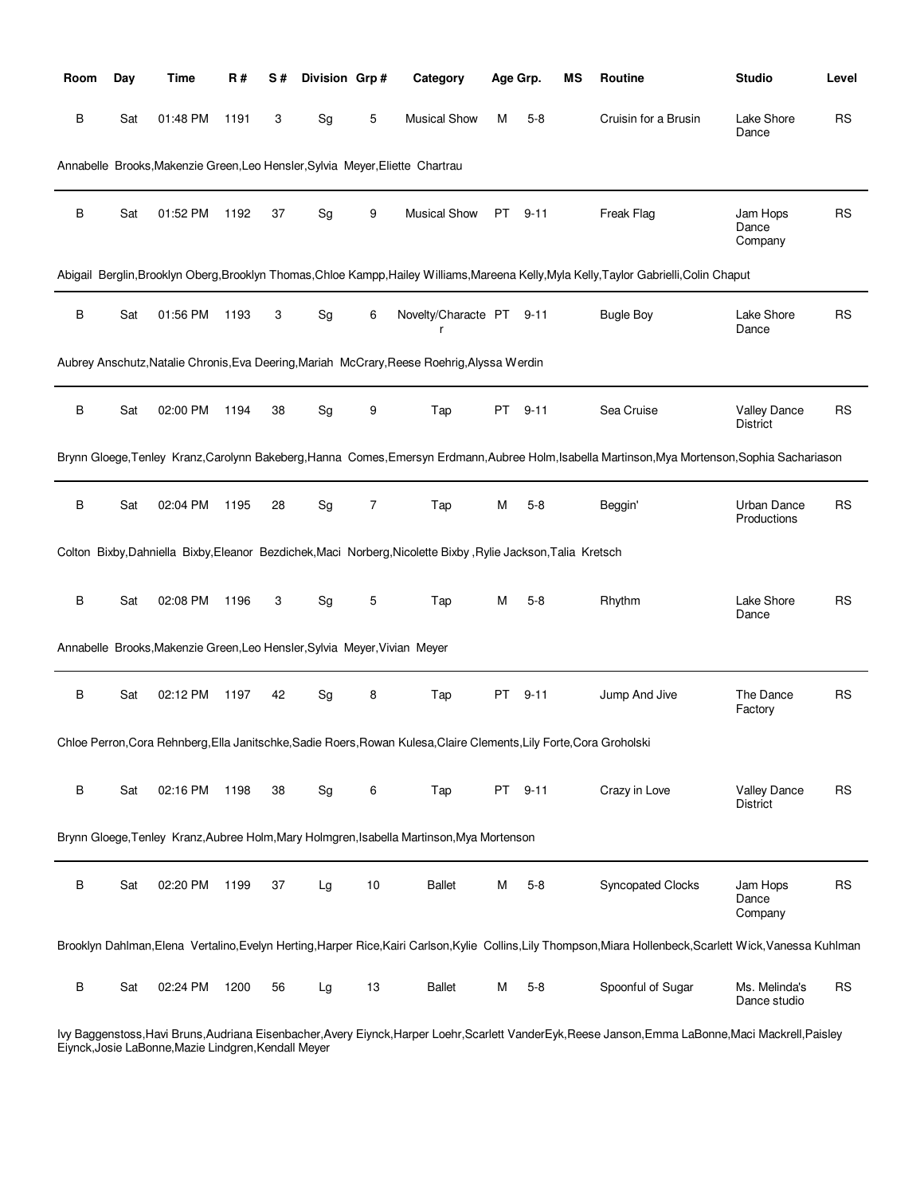| Room | Day | Time | R # | S # | Division | Grp # | Category | Age Grp. | | MS | Routine | Studio | Level |
|---|---|---|---|---|---|---|---|---|---|---|---|---|---|
| B | Sat | 01:48 PM | 1191 | 3 | Sg | 5 | Musical Show | M | 5-8 | | Cruisin for a Brusin | Lake Shore Dance | RS |

Annabelle Brooks,Makenzie Green,Leo Hensler,Sylvia Meyer,Eliette Chartrau

| Room | Day | Time | R # | S # | Division | Grp # | Category | Age Grp. | | MS | Routine | Studio | Level |
|---|---|---|---|---|---|---|---|---|---|---|---|---|---|
| B | Sat | 01:52 PM | 1192 | 37 | Sg | 9 | Musical Show | PT | 9-11 | | Freak Flag | Jam Hops Dance Company | RS |

Abigail Berglin,Brooklyn Oberg,Brooklyn Thomas,Chloe Kampp,Hailey Williams,Mareena Kelly,Myla Kelly,Taylor Gabrielli,Colin Chaput

| Room | Day | Time | R # | S # | Division | Grp # | Category | Age Grp. | | MS | Routine | Studio | Level |
|---|---|---|---|---|---|---|---|---|---|---|---|---|---|
| B | Sat | 01:56 PM | 1193 | 3 | Sg | 6 | Novelty/Character | PT | 9-11 | | Bugle Boy | Lake Shore Dance | RS |

Aubrey Anschutz,Natalie Chronis,Eva Deering,Mariah McCrary,Reese Roehrig,Alyssa Werdin

| Room | Day | Time | R # | S # | Division | Grp # | Category | Age Grp. | | MS | Routine | Studio | Level |
|---|---|---|---|---|---|---|---|---|---|---|---|---|---|
| B | Sat | 02:00 PM | 1194 | 38 | Sg | 9 | Tap | PT | 9-11 | | Sea Cruise | Valley Dance District | RS |

Brynn Gloege,Tenley Kranz,Carolynn Bakeberg,Hanna Comes,Emersyn Erdmann,Aubree Holm,Isabella Martinson,Mya Mortenson,Sophia Sachariason

| Room | Day | Time | R # | S # | Division | Grp # | Category | Age Grp. | | MS | Routine | Studio | Level |
|---|---|---|---|---|---|---|---|---|---|---|---|---|---|
| B | Sat | 02:04 PM | 1195 | 28 | Sg | 7 | Tap | M | 5-8 | | Beggin' | Urban Dance Productions | RS |

Colton Bixby,Dahniella Bixby,Eleanor Bezdichek,Maci Norberg,Nicolette Bixby ,Rylie Jackson,Talia Kretsch

| Room | Day | Time | R # | S # | Division | Grp # | Category | Age Grp. | | MS | Routine | Studio | Level |
|---|---|---|---|---|---|---|---|---|---|---|---|---|---|
| B | Sat | 02:08 PM | 1196 | 3 | Sg | 5 | Tap | M | 5-8 | | Rhythm | Lake Shore Dance | RS |

Annabelle Brooks,Makenzie Green,Leo Hensler,Sylvia Meyer,Vivian Meyer

| Room | Day | Time | R # | S # | Division | Grp # | Category | Age Grp. | | MS | Routine | Studio | Level |
|---|---|---|---|---|---|---|---|---|---|---|---|---|---|
| B | Sat | 02:12 PM | 1197 | 42 | Sg | 8 | Tap | PT | 9-11 | | Jump And Jive | The Dance Factory | RS |

Chloe Perron,Cora Rehnberg,Ella Janitschke,Sadie Roers,Rowan Kulesa,Claire Clements,Lily Forte,Cora Groholski

| Room | Day | Time | R # | S # | Division | Grp # | Category | Age Grp. | | MS | Routine | Studio | Level |
|---|---|---|---|---|---|---|---|---|---|---|---|---|---|
| B | Sat | 02:16 PM | 1198 | 38 | Sg | 6 | Tap | PT | 9-11 | | Crazy in Love | Valley Dance District | RS |

Brynn Gloege,Tenley Kranz,Aubree Holm,Mary Holmgren,Isabella Martinson,Mya Mortenson

| Room | Day | Time | R # | S # | Division | Grp # | Category | Age Grp. | | MS | Routine | Studio | Level |
|---|---|---|---|---|---|---|---|---|---|---|---|---|---|
| B | Sat | 02:20 PM | 1199 | 37 | Lg | 10 | Ballet | M | 5-8 | | Syncopated Clocks | Jam Hops Dance Company | RS |

Brooklyn Dahlman,Elena Vertalino,Evelyn Herting,Harper Rice,Kairi Carlson,Kylie Collins,Lily Thompson,Miara Hollenbeck,Scarlett Wick,Vanessa Kuhlman

| Room | Day | Time | R # | S # | Division | Grp # | Category | Age Grp. | | MS | Routine | Studio | Level |
|---|---|---|---|---|---|---|---|---|---|---|---|---|---|
| B | Sat | 02:24 PM | 1200 | 56 | Lg | 13 | Ballet | M | 5-8 | | Spoonful of Sugar | Ms. Melinda's Dance studio | RS |

Ivy Baggenstoss,Havi Bruns,Audriana Eisenbacher,Avery Eiynck,Harper Loehr,Scarlett VanderEyk,Reese Janson,Emma LaBonne,Maci Mackrell,Paisley Eiynck,Josie LaBonne,Mazie Lindgren,Kendall Meyer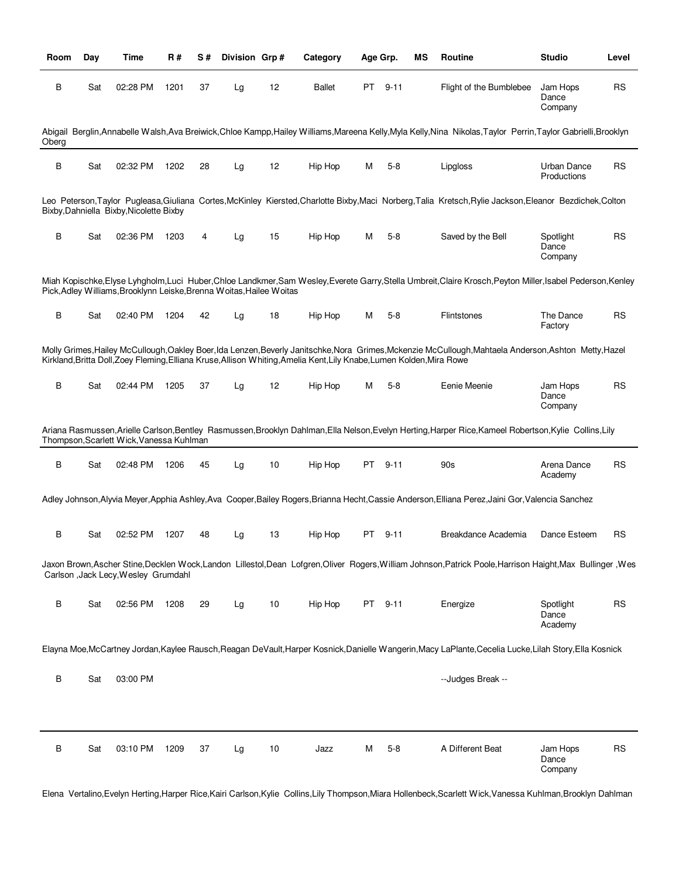| Room | Day | Time | R # | S # | Division | Grp # | Category | Age Grp. | | MS | Routine | Studio | Level |
|---|---|---|---|---|---|---|---|---|---|---|---|---|---|
| B | Sat | 02:28 PM | 1201 | 37 | Lg | 12 | Ballet | PT | 9-11 | | Flight of the Bumblebee | Jam Hops Dance Company | RS |

Abigail Berglin,Annabelle Walsh,Ava Breiwick,Chloe Kampp,Hailey Williams,Mareena Kelly,Myla Kelly,Nina Nikolas,Taylor Perrin,Taylor Gabrielli,Brooklyn Oberg

| Room | Day | Time | R # | S # | Division | Grp # | Category | Age Grp. | | MS | Routine | Studio | Level |
|---|---|---|---|---|---|---|---|---|---|---|---|---|---|
| B | Sat | 02:32 PM | 1202 | 28 | Lg | 12 | Hip Hop | M | 5-8 | | Lipgloss | Urban Dance Productions | RS |

Leo Peterson,Taylor Pugleasa,Giuliana Cortes,McKinley Kiersted,Charlotte Bixby,Maci Norberg,Talia Kretsch,Rylie Jackson,Eleanor Bezdichek,Colton Bixby,Dahniella Bixby,Nicolette Bixby

| Room | Day | Time | R # | S # | Division | Grp # | Category | Age Grp. | | MS | Routine | Studio | Level |
|---|---|---|---|---|---|---|---|---|---|---|---|---|---|
| B | Sat | 02:36 PM | 1203 | 4 | Lg | 15 | Hip Hop | M | 5-8 | | Saved by the Bell | Spotlight Dance Company | RS |

Miah Kopischke,Elyse Lyhgholm,Luci Huber,Chloe Landkmer,Sam Wesley,Everete Garry,Stella Umbreit,Claire Krosch,Peyton Miller,Isabel Pederson,Kenley Pick,Adley Williams,Brooklynn Leiske,Brenna Woitas,Hailee Woitas

| Room | Day | Time | R # | S # | Division | Grp # | Category | Age Grp. | | MS | Routine | Studio | Level |
|---|---|---|---|---|---|---|---|---|---|---|---|---|---|
| B | Sat | 02:40 PM | 1204 | 42 | Lg | 18 | Hip Hop | M | 5-8 | | Flintstones | The Dance Factory | RS |

Molly Grimes,Hailey McCullough,Oakley Boer,Ida Lenzen,Beverly Janitschke,Nora Grimes,Mckenzie McCullough,Mahtaela Anderson,Ashton Metty,Hazel Kirkland,Britta Doll,Zoey Fleming,Elliana Kruse,Allison Whiting,Amelia Kent,Lily Knabe,Lumen Kolden,Mira Rowe

| Room | Day | Time | R # | S # | Division | Grp # | Category | Age Grp. | | MS | Routine | Studio | Level |
|---|---|---|---|---|---|---|---|---|---|---|---|---|---|
| B | Sat | 02:44 PM | 1205 | 37 | Lg | 12 | Hip Hop | M | 5-8 | | Eenie Meenie | Jam Hops Dance Company | RS |

Ariana Rasmussen,Arielle Carlson,Bentley Rasmussen,Brooklyn Dahlman,Ella Nelson,Evelyn Herting,Harper Rice,Kameel Robertson,Kylie Collins,Lily Thompson,Scarlett Wick,Vanessa Kuhlman

| Room | Day | Time | R # | S # | Division | Grp # | Category | Age Grp. | | MS | Routine | Studio | Level |
|---|---|---|---|---|---|---|---|---|---|---|---|---|---|
| B | Sat | 02:48 PM | 1206 | 45 | Lg | 10 | Hip Hop | PT | 9-11 | | 90s | Arena Dance Academy | RS |

Adley Johnson,Alyvia Meyer,Apphia Ashley,Ava Cooper,Bailey Rogers,Brianna Hecht,Cassie Anderson,Elliana Perez,Jaini Gor,Valencia Sanchez

| Room | Day | Time | R # | S # | Division | Grp # | Category | Age Grp. | | MS | Routine | Studio | Level |
|---|---|---|---|---|---|---|---|---|---|---|---|---|---|
| B | Sat | 02:52 PM | 1207 | 48 | Lg | 13 | Hip Hop | PT | 9-11 | | Breakdance Academia | Dance Esteem | RS |

Jaxon Brown,Ascher Stine,Decklen Wock,Landon Lillestol,Dean Lofgren,Oliver Rogers,William Johnson,Patrick Poole,Harrison Haight,Max Bullinger ,Wes Carlson ,Jack Lecy,Wesley Grumdahl

| Room | Day | Time | R # | S # | Division | Grp # | Category | Age Grp. | | MS | Routine | Studio | Level |
|---|---|---|---|---|---|---|---|---|---|---|---|---|---|
| B | Sat | 02:56 PM | 1208 | 29 | Lg | 10 | Hip Hop | PT | 9-11 | | Energize | Spotlight Dance Academy | RS |

Elayna Moe,McCartney Jordan,Kaylee Rausch,Reagan DeVault,Harper Kosnick,Danielle Wangerin,Macy LaPlante,Cecelia Lucke,Lilah Story,Ella Kosnick

| Room | Day | Time | R # | S # | Division | Grp # | Category | Age Grp. | | MS | Routine | Studio | Level |
|---|---|---|---|---|---|---|---|---|---|---|---|---|---|
| B | Sat | 03:00 PM | | | | | | | | | --Judges Break -- | | |

| Room | Day | Time | R # | S # | Division | Grp # | Category | Age Grp. | | MS | Routine | Studio | Level |
|---|---|---|---|---|---|---|---|---|---|---|---|---|---|
| B | Sat | 03:10 PM | 1209 | 37 | Lg | 10 | Jazz | M | 5-8 | | A Different Beat | Jam Hops Dance Company | RS |

Elena Vertalino,Evelyn Herting,Harper Rice,Kairi Carlson,Kylie Collins,Lily Thompson,Miara Hollenbeck,Scarlett Wick,Vanessa Kuhlman,Brooklyn Dahlman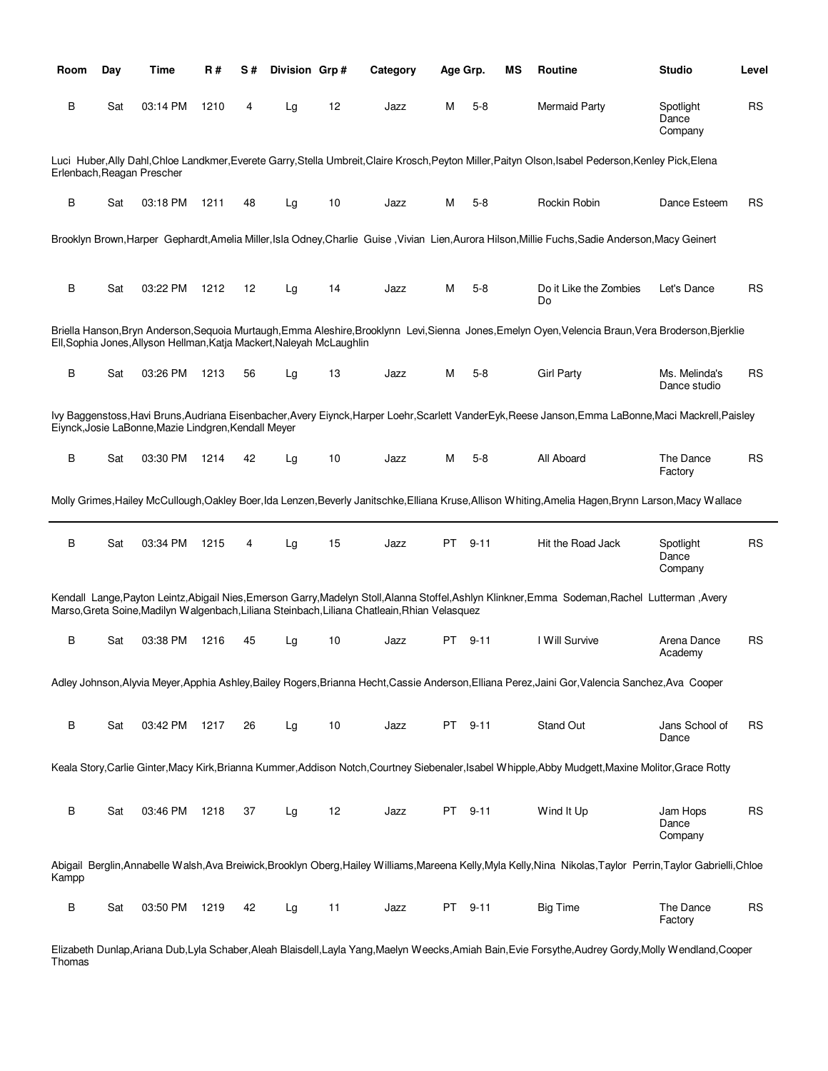| Room | Day | Time | R # | S # | Division | Grp # | Category | Age Grp. | | MS | Routine | Studio | Level |
|---|---|---|---|---|---|---|---|---|---|---|---|---|---|
| B | Sat | 03:14 PM | 1210 | 4 | Lg | 12 | Jazz | M | 5-8 | | Mermaid Party | Spotlight Dance Company | RS |

Luci Huber,Ally Dahl,Chloe Landkmer,Everete Garry,Stella Umbreit,Claire Krosch,Peyton Miller,Paityn Olson,Isabel Pederson,Kenley Pick,Elena Erlenbach,Reagan Prescher

| Room | Day | Time | R # | S # | Division | Grp # | Category | Age Grp. | | MS | Routine | Studio | Level |
|---|---|---|---|---|---|---|---|---|---|---|---|---|---|
| B | Sat | 03:18 PM | 1211 | 48 | Lg | 10 | Jazz | M | 5-8 | | Rockin Robin | Dance Esteem | RS |

Brooklyn Brown,Harper Gephardt,Amelia Miller,Isla Odney,Charlie Guise ,Vivian Lien,Aurora Hilson,Millie Fuchs,Sadie Anderson,Macy Geinert

| Room | Day | Time | R # | S # | Division | Grp # | Category | Age Grp. | | MS | Routine | Studio | Level |
|---|---|---|---|---|---|---|---|---|---|---|---|---|---|
| B | Sat | 03:22 PM | 1212 | 12 | Lg | 14 | Jazz | M | 5-8 | | Do it Like the Zombies Do | Let's Dance | RS |

Briella Hanson,Bryn Anderson,Sequoia Murtaugh,Emma Aleshire,Brooklynn Levi,Sienna Jones,Emelyn Oyen,Velencia Braun,Vera Broderson,Bjerklie Ell,Sophia Jones,Allyson Hellman,Katja Mackert,Naleyah McLaughlin

| Room | Day | Time | R # | S # | Division | Grp # | Category | Age Grp. | | MS | Routine | Studio | Level |
|---|---|---|---|---|---|---|---|---|---|---|---|---|---|
| B | Sat | 03:26 PM | 1213 | 56 | Lg | 13 | Jazz | M | 5-8 | | Girl Party | Ms. Melinda's Dance studio | RS |

Ivy Baggenstoss,Havi Bruns,Audriana Eisenbacher,Avery Eiynck,Harper Loehr,Scarlett VanderEyk,Reese Janson,Emma LaBonne,Maci Mackrell,Paisley Eiynck,Josie LaBonne,Mazie Lindgren,Kendall Meyer

| Room | Day | Time | R # | S # | Division | Grp # | Category | Age Grp. | | MS | Routine | Studio | Level |
|---|---|---|---|---|---|---|---|---|---|---|---|---|---|
| B | Sat | 03:30 PM | 1214 | 42 | Lg | 10 | Jazz | M | 5-8 | | All Aboard | The Dance Factory | RS |

Molly Grimes,Hailey McCullough,Oakley Boer,Ida Lenzen,Beverly Janitschke,Elliana Kruse,Allison Whiting,Amelia Hagen,Brynn Larson,Macy Wallace

---

| Room | Day | Time | R # | S # | Division | Grp # | Category | Age Grp. | | MS | Routine | Studio | Level |
|---|---|---|---|---|---|---|---|---|---|---|---|---|---|
| B | Sat | 03:34 PM | 1215 | 4 | Lg | 15 | Jazz | PT | 9-11 | | Hit the Road Jack | Spotlight Dance Company | RS |

Kendall Lange,Payton Leintz,Abigail Nies,Emerson Garry,Madelyn Stoll,Alanna Stoffel,Ashlyn Klinkner,Emma Sodeman,Rachel Lutterman ,Avery Marso,Greta Soine,Madilyn Walgenbach,Liliana Steinbach,Liliana Chatleain,Rhian Velasquez

| Room | Day | Time | R # | S # | Division | Grp # | Category | Age Grp. | | MS | Routine | Studio | Level |
|---|---|---|---|---|---|---|---|---|---|---|---|---|---|
| B | Sat | 03:38 PM | 1216 | 45 | Lg | 10 | Jazz | PT | 9-11 | | I Will Survive | Arena Dance Academy | RS |

Adley Johnson,Alyvia Meyer,Apphia Ashley,Bailey Rogers,Brianna Hecht,Cassie Anderson,Elliana Perez,Jaini Gor,Valencia Sanchez,Ava Cooper

| Room | Day | Time | R # | S # | Division | Grp # | Category | Age Grp. | | MS | Routine | Studio | Level |
|---|---|---|---|---|---|---|---|---|---|---|---|---|---|
| B | Sat | 03:42 PM | 1217 | 26 | Lg | 10 | Jazz | PT | 9-11 | | Stand Out | Jans School of Dance | RS |

Keala Story,Carlie Ginter,Macy Kirk,Brianna Kummer,Addison Notch,Courtney Siebenaler,Isabel Whipple,Abby Mudgett,Maxine Molitor,Grace Rotty

| Room | Day | Time | R # | S # | Division | Grp # | Category | Age Grp. | | MS | Routine | Studio | Level |
|---|---|---|---|---|---|---|---|---|---|---|---|---|---|
| B | Sat | 03:46 PM | 1218 | 37 | Lg | 12 | Jazz | PT | 9-11 | | Wind It Up | Jam Hops Dance Company | RS |

Abigail Berglin,Annabelle Walsh,Ava Breiwick,Brooklyn Oberg,Hailey Williams,Mareena Kelly,Myla Kelly,Nina Nikolas,Taylor Perrin,Taylor Gabrielli,Chloe Kampp

| Room | Day | Time | R # | S # | Division | Grp # | Category | Age Grp. | | MS | Routine | Studio | Level |
|---|---|---|---|---|---|---|---|---|---|---|---|---|---|
| B | Sat | 03:50 PM | 1219 | 42 | Lg | 11 | Jazz | PT | 9-11 | | Big Time | The Dance Factory | RS |

Elizabeth Dunlap,Ariana Dub,Lyla Schaber,Aleah Blaisdell,Layla Yang,Maelyn Weecks,Amiah Bain,Evie Forsythe,Audrey Gordy,Molly Wendland,Cooper Thomas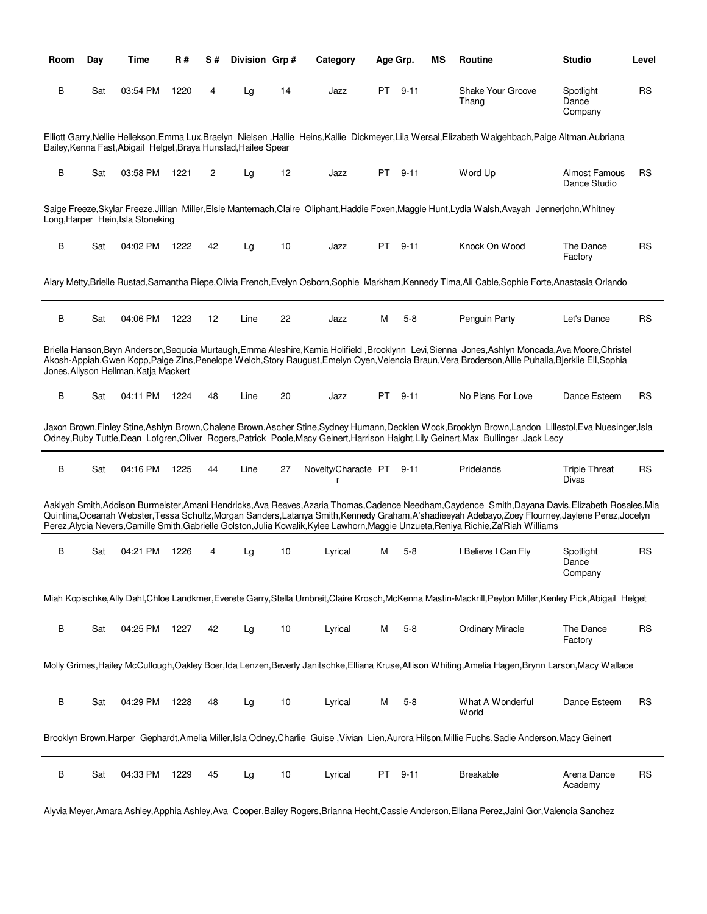| Room | Day | Time | R # | S # | Division | Grp # | Category | Age Grp. | MS | Routine | Studio | Level |
|---|---|---|---|---|---|---|---|---|---|---|---|---|
| B | Sat | 03:54 PM | 1220 | 4 | Lg | 14 | Jazz | PT 9-11 | | Shake Your Groove Thang | Spotlight Dance Company | RS |

Elliott Garry,Nellie Hellekson,Emma Lux,Braelyn Nielsen ,Hallie Heins,Kallie Dickmeyer,Lila Wersal,Elizabeth Walgehbach,Paige Altman,Aubriana Bailey,Kenna Fast,Abigail Helget,Braya Hunstad,Hailee Spear

| Room | Day | Time | R # | S # | Division | Grp # | Category | Age Grp. | MS | Routine | Studio | Level |
|---|---|---|---|---|---|---|---|---|---|---|---|---|
| B | Sat | 03:58 PM | 1221 | 2 | Lg | 12 | Jazz | PT 9-11 | | Word Up | Almost Famous Dance Studio | RS |

Saige Freeze,Skylar Freeze,Jillian Miller,Elsie Manternach,Claire Oliphant,Haddie Foxen,Maggie Hunt,Lydia Walsh,Avayah Jennerjohn,Whitney Long,Harper Hein,Isla Stoneking

| Room | Day | Time | R # | S # | Division | Grp # | Category | Age Grp. | MS | Routine | Studio | Level |
|---|---|---|---|---|---|---|---|---|---|---|---|---|
| B | Sat | 04:02 PM | 1222 | 42 | Lg | 10 | Jazz | PT 9-11 | | Knock On Wood | The Dance Factory | RS |

Alary Metty,Brielle Rustad,Samantha Riepe,Olivia French,Evelyn Osborn,Sophie Markham,Kennedy Tima,Ali Cable,Sophie Forte,Anastasia Orlando

---

| Room | Day | Time | R # | S # | Division | Grp # | Category | Age Grp. | MS | Routine | Studio | Level |
|---|---|---|---|---|---|---|---|---|---|---|---|---|
| B | Sat | 04:06 PM | 1223 | 12 | Line | 22 | Jazz | M 5-8 | | Penguin Party | Let's Dance | RS |

Briella Hanson,Bryn Anderson,Sequoia Murtaugh,Emma Aleshire,Kamia Holifield ,Brooklynn Levi,Sienna Jones,Ashlyn Moncada,Ava Moore,Christel Akosh-Appiah,Gwen Kopp,Paige Zins,Penelope Welch,Story Raugust,Emelyn Oyen,Velencia Braun,Vera Broderson,Allie Puhalla,Bjerklie Ell,Sophia Jones,Allyson Hellman,Katja Mackert

---

| Room | Day | Time | R # | S # | Division | Grp # | Category | Age Grp. | MS | Routine | Studio | Level |
|---|---|---|---|---|---|---|---|---|---|---|---|---|
| B | Sat | 04:11 PM | 1224 | 48 | Line | 20 | Jazz | PT 9-11 | | No Plans For Love | Dance Esteem | RS |

Jaxon Brown,Finley Stine,Ashlyn Brown,Chalene Brown,Ascher Stine,Sydney Humann,Decklen Wock,Brooklyn Brown,Landon Lillestol,Eva Nuesinger,Isla Odney,Ruby Tuttle,Dean Lofgren,Oliver Rogers,Patrick Poole,Macy Geinert,Harrison Haight,Lily Geinert,Max Bullinger ,Jack Lecy

---

| Room | Day | Time | R # | S # | Division | Grp # | Category | Age Grp. | MS | Routine | Studio | Level |
|---|---|---|---|---|---|---|---|---|---|---|---|---|
| B | Sat | 04:16 PM | 1225 | 44 | Line | 27 | Novelty/Character | PT 9-11 | | Pridelands | Triple Threat Divas | RS |

Aakiyah Smith,Addison Burmeister,Amani Hendricks,Ava Reaves,Azaria Thomas,Cadence Needham,Caydence Smith,Dayana Davis,Elizabeth Rosales,Mia Quintina,Oceanah Webster,Tessa Schultz,Morgan Sanders,Latanya Smith,Kennedy Graham,A'shadieeyah Adebayo,Zoey Flourney,Jaylene Perez,Jocelyn Perez,Alycia Nevers,Camille Smith,Gabrielle Golston,Julia Kowalik,Kylee Lawhorn,Maggie Unzueta,Reniya Richie,Za'Riah Williams

| Room | Day | Time | R # | S # | Division | Grp # | Category | Age Grp. | MS | Routine | Studio | Level |
|---|---|---|---|---|---|---|---|---|---|---|---|---|
| B | Sat | 04:21 PM | 1226 | 4 | Lg | 10 | Lyrical | M 5-8 | | I Believe I Can Fly | Spotlight Dance Company | RS |

Miah Kopischke,Ally Dahl,Chloe Landkmer,Everete Garry,Stella Umbreit,Claire Krosch,McKenna Mastin-Mackrill,Peyton Miller,Kenley Pick,Abigail Helget

| Room | Day | Time | R # | S # | Division | Grp # | Category | Age Grp. | MS | Routine | Studio | Level |
|---|---|---|---|---|---|---|---|---|---|---|---|---|
| B | Sat | 04:25 PM | 1227 | 42 | Lg | 10 | Lyrical | M 5-8 | | Ordinary Miracle | The Dance Factory | RS |

Molly Grimes,Hailey McCullough,Oakley Boer,Ida Lenzen,Beverly Janitschke,Elliana Kruse,Allison Whiting,Amelia Hagen,Brynn Larson,Macy Wallace

| Room | Day | Time | R # | S # | Division | Grp # | Category | Age Grp. | MS | Routine | Studio | Level |
|---|---|---|---|---|---|---|---|---|---|---|---|---|
| B | Sat | 04:29 PM | 1228 | 48 | Lg | 10 | Lyrical | M 5-8 | | What A Wonderful World | Dance Esteem | RS |

Brooklyn Brown,Harper Gephardt,Amelia Miller,Isla Odney,Charlie Guise ,Vivian Lien,Aurora Hilson,Millie Fuchs,Sadie Anderson,Macy Geinert

---

| Room | Day | Time | R # | S # | Division | Grp # | Category | Age Grp. | MS | Routine | Studio | Level |
|---|---|---|---|---|---|---|---|---|---|---|---|---|
| B | Sat | 04:33 PM | 1229 | 45 | Lg | 10 | Lyrical | PT 9-11 | | Breakable | Arena Dance Academy | RS |

Alyvia Meyer,Amara Ashley,Apphia Ashley,Ava Cooper,Bailey Rogers,Brianna Hecht,Cassie Anderson,Elliana Perez,Jaini Gor,Valencia Sanchez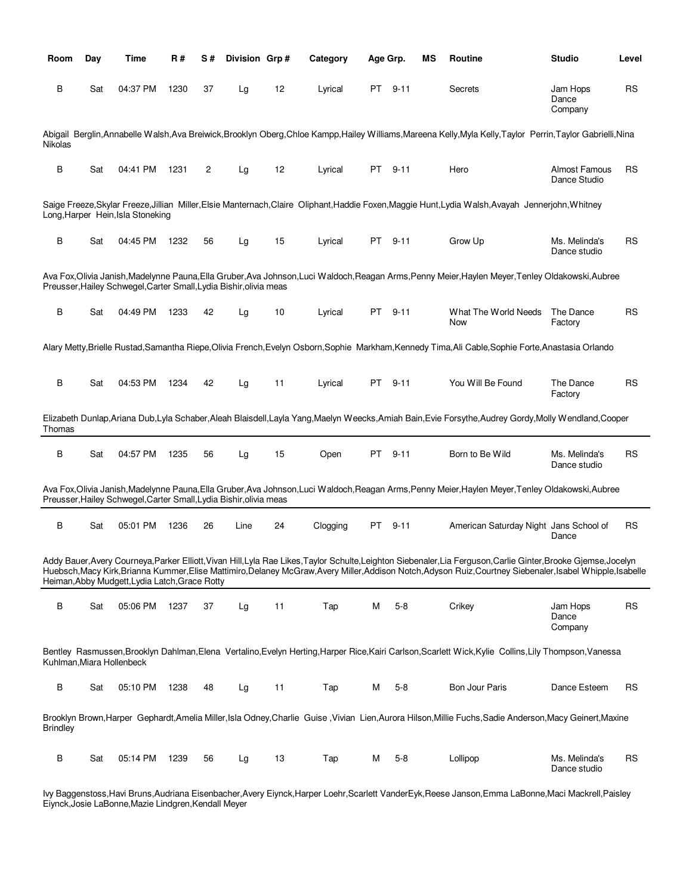| Room | Day | Time | R # | S # | Division | Grp # | Category | Age Grp. | | MS | Routine | Studio | Level |
|---|---|---|---|---|---|---|---|---|---|---|---|---|---|
| B | Sat | 04:37 PM | 1230 | 37 | Lg | 12 | Lyrical | PT | 9-11 | | Secrets | Jam Hops Dance Company | RS |

Abigail Berglin,Annabelle Walsh,Ava Breiwick,Brooklyn Oberg,Chloe Kampp,Hailey Williams,Mareena Kelly,Myla Kelly,Taylor Perrin,Taylor Gabrielli,Nina Nikolas

| Room | Day | Time | R # | S # | Division | Grp # | Category | Age Grp. | | MS | Routine | Studio | Level |
|---|---|---|---|---|---|---|---|---|---|---|---|---|---|
| B | Sat | 04:41 PM | 1231 | 2 | Lg | 12 | Lyrical | PT | 9-11 | | Hero | Almost Famous Dance Studio | RS |

Saige Freeze,Skylar Freeze,Jillian Miller,Elsie Manternach,Claire Oliphant,Haddie Foxen,Maggie Hunt,Lydia Walsh,Avayah Jennerjohn,Whitney Long,Harper Hein,Isla Stoneking

| Room | Day | Time | R # | S # | Division | Grp # | Category | Age Grp. | | MS | Routine | Studio | Level |
|---|---|---|---|---|---|---|---|---|---|---|---|---|---|
| B | Sat | 04:45 PM | 1232 | 56 | Lg | 15 | Lyrical | PT | 9-11 | | Grow Up | Ms. Melinda's Dance studio | RS |

Ava Fox,Olivia Janish,Madelynne Pauna,Ella Gruber,Ava Johnson,Luci Waldoch,Reagan Arms,Penny Meier,Haylen Meyer,Tenley Oldakowski,Aubree Preusser,Hailey Schwegel,Carter Small,Lydia Bishir,olivia meas

| Room | Day | Time | R # | S # | Division | Grp # | Category | Age Grp. | | MS | Routine | Studio | Level |
|---|---|---|---|---|---|---|---|---|---|---|---|---|---|
| B | Sat | 04:49 PM | 1233 | 42 | Lg | 10 | Lyrical | PT | 9-11 | | What The World Needs Now | The Dance Factory | RS |

Alary Metty,Brielle Rustad,Samantha Riepe,Olivia French,Evelyn Osborn,Sophie Markham,Kennedy Tima,Ali Cable,Sophie Forte,Anastasia Orlando

| Room | Day | Time | R # | S # | Division | Grp # | Category | Age Grp. | | MS | Routine | Studio | Level |
|---|---|---|---|---|---|---|---|---|---|---|---|---|---|
| B | Sat | 04:53 PM | 1234 | 42 | Lg | 11 | Lyrical | PT | 9-11 | | You Will Be Found | The Dance Factory | RS |

Elizabeth Dunlap,Ariana Dub,Lyla Schaber,Aleah Blaisdell,Layla Yang,Maelyn Weecks,Amiah Bain,Evie Forsythe,Audrey Gordy,Molly Wendland,Cooper Thomas

| Room | Day | Time | R # | S # | Division | Grp # | Category | Age Grp. | | MS | Routine | Studio | Level |
|---|---|---|---|---|---|---|---|---|---|---|---|---|---|
| B | Sat | 04:57 PM | 1235 | 56 | Lg | 15 | Open | PT | 9-11 | | Born to Be Wild | Ms. Melinda's Dance studio | RS |

Ava Fox,Olivia Janish,Madelynne Pauna,Ella Gruber,Ava Johnson,Luci Waldoch,Reagan Arms,Penny Meier,Haylen Meyer,Tenley Oldakowski,Aubree Preusser,Hailey Schwegel,Carter Small,Lydia Bishir,olivia meas

| Room | Day | Time | R # | S # | Division | Grp # | Category | Age Grp. | | MS | Routine | Studio | Level |
|---|---|---|---|---|---|---|---|---|---|---|---|---|---|
| B | Sat | 05:01 PM | 1236 | 26 | Line | 24 | Clogging | PT | 9-11 | | American Saturday Night | Jans School of Dance | RS |

Addy Bauer,Avery Courneya,Parker Elliott,Vivan Hill,Lyla Rae Likes,Taylor Schulte,Leighton Siebenaler,Lia Ferguson,Carlie Ginter,Brooke Gjemse,Jocelyn Huebsch,Macy Kirk,Brianna Kummer,Elise Mattimiro,Delaney McGraw,Avery Miller,Addison Notch,Adyson Ruiz,Courtney Siebenaler,Isabel Whipple,Isabelle Heiman,Abby Mudgett,Lydia Latch,Grace Rotty

| Room | Day | Time | R # | S # | Division | Grp # | Category | Age Grp. | | MS | Routine | Studio | Level |
|---|---|---|---|---|---|---|---|---|---|---|---|---|---|
| B | Sat | 05:06 PM | 1237 | 37 | Lg | 11 | Tap | M | 5-8 | | Crikey | Jam Hops Dance Company | RS |

Bentley Rasmussen,Brooklyn Dahlman,Elena Vertalino,Evelyn Herting,Harper Rice,Kairi Carlson,Scarlett Wick,Kylie Collins,Lily Thompson,Vanessa Kuhlman,Miara Hollenbeck

| Room | Day | Time | R # | S # | Division | Grp # | Category | Age Grp. | | MS | Routine | Studio | Level |
|---|---|---|---|---|---|---|---|---|---|---|---|---|---|
| B | Sat | 05:10 PM | 1238 | 48 | Lg | 11 | Tap | M | 5-8 | | Bon Jour Paris | Dance Esteem | RS |

Brooklyn Brown,Harper Gephardt,Amelia Miller,Isla Odney,Charlie Guise ,Vivian Lien,Aurora Hilson,Millie Fuchs,Sadie Anderson,Macy Geinert,Maxine Brindley

| Room | Day | Time | R # | S # | Division | Grp # | Category | Age Grp. | | MS | Routine | Studio | Level |
|---|---|---|---|---|---|---|---|---|---|---|---|---|---|
| B | Sat | 05:14 PM | 1239 | 56 | Lg | 13 | Tap | M | 5-8 | | Lollipop | Ms. Melinda's Dance studio | RS |

Ivy Baggenstoss,Havi Bruns,Audriana Eisenbacher,Avery Eiynck,Harper Loehr,Scarlett VanderEyk,Reese Janson,Emma LaBonne,Maci Mackrell,Paisley Eiynck,Josie LaBonne,Mazie Lindgren,Kendall Meyer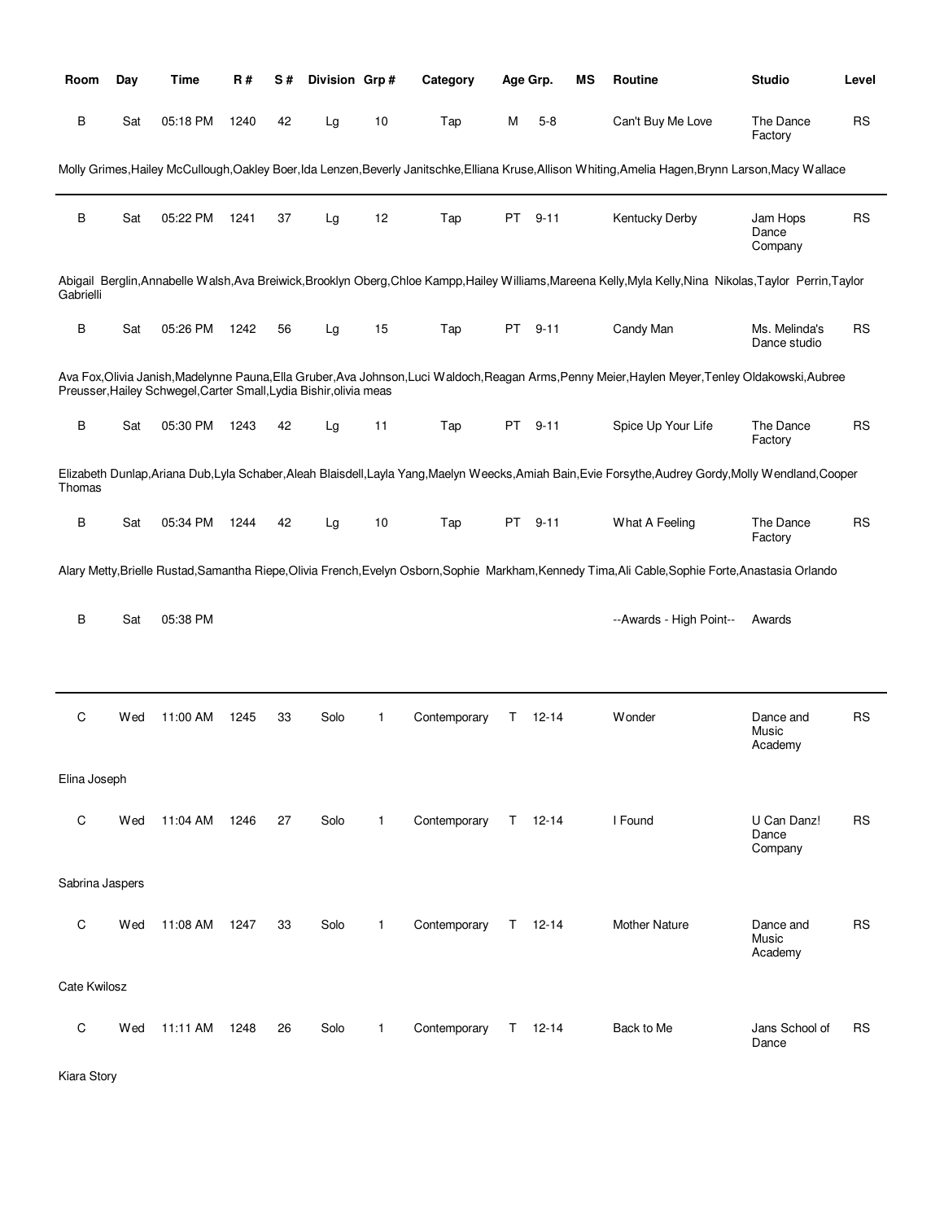| Room | Day | Time | R # | S # | Division | Grp # | Category | Age Grp. | | MS | Routine | Studio | Level |
|---|---|---|---|---|---|---|---|---|---|---|---|---|---|
| B | Sat | 05:18 PM | 1240 | 42 | Lg | 10 | Tap | M | 5-8 | | Can't Buy Me Love | The Dance Factory | RS |
| Molly Grimes,Hailey McCullough,Oakley Boer,Ida Lenzen,Beverly Janitschke,Elliana Kruse,Allison Whiting,Amelia Hagen,Brynn Larson,Macy Wallace | | | | | | | | | | | | | |
| B | Sat | 05:22 PM | 1241 | 37 | Lg | 12 | Tap | PT | 9-11 | | Kentucky Derby | Jam Hops Dance Company | RS |
| Abigail Berglin,Annabelle Walsh,Ava Breiwick,Brooklyn Oberg,Chloe Kampp,Hailey Williams,Mareena Kelly,Myla Kelly,Nina Nikolas,Taylor Perrin,Taylor Gabrielli | | | | | | | | | | | | | |
| B | Sat | 05:26 PM | 1242 | 56 | Lg | 15 | Tap | PT | 9-11 | | Candy Man | Ms. Melinda's Dance studio | RS |
| Ava Fox,Olivia Janish,Madelynne Pauna,Ella Gruber,Ava Johnson,Luci Waldoch,Reagan Arms,Penny Meier,Haylen Meyer,Tenley Oldakowski,Aubree Preusser,Hailey Schwegel,Carter Small,Lydia Bishir,olivia meas | | | | | | | | | | | | | |
| B | Sat | 05:30 PM | 1243 | 42 | Lg | 11 | Tap | PT | 9-11 | | Spice Up Your Life | The Dance Factory | RS |
| Elizabeth Dunlap,Ariana Dub,Lyla Schaber,Aleah Blaisdell,Layla Yang,Maelyn Weecks,Amiah Bain,Evie Forsythe,Audrey Gordy,Molly Wendland,Cooper Thomas | | | | | | | | | | | | | |
| B | Sat | 05:34 PM | 1244 | 42 | Lg | 10 | Tap | PT | 9-11 | | What A Feeling | The Dance Factory | RS |
| Alary Metty,Brielle Rustad,Samantha Riepe,Olivia French,Evelyn Osborn,Sophie Markham,Kennedy Tima,Ali Cable,Sophie Forte,Anastasia Orlando | | | | | | | | | | | | | |
| B | Sat | 05:38 PM | | | | | | | | | --Awards - High Point-- | Awards | |
| C | Wed | 11:00 AM | 1245 | 33 | Solo | 1 | Contemporary | T | 12-14 | | Wonder | Dance and Music Academy | RS |
| Elina Joseph | | | | | | | | | | | | | |
| C | Wed | 11:04 AM | 1246 | 27 | Solo | 1 | Contemporary | T | 12-14 | | I Found | U Can Danz! Dance Company | RS |
| Sabrina Jaspers | | | | | | | | | | | | | |
| C | Wed | 11:08 AM | 1247 | 33 | Solo | 1 | Contemporary | T | 12-14 | | Mother Nature | Dance and Music Academy | RS |
| Cate Kwilosz | | | | | | | | | | | | | |
| C | Wed | 11:11 AM | 1248 | 26 | Solo | 1 | Contemporary | T | 12-14 | | Back to Me | Jans School of Dance | RS |
| Kiara Story | | | | | | | | | | | | | |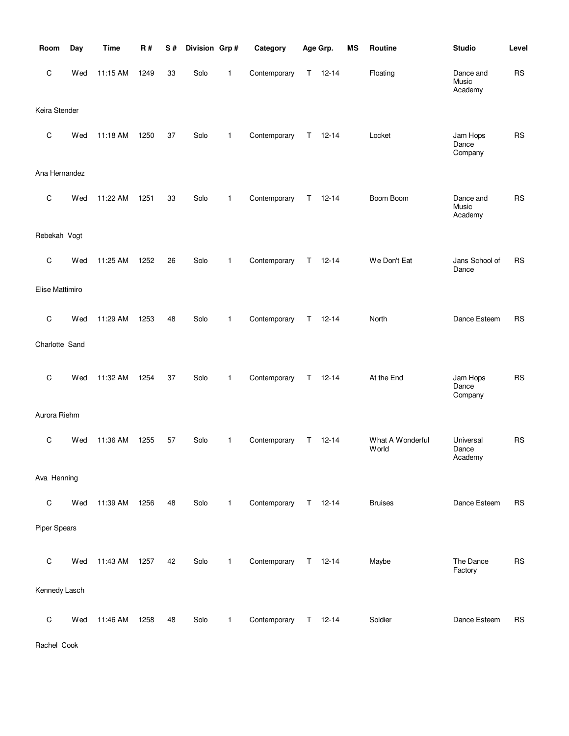| Room | Day | Time | R # | S # | Division | Grp # | Category | Age Grp. | | MS | Routine | Studio | Level |
|---|---|---|---|---|---|---|---|---|---|---|---|---|---|
| C | Wed | 11:15 AM | 1249 | 33 | Solo | 1 | Contemporary | T | 12-14 | | Floating | Dance and Music Academy | RS |
| Keira Stender | | | | | | | | | | | | | |
| C | Wed | 11:18 AM | 1250 | 37 | Solo | 1 | Contemporary | T | 12-14 | | Locket | Jam Hops Dance Company | RS |
| Ana Hernandez | | | | | | | | | | | | | |
| C | Wed | 11:22 AM | 1251 | 33 | Solo | 1 | Contemporary | T | 12-14 | | Boom Boom | Dance and Music Academy | RS |
| Rebekah Vogt | | | | | | | | | | | | | |
| C | Wed | 11:25 AM | 1252 | 26 | Solo | 1 | Contemporary | T | 12-14 | | We Don't Eat | Jans School of Dance | RS |
| Elise Mattimiro | | | | | | | | | | | | | |
| C | Wed | 11:29 AM | 1253 | 48 | Solo | 1 | Contemporary | T | 12-14 | | North | Dance Esteem | RS |
| Charlotte Sand | | | | | | | | | | | | | |
| C | Wed | 11:32 AM | 1254 | 37 | Solo | 1 | Contemporary | T | 12-14 | | At the End | Jam Hops Dance Company | RS |
| Aurora Riehm | | | | | | | | | | | | | |
| C | Wed | 11:36 AM | 1255 | 57 | Solo | 1 | Contemporary | T | 12-14 | | What A Wonderful World | Universal Dance Academy | RS |
| Ava Henning | | | | | | | | | | | | | |
| C | Wed | 11:39 AM | 1256 | 48 | Solo | 1 | Contemporary | T | 12-14 | | Bruises | Dance Esteem | RS |
| Piper Spears | | | | | | | | | | | | | |
| C | Wed | 11:43 AM | 1257 | 42 | Solo | 1 | Contemporary | T | 12-14 | | Maybe | The Dance Factory | RS |
| Kennedy Lasch | | | | | | | | | | | | | |
| C | Wed | 11:46 AM | 1258 | 48 | Solo | 1 | Contemporary | T | 12-14 | | Soldier | Dance Esteem | RS |
| Rachel Cook | | | | | | | | | | | | | |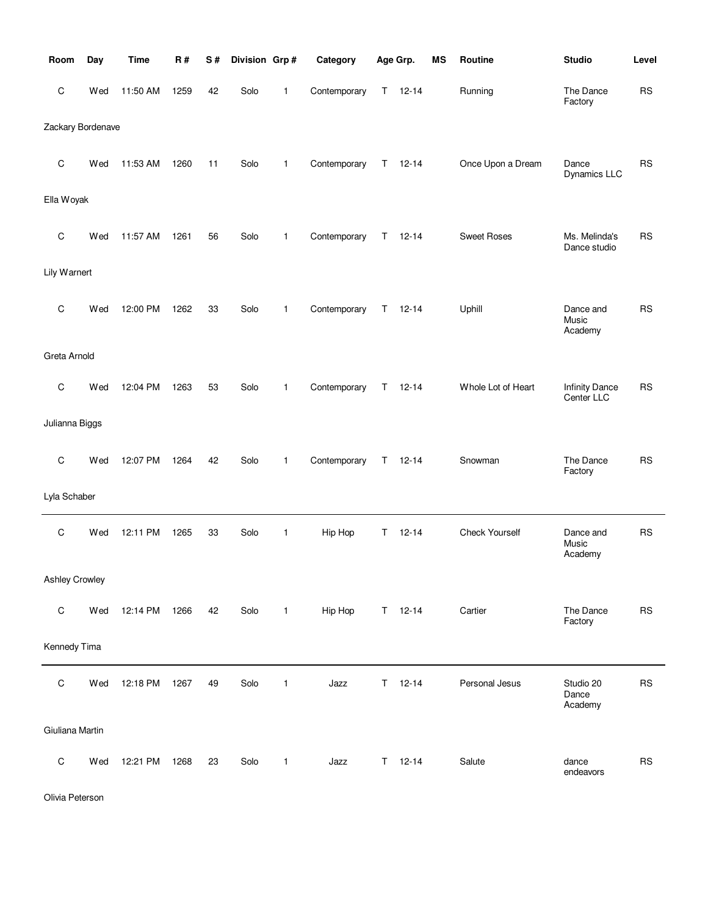| Room | Day | Time | R # | S # | Division | Grp # | Category | Age Grp. | | MS | Routine | Studio | Level |
|---|---|---|---|---|---|---|---|---|---|---|---|---|---|
| C | Wed | 11:50 AM | 1259 | 42 | Solo | 1 | Contemporary | T | 12-14 | | Running | The Dance Factory | RS |
| Zackary Bordenave | | | | | | | | | | | | | |
| C | Wed | 11:53 AM | 1260 | 11 | Solo | 1 | Contemporary | T | 12-14 | | Once Upon a Dream | Dance Dynamics LLC | RS |
| Ella Woyak | | | | | | | | | | | | | |
| C | Wed | 11:57 AM | 1261 | 56 | Solo | 1 | Contemporary | T | 12-14 | | Sweet Roses | Ms. Melinda's Dance studio | RS |
| Lily Warnert | | | | | | | | | | | | | |
| C | Wed | 12:00 PM | 1262 | 33 | Solo | 1 | Contemporary | T | 12-14 | | Uphill | Dance and Music Academy | RS |
| Greta Arnold | | | | | | | | | | | | | |
| C | Wed | 12:04 PM | 1263 | 53 | Solo | 1 | Contemporary | T | 12-14 | | Whole Lot of Heart | Infinity Dance Center LLC | RS |
| Julianna Biggs | | | | | | | | | | | | | |
| C | Wed | 12:07 PM | 1264 | 42 | Solo | 1 | Contemporary | T | 12-14 | | Snowman | The Dance Factory | RS |
| Lyla Schaber | | | | | | | | | | | | | |
| C | Wed | 12:11 PM | 1265 | 33 | Solo | 1 | Hip Hop | T | 12-14 | | Check Yourself | Dance and Music Academy | RS |
| Ashley Crowley | | | | | | | | | | | | | |
| C | Wed | 12:14 PM | 1266 | 42 | Solo | 1 | Hip Hop | T | 12-14 | | Cartier | The Dance Factory | RS |
| Kennedy Tima | | | | | | | | | | | | | |
| C | Wed | 12:18 PM | 1267 | 49 | Solo | 1 | Jazz | T | 12-14 | | Personal Jesus | Studio 20 Dance Academy | RS |
| Giuliana Martin | | | | | | | | | | | | | |
| C | Wed | 12:21 PM | 1268 | 23 | Solo | 1 | Jazz | T | 12-14 | | Salute | dance endeavors | RS |
| Olivia Peterson | | | | | | | | | | | | | |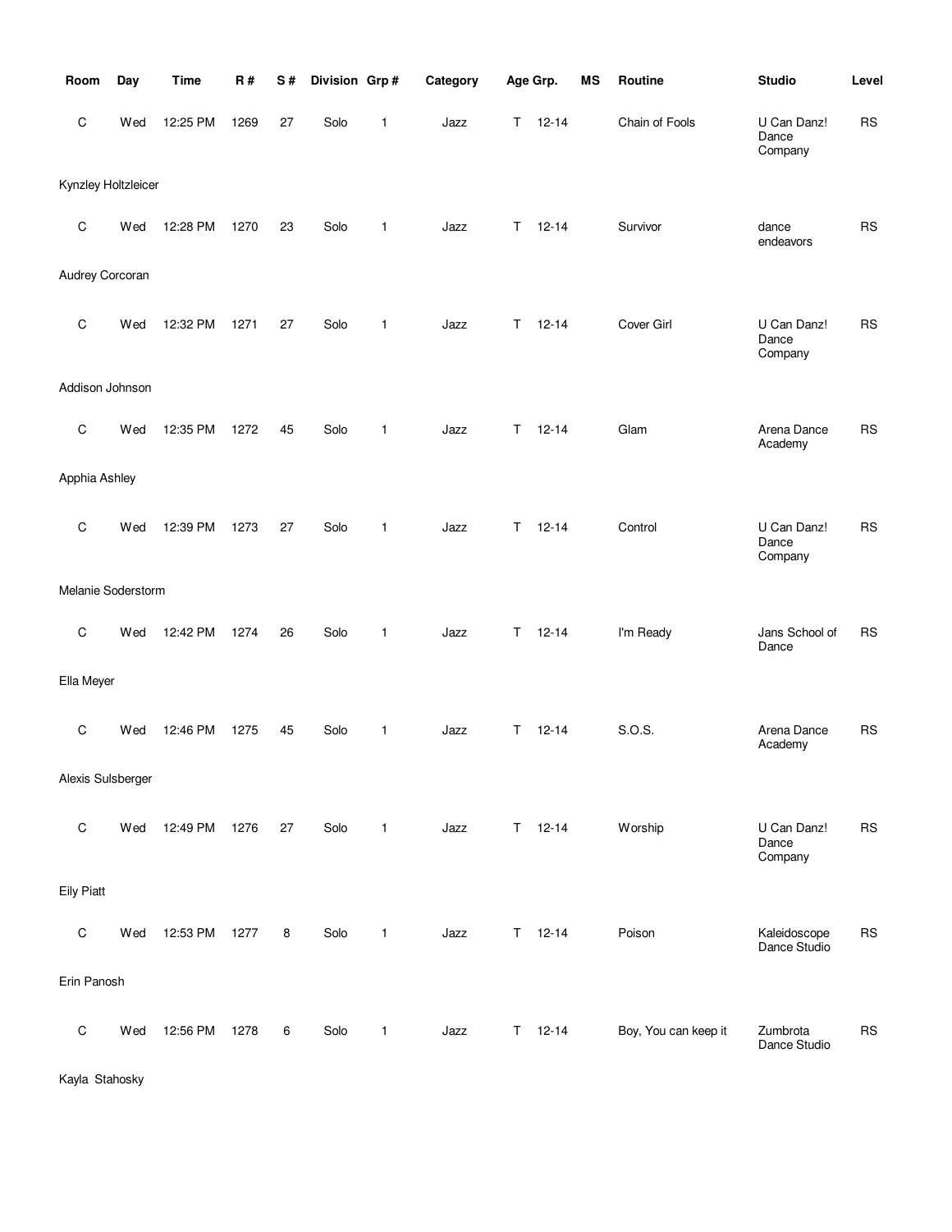| Room | Day | Time | R # | S # | Division | Grp # | Category | Age Grp. | MS | Routine | Studio | Level |
|---|---|---|---|---|---|---|---|---|---|---|---|---|
| C | Wed | 12:25 PM | 1269 | 27 | Solo | 1 | Jazz | T 12-14 | | Chain of Fools | U Can Danz! Dance Company | RS |
| Kynzley Holtzleicer | | | | | | | | | | | | |
| C | Wed | 12:28 PM | 1270 | 23 | Solo | 1 | Jazz | T 12-14 | | Survivor | dance endeavors | RS |
| Audrey Corcoran | | | | | | | | | | | | |
| C | Wed | 12:32 PM | 1271 | 27 | Solo | 1 | Jazz | T 12-14 | | Cover Girl | U Can Danz! Dance Company | RS |
| Addison Johnson | | | | | | | | | | | | |
| C | Wed | 12:35 PM | 1272 | 45 | Solo | 1 | Jazz | T 12-14 | | Glam | Arena Dance Academy | RS |
| Apphia Ashley | | | | | | | | | | | | |
| C | Wed | 12:39 PM | 1273 | 27 | Solo | 1 | Jazz | T 12-14 | | Control | U Can Danz! Dance Company | RS |
| Melanie Soderstorm | | | | | | | | | | | | |
| C | Wed | 12:42 PM | 1274 | 26 | Solo | 1 | Jazz | T 12-14 | | I'm Ready | Jans School of Dance | RS |
| Ella Meyer | | | | | | | | | | | | |
| C | Wed | 12:46 PM | 1275 | 45 | Solo | 1 | Jazz | T 12-14 | | S.O.S. | Arena Dance Academy | RS |
| Alexis Sulsberger | | | | | | | | | | | | |
| C | Wed | 12:49 PM | 1276 | 27 | Solo | 1 | Jazz | T 12-14 | | Worship | U Can Danz! Dance Company | RS |
| Eily Piatt | | | | | | | | | | | | |
| C | Wed | 12:53 PM | 1277 | 8 | Solo | 1 | Jazz | T 12-14 | | Poison | Kaleidoscope Dance Studio | RS |
| Erin Panosh | | | | | | | | | | | | |
| C | Wed | 12:56 PM | 1278 | 6 | Solo | 1 | Jazz | T 12-14 | | Boy, You can keep it | Zumbrota Dance Studio | RS |
| Kayla Stahosky | | | | | | | | | | | | |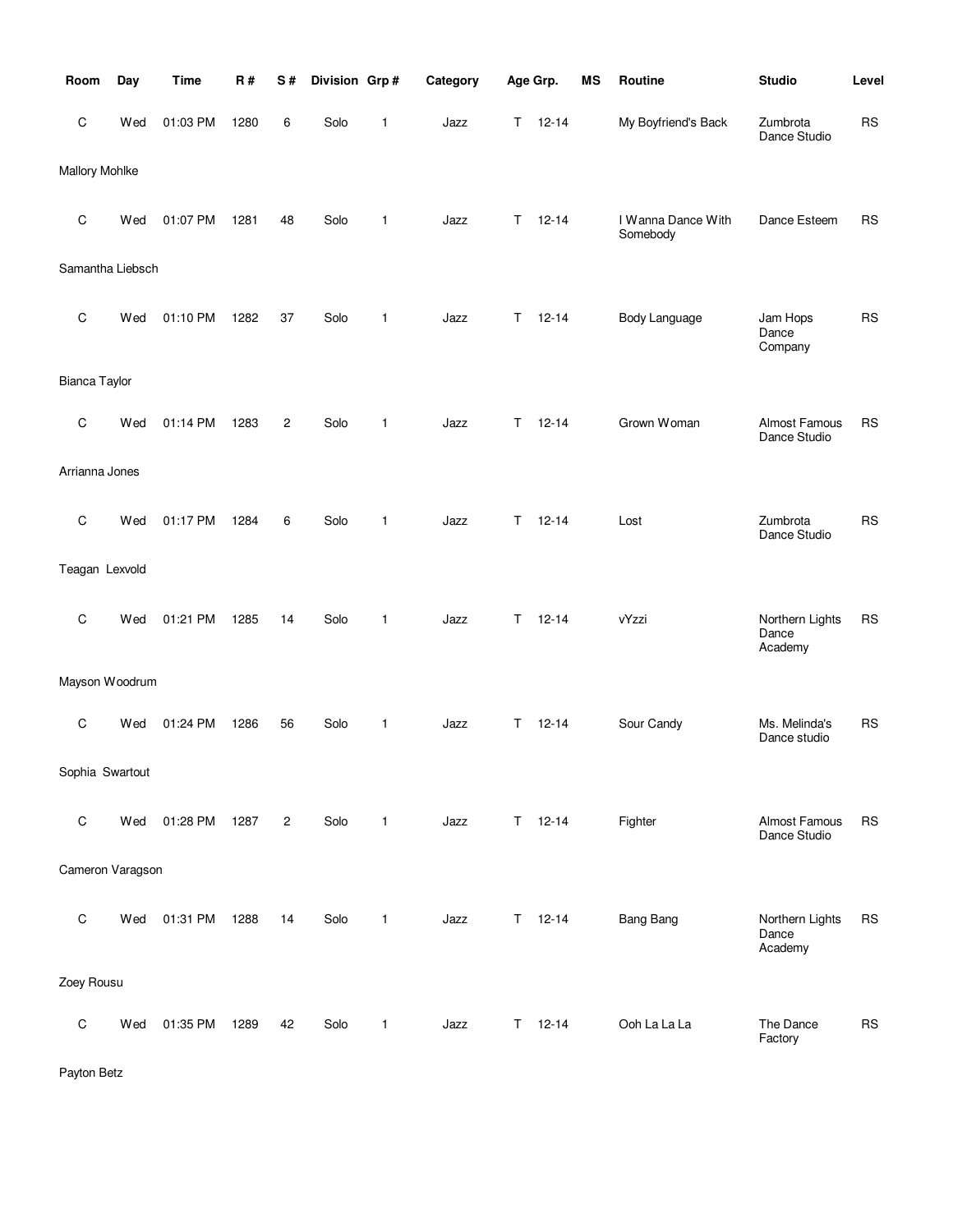| Room | Day | Time | R # | S # | Division | Grp # | Category | Age Grp. | | MS | Routine | Studio | Level |
|---|---|---|---|---|---|---|---|---|---|---|---|---|---|
| C | Wed | 01:03 PM | 1280 | 6 | Solo | 1 | Jazz | T | 12-14 | | My Boyfriend's Back | Zumbrota Dance Studio | RS |
| Mallory Mohlke | | | | | | | | | | | | | |
| C | Wed | 01:07 PM | 1281 | 48 | Solo | 1 | Jazz | T | 12-14 | | I Wanna Dance With Somebody | Dance Esteem | RS |
| Samantha Liebsch | | | | | | | | | | | | | |
| C | Wed | 01:10 PM | 1282 | 37 | Solo | 1 | Jazz | T | 12-14 | | Body Language | Jam Hops Dance Company | RS |
| Bianca Taylor | | | | | | | | | | | | | |
| C | Wed | 01:14 PM | 1283 | 2 | Solo | 1 | Jazz | T | 12-14 | | Grown Woman | Almost Famous Dance Studio | RS |
| Arrianna Jones | | | | | | | | | | | | | |
| C | Wed | 01:17 PM | 1284 | 6 | Solo | 1 | Jazz | T | 12-14 | | Lost | Zumbrota Dance Studio | RS |
| Teagan Lexvold | | | | | | | | | | | | | |
| C | Wed | 01:21 PM | 1285 | 14 | Solo | 1 | Jazz | T | 12-14 | | vYzzi | Northern Lights Dance Academy | RS |
| Mayson Woodrum | | | | | | | | | | | | | |
| C | Wed | 01:24 PM | 1286 | 56 | Solo | 1 | Jazz | T | 12-14 | | Sour Candy | Ms. Melinda's Dance studio | RS |
| Sophia Swartout | | | | | | | | | | | | | |
| C | Wed | 01:28 PM | 1287 | 2 | Solo | 1 | Jazz | T | 12-14 | | Fighter | Almost Famous Dance Studio | RS |
| Cameron Varagson | | | | | | | | | | | | | |
| C | Wed | 01:31 PM | 1288 | 14 | Solo | 1 | Jazz | T | 12-14 | | Bang Bang | Northern Lights Dance Academy | RS |
| Zoey Rousu | | | | | | | | | | | | | |
| C | Wed | 01:35 PM | 1289 | 42 | Solo | 1 | Jazz | T | 12-14 | | Ooh La La La | The Dance Factory | RS |
| Payton Betz | | | | | | | | | | | | | |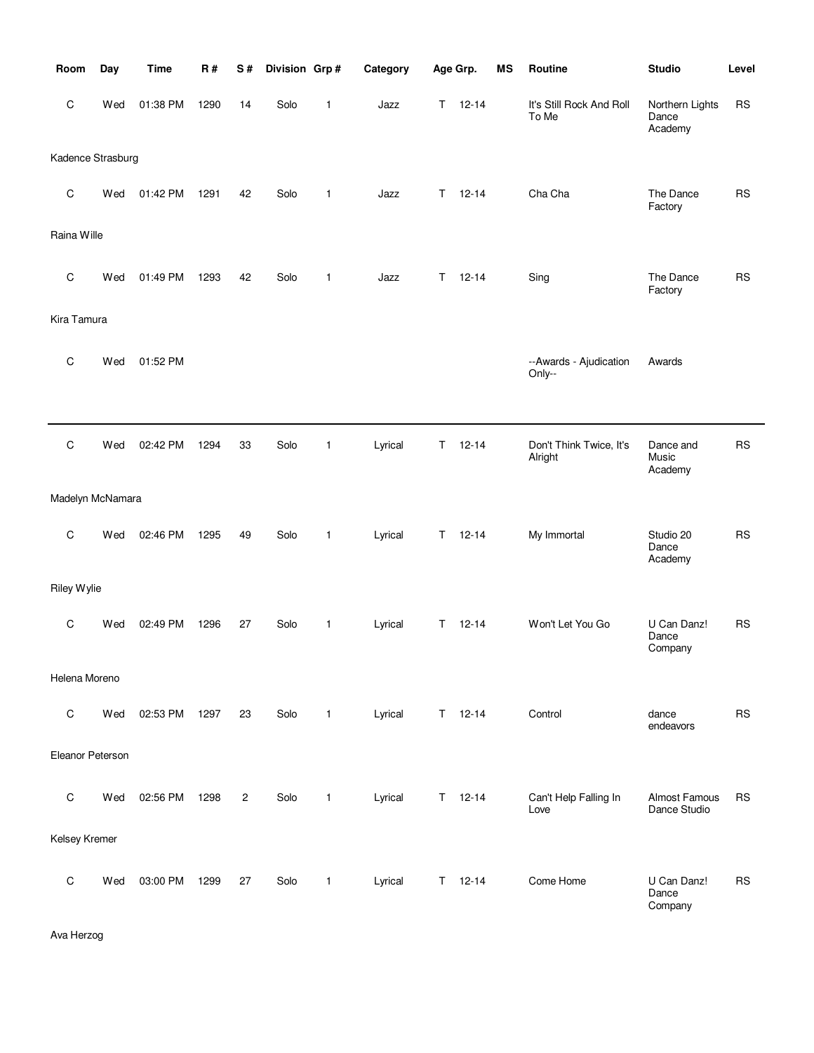| Room | Day | Time | R # | S # | Division | Grp # | Category | Age Grp. | | MS | Routine | Studio | Level |
|---|---|---|---|---|---|---|---|---|---|---|---|---|---|
| C | Wed | 01:38 PM | 1290 | 14 | Solo | 1 | Jazz | T | 12-14 | | It's Still Rock And Roll To Me | Northern Lights Dance Academy | RS |
| Kadence Strasburg | | | | | | | | | | | | | |
| C | Wed | 01:42 PM | 1291 | 42 | Solo | 1 | Jazz | T | 12-14 | | Cha Cha | The Dance Factory | RS |
| Raina Wille | | | | | | | | | | | | | |
| C | Wed | 01:49 PM | 1293 | 42 | Solo | 1 | Jazz | T | 12-14 | | Sing | The Dance Factory | RS |
| Kira Tamura | | | | | | | | | | | | | |
| C | Wed | 01:52 PM | | | | | | | | | --Awards - Ajudication Only-- | Awards | |
| C | Wed | 02:42 PM | 1294 | 33 | Solo | 1 | Lyrical | T | 12-14 | | Don't Think Twice, It's Alright | Dance and Music Academy | RS |
| Madelyn McNamara | | | | | | | | | | | | | |
| C | Wed | 02:46 PM | 1295 | 49 | Solo | 1 | Lyrical | T | 12-14 | | My Immortal | Studio 20 Dance Academy | RS |
| Riley Wylie | | | | | | | | | | | | | |
| C | Wed | 02:49 PM | 1296 | 27 | Solo | 1 | Lyrical | T | 12-14 | | Won't Let You Go | U Can Danz! Dance Company | RS |
| Helena Moreno | | | | | | | | | | | | | |
| C | Wed | 02:53 PM | 1297 | 23 | Solo | 1 | Lyrical | T | 12-14 | | Control | dance endeavors | RS |
| Eleanor Peterson | | | | | | | | | | | | | |
| C | Wed | 02:56 PM | 1298 | 2 | Solo | 1 | Lyrical | T | 12-14 | | Can't Help Falling In Love | Almost Famous Dance Studio | RS |
| Kelsey Kremer | | | | | | | | | | | | | |
| C | Wed | 03:00 PM | 1299 | 27 | Solo | 1 | Lyrical | T | 12-14 | | Come Home | U Can Danz! Dance Company | RS |
| Ava Herzog | | | | | | | | | | | | | |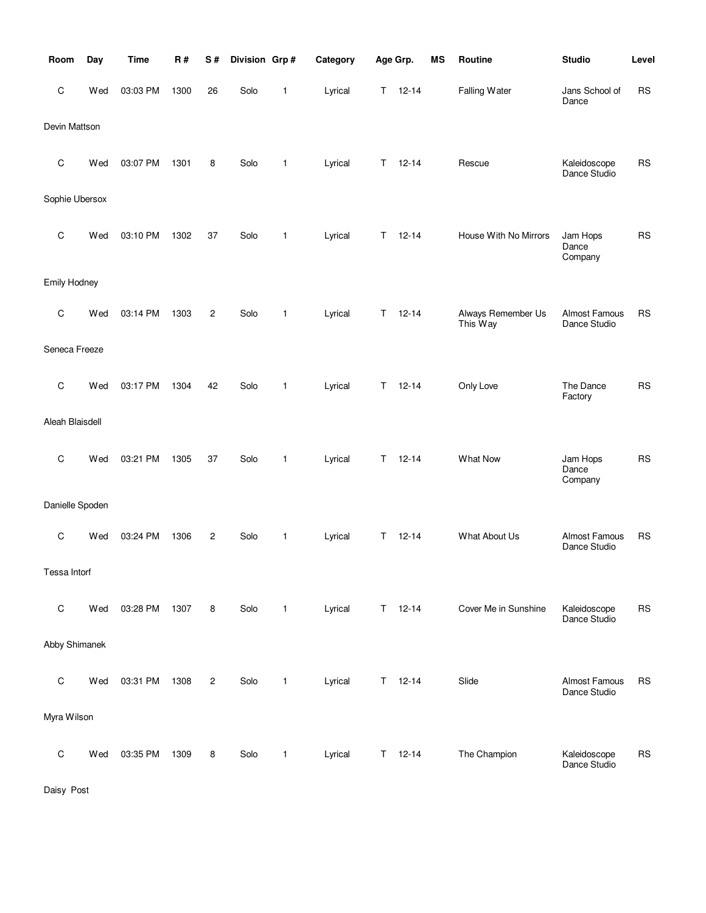| Room | Day | Time | R # | S # | Division | Grp # | Category | Age Grp. | MS | Routine | Studio | Level |
|---|---|---|---|---|---|---|---|---|---|---|---|---|
| C | Wed | 03:03 PM | 1300 | 26 | Solo | 1 | Lyrical | T 12-14 | | Falling Water | Jans School of Dance | RS |
| Devin Mattson | | | | | | | | | | | | |
| C | Wed | 03:07 PM | 1301 | 8 | Solo | 1 | Lyrical | T 12-14 | | Rescue | Kaleidoscope Dance Studio | RS |
| Sophie Ubersox | | | | | | | | | | | | |
| C | Wed | 03:10 PM | 1302 | 37 | Solo | 1 | Lyrical | T 12-14 | | House With No Mirrors | Jam Hops Dance Company | RS |
| Emily Hodney | | | | | | | | | | | | |
| C | Wed | 03:14 PM | 1303 | 2 | Solo | 1 | Lyrical | T 12-14 | | Always Remember Us This Way | Almost Famous Dance Studio | RS |
| Seneca Freeze | | | | | | | | | | | | |
| C | Wed | 03:17 PM | 1304 | 42 | Solo | 1 | Lyrical | T 12-14 | | Only Love | The Dance Factory | RS |
| Aleah Blaisdell | | | | | | | | | | | | |
| C | Wed | 03:21 PM | 1305 | 37 | Solo | 1 | Lyrical | T 12-14 | | What Now | Jam Hops Dance Company | RS |
| Danielle Spoden | | | | | | | | | | | | |
| C | Wed | 03:24 PM | 1306 | 2 | Solo | 1 | Lyrical | T 12-14 | | What About Us | Almost Famous Dance Studio | RS |
| Tessa Intorf | | | | | | | | | | | | |
| C | Wed | 03:28 PM | 1307 | 8 | Solo | 1 | Lyrical | T 12-14 | | Cover Me in Sunshine | Kaleidoscope Dance Studio | RS |
| Abby Shimanek | | | | | | | | | | | | |
| C | Wed | 03:31 PM | 1308 | 2 | Solo | 1 | Lyrical | T 12-14 | | Slide | Almost Famous Dance Studio | RS |
| Myra Wilson | | | | | | | | | | | | |
| C | Wed | 03:35 PM | 1309 | 8 | Solo | 1 | Lyrical | T 12-14 | | The Champion | Kaleidoscope Dance Studio | RS |
| Daisy Post | | | | | | | | | | | | |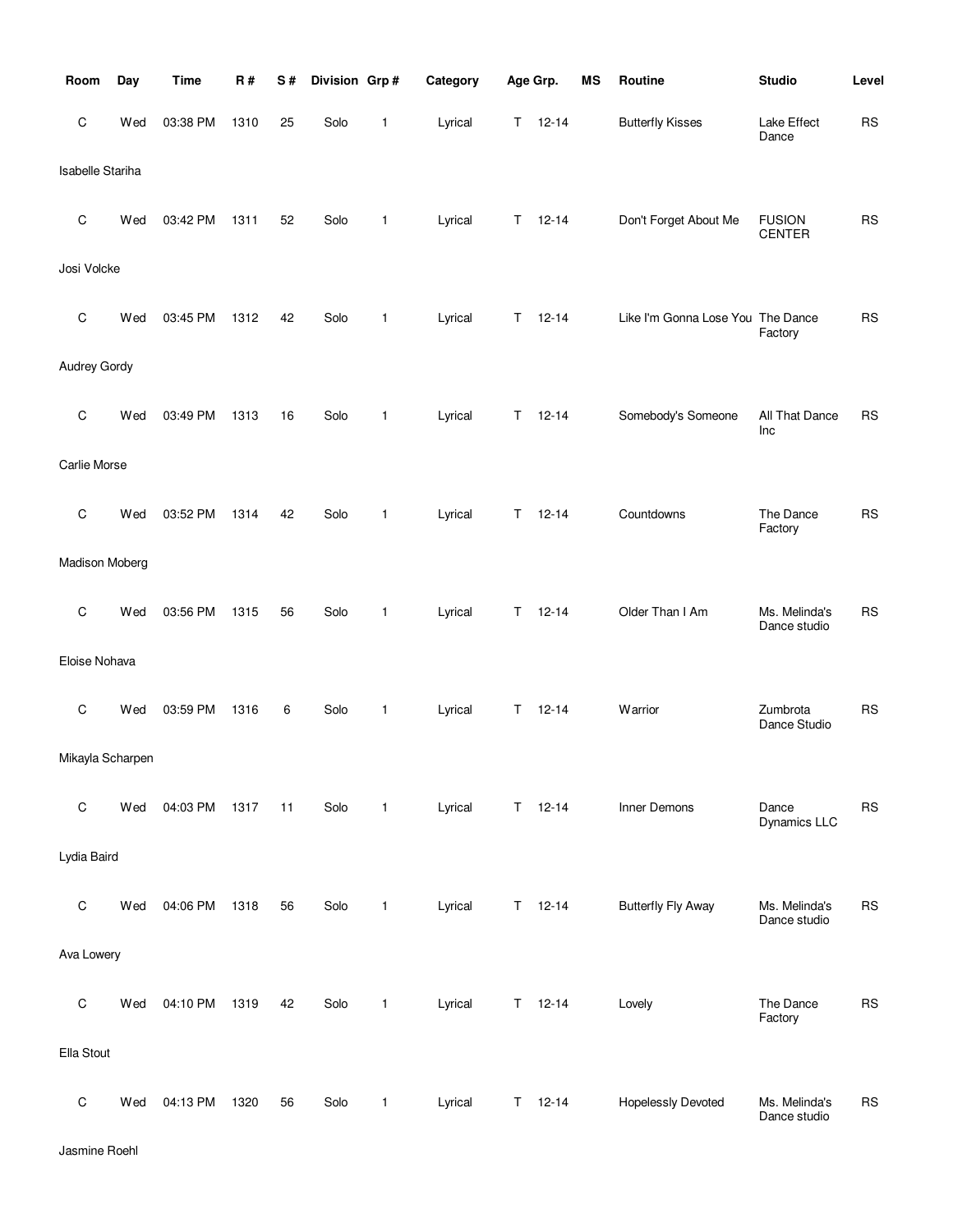| Room | Day | Time | R # | S # | Division | Grp # | Category | Age Grp. | | MS | Routine | Studio | Level |
|---|---|---|---|---|---|---|---|---|---|---|---|---|---|
| C | Wed | 03:38 PM | 1310 | 25 | Solo | 1 | Lyrical | T | 12-14 | | Butterfly Kisses | Lake Effect Dance | RS |
| Isabelle Stariha | | | | | | | | | | | | | |
| C | Wed | 03:42 PM | 1311 | 52 | Solo | 1 | Lyrical | T | 12-14 | | Don't Forget About Me | FUSION CENTER | RS |
| Josi Volcke | | | | | | | | | | | | | |
| C | Wed | 03:45 PM | 1312 | 42 | Solo | 1 | Lyrical | T | 12-14 | | Like I'm Gonna Lose You | The Dance Factory | RS |
| Audrey Gordy | | | | | | | | | | | | | |
| C | Wed | 03:49 PM | 1313 | 16 | Solo | 1 | Lyrical | T | 12-14 | | Somebody's Someone | All That Dance Inc | RS |
| Carlie Morse | | | | | | | | | | | | | |
| C | Wed | 03:52 PM | 1314 | 42 | Solo | 1 | Lyrical | T | 12-14 | | Countdowns | The Dance Factory | RS |
| Madison Moberg | | | | | | | | | | | | | |
| C | Wed | 03:56 PM | 1315 | 56 | Solo | 1 | Lyrical | T | 12-14 | | Older Than I Am | Ms. Melinda's Dance studio | RS |
| Eloise Nohava | | | | | | | | | | | | | |
| C | Wed | 03:59 PM | 1316 | 6 | Solo | 1 | Lyrical | T | 12-14 | | Warrior | Zumbrota Dance Studio | RS |
| Mikayla Scharpen | | | | | | | | | | | | | |
| C | Wed | 04:03 PM | 1317 | 11 | Solo | 1 | Lyrical | T | 12-14 | | Inner Demons | Dance Dynamics LLC | RS |
| Lydia Baird | | | | | | | | | | | | | |
| C | Wed | 04:06 PM | 1318 | 56 | Solo | 1 | Lyrical | T | 12-14 | | Butterfly Fly Away | Ms. Melinda's Dance studio | RS |
| Ava Lowery | | | | | | | | | | | | | |
| C | Wed | 04:10 PM | 1319 | 42 | Solo | 1 | Lyrical | T | 12-14 | | Lovely | The Dance Factory | RS |
| Ella Stout | | | | | | | | | | | | | |
| C | Wed | 04:13 PM | 1320 | 56 | Solo | 1 | Lyrical | T | 12-14 | | Hopelessly Devoted | Ms. Melinda's Dance studio | RS |
| Jasmine Roehl | | | | | | | | | | | | | |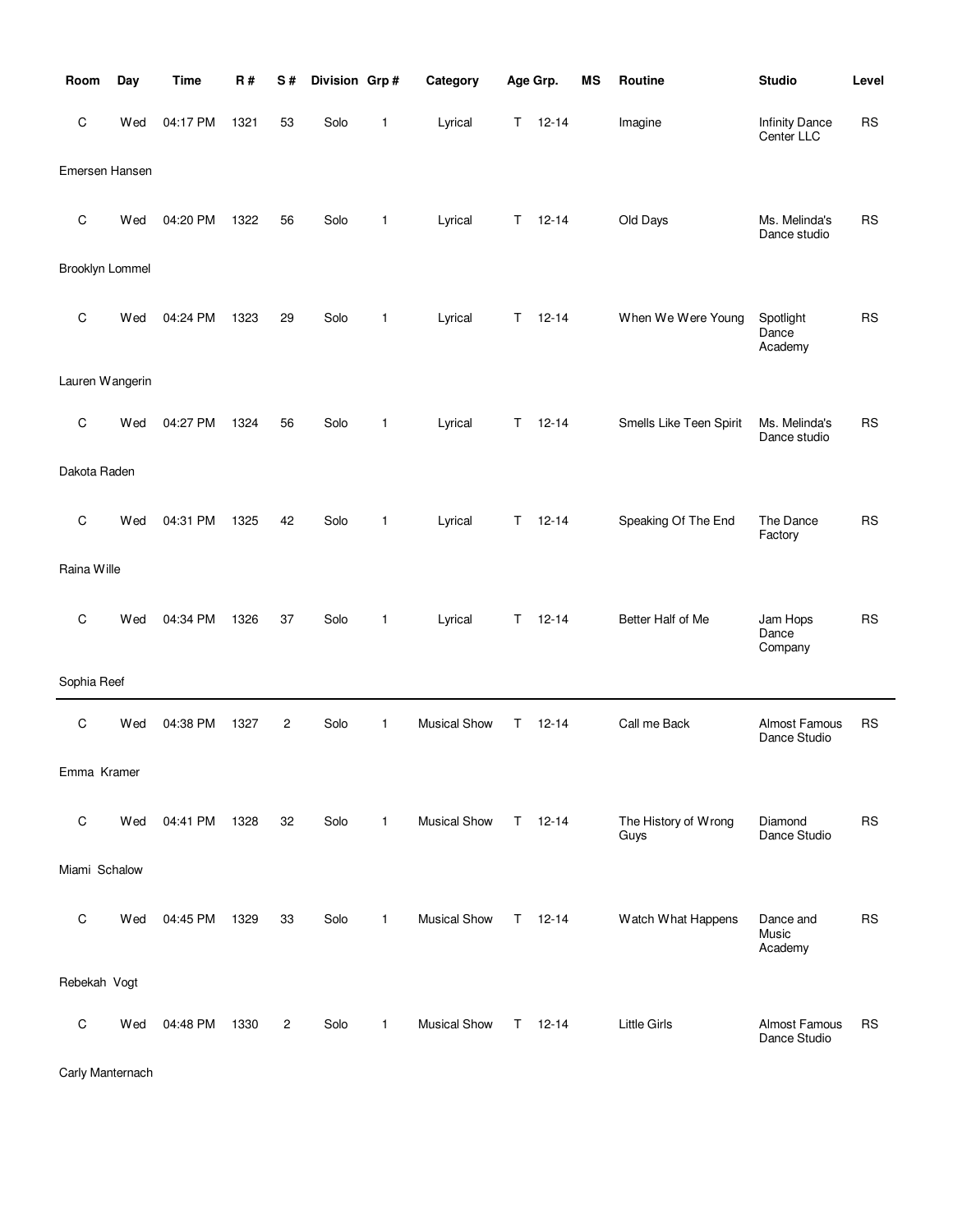| Room | Day | Time | R # | S # | Division | Grp # | Category | Age Grp. | | MS | Routine | Studio | Level |
|---|---|---|---|---|---|---|---|---|---|---|---|---|---|
| C | Wed | 04:17 PM | 1321 | 53 | Solo | 1 | Lyrical | T | 12-14 | | Imagine | Infinity Dance Center LLC | RS |
| Emersen Hansen | | | | | | | | | | | | | |
| C | Wed | 04:20 PM | 1322 | 56 | Solo | 1 | Lyrical | T | 12-14 | | Old Days | Ms. Melinda's Dance studio | RS |
| Brooklyn Lommel | | | | | | | | | | | | | |
| C | Wed | 04:24 PM | 1323 | 29 | Solo | 1 | Lyrical | T | 12-14 | | When We Were Young | Spotlight Dance Academy | RS |
| Lauren Wangerin | | | | | | | | | | | | | |
| C | Wed | 04:27 PM | 1324 | 56 | Solo | 1 | Lyrical | T | 12-14 | | Smells Like Teen Spirit | Ms. Melinda's Dance studio | RS |
| Dakota Raden | | | | | | | | | | | | | |
| C | Wed | 04:31 PM | 1325 | 42 | Solo | 1 | Lyrical | T | 12-14 | | Speaking Of The End | The Dance Factory | RS |
| Raina Wille | | | | | | | | | | | | | |
| C | Wed | 04:34 PM | 1326 | 37 | Solo | 1 | Lyrical | T | 12-14 | | Better Half of Me | Jam Hops Dance Company | RS |
| Sophia Reef | | | | | | | | | | | | | |
| C | Wed | 04:38 PM | 1327 | 2 | Solo | 1 | Musical Show | T | 12-14 | | Call me Back | Almost Famous Dance Studio | RS |
| Emma Kramer | | | | | | | | | | | | | |
| C | Wed | 04:41 PM | 1328 | 32 | Solo | 1 | Musical Show | T | 12-14 | | The History of Wrong Guys | Diamond Dance Studio | RS |
| Miami Schalow | | | | | | | | | | | | | |
| C | Wed | 04:45 PM | 1329 | 33 | Solo | 1 | Musical Show | T | 12-14 | | Watch What Happens | Dance and Music Academy | RS |
| Rebekah Vogt | | | | | | | | | | | | | |
| C | Wed | 04:48 PM | 1330 | 2 | Solo | 1 | Musical Show | T | 12-14 | | Little Girls | Almost Famous Dance Studio | RS |
| Carly Manternach | | | | | | | | | | | | | |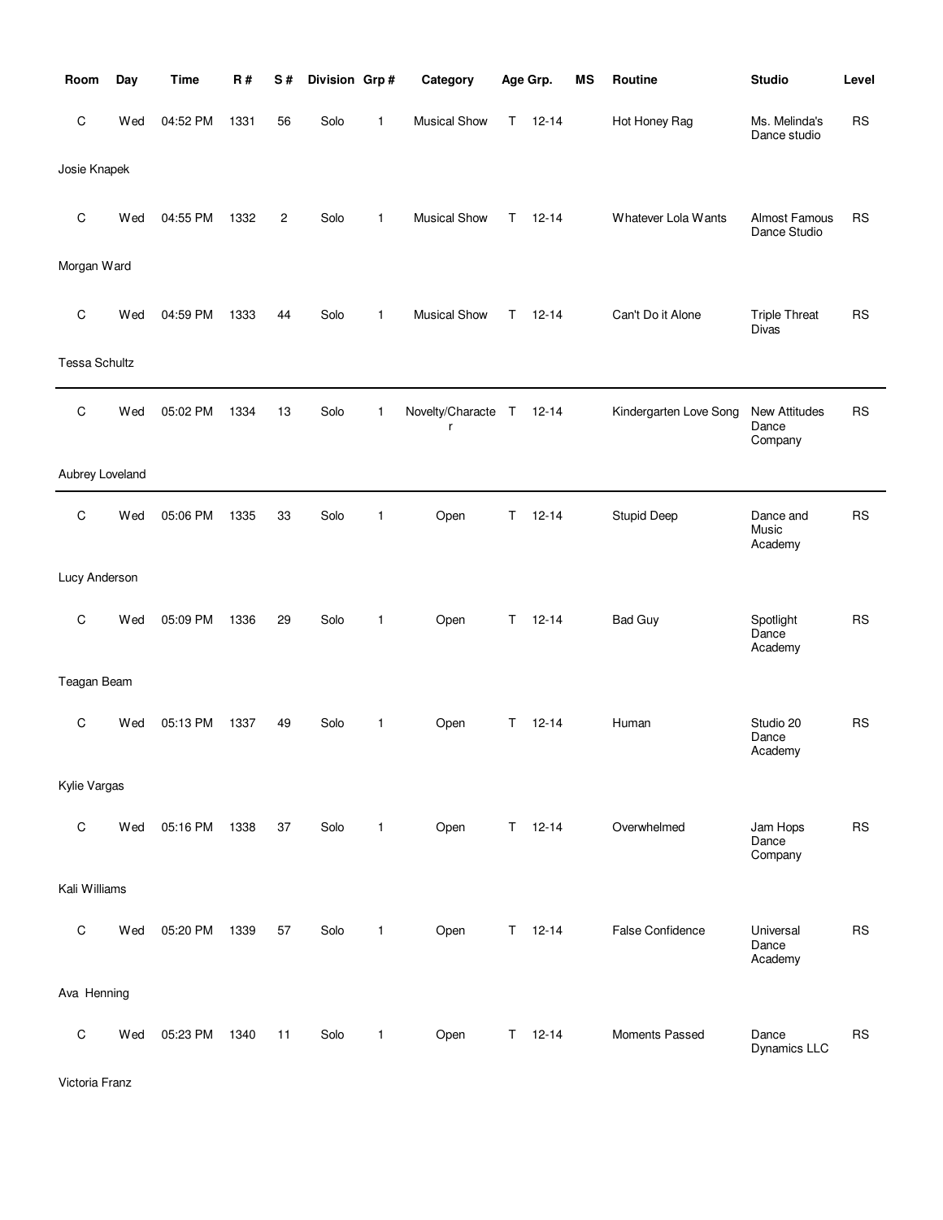| Room | Day | Time | R # | S # | Division | Grp # | Category | Age Grp. | | MS | Routine | Studio | Level |
|---|---|---|---|---|---|---|---|---|---|---|---|---|---|
| C | Wed | 04:52 PM | 1331 | 56 | Solo | 1 | Musical Show | T | 12-14 | | Hot Honey Rag | Ms. Melinda's Dance studio | RS |
| Josie Knapek | | | | | | | | | | | | | |
| C | Wed | 04:55 PM | 1332 | 2 | Solo | 1 | Musical Show | T | 12-14 | | Whatever Lola Wants | Almost Famous Dance Studio | RS |
| Morgan Ward | | | | | | | | | | | | | |
| C | Wed | 04:59 PM | 1333 | 44 | Solo | 1 | Musical Show | T | 12-14 | | Can't Do it Alone | Triple Threat Divas | RS |
| Tessa Schultz | | | | | | | | | | | | | |
| C | Wed | 05:02 PM | 1334 | 13 | Solo | 1 | Novelty/Character | T | 12-14 | | Kindergarten Love Song | New Attitudes Dance Company | RS |
| Aubrey Loveland | | | | | | | | | | | | | |
| C | Wed | 05:06 PM | 1335 | 33 | Solo | 1 | Open | T | 12-14 | | Stupid Deep | Dance and Music Academy | RS |
| Lucy Anderson | | | | | | | | | | | | | |
| C | Wed | 05:09 PM | 1336 | 29 | Solo | 1 | Open | T | 12-14 | | Bad Guy | Spotlight Dance Academy | RS |
| Teagan Beam | | | | | | | | | | | | | |
| C | Wed | 05:13 PM | 1337 | 49 | Solo | 1 | Open | T | 12-14 | | Human | Studio 20 Dance Academy | RS |
| Kylie Vargas | | | | | | | | | | | | | |
| C | Wed | 05:16 PM | 1338 | 37 | Solo | 1 | Open | T | 12-14 | | Overwhelmed | Jam Hops Dance Company | RS |
| Kali Williams | | | | | | | | | | | | | |
| C | Wed | 05:20 PM | 1339 | 57 | Solo | 1 | Open | T | 12-14 | | False Confidence | Universal Dance Academy | RS |
| Ava Henning | | | | | | | | | | | | | |
| C | Wed | 05:23 PM | 1340 | 11 | Solo | 1 | Open | T | 12-14 | | Moments Passed | Dance Dynamics LLC | RS |
| Victoria Franz | | | | | | | | | | | | | |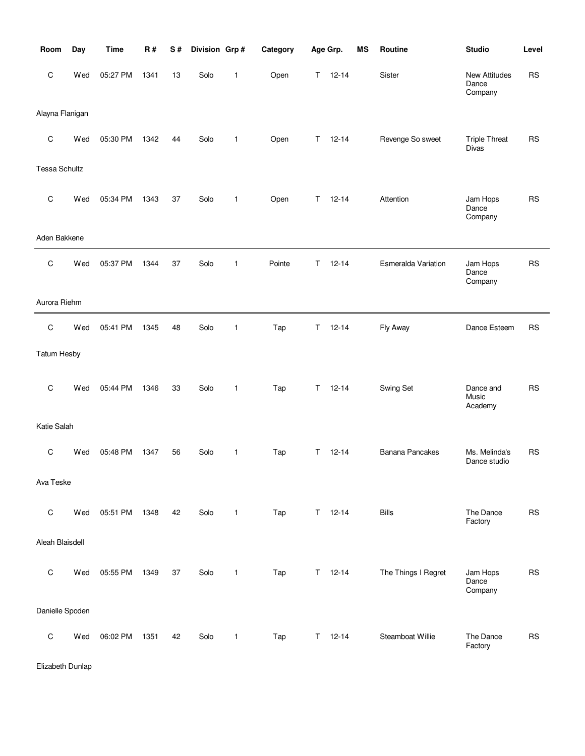| Room | Day | Time | R # | S # | Division | Grp # | Category | Age Grp. | MS | Routine | Studio | Level |
|---|---|---|---|---|---|---|---|---|---|---|---|---|
| C | Wed | 05:27 PM | 1341 | 13 | Solo | 1 | Open | T 12-14 | | Sister | New Attitudes Dance Company | RS |
| Alayna Flanigan | | | | | | | | | | | | |
| C | Wed | 05:30 PM | 1342 | 44 | Solo | 1 | Open | T 12-14 | | Revenge So sweet | Triple Threat Divas | RS |
| Tessa Schultz | | | | | | | | | | | | |
| C | Wed | 05:34 PM | 1343 | 37 | Solo | 1 | Open | T 12-14 | | Attention | Jam Hops Dance Company | RS |
| Aden Bakkene | | | | | | | | | | | | |
| C | Wed | 05:37 PM | 1344 | 37 | Solo | 1 | Pointe | T 12-14 | | Esmeralda Variation | Jam Hops Dance Company | RS |
| Aurora Riehm | | | | | | | | | | | | |
| C | Wed | 05:41 PM | 1345 | 48 | Solo | 1 | Tap | T 12-14 | | Fly Away | Dance Esteem | RS |
| Tatum Hesby | | | | | | | | | | | | |
| C | Wed | 05:44 PM | 1346 | 33 | Solo | 1 | Tap | T 12-14 | | Swing Set | Dance and Music Academy | RS |
| Katie Salah | | | | | | | | | | | | |
| C | Wed | 05:48 PM | 1347 | 56 | Solo | 1 | Tap | T 12-14 | | Banana Pancakes | Ms. Melinda's Dance studio | RS |
| Ava Teske | | | | | | | | | | | | |
| C | Wed | 05:51 PM | 1348 | 42 | Solo | 1 | Tap | T 12-14 | | Bills | The Dance Factory | RS |
| Aleah Blaisdell | | | | | | | | | | | | |
| C | Wed | 05:55 PM | 1349 | 37 | Solo | 1 | Tap | T 12-14 | | The Things I Regret | Jam Hops Dance Company | RS |
| Danielle Spoden | | | | | | | | | | | | |
| C | Wed | 06:02 PM | 1351 | 42 | Solo | 1 | Tap | T 12-14 | | Steamboat Willie | The Dance Factory | RS |
| Elizabeth Dunlap | | | | | | | | | | | | |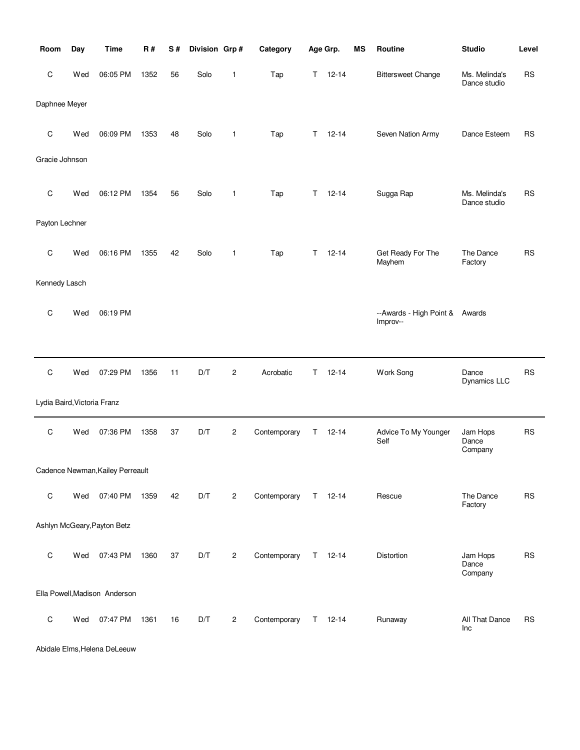| Room | Day | Time | R # | S # | Division | Grp # | Category | Age Grp. | MS | Routine | Studio | Level |
|---|---|---|---|---|---|---|---|---|---|---|---|---|
| C | Wed | 06:05 PM | 1352 | 56 | Solo | 1 | Tap | T 12-14 | | Bittersweet Change | Ms. Melinda's Dance studio | RS |
| Daphnee Meyer | | | | | | | | | | | | |
| C | Wed | 06:09 PM | 1353 | 48 | Solo | 1 | Tap | T 12-14 | | Seven Nation Army | Dance Esteem | RS |
| Gracie Johnson | | | | | | | | | | | | |
| C | Wed | 06:12 PM | 1354 | 56 | Solo | 1 | Tap | T 12-14 | | Sugga Rap | Ms. Melinda's Dance studio | RS |
| Payton Lechner | | | | | | | | | | | | |
| C | Wed | 06:16 PM | 1355 | 42 | Solo | 1 | Tap | T 12-14 | | Get Ready For The Mayhem | The Dance Factory | RS |
| Kennedy Lasch | | | | | | | | | | | | |
| C | Wed | 06:19 PM | | | | | | | | --Awards - High Point & Improv-- | Awards | |
| C | Wed | 07:29 PM | 1356 | 11 | D/T | 2 | Acrobatic | T 12-14 | | Work Song | Dance Dynamics LLC | RS |
| Lydia Baird, Victoria Franz | | | | | | | | | | | | |
| C | Wed | 07:36 PM | 1358 | 37 | D/T | 2 | Contemporary | T 12-14 | | Advice To My Younger Self | Jam Hops Dance Company | RS |
| Cadence Newman, Kailey Perreault | | | | | | | | | | | | |
| C | Wed | 07:40 PM | 1359 | 42 | D/T | 2 | Contemporary | T 12-14 | | Rescue | The Dance Factory | RS |
| Ashlyn McGeary, Payton Betz | | | | | | | | | | | | |
| C | Wed | 07:43 PM | 1360 | 37 | D/T | 2 | Contemporary | T 12-14 | | Distortion | Jam Hops Dance Company | RS |
| Ella Powell, Madison Anderson | | | | | | | | | | | | |
| C | Wed | 07:47 PM | 1361 | 16 | D/T | 2 | Contemporary | T 12-14 | | Runaway | All That Dance Inc | RS |
| Abidale Elms, Helena DeLeeuw | | | | | | | | | | | | |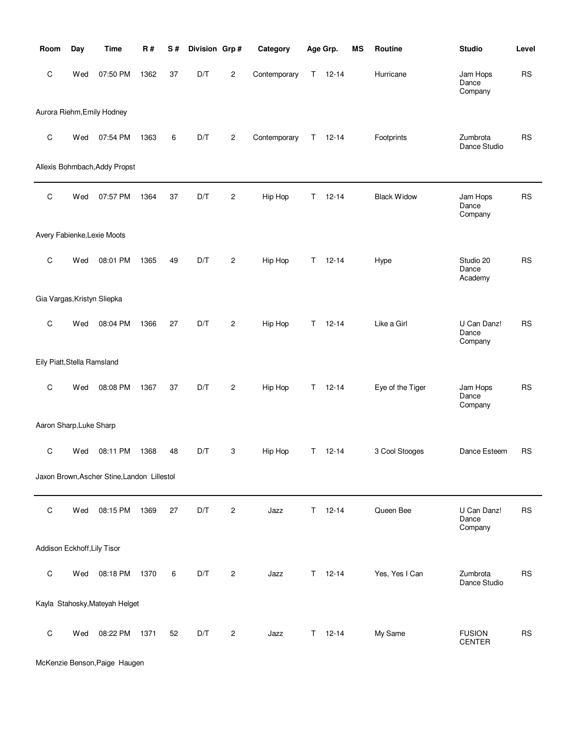| Room | Day | Time | R # | S # | Division | Grp # | Category | Age Grp. | MS | Routine | Studio | Level |
|---|---|---|---|---|---|---|---|---|---|---|---|---|
| C | Wed | 07:50 PM | 1362 | 37 | D/T | 2 | Contemporary | T 12-14 | | Hurricane | Jam Hops Dance Company | RS |
| Aurora Riehm,Emily Hodney | | | | | | | | | | | | |
| C | Wed | 07:54 PM | 1363 | 6 | D/T | 2 | Contemporary | T 12-14 | | Footprints | Zumbrota Dance Studio | RS |
| Allexis Bohmbach,Addy Propst | | | | | | | | | | | | |
| C | Wed | 07:57 PM | 1364 | 37 | D/T | 2 | Hip Hop | T 12-14 | | Black Widow | Jam Hops Dance Company | RS |
| Avery Fabienke,Lexie Moots | | | | | | | | | | | | |
| C | Wed | 08:01 PM | 1365 | 49 | D/T | 2 | Hip Hop | T 12-14 | | Hype | Studio 20 Dance Academy | RS |
| Gia Vargas,Kristyn Sliepka | | | | | | | | | | | | |
| C | Wed | 08:04 PM | 1366 | 27 | D/T | 2 | Hip Hop | T 12-14 | | Like a Girl | U Can Danz! Dance Company | RS |
| Eily Piatt,Stella Ramsland | | | | | | | | | | | | |
| C | Wed | 08:08 PM | 1367 | 37 | D/T | 2 | Hip Hop | T 12-14 | | Eye of the Tiger | Jam Hops Dance Company | RS |
| Aaron Sharp,Luke Sharp | | | | | | | | | | | | |
| C | Wed | 08:11 PM | 1368 | 48 | D/T | 3 | Hip Hop | T 12-14 | | 3 Cool Stooges | Dance Esteem | RS |
| Jaxon Brown,Ascher Stine,Landon Lillestol | | | | | | | | | | | | |
| C | Wed | 08:15 PM | 1369 | 27 | D/T | 2 | Jazz | T 12-14 | | Queen Bee | U Can Danz! Dance Company | RS |
| Addison Eckhoff,Lily Tisor | | | | | | | | | | | | |
| C | Wed | 08:18 PM | 1370 | 6 | D/T | 2 | Jazz | T 12-14 | | Yes, Yes I Can | Zumbrota Dance Studio | RS |
| Kayla Stahosky,Mateyah Helget | | | | | | | | | | | | |
| C | Wed | 08:22 PM | 1371 | 52 | D/T | 2 | Jazz | T 12-14 | | My Same | FUSION CENTER | RS |
| McKenzie Benson,Paige Haugen | | | | | | | | | | | | |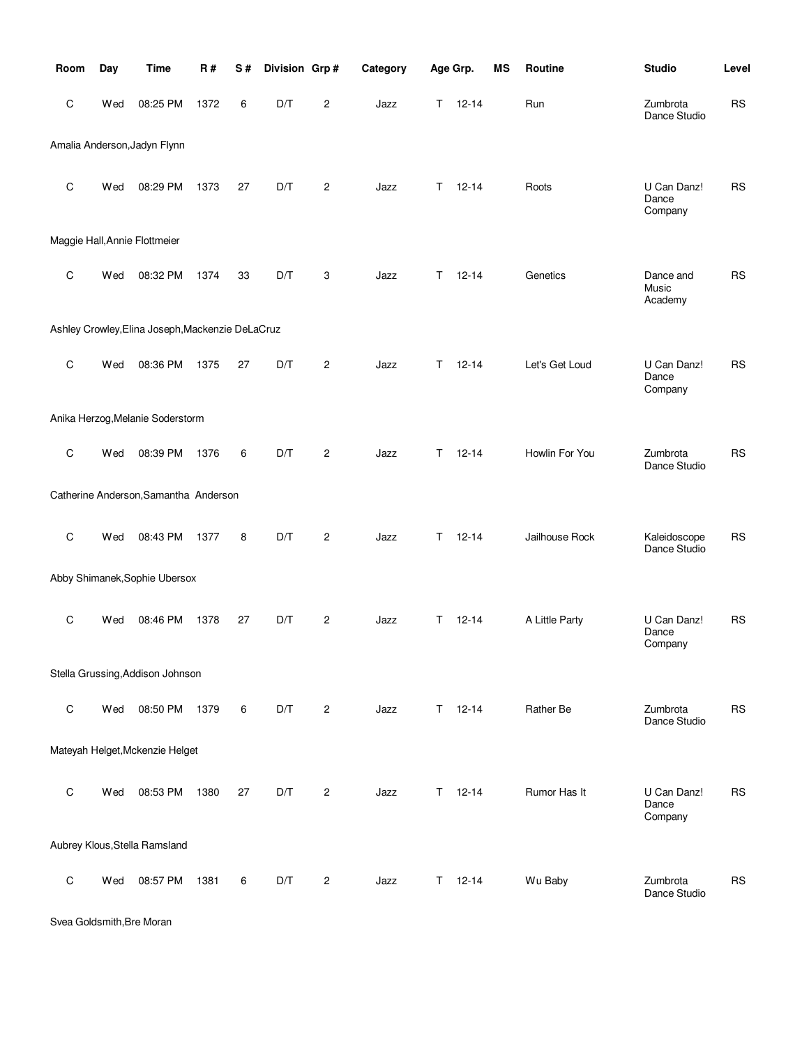| Room | Day | Time | R # | S # | Division | Grp # | Category | Age Grp. | MS | Routine | Studio | Level |
|---|---|---|---|---|---|---|---|---|---|---|---|---|
| C | Wed | 08:25 PM | 1372 | 6 | D/T | 2 | Jazz | T 12-14 | | Run | Zumbrota Dance Studio | RS |
| Amalia Anderson,Jadyn Flynn | | | | | | | | | | | | |
| C | Wed | 08:29 PM | 1373 | 27 | D/T | 2 | Jazz | T 12-14 | | Roots | U Can Danz! Dance Company | RS |
| Maggie Hall,Annie Flottmeier | | | | | | | | | | | | |
| C | Wed | 08:32 PM | 1374 | 33 | D/T | 3 | Jazz | T 12-14 | | Genetics | Dance and Music Academy | RS |
| Ashley Crowley,Elina Joseph,Mackenzie DeLaCruz | | | | | | | | | | | | |
| C | Wed | 08:36 PM | 1375 | 27 | D/T | 2 | Jazz | T 12-14 | | Let's Get Loud | U Can Danz! Dance Company | RS |
| Anika Herzog,Melanie Soderstorm | | | | | | | | | | | | |
| C | Wed | 08:39 PM | 1376 | 6 | D/T | 2 | Jazz | T 12-14 | | Howlin For You | Zumbrota Dance Studio | RS |
| Catherine Anderson,Samantha Anderson | | | | | | | | | | | | |
| C | Wed | 08:43 PM | 1377 | 8 | D/T | 2 | Jazz | T 12-14 | | Jailhouse Rock | Kaleidoscope Dance Studio | RS |
| Abby Shimanek,Sophie Ubersox | | | | | | | | | | | | |
| C | Wed | 08:46 PM | 1378 | 27 | D/T | 2 | Jazz | T 12-14 | | A Little Party | U Can Danz! Dance Company | RS |
| Stella Grussing,Addison Johnson | | | | | | | | | | | | |
| C | Wed | 08:50 PM | 1379 | 6 | D/T | 2 | Jazz | T 12-14 | | Rather Be | Zumbrota Dance Studio | RS |
| Mateyah Helget,Mckenzie Helget | | | | | | | | | | | | |
| C | Wed | 08:53 PM | 1380 | 27 | D/T | 2 | Jazz | T 12-14 | | Rumor Has It | U Can Danz! Dance Company | RS |
| Aubrey Klous,Stella Ramsland | | | | | | | | | | | | |
| C | Wed | 08:57 PM | 1381 | 6 | D/T | 2 | Jazz | T 12-14 | | Wu Baby | Zumbrota Dance Studio | RS |
| Svea Goldsmith,Bre Moran | | | | | | | | | | | | |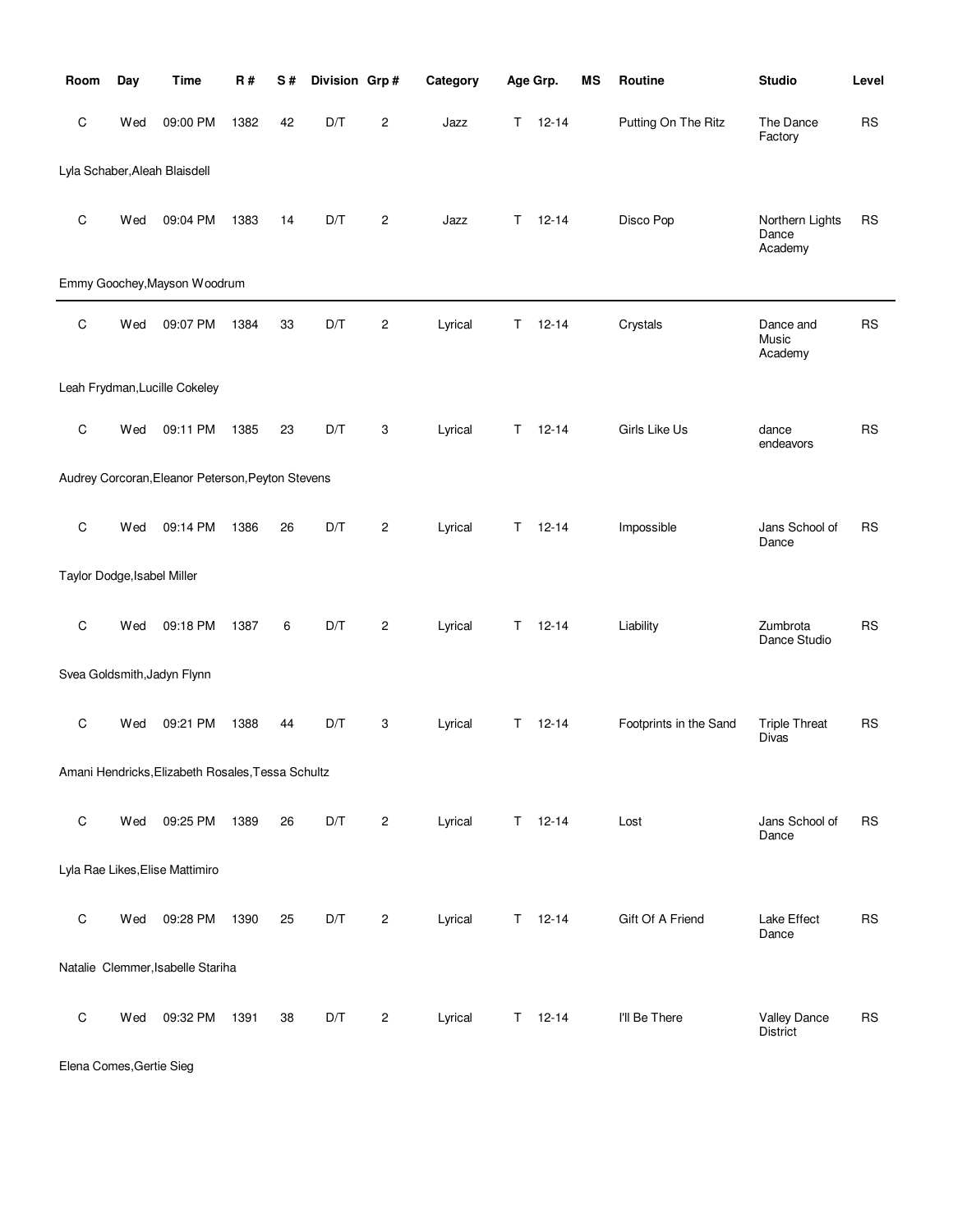| Room | Day | Time | R # | S # | Division | Grp # | Category | Age Grp. | MS | Routine | Studio | Level |
|---|---|---|---|---|---|---|---|---|---|---|---|---|
| C | Wed | 09:00 PM | 1382 | 42 | D/T | 2 | Jazz | T 12-14 | | Putting On The Ritz | The Dance Factory | RS |
| Lyla Schaber,Aleah Blaisdell | | | | | | | | | | | | |
| C | Wed | 09:04 PM | 1383 | 14 | D/T | 2 | Jazz | T 12-14 | | Disco Pop | Northern Lights Dance Academy | RS |
| Emmy Goochey,Mayson Woodrum | | | | | | | | | | | | |
| C | Wed | 09:07 PM | 1384 | 33 | D/T | 2 | Lyrical | T 12-14 | | Crystals | Dance and Music Academy | RS |
| Leah Frydman,Lucille Cokeley | | | | | | | | | | | | |
| C | Wed | 09:11 PM | 1385 | 23 | D/T | 3 | Lyrical | T 12-14 | | Girls Like Us | dance endeavors | RS |
| Audrey Corcoran,Eleanor Peterson,Peyton Stevens | | | | | | | | | | | | |
| C | Wed | 09:14 PM | 1386 | 26 | D/T | 2 | Lyrical | T 12-14 | | Impossible | Jans School of Dance | RS |
| Taylor Dodge,Isabel Miller | | | | | | | | | | | | |
| C | Wed | 09:18 PM | 1387 | 6 | D/T | 2 | Lyrical | T 12-14 | | Liability | Zumbrota Dance Studio | RS |
| Svea Goldsmith,Jadyn Flynn | | | | | | | | | | | | |
| C | Wed | 09:21 PM | 1388 | 44 | D/T | 3 | Lyrical | T 12-14 | | Footprints in the Sand | Triple Threat Divas | RS |
| Amani Hendricks,Elizabeth Rosales,Tessa Schultz | | | | | | | | | | | | |
| C | Wed | 09:25 PM | 1389 | 26 | D/T | 2 | Lyrical | T 12-14 | | Lost | Jans School of Dance | RS |
| Lyla Rae Likes,Elise Mattimiro | | | | | | | | | | | | |
| C | Wed | 09:28 PM | 1390 | 25 | D/T | 2 | Lyrical | T 12-14 | | Gift Of A Friend | Lake Effect Dance | RS |
| Natalie Clemmer,Isabelle Stariha | | | | | | | | | | | | |
| C | Wed | 09:32 PM | 1391 | 38 | D/T | 2 | Lyrical | T 12-14 | | I'll Be There | Valley Dance District | RS |
| Elena Comes,Gertie Sieg | | | | | | | | | | | | |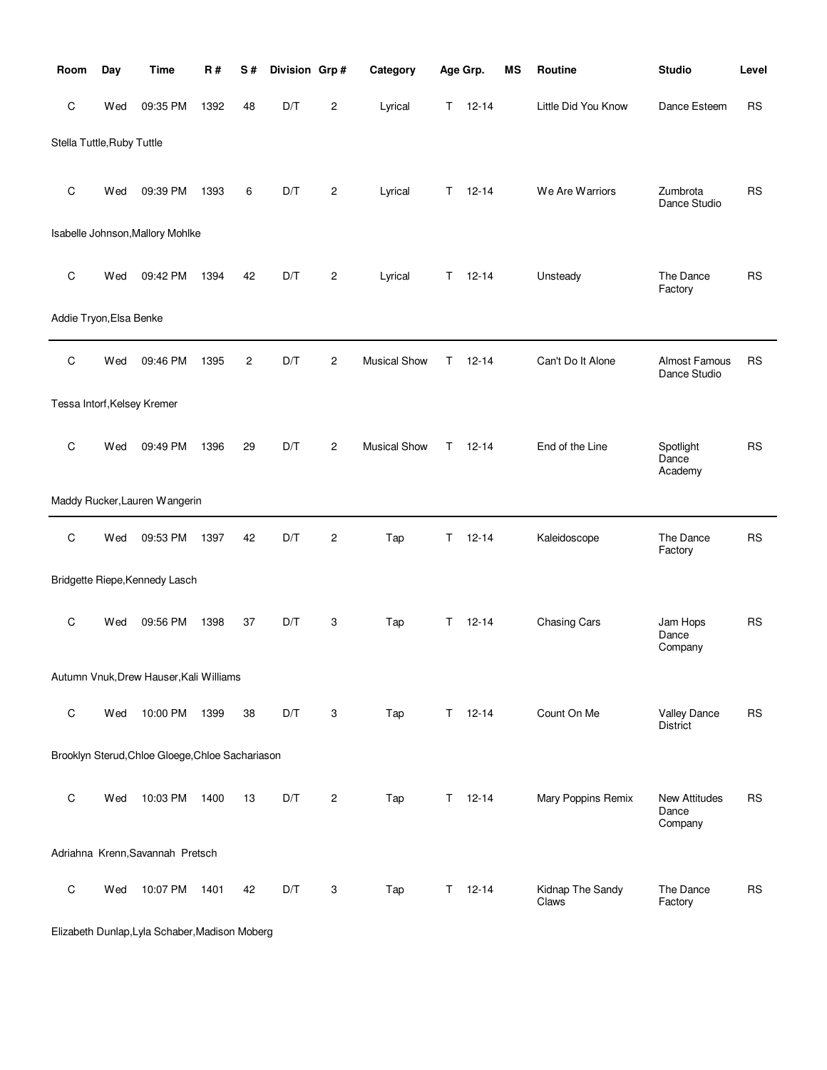| Room | Day | Time | R # | S # | Division | Grp # | Category | Age Grp. | MS | Routine | Studio | Level |
|---|---|---|---|---|---|---|---|---|---|---|---|---|
| C | Wed | 09:35 PM | 1392 | 48 | D/T | 2 | Lyrical | T 12-14 | | Little Did You Know | Dance Esteem | RS |
| Stella Tuttle,Ruby Tuttle | | | | | | | | | | | | |
| C | Wed | 09:39 PM | 1393 | 6 | D/T | 2 | Lyrical | T 12-14 | | We Are Warriors | Zumbrota Dance Studio | RS |
| Isabelle Johnson,Mallory Mohlke | | | | | | | | | | | | |
| C | Wed | 09:42 PM | 1394 | 42 | D/T | 2 | Lyrical | T 12-14 | | Unsteady | The Dance Factory | RS |
| Addie Tryon,Elsa Benke | | | | | | | | | | | | |
| C | Wed | 09:46 PM | 1395 | 2 | D/T | 2 | Musical Show | T 12-14 | | Can't Do It Alone | Almost Famous Dance Studio | RS |
| Tessa Intorf,Kelsey Kremer | | | | | | | | | | | | |
| C | Wed | 09:49 PM | 1396 | 29 | D/T | 2 | Musical Show | T 12-14 | | End of the Line | Spotlight Dance Academy | RS |
| Maddy Rucker,Lauren Wangerin | | | | | | | | | | | | |
| C | Wed | 09:53 PM | 1397 | 42 | D/T | 2 | Tap | T 12-14 | | Kaleidoscope | The Dance Factory | RS |
| Bridgette Riepe,Kennedy Lasch | | | | | | | | | | | | |
| C | Wed | 09:56 PM | 1398 | 37 | D/T | 3 | Tap | T 12-14 | | Chasing Cars | Jam Hops Dance Company | RS |
| Autumn Vnuk,Drew Hauser,Kali Williams | | | | | | | | | | | | |
| C | Wed | 10:00 PM | 1399 | 38 | D/T | 3 | Tap | T 12-14 | | Count On Me | Valley Dance District | RS |
| Brooklyn Sterud,Chloe Gloege,Chloe Sachariason | | | | | | | | | | | | |
| C | Wed | 10:03 PM | 1400 | 13 | D/T | 2 | Tap | T 12-14 | | Mary Poppins Remix | New Attitudes Dance Company | RS |
| Adriahna Krenn,Savannah Pretsch | | | | | | | | | | | | |
| C | Wed | 10:07 PM | 1401 | 42 | D/T | 3 | Tap | T 12-14 | | Kidnap The Sandy Claws | The Dance Factory | RS |
| Elizabeth Dunlap,Lyla Schaber,Madison Moberg | | | | | | | | | | | | |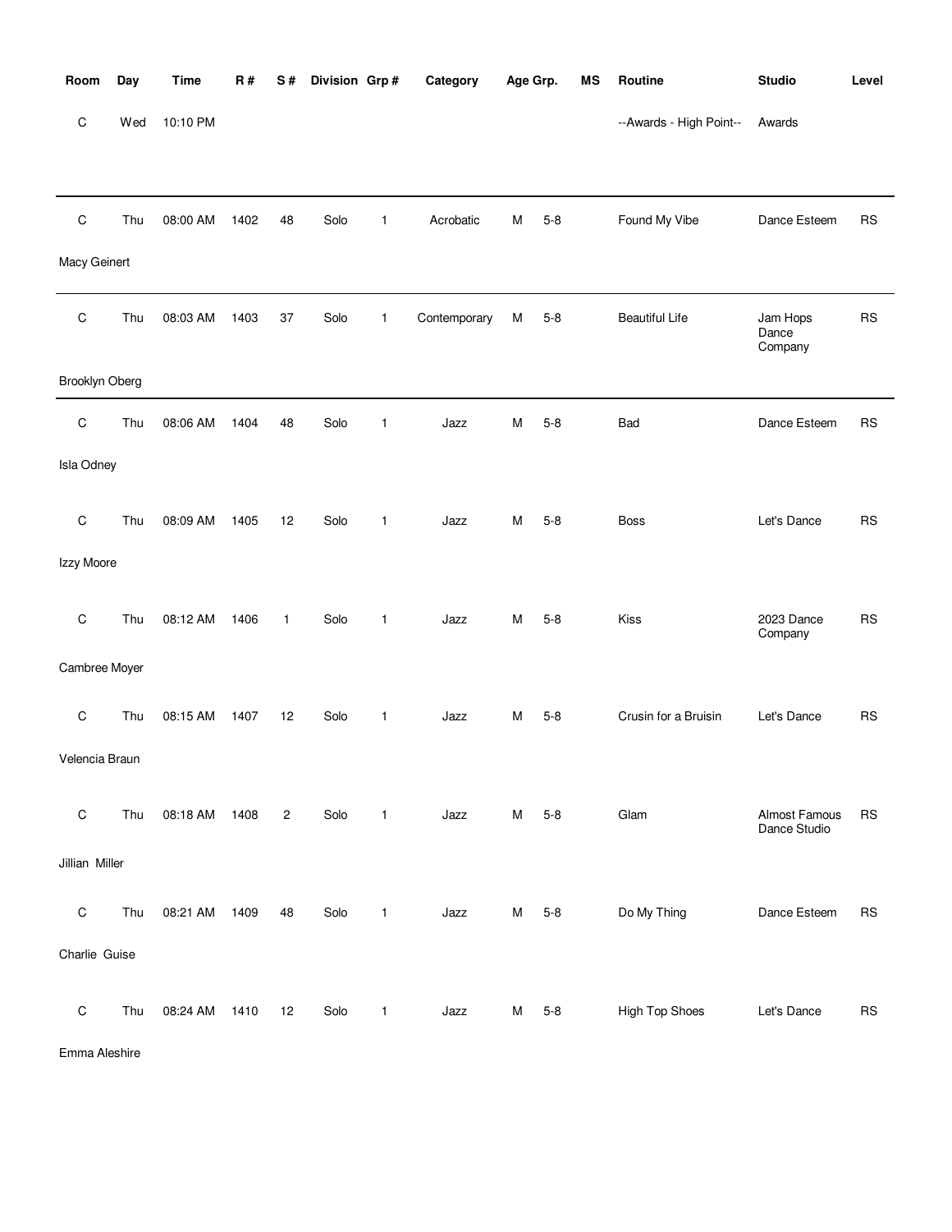| Room | Day | Time | R # | S # | Division | Grp # | Category | Age Grp. | | MS | Routine | Studio | Level |
|---|---|---|---|---|---|---|---|---|---|---|---|---|---|
| C | Wed | 10:10 PM | | | | | | | | | --Awards - High Point-- | Awards | |
| C | Thu | 08:00 AM | 1402 | 48 | Solo | 1 | Acrobatic | M | 5-8 | | Found My Vibe | Dance Esteem | RS |
| Macy Geinert | | | | | | | | | | | | | |
| C | Thu | 08:03 AM | 1403 | 37 | Solo | 1 | Contemporary | M | 5-8 | | Beautiful Life | Jam Hops Dance Company | RS |
| Brooklyn Oberg | | | | | | | | | | | | | |
| C | Thu | 08:06 AM | 1404 | 48 | Solo | 1 | Jazz | M | 5-8 | | Bad | Dance Esteem | RS |
| Isla Odney | | | | | | | | | | | | | |
| C | Thu | 08:09 AM | 1405 | 12 | Solo | 1 | Jazz | M | 5-8 | | Boss | Let's Dance | RS |
| Izzy Moore | | | | | | | | | | | | | |
| C | Thu | 08:12 AM | 1406 | 1 | Solo | 1 | Jazz | M | 5-8 | | Kiss | 2023 Dance Company | RS |
| Cambree Moyer | | | | | | | | | | | | | |
| C | Thu | 08:15 AM | 1407 | 12 | Solo | 1 | Jazz | M | 5-8 | | Crusin for a Bruisin | Let's Dance | RS |
| Velencia Braun | | | | | | | | | | | | | |
| C | Thu | 08:18 AM | 1408 | 2 | Solo | 1 | Jazz | M | 5-8 | | Glam | Almost Famous Dance Studio | RS |
| Jillian Miller | | | | | | | | | | | | | |
| C | Thu | 08:21 AM | 1409 | 48 | Solo | 1 | Jazz | M | 5-8 | | Do My Thing | Dance Esteem | RS |
| Charlie Guise | | | | | | | | | | | | | |
| C | Thu | 08:24 AM | 1410 | 12 | Solo | 1 | Jazz | M | 5-8 | | High Top Shoes | Let's Dance | RS |
| Emma Aleshire | | | | | | | | | | | | | |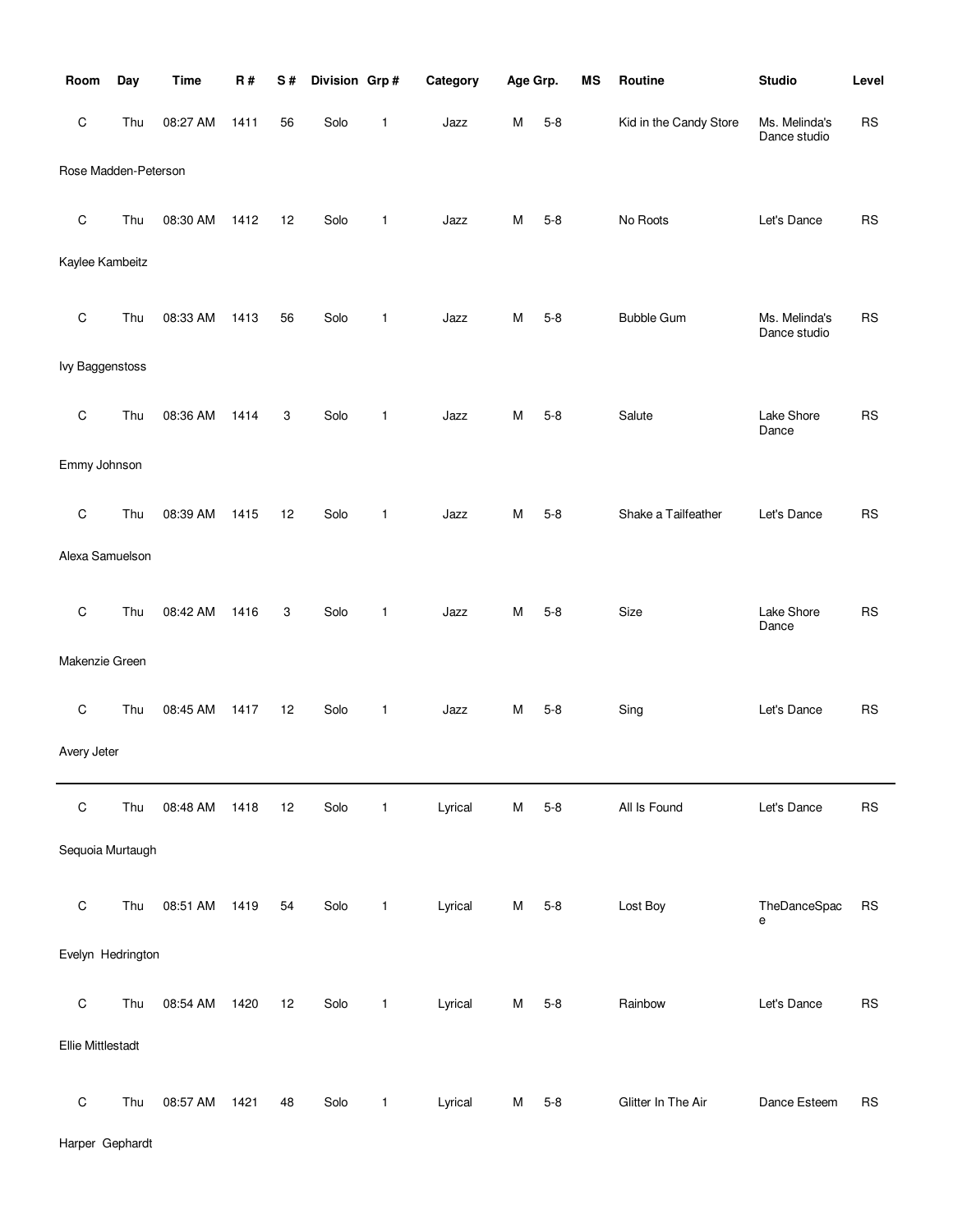| Room | Day | Time | R # | S # | Division | Grp # | Category | Age Grp. | | MS | Routine | Studio | Level |
|---|---|---|---|---|---|---|---|---|---|---|---|---|---|
| C | Thu | 08:27 AM | 1411 | 56 | Solo | 1 | Jazz | M | 5-8 | | Kid in the Candy Store | Ms. Melinda's Dance studio | RS |
| Rose Madden-Peterson | | | | | | | | | | | | | |
| C | Thu | 08:30 AM | 1412 | 12 | Solo | 1 | Jazz | M | 5-8 | | No Roots | Let's Dance | RS |
| Kaylee Kambeitz | | | | | | | | | | | | | |
| C | Thu | 08:33 AM | 1413 | 56 | Solo | 1 | Jazz | M | 5-8 | | Bubble Gum | Ms. Melinda's Dance studio | RS |
| Ivy Baggenstoss | | | | | | | | | | | | | |
| C | Thu | 08:36 AM | 1414 | 3 | Solo | 1 | Jazz | M | 5-8 | | Salute | Lake Shore Dance | RS |
| Emmy Johnson | | | | | | | | | | | | | |
| C | Thu | 08:39 AM | 1415 | 12 | Solo | 1 | Jazz | M | 5-8 | | Shake a Tailfeather | Let's Dance | RS |
| Alexa Samuelson | | | | | | | | | | | | | |
| C | Thu | 08:42 AM | 1416 | 3 | Solo | 1 | Jazz | M | 5-8 | | Size | Lake Shore Dance | RS |
| Makenzie Green | | | | | | | | | | | | | |
| C | Thu | 08:45 AM | 1417 | 12 | Solo | 1 | Jazz | M | 5-8 | | Sing | Let's Dance | RS |
| Avery Jeter | | | | | | | | | | | | | |
| C | Thu | 08:48 AM | 1418 | 12 | Solo | 1 | Lyrical | M | 5-8 | | All Is Found | Let's Dance | RS |
| Sequoia Murtaugh | | | | | | | | | | | | | |
| C | Thu | 08:51 AM | 1419 | 54 | Solo | 1 | Lyrical | M | 5-8 | | Lost Boy | TheDanceSpace | RS |
| Evelyn Hedrington | | | | | | | | | | | | | |
| C | Thu | 08:54 AM | 1420 | 12 | Solo | 1 | Lyrical | M | 5-8 | | Rainbow | Let's Dance | RS |
| Ellie Mittlestadt | | | | | | | | | | | | | |
| C | Thu | 08:57 AM | 1421 | 48 | Solo | 1 | Lyrical | M | 5-8 | | Glitter In The Air | Dance Esteem | RS |
| Harper Gephardt | | | | | | | | | | | | | |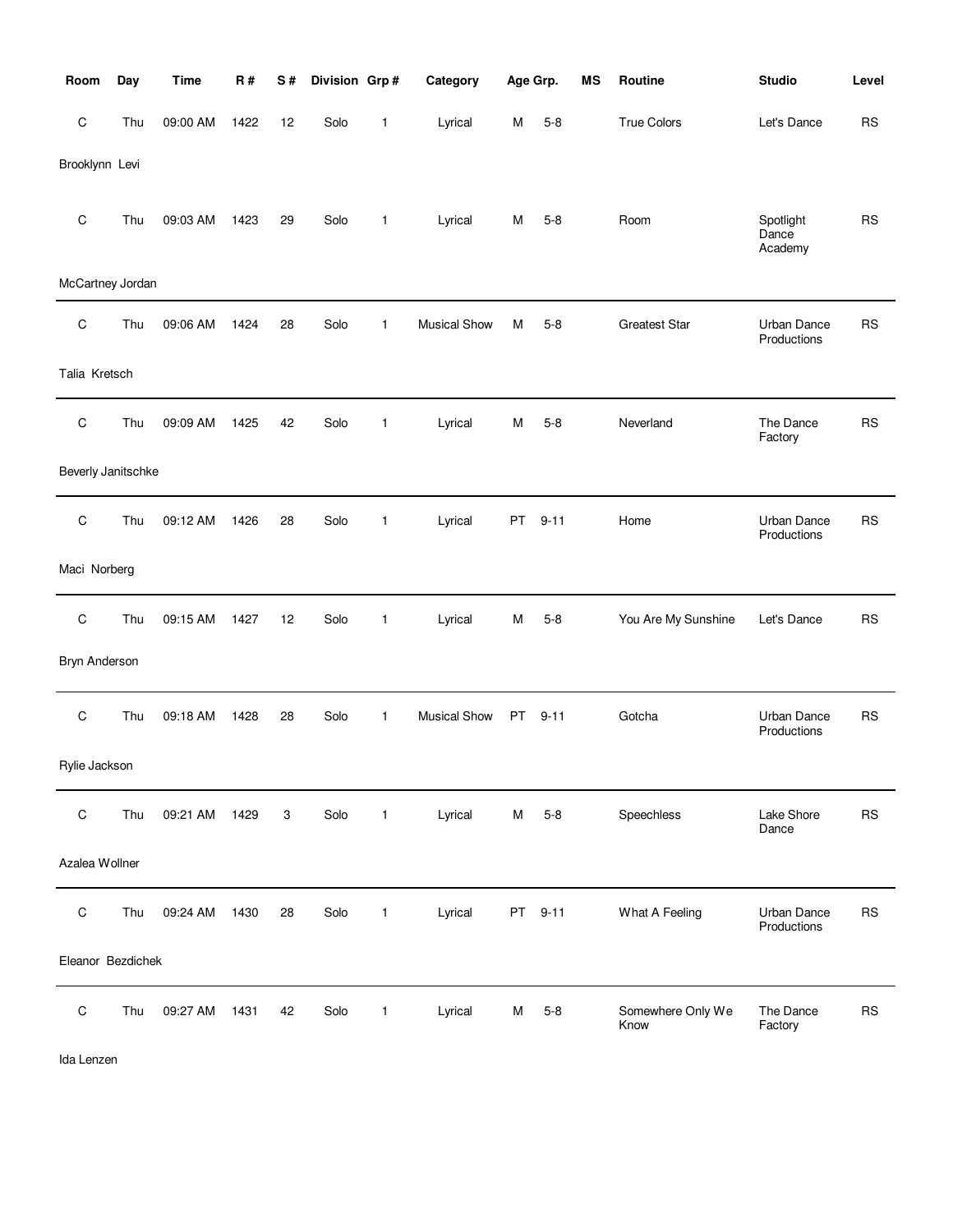| Room | Day | Time | R # | S # | Division | Grp # | Category | Age Grp. | | MS | Routine | Studio | Level |
|---|---|---|---|---|---|---|---|---|---|---|---|---|---|
| C | Thu | 09:00 AM | 1422 | 12 | Solo | 1 | Lyrical | M | 5-8 | | True Colors | Let's Dance | RS |
| Brooklynn Levi | | | | | | | | | | | | | |
| C | Thu | 09:03 AM | 1423 | 29 | Solo | 1 | Lyrical | M | 5-8 | | Room | Spotlight Dance Academy | RS |
| McCartney Jordan | | | | | | | | | | | | | |
| C | Thu | 09:06 AM | 1424 | 28 | Solo | 1 | Musical Show | M | 5-8 | | Greatest Star | Urban Dance Productions | RS |
| Talia Kretsch | | | | | | | | | | | | | |
| C | Thu | 09:09 AM | 1425 | 42 | Solo | 1 | Lyrical | M | 5-8 | | Neverland | The Dance Factory | RS |
| Beverly Janitschke | | | | | | | | | | | | | |
| C | Thu | 09:12 AM | 1426 | 28 | Solo | 1 | Lyrical | PT | 9-11 | | Home | Urban Dance Productions | RS |
| Maci Norberg | | | | | | | | | | | | | |
| C | Thu | 09:15 AM | 1427 | 12 | Solo | 1 | Lyrical | M | 5-8 | | You Are My Sunshine | Let's Dance | RS |
| Bryn Anderson | | | | | | | | | | | | | |
| C | Thu | 09:18 AM | 1428 | 28 | Solo | 1 | Musical Show | PT | 9-11 | | Gotcha | Urban Dance Productions | RS |
| Rylie Jackson | | | | | | | | | | | | | |
| C | Thu | 09:21 AM | 1429 | 3 | Solo | 1 | Lyrical | M | 5-8 | | Speechless | Lake Shore Dance | RS |
| Azalea Wollner | | | | | | | | | | | | | |
| C | Thu | 09:24 AM | 1430 | 28 | Solo | 1 | Lyrical | PT | 9-11 | | What A Feeling | Urban Dance Productions | RS |
| Eleanor Bezdichek | | | | | | | | | | | | | |
| C | Thu | 09:27 AM | 1431 | 42 | Solo | 1 | Lyrical | M | 5-8 | | Somewhere Only We Know | The Dance Factory | RS |
| Ida Lenzen | | | | | | | | | | | | | |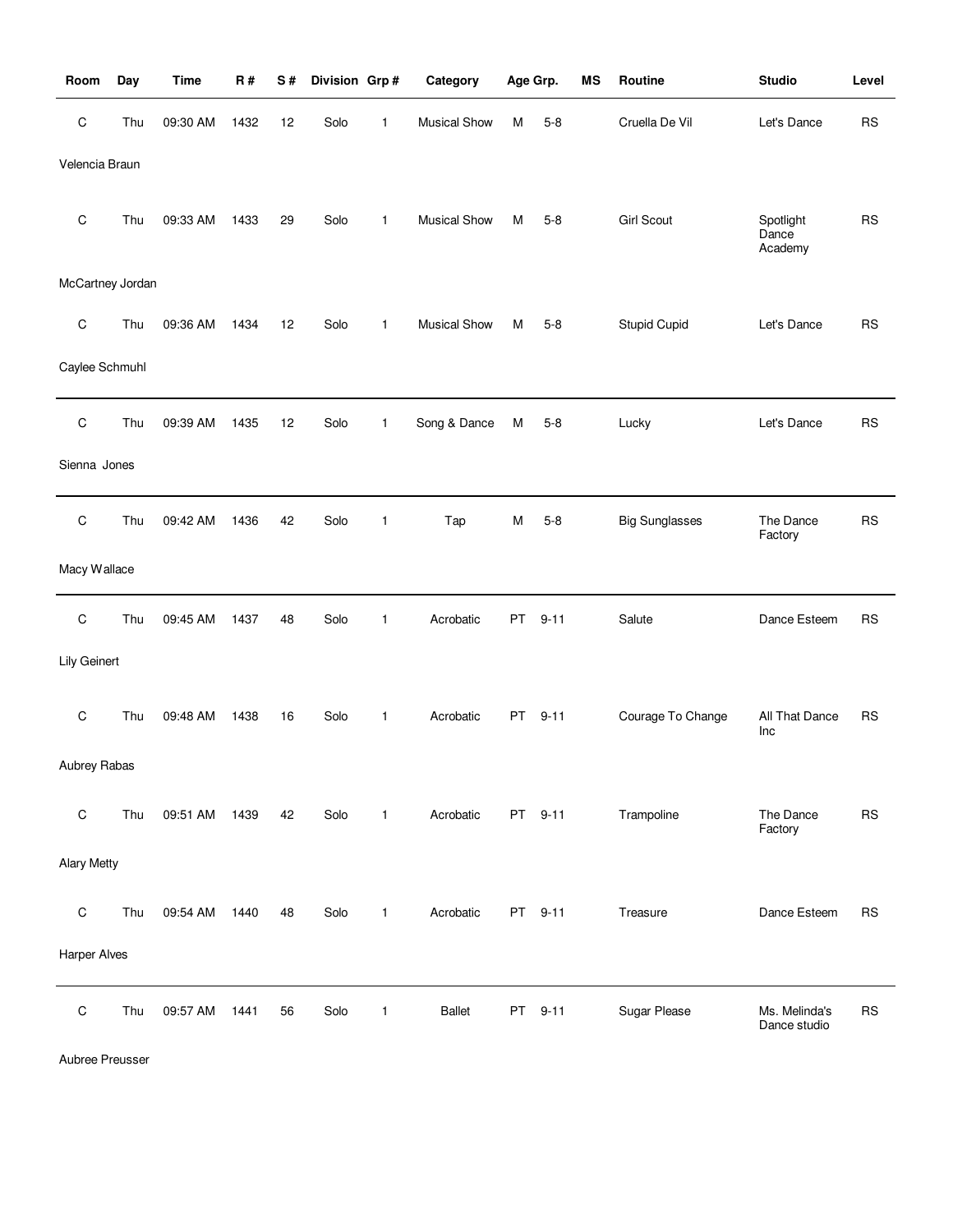| Room | Day | Time | R # | S # | Division | Grp # | Category | Age Grp. | | MS | Routine | Studio | Level |
|---|---|---|---|---|---|---|---|---|---|---|---|---|---|
| C | Thu | 09:30 AM | 1432 | 12 | Solo | 1 | Musical Show | M | 5-8 | | Cruella De Vil | Let's Dance | RS |
| Velencia Braun | | | | | | | | | | | | | |
| C | Thu | 09:33 AM | 1433 | 29 | Solo | 1 | Musical Show | M | 5-8 | | Girl Scout | Spotlight Dance Academy | RS |
| McCartney Jordan | | | | | | | | | | | | | |
| C | Thu | 09:36 AM | 1434 | 12 | Solo | 1 | Musical Show | M | 5-8 | | Stupid Cupid | Let's Dance | RS |
| Caylee Schmuhl | | | | | | | | | | | | | |
| C | Thu | 09:39 AM | 1435 | 12 | Solo | 1 | Song & Dance | M | 5-8 | | Lucky | Let's Dance | RS |
| Sienna Jones | | | | | | | | | | | | | |
| C | Thu | 09:42 AM | 1436 | 42 | Solo | 1 | Tap | M | 5-8 | | Big Sunglasses | The Dance Factory | RS |
| Macy Wallace | | | | | | | | | | | | | |
| C | Thu | 09:45 AM | 1437 | 48 | Solo | 1 | Acrobatic | PT | 9-11 | | Salute | Dance Esteem | RS |
| Lily Geinert | | | | | | | | | | | | | |
| C | Thu | 09:48 AM | 1438 | 16 | Solo | 1 | Acrobatic | PT | 9-11 | | Courage To Change | All That Dance Inc | RS |
| Aubrey Rabas | | | | | | | | | | | | | |
| C | Thu | 09:51 AM | 1439 | 42 | Solo | 1 | Acrobatic | PT | 9-11 | | Trampoline | The Dance Factory | RS |
| Alary Metty | | | | | | | | | | | | | |
| C | Thu | 09:54 AM | 1440 | 48 | Solo | 1 | Acrobatic | PT | 9-11 | | Treasure | Dance Esteem | RS |
| Harper Alves | | | | | | | | | | | | | |
| C | Thu | 09:57 AM | 1441 | 56 | Solo | 1 | Ballet | PT | 9-11 | | Sugar Please | Ms. Melinda's Dance studio | RS |
| Aubree Preusser | | | | | | | | | | | | | |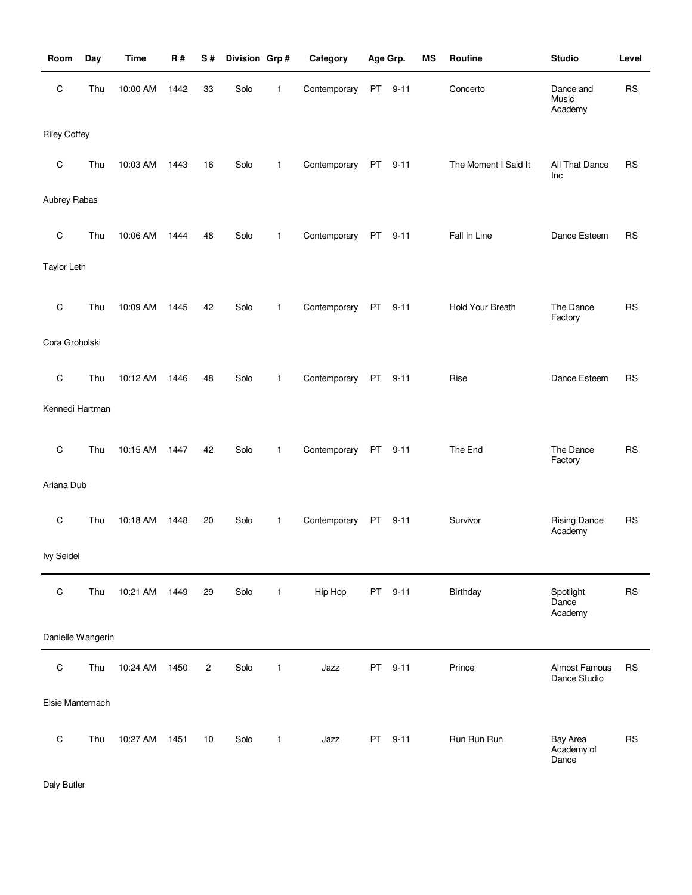| Room | Day | Time | R # | S # | Division | Grp # | Category | Age Grp. | MS | Routine | Studio | Level |
|---|---|---|---|---|---|---|---|---|---|---|---|---|
| C | Thu | 10:00 AM | 1442 | 33 | Solo | 1 | Contemporary | PT 9-11 | | Concerto | Dance and Music Academy | RS |
| Riley Coffey | | | | | | | | | | | | |
| C | Thu | 10:03 AM | 1443 | 16 | Solo | 1 | Contemporary | PT 9-11 | | The Moment I Said It | All That Dance Inc | RS |
| Aubrey Rabas | | | | | | | | | | | | |
| C | Thu | 10:06 AM | 1444 | 48 | Solo | 1 | Contemporary | PT 9-11 | | Fall In Line | Dance Esteem | RS |
| Taylor Leth | | | | | | | | | | | | |
| C | Thu | 10:09 AM | 1445 | 42 | Solo | 1 | Contemporary | PT 9-11 | | Hold Your Breath | The Dance Factory | RS |
| Cora Groholski | | | | | | | | | | | | |
| C | Thu | 10:12 AM | 1446 | 48 | Solo | 1 | Contemporary | PT 9-11 | | Rise | Dance Esteem | RS |
| Kennedi Hartman | | | | | | | | | | | | |
| C | Thu | 10:15 AM | 1447 | 42 | Solo | 1 | Contemporary | PT 9-11 | | The End | The Dance Factory | RS |
| Ariana Dub | | | | | | | | | | | | |
| C | Thu | 10:18 AM | 1448 | 20 | Solo | 1 | Contemporary | PT 9-11 | | Survivor | Rising Dance Academy | RS |
| Ivy Seidel | | | | | | | | | | | | |
| C | Thu | 10:21 AM | 1449 | 29 | Solo | 1 | Hip Hop | PT 9-11 | | Birthday | Spotlight Dance Academy | RS |
| Danielle Wangerin | | | | | | | | | | | | |
| C | Thu | 10:24 AM | 1450 | 2 | Solo | 1 | Jazz | PT 9-11 | | Prince | Almost Famous Dance Studio | RS |
| Elsie Manternach | | | | | | | | | | | | |
| C | Thu | 10:27 AM | 1451 | 10 | Solo | 1 | Jazz | PT 9-11 | | Run Run Run | Bay Area Academy of Dance | RS |
| Daly Butler | | | | | | | | | | | | |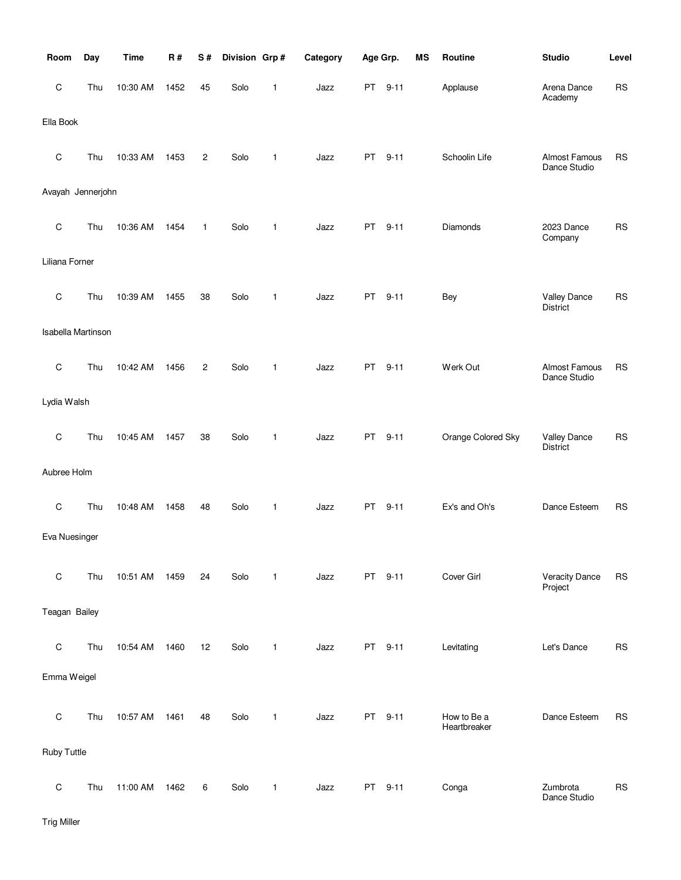| Room | Day | Time | R # | S # | Division | Grp # | Category | Age Grp. | | MS | Routine | Studio | Level |
|---|---|---|---|---|---|---|---|---|---|---|---|---|---|
| C | Thu | 10:30 AM | 1452 | 45 | Solo | 1 | Jazz | PT | 9-11 | | Applause | Arena Dance Academy | RS |
| Ella Book | | | | | | | | | | | | | |
| C | Thu | 10:33 AM | 1453 | 2 | Solo | 1 | Jazz | PT | 9-11 | | Schoolin Life | Almost Famous Dance Studio | RS |
| Avayah Jennerjohn | | | | | | | | | | | | | |
| C | Thu | 10:36 AM | 1454 | 1 | Solo | 1 | Jazz | PT | 9-11 | | Diamonds | 2023 Dance Company | RS |
| Liliana Forner | | | | | | | | | | | | | |
| C | Thu | 10:39 AM | 1455 | 38 | Solo | 1 | Jazz | PT | 9-11 | | Bey | Valley Dance District | RS |
| Isabella Martinson | | | | | | | | | | | | | |
| C | Thu | 10:42 AM | 1456 | 2 | Solo | 1 | Jazz | PT | 9-11 | | Werk Out | Almost Famous Dance Studio | RS |
| Lydia Walsh | | | | | | | | | | | | | |
| C | Thu | 10:45 AM | 1457 | 38 | Solo | 1 | Jazz | PT | 9-11 | | Orange Colored Sky | Valley Dance District | RS |
| Aubree Holm | | | | | | | | | | | | | |
| C | Thu | 10:48 AM | 1458 | 48 | Solo | 1 | Jazz | PT | 9-11 | | Ex's and Oh's | Dance Esteem | RS |
| Eva Nuesinger | | | | | | | | | | | | | |
| C | Thu | 10:51 AM | 1459 | 24 | Solo | 1 | Jazz | PT | 9-11 | | Cover Girl | Veracity Dance Project | RS |
| Teagan Bailey | | | | | | | | | | | | | |
| C | Thu | 10:54 AM | 1460 | 12 | Solo | 1 | Jazz | PT | 9-11 | | Levitating | Let's Dance | RS |
| Emma Weigel | | | | | | | | | | | | | |
| C | Thu | 10:57 AM | 1461 | 48 | Solo | 1 | Jazz | PT | 9-11 | | How to Be a Heartbreaker | Dance Esteem | RS |
| Ruby Tuttle | | | | | | | | | | | | | |
| C | Thu | 11:00 AM | 1462 | 6 | Solo | 1 | Jazz | PT | 9-11 | | Conga | Zumbrota Dance Studio | RS |
| Trig Miller | | | | | | | | | | | | | |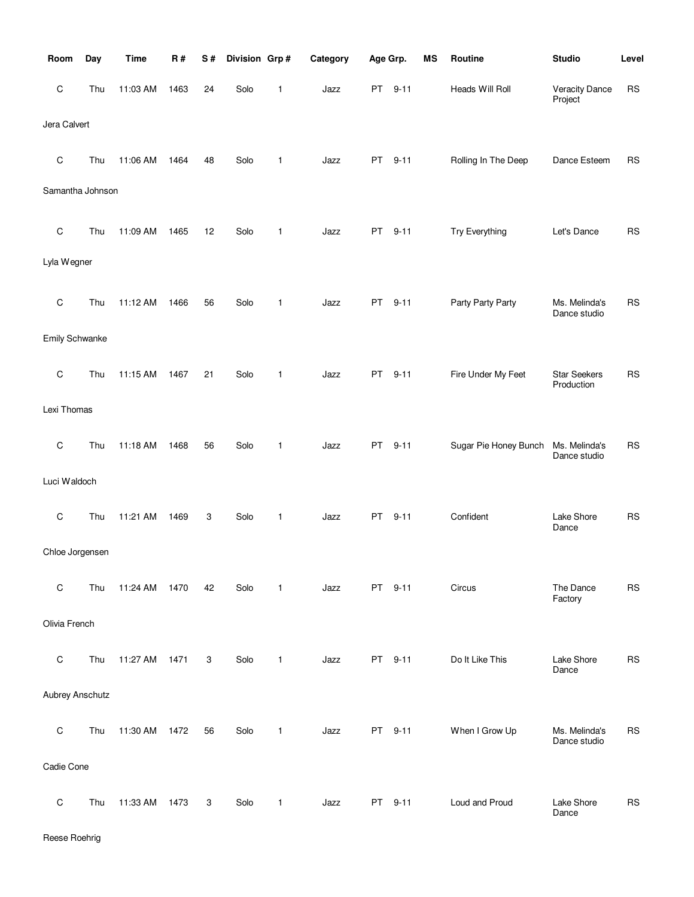| Room | Day | Time | R # | S # | Division | Grp # | Category | Age Grp. | | MS | Routine | Studio | Level |
|---|---|---|---|---|---|---|---|---|---|---|---|---|---|
| C | Thu | 11:03 AM | 1463 | 24 | Solo | 1 | Jazz | PT | 9-11 | | Heads Will Roll | Veracity Dance Project | RS |
| Jera Calvert | | | | | | | | | | | | | |
| C | Thu | 11:06 AM | 1464 | 48 | Solo | 1 | Jazz | PT | 9-11 | | Rolling In The Deep | Dance Esteem | RS |
| Samantha Johnson | | | | | | | | | | | | | |
| C | Thu | 11:09 AM | 1465 | 12 | Solo | 1 | Jazz | PT | 9-11 | | Try Everything | Let's Dance | RS |
| Lyla Wegner | | | | | | | | | | | | | |
| C | Thu | 11:12 AM | 1466 | 56 | Solo | 1 | Jazz | PT | 9-11 | | Party Party Party | Ms. Melinda's Dance studio | RS |
| Emily Schwanke | | | | | | | | | | | | | |
| C | Thu | 11:15 AM | 1467 | 21 | Solo | 1 | Jazz | PT | 9-11 | | Fire Under My Feet | Star Seekers Production | RS |
| Lexi Thomas | | | | | | | | | | | | | |
| C | Thu | 11:18 AM | 1468 | 56 | Solo | 1 | Jazz | PT | 9-11 | | Sugar Pie Honey Bunch | Ms. Melinda's Dance studio | RS |
| Luci Waldoch | | | | | | | | | | | | | |
| C | Thu | 11:21 AM | 1469 | 3 | Solo | 1 | Jazz | PT | 9-11 | | Confident | Lake Shore Dance | RS |
| Chloe Jorgensen | | | | | | | | | | | | | |
| C | Thu | 11:24 AM | 1470 | 42 | Solo | 1 | Jazz | PT | 9-11 | | Circus | The Dance Factory | RS |
| Olivia French | | | | | | | | | | | | | |
| C | Thu | 11:27 AM | 1471 | 3 | Solo | 1 | Jazz | PT | 9-11 | | Do It Like This | Lake Shore Dance | RS |
| Aubrey Anschutz | | | | | | | | | | | | | |
| C | Thu | 11:30 AM | 1472 | 56 | Solo | 1 | Jazz | PT | 9-11 | | When I Grow Up | Ms. Melinda's Dance studio | RS |
| Cadie Cone | | | | | | | | | | | | | |
| C | Thu | 11:33 AM | 1473 | 3 | Solo | 1 | Jazz | PT | 9-11 | | Loud and Proud | Lake Shore Dance | RS |
| Reese Roehrig | | | | | | | | | | | | | |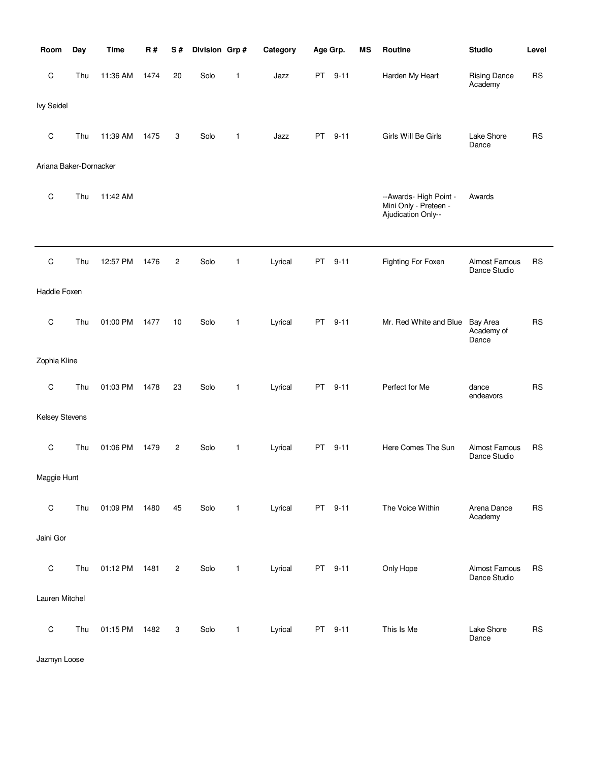| Room | Day | Time | R # | S # | Division | Grp # | Category | Age Grp. | | MS | Routine | Studio | Level |
|---|---|---|---|---|---|---|---|---|---|---|---|---|---|
| C | Thu | 11:36 AM | 1474 | 20 | Solo | 1 | Jazz | PT | 9-11 | | Harden My Heart | Rising Dance Academy | RS |
| Ivy Seidel | | | | | | | | | | | | | |
| C | Thu | 11:39 AM | 1475 | 3 | Solo | 1 | Jazz | PT | 9-11 | | Girls Will Be Girls | Lake Shore Dance | RS |
| Ariana Baker-Dornacker | | | | | | | | | | | | | |
| C | Thu | 11:42 AM | | | | | | | | | --Awards- High Point - Mini Only - Preteen - Ajudication Only-- | Awards | |
| C | Thu | 12:57 PM | 1476 | 2 | Solo | 1 | Lyrical | PT | 9-11 | | Fighting For Foxen | Almost Famous Dance Studio | RS |
| Haddie Foxen | | | | | | | | | | | | | |
| C | Thu | 01:00 PM | 1477 | 10 | Solo | 1 | Lyrical | PT | 9-11 | | Mr. Red White and Blue | Bay Area Academy of Dance | RS |
| Zophia Kline | | | | | | | | | | | | | |
| C | Thu | 01:03 PM | 1478 | 23 | Solo | 1 | Lyrical | PT | 9-11 | | Perfect for Me | dance endeavors | RS |
| Kelsey Stevens | | | | | | | | | | | | | |
| C | Thu | 01:06 PM | 1479 | 2 | Solo | 1 | Lyrical | PT | 9-11 | | Here Comes The Sun | Almost Famous Dance Studio | RS |
| Maggie Hunt | | | | | | | | | | | | | |
| C | Thu | 01:09 PM | 1480 | 45 | Solo | 1 | Lyrical | PT | 9-11 | | The Voice Within | Arena Dance Academy | RS |
| Jaini Gor | | | | | | | | | | | | | |
| C | Thu | 01:12 PM | 1481 | 2 | Solo | 1 | Lyrical | PT | 9-11 | | Only Hope | Almost Famous Dance Studio | RS |
| Lauren Mitchel | | | | | | | | | | | | | |
| C | Thu | 01:15 PM | 1482 | 3 | Solo | 1 | Lyrical | PT | 9-11 | | This Is Me | Lake Shore Dance | RS |
| Jazmyn Loose | | | | | | | | | | | | | |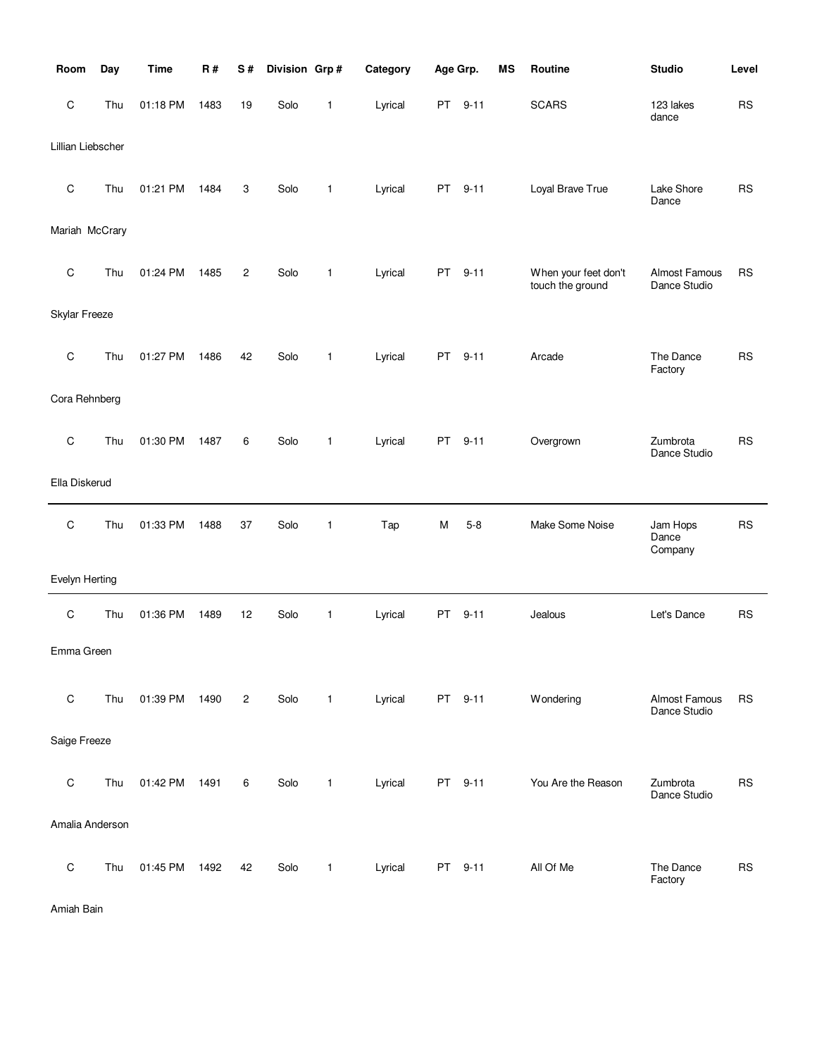| Room | Day | Time | R # | S # | Division | Grp # | Category | Age Grp. | | MS | Routine | Studio | Level |
|---|---|---|---|---|---|---|---|---|---|---|---|---|---|
| C | Thu | 01:18 PM | 1483 | 19 | Solo | 1 | Lyrical | PT | 9-11 | | SCARS | 123 lakes dance | RS |
| Lillian Liebscher | | | | | | | | | | | | | |
| C | Thu | 01:21 PM | 1484 | 3 | Solo | 1 | Lyrical | PT | 9-11 | | Loyal Brave True | Lake Shore Dance | RS |
| Mariah McCrary | | | | | | | | | | | | | |
| C | Thu | 01:24 PM | 1485 | 2 | Solo | 1 | Lyrical | PT | 9-11 | | When your feet don't touch the ground | Almost Famous Dance Studio | RS |
| Skylar Freeze | | | | | | | | | | | | | |
| C | Thu | 01:27 PM | 1486 | 42 | Solo | 1 | Lyrical | PT | 9-11 | | Arcade | The Dance Factory | RS |
| Cora Rehnberg | | | | | | | | | | | | | |
| C | Thu | 01:30 PM | 1487 | 6 | Solo | 1 | Lyrical | PT | 9-11 | | Overgrown | Zumbrota Dance Studio | RS |
| Ella Diskerud | | | | | | | | | | | | | |
| C | Thu | 01:33 PM | 1488 | 37 | Solo | 1 | Tap | M | 5-8 | | Make Some Noise | Jam Hops Dance Company | RS |
| Evelyn Herting | | | | | | | | | | | | | |
| C | Thu | 01:36 PM | 1489 | 12 | Solo | 1 | Lyrical | PT | 9-11 | | Jealous | Let's Dance | RS |
| Emma Green | | | | | | | | | | | | | |
| C | Thu | 01:39 PM | 1490 | 2 | Solo | 1 | Lyrical | PT | 9-11 | | Wondering | Almost Famous Dance Studio | RS |
| Saige Freeze | | | | | | | | | | | | | |
| C | Thu | 01:42 PM | 1491 | 6 | Solo | 1 | Lyrical | PT | 9-11 | | You Are the Reason | Zumbrota Dance Studio | RS |
| Amalia Anderson | | | | | | | | | | | | | |
| C | Thu | 01:45 PM | 1492 | 42 | Solo | 1 | Lyrical | PT | 9-11 | | All Of Me | The Dance Factory | RS |
| Amiah Bain | | | | | | | | | | | | | |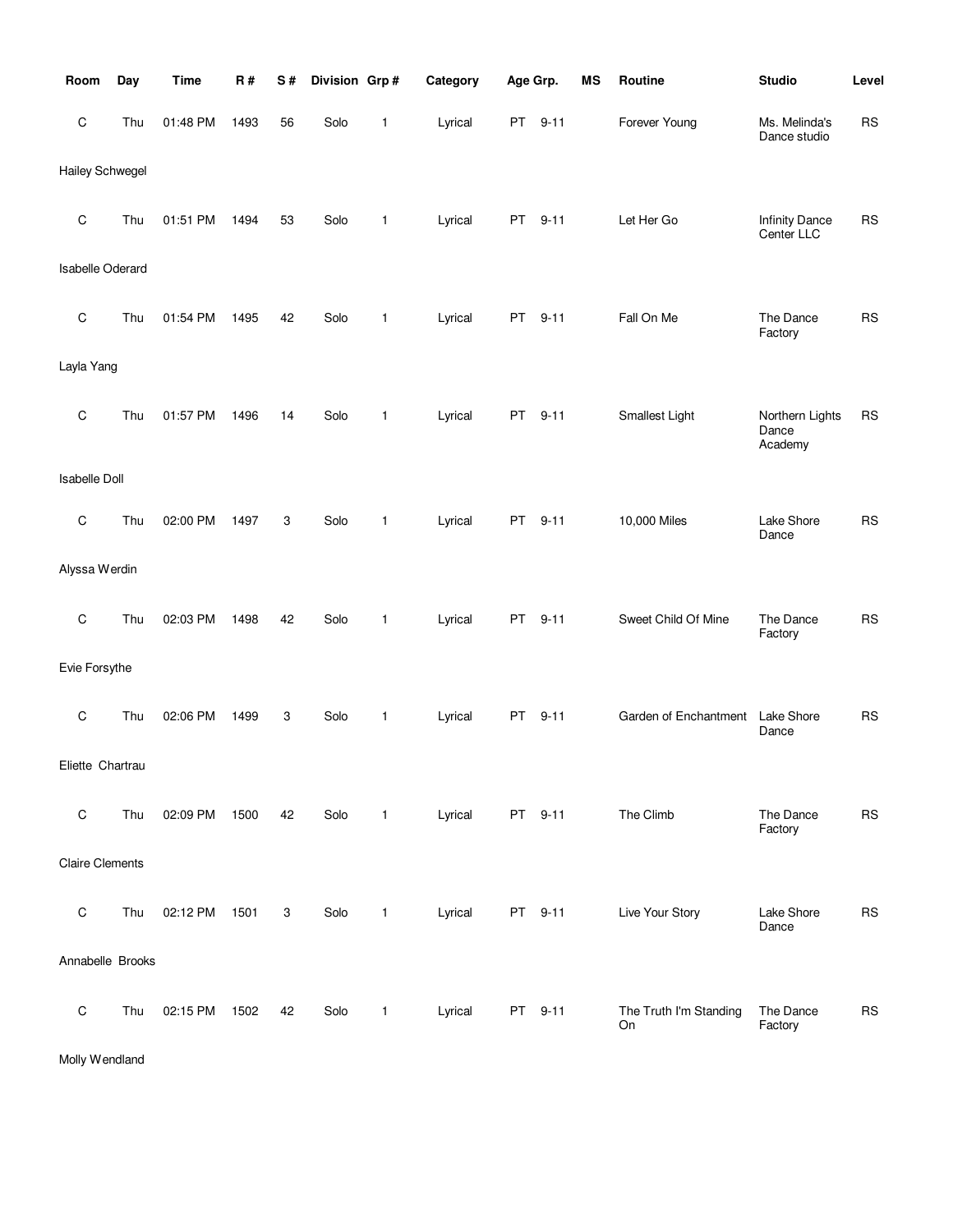| Room | Day | Time | R # | S # | Division | Grp # | Category | Age Grp. | | MS | Routine | Studio | Level |
|---|---|---|---|---|---|---|---|---|---|---|---|---|---|
| C | Thu | 01:48 PM | 1493 | 56 | Solo | 1 | Lyrical | PT | 9-11 | | Forever Young | Ms. Melinda's Dance studio | RS |
| Hailey Schwegel | | | | | | | | | | | | | |
| C | Thu | 01:51 PM | 1494 | 53 | Solo | 1 | Lyrical | PT | 9-11 | | Let Her Go | Infinity Dance Center LLC | RS |
| Isabelle Oderard | | | | | | | | | | | | | |
| C | Thu | 01:54 PM | 1495 | 42 | Solo | 1 | Lyrical | PT | 9-11 | | Fall On Me | The Dance Factory | RS |
| Layla Yang | | | | | | | | | | | | | |
| C | Thu | 01:57 PM | 1496 | 14 | Solo | 1 | Lyrical | PT | 9-11 | | Smallest Light | Northern Lights Dance Academy | RS |
| Isabelle Doll | | | | | | | | | | | | | |
| C | Thu | 02:00 PM | 1497 | 3 | Solo | 1 | Lyrical | PT | 9-11 | | 10,000 Miles | Lake Shore Dance | RS |
| Alyssa Werdin | | | | | | | | | | | | | |
| C | Thu | 02:03 PM | 1498 | 42 | Solo | 1 | Lyrical | PT | 9-11 | | Sweet Child Of Mine | The Dance Factory | RS |
| Evie Forsythe | | | | | | | | | | | | | |
| C | Thu | 02:06 PM | 1499 | 3 | Solo | 1 | Lyrical | PT | 9-11 | | Garden of Enchantment | Lake Shore Dance | RS |
| Eliette Chartrau | | | | | | | | | | | | | |
| C | Thu | 02:09 PM | 1500 | 42 | Solo | 1 | Lyrical | PT | 9-11 | | The Climb | The Dance Factory | RS |
| Claire Clements | | | | | | | | | | | | | |
| C | Thu | 02:12 PM | 1501 | 3 | Solo | 1 | Lyrical | PT | 9-11 | | Live Your Story | Lake Shore Dance | RS |
| Annabelle Brooks | | | | | | | | | | | | | |
| C | Thu | 02:15 PM | 1502 | 42 | Solo | 1 | Lyrical | PT | 9-11 | | The Truth I'm Standing On | The Dance Factory | RS |
| Molly Wendland | | | | | | | | | | | | | |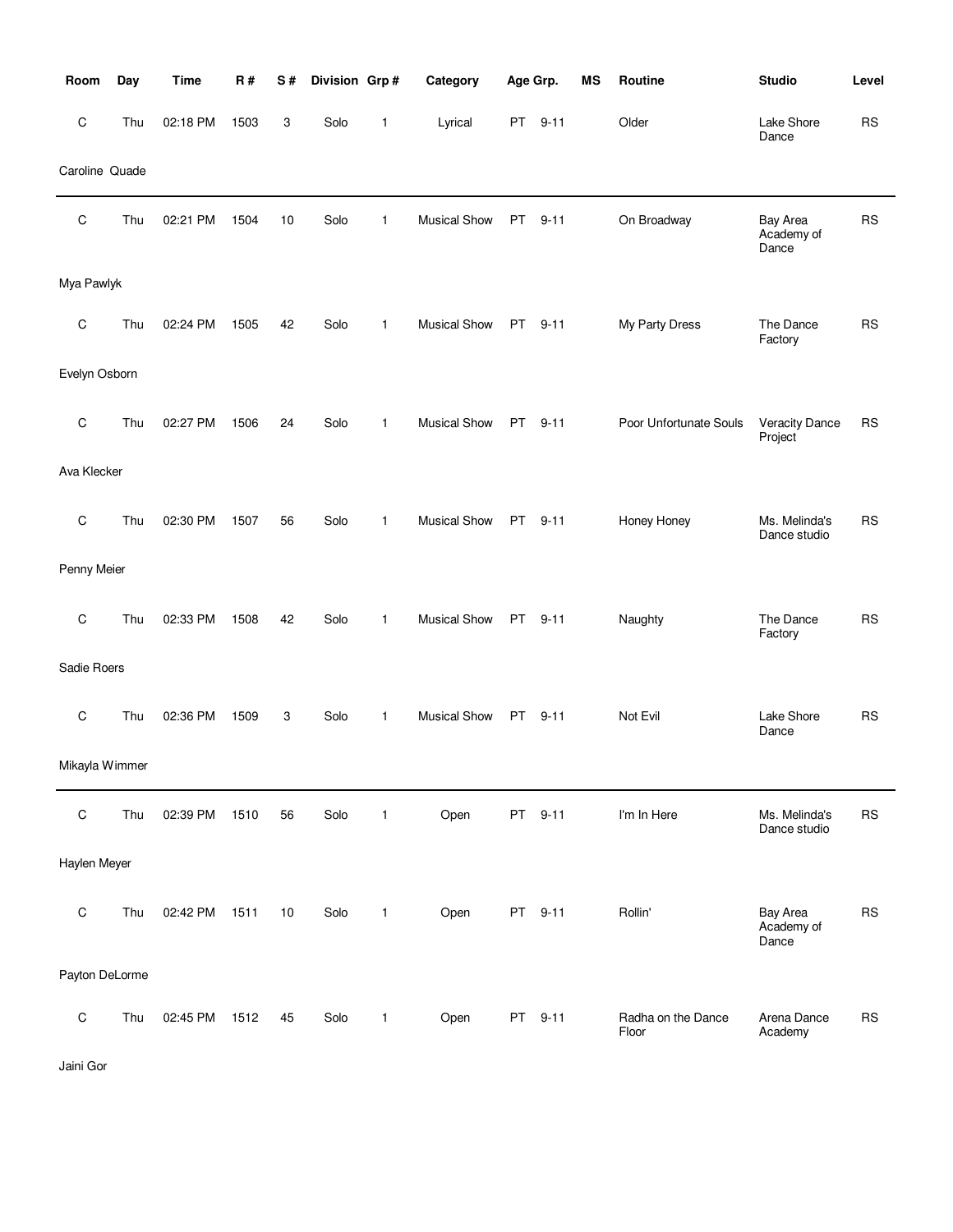| Room | Day | Time | R # | S # | Division | Grp # | Category | Age Grp. | | MS | Routine | Studio | Level |
|---|---|---|---|---|---|---|---|---|---|---|---|---|---|
| C | Thu | 02:18 PM | 1503 | 3 | Solo | 1 | Lyrical | PT | 9-11 | | Older | Lake Shore Dance | RS |
| Caroline Quade | | | | | | | | | | | | | |
| C | Thu | 02:21 PM | 1504 | 10 | Solo | 1 | Musical Show | PT | 9-11 | | On Broadway | Bay Area Academy of Dance | RS |
| Mya Pawlyk | | | | | | | | | | | | | |
| C | Thu | 02:24 PM | 1505 | 42 | Solo | 1 | Musical Show | PT | 9-11 | | My Party Dress | The Dance Factory | RS |
| Evelyn Osborn | | | | | | | | | | | | | |
| C | Thu | 02:27 PM | 1506 | 24 | Solo | 1 | Musical Show | PT | 9-11 | | Poor Unfortunate Souls | Veracity Dance Project | RS |
| Ava Klecker | | | | | | | | | | | | | |
| C | Thu | 02:30 PM | 1507 | 56 | Solo | 1 | Musical Show | PT | 9-11 | | Honey Honey | Ms. Melinda's Dance studio | RS |
| Penny Meier | | | | | | | | | | | | | |
| C | Thu | 02:33 PM | 1508 | 42 | Solo | 1 | Musical Show | PT | 9-11 | | Naughty | The Dance Factory | RS |
| Sadie Roers | | | | | | | | | | | | | |
| C | Thu | 02:36 PM | 1509 | 3 | Solo | 1 | Musical Show | PT | 9-11 | | Not Evil | Lake Shore Dance | RS |
| Mikayla Wimmer | | | | | | | | | | | | | |
| C | Thu | 02:39 PM | 1510 | 56 | Solo | 1 | Open | PT | 9-11 | | I'm In Here | Ms. Melinda's Dance studio | RS |
| Haylen Meyer | | | | | | | | | | | | | |
| C | Thu | 02:42 PM | 1511 | 10 | Solo | 1 | Open | PT | 9-11 | | Rollin' | Bay Area Academy of Dance | RS |
| Payton DeLorme | | | | | | | | | | | | | |
| C | Thu | 02:45 PM | 1512 | 45 | Solo | 1 | Open | PT | 9-11 | | Radha on the Dance Floor | Arena Dance Academy | RS |
| Jaini Gor | | | | | | | | | | | | | |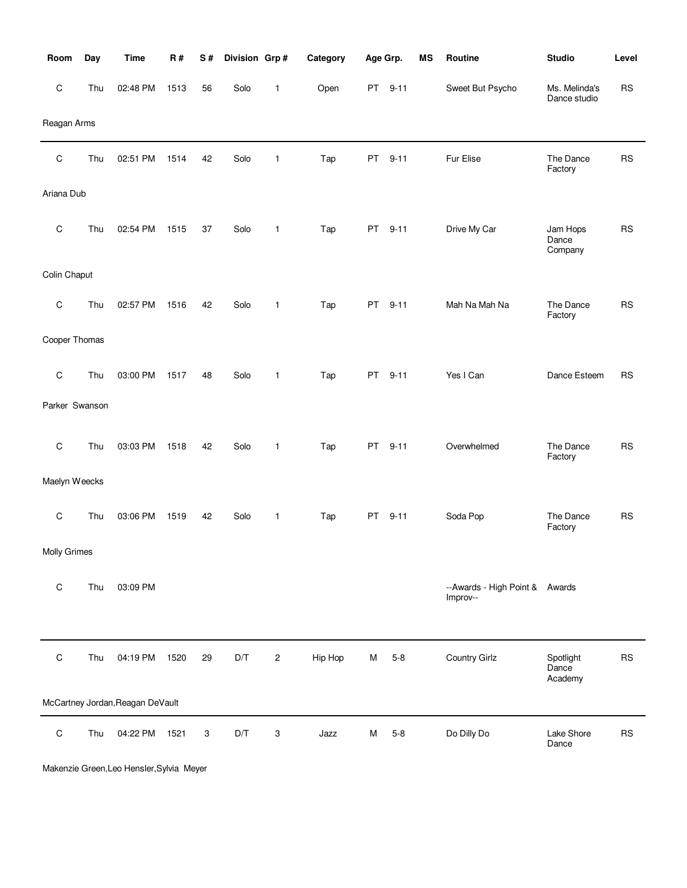| Room | Day | Time | R # | S # | Division | Grp # | Category | Age Grp. | | MS | Routine | Studio | Level |
|---|---|---|---|---|---|---|---|---|---|---|---|---|---|
| C | Thu | 02:48 PM | 1513 | 56 | Solo | 1 | Open | PT | 9-11 | | Sweet But Psycho | Ms. Melinda's Dance studio | RS |
| Reagan Arms | | | | | | | | | | | | | |
| C | Thu | 02:51 PM | 1514 | 42 | Solo | 1 | Tap | PT | 9-11 | | Fur Elise | The Dance Factory | RS |
| Ariana Dub | | | | | | | | | | | | | |
| C | Thu | 02:54 PM | 1515 | 37 | Solo | 1 | Tap | PT | 9-11 | | Drive My Car | Jam Hops Dance Company | RS |
| Colin Chaput | | | | | | | | | | | | | |
| C | Thu | 02:57 PM | 1516 | 42 | Solo | 1 | Tap | PT | 9-11 | | Mah Na Mah Na | The Dance Factory | RS |
| Cooper Thomas | | | | | | | | | | | | | |
| C | Thu | 03:00 PM | 1517 | 48 | Solo | 1 | Tap | PT | 9-11 | | Yes I Can | Dance Esteem | RS |
| Parker Swanson | | | | | | | | | | | | | |
| C | Thu | 03:03 PM | 1518 | 42 | Solo | 1 | Tap | PT | 9-11 | | Overwhelmed | The Dance Factory | RS |
| Maelyn Weecks | | | | | | | | | | | | | |
| C | Thu | 03:06 PM | 1519 | 42 | Solo | 1 | Tap | PT | 9-11 | | Soda Pop | The Dance Factory | RS |
| Molly Grimes | | | | | | | | | | | | | |
| C | Thu | 03:09 PM | | | | | | | | | --Awards - High Point & Improv-- | Awards | |
| C | Thu | 04:19 PM | 1520 | 29 | D/T | 2 | Hip Hop | M | 5-8 | | Country Girlz | Spotlight Dance Academy | RS |
| McCartney Jordan, Reagan DeVault | | | | | | | | | | | | | |
| C | Thu | 04:22 PM | 1521 | 3 | D/T | 3 | Jazz | M | 5-8 | | Do Dilly Do | Lake Shore Dance | RS |
| Makenzie Green, Leo Hensler, Sylvia Meyer | | | | | | | | | | | | | |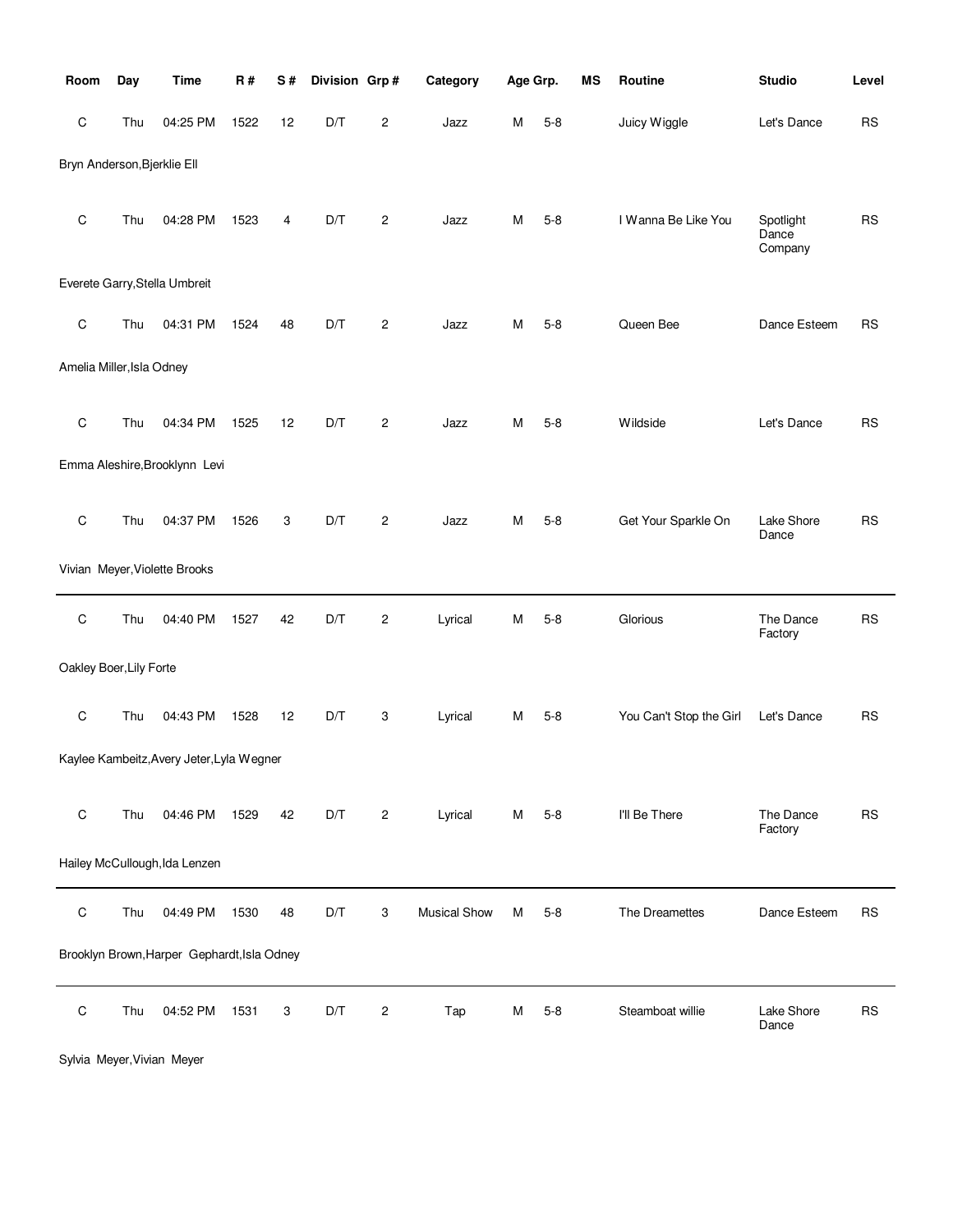| Room | Day | Time | R # | S # | Division | Grp # | Category | Age Grp. | | MS | Routine | Studio | Level |
|---|---|---|---|---|---|---|---|---|---|---|---|---|---|
| C | Thu | 04:25 PM | 1522 | 12 | D/T | 2 | Jazz | M | 5-8 | | Juicy Wiggle | Let's Dance | RS |
| Bryn Anderson,Bjerklie Ell | | | | | | | | | | | | | |
| C | Thu | 04:28 PM | 1523 | 4 | D/T | 2 | Jazz | M | 5-8 | | I Wanna Be Like You | Spotlight Dance Company | RS |
| Everete Garry,Stella Umbreit | | | | | | | | | | | | | |
| C | Thu | 04:31 PM | 1524 | 48 | D/T | 2 | Jazz | M | 5-8 | | Queen Bee | Dance Esteem | RS |
| Amelia Miller,Isla Odney | | | | | | | | | | | | | |
| C | Thu | 04:34 PM | 1525 | 12 | D/T | 2 | Jazz | M | 5-8 | | Wildside | Let's Dance | RS |
| Emma Aleshire,Brooklynn Levi | | | | | | | | | | | | | |
| C | Thu | 04:37 PM | 1526 | 3 | D/T | 2 | Jazz | M | 5-8 | | Get Your Sparkle On | Lake Shore Dance | RS |
| Vivian Meyer,Violette Brooks | | | | | | | | | | | | | |
| C | Thu | 04:40 PM | 1527 | 42 | D/T | 2 | Lyrical | M | 5-8 | | Glorious | The Dance Factory | RS |
| Oakley Boer,Lily Forte | | | | | | | | | | | | | |
| C | Thu | 04:43 PM | 1528 | 12 | D/T | 3 | Lyrical | M | 5-8 | | You Can't Stop the Girl | Let's Dance | RS |
| Kaylee Kambeitz,Avery Jeter,Lyla Wegner | | | | | | | | | | | | | |
| C | Thu | 04:46 PM | 1529 | 42 | D/T | 2 | Lyrical | M | 5-8 | | I'll Be There | The Dance Factory | RS |
| Hailey McCullough,Ida Lenzen | | | | | | | | | | | | | |
| C | Thu | 04:49 PM | 1530 | 48 | D/T | 3 | Musical Show | M | 5-8 | | The Dreamettes | Dance Esteem | RS |
| Brooklyn Brown,Harper Gephardt,Isla Odney | | | | | | | | | | | | | |
| C | Thu | 04:52 PM | 1531 | 3 | D/T | 2 | Tap | M | 5-8 | | Steamboat willie | Lake Shore Dance | RS |
| Sylvia Meyer,Vivian Meyer | | | | | | | | | | | | | |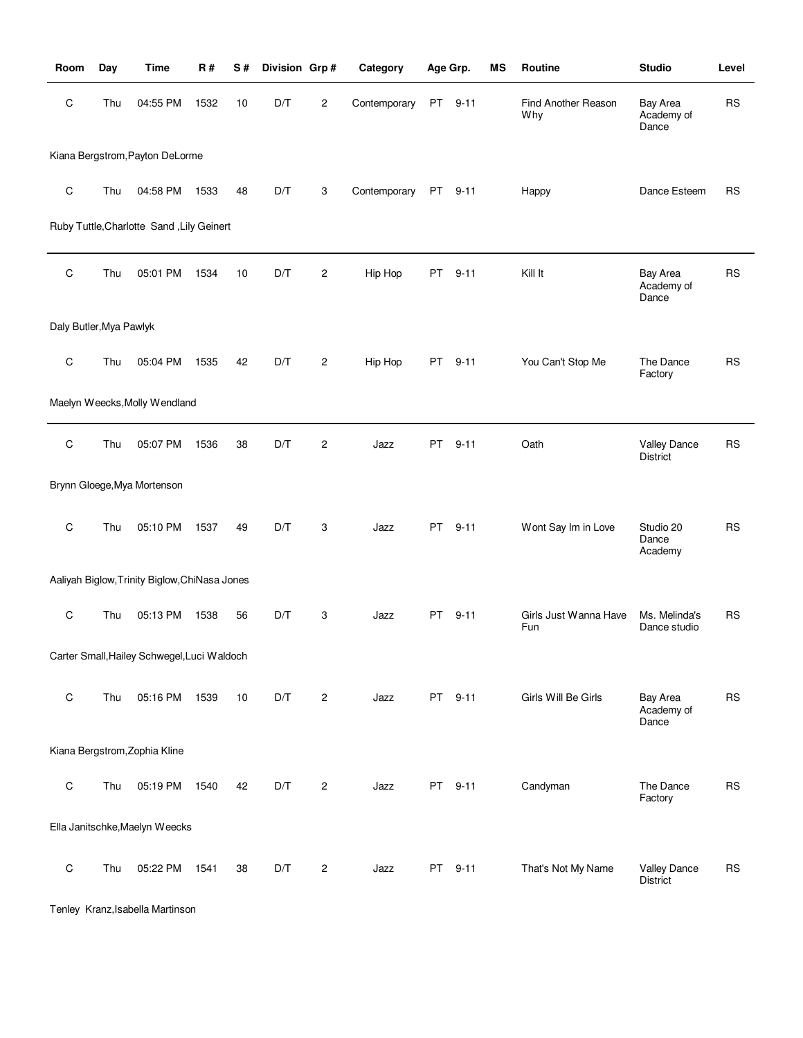| Room | Day | Time | R # | S # | Division | Grp # | Category | Age Grp. | MS | Routine | Studio | Level |
|---|---|---|---|---|---|---|---|---|---|---|---|---|
| C | Thu | 04:55 PM | 1532 | 10 | D/T | 2 | Contemporary | PT 9-11 | | Find Another Reason Why | Bay Area Academy of Dance | RS |
| Kiana Bergstrom,Payton DeLorme | | | | | | | | | | | | |
| C | Thu | 04:58 PM | 1533 | 48 | D/T | 3 | Contemporary | PT 9-11 | | Happy | Dance Esteem | RS |
| Ruby Tuttle,Charlotte Sand ,Lily Geinert | | | | | | | | | | | | |
| C | Thu | 05:01 PM | 1534 | 10 | D/T | 2 | Hip Hop | PT 9-11 | | Kill It | Bay Area Academy of Dance | RS |
| Daly Butler,Mya Pawlyk | | | | | | | | | | | | |
| C | Thu | 05:04 PM | 1535 | 42 | D/T | 2 | Hip Hop | PT 9-11 | | You Can't Stop Me | The Dance Factory | RS |
| Maelyn Weecks,Molly Wendland | | | | | | | | | | | | |
| C | Thu | 05:07 PM | 1536 | 38 | D/T | 2 | Jazz | PT 9-11 | | Oath | Valley Dance District | RS |
| Brynn Gloege,Mya Mortenson | | | | | | | | | | | | |
| C | Thu | 05:10 PM | 1537 | 49 | D/T | 3 | Jazz | PT 9-11 | | Wont Say Im in Love | Studio 20 Dance Academy | RS |
| Aaliyah Biglow,Trinity Biglow,ChiNasa Jones | | | | | | | | | | | | |
| C | Thu | 05:13 PM | 1538 | 56 | D/T | 3 | Jazz | PT 9-11 | | Girls Just Wanna Have Fun | Ms. Melinda's Dance studio | RS |
| Carter Small,Hailey Schwegel,Luci Waldoch | | | | | | | | | | | | |
| C | Thu | 05:16 PM | 1539 | 10 | D/T | 2 | Jazz | PT 9-11 | | Girls Will Be Girls | Bay Area Academy of Dance | RS |
| Kiana Bergstrom,Zophia Kline | | | | | | | | | | | | |
| C | Thu | 05:19 PM | 1540 | 42 | D/T | 2 | Jazz | PT 9-11 | | Candyman | The Dance Factory | RS |
| Ella Janitschke,Maelyn Weecks | | | | | | | | | | | | |
| C | Thu | 05:22 PM | 1541 | 38 | D/T | 2 | Jazz | PT 9-11 | | That's Not My Name | Valley Dance District | RS |
| Tenley Kranz,Isabella Martinson | | | | | | | | | | | | |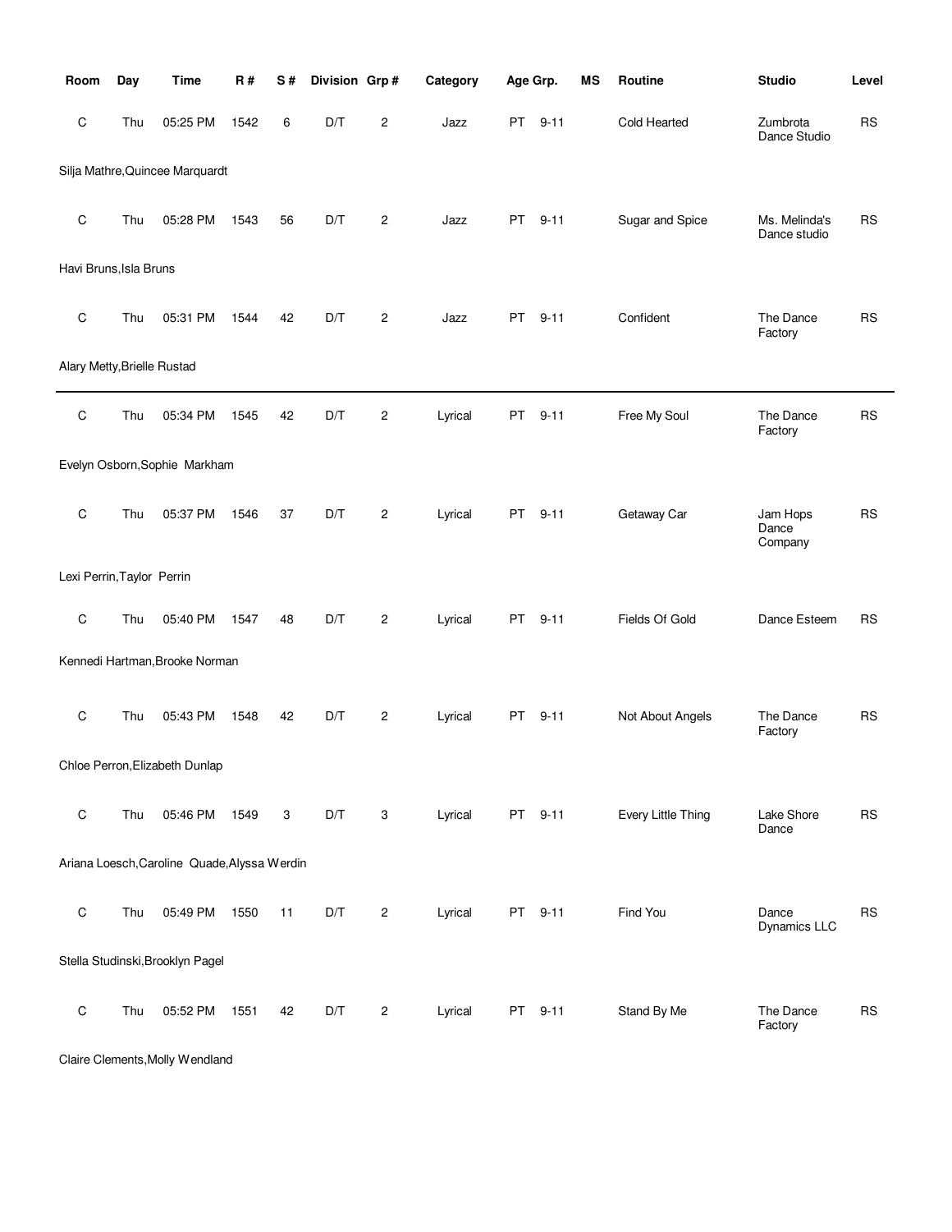| Room | Day | Time | R # | S # | Division | Grp # | Category | Age Grp. | | MS | Routine | Studio | Level |
|---|---|---|---|---|---|---|---|---|---|---|---|---|---|
| C | Thu | 05:25 PM | 1542 | 6 | D/T | 2 | Jazz | PT | 9-11 | | Cold Hearted | Zumbrota Dance Studio | RS |
| Silja Mathre,Quincee Marquardt | | | | | | | | | | | | | |
| C | Thu | 05:28 PM | 1543 | 56 | D/T | 2 | Jazz | PT | 9-11 | | Sugar and Spice | Ms. Melinda's Dance studio | RS |
| Havi Bruns,Isla Bruns | | | | | | | | | | | | | |
| C | Thu | 05:31 PM | 1544 | 42 | D/T | 2 | Jazz | PT | 9-11 | | Confident | The Dance Factory | RS |
| Alary Metty,Brielle Rustad | | | | | | | | | | | | | |
| C | Thu | 05:34 PM | 1545 | 42 | D/T | 2 | Lyrical | PT | 9-11 | | Free My Soul | The Dance Factory | RS |
| Evelyn Osborn,Sophie Markham | | | | | | | | | | | | | |
| C | Thu | 05:37 PM | 1546 | 37 | D/T | 2 | Lyrical | PT | 9-11 | | Getaway Car | Jam Hops Dance Company | RS |
| Lexi Perrin,Taylor Perrin | | | | | | | | | | | | | |
| C | Thu | 05:40 PM | 1547 | 48 | D/T | 2 | Lyrical | PT | 9-11 | | Fields Of Gold | Dance Esteem | RS |
| Kennedi Hartman,Brooke Norman | | | | | | | | | | | | | |
| C | Thu | 05:43 PM | 1548 | 42 | D/T | 2 | Lyrical | PT | 9-11 | | Not About Angels | The Dance Factory | RS |
| Chloe Perron,Elizabeth Dunlap | | | | | | | | | | | | | |
| C | Thu | 05:46 PM | 1549 | 3 | D/T | 3 | Lyrical | PT | 9-11 | | Every Little Thing | Lake Shore Dance | RS |
| Ariana Loesch,Caroline Quade,Alyssa Werdin | | | | | | | | | | | | | |
| C | Thu | 05:49 PM | 1550 | 11 | D/T | 2 | Lyrical | PT | 9-11 | | Find You | Dance Dynamics LLC | RS |
| Stella Studinski,Brooklyn Pagel | | | | | | | | | | | | | |
| C | Thu | 05:52 PM | 1551 | 42 | D/T | 2 | Lyrical | PT | 9-11 | | Stand By Me | The Dance Factory | RS |
| Claire Clements,Molly Wendland | | | | | | | | | | | | | |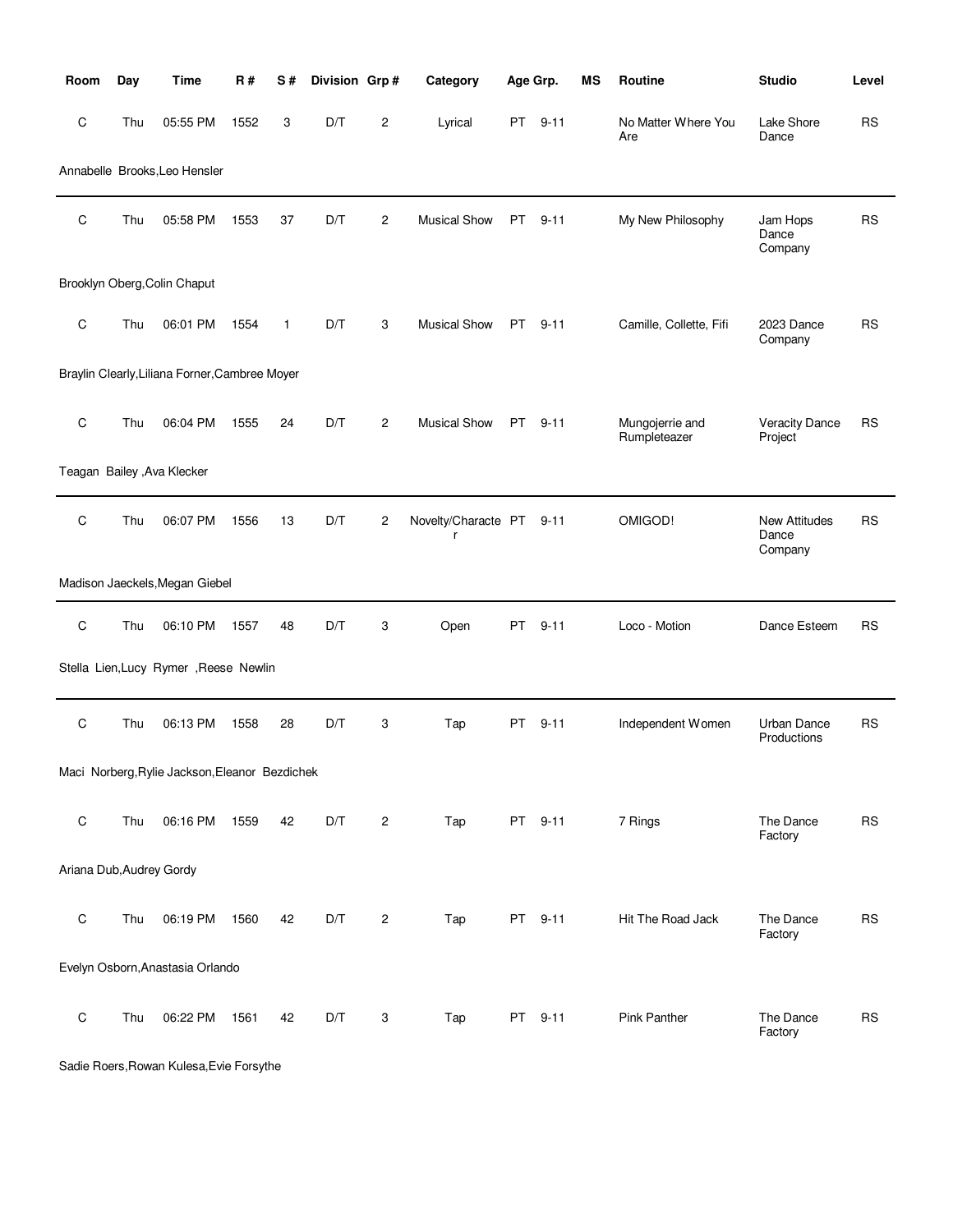| Room | Day | Time | R # | S # | Division | Grp # | Category | Age Grp. | | MS | Routine | Studio | Level |
|---|---|---|---|---|---|---|---|---|---|---|---|---|---|
| C | Thu | 05:55 PM | 1552 | 3 | D/T | 2 | Lyrical | PT | 9-11 | | No Matter Where You Are | Lake Shore Dance | RS |

Annabelle Brooks,Leo Hensler

| Room | Day | Time | R # | S # | Division | Grp # | Category | Age Grp. | | MS | Routine | Studio | Level |
|---|---|---|---|---|---|---|---|---|---|---|---|---|---|
| C | Thu | 05:58 PM | 1553 | 37 | D/T | 2 | Musical Show | PT | 9-11 | | My New Philosophy | Jam Hops Dance Company | RS |

Brooklyn Oberg,Colin Chaput

| Room | Day | Time | R # | S # | Division | Grp # | Category | Age Grp. | | MS | Routine | Studio | Level |
|---|---|---|---|---|---|---|---|---|---|---|---|---|---|
| C | Thu | 06:01 PM | 1554 | 1 | D/T | 3 | Musical Show | PT | 9-11 | | Camille, Collette, Fifi | 2023 Dance Company | RS |

Braylin Clearly,Liliana Forner,Cambree Moyer

| Room | Day | Time | R # | S # | Division | Grp # | Category | Age Grp. | | MS | Routine | Studio | Level |
|---|---|---|---|---|---|---|---|---|---|---|---|---|---|
| C | Thu | 06:04 PM | 1555 | 24 | D/T | 2 | Musical Show | PT | 9-11 | | Mungojerrie and Rumpleteazer | Veracity Dance Project | RS |

Teagan Bailey ,Ava Klecker

| Room | Day | Time | R # | S # | Division | Grp # | Category | Age Grp. | | MS | Routine | Studio | Level |
|---|---|---|---|---|---|---|---|---|---|---|---|---|---|
| C | Thu | 06:07 PM | 1556 | 13 | D/T | 2 | Novelty/Character | PT | 9-11 | | OMIGOD! | New Attitudes Dance Company | RS |

Madison Jaeckels,Megan Giebel

| Room | Day | Time | R # | S # | Division | Grp # | Category | Age Grp. | | MS | Routine | Studio | Level |
|---|---|---|---|---|---|---|---|---|---|---|---|---|---|
| C | Thu | 06:10 PM | 1557 | 48 | D/T | 3 | Open | PT | 9-11 | | Loco - Motion | Dance Esteem | RS |

Stella Lien,Lucy Rymer ,Reese Newlin

| Room | Day | Time | R # | S # | Division | Grp # | Category | Age Grp. | | MS | Routine | Studio | Level |
|---|---|---|---|---|---|---|---|---|---|---|---|---|---|
| C | Thu | 06:13 PM | 1558 | 28 | D/T | 3 | Tap | PT | 9-11 | | Independent Women | Urban Dance Productions | RS |

Maci Norberg,Rylie Jackson,Eleanor Bezdichek

| Room | Day | Time | R # | S # | Division | Grp # | Category | Age Grp. | | MS | Routine | Studio | Level |
|---|---|---|---|---|---|---|---|---|---|---|---|---|---|
| C | Thu | 06:16 PM | 1559 | 42 | D/T | 2 | Tap | PT | 9-11 | | 7 Rings | The Dance Factory | RS |

Ariana Dub,Audrey Gordy

| Room | Day | Time | R # | S # | Division | Grp # | Category | Age Grp. | | MS | Routine | Studio | Level |
|---|---|---|---|---|---|---|---|---|---|---|---|---|---|
| C | Thu | 06:19 PM | 1560 | 42 | D/T | 2 | Tap | PT | 9-11 | | Hit The Road Jack | The Dance Factory | RS |

Evelyn Osborn,Anastasia Orlando

| Room | Day | Time | R # | S # | Division | Grp # | Category | Age Grp. | | MS | Routine | Studio | Level |
|---|---|---|---|---|---|---|---|---|---|---|---|---|---|
| C | Thu | 06:22 PM | 1561 | 42 | D/T | 3 | Tap | PT | 9-11 | | Pink Panther | The Dance Factory | RS |

Sadie Roers,Rowan Kulesa,Evie Forsythe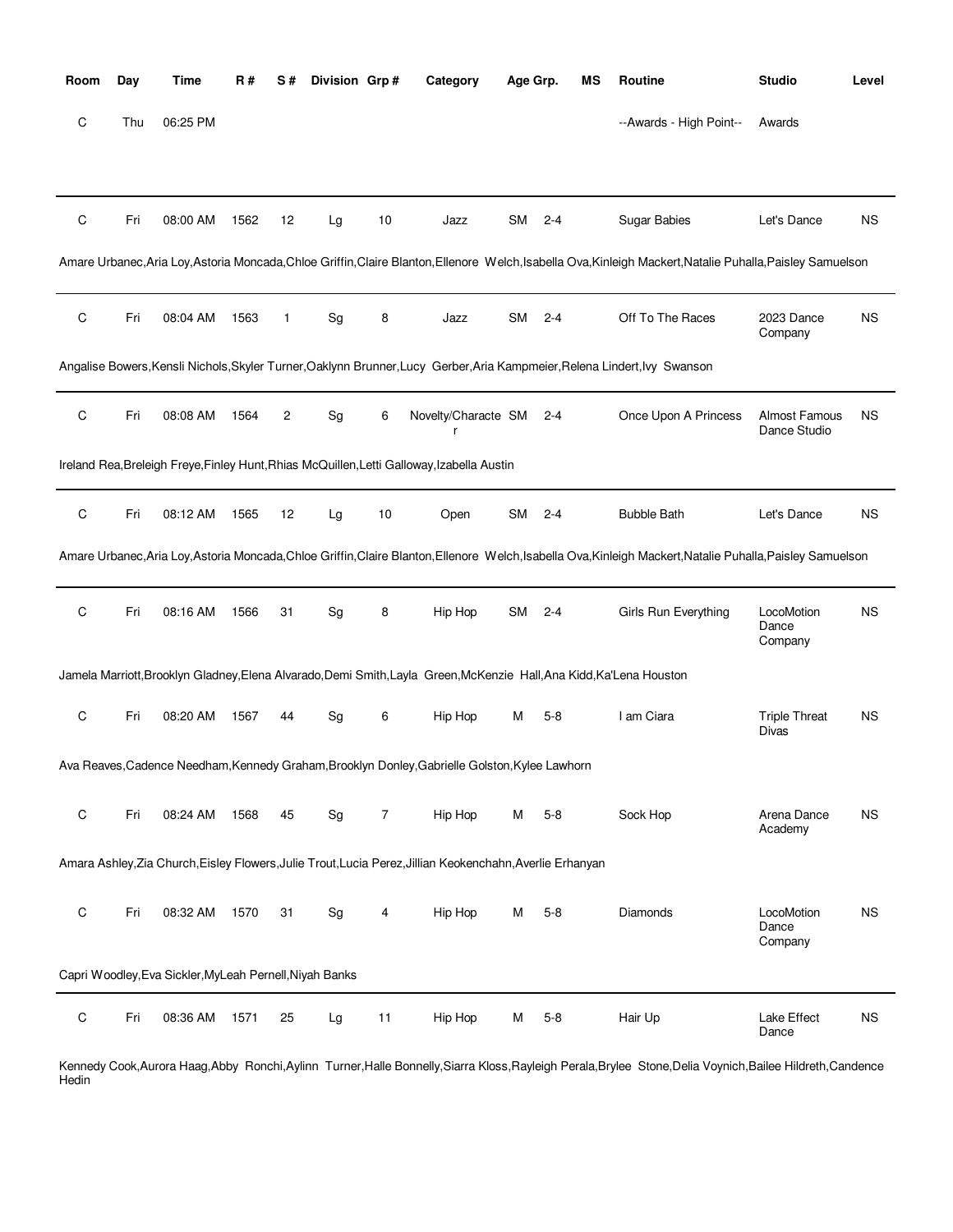| Room | Day | Time | R # | S # | Division | Grp # | Category | Age Grp. | | MS | Routine | Studio | Level |
|---|---|---|---|---|---|---|---|---|---|---|---|---|---|
| C | Thu | 06:25 PM | | | | | | | | | --Awards - High Point-- | Awards | |
| C | Fri | 08:00 AM | 1562 | 12 | Lg | 10 | Jazz | SM | 2-4 | | Sugar Babies | Let's Dance | NS |
| Amare Urbanec,Aria Loy,Astoria Moncada,Chloe Griffin,Claire Blanton,Ellenore Welch,Isabella Ova,Kinleigh Mackert,Natalie Puhalla,Paisley Samuelson | | | | | | | | | | | | | |
| C | Fri | 08:04 AM | 1563 | 1 | Sg | 8 | Jazz | SM | 2-4 | | Off To The Races | 2023 Dance Company | NS |
| Angalise Bowers,Kensli Nichols,Skyler Turner,Oaklynn Brunner,Lucy Gerber,Aria Kampmeier,Relena Lindert,Ivy Swanson | | | | | | | | | | | | | |
| C | Fri | 08:08 AM | 1564 | 2 | Sg | 6 | Novelty/Character | SM | 2-4 | | Once Upon A Princess | Almost Famous Dance Studio | NS |
| Ireland Rea,Breleigh Freye,Finley Hunt,Rhias McQuillen,Letti Galloway,Izabella Austin | | | | | | | | | | | | | |
| C | Fri | 08:12 AM | 1565 | 12 | Lg | 10 | Open | SM | 2-4 | | Bubble Bath | Let's Dance | NS |
| Amare Urbanec,Aria Loy,Astoria Moncada,Chloe Griffin,Claire Blanton,Ellenore Welch,Isabella Ova,Kinleigh Mackert,Natalie Puhalla,Paisley Samuelson | | | | | | | | | | | | | |
| C | Fri | 08:16 AM | 1566 | 31 | Sg | 8 | Hip Hop | SM | 2-4 | | Girls Run Everything | LocoMotion Dance Company | NS |
| Jamela Marriott,Brooklyn Gladney,Elena Alvarado,Demi Smith,Layla Green,McKenzie Hall,Ana Kidd,Ka'Lena Houston | | | | | | | | | | | | | |
| C | Fri | 08:20 AM | 1567 | 44 | Sg | 6 | Hip Hop | M | 5-8 | | I am Ciara | Triple Threat Divas | NS |
| Ava Reaves,Cadence Needham,Kennedy Graham,Brooklyn Donley,Gabrielle Golston,Kylee Lawhorn | | | | | | | | | | | | | |
| C | Fri | 08:24 AM | 1568 | 45 | Sg | 7 | Hip Hop | M | 5-8 | | Sock Hop | Arena Dance Academy | NS |
| Amara Ashley,Zia Church,Eisley Flowers,Julie Trout,Lucia Perez,Jillian Keokenchahn,Averlie Erhanyan | | | | | | | | | | | | | |
| C | Fri | 08:32 AM | 1570 | 31 | Sg | 4 | Hip Hop | M | 5-8 | | Diamonds | LocoMotion Dance Company | NS |
| Capri Woodley,Eva Sickler,MyLeah Pernell,Niyah Banks | | | | | | | | | | | | | |
| C | Fri | 08:36 AM | 1571 | 25 | Lg | 11 | Hip Hop | M | 5-8 | | Hair Up | Lake Effect Dance | NS |
| Kennedy Cook,Aurora Haag,Abby Ronchi,Aylinn Turner,Halle Bonnelly,Siarra Kloss,Rayleigh Perala,Brylee Stone,Delia Voynich,Bailee Hildreth,Candence Hedin | | | | | | | | | | | | | |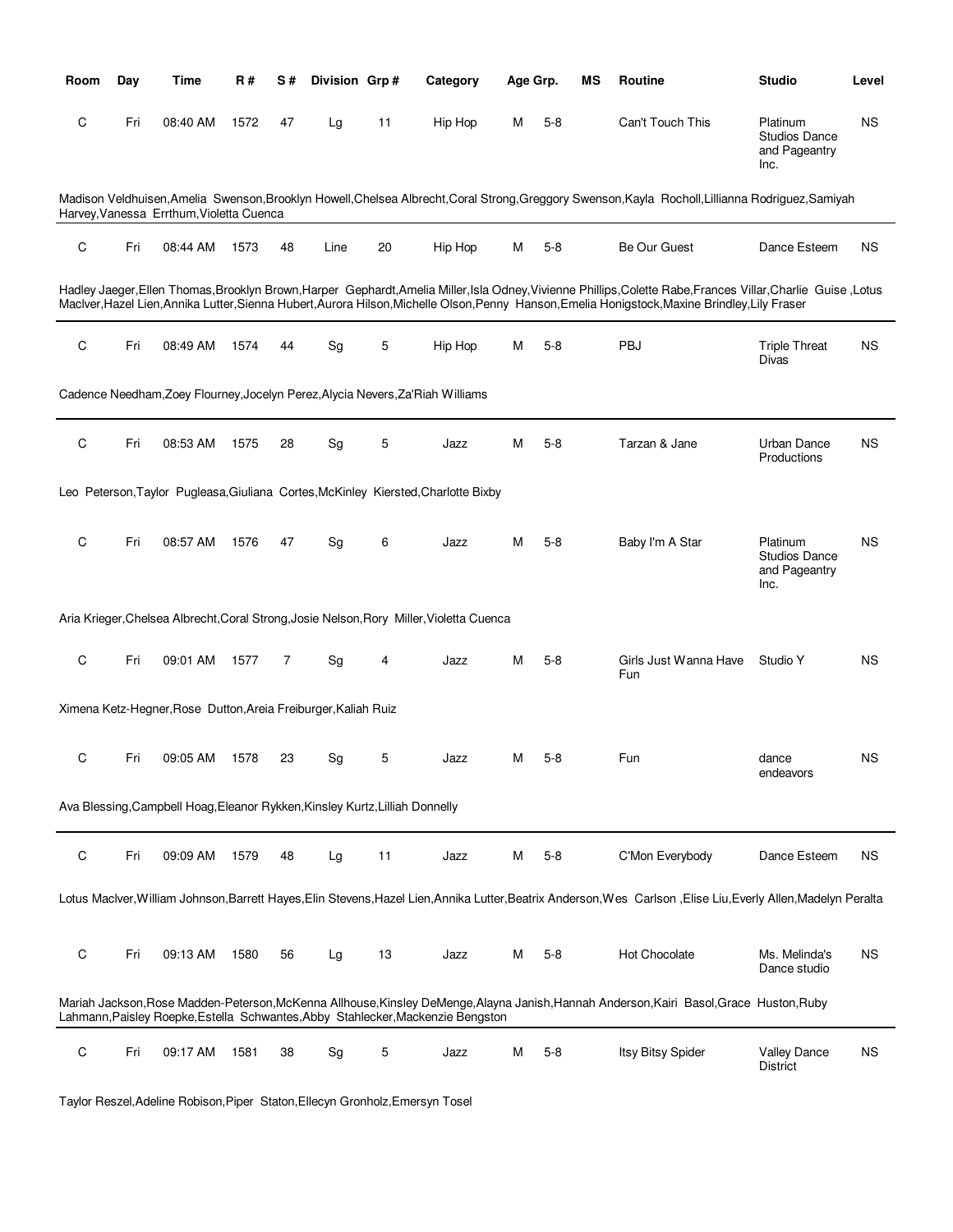| Room | Day | Time | R # | S # | Division | Grp # | Category | Age Grp. | | MS | Routine | Studio | Level |
|---|---|---|---|---|---|---|---|---|---|---|---|---|---|
| C | Fri | 08:40 AM | 1572 | 47 | Lg | 11 | Hip Hop | M | 5-8 | | Can't Touch This | Platinum Studios Dance and Pageantry Inc. | NS |

Madison Veldhuisen,Amelia Swenson,Brooklyn Howell,Chelsea Albrecht,Coral Strong,Greggory Swenson,Kayla Rocholl,Lillianna Rodriguez,Samiyah Harvey,Vanessa Errthum,Violetta Cuenca

| Room | Day | Time | R # | S # | Division | Grp # | Category | Age Grp. | | MS | Routine | Studio | Level |
|---|---|---|---|---|---|---|---|---|---|---|---|---|---|
| C | Fri | 08:44 AM | 1573 | 48 | Line | 20 | Hip Hop | M | 5-8 | | Be Our Guest | Dance Esteem | NS |

Hadley Jaeger,Ellen Thomas,Brooklyn Brown,Harper Gephardt,Amelia Miller,Isla Odney,Vivienne Phillips,Colette Rabe,Frances Villar,Charlie Guise ,Lotus MacIver,Hazel Lien,Annika Lutter,Sienna Hubert,Aurora Hilson,Michelle Olson,Penny Hanson,Emelia Honigstock,Maxine Brindley,Lily Fraser

| Room | Day | Time | R # | S # | Division | Grp # | Category | Age Grp. | | MS | Routine | Studio | Level |
|---|---|---|---|---|---|---|---|---|---|---|---|---|---|
| C | Fri | 08:49 AM | 1574 | 44 | Sg | 5 | Hip Hop | M | 5-8 | | PBJ | Triple Threat Divas | NS |

Cadence Needham,Zoey Flourney,Jocelyn Perez,Alycia Nevers,Za'Riah Williams

| Room | Day | Time | R # | S # | Division | Grp # | Category | Age Grp. | | MS | Routine | Studio | Level |
|---|---|---|---|---|---|---|---|---|---|---|---|---|---|
| C | Fri | 08:53 AM | 1575 | 28 | Sg | 5 | Jazz | M | 5-8 | | Tarzan & Jane | Urban Dance Productions | NS |

Leo Peterson,Taylor Pugleasa,Giuliana Cortes,McKinley Kiersted,Charlotte Bixby

| Room | Day | Time | R # | S # | Division | Grp # | Category | Age Grp. | | MS | Routine | Studio | Level |
|---|---|---|---|---|---|---|---|---|---|---|---|---|---|
| C | Fri | 08:57 AM | 1576 | 47 | Sg | 6 | Jazz | M | 5-8 | | Baby I'm A Star | Platinum Studios Dance and Pageantry Inc. | NS |

Aria Krieger,Chelsea Albrecht,Coral Strong,Josie Nelson,Rory Miller,Violetta Cuenca

| Room | Day | Time | R # | S # | Division | Grp # | Category | Age Grp. | | MS | Routine | Studio | Level |
|---|---|---|---|---|---|---|---|---|---|---|---|---|---|
| C | Fri | 09:01 AM | 1577 | 7 | Sg | 4 | Jazz | M | 5-8 | | Girls Just Wanna Have Fun | Studio Y | NS |

Ximena Ketz-Hegner,Rose Dutton,Areia Freiburger,Kaliah Ruiz

| Room | Day | Time | R # | S # | Division | Grp # | Category | Age Grp. | | MS | Routine | Studio | Level |
|---|---|---|---|---|---|---|---|---|---|---|---|---|---|
| C | Fri | 09:05 AM | 1578 | 23 | Sg | 5 | Jazz | M | 5-8 | | Fun | dance endeavors | NS |

Ava Blessing,Campbell Hoag,Eleanor Rykken,Kinsley Kurtz,Lilliah Donnelly

| Room | Day | Time | R # | S # | Division | Grp # | Category | Age Grp. | | MS | Routine | Studio | Level |
|---|---|---|---|---|---|---|---|---|---|---|---|---|---|
| C | Fri | 09:09 AM | 1579 | 48 | Lg | 11 | Jazz | M | 5-8 | | C'Mon Everybody | Dance Esteem | NS |

Lotus MacIver,William Johnson,Barrett Hayes,Elin Stevens,Hazel Lien,Annika Lutter,Beatrix Anderson,Wes Carlson ,Elise Liu,Everly Allen,Madelyn Peralta

| Room | Day | Time | R # | S # | Division | Grp # | Category | Age Grp. | | MS | Routine | Studio | Level |
|---|---|---|---|---|---|---|---|---|---|---|---|---|---|
| C | Fri | 09:13 AM | 1580 | 56 | Lg | 13 | Jazz | M | 5-8 | | Hot Chocolate | Ms. Melinda's Dance studio | NS |

Mariah Jackson,Rose Madden-Peterson,McKenna Allhouse,Kinsley DeMenge,Alayna Janish,Hannah Anderson,Kairi Basol,Grace Huston,Ruby Lahmann,Paisley Roepke,Estella Schwantes,Abby Stahlecker,Mackenzie Bengston

| Room | Day | Time | R # | S # | Division | Grp # | Category | Age Grp. | | MS | Routine | Studio | Level |
|---|---|---|---|---|---|---|---|---|---|---|---|---|---|
| C | Fri | 09:17 AM | 1581 | 38 | Sg | 5 | Jazz | M | 5-8 | | Itsy Bitsy Spider | Valley Dance District | NS |

Taylor Reszel,Adeline Robison,Piper Staton,Ellecyn Gronholz,Emersyn Tosel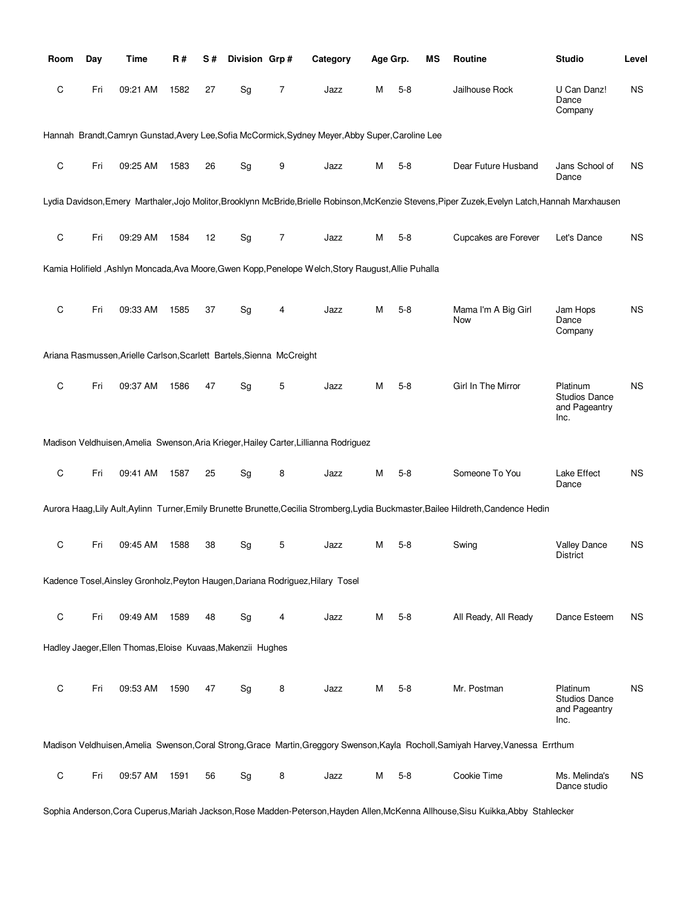| Room | Day | Time | R # | S # | Division | Grp # | Category | Age Grp. | | MS | Routine | Studio | Level |
|---|---|---|---|---|---|---|---|---|---|---|---|---|---|
| C | Fri | 09:21 AM | 1582 | 27 | Sg | 7 | Jazz | M | 5-8 | | Jailhouse Rock | U Can Danz! Dance Company | NS |

Hannah Brandt,Camryn Gunstad,Avery Lee,Sofia McCormick,Sydney Meyer,Abby Super,Caroline Lee

| Room | Day | Time | R # | S # | Division | Grp # | Category | Age Grp. | | MS | Routine | Studio | Level |
|---|---|---|---|---|---|---|---|---|---|---|---|---|---|
| C | Fri | 09:25 AM | 1583 | 26 | Sg | 9 | Jazz | M | 5-8 | | Dear Future Husband | Jans School of Dance | NS |

Lydia Davidson,Emery Marthaler,Jojo Molitor,Brooklynn McBride,Brielle Robinson,McKenzie Stevens,Piper Zuzek,Evelyn Latch,Hannah Marxhausen

| Room | Day | Time | R # | S # | Division | Grp # | Category | Age Grp. | | MS | Routine | Studio | Level |
|---|---|---|---|---|---|---|---|---|---|---|---|---|---|
| C | Fri | 09:29 AM | 1584 | 12 | Sg | 7 | Jazz | M | 5-8 | | Cupcakes are Forever | Let's Dance | NS |

Kamia Holifield ,Ashlyn Moncada,Ava Moore,Gwen Kopp,Penelope Welch,Story Raugust,Allie Puhalla

| Room | Day | Time | R # | S # | Division | Grp # | Category | Age Grp. | | MS | Routine | Studio | Level |
|---|---|---|---|---|---|---|---|---|---|---|---|---|---|
| C | Fri | 09:33 AM | 1585 | 37 | Sg | 4 | Jazz | M | 5-8 | | Mama I'm A Big Girl Now | Jam Hops Dance Company | NS |

Ariana Rasmussen,Arielle Carlson,Scarlett Bartels,Sienna McCreight

| Room | Day | Time | R # | S # | Division | Grp # | Category | Age Grp. | | MS | Routine | Studio | Level |
|---|---|---|---|---|---|---|---|---|---|---|---|---|---|
| C | Fri | 09:37 AM | 1586 | 47 | Sg | 5 | Jazz | M | 5-8 | | Girl In The Mirror | Platinum Studios Dance and Pageantry Inc. | NS |

Madison Veldhuisen,Amelia Swenson,Aria Krieger,Hailey Carter,Lillianna Rodriguez

| Room | Day | Time | R # | S # | Division | Grp # | Category | Age Grp. | | MS | Routine | Studio | Level |
|---|---|---|---|---|---|---|---|---|---|---|---|---|---|
| C | Fri | 09:41 AM | 1587 | 25 | Sg | 8 | Jazz | M | 5-8 | | Someone To You | Lake Effect Dance | NS |

Aurora Haag,Lily Ault,Aylinn Turner,Emily Brunette Brunette,Cecilia Stromberg,Lydia Buckmaster,Bailee Hildreth,Candence Hedin

| Room | Day | Time | R # | S # | Division | Grp # | Category | Age Grp. | | MS | Routine | Studio | Level |
|---|---|---|---|---|---|---|---|---|---|---|---|---|---|
| C | Fri | 09:45 AM | 1588 | 38 | Sg | 5 | Jazz | M | 5-8 | | Swing | Valley Dance District | NS |

Kadence Tosel,Ainsley Gronholz,Peyton Haugen,Dariana Rodriguez,Hilary Tosel

| Room | Day | Time | R # | S # | Division | Grp # | Category | Age Grp. | | MS | Routine | Studio | Level |
|---|---|---|---|---|---|---|---|---|---|---|---|---|---|
| C | Fri | 09:49 AM | 1589 | 48 | Sg | 4 | Jazz | M | 5-8 | | All Ready, All Ready | Dance Esteem | NS |

Hadley Jaeger,Ellen Thomas,Eloise Kuvaas,Makenzii Hughes

| Room | Day | Time | R # | S # | Division | Grp # | Category | Age Grp. | | MS | Routine | Studio | Level |
|---|---|---|---|---|---|---|---|---|---|---|---|---|---|
| C | Fri | 09:53 AM | 1590 | 47 | Sg | 8 | Jazz | M | 5-8 | | Mr. Postman | Platinum Studios Dance and Pageantry Inc. | NS |

Madison Veldhuisen,Amelia Swenson,Coral Strong,Grace Martin,Greggory Swenson,Kayla Rocholl,Samiyah Harvey,Vanessa Errthum

| Room | Day | Time | R # | S # | Division | Grp # | Category | Age Grp. | | MS | Routine | Studio | Level |
|---|---|---|---|---|---|---|---|---|---|---|---|---|---|
| C | Fri | 09:57 AM | 1591 | 56 | Sg | 8 | Jazz | M | 5-8 | | Cookie Time | Ms. Melinda's Dance studio | NS |

Sophia Anderson,Cora Cuperus,Mariah Jackson,Rose Madden-Peterson,Hayden Allen,McKenna Allhouse,Sisu Kuikka,Abby Stahlecker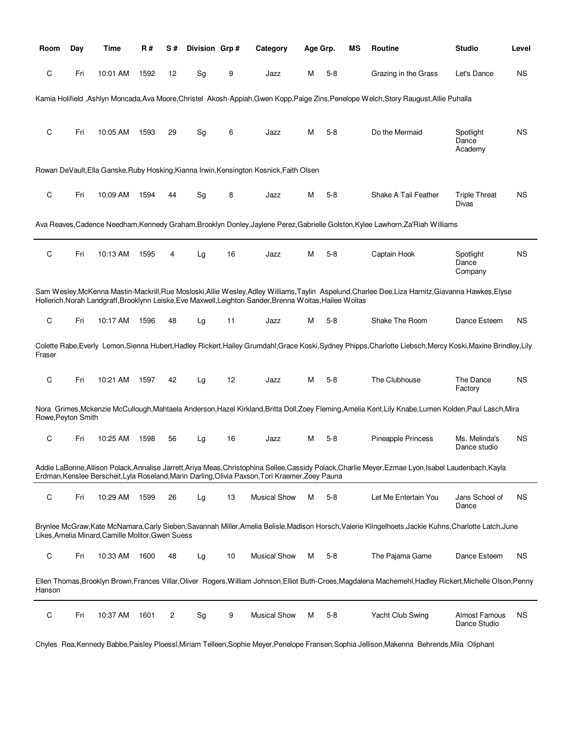| Room | Day | Time | R # | S # | Division | Grp # | Category | Age Grp. | | MS | Routine | Studio | Level |
|---|---|---|---|---|---|---|---|---|---|---|---|---|---|
| C | Fri | 10:01 AM | 1592 | 12 | Sg | 9 | Jazz | M | 5-8 | | Grazing in the Grass | Let's Dance | NS |

Kamia Holifield ,Ashlyn Moncada,Ava Moore,Christel Akosh-Appiah,Gwen Kopp,Paige Zins,Penelope Welch,Story Raugust,Allie Puhalla

| Room | Day | Time | R # | S # | Division | Grp # | Category | Age Grp. | | MS | Routine | Studio | Level |
|---|---|---|---|---|---|---|---|---|---|---|---|---|---|
| C | Fri | 10:05 AM | 1593 | 29 | Sg | 6 | Jazz | M | 5-8 | | Do the Mermaid | Spotlight Dance Academy | NS |

Rowan DeVault,Ella Ganske,Ruby Hosking,Kianna Irwin,Kensington Kosnick,Faith Olsen

| Room | Day | Time | R # | S # | Division | Grp # | Category | Age Grp. | | MS | Routine | Studio | Level |
|---|---|---|---|---|---|---|---|---|---|---|---|---|---|
| C | Fri | 10:09 AM | 1594 | 44 | Sg | 8 | Jazz | M | 5-8 | | Shake A Tail Feather | Triple Threat Divas | NS |

Ava Reaves,Cadence Needham,Kennedy Graham,Brooklyn Donley,Jaylene Perez,Gabrielle Golston,Kylee Lawhorn,Za'Riah Williams

---

| Room | Day | Time | R # | S # | Division | Grp # | Category | Age Grp. | | MS | Routine | Studio | Level |
|---|---|---|---|---|---|---|---|---|---|---|---|---|---|
| C | Fri | 10:13 AM | 1595 | 4 | Lg | 16 | Jazz | M | 5-8 | | Captain Hook | Spotlight Dance Company | NS |

Sam Wesley,McKenna Mastin-Mackrill,Rue Mosloski,Allie Wesley,Adley Williams,Taylin Aspelund,Charlee Dee,Liza Harnitz,Giavanna Hawkes,Elyse Hollerich,Norah Landgraff,Brooklynn Leiske,Eve Maxwell,Leighton Sander,Brenna Woitas,Hailee Woitas

| Room | Day | Time | R # | S # | Division | Grp # | Category | Age Grp. | | MS | Routine | Studio | Level |
|---|---|---|---|---|---|---|---|---|---|---|---|---|---|
| C | Fri | 10:17 AM | 1596 | 48 | Lg | 11 | Jazz | M | 5-8 | | Shake The Room | Dance Esteem | NS |

Colette Rabe,Everly Lemon,Sienna Hubert,Hadley Rickert,Hailey Grumdahl,Grace Koski,Sydney Phipps,Charlotte Liebsch,Mercy Koski,Maxine Brindley,Lily Fraser

| Room | Day | Time | R # | S # | Division | Grp # | Category | Age Grp. | | MS | Routine | Studio | Level |
|---|---|---|---|---|---|---|---|---|---|---|---|---|---|
| C | Fri | 10:21 AM | 1597 | 42 | Lg | 12 | Jazz | M | 5-8 | | The Clubhouse | The Dance Factory | NS |

Nora Grimes,Mckenzie McCullough,Mahtaela Anderson,Hazel Kirkland,Britta Doll,Zoey Fleming,Amelia Kent,Lily Knabe,Lumen Kolden,Paul Lasch,Mira Rowe,Peyton Smith

| Room | Day | Time | R # | S # | Division | Grp # | Category | Age Grp. | | MS | Routine | Studio | Level |
|---|---|---|---|---|---|---|---|---|---|---|---|---|---|
| C | Fri | 10:25 AM | 1598 | 56 | Lg | 16 | Jazz | M | 5-8 | | Pineapple Princess | Ms. Melinda's Dance studio | NS |

Addie LaBonne,Allison Polack,Annalise Jarrett,Ariya Meas,Christophina Sellee,Cassidy Polack,Charlie Meyer,Ezmae Lyon,Isabel Laudenbach,Kayla Erdman,Kenslee Berscheit,Lyla Roseland,Marin Darling,Olivia Paxson,Tori Kraemer,Zoey Pauna

---

| Room | Day | Time | R # | S # | Division | Grp # | Category | Age Grp. | | MS | Routine | Studio | Level |
|---|---|---|---|---|---|---|---|---|---|---|---|---|---|
| C | Fri | 10:29 AM | 1599 | 26 | Lg | 13 | Musical Show | M | 5-8 | | Let Me Entertain You | Jans School of Dance | NS |

Brynlee McGraw,Kate McNamara,Carly Sieben,Savannah Miller,Amelia Belisle,Madison Horsch,Valerie Klingelhoets,Jackie Kuhns,Charlotte Latch,June Likes,Amelia Minard,Camille Molitor,Gwen Suess

| Room | Day | Time | R # | S # | Division | Grp # | Category | Age Grp. | | MS | Routine | Studio | Level |
|---|---|---|---|---|---|---|---|---|---|---|---|---|---|
| C | Fri | 10:33 AM | 1600 | 48 | Lg | 10 | Musical Show | M | 5-8 | | The Pajama Game | Dance Esteem | NS |

Ellen Thomas,Brooklyn Brown,Frances Villar,Oliver Rogers,William Johnson,Elliot Buth-Croes,Magdalena Machemehl,Hadley Rickert,Michelle Olson,Penny Hanson

---

| Room | Day | Time | R # | S # | Division | Grp # | Category | Age Grp. | | MS | Routine | Studio | Level |
|---|---|---|---|---|---|---|---|---|---|---|---|---|---|
| C | Fri | 10:37 AM | 1601 | 2 | Sg | 9 | Musical Show | M | 5-8 | | Yacht Club Swing | Almost Famous Dance Studio | NS |

Chyles Rea,Kennedy Babbe,Paisley Ploessl,Miriam Telleen,Sophie Meyer,Penelope Fransen,Sophia Jellison,Makenna Behrends,Mila Oliphant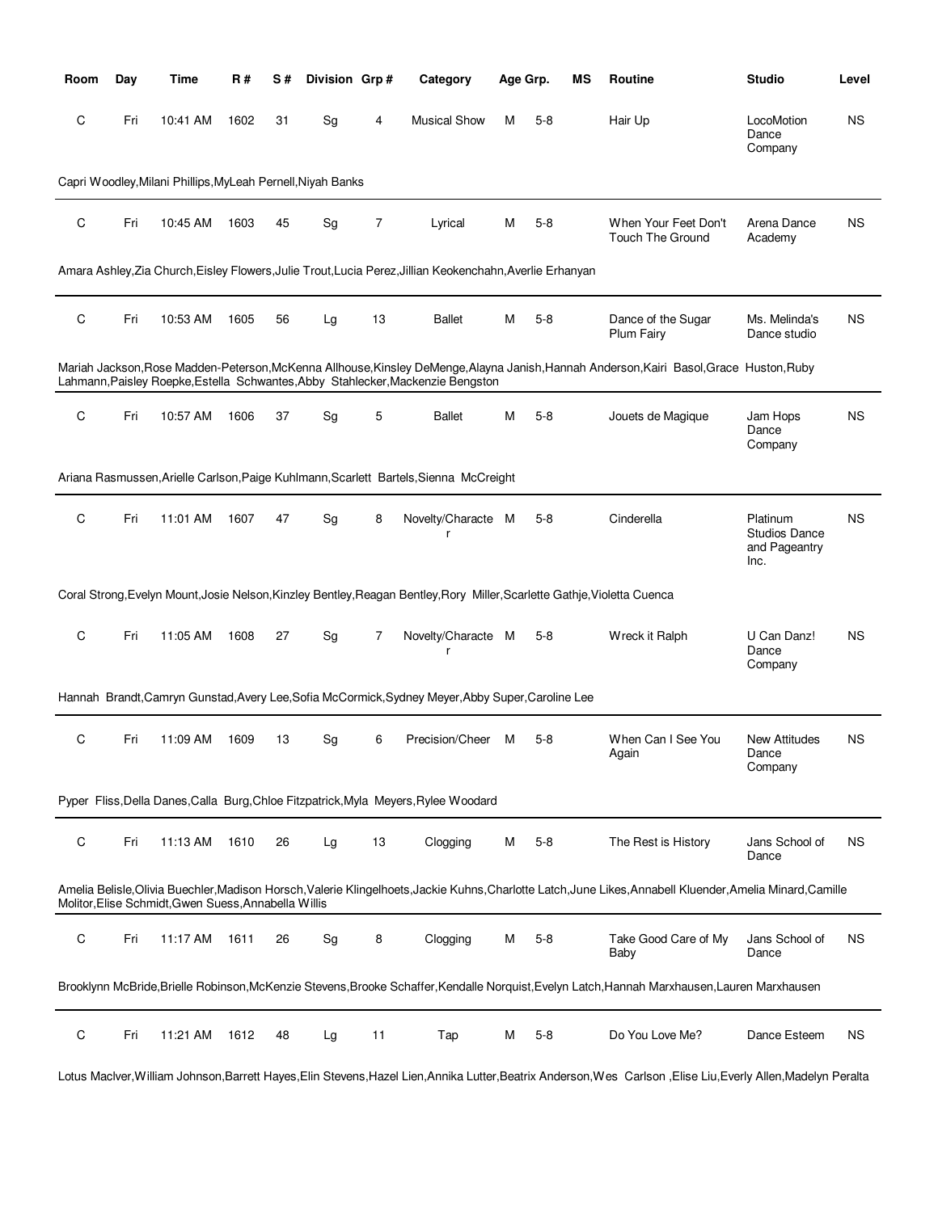| Room | Day | Time | R # | S # | Division | Grp # | Category | Age Grp. | | MS | Routine | Studio | Level |
|---|---|---|---|---|---|---|---|---|---|---|---|---|---|
| C | Fri | 10:41 AM | 1602 | 31 | Sg | 4 | Musical Show | M | 5-8 | | Hair Up | LocoMotion Dance Company | NS |

Capri Woodley,Milani Phillips,MyLeah Pernell,Niyah Banks

| Room | Day | Time | R # | S # | Division | Grp # | Category | Age Grp. | | MS | Routine | Studio | Level |
|---|---|---|---|---|---|---|---|---|---|---|---|---|---|
| C | Fri | 10:45 AM | 1603 | 45 | Sg | 7 | Lyrical | M | 5-8 | | When Your Feet Don't Touch The Ground | Arena Dance Academy | NS |

Amara Ashley,Zia Church,Eisley Flowers,Julie Trout,Lucia Perez,Jillian Keokenchahn,Averlie Erhanyan

| Room | Day | Time | R # | S # | Division | Grp # | Category | Age Grp. | | MS | Routine | Studio | Level |
|---|---|---|---|---|---|---|---|---|---|---|---|---|---|
| C | Fri | 10:53 AM | 1605 | 56 | Lg | 13 | Ballet | M | 5-8 | | Dance of the Sugar Plum Fairy | Ms. Melinda's Dance studio | NS |

Mariah Jackson,Rose Madden-Peterson,McKenna Allhouse,Kinsley DeMenge,Alayna Janish,Hannah Anderson,Kairi Basol,Grace Huston,Ruby Lahmann,Paisley Roepke,Estella Schwantes,Abby Stahlecker,Mackenzie Bengston

| Room | Day | Time | R # | S # | Division | Grp # | Category | Age Grp. | | MS | Routine | Studio | Level |
|---|---|---|---|---|---|---|---|---|---|---|---|---|---|
| C | Fri | 10:57 AM | 1606 | 37 | Sg | 5 | Ballet | M | 5-8 | | Jouets de Magique | Jam Hops Dance Company | NS |

Ariana Rasmussen,Arielle Carlson,Paige Kuhlmann,Scarlett Bartels,Sienna McCreight

| Room | Day | Time | R # | S # | Division | Grp # | Category | Age Grp. | | MS | Routine | Studio | Level |
|---|---|---|---|---|---|---|---|---|---|---|---|---|---|
| C | Fri | 11:01 AM | 1607 | 47 | Sg | 8 | Novelty/Character | M | 5-8 | | Cinderella | Platinum Studios Dance and Pageantry Inc. | NS |

Coral Strong,Evelyn Mount,Josie Nelson,Kinzley Bentley,Reagan Bentley,Rory Miller,Scarlette Gathje,Violetta Cuenca

| Room | Day | Time | R # | S # | Division | Grp # | Category | Age Grp. | | MS | Routine | Studio | Level |
|---|---|---|---|---|---|---|---|---|---|---|---|---|---|
| C | Fri | 11:05 AM | 1608 | 27 | Sg | 7 | Novelty/Character | M | 5-8 | | Wreck it Ralph | U Can Danz! Dance Company | NS |

Hannah Brandt,Camryn Gunstad,Avery Lee,Sofia McCormick,Sydney Meyer,Abby Super,Caroline Lee

| Room | Day | Time | R # | S # | Division | Grp # | Category | Age Grp. | | MS | Routine | Studio | Level |
|---|---|---|---|---|---|---|---|---|---|---|---|---|---|
| C | Fri | 11:09 AM | 1609 | 13 | Sg | 6 | Precision/Cheer | M | 5-8 | | When Can I See You Again | New Attitudes Dance Company | NS |

Pyper Fliss,Della Danes,Calla Burg,Chloe Fitzpatrick,Myla Meyers,Rylee Woodard

| Room | Day | Time | R # | S # | Division | Grp # | Category | Age Grp. | | MS | Routine | Studio | Level |
|---|---|---|---|---|---|---|---|---|---|---|---|---|---|
| C | Fri | 11:13 AM | 1610 | 26 | Lg | 13 | Clogging | M | 5-8 | | The Rest is History | Jans School of Dance | NS |

Amelia Belisle,Olivia Buechler,Madison Horsch,Valerie Klingelhoets,Jackie Kuhns,Charlotte Latch,June Likes,Annabell Kluender,Amelia Minard,Camille Molitor,Elise Schmidt,Gwen Suess,Annabella Willis

| Room | Day | Time | R # | S # | Division | Grp # | Category | Age Grp. | | MS | Routine | Studio | Level |
|---|---|---|---|---|---|---|---|---|---|---|---|---|---|
| C | Fri | 11:17 AM | 1611 | 26 | Sg | 8 | Clogging | M | 5-8 | | Take Good Care of My Baby | Jans School of Dance | NS |

Brooklynn McBride,Brielle Robinson,McKenzie Stevens,Brooke Schaffer,Kendalle Norquist,Evelyn Latch,Hannah Marxhausen,Lauren Marxhausen

| Room | Day | Time | R # | S # | Division | Grp # | Category | Age Grp. | | MS | Routine | Studio | Level |
|---|---|---|---|---|---|---|---|---|---|---|---|---|---|
| C | Fri | 11:21 AM | 1612 | 48 | Lg | 11 | Tap | M | 5-8 | | Do You Love Me? | Dance Esteem | NS |

Lotus MacIver,William Johnson,Barrett Hayes,Elin Stevens,Hazel Lien,Annika Lutter,Beatrix Anderson,Wes Carlson ,Elise Liu,Everly Allen,Madelyn Peralta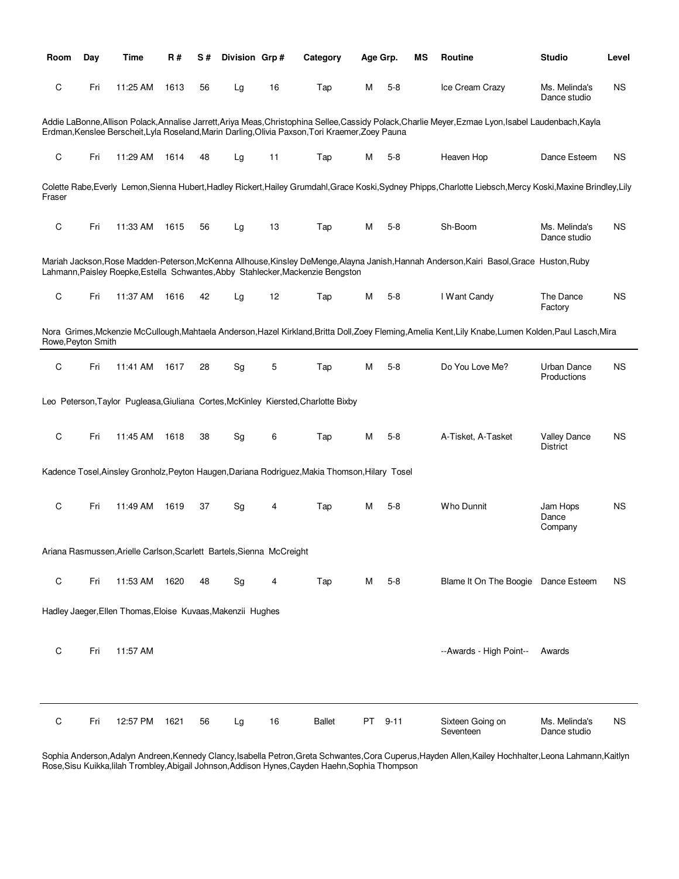| Room | Day | Time | R # | S # | Division | Grp # | Category | Age Grp. | | MS | Routine | Studio | Level |
|---|---|---|---|---|---|---|---|---|---|---|---|---|---|
| C | Fri | 11:25 AM | 1613 | 56 | Lg | 16 | Tap | M | 5-8 | | Ice Cream Crazy | Ms. Melinda's Dance studio | NS |

Addie LaBonne,Allison Polack,Annalise Jarrett,Ariya Meas,Christophina Sellee,Cassidy Polack,Charlie Meyer,Ezmae Lyon,Isabel Laudenbach,Kayla Erdman,Kenslee Berscheit,Lyla Roseland,Marin Darling,Olivia Paxson,Tori Kraemer,Zoey Pauna

| Room | Day | Time | R # | S # | Division | Grp # | Category | Age Grp. | | MS | Routine | Studio | Level |
|---|---|---|---|---|---|---|---|---|---|---|---|---|---|
| C | Fri | 11:29 AM | 1614 | 48 | Lg | 11 | Tap | M | 5-8 | | Heaven Hop | Dance Esteem | NS |

Colette Rabe,Everly Lemon,Sienna Hubert,Hadley Rickert,Hailey Grumdahl,Grace Koski,Sydney Phipps,Charlotte Liebsch,Mercy Koski,Maxine Brindley,Lily Fraser

| Room | Day | Time | R # | S # | Division | Grp # | Category | Age Grp. | | MS | Routine | Studio | Level |
|---|---|---|---|---|---|---|---|---|---|---|---|---|---|
| C | Fri | 11:33 AM | 1615 | 56 | Lg | 13 | Tap | M | 5-8 | | Sh-Boom | Ms. Melinda's Dance studio | NS |

Mariah Jackson,Rose Madden-Peterson,McKenna Allhouse,Kinsley DeMenge,Alayna Janish,Hannah Anderson,Kairi Basol,Grace Huston,Ruby Lahmann,Paisley Roepke,Estella Schwantes,Abby Stahlecker,Mackenzie Bengston

| Room | Day | Time | R # | S # | Division | Grp # | Category | Age Grp. | | MS | Routine | Studio | Level |
|---|---|---|---|---|---|---|---|---|---|---|---|---|---|
| C | Fri | 11:37 AM | 1616 | 42 | Lg | 12 | Tap | M | 5-8 | | I Want Candy | The Dance Factory | NS |

Nora Grimes,Mckenzie McCullough,Mahtaela Anderson,Hazel Kirkland,Britta Doll,Zoey Fleming,Amelia Kent,Lily Knabe,Lumen Kolden,Paul Lasch,Mira Rowe,Peyton Smith

---

| Room | Day | Time | R # | S # | Division | Grp # | Category | Age Grp. | | MS | Routine | Studio | Level |
|---|---|---|---|---|---|---|---|---|---|---|---|---|---|
| C | Fri | 11:41 AM | 1617 | 28 | Sg | 5 | Tap | M | 5-8 | | Do You Love Me? | Urban Dance Productions | NS |

Leo Peterson,Taylor Pugleasa,Giuliana Cortes,McKinley Kiersted,Charlotte Bixby

| Room | Day | Time | R # | S # | Division | Grp # | Category | Age Grp. | | MS | Routine | Studio | Level |
|---|---|---|---|---|---|---|---|---|---|---|---|---|---|
| C | Fri | 11:45 AM | 1618 | 38 | Sg | 6 | Tap | M | 5-8 | | A-Tisket, A-Tasket | Valley Dance District | NS |

Kadence Tosel,Ainsley Gronholz,Peyton Haugen,Dariana Rodriguez,Makia Thomson,Hilary Tosel

| Room | Day | Time | R # | S # | Division | Grp # | Category | Age Grp. | | MS | Routine | Studio | Level |
|---|---|---|---|---|---|---|---|---|---|---|---|---|---|
| C | Fri | 11:49 AM | 1619 | 37 | Sg | 4 | Tap | M | 5-8 | | Who Dunnit | Jam Hops Dance Company | NS |

Ariana Rasmussen,Arielle Carlson,Scarlett Bartels,Sienna McCreight

| Room | Day | Time | R # | S # | Division | Grp # | Category | Age Grp. | | MS | Routine | Studio | Level |
|---|---|---|---|---|---|---|---|---|---|---|---|---|---|
| C | Fri | 11:53 AM | 1620 | 48 | Sg | 4 | Tap | M | 5-8 | | Blame It On The Boogie | Dance Esteem | NS |

Hadley Jaeger,Ellen Thomas,Eloise Kuvaas,Makenzii Hughes

| Room | Day | Time | R # | S # | Division | Grp # | Category | Age Grp. | | MS | Routine | Studio | Level |
|---|---|---|---|---|---|---|---|---|---|---|---|---|---|
| C | Fri | 11:57 AM | | | | | | | | | --Awards - High Point-- | Awards | |

---

| Room | Day | Time | R # | S # | Division | Grp # | Category | Age Grp. | | MS | Routine | Studio | Level |
|---|---|---|---|---|---|---|---|---|---|---|---|---|---|
| C | Fri | 12:57 PM | 1621 | 56 | Lg | 16 | Ballet | PT | 9-11 | | Sixteen Going on Seventeen | Ms. Melinda's Dance studio | NS |

Sophia Anderson,Adalyn Andreen,Kennedy Clancy,Isabella Petron,Greta Schwantes,Cora Cuperus,Hayden Allen,Kailey Hochhalter,Leona Lahmann,Kaitlyn Rose,Sisu Kuikka,lilah Trombley,Abigail Johnson,Addison Hynes,Cayden Haehn,Sophia Thompson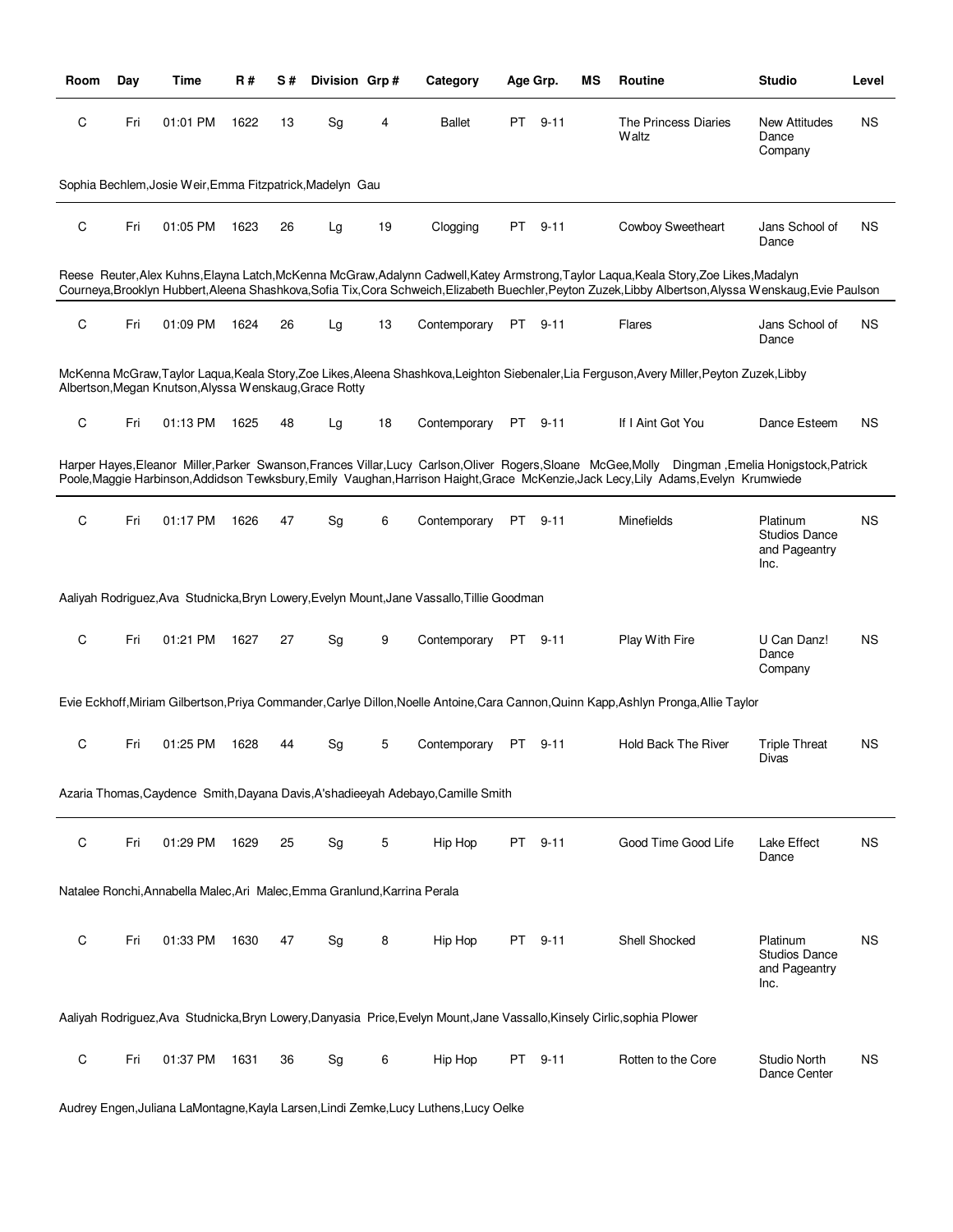| Room | Day | Time | R # | S # | Division | Grp # | Category | Age Grp. | MS | Routine | Studio | Level |
|---|---|---|---|---|---|---|---|---|---|---|---|---|
| C | Fri | 01:01 PM | 1622 | 13 | Sg | 4 | Ballet | PT 9-11 | | The Princess Diaries Waltz | New Attitudes Dance Company | NS |

Sophia Bechlem,Josie Weir,Emma Fitzpatrick,Madelyn Gau

| Room | Day | Time | R # | S # | Division | Grp # | Category | Age Grp. | MS | Routine | Studio | Level |
|---|---|---|---|---|---|---|---|---|---|---|---|---|
| C | Fri | 01:05 PM | 1623 | 26 | Lg | 19 | Clogging | PT 9-11 | | Cowboy Sweetheart | Jans School of Dance | NS |

Reese Reuter,Alex Kuhns,Elayna Latch,McKenna McGraw,Adalynn Cadwell,Katey Armstrong,Taylor Laqua,Keala Story,Zoe Likes,Madalyn Courneya,Brooklyn Hubbert,Aleena Shashkova,Sofia Tix,Cora Schweich,Elizabeth Buechler,Peyton Zuzek,Libby Albertson,Alyssa Wenskaug,Evie Paulson

| Room | Day | Time | R # | S # | Division | Grp # | Category | Age Grp. | MS | Routine | Studio | Level |
|---|---|---|---|---|---|---|---|---|---|---|---|---|
| C | Fri | 01:09 PM | 1624 | 26 | Lg | 13 | Contemporary | PT 9-11 | | Flares | Jans School of Dance | NS |

McKenna McGraw,Taylor Laqua,Keala Story,Zoe Likes,Aleena Shashkova,Leighton Siebenaler,Lia Ferguson,Avery Miller,Peyton Zuzek,Libby Albertson,Megan Knutson,Alyssa Wenskaug,Grace Rotty

| Room | Day | Time | R # | S # | Division | Grp # | Category | Age Grp. | MS | Routine | Studio | Level |
|---|---|---|---|---|---|---|---|---|---|---|---|---|
| C | Fri | 01:13 PM | 1625 | 48 | Lg | 18 | Contemporary | PT 9-11 | | If I Aint Got You | Dance Esteem | NS |

Harper Hayes,Eleanor Miller,Parker Swanson,Frances Villar,Lucy Carlson,Oliver Rogers,Sloane McGee,Molly Dingman ,Emelia Honigstock,Patrick Poole,Maggie Harbinson,Addidson Tewksbury,Emily Vaughan,Harrison Haight,Grace McKenzie,Jack Lecy,Lily Adams,Evelyn Krumwiede

| Room | Day | Time | R # | S # | Division | Grp # | Category | Age Grp. | MS | Routine | Studio | Level |
|---|---|---|---|---|---|---|---|---|---|---|---|---|
| C | Fri | 01:17 PM | 1626 | 47 | Sg | 6 | Contemporary | PT 9-11 | | Minefields | Platinum Studios Dance and Pageantry Inc. | NS |

Aaliyah Rodriguez,Ava Studnicka,Bryn Lowery,Evelyn Mount,Jane Vassallo,Tillie Goodman

| Room | Day | Time | R # | S # | Division | Grp # | Category | Age Grp. | MS | Routine | Studio | Level |
|---|---|---|---|---|---|---|---|---|---|---|---|---|
| C | Fri | 01:21 PM | 1627 | 27 | Sg | 9 | Contemporary | PT 9-11 | | Play With Fire | U Can Danz! Dance Company | NS |

Evie Eckhoff,Miriam Gilbertson,Priya Commander,Carlye Dillon,Noelle Antoine,Cara Cannon,Quinn Kapp,Ashlyn Pronga,Allie Taylor

| Room | Day | Time | R # | S # | Division | Grp # | Category | Age Grp. | MS | Routine | Studio | Level |
|---|---|---|---|---|---|---|---|---|---|---|---|---|
| C | Fri | 01:25 PM | 1628 | 44 | Sg | 5 | Contemporary | PT 9-11 | | Hold Back The River | Triple Threat Divas | NS |

Azaria Thomas,Caydence Smith,Dayana Davis,A'shadieeyah Adebayo,Camille Smith

| Room | Day | Time | R # | S # | Division | Grp # | Category | Age Grp. | MS | Routine | Studio | Level |
|---|---|---|---|---|---|---|---|---|---|---|---|---|
| C | Fri | 01:29 PM | 1629 | 25 | Sg | 5 | Hip Hop | PT 9-11 | | Good Time Good Life | Lake Effect Dance | NS |

Natalee Ronchi,Annabella Malec,Ari Malec,Emma Granlund,Karrina Perala

| Room | Day | Time | R # | S # | Division | Grp # | Category | Age Grp. | MS | Routine | Studio | Level |
|---|---|---|---|---|---|---|---|---|---|---|---|---|
| C | Fri | 01:33 PM | 1630 | 47 | Sg | 8 | Hip Hop | PT 9-11 | | Shell Shocked | Platinum Studios Dance and Pageantry Inc. | NS |

Aaliyah Rodriguez,Ava Studnicka,Bryn Lowery,Danyasia Price,Evelyn Mount,Jane Vassallo,Kinsely Cirlic,sophia Plower

| Room | Day | Time | R # | S # | Division | Grp # | Category | Age Grp. | MS | Routine | Studio | Level |
|---|---|---|---|---|---|---|---|---|---|---|---|---|
| C | Fri | 01:37 PM | 1631 | 36 | Sg | 6 | Hip Hop | PT 9-11 | | Rotten to the Core | Studio North Dance Center | NS |

Audrey Engen,Juliana LaMontagne,Kayla Larsen,Lindi Zemke,Lucy Luthens,Lucy Oelke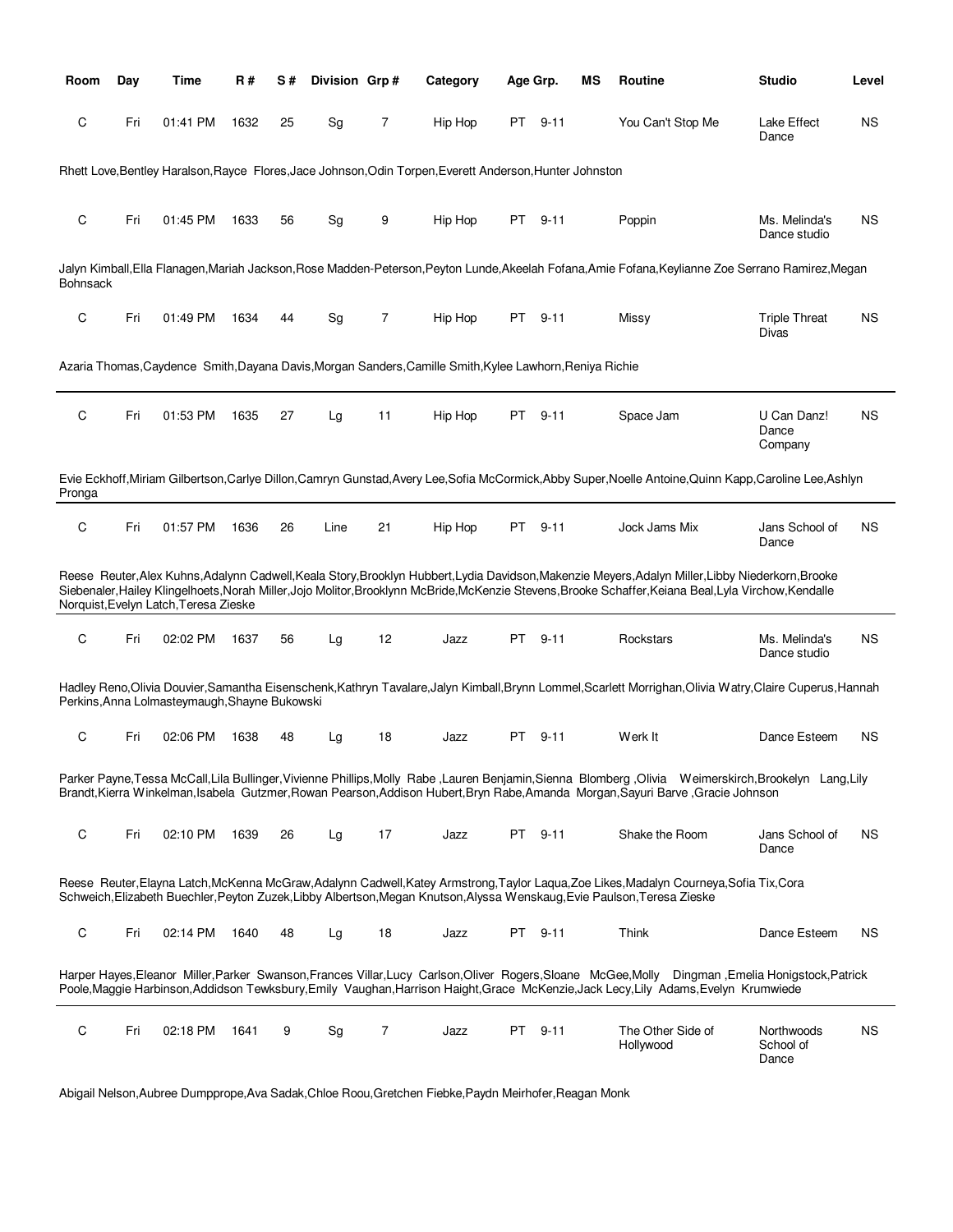| Room | Day | Time | R # | S # | Division | Grp # | Category | Age Grp. | MS | Routine | Studio | Level |
|---|---|---|---|---|---|---|---|---|---|---|---|---|
| C | Fri | 01:41 PM | 1632 | 25 | Sg | 7 | Hip Hop | PT 9-11 | | You Can't Stop Me | Lake Effect Dance | NS |

Rhett Love,Bentley Haralson,Rayce Flores,Jace Johnson,Odin Torpen,Everett Anderson,Hunter Johnston

| Room | Day | Time | R # | S # | Division | Grp # | Category | Age Grp. | MS | Routine | Studio | Level |
|---|---|---|---|---|---|---|---|---|---|---|---|---|
| C | Fri | 01:45 PM | 1633 | 56 | Sg | 9 | Hip Hop | PT 9-11 | | Poppin | Ms. Melinda's Dance studio | NS |

Jalyn Kimball,Ella Flanagen,Mariah Jackson,Rose Madden-Peterson,Peyton Lunde,Akeelah Fofana,Amie Fofana,Keylianne Zoe Serrano Ramirez,Megan Bohnsack

| Room | Day | Time | R # | S # | Division | Grp # | Category | Age Grp. | MS | Routine | Studio | Level |
|---|---|---|---|---|---|---|---|---|---|---|---|---|
| C | Fri | 01:49 PM | 1634 | 44 | Sg | 7 | Hip Hop | PT 9-11 | | Missy | Triple Threat Divas | NS |

Azaria Thomas,Caydence Smith,Dayana Davis,Morgan Sanders,Camille Smith,Kylee Lawhorn,Reniya Richie

| Room | Day | Time | R # | S # | Division | Grp # | Category | Age Grp. | MS | Routine | Studio | Level |
|---|---|---|---|---|---|---|---|---|---|---|---|---|
| C | Fri | 01:53 PM | 1635 | 27 | Lg | 11 | Hip Hop | PT 9-11 | | Space Jam | U Can Danz! Dance Company | NS |

Evie Eckhoff,Miriam Gilbertson,Carlye Dillon,Camryn Gunstad,Avery Lee,Sofia McCormick,Abby Super,Noelle Antoine,Quinn Kapp,Caroline Lee,Ashlyn Pronga

| Room | Day | Time | R # | S # | Division | Grp # | Category | Age Grp. | MS | Routine | Studio | Level |
|---|---|---|---|---|---|---|---|---|---|---|---|---|
| C | Fri | 01:57 PM | 1636 | 26 | Line | 21 | Hip Hop | PT 9-11 | | Jock Jams Mix | Jans School of Dance | NS |

Reese Reuter,Alex Kuhns,Adalynn Cadwell,Keala Story,Brooklyn Hubbert,Lydia Davidson,Makenzie Meyers,Adalyn Miller,Libby Niederkorn,Brooke Siebenaler,Hailey Klingelhoets,Norah Miller,Jojo Molitor,Brooklynn McBride,McKenzie Stevens,Brooke Schaffer,Keiana Beal,Lyla Virchow,Kendalle Norquist,Evelyn Latch,Teresa Zieske

| Room | Day | Time | R # | S # | Division | Grp # | Category | Age Grp. | MS | Routine | Studio | Level |
|---|---|---|---|---|---|---|---|---|---|---|---|---|
| C | Fri | 02:02 PM | 1637 | 56 | Lg | 12 | Jazz | PT 9-11 | | Rockstars | Ms. Melinda's Dance studio | NS |

Hadley Reno,Olivia Douvier,Samantha Eisenschenk,Kathryn Tavalare,Jalyn Kimball,Brynn Lommel,Scarlett Morrighan,Olivia Watry,Claire Cuperus,Hannah Perkins,Anna Lolmasteymaugh,Shayne Bukowski

| Room | Day | Time | R # | S # | Division | Grp # | Category | Age Grp. | MS | Routine | Studio | Level |
|---|---|---|---|---|---|---|---|---|---|---|---|---|
| C | Fri | 02:06 PM | 1638 | 48 | Lg | 18 | Jazz | PT 9-11 | | Werk It | Dance Esteem | NS |

Parker Payne,Tessa McCall,Lila Bullinger,Vivienne Phillips,Molly Rabe ,Lauren Benjamin,Sienna Blomberg ,Olivia Weimerskirch,Brookelyn Lang,Lily Brandt,Kierra Winkelman,Isabela Gutzmer,Rowan Pearson,Addison Hubert,Bryn Rabe,Amanda Morgan,Sayuri Barve ,Gracie Johnson

| Room | Day | Time | R # | S # | Division | Grp # | Category | Age Grp. | MS | Routine | Studio | Level |
|---|---|---|---|---|---|---|---|---|---|---|---|---|
| C | Fri | 02:10 PM | 1639 | 26 | Lg | 17 | Jazz | PT 9-11 | | Shake the Room | Jans School of Dance | NS |

Reese Reuter,Elayna Latch,McKenna McGraw,Adalynn Cadwell,Katey Armstrong,Taylor Laqua,Zoe Likes,Madalyn Courneya,Sofia Tix,Cora Schweich,Elizabeth Buechler,Peyton Zuzek,Libby Albertson,Megan Knutson,Alyssa Wenskaug,Evie Paulson,Teresa Zieske

| Room | Day | Time | R # | S # | Division | Grp # | Category | Age Grp. | MS | Routine | Studio | Level |
|---|---|---|---|---|---|---|---|---|---|---|---|---|
| C | Fri | 02:14 PM | 1640 | 48 | Lg | 18 | Jazz | PT 9-11 | | Think | Dance Esteem | NS |

Harper Hayes,Eleanor Miller,Parker Swanson,Frances Villar,Lucy Carlson,Oliver Rogers,Sloane McGee,Molly Dingman ,Emelia Honigstock,Patrick Poole,Maggie Harbinson,Addidson Tewksbury,Emily Vaughan,Harrison Haight,Grace McKenzie,Jack Lecy,Lily Adams,Evelyn Krumwiede

| Room | Day | Time | R # | S # | Division | Grp # | Category | Age Grp. | MS | Routine | Studio | Level |
|---|---|---|---|---|---|---|---|---|---|---|---|---|
| C | Fri | 02:18 PM | 1641 | 9 | Sg | 7 | Jazz | PT 9-11 | | The Other Side of Hollywood | Northwoods School of Dance | NS |

Abigail Nelson,Aubree Dumpprope,Ava Sadak,Chloe Roou,Gretchen Fiebke,Paydn Meirhofer,Reagan Monk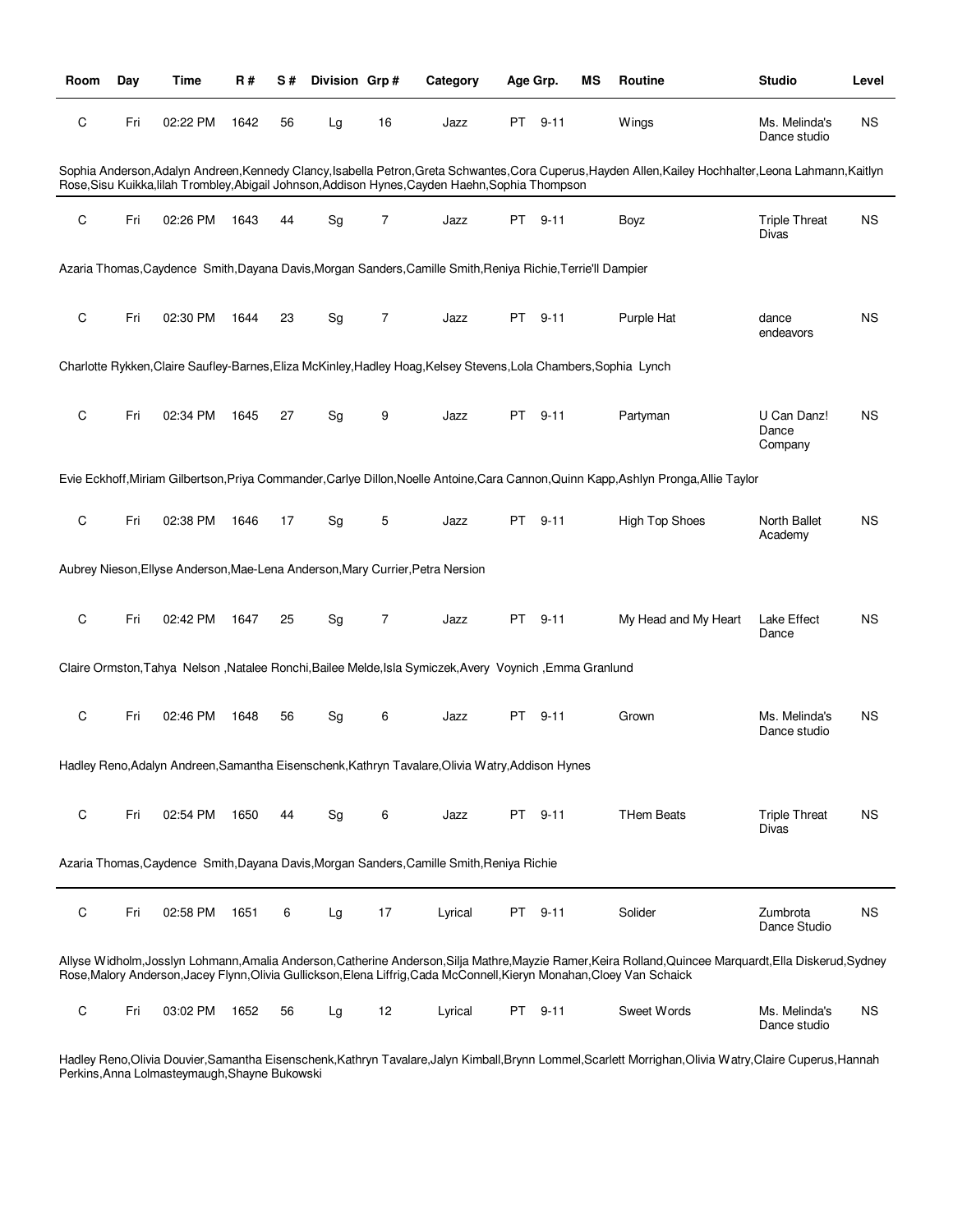| Room | Day | Time | R # | S # | Division | Grp # | Category | Age Grp. | MS | Routine | Studio | Level |
|---|---|---|---|---|---|---|---|---|---|---|---|---|
| C | Fri | 02:22 PM | 1642 | 56 | Lg | 16 | Jazz | PT 9-11 | | Wings | Ms. Melinda's Dance studio | NS |

Sophia Anderson,Adalyn Andreen,Kennedy Clancy,Isabella Petron,Greta Schwantes,Cora Cuperus,Hayden Allen,Kailey Hochhalter,Leona Lahmann,Kaitlyn Rose,Sisu Kuikka,lilah Trombley,Abigail Johnson,Addison Hynes,Cayden Haehn,Sophia Thompson

| Room | Day | Time | R # | S # | Division | Grp # | Category | Age Grp. | MS | Routine | Studio | Level |
|---|---|---|---|---|---|---|---|---|---|---|---|---|
| C | Fri | 02:26 PM | 1643 | 44 | Sg | 7 | Jazz | PT 9-11 | | Boyz | Triple Threat Divas | NS |

Azaria Thomas,Caydence Smith,Dayana Davis,Morgan Sanders,Camille Smith,Reniya Richie,Terrie'll Dampier

| Room | Day | Time | R # | S # | Division | Grp # | Category | Age Grp. | MS | Routine | Studio | Level |
|---|---|---|---|---|---|---|---|---|---|---|---|---|
| C | Fri | 02:30 PM | 1644 | 23 | Sg | 7 | Jazz | PT 9-11 | | Purple Hat | dance endeavors | NS |

Charlotte Rykken,Claire Saufley-Barnes,Eliza McKinley,Hadley Hoag,Kelsey Stevens,Lola Chambers,Sophia Lynch

| Room | Day | Time | R # | S # | Division | Grp # | Category | Age Grp. | MS | Routine | Studio | Level |
|---|---|---|---|---|---|---|---|---|---|---|---|---|
| C | Fri | 02:34 PM | 1645 | 27 | Sg | 9 | Jazz | PT 9-11 | | Partyman | U Can Danz! Dance Company | NS |

Evie Eckhoff,Miriam Gilbertson,Priya Commander,Carlye Dillon,Noelle Antoine,Cara Cannon,Quinn Kapp,Ashlyn Pronga,Allie Taylor

| Room | Day | Time | R # | S # | Division | Grp # | Category | Age Grp. | MS | Routine | Studio | Level |
|---|---|---|---|---|---|---|---|---|---|---|---|---|
| C | Fri | 02:38 PM | 1646 | 17 | Sg | 5 | Jazz | PT 9-11 | | High Top Shoes | North Ballet Academy | NS |

Aubrey Nieson,Ellyse Anderson,Mae-Lena Anderson,Mary Currier,Petra Nersion

| Room | Day | Time | R # | S # | Division | Grp # | Category | Age Grp. | MS | Routine | Studio | Level |
|---|---|---|---|---|---|---|---|---|---|---|---|---|
| C | Fri | 02:42 PM | 1647 | 25 | Sg | 7 | Jazz | PT 9-11 | | My Head and My Heart | Lake Effect Dance | NS |

Claire Ormston,Tahya Nelson ,Natalee Ronchi,Bailee Melde,Isla Symiczek,Avery Voynich ,Emma Granlund

| Room | Day | Time | R # | S # | Division | Grp # | Category | Age Grp. | MS | Routine | Studio | Level |
|---|---|---|---|---|---|---|---|---|---|---|---|---|
| C | Fri | 02:46 PM | 1648 | 56 | Sg | 6 | Jazz | PT 9-11 | | Grown | Ms. Melinda's Dance studio | NS |

Hadley Reno,Adalyn Andreen,Samantha Eisenschenk,Kathryn Tavalare,Olivia Watry,Addison Hynes

| Room | Day | Time | R # | S # | Division | Grp # | Category | Age Grp. | MS | Routine | Studio | Level |
|---|---|---|---|---|---|---|---|---|---|---|---|---|
| C | Fri | 02:54 PM | 1650 | 44 | Sg | 6 | Jazz | PT 9-11 | | THem Beats | Triple Threat Divas | NS |

Azaria Thomas,Caydence Smith,Dayana Davis,Morgan Sanders,Camille Smith,Reniya Richie

| Room | Day | Time | R # | S # | Division | Grp # | Category | Age Grp. | MS | Routine | Studio | Level |
|---|---|---|---|---|---|---|---|---|---|---|---|---|
| C | Fri | 02:58 PM | 1651 | 6 | Lg | 17 | Lyrical | PT 9-11 | | Solider | Zumbrota Dance Studio | NS |

Allyse Widholm,Josslyn Lohmann,Amalia Anderson,Catherine Anderson,Silja Mathre,Mayzie Ramer,Keira Rolland,Quincee Marquardt,Ella Diskerud,Sydney Rose,Malory Anderson,Jacey Flynn,Olivia Gullickson,Elena Liffrig,Cada McConnell,Kieryn Monahan,Cloey Van Schaick

| Room | Day | Time | R # | S # | Division | Grp # | Category | Age Grp. | MS | Routine | Studio | Level |
|---|---|---|---|---|---|---|---|---|---|---|---|---|
| C | Fri | 03:02 PM | 1652 | 56 | Lg | 12 | Lyrical | PT 9-11 | | Sweet Words | Ms. Melinda's Dance studio | NS |

Hadley Reno,Olivia Douvier,Samantha Eisenschenk,Kathryn Tavalare,Jalyn Kimball,Brynn Lommel,Scarlett Morrighan,Olivia Watry,Claire Cuperus,Hannah Perkins,Anna Lolmasteymaugh,Shayne Bukowski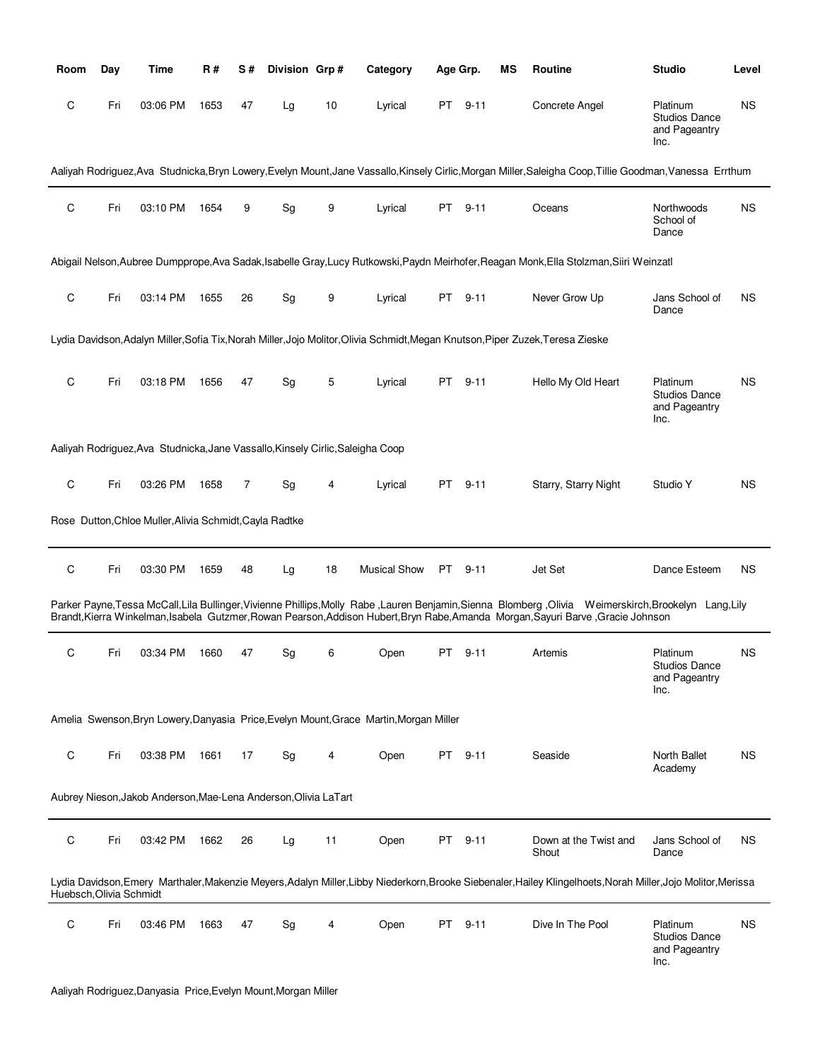| Room | Day | Time | R # | S # | Division | Grp # | Category | Age Grp. | MS | Routine | Studio | Level |
|---|---|---|---|---|---|---|---|---|---|---|---|---|
| C | Fri | 03:06 PM | 1653 | 47 | Lg | 10 | Lyrical | PT 9-11 | | Concrete Angel | Platinum Studios Dance and Pageantry Inc. | NS |

Aaliyah Rodriguez,Ava Studnicka,Bryn Lowery,Evelyn Mount,Jane Vassallo,Kinsely Cirlic,Morgan Miller,Saleigha Coop,Tillie Goodman,Vanessa Errthum

| Room | Day | Time | R # | S # | Division | Grp # | Category | Age Grp. | MS | Routine | Studio | Level |
|---|---|---|---|---|---|---|---|---|---|---|---|---|
| C | Fri | 03:10 PM | 1654 | 9 | Sg | 9 | Lyrical | PT 9-11 | | Oceans | Northwoods School of Dance | NS |

Abigail Nelson,Aubree Dumpprope,Ava Sadak,Isabelle Gray,Lucy Rutkowski,Paydn Meirhofer,Reagan Monk,Ella Stolzman,Siiri Weinzatl

| Room | Day | Time | R # | S # | Division | Grp # | Category | Age Grp. | MS | Routine | Studio | Level |
|---|---|---|---|---|---|---|---|---|---|---|---|---|
| C | Fri | 03:14 PM | 1655 | 26 | Sg | 9 | Lyrical | PT 9-11 | | Never Grow Up | Jans School of Dance | NS |

Lydia Davidson,Adalyn Miller,Sofia Tix,Norah Miller,Jojo Molitor,Olivia Schmidt,Megan Knutson,Piper Zuzek,Teresa Zieske

| Room | Day | Time | R # | S # | Division | Grp # | Category | Age Grp. | MS | Routine | Studio | Level |
|---|---|---|---|---|---|---|---|---|---|---|---|---|
| C | Fri | 03:18 PM | 1656 | 47 | Sg | 5 | Lyrical | PT 9-11 | | Hello My Old Heart | Platinum Studios Dance and Pageantry Inc. | NS |

Aaliyah Rodriguez,Ava Studnicka,Jane Vassallo,Kinsely Cirlic,Saleigha Coop

| Room | Day | Time | R # | S # | Division | Grp # | Category | Age Grp. | MS | Routine | Studio | Level |
|---|---|---|---|---|---|---|---|---|---|---|---|---|
| C | Fri | 03:26 PM | 1658 | 7 | Sg | 4 | Lyrical | PT 9-11 | | Starry, Starry Night | Studio Y | NS |

Rose Dutton,Chloe Muller,Alivia Schmidt,Cayla Radtke

| Room | Day | Time | R # | S # | Division | Grp # | Category | Age Grp. | MS | Routine | Studio | Level |
|---|---|---|---|---|---|---|---|---|---|---|---|---|
| C | Fri | 03:30 PM | 1659 | 48 | Lg | 18 | Musical Show | PT 9-11 | | Jet Set | Dance Esteem | NS |

Parker Payne,Tessa McCall,Lila Bullinger,Vivienne Phillips,Molly Rabe ,Lauren Benjamin,Sienna Blomberg ,Olivia Weimerskirch,Brookelyn Lang,Lily Brandt,Kierra Winkelman,Isabela Gutzmer,Rowan Pearson,Addison Hubert,Bryn Rabe,Amanda Morgan,Sayuri Barve ,Gracie Johnson

| Room | Day | Time | R # | S # | Division | Grp # | Category | Age Grp. | MS | Routine | Studio | Level |
|---|---|---|---|---|---|---|---|---|---|---|---|---|
| C | Fri | 03:34 PM | 1660 | 47 | Sg | 6 | Open | PT 9-11 | | Artemis | Platinum Studios Dance and Pageantry Inc. | NS |

Amelia Swenson,Bryn Lowery,Danyasia Price,Evelyn Mount,Grace Martin,Morgan Miller

| Room | Day | Time | R # | S # | Division | Grp # | Category | Age Grp. | MS | Routine | Studio | Level |
|---|---|---|---|---|---|---|---|---|---|---|---|---|
| C | Fri | 03:38 PM | 1661 | 17 | Sg | 4 | Open | PT 9-11 | | Seaside | North Ballet Academy | NS |

Aubrey Nieson,Jakob Anderson,Mae-Lena Anderson,Olivia LaTart

| Room | Day | Time | R # | S # | Division | Grp # | Category | Age Grp. | MS | Routine | Studio | Level |
|---|---|---|---|---|---|---|---|---|---|---|---|---|
| C | Fri | 03:42 PM | 1662 | 26 | Lg | 11 | Open | PT 9-11 | | Down at the Twist and Shout | Jans School of Dance | NS |

Lydia Davidson,Emery Marthaler,Makenzie Meyers,Adalyn Miller,Libby Niederkorn,Brooke Siebenaler,Hailey Klingelhoets,Norah Miller,Jojo Molitor,Merissa Huebsch,Olivia Schmidt

| Room | Day | Time | R # | S # | Division | Grp # | Category | Age Grp. | MS | Routine | Studio | Level |
|---|---|---|---|---|---|---|---|---|---|---|---|---|
| C | Fri | 03:46 PM | 1663 | 47 | Sg | 4 | Open | PT 9-11 | | Dive In The Pool | Platinum Studios Dance and Pageantry Inc. | NS |

Aaliyah Rodriguez,Danyasia Price,Evelyn Mount,Morgan Miller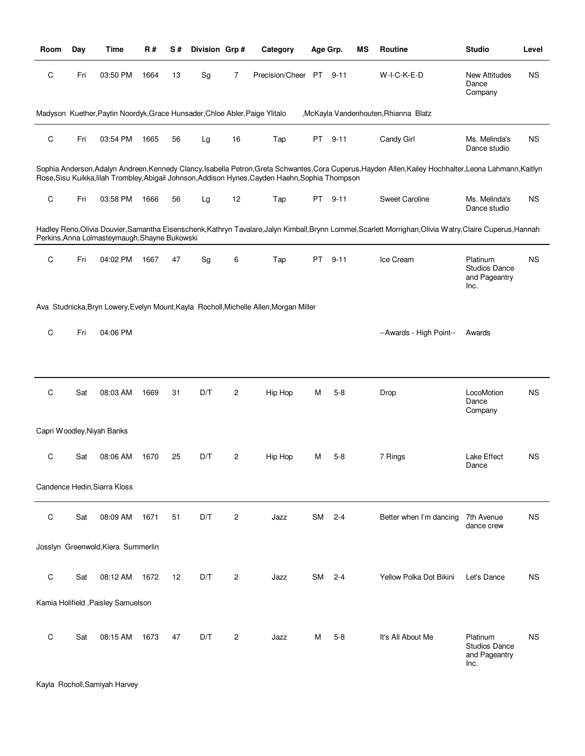| Room | Day | Time | R # | S # | Division | Grp # | Category | Age Grp. | | MS | Routine | Studio | Level |
|---|---|---|---|---|---|---|---|---|---|---|---|---|---|
| C | Fri | 03:50 PM | 1664 | 13 | Sg | 7 | Precision/Cheer | PT | 9-11 | | W-I-C-K-E-D | New Attitudes Dance Company | NS |

Madyson Kuether,Paytin Noordyk,Grace Hunsader,Chloe Abler,Paige Ylitalo ,McKayla Vandenhouten,Rhianna Blatz

| Room | Day | Time | R # | S # | Division | Grp # | Category | Age Grp. | | MS | Routine | Studio | Level |
|---|---|---|---|---|---|---|---|---|---|---|---|---|---|
| C | Fri | 03:54 PM | 1665 | 56 | Lg | 16 | Tap | PT | 9-11 | | Candy Girl | Ms. Melinda's Dance studio | NS |

Sophia Anderson,Adalyn Andreen,Kennedy Clancy,Isabella Petron,Greta Schwantes,Cora Cuperus,Hayden Allen,Kailey Hochhalter,Leona Lahmann,Kaitlyn Rose,Sisu Kuikka,lilah Trombley,Abigail Johnson,Addison Hynes,Cayden Haehn,Sophia Thompson

| Room | Day | Time | R # | S # | Division | Grp # | Category | Age Grp. | | MS | Routine | Studio | Level |
|---|---|---|---|---|---|---|---|---|---|---|---|---|---|
| C | Fri | 03:58 PM | 1666 | 56 | Lg | 12 | Tap | PT | 9-11 | | Sweet Caroline | Ms. Melinda's Dance studio | NS |

Hadley Reno,Olivia Douvier,Samantha Eisenschenk,Kathryn Tavalare,Jalyn Kimball,Brynn Lommel,Scarlett Morrighan,Olivia Watry,Claire Cuperus,Hannah Perkins,Anna Lolmasteymaugh,Shayne Bukowski

| Room | Day | Time | R # | S # | Division | Grp # | Category | Age Grp. | | MS | Routine | Studio | Level |
|---|---|---|---|---|---|---|---|---|---|---|---|---|---|
| C | Fri | 04:02 PM | 1667 | 47 | Sg | 6 | Tap | PT | 9-11 | | Ice Cream | Platinum Studios Dance and Pageantry Inc. | NS |

Ava Studnicka,Bryn Lowery,Evelyn Mount,Kayla Rocholl,Michelle Allen,Morgan Miller

| Room | Day | Time | R # | S # | Division | Grp # | Category | Age Grp. | | MS | Routine | Studio | Level |
|---|---|---|---|---|---|---|---|---|---|---|---|---|---|
| C | Fri | 04:06 PM | | | | | | | | | --Awards - High Point-- | Awards | |

| Room | Day | Time | R # | S # | Division | Grp # | Category | Age Grp. | | MS | Routine | Studio | Level |
|---|---|---|---|---|---|---|---|---|---|---|---|---|---|
| C | Sat | 08:03 AM | 1669 | 31 | D/T | 2 | Hip Hop | M | 5-8 | | Drop | LocoMotion Dance Company | NS |

Capri Woodley,Niyah Banks

| Room | Day | Time | R # | S # | Division | Grp # | Category | Age Grp. | | MS | Routine | Studio | Level |
|---|---|---|---|---|---|---|---|---|---|---|---|---|---|
| C | Sat | 08:06 AM | 1670 | 25 | D/T | 2 | Hip Hop | M | 5-8 | | 7 Rings | Lake Effect Dance | NS |

Candence Hedin,Siarra Kloss

| Room | Day | Time | R # | S # | Division | Grp # | Category | Age Grp. | | MS | Routine | Studio | Level |
|---|---|---|---|---|---|---|---|---|---|---|---|---|---|
| C | Sat | 08:09 AM | 1671 | 51 | D/T | 2 | Jazz | SM | 2-4 | | Better when I'm dancing | 7th Avenue dance crew | NS |

Josslyn Greenwold,Kiera Summerlin

| Room | Day | Time | R # | S # | Division | Grp # | Category | Age Grp. | | MS | Routine | Studio | Level |
|---|---|---|---|---|---|---|---|---|---|---|---|---|---|
| C | Sat | 08:12 AM | 1672 | 12 | D/T | 2 | Jazz | SM | 2-4 | | Yellow Polka Dot Bikini | Let's Dance | NS |

Kamia Holifield ,Paisley Samuelson

| Room | Day | Time | R # | S # | Division | Grp # | Category | Age Grp. | | MS | Routine | Studio | Level |
|---|---|---|---|---|---|---|---|---|---|---|---|---|---|
| C | Sat | 08:15 AM | 1673 | 47 | D/T | 2 | Jazz | M | 5-8 | | It's All About Me | Platinum Studios Dance and Pageantry Inc. | NS |

Kayla Rocholl,Samiyah Harvey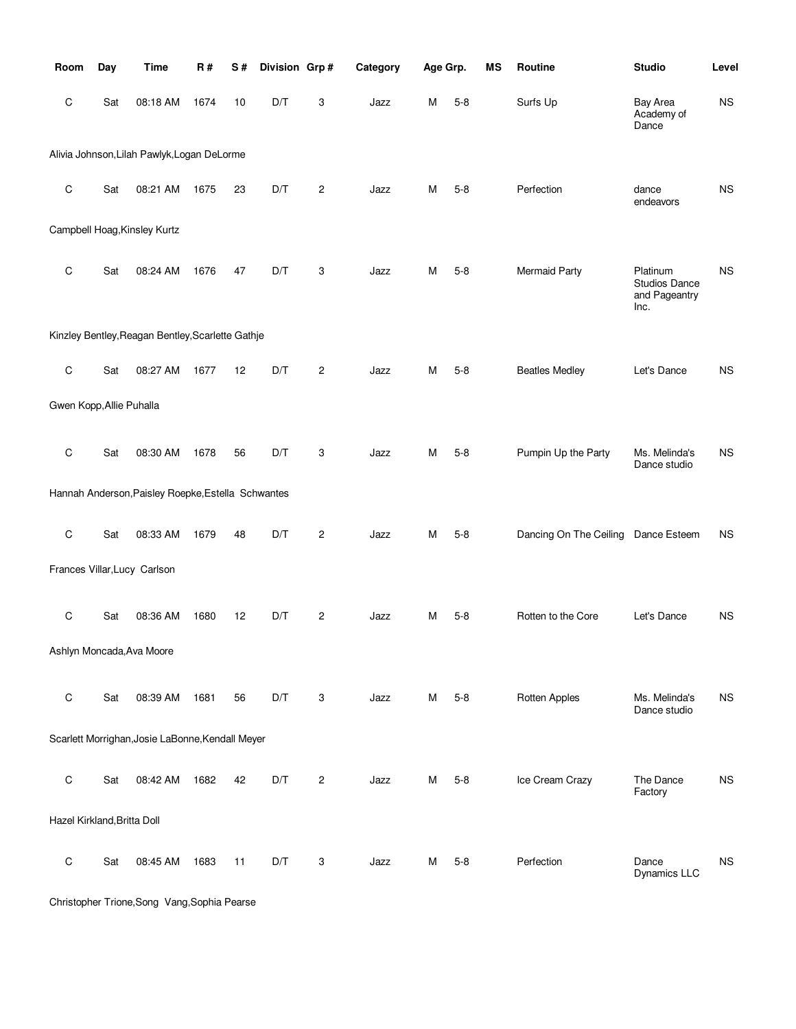| Room | Day | Time | R # | S # | Division | Grp # | Category | Age Grp. | | MS | Routine | Studio | Level |
|---|---|---|---|---|---|---|---|---|---|---|---|---|---|
| C | Sat | 08:18 AM | 1674 | 10 | D/T | 3 | Jazz | M | 5-8 | | Surfs Up | Bay Area Academy of Dance | NS |
| Alivia Johnson,Lilah Pawlyk,Logan DeLorme | | | | | | | | | | | | | |
| C | Sat | 08:21 AM | 1675 | 23 | D/T | 2 | Jazz | M | 5-8 | | Perfection | dance endeavors | NS |
| Campbell Hoag,Kinsley Kurtz | | | | | | | | | | | | | |
| C | Sat | 08:24 AM | 1676 | 47 | D/T | 3 | Jazz | M | 5-8 | | Mermaid Party | Platinum Studios Dance and Pageantry Inc. | NS |
| Kinzley Bentley,Reagan Bentley,Scarlette Gathje | | | | | | | | | | | | | |
| C | Sat | 08:27 AM | 1677 | 12 | D/T | 2 | Jazz | M | 5-8 | | Beatles Medley | Let's Dance | NS |
| Gwen Kopp,Allie Puhalla | | | | | | | | | | | | | |
| C | Sat | 08:30 AM | 1678 | 56 | D/T | 3 | Jazz | M | 5-8 | | Pumpin Up the Party | Ms. Melinda's Dance studio | NS |
| Hannah Anderson,Paisley Roepke,Estella Schwantes | | | | | | | | | | | | | |
| C | Sat | 08:33 AM | 1679 | 48 | D/T | 2 | Jazz | M | 5-8 | | Dancing On The Ceiling | Dance Esteem | NS |
| Frances Villar,Lucy Carlson | | | | | | | | | | | | | |
| C | Sat | 08:36 AM | 1680 | 12 | D/T | 2 | Jazz | M | 5-8 | | Rotten to the Core | Let's Dance | NS |
| Ashlyn Moncada,Ava Moore | | | | | | | | | | | | | |
| C | Sat | 08:39 AM | 1681 | 56 | D/T | 3 | Jazz | M | 5-8 | | Rotten Apples | Ms. Melinda's Dance studio | NS |
| Scarlett Morrighan,Josie LaBonne,Kendall Meyer | | | | | | | | | | | | | |
| C | Sat | 08:42 AM | 1682 | 42 | D/T | 2 | Jazz | M | 5-8 | | Ice Cream Crazy | The Dance Factory | NS |
| Hazel Kirkland,Britta Doll | | | | | | | | | | | | | |
| C | Sat | 08:45 AM | 1683 | 11 | D/T | 3 | Jazz | M | 5-8 | | Perfection | Dance Dynamics LLC | NS |
| Christopher Trione,Song Vang,Sophia Pearse | | | | | | | | | | | | | |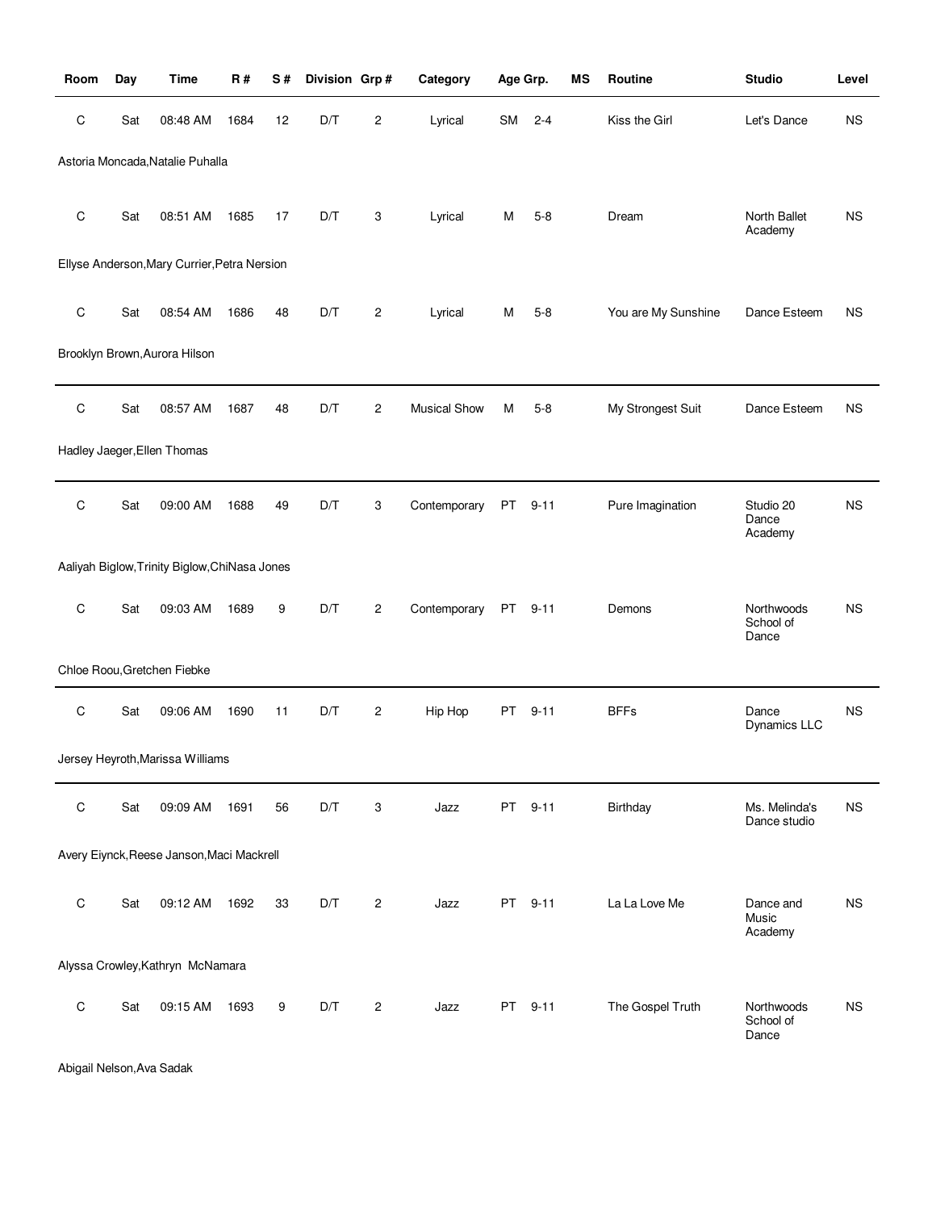| Room | Day | Time | R # | S # | Division | Grp # | Category | Age Grp. | | MS | Routine | Studio | Level |
|---|---|---|---|---|---|---|---|---|---|---|---|---|---|
| C | Sat | 08:48 AM | 1684 | 12 | D/T | 2 | Lyrical | SM | 2-4 | | Kiss the Girl | Let's Dance | NS |
| Astoria Moncada,Natalie Puhalla | | | | | | | | | | | | | |
| C | Sat | 08:51 AM | 1685 | 17 | D/T | 3 | Lyrical | M | 5-8 | | Dream | North Ballet Academy | NS |
| Ellyse Anderson,Mary Currier,Petra Nersion | | | | | | | | | | | | | |
| C | Sat | 08:54 AM | 1686 | 48 | D/T | 2 | Lyrical | M | 5-8 | | You are My Sunshine | Dance Esteem | NS |
| Brooklyn Brown,Aurora Hilson | | | | | | | | | | | | | |
| C | Sat | 08:57 AM | 1687 | 48 | D/T | 2 | Musical Show | M | 5-8 | | My Strongest Suit | Dance Esteem | NS |
| Hadley Jaeger,Ellen Thomas | | | | | | | | | | | | | |
| C | Sat | 09:00 AM | 1688 | 49 | D/T | 3 | Contemporary | PT | 9-11 | | Pure Imagination | Studio 20 Dance Academy | NS |
| Aaliyah Biglow,Trinity Biglow,ChiNasa Jones | | | | | | | | | | | | | |
| C | Sat | 09:03 AM | 1689 | 9 | D/T | 2 | Contemporary | PT | 9-11 | | Demons | Northwoods School of Dance | NS |
| Chloe Roou,Gretchen Fiebke | | | | | | | | | | | | | |
| C | Sat | 09:06 AM | 1690 | 11 | D/T | 2 | Hip Hop | PT | 9-11 | | BFFs | Dance Dynamics LLC | NS |
| Jersey Heyroth,Marissa Williams | | | | | | | | | | | | | |
| C | Sat | 09:09 AM | 1691 | 56 | D/T | 3 | Jazz | PT | 9-11 | | Birthday | Ms. Melinda's Dance studio | NS |
| Avery Eiynck,Reese Janson,Maci Mackrell | | | | | | | | | | | | | |
| C | Sat | 09:12 AM | 1692 | 33 | D/T | 2 | Jazz | PT | 9-11 | | La La Love Me | Dance and Music Academy | NS |
| Alyssa Crowley,Kathryn McNamara | | | | | | | | | | | | | |
| C | Sat | 09:15 AM | 1693 | 9 | D/T | 2 | Jazz | PT | 9-11 | | The Gospel Truth | Northwoods School of Dance | NS |
| Abigail Nelson,Ava Sadak | | | | | | | | | | | | | |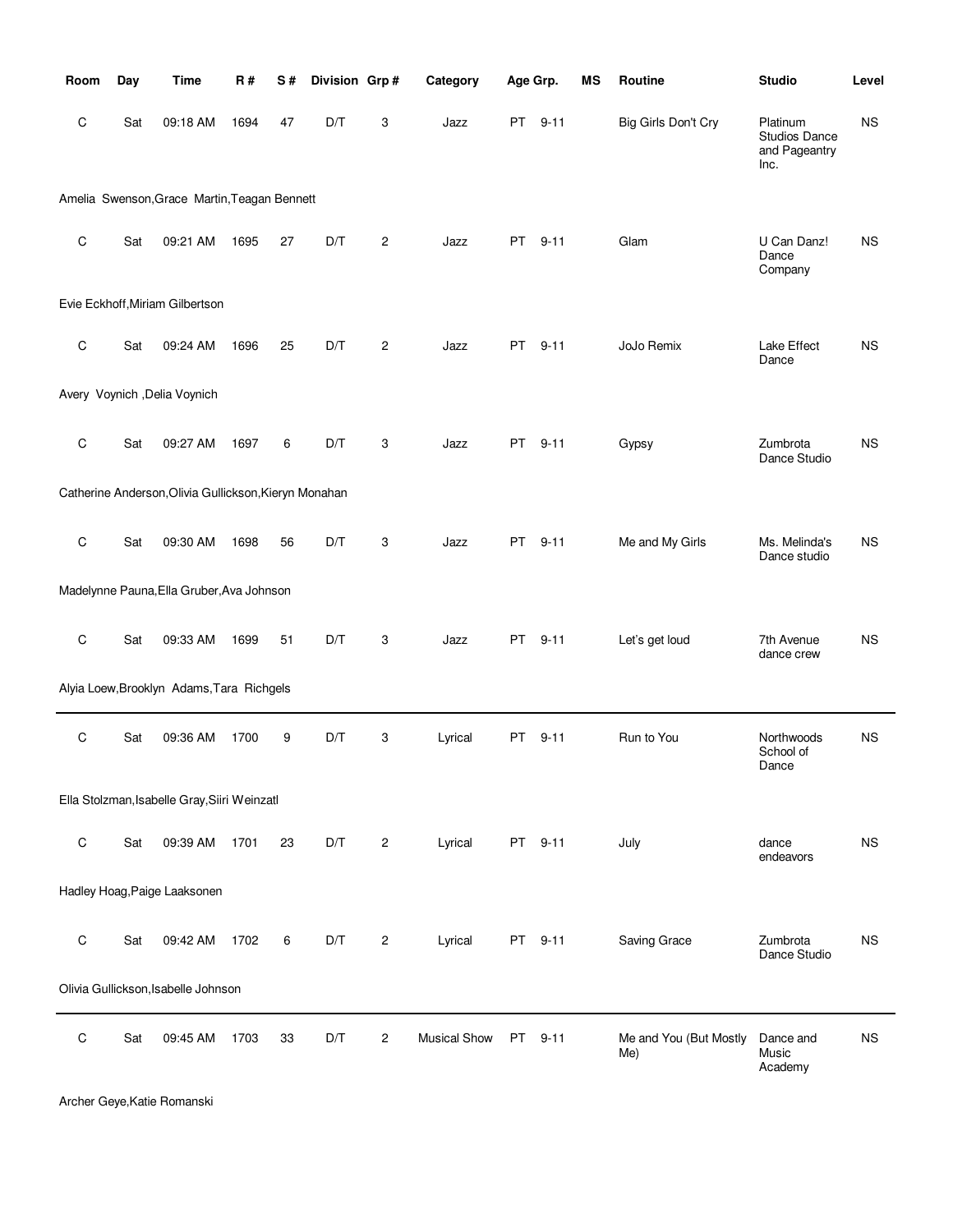| Room | Day | Time | R # | S # | Division | Grp # | Category | Age Grp. | MS | Routine | Studio | Level |
|---|---|---|---|---|---|---|---|---|---|---|---|---|
| C | Sat | 09:18 AM | 1694 | 47 | D/T | 3 | Jazz | PT 9-11 | | Big Girls Don't Cry | Platinum Studios Dance and Pageantry Inc. | NS |
| Amelia Swenson,Grace Martin,Teagan Bennett | | | | | | | | | | | | |
| C | Sat | 09:21 AM | 1695 | 27 | D/T | 2 | Jazz | PT 9-11 | | Glam | U Can Danz! Dance Company | NS |
| Evie Eckhoff,Miriam Gilbertson | | | | | | | | | | | | |
| C | Sat | 09:24 AM | 1696 | 25 | D/T | 2 | Jazz | PT 9-11 | | JoJo Remix | Lake Effect Dance | NS |
| Avery Voynich ,Delia Voynich | | | | | | | | | | | | |
| C | Sat | 09:27 AM | 1697 | 6 | D/T | 3 | Jazz | PT 9-11 | | Gypsy | Zumbrota Dance Studio | NS |
| Catherine Anderson,Olivia Gullickson,Kieryn Monahan | | | | | | | | | | | | |
| C | Sat | 09:30 AM | 1698 | 56 | D/T | 3 | Jazz | PT 9-11 | | Me and My Girls | Ms. Melinda's Dance studio | NS |
| Madelynne Pauna,Ella Gruber,Ava Johnson | | | | | | | | | | | | |
| C | Sat | 09:33 AM | 1699 | 51 | D/T | 3 | Jazz | PT 9-11 | | Let's get loud | 7th Avenue dance crew | NS |
| Alyia Loew,Brooklyn Adams,Tara Richgels | | | | | | | | | | | | |
| C | Sat | 09:36 AM | 1700 | 9 | D/T | 3 | Lyrical | PT 9-11 | | Run to You | Northwoods School of Dance | NS |
| Ella Stolzman,Isabelle Gray,Siiri Weinzatl | | | | | | | | | | | | |
| C | Sat | 09:39 AM | 1701 | 23 | D/T | 2 | Lyrical | PT 9-11 | | July | dance endeavors | NS |
| Hadley Hoag,Paige Laaksonen | | | | | | | | | | | | |
| C | Sat | 09:42 AM | 1702 | 6 | D/T | 2 | Lyrical | PT 9-11 | | Saving Grace | Zumbrota Dance Studio | NS |
| Olivia Gullickson,Isabelle Johnson | | | | | | | | | | | | |
| C | Sat | 09:45 AM | 1703 | 33 | D/T | 2 | Musical Show | PT 9-11 | | Me and You (But Mostly Me) | Dance and Music Academy | NS |
| Archer Geye,Katie Romanski | | | | | | | | | | | | |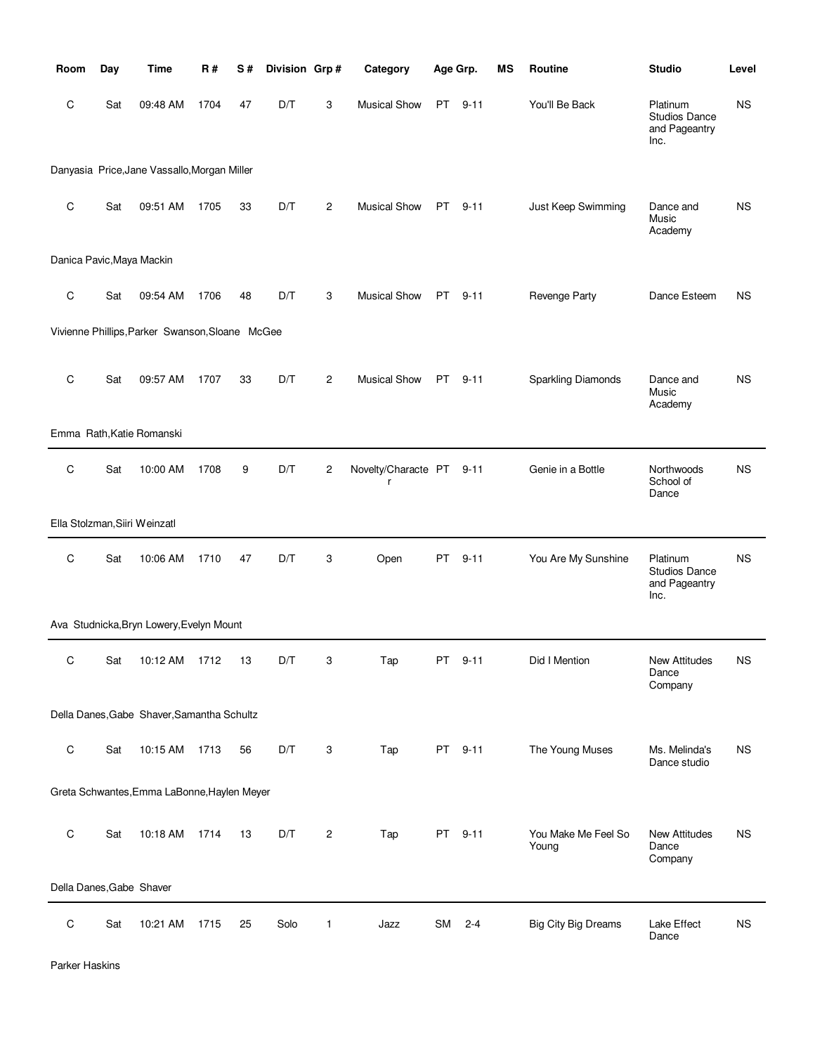| Room | Day | Time | R # | S # | Division | Grp # | Category | Age Grp. | | MS | Routine | Studio | Level |
|---|---|---|---|---|---|---|---|---|---|---|---|---|---|
| C | Sat | 09:48 AM | 1704 | 47 | D/T | 3 | Musical Show | PT | 9-11 | | You'll Be Back | Platinum Studios Dance and Pageantry Inc. | NS |
| Danyasia Price,Jane Vassallo,Morgan Miller | | | | | | | | | | | | | |
| C | Sat | 09:51 AM | 1705 | 33 | D/T | 2 | Musical Show | PT | 9-11 | | Just Keep Swimming | Dance and Music Academy | NS |
| Danica Pavic,Maya Mackin | | | | | | | | | | | | | |
| C | Sat | 09:54 AM | 1706 | 48 | D/T | 3 | Musical Show | PT | 9-11 | | Revenge Party | Dance Esteem | NS |
| Vivienne Phillips,Parker Swanson,Sloane McGee | | | | | | | | | | | | | |
| C | Sat | 09:57 AM | 1707 | 33 | D/T | 2 | Musical Show | PT | 9-11 | | Sparkling Diamonds | Dance and Music Academy | NS |
| Emma Rath,Katie Romanski | | | | | | | | | | | | | |
| C | Sat | 10:00 AM | 1708 | 9 | D/T | 2 | Novelty/Character | PT | 9-11 | | Genie in a Bottle | Northwoods School of Dance | NS |
| Ella Stolzman,Siiri Weinzatl | | | | | | | | | | | | | |
| C | Sat | 10:06 AM | 1710 | 47 | D/T | 3 | Open | PT | 9-11 | | You Are My Sunshine | Platinum Studios Dance and Pageantry Inc. | NS |
| Ava Studnicka,Bryn Lowery,Evelyn Mount | | | | | | | | | | | | | |
| C | Sat | 10:12 AM | 1712 | 13 | D/T | 3 | Tap | PT | 9-11 | | Did I Mention | New Attitudes Dance Company | NS |
| Della Danes,Gabe Shaver,Samantha Schultz | | | | | | | | | | | | | |
| C | Sat | 10:15 AM | 1713 | 56 | D/T | 3 | Tap | PT | 9-11 | | The Young Muses | Ms. Melinda's Dance studio | NS |
| Greta Schwantes,Emma LaBonne,Haylen Meyer | | | | | | | | | | | | | |
| C | Sat | 10:18 AM | 1714 | 13 | D/T | 2 | Tap | PT | 9-11 | | You Make Me Feel So Young | New Attitudes Dance Company | NS |
| Della Danes,Gabe Shaver | | | | | | | | | | | | | |
| C | Sat | 10:21 AM | 1715 | 25 | Solo | 1 | Jazz | SM | 2-4 | | Big City Big Dreams | Lake Effect Dance | NS |
| Parker Haskins | | | | | | | | | | | | | |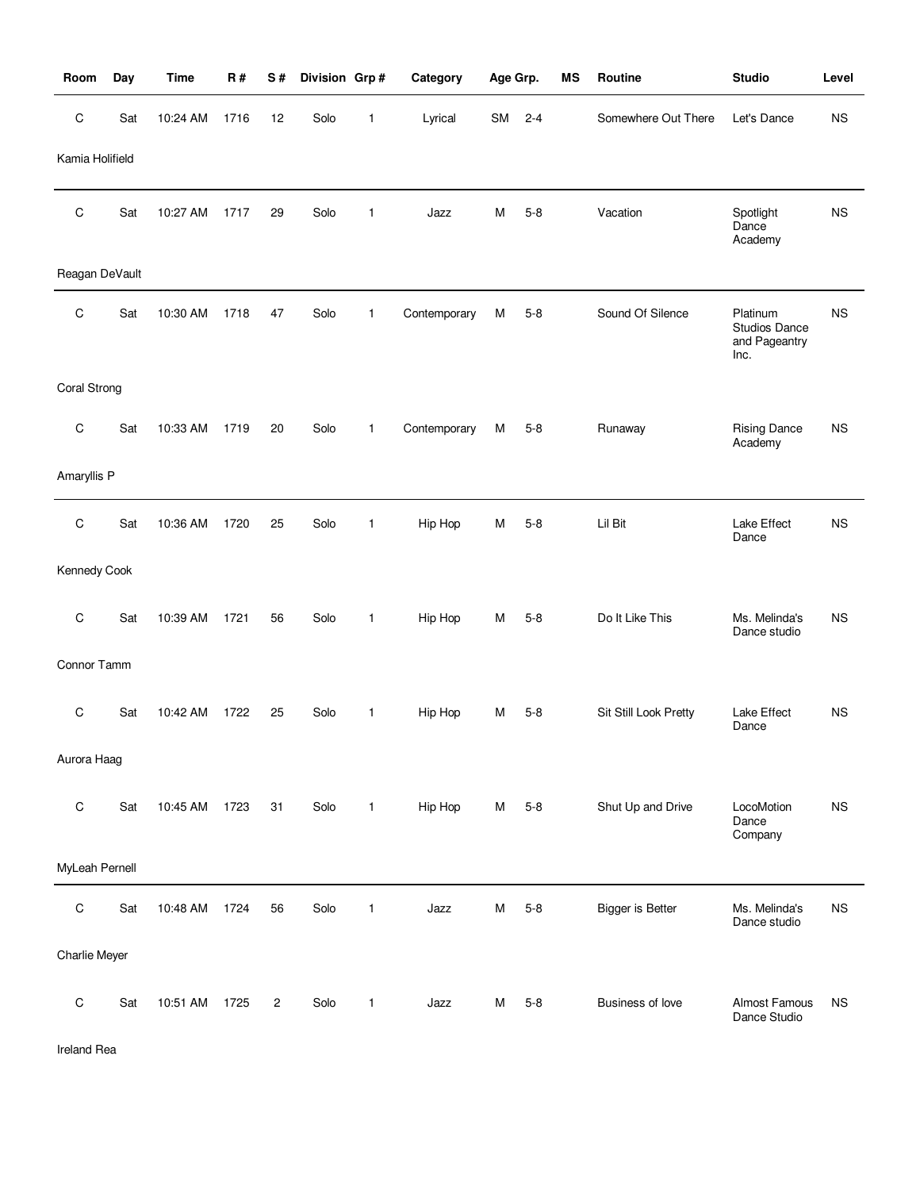| Room | Day | Time | R # | S # | Division | Grp # | Category | Age Grp. | | MS | Routine | Studio | Level |
|---|---|---|---|---|---|---|---|---|---|---|---|---|---|
| C | Sat | 10:24 AM | 1716 | 12 | Solo | 1 | Lyrical | SM | 2-4 | | Somewhere Out There | Let's Dance | NS |
| Kamia Holifield | | | | | | | | | | | | | |
| C | Sat | 10:27 AM | 1717 | 29 | Solo | 1 | Jazz | M | 5-8 | | Vacation | Spotlight Dance Academy | NS |
| Reagan DeVault | | | | | | | | | | | | | |
| C | Sat | 10:30 AM | 1718 | 47 | Solo | 1 | Contemporary | M | 5-8 | | Sound Of Silence | Platinum Studios Dance and Pageantry Inc. | NS |
| Coral Strong | | | | | | | | | | | | | |
| C | Sat | 10:33 AM | 1719 | 20 | Solo | 1 | Contemporary | M | 5-8 | | Runaway | Rising Dance Academy | NS |
| Amaryllis P | | | | | | | | | | | | | |
| C | Sat | 10:36 AM | 1720 | 25 | Solo | 1 | Hip Hop | M | 5-8 | | Lil Bit | Lake Effect Dance | NS |
| Kennedy Cook | | | | | | | | | | | | | |
| C | Sat | 10:39 AM | 1721 | 56 | Solo | 1 | Hip Hop | M | 5-8 | | Do It Like This | Ms. Melinda's Dance studio | NS |
| Connor Tamm | | | | | | | | | | | | | |
| C | Sat | 10:42 AM | 1722 | 25 | Solo | 1 | Hip Hop | M | 5-8 | | Sit Still Look Pretty | Lake Effect Dance | NS |
| Aurora Haag | | | | | | | | | | | | | |
| C | Sat | 10:45 AM | 1723 | 31 | Solo | 1 | Hip Hop | M | 5-8 | | Shut Up and Drive | LocoMotion Dance Company | NS |
| MyLeah Pernell | | | | | | | | | | | | | |
| C | Sat | 10:48 AM | 1724 | 56 | Solo | 1 | Jazz | M | 5-8 | | Bigger is Better | Ms. Melinda's Dance studio | NS |
| Charlie Meyer | | | | | | | | | | | | | |
| C | Sat | 10:51 AM | 1725 | 2 | Solo | 1 | Jazz | M | 5-8 | | Business of love | Almost Famous Dance Studio | NS |
| Ireland Rea | | | | | | | | | | | | | |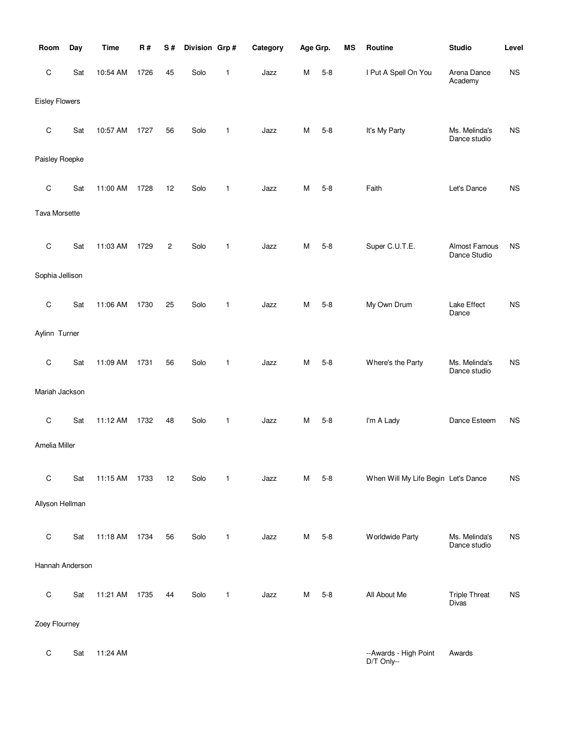| Room | Day | Time | R # | S # | Division | Grp # | Category | Age Grp. | | MS | Routine | Studio | Level |
|---|---|---|---|---|---|---|---|---|---|---|---|---|---|
| C | Sat | 10:54 AM | 1726 | 45 | Solo | 1 | Jazz | M | 5-8 | | I Put A Spell On You | Arena Dance Academy | NS |
| Eisley Flowers | | | | | | | | | | | | | |
| C | Sat | 10:57 AM | 1727 | 56 | Solo | 1 | Jazz | M | 5-8 | | It's My Party | Ms. Melinda's Dance studio | NS |
| Paisley Roepke | | | | | | | | | | | | | |
| C | Sat | 11:00 AM | 1728 | 12 | Solo | 1 | Jazz | M | 5-8 | | Faith | Let's Dance | NS |
| Tava Morsette | | | | | | | | | | | | | |
| C | Sat | 11:03 AM | 1729 | 2 | Solo | 1 | Jazz | M | 5-8 | | Super C.U.T.E. | Almost Famous Dance Studio | NS |
| Sophia Jellison | | | | | | | | | | | | | |
| C | Sat | 11:06 AM | 1730 | 25 | Solo | 1 | Jazz | M | 5-8 | | My Own Drum | Lake Effect Dance | NS |
| Aylinn Turner | | | | | | | | | | | | | |
| C | Sat | 11:09 AM | 1731 | 56 | Solo | 1 | Jazz | M | 5-8 | | Where's the Party | Ms. Melinda's Dance studio | NS |
| Mariah Jackson | | | | | | | | | | | | | |
| C | Sat | 11:12 AM | 1732 | 48 | Solo | 1 | Jazz | M | 5-8 | | I'm A Lady | Dance Esteem | NS |
| Amelia Miller | | | | | | | | | | | | | |
| C | Sat | 11:15 AM | 1733 | 12 | Solo | 1 | Jazz | M | 5-8 | | When Will My Life Begin | Let's Dance | NS |
| Allyson Hellman | | | | | | | | | | | | | |
| C | Sat | 11:18 AM | 1734 | 56 | Solo | 1 | Jazz | M | 5-8 | | Worldwide Party | Ms. Melinda's Dance studio | NS |
| Hannah Anderson | | | | | | | | | | | | | |
| C | Sat | 11:21 AM | 1735 | 44 | Solo | 1 | Jazz | M | 5-8 | | All About Me | Triple Threat Divas | NS |
| Zoey Flourney | | | | | | | | | | | | | |
| C | Sat | 11:24 AM | | | | | | | | | --Awards - High Point D/T Only-- | Awards | |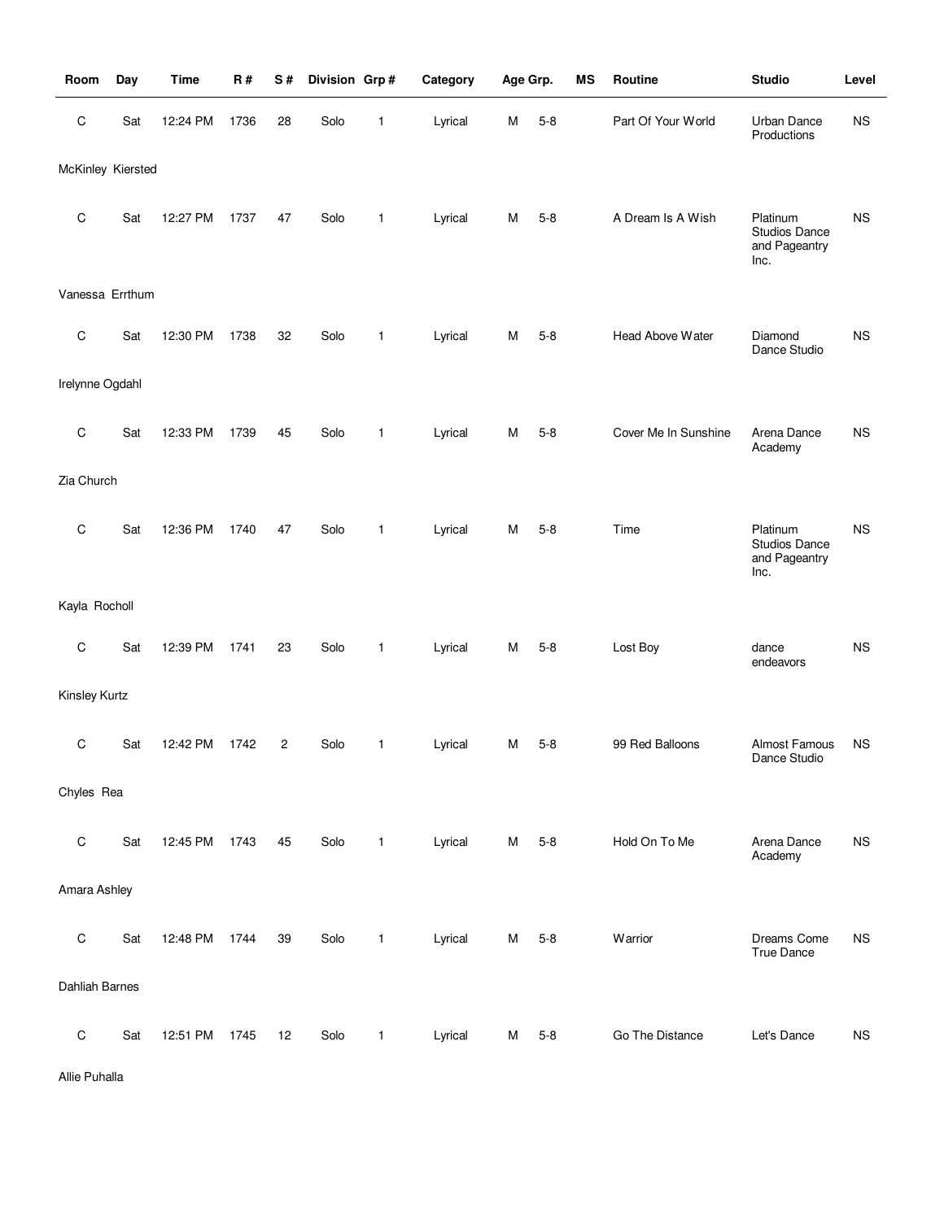| Room | Day | Time | R # | S # | Division | Grp # | Category | Age Grp. | | MS | Routine | Studio | Level |
|---|---|---|---|---|---|---|---|---|---|---|---|---|---|
| C | Sat | 12:24 PM | 1736 | 28 | Solo | 1 | Lyrical | M | 5-8 | | Part Of Your World | Urban Dance Productions | NS |
| McKinley Kiersted | | | | | | | | | | | | | |
| C | Sat | 12:27 PM | 1737 | 47 | Solo | 1 | Lyrical | M | 5-8 | | A Dream Is A Wish | Platinum Studios Dance and Pageantry Inc. | NS |
| Vanessa Errthum | | | | | | | | | | | | | |
| C | Sat | 12:30 PM | 1738 | 32 | Solo | 1 | Lyrical | M | 5-8 | | Head Above Water | Diamond Dance Studio | NS |
| Irelynne Ogdahl | | | | | | | | | | | | | |
| C | Sat | 12:33 PM | 1739 | 45 | Solo | 1 | Lyrical | M | 5-8 | | Cover Me In Sunshine | Arena Dance Academy | NS |
| Zia Church | | | | | | | | | | | | | |
| C | Sat | 12:36 PM | 1740 | 47 | Solo | 1 | Lyrical | M | 5-8 | | Time | Platinum Studios Dance and Pageantry Inc. | NS |
| Kayla Rocholl | | | | | | | | | | | | | |
| C | Sat | 12:39 PM | 1741 | 23 | Solo | 1 | Lyrical | M | 5-8 | | Lost Boy | dance endeavors | NS |
| Kinsley Kurtz | | | | | | | | | | | | | |
| C | Sat | 12:42 PM | 1742 | 2 | Solo | 1 | Lyrical | M | 5-8 | | 99 Red Balloons | Almost Famous Dance Studio | NS |
| Chyles Rea | | | | | | | | | | | | | |
| C | Sat | 12:45 PM | 1743 | 45 | Solo | 1 | Lyrical | M | 5-8 | | Hold On To Me | Arena Dance Academy | NS |
| Amara Ashley | | | | | | | | | | | | | |
| C | Sat | 12:48 PM | 1744 | 39 | Solo | 1 | Lyrical | M | 5-8 | | Warrior | Dreams Come True Dance | NS |
| Dahliah Barnes | | | | | | | | | | | | | |
| C | Sat | 12:51 PM | 1745 | 12 | Solo | 1 | Lyrical | M | 5-8 | | Go The Distance | Let's Dance | NS |
| Allie Puhalla | | | | | | | | | | | | | |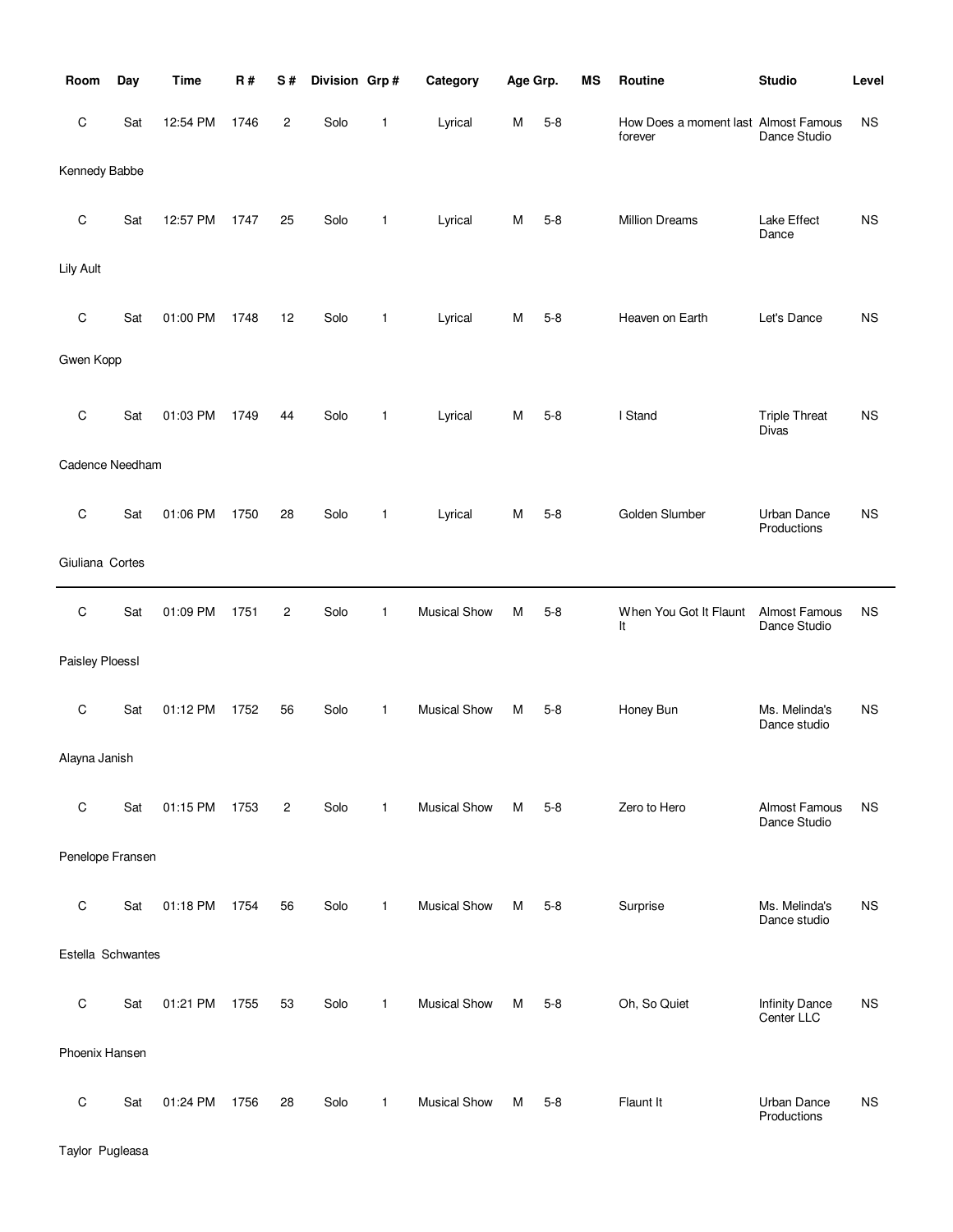| Room | Day | Time | R # | S # | Division | Grp # | Category | Age Grp. | | MS | Routine | Studio | Level |
|---|---|---|---|---|---|---|---|---|---|---|---|---|---|
| C | Sat | 12:54 PM | 1746 | 2 | Solo | 1 | Lyrical | M | 5-8 | | How Does a moment last forever | Almost Famous Dance Studio | NS |
| Kennedy Babbe | | | | | | | | | | | | | |
| C | Sat | 12:57 PM | 1747 | 25 | Solo | 1 | Lyrical | M | 5-8 | | Million Dreams | Lake Effect Dance | NS |
| Lily Ault | | | | | | | | | | | | | |
| C | Sat | 01:00 PM | 1748 | 12 | Solo | 1 | Lyrical | M | 5-8 | | Heaven on Earth | Let's Dance | NS |
| Gwen Kopp | | | | | | | | | | | | | |
| C | Sat | 01:03 PM | 1749 | 44 | Solo | 1 | Lyrical | M | 5-8 | | I Stand | Triple Threat Divas | NS |
| Cadence Needham | | | | | | | | | | | | | |
| C | Sat | 01:06 PM | 1750 | 28 | Solo | 1 | Lyrical | M | 5-8 | | Golden Slumber | Urban Dance Productions | NS |
| Giuliana Cortes | | | | | | | | | | | | | |
| C | Sat | 01:09 PM | 1751 | 2 | Solo | 1 | Musical Show | M | 5-8 | | When You Got It Flaunt It | Almost Famous Dance Studio | NS |
| Paisley Ploessl | | | | | | | | | | | | | |
| C | Sat | 01:12 PM | 1752 | 56 | Solo | 1 | Musical Show | M | 5-8 | | Honey Bun | Ms. Melinda's Dance studio | NS |
| Alayna Janish | | | | | | | | | | | | | |
| C | Sat | 01:15 PM | 1753 | 2 | Solo | 1 | Musical Show | M | 5-8 | | Zero to Hero | Almost Famous Dance Studio | NS |
| Penelope Fransen | | | | | | | | | | | | | |
| C | Sat | 01:18 PM | 1754 | 56 | Solo | 1 | Musical Show | M | 5-8 | | Surprise | Ms. Melinda's Dance studio | NS |
| Estella Schwantes | | | | | | | | | | | | | |
| C | Sat | 01:21 PM | 1755 | 53 | Solo | 1 | Musical Show | M | 5-8 | | Oh, So Quiet | Infinity Dance Center LLC | NS |
| Phoenix Hansen | | | | | | | | | | | | | |
| C | Sat | 01:24 PM | 1756 | 28 | Solo | 1 | Musical Show | M | 5-8 | | Flaunt It | Urban Dance Productions | NS |
| Taylor Pugleasa | | | | | | | | | | | | | |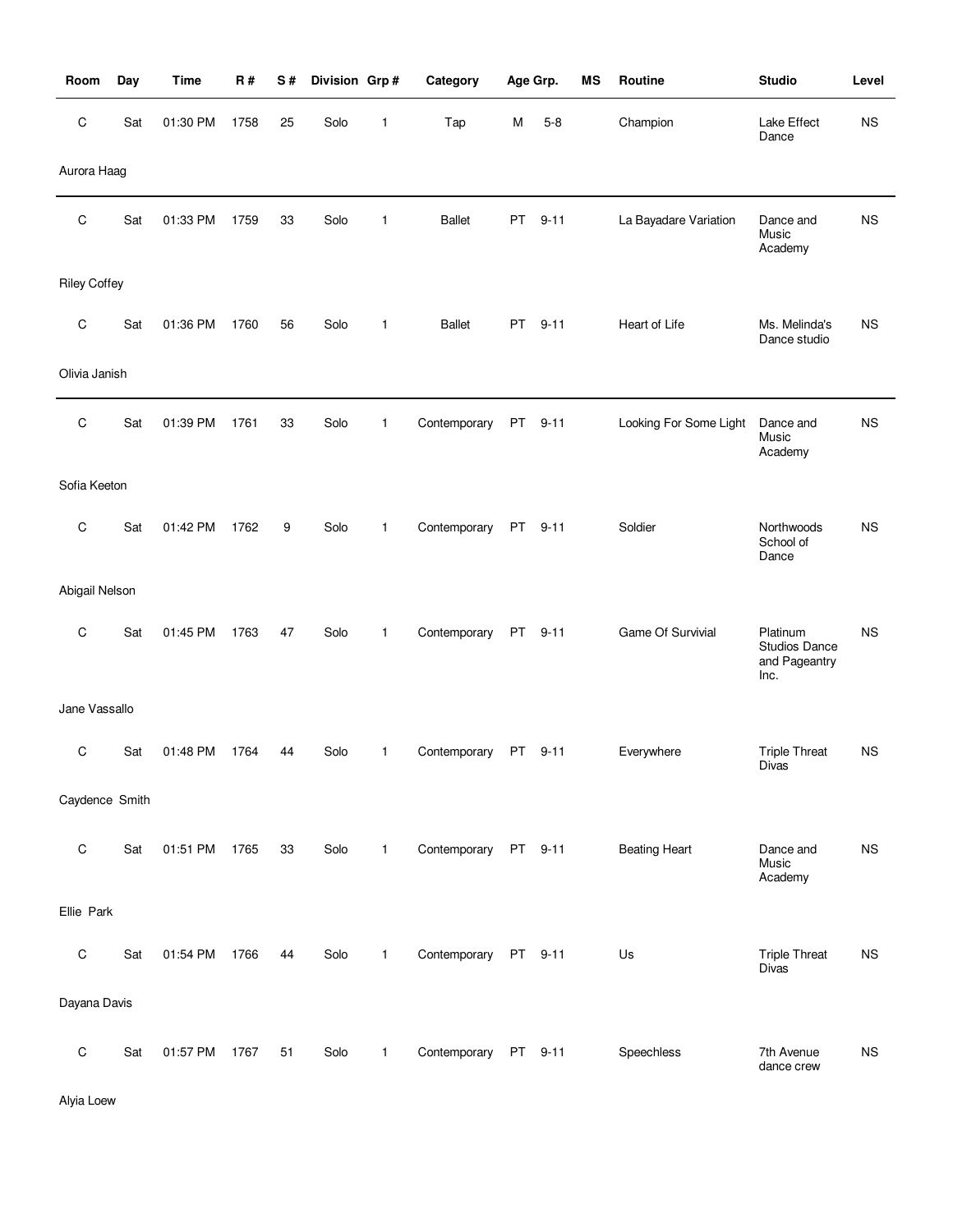| Room | Day | Time | R # | S # | Division | Grp # | Category | Age Grp. | | MS | Routine | Studio | Level |
|---|---|---|---|---|---|---|---|---|---|---|---|---|---|
| C | Sat | 01:30 PM | 1758 | 25 | Solo | 1 | Tap | M | 5-8 | | Champion | Lake Effect Dance | NS |
| Aurora Haag | | | | | | | | | | | | | |
| C | Sat | 01:33 PM | 1759 | 33 | Solo | 1 | Ballet | PT | 9-11 | | La Bayadare Variation | Dance and Music Academy | NS |
| Riley Coffey | | | | | | | | | | | | | |
| C | Sat | 01:36 PM | 1760 | 56 | Solo | 1 | Ballet | PT | 9-11 | | Heart of Life | Ms. Melinda's Dance studio | NS |
| Olivia Janish | | | | | | | | | | | | | |
| C | Sat | 01:39 PM | 1761 | 33 | Solo | 1 | Contemporary | PT | 9-11 | | Looking For Some Light | Dance and Music Academy | NS |
| Sofia Keeton | | | | | | | | | | | | | |
| C | Sat | 01:42 PM | 1762 | 9 | Solo | 1 | Contemporary | PT | 9-11 | | Soldier | Northwoods School of Dance | NS |
| Abigail Nelson | | | | | | | | | | | | | |
| C | Sat | 01:45 PM | 1763 | 47 | Solo | 1 | Contemporary | PT | 9-11 | | Game Of Survivial | Platinum Studios Dance and Pageantry Inc. | NS |
| Jane Vassallo | | | | | | | | | | | | | |
| C | Sat | 01:48 PM | 1764 | 44 | Solo | 1 | Contemporary | PT | 9-11 | | Everywhere | Triple Threat Divas | NS |
| Caydence Smith | | | | | | | | | | | | | |
| C | Sat | 01:51 PM | 1765 | 33 | Solo | 1 | Contemporary | PT | 9-11 | | Beating Heart | Dance and Music Academy | NS |
| Ellie Park | | | | | | | | | | | | | |
| C | Sat | 01:54 PM | 1766 | 44 | Solo | 1 | Contemporary | PT | 9-11 | | Us | Triple Threat Divas | NS |
| Dayana Davis | | | | | | | | | | | | | |
| C | Sat | 01:57 PM | 1767 | 51 | Solo | 1 | Contemporary | PT | 9-11 | | Speechless | 7th Avenue dance crew | NS |
| Alyia Loew | | | | | | | | | | | | | |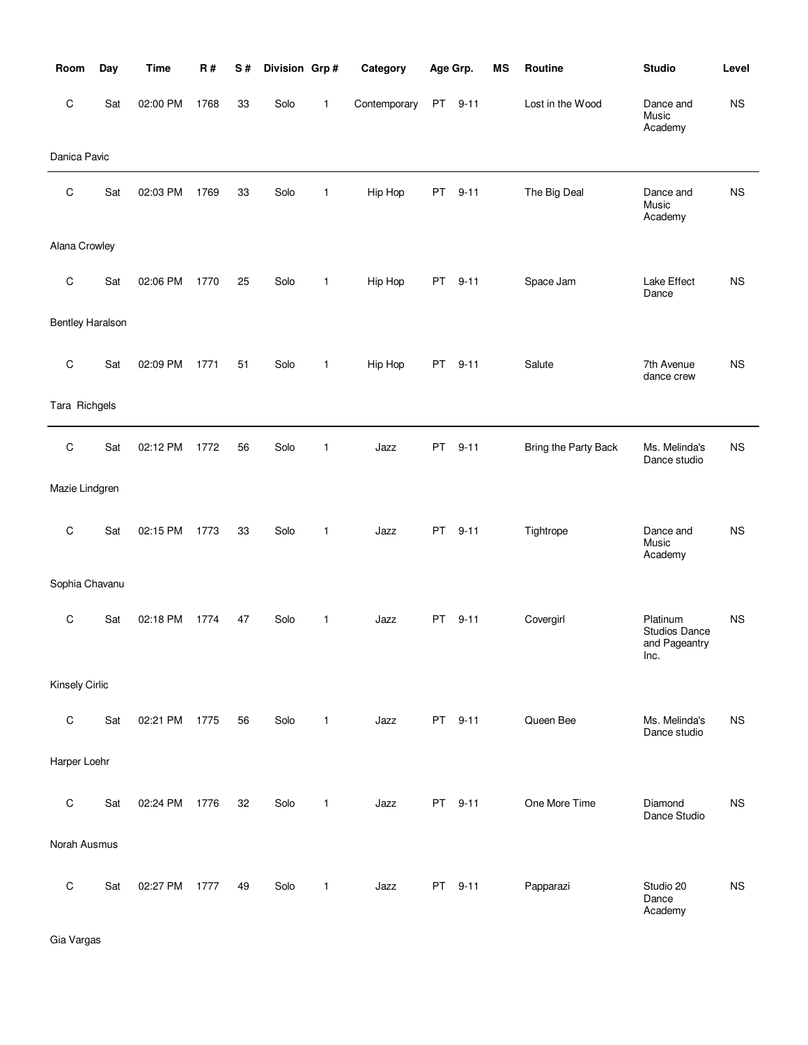| Room | Day | Time | R # | S # | Division | Grp # | Category | Age Grp. | | MS | Routine | Studio | Level |
|---|---|---|---|---|---|---|---|---|---|---|---|---|---|
| C | Sat | 02:00 PM | 1768 | 33 | Solo | 1 | Contemporary | PT | 9-11 | | Lost in the Wood | Dance and Music Academy | NS |
| Danica Pavic | | | | | | | | | | | | | |
| C | Sat | 02:03 PM | 1769 | 33 | Solo | 1 | Hip Hop | PT | 9-11 | | The Big Deal | Dance and Music Academy | NS |
| Alana Crowley | | | | | | | | | | | | | |
| C | Sat | 02:06 PM | 1770 | 25 | Solo | 1 | Hip Hop | PT | 9-11 | | Space Jam | Lake Effect Dance | NS |
| Bentley Haralson | | | | | | | | | | | | | |
| C | Sat | 02:09 PM | 1771 | 51 | Solo | 1 | Hip Hop | PT | 9-11 | | Salute | 7th Avenue dance crew | NS |
| Tara Richgels | | | | | | | | | | | | | |
| C | Sat | 02:12 PM | 1772 | 56 | Solo | 1 | Jazz | PT | 9-11 | | Bring the Party Back | Ms. Melinda's Dance studio | NS |
| Mazie Lindgren | | | | | | | | | | | | | |
| C | Sat | 02:15 PM | 1773 | 33 | Solo | 1 | Jazz | PT | 9-11 | | Tightrope | Dance and Music Academy | NS |
| Sophia Chavanu | | | | | | | | | | | | | |
| C | Sat | 02:18 PM | 1774 | 47 | Solo | 1 | Jazz | PT | 9-11 | | Covergirl | Platinum Studios Dance and Pageantry Inc. | NS |
| Kinsely Cirlic | | | | | | | | | | | | | |
| C | Sat | 02:21 PM | 1775 | 56 | Solo | 1 | Jazz | PT | 9-11 | | Queen Bee | Ms. Melinda's Dance studio | NS |
| Harper Loehr | | | | | | | | | | | | | |
| C | Sat | 02:24 PM | 1776 | 32 | Solo | 1 | Jazz | PT | 9-11 | | One More Time | Diamond Dance Studio | NS |
| Norah Ausmus | | | | | | | | | | | | | |
| C | Sat | 02:27 PM | 1777 | 49 | Solo | 1 | Jazz | PT | 9-11 | | Papparazi | Studio 20 Dance Academy | NS |
| Gia Vargas | | | | | | | | | | | | | |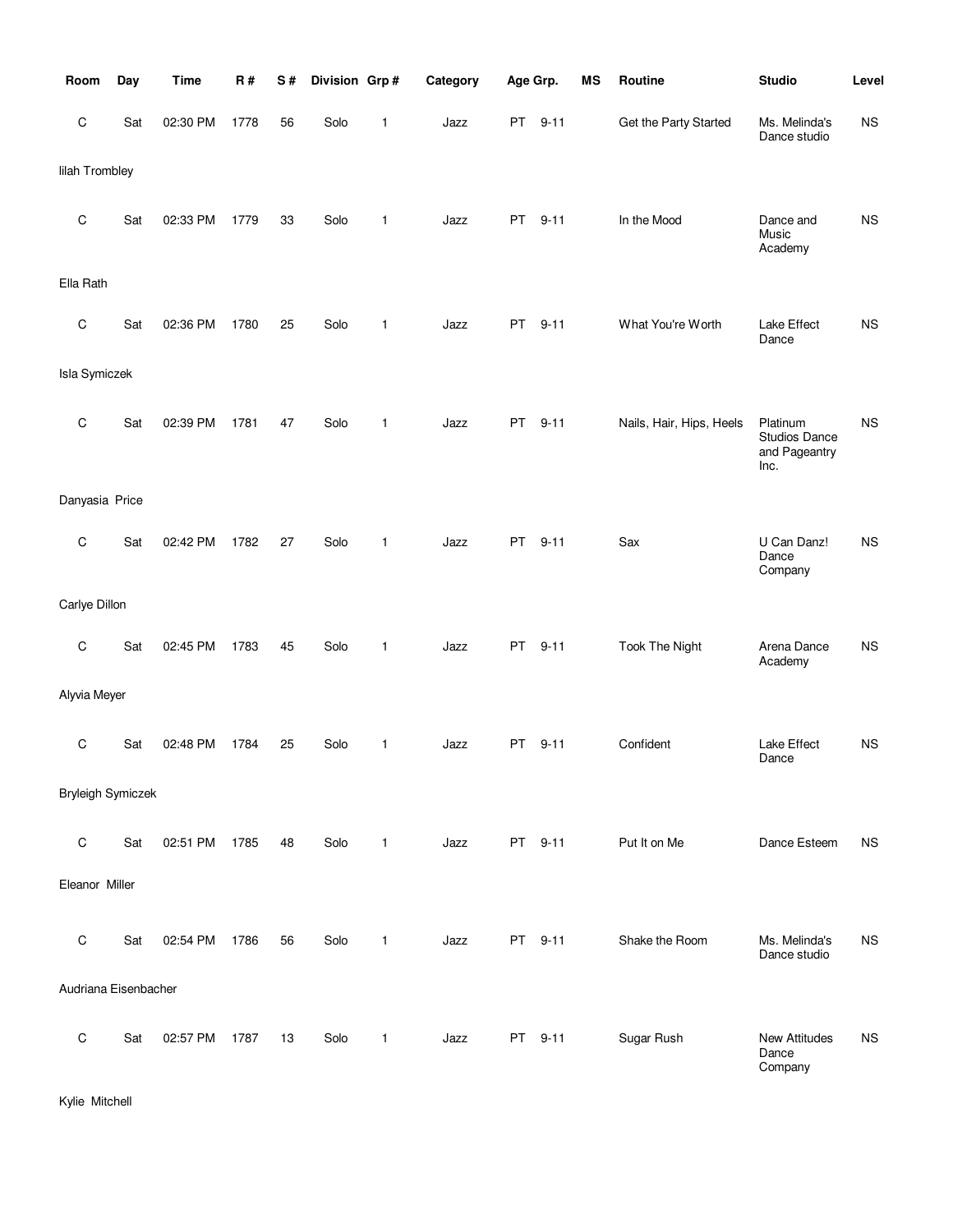| Room | Day | Time | R # | S # | Division | Grp # | Category | Age Grp. | | MS | Routine | Studio | Level |
|---|---|---|---|---|---|---|---|---|---|---|---|---|---|
| C | Sat | 02:30 PM | 1778 | 56 | Solo | 1 | Jazz | PT | 9-11 | | Get the Party Started | Ms. Melinda's Dance studio | NS |
| lilah Trombley | | | | | | | | | | | | | |
| C | Sat | 02:33 PM | 1779 | 33 | Solo | 1 | Jazz | PT | 9-11 | | In the Mood | Dance and Music Academy | NS |
| Ella Rath | | | | | | | | | | | | | |
| C | Sat | 02:36 PM | 1780 | 25 | Solo | 1 | Jazz | PT | 9-11 | | What You're Worth | Lake Effect Dance | NS |
| Isla Symiczek | | | | | | | | | | | | | |
| C | Sat | 02:39 PM | 1781 | 47 | Solo | 1 | Jazz | PT | 9-11 | | Nails, Hair, Hips, Heels | Platinum Studios Dance and Pageantry Inc. | NS |
| Danyasia Price | | | | | | | | | | | | | |
| C | Sat | 02:42 PM | 1782 | 27 | Solo | 1 | Jazz | PT | 9-11 | | Sax | U Can Danz! Dance Company | NS |
| Carlye Dillon | | | | | | | | | | | | | |
| C | Sat | 02:45 PM | 1783 | 45 | Solo | 1 | Jazz | PT | 9-11 | | Took The Night | Arena Dance Academy | NS |
| Alyvia Meyer | | | | | | | | | | | | | |
| C | Sat | 02:48 PM | 1784 | 25 | Solo | 1 | Jazz | PT | 9-11 | | Confident | Lake Effect Dance | NS |
| Bryleigh Symiczek | | | | | | | | | | | | | |
| C | Sat | 02:51 PM | 1785 | 48 | Solo | 1 | Jazz | PT | 9-11 | | Put It on Me | Dance Esteem | NS |
| Eleanor Miller | | | | | | | | | | | | | |
| C | Sat | 02:54 PM | 1786 | 56 | Solo | 1 | Jazz | PT | 9-11 | | Shake the Room | Ms. Melinda's Dance studio | NS |
| Audriana Eisenbacher | | | | | | | | | | | | | |
| C | Sat | 02:57 PM | 1787 | 13 | Solo | 1 | Jazz | PT | 9-11 | | Sugar Rush | New Attitudes Dance Company | NS |
| Kylie Mitchell | | | | | | | | | | | | | |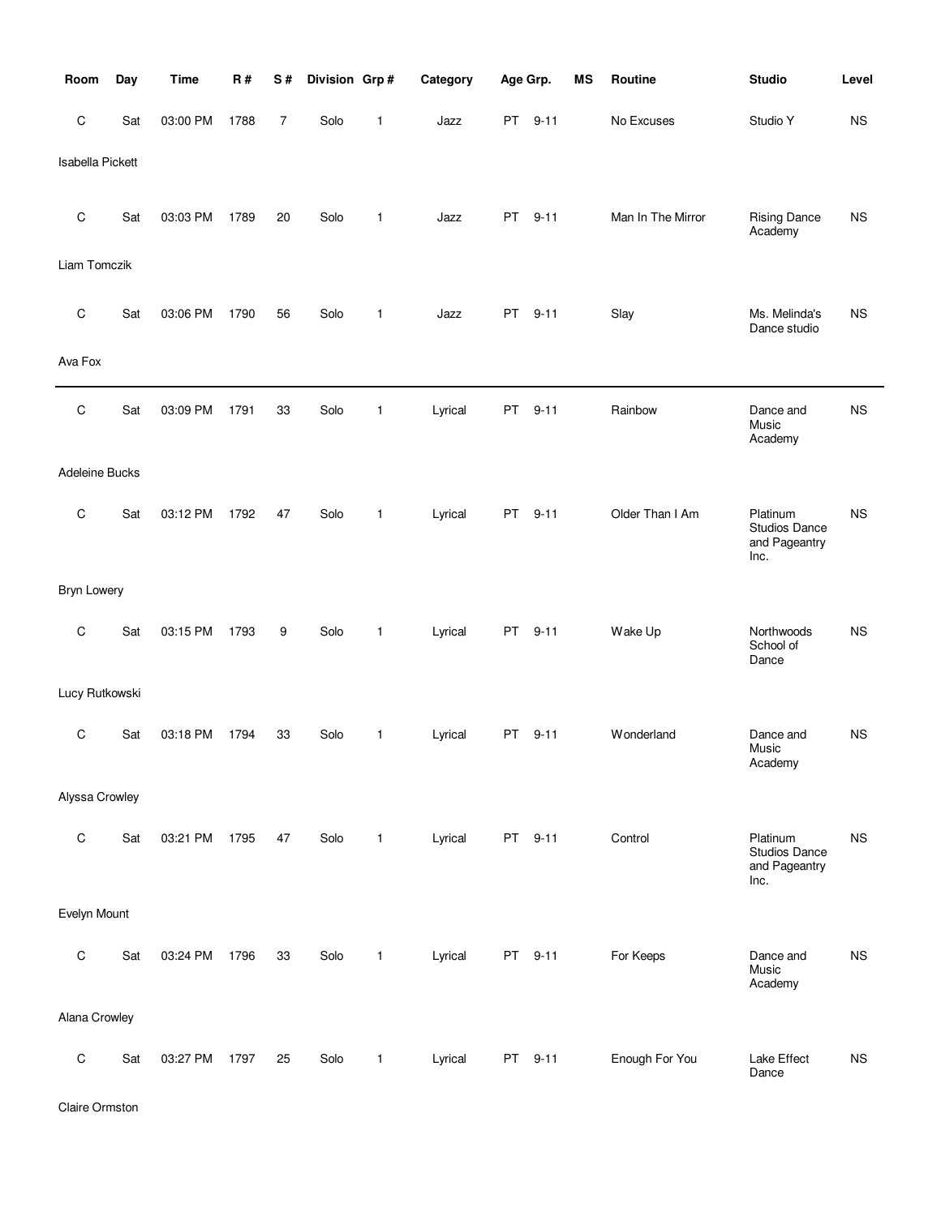| Room | Day | Time | R # | S # | Division | Grp # | Category | Age Grp. | | MS | Routine | Studio | Level |
|---|---|---|---|---|---|---|---|---|---|---|---|---|---|
| C | Sat | 03:00 PM | 1788 | 7 | Solo | 1 | Jazz | PT | 9-11 | | No Excuses | Studio Y | NS |
| Isabella Pickett | | | | | | | | | | | | | |
| C | Sat | 03:03 PM | 1789 | 20 | Solo | 1 | Jazz | PT | 9-11 | | Man In The Mirror | Rising Dance Academy | NS |
| Liam Tomczik | | | | | | | | | | | | | |
| C | Sat | 03:06 PM | 1790 | 56 | Solo | 1 | Jazz | PT | 9-11 | | Slay | Ms. Melinda's Dance studio | NS |
| Ava Fox | | | | | | | | | | | | | |
| C | Sat | 03:09 PM | 1791 | 33 | Solo | 1 | Lyrical | PT | 9-11 | | Rainbow | Dance and Music Academy | NS |
| Adeleine Bucks | | | | | | | | | | | | | |
| C | Sat | 03:12 PM | 1792 | 47 | Solo | 1 | Lyrical | PT | 9-11 | | Older Than I Am | Platinum Studios Dance and Pageantry Inc. | NS |
| Bryn Lowery | | | | | | | | | | | | | |
| C | Sat | 03:15 PM | 1793 | 9 | Solo | 1 | Lyrical | PT | 9-11 | | Wake Up | Northwoods School of Dance | NS |
| Lucy Rutkowski | | | | | | | | | | | | | |
| C | Sat | 03:18 PM | 1794 | 33 | Solo | 1 | Lyrical | PT | 9-11 | | Wonderland | Dance and Music Academy | NS |
| Alyssa Crowley | | | | | | | | | | | | | |
| C | Sat | 03:21 PM | 1795 | 47 | Solo | 1 | Lyrical | PT | 9-11 | | Control | Platinum Studios Dance and Pageantry Inc. | NS |
| Evelyn Mount | | | | | | | | | | | | | |
| C | Sat | 03:24 PM | 1796 | 33 | Solo | 1 | Lyrical | PT | 9-11 | | For Keeps | Dance and Music Academy | NS |
| Alana Crowley | | | | | | | | | | | | | |
| C | Sat | 03:27 PM | 1797 | 25 | Solo | 1 | Lyrical | PT | 9-11 | | Enough For You | Lake Effect Dance | NS |
| Claire Ormston | | | | | | | | | | | | | |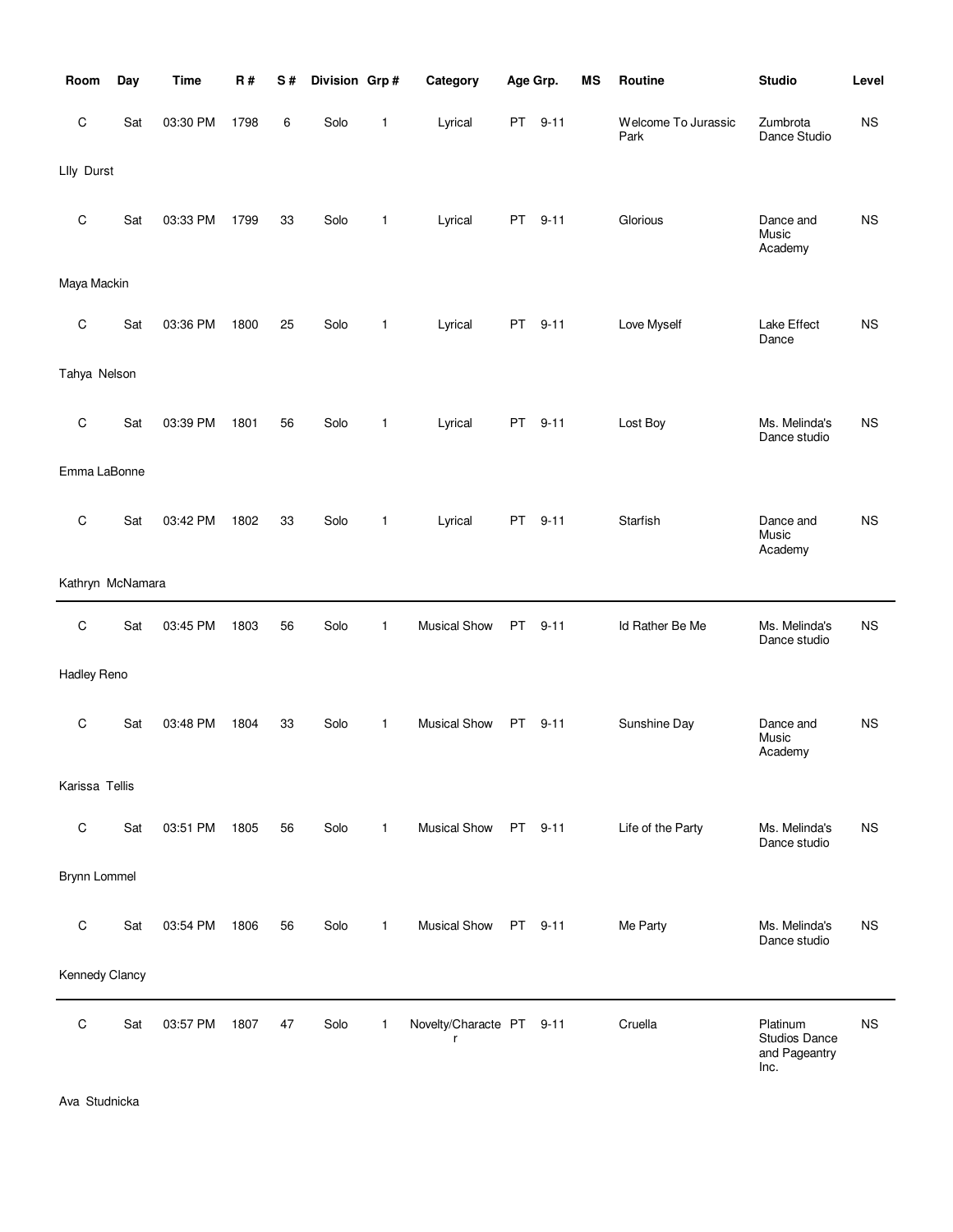| Room | Day | Time | R # | S # | Division | Grp # | Category | Age Grp. | | MS | Routine | Studio | Level |
|---|---|---|---|---|---|---|---|---|---|---|---|---|---|
| C | Sat | 03:30 PM | 1798 | 6 | Solo | 1 | Lyrical | PT | 9-11 | | Welcome To Jurassic Park | Zumbrota Dance Studio | NS |
| LIly Durst | | | | | | | | | | | | | |
| C | Sat | 03:33 PM | 1799 | 33 | Solo | 1 | Lyrical | PT | 9-11 | | Glorious | Dance and Music Academy | NS |
| Maya Mackin | | | | | | | | | | | | | |
| C | Sat | 03:36 PM | 1800 | 25 | Solo | 1 | Lyrical | PT | 9-11 | | Love Myself | Lake Effect Dance | NS |
| Tahya Nelson | | | | | | | | | | | | | |
| C | Sat | 03:39 PM | 1801 | 56 | Solo | 1 | Lyrical | PT | 9-11 | | Lost Boy | Ms. Melinda's Dance studio | NS |
| Emma LaBonne | | | | | | | | | | | | | |
| C | Sat | 03:42 PM | 1802 | 33 | Solo | 1 | Lyrical | PT | 9-11 | | Starfish | Dance and Music Academy | NS |
| Kathryn McNamara | | | | | | | | | | | | | |
| C | Sat | 03:45 PM | 1803 | 56 | Solo | 1 | Musical Show | PT | 9-11 | | Id Rather Be Me | Ms. Melinda's Dance studio | NS |
| Hadley Reno | | | | | | | | | | | | | |
| C | Sat | 03:48 PM | 1804 | 33 | Solo | 1 | Musical Show | PT | 9-11 | | Sunshine Day | Dance and Music Academy | NS |
| Karissa Tellis | | | | | | | | | | | | | |
| C | Sat | 03:51 PM | 1805 | 56 | Solo | 1 | Musical Show | PT | 9-11 | | Life of the Party | Ms. Melinda's Dance studio | NS |
| Brynn Lommel | | | | | | | | | | | | | |
| C | Sat | 03:54 PM | 1806 | 56 | Solo | 1 | Musical Show | PT | 9-11 | | Me Party | Ms. Melinda's Dance studio | NS |
| Kennedy Clancy | | | | | | | | | | | | | |
| C | Sat | 03:57 PM | 1807 | 47 | Solo | 1 | Novelty/Character | PT | 9-11 | | Cruella | Platinum Studios Dance and Pageantry Inc. | NS |
| Ava Studnicka | | | | | | | | | | | | | |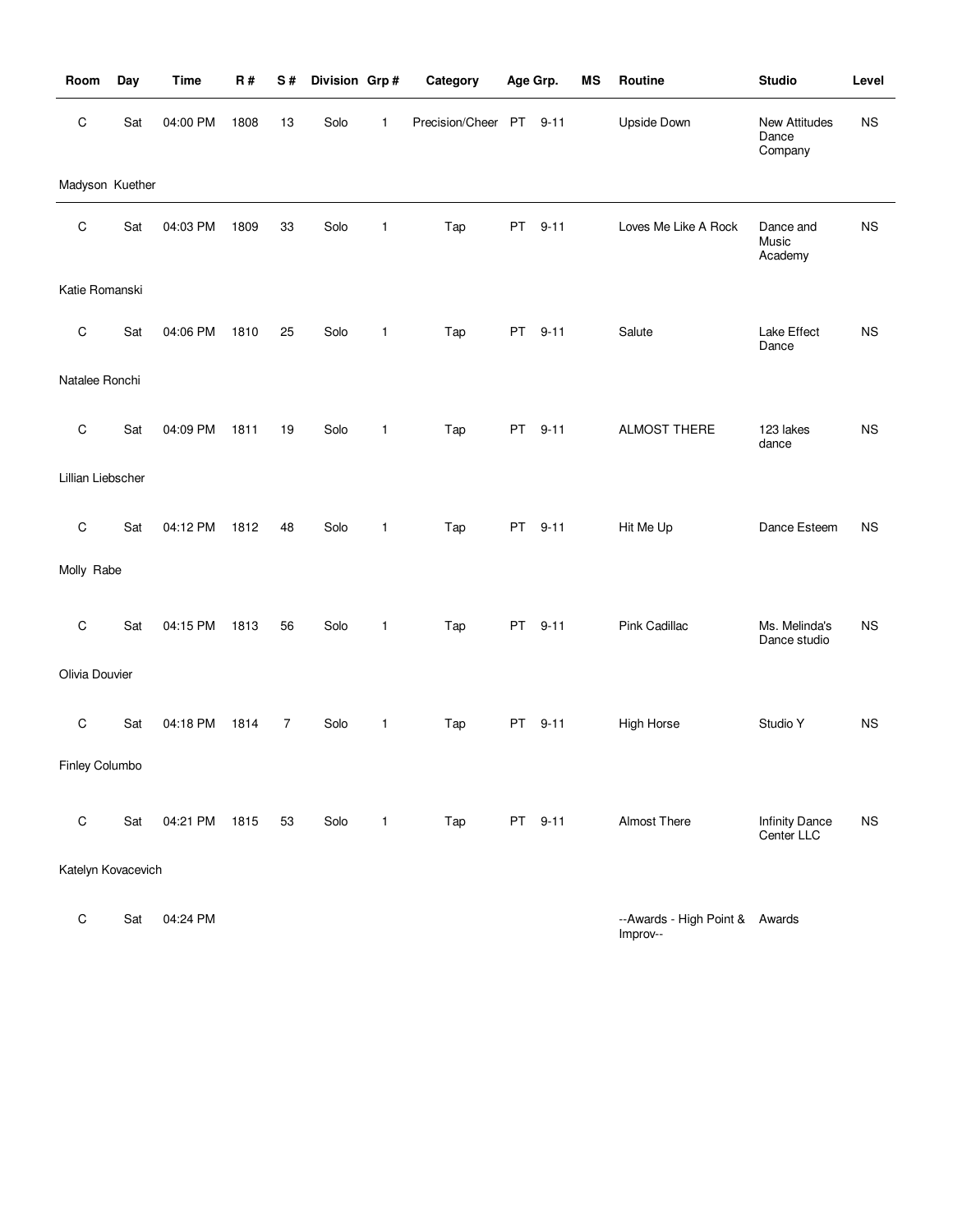| Room | Day | Time | R # | S # | Division | Grp # | Category | Age Grp. | | MS | Routine | Studio | Level |
|---|---|---|---|---|---|---|---|---|---|---|---|---|---|
| C | Sat | 04:00 PM | 1808 | 13 | Solo | 1 | Precision/Cheer | PT | 9-11 | | Upside Down | New Attitudes Dance Company | NS |
| Madyson Kuether | | | | | | | | | | | | | |
| C | Sat | 04:03 PM | 1809 | 33 | Solo | 1 | Tap | PT | 9-11 | | Loves Me Like A Rock | Dance and Music Academy | NS |
| Katie Romanski | | | | | | | | | | | | | |
| C | Sat | 04:06 PM | 1810 | 25 | Solo | 1 | Tap | PT | 9-11 | | Salute | Lake Effect Dance | NS |
| Natalee Ronchi | | | | | | | | | | | | | |
| C | Sat | 04:09 PM | 1811 | 19 | Solo | 1 | Tap | PT | 9-11 | | ALMOST THERE | 123 lakes dance | NS |
| Lillian Liebscher | | | | | | | | | | | | | |
| C | Sat | 04:12 PM | 1812 | 48 | Solo | 1 | Tap | PT | 9-11 | | Hit Me Up | Dance Esteem | NS |
| Molly Rabe | | | | | | | | | | | | | |
| C | Sat | 04:15 PM | 1813 | 56 | Solo | 1 | Tap | PT | 9-11 | | Pink Cadillac | Ms. Melinda's Dance studio | NS |
| Olivia Douvier | | | | | | | | | | | | | |
| C | Sat | 04:18 PM | 1814 | 7 | Solo | 1 | Tap | PT | 9-11 | | High Horse | Studio Y | NS |
| Finley Columbo | | | | | | | | | | | | | |
| C | Sat | 04:21 PM | 1815 | 53 | Solo | 1 | Tap | PT | 9-11 | | Almost There | Infinity Dance Center LLC | NS |
| Katelyn Kovacevich | | | | | | | | | | | | | |
| C | Sat | 04:24 PM | | | | | | | | | --Awards - High Point & Improv-- | Awards | |